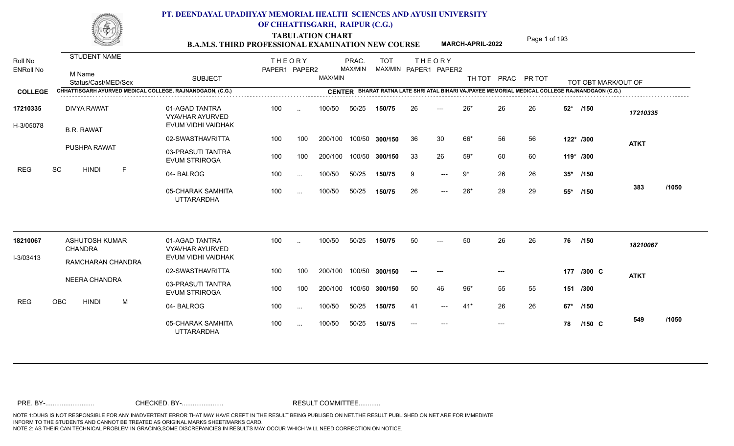# PT. DEENDAYAL UPADHYAY MEMORIAL HEALTH SCIENCES AND AYUSH UNIVERSITY OF CHHATTISGARH, RAIPUR (C.G.)

## TABULATION CHART

### B.A.M.S. THIRD PROFESSIONAL EXAMINATION NEW COURSE — MARCH-APRIL-2022

**COLLEGE:** CHHATTISGARH AYURVED MEDICAL COLLEGE, RAJNANDGAON, (C.G.)

**CENTER:** BHARAT RATNA LATE SHRI ATAL BIHARI VAJPAYEE MEMORIAL MEDICAL COLLEGE RAJNANDGAON (C.G.)

| Roll No / ENRoll No | STUDENT NAME / M Name / Status/Cast/MED/Sex | SUBJECT | THEORY PAPER1 | THEORY PAPER2 | MAX/MIN | PRAC. MAX/MIN | TOT MAX/MIN | THEORY PAPER1 | THEORY PAPER2 | TH TOT | PRAC | PR TOT | TOT OBT MARK/OUT OF | | |
|---|---|---|---|---|---|---|---|---|---|---|---|---|---|---|---|
| 17210335 | DIVYA RAWAT | 01-AGAD TANTRA VYAVHAR AYURVED EVUM VIDHI VAIDHAK | 100 | .. | 100/50 | 50/25 | 150/75 | 26 | --- | 26* | 26 | 26 | 52* /150 | 17210335 | |
| H-3/05078 | B.R. RAWAT | 02-SWASTHAVRITTA | 100 | 100 | 200/100 | 100/50 | 300/150 | 36 | 30 | 66* | 56 | 56 | 122* /300 | ATKT | |
| | PUSHPA RAWAT | 03-PRASUTI TANTRA EVUM STRIROGA | 100 | 100 | 200/100 | 100/50 | 300/150 | 33 | 26 | 59* | 60 | 60 | 119* /300 | | |
| REG | SC HINDI F | 04- BALROG | 100 | ... | 100/50 | 50/25 | 150/75 | 9 | --- | 9* | 26 | 26 | 35* /150 | | |
| | | 05-CHARAK SAMHITA UTTARARDHA | 100 | ... | 100/50 | 50/25 | 150/75 | 26 | --- | 26* | 29 | 29 | 55* /150 | 383 | /1050 |
| 18210067 | ASHUTOSH KUMAR CHANDRA | 01-AGAD TANTRA VYAVHAR AYURVED EVUM VIDHI VAIDHAK | 100 | .. | 100/50 | 50/25 | 150/75 | 50 | --- | 50 | 26 | 26 | 76 /150 | 18210067 | |
| I-3/03413 | RAMCHARAN CHANDRA | 02-SWASTHAVRITTA | 100 | 100 | 200/100 | 100/50 | 300/150 | --- | --- | | --- | | 177 /300 C | ATKT | |
| | NEERA CHANDRA | 03-PRASUTI TANTRA EVUM STRIROGA | 100 | 100 | 200/100 | 100/50 | 300/150 | 50 | 46 | 96* | 55 | 55 | 151 /300 | | |
| REG | OBC HINDI M | 04- BALROG | 100 | ... | 100/50 | 50/25 | 150/75 | 41 | --- | 41* | 26 | 26 | 67* /150 | | |
| | | 05-CHARAK SAMHITA UTTARARDHA | 100 | ... | 100/50 | 50/25 | 150/75 | --- | --- | | --- | | 78 /150 C | 549 | /1050 |

PRE. BY-.......................... CHECKED. BY-....................... RESULT COMMITTEE...........

NOTE 1:DUHS IS NOT RESPONSIBLE FOR ANY INADVERTENT ERROR THAT MAY HAVE CREPT IN THE RESULT BEING PUBLISED ON NET.THE RESULT PUBLISHED ON NET ARE FOR IMMEDIATE INFORM TO THE STUDENTS AND CANNOT BE TREATED AS ORIGINAL MARKS SHEET/MARKS CARD.
NOTE 2: AS THEIR CAN TECHNICAL PROBLEM IN GRACING,SOME DISCREPANCIES IN RESULTS MAY OCCUR WHICH WILL NEED CORRECTION ON NOTICE.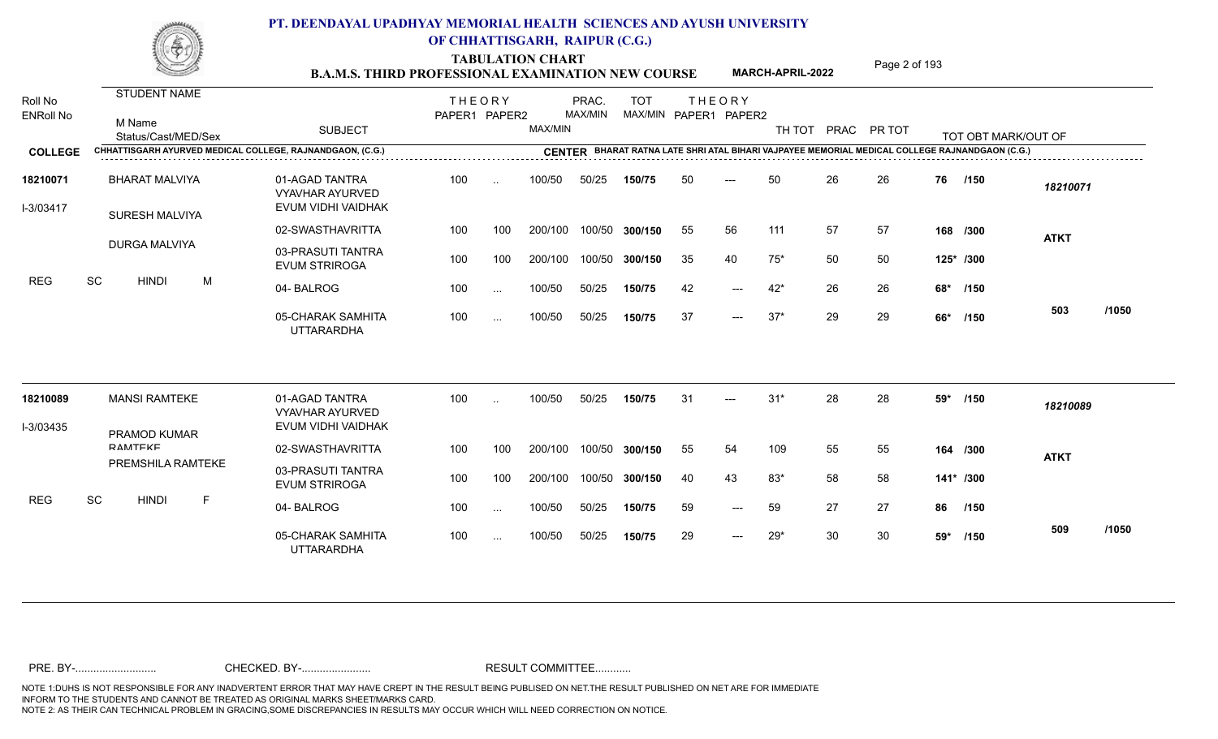# PT. DEENDAYAL UPADHYAY MEMORIAL HEALTH SCIENCES AND AYUSH UNIVERSITY OF CHHATTISGARH, RAIPUR (C.G.)

## TABULATION CHART

### B.A.M.S. THIRD PROFESSIONAL EXAMINATION NEW COURSE — MARCH-APRIL-2022

**COLLEGE:** CHHATTISGARH AYURVED MEDICAL COLLEGE, RAJNANDGAON, (C.G.)

**CENTER:** BHARAT RATNA LATE SHRI ATAL BIHARI VAJPAYEE MEMORIAL MEDICAL COLLEGE RAJNANDGAON (C.G.)

| Roll No / ENRoll No | STUDENT NAME / M Name / Status/Cast/MED/Sex | SUBJECT | THEORY PAPER1 | THEORY PAPER2 | MAX/MIN | PRAC. MAX/MIN | TOT MAX/MIN | THEORY PAPER1 | THEORY PAPER2 | TH TOT | PRAC | PR TOT | TOT OBT MARK/OUT OF | |
|---|---|---|---|---|---|---|---|---|---|---|---|---|---|---|
| 18210071 | BHARAT MALVIYA | 01-AGAD TANTRA VYAVHAR AYURVED EVUM VIDHI VAIDHAK | 100 | .. | 100/50 | 50/25 | 150/75 | 50 | --- | 50 | 26 | 26 | 76 /150 | 18210071 |
| I-3/03417 | SURESH MALVIYA | 02-SWASTHAVRITTA | 100 | 100 | 200/100 | 100/50 | 300/150 | 55 | 56 | 111 | 57 | 57 | 168 /300 | ATKT |
| | DURGA MALVIYA | 03-PRASUTI TANTRA EVUM STRIROGA | 100 | 100 | 200/100 | 100/50 | 300/150 | 35 | 40 | 75* | 50 | 50 | 125* /300 | |
| | REG SC HINDI M | 04- BALROG | 100 | ... | 100/50 | 50/25 | 150/75 | 42 | --- | 42* | 26 | 26 | 68* /150 | |
| | | 05-CHARAK SAMHITA UTTARARDHA | 100 | ... | 100/50 | 50/25 | 150/75 | 37 | --- | 37* | 29 | 29 | 66* /150 | 503 /1050 |
| 18210089 | MANSI RAMTEKE | 01-AGAD TANTRA VYAVHAR AYURVED EVUM VIDHI VAIDHAK | 100 | .. | 100/50 | 50/25 | 150/75 | 31 | --- | 31* | 28 | 28 | 59* /150 | 18210089 |
| I-3/03435 | PRAMOD KUMAR RAMTEKE | 02-SWASTHAVRITTA | 100 | 100 | 200/100 | 100/50 | 300/150 | 55 | 54 | 109 | 55 | 55 | 164 /300 | ATKT |
| | PREMSHILA RAMTEKE | 03-PRASUTI TANTRA EVUM STRIROGA | 100 | 100 | 200/100 | 100/50 | 300/150 | 40 | 43 | 83* | 58 | 58 | 141* /300 | |
| | REG SC HINDI F | 04- BALROG | 100 | ... | 100/50 | 50/25 | 150/75 | 59 | --- | 59 | 27 | 27 | 86 /150 | |
| | | 05-CHARAK SAMHITA UTTARARDHA | 100 | ... | 100/50 | 50/25 | 150/75 | 29 | --- | 29* | 30 | 30 | 59* /150 | 509 /1050 |

PRE. BY-........................... CHECKED. BY-....................... RESULT COMMITTEE............

NOTE 1:DUHS IS NOT RESPONSIBLE FOR ANY INADVERTENT ERROR THAT MAY HAVE CREPT IN THE RESULT BEING PUBLISED ON NET.THE RESULT PUBLISHED ON NET ARE FOR IMMEDIATE INFORM TO THE STUDENTS AND CANNOT BE TREATED AS ORIGINAL MARKS SHEET/MARKS CARD.
NOTE 2: AS THEIR CAN TECHNICAL PROBLEM IN GRACING,SOME DISCREPANCIES IN RESULTS MAY OCCUR WHICH WILL NEED CORRECTION ON NOTICE.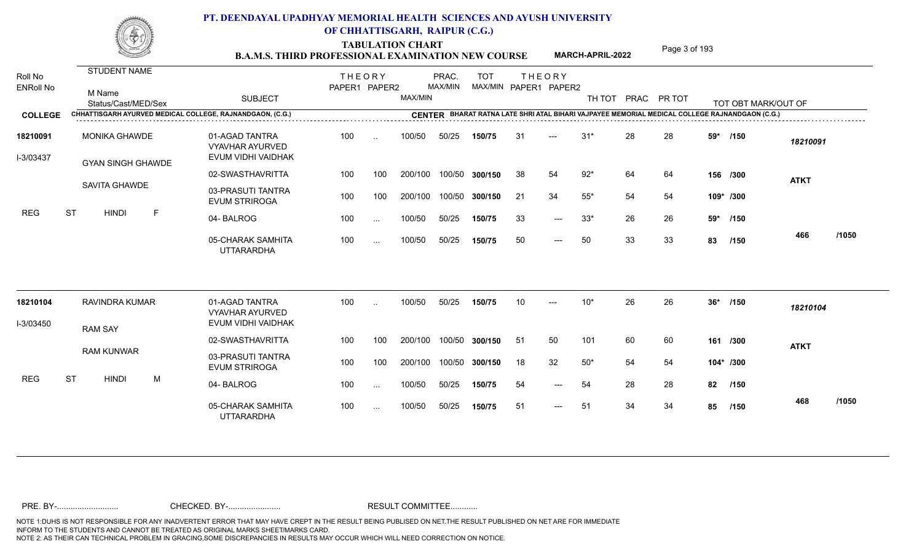# PT. DEENDAYAL UPADHYAY MEMORIAL HEALTH SCIENCES AND AYUSH UNIVERSITY OF CHHATTISGARH, RAIPUR (C.G.)

## TABULATION CHART
## B.A.M.S. THIRD PROFESSIONAL EXAMINATION NEW COURSE — MARCH-APRIL-2022

**COLLEGE:** CHHATTISGARH AYURVED MEDICAL COLLEGE, RAJNANDGAON, (C.G.)
**CENTER:** BHARAT RATNA LATE SHRI ATAL BIHARI VAJPAYEE MEMORIAL MEDICAL COLLEGE RAJNANDGAON (C.G.)

| Roll No / ENRoll No | STUDENT NAME / M Name / Status/Cast/MED/Sex | SUBJECT | THEORY PAPER1 | THEORY PAPER2 | MAX/MIN | PRAC. MAX/MIN | TOT MAX/MIN | THEORY PAPER1 | THEORY PAPER2 | TH TOT | PRAC | PR TOT | TOT OBT MARK/OUT OF | |
|---|---|---|---|---|---|---|---|---|---|---|---|---|---|---|
| 18210091 | MONIKA GHAWDE | 01-AGAD TANTRA VYAVHAR AYURVED EVUM VIDHI VAIDHAK | 100 | .. | 100/50 | 50/25 | 150/75 | 31 | --- | 31* | 28 | 28 | 59* /150 | 18210091 |
| I-3/03437 | GYAN SINGH GHAWDE | 02-SWASTHAVRITTA | 100 | 100 | 200/100 | 100/50 | 300/150 | 38 | 54 | 92* | 64 | 64 | 156 /300 | ATKT |
| | SAVITA GHAWDE | 03-PRASUTI TANTRA EVUM STRIROGA | 100 | 100 | 200/100 | 100/50 | 300/150 | 21 | 34 | 55* | 54 | 54 | 109* /300 | |
| REG | ST HINDI F | 04- BALROG | 100 | ... | 100/50 | 50/25 | 150/75 | 33 | --- | 33* | 26 | 26 | 59* /150 | |
| | | 05-CHARAK SAMHITA UTTARARDHA | 100 | ... | 100/50 | 50/25 | 150/75 | 50 | --- | 50 | 33 | 33 | 83 /150 | 466 /1050 |
| 18210104 | RAVINDRA KUMAR | 01-AGAD TANTRA VYAVHAR AYURVED EVUM VIDHI VAIDHAK | 100 | .. | 100/50 | 50/25 | 150/75 | 10 | --- | 10* | 26 | 26 | 36* /150 | 18210104 |
| I-3/03450 | RAM SAY | 02-SWASTHAVRITTA | 100 | 100 | 200/100 | 100/50 | 300/150 | 51 | 50 | 101 | 60 | 60 | 161 /300 | ATKT |
| | RAM KUNWAR | 03-PRASUTI TANTRA EVUM STRIROGA | 100 | 100 | 200/100 | 100/50 | 300/150 | 18 | 32 | 50* | 54 | 54 | 104* /300 | |
| REG | ST HINDI M | 04- BALROG | 100 | ... | 100/50 | 50/25 | 150/75 | 54 | --- | 54 | 28 | 28 | 82 /150 | |
| | | 05-CHARAK SAMHITA UTTARARDHA | 100 | ... | 100/50 | 50/25 | 150/75 | 51 | --- | 51 | 34 | 34 | 85 /150 | 468 /1050 |

PRE. BY-.......................... CHECKED. BY-....................... RESULT COMMITTEE...........

NOTE 1:DUHS IS NOT RESPONSIBLE FOR ANY INADVERTENT ERROR THAT MAY HAVE CREPT IN THE RESULT BEING PUBLISED ON NET.THE RESULT PUBLISHED ON NET ARE FOR IMMEDIATE INFORM TO THE STUDENTS AND CANNOT BE TREATED AS ORIGINAL MARKS SHEET/MARKS CARD.
NOTE 2: AS THEIR CAN TECHNICAL PROBLEM IN GRACING,SOME DISCREPANCIES IN RESULTS MAY OCCUR WHICH WILL NEED CORRECTION ON NOTICE.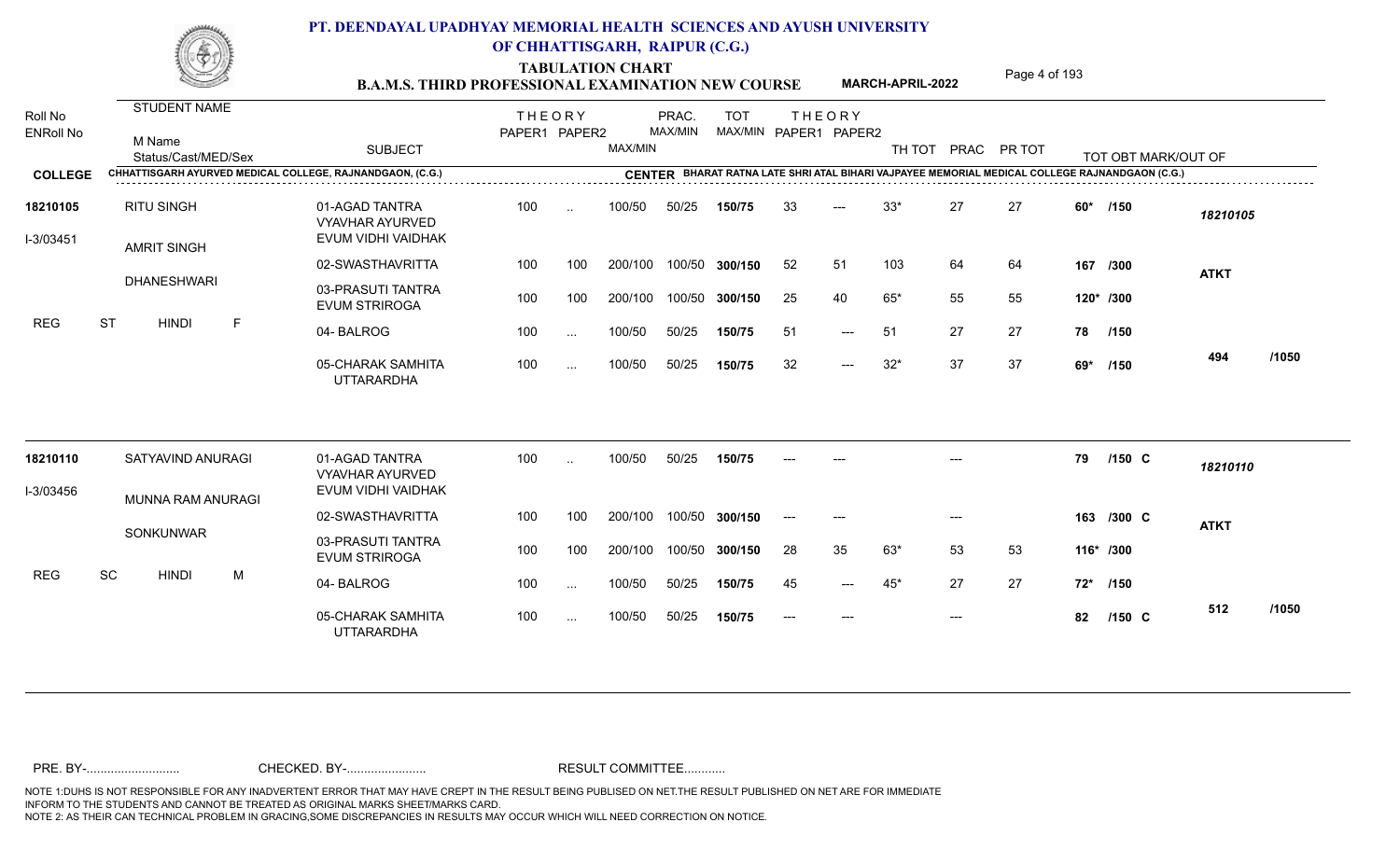# PT. DEENDAYAL UPADHYAY MEMORIAL HEALTH SCIENCES AND AYUSH UNIVERSITY OF CHHATTISGARH, RAIPUR (C.G.)

## TABULATION CHART
## B.A.M.S. THIRD PROFESSIONAL EXAMINATION NEW COURSE — MARCH-APRIL-2022

**COLLEGE:** CHHATTISGARH AYURVED MEDICAL COLLEGE, RAJNANDGAON, (C.G.)
**CENTER:** BHARAT RATNA LATE SHRI ATAL BIHARI VAJPAYEE MEMORIAL MEDICAL COLLEGE RAJNANDGAON (C.G.)

| Roll No / ENRoll No | STUDENT NAME / M Name / Status/Cast/MED/Sex | SUBJECT | THEORY PAPER1 | THEORY PAPER2 | MAX/MIN | PRAC. MAX/MIN | TOT MAX/MIN | THEORY PAPER1 | THEORY PAPER2 | TH TOT | PRAC | PR TOT | TOT OBT MARK/OUT OF | |
|---|---|---|---|---|---|---|---|---|---|---|---|---|---|---|
| 18210105 | RITU SINGH | 01-AGAD TANTRA VYAVHAR AYURVED EVUM VIDHI VAIDHAK | 100 | .. | 100/50 | 50/25 | 150/75 | 33 | --- | 33* | 27 | 27 | 60* /150 | 18210105 |
| I-3/03451 | AMRIT SINGH | 02-SWASTHAVRITTA | 100 | 100 | 200/100 | 100/50 | 300/150 | 52 | 51 | 103 | 64 | 64 | 167 /300 | ATKT |
| | DHANESHWARI | 03-PRASUTI TANTRA EVUM STRIROGA | 100 | 100 | 200/100 | 100/50 | 300/150 | 25 | 40 | 65* | 55 | 55 | 120* /300 | |
| | REG ST HINDI F | 04- BALROG | 100 | ... | 100/50 | 50/25 | 150/75 | 51 | --- | 51 | 27 | 27 | 78 /150 | |
| | | 05-CHARAK SAMHITA UTTARARDHA | 100 | ... | 100/50 | 50/25 | 150/75 | 32 | --- | 32* | 37 | 37 | 69* /150 | 494 /1050 |
| 18210110 | SATYAVIND ANURAGI | 01-AGAD TANTRA VYAVHAR AYURVED EVUM VIDHI VAIDHAK | 100 | .. | 100/50 | 50/25 | 150/75 | --- | --- | | --- | | 79 /150 C | 18210110 |
| I-3/03456 | MUNNA RAM ANURAGI | 02-SWASTHAVRITTA | 100 | 100 | 200/100 | 100/50 | 300/150 | --- | --- | | --- | | 163 /300 C | ATKT |
| | SONKUNWAR | 03-PRASUTI TANTRA EVUM STRIROGA | 100 | 100 | 200/100 | 100/50 | 300/150 | 28 | 35 | 63* | 53 | 53 | 116* /300 | |
| | REG SC HINDI M | 04- BALROG | 100 | ... | 100/50 | 50/25 | 150/75 | 45 | --- | 45* | 27 | 27 | 72* /150 | |
| | | 05-CHARAK SAMHITA UTTARARDHA | 100 | ... | 100/50 | 50/25 | 150/75 | --- | --- | | --- | | 82 /150 C | 512 /1050 |

PRE. BY-.......................... CHECKED. BY-....................... RESULT COMMITTEE...........

NOTE 1:DUHS IS NOT RESPONSIBLE FOR ANY INADVERTENT ERROR THAT MAY HAVE CREPT IN THE RESULT BEING PUBLISED ON NET.THE RESULT PUBLISHED ON NET ARE FOR IMMEDIATE INFORM TO THE STUDENTS AND CANNOT BE TREATED AS ORIGINAL MARKS SHEET/MARKS CARD.
NOTE 2: AS THEIR CAN TECHNICAL PROBLEM IN GRACING,SOME DISCREPANCIES IN RESULTS MAY OCCUR WHICH WILL NEED CORRECTION ON NOTICE.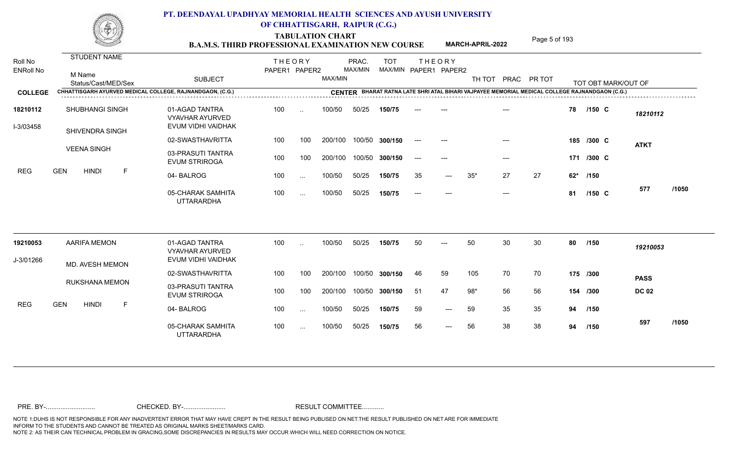# PT. DEENDAYAL UPADHYAY MEMORIAL HEALTH SCIENCES AND AYUSH UNIVERSITY OF CHHATTISGARH, RAIPUR (C.G.)

## TABULATION CHART

### B.A.M.S. THIRD PROFESSIONAL EXAMINATION NEW COURSE — MARCH-APRIL-2022

**COLLEGE:** CHHATTISGARH AYURVED MEDICAL COLLEGE, RAJNANDGAON, (C.G.)

**CENTER:** BHARAT RATNA LATE SHRI ATAL BIHARI VAJPAYEE MEMORIAL MEDICAL COLLEGE RAJNANDGAON (C.G.)

| Roll No / ENRoll No | STUDENT NAME / M Name / Status/Cast/MED/Sex | SUBJECT | THEORY PAPER1 | THEORY PAPER2 | MAX/MIN | PRAC. MAX/MIN | TOT MAX/MIN | THEORY PAPER1 | THEORY PAPER2 | TH TOT | PRAC | PR TOT | TOT OBT MARK/OUT OF | |
|---|---|---|---|---|---|---|---|---|---|---|---|---|---|---|
| 18210112 | SHUBHANGI SINGH | 01-AGAD TANTRA VYAVHAR AYURVED EVUM VIDHI VAIDHAK | 100 | .. | 100/50 | 50/25 | 150/75 | --- | --- | | --- | | 78 /150 C | 18210112 |
| I-3/03458 | SHIVENDRA SINGH | 02-SWASTHAVRITTA | 100 | 100 | 200/100 | 100/50 | 300/150 | --- | --- | | --- | | 185 /300 C | ATKT |
| | VEENA SINGH | 03-PRASUTI TANTRA EVUM STRIROGA | 100 | 100 | 200/100 | 100/50 | 300/150 | --- | --- | | --- | | 171 /300 C | |
| REG | GEN HINDI F | 04- BALROG | 100 | ... | 100/50 | 50/25 | 150/75 | 35 | --- | 35* | 27 | 27 | 62* /150 | |
| | | 05-CHARAK SAMHITA UTTARARDHA | 100 | ... | 100/50 | 50/25 | 150/75 | --- | --- | | --- | | 81 /150 C | 577 /1050 |
| 19210053 | AARIFA MEMON | 01-AGAD TANTRA VYAVHAR AYURVED EVUM VIDHI VAIDHAK | 100 | .. | 100/50 | 50/25 | 150/75 | 50 | --- | 50 | 30 | 30 | 80 /150 | 19210053 |
| J-3/01266 | MD. AVESH MEMON | 02-SWASTHAVRITTA | 100 | 100 | 200/100 | 100/50 | 300/150 | 46 | 59 | 105 | 70 | 70 | 175 /300 | PASS |
| | RUKSHANA MEMON | 03-PRASUTI TANTRA EVUM STRIROGA | 100 | 100 | 200/100 | 100/50 | 300/150 | 51 | 47 | 98* | 56 | 56 | 154 /300 | DC 02 |
| REG | GEN HINDI F | 04- BALROG | 100 | ... | 100/50 | 50/25 | 150/75 | 59 | --- | 59 | 35 | 35 | 94 /150 | |
| | | 05-CHARAK SAMHITA UTTARARDHA | 100 | ... | 100/50 | 50/25 | 150/75 | 56 | --- | 56 | 38 | 38 | 94 /150 | 597 /1050 |

PRE. BY-.......................... CHECKED. BY-....................... RESULT COMMITTEE...........

NOTE 1:DUHS IS NOT RESPONSIBLE FOR ANY INADVERTENT ERROR THAT MAY HAVE CREPT IN THE RESULT BEING PUBLISED ON NET.THE RESULT PUBLISHED ON NET ARE FOR IMMEDIATE INFORM TO THE STUDENTS AND CANNOT BE TREATED AS ORIGINAL MARKS SHEET/MARKS CARD.
NOTE 2: AS THEIR CAN TECHNICAL PROBLEM IN GRACING,SOME DISCREPANCIES IN RESULTS MAY OCCUR WHICH WILL NEED CORRECTION ON NOTICE.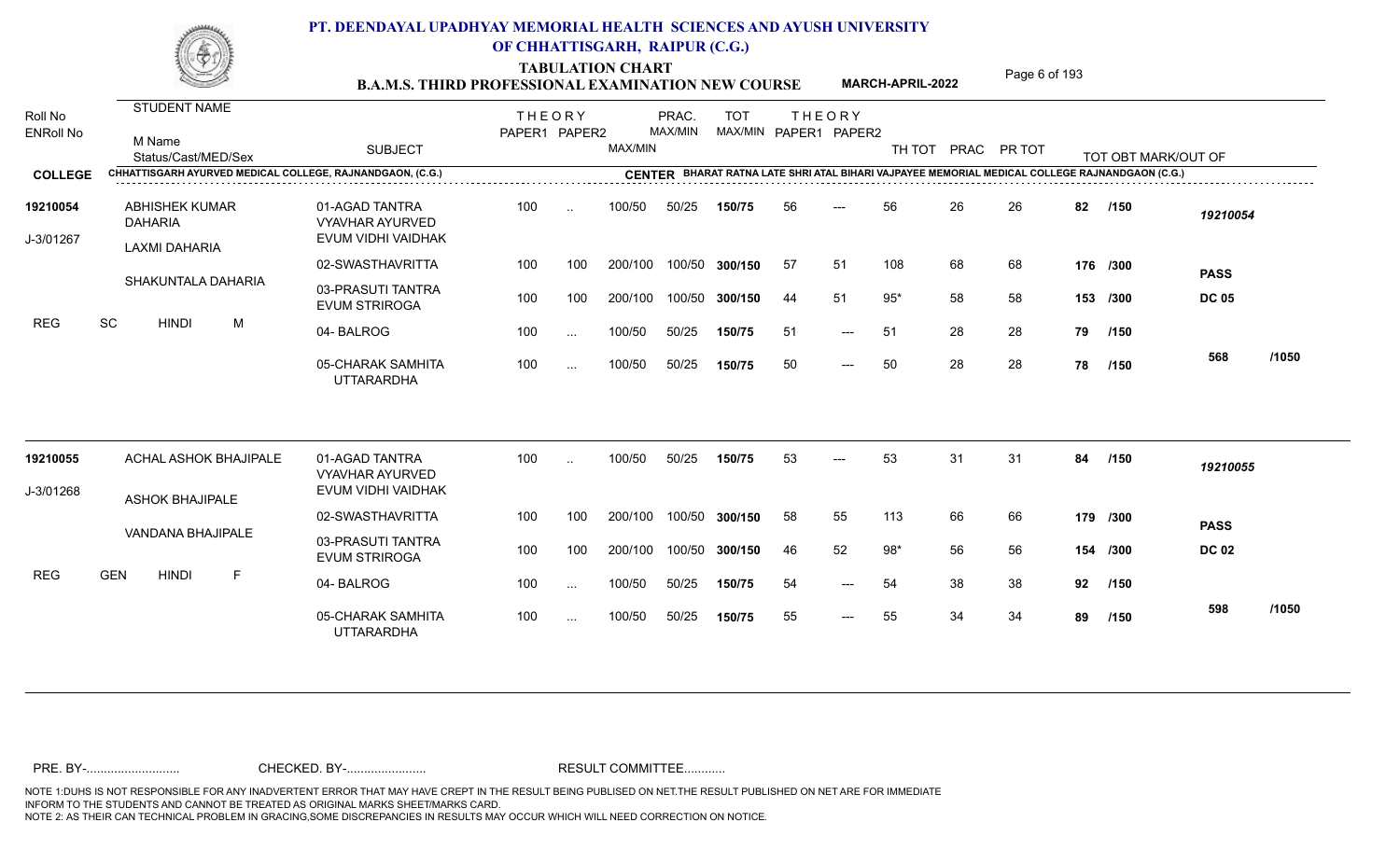# PT. DEENDAYAL UPADHYAY MEMORIAL HEALTH SCIENCES AND AYUSH UNIVERSITY OF CHHATTISGARH, RAIPUR (C.G.)

## TABULATION CHART
### B.A.M.S. THIRD PROFESSIONAL EXAMINATION NEW COURSE — MARCH-APRIL-2022

**COLLEGE:** CHHATTISGARH AYURVED MEDICAL COLLEGE, RAJNANDGAON, (C.G.)

**CENTER:** BHARAT RATNA LATE SHRI ATAL BIHARI VAJPAYEE MEMORIAL MEDICAL COLLEGE RAJNANDGAON (C.G.)

| Roll No / ENRoll No | STUDENT NAME / M Name / Status/Cast/MED/Sex | SUBJECT | THEORY PAPER1 | THEORY PAPER2 | MAX/MIN | PRAC. MAX/MIN | TOT MAX/MIN | THEORY PAPER1 | THEORY PAPER2 | TH TOT | PRAC | PR TOT | TOT OBT MARK/OUT OF | |
|---|---|---|---|---|---|---|---|---|---|---|---|---|---|---|
| 19210054 | ABHISHEK KUMAR DAHARIA | 01-AGAD TANTRA VYAVHAR AYURVED EVUM VIDHI VAIDHAK | 100 | .. | 100/50 | 50/25 | 150/75 | 56 | --- | 56 | 26 | 26 | 82 /150 | 19210054 |
| J-3/01267 | LAXMI DAHARIA | 02-SWASTHAVRITTA | 100 | 100 | 200/100 | 100/50 | 300/150 | 57 | 51 | 108 | 68 | 68 | 176 /300 | PASS |
| | SHAKUNTALA DAHARIA | 03-PRASUTI TANTRA EVUM STRIROGA | 100 | 100 | 200/100 | 100/50 | 300/150 | 44 | 51 | 95* | 58 | 58 | 153 /300 | DC 05 |
| | REG SC HINDI M | 04- BALROG | 100 | ... | 100/50 | 50/25 | 150/75 | 51 | --- | 51 | 28 | 28 | 79 /150 | |
| | | 05-CHARAK SAMHITA UTTARARDHA | 100 | ... | 100/50 | 50/25 | 150/75 | 50 | --- | 50 | 28 | 28 | 78 /150 | 568 /1050 |
| 19210055 | ACHAL ASHOK BHAJIPALE | 01-AGAD TANTRA VYAVHAR AYURVED EVUM VIDHI VAIDHAK | 100 | .. | 100/50 | 50/25 | 150/75 | 53 | --- | 53 | 31 | 31 | 84 /150 | 19210055 |
| J-3/01268 | ASHOK BHAJIPALE | 02-SWASTHAVRITTA | 100 | 100 | 200/100 | 100/50 | 300/150 | 58 | 55 | 113 | 66 | 66 | 179 /300 | PASS |
| | VANDANA BHAJIPALE | 03-PRASUTI TANTRA EVUM STRIROGA | 100 | 100 | 200/100 | 100/50 | 300/150 | 46 | 52 | 98* | 56 | 56 | 154 /300 | DC 02 |
| | REG GEN HINDI F | 04- BALROG | 100 | ... | 100/50 | 50/25 | 150/75 | 54 | --- | 54 | 38 | 38 | 92 /150 | |
| | | 05-CHARAK SAMHITA UTTARARDHA | 100 | ... | 100/50 | 50/25 | 150/75 | 55 | --- | 55 | 34 | 34 | 89 /150 | 598 /1050 |

PRE. BY-.......................... CHECKED. BY-...................... RESULT COMMITTEE...........

NOTE 1:DUHS IS NOT RESPONSIBLE FOR ANY INADVERTENT ERROR THAT MAY HAVE CREPT IN THE RESULT BEING PUBLISED ON NET.THE RESULT PUBLISHED ON NET ARE FOR IMMEDIATE INFORM TO THE STUDENTS AND CANNOT BE TREATED AS ORIGINAL MARKS SHEET/MARKS CARD.
NOTE 2: AS THEIR CAN TECHNICAL PROBLEM IN GRACING,SOME DISCREPANCIES IN RESULTS MAY OCCUR WHICH WILL NEED CORRECTION ON NOTICE.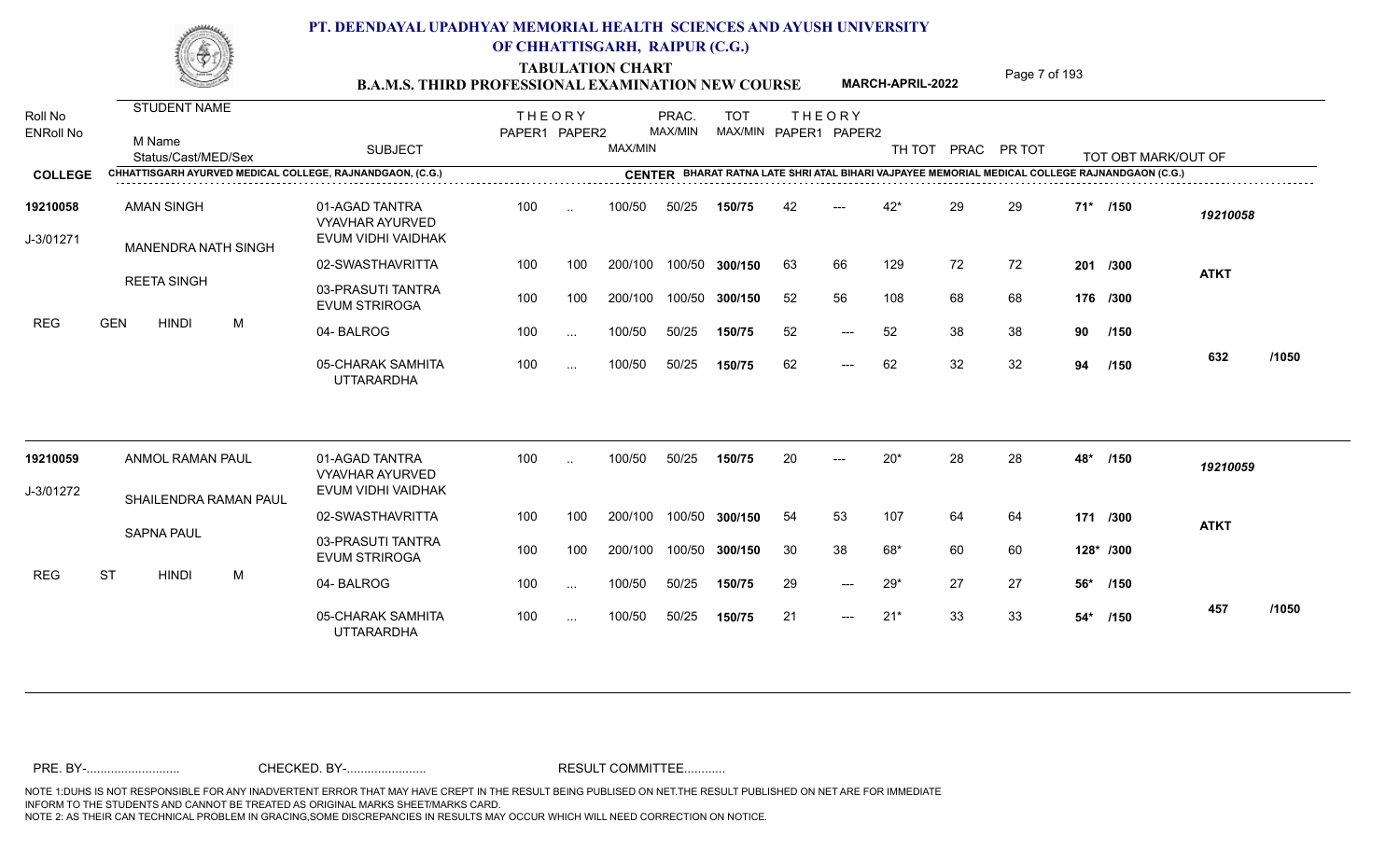# PT. DEENDAYAL UPADHYAY MEMORIAL HEALTH SCIENCES AND AYUSH UNIVERSITY OF CHHATTISGARH, RAIPUR (C.G.)

## TABULATION CHART
### B.A.M.S. THIRD PROFESSIONAL EXAMINATION NEW COURSE — MARCH-APRIL-2022

**COLLEGE:** CHHATTISGARH AYURVED MEDICAL COLLEGE, RAJNANDGAON, (C.G.)
**CENTER:** BHARAT RATNA LATE SHRI ATAL BIHARI VAJPAYEE MEMORIAL MEDICAL COLLEGE RAJNANDGAON (C.G.)

| Roll No / ENRoll No | STUDENT NAME / M Name / Status/Cast/MED/Sex | SUBJECT | THEORY PAPER1 | THEORY PAPER2 | MAX/MIN | PRAC. MAX/MIN | TOT MAX/MIN | THEORY PAPER1 | THEORY PAPER2 | TH TOT | PRAC | PR TOT | TOT OBT MARK/OUT OF | |
|---|---|---|---|---|---|---|---|---|---|---|---|---|---|---|
| 19210058 | AMAN SINGH | 01-AGAD TANTRA VYAVHAR AYURVED EVUM VIDHI VAIDHAK | 100 | .. | 100/50 | 50/25 | 150/75 | 42 | --- | 42* | 29 | 29 | 71* /150 | 19210058 |
| J-3/01271 | MANENDRA NATH SINGH | 02-SWASTHAVRITTA | 100 | 100 | 200/100 | 100/50 | 300/150 | 63 | 66 | 129 | 72 | 72 | 201 /300 | ATKT |
| | REETA SINGH | 03-PRASUTI TANTRA EVUM STRIROGA | 100 | 100 | 200/100 | 100/50 | 300/150 | 52 | 56 | 108 | 68 | 68 | 176 /300 | |
| REG | GEN HINDI M | 04- BALROG | 100 | ... | 100/50 | 50/25 | 150/75 | 52 | --- | 52 | 38 | 38 | 90 /150 | |
| | | 05-CHARAK SAMHITA UTTARARDHA | 100 | ... | 100/50 | 50/25 | 150/75 | 62 | --- | 62 | 32 | 32 | 94 /150 | 632 /1050 |
| 19210059 | ANMOL RAMAN PAUL | 01-AGAD TANTRA VYAVHAR AYURVED EVUM VIDHI VAIDHAK | 100 | .. | 100/50 | 50/25 | 150/75 | 20 | --- | 20* | 28 | 28 | 48* /150 | 19210059 |
| J-3/01272 | SHAILENDRA RAMAN PAUL | 02-SWASTHAVRITTA | 100 | 100 | 200/100 | 100/50 | 300/150 | 54 | 53 | 107 | 64 | 64 | 171 /300 | ATKT |
| | SAPNA PAUL | 03-PRASUTI TANTRA EVUM STRIROGA | 100 | 100 | 200/100 | 100/50 | 300/150 | 30 | 38 | 68* | 60 | 60 | 128* /300 | |
| REG | ST HINDI M | 04- BALROG | 100 | ... | 100/50 | 50/25 | 150/75 | 29 | --- | 29* | 27 | 27 | 56* /150 | |
| | | 05-CHARAK SAMHITA UTTARARDHA | 100 | ... | 100/50 | 50/25 | 150/75 | 21 | --- | 21* | 33 | 33 | 54* /150 | 457 /1050 |

PRE. BY-.......................... CHECKED. BY-...................... RESULT COMMITTEE...........

NOTE 1:DUHS IS NOT RESPONSIBLE FOR ANY INADVERTENT ERROR THAT MAY HAVE CREPT IN THE RESULT BEING PUBLISED ON NET.THE RESULT PUBLISHED ON NET ARE FOR IMMEDIATE INFORM TO THE STUDENTS AND CANNOT BE TREATED AS ORIGINAL MARKS SHEET/MARKS CARD.
NOTE 2: AS THEIR CAN TECHNICAL PROBLEM IN GRACING,SOME DISCREPANCIES IN RESULTS MAY OCCUR WHICH WILL NEED CORRECTION ON NOTICE.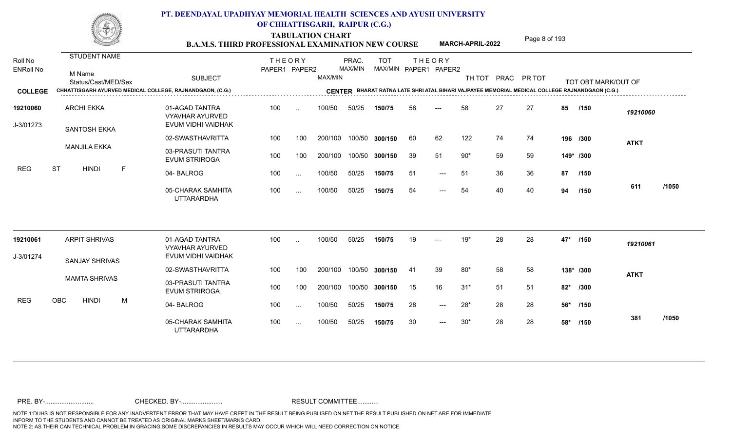# PT. DEENDAYAL UPADHYAY MEMORIAL HEALTH SCIENCES AND AYUSH UNIVERSITY OF CHHATTISGARH, RAIPUR (C.G.)

## TABULATION CHART
## B.A.M.S. THIRD PROFESSIONAL EXAMINATION NEW COURSE — MARCH-APRIL-2022

**COLLEGE:** CHHATTISGARH AYURVED MEDICAL COLLEGE, RAJNANDGAON, (C.G.)
**CENTER:** BHARAT RATNA LATE SHRI ATAL BIHARI VAJPAYEE MEMORIAL MEDICAL COLLEGE RAJNANDGAON (C.G.)

| Roll No / ENRoll No | STUDENT NAME / M Name / Status/Cast/MED/Sex | SUBJECT | THEORY PAPER1 | THEORY PAPER2 | MAX/MIN | PRAC. MAX/MIN | TOT MAX/MIN | THEORY PAPER1 | THEORY PAPER2 | TH TOT | PRAC | PR TOT | TOT OBT MARK/OUT OF | |
|---|---|---|---|---|---|---|---|---|---|---|---|---|---|---|
| 19210060 | ARCHI EKKA | 01-AGAD TANTRA VYAVHAR AYURVED EVUM VIDHI VAIDHAK | 100 | .. | 100/50 | 50/25 | 150/75 | 58 | --- | 58 | 27 | 27 | 85 /150 | 19210060 |
| J-3/01273 | SANTOSH EKKA | 02-SWASTHAVRITTA | 100 | 100 | 200/100 | 100/50 | 300/150 | 60 | 62 | 122 | 74 | 74 | 196 /300 | ATKT |
| | MANJILA EKKA | 03-PRASUTI TANTRA EVUM STRIROGA | 100 | 100 | 200/100 | 100/50 | 300/150 | 39 | 51 | 90* | 59 | 59 | 149* /300 | |
| REG | ST HINDI F | 04- BALROG | 100 | ... | 100/50 | 50/25 | 150/75 | 51 | --- | 51 | 36 | 36 | 87 /150 | |
| | | 05-CHARAK SAMHITA UTTARARDHA | 100 | ... | 100/50 | 50/25 | 150/75 | 54 | --- | 54 | 40 | 40 | 94 /150 | 611 /1050 |
| 19210061 | ARPIT SHRIVAS | 01-AGAD TANTRA VYAVHAR AYURVED EVUM VIDHI VAIDHAK | 100 | .. | 100/50 | 50/25 | 150/75 | 19 | --- | 19* | 28 | 28 | 47* /150 | 19210061 |
| J-3/01274 | SANJAY SHRIVAS | 02-SWASTHAVRITTA | 100 | 100 | 200/100 | 100/50 | 300/150 | 41 | 39 | 80* | 58 | 58 | 138* /300 | ATKT |
| | MAMTA SHRIVAS | 03-PRASUTI TANTRA EVUM STRIROGA | 100 | 100 | 200/100 | 100/50 | 300/150 | 15 | 16 | 31* | 51 | 51 | 82* /300 | |
| REG | OBC HINDI M | 04- BALROG | 100 | ... | 100/50 | 50/25 | 150/75 | 28 | --- | 28* | 28 | 28 | 56* /150 | |
| | | 05-CHARAK SAMHITA UTTARARDHA | 100 | ... | 100/50 | 50/25 | 150/75 | 30 | --- | 30* | 28 | 28 | 58* /150 | 381 /1050 |

PRE. BY-.......................... CHECKED. BY-...................... RESULT COMMITTEE...........

NOTE 1:DUHS IS NOT RESPONSIBLE FOR ANY INADVERTENT ERROR THAT MAY HAVE CREPT IN THE RESULT BEING PUBLISED ON NET.THE RESULT PUBLISHED ON NET ARE FOR IMMEDIATE INFORM TO THE STUDENTS AND CANNOT BE TREATED AS ORIGINAL MARKS SHEET/MARKS CARD.
NOTE 2: AS THEIR CAN TECHNICAL PROBLEM IN GRACING,SOME DISCREPANCIES IN RESULTS MAY OCCUR WHICH WILL NEED CORRECTION ON NOTICE.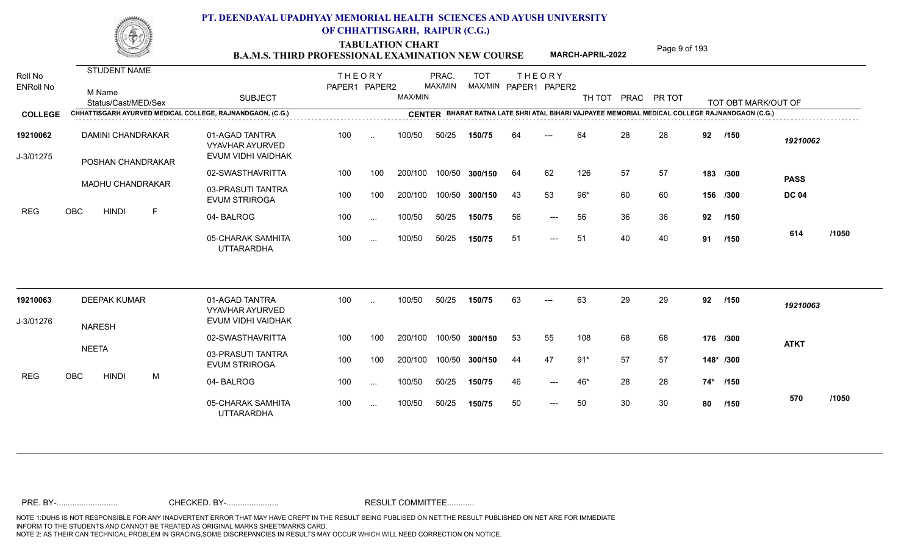# PT. DEENDAYAL UPADHYAY MEMORIAL HEALTH SCIENCES AND AYUSH UNIVERSITY OF CHHATTISGARH, RAIPUR (C.G.)

## TABULATION CHART
### B.A.M.S. THIRD PROFESSIONAL EXAMINATION NEW COURSE — MARCH-APRIL-2022

**COLLEGE:** CHHATTISGARH AYURVED MEDICAL COLLEGE, RAJNANDGAON, (C.G.)
**CENTER:** BHARAT RATNA LATE SHRI ATAL BIHARI VAJPAYEE MEMORIAL MEDICAL COLLEGE RAJNANDGAON (C.G.)

| Roll No / ENRoll No | STUDENT NAME / M Name / Status/Cast/MED/Sex | SUBJECT | THEORY PAPER1 | THEORY PAPER2 | MAX/MIN | PRAC. MAX/MIN | TOT MAX/MIN | THEORY PAPER1 | THEORY PAPER2 | TH TOT | PRAC | PR TOT | TOT OBT MARK/OUT OF | |
|---|---|---|---|---|---|---|---|---|---|---|---|---|---|---|
| 19210062 | DAMINI CHANDRAKAR | 01-AGAD TANTRA VYAVHAR AYURVED EVUM VIDHI VAIDHAK | 100 | .. | 100/50 | 50/25 | 150/75 | 64 | --- | 64 | 28 | 28 | 92 /150 | 19210062 |
| J-3/01275 | POSHAN CHANDRAKAR | 02-SWASTHAVRITTA | 100 | 100 | 200/100 | 100/50 | 300/150 | 64 | 62 | 126 | 57 | 57 | 183 /300 | PASS |
| | MADHU CHANDRAKAR | 03-PRASUTI TANTRA EVUM STRIROGA | 100 | 100 | 200/100 | 100/50 | 300/150 | 43 | 53 | 96* | 60 | 60 | 156 /300 | DC 04 |
| REG | OBC HINDI F | 04- BALROG | 100 | ... | 100/50 | 50/25 | 150/75 | 56 | --- | 56 | 36 | 36 | 92 /150 | |
| | | 05-CHARAK SAMHITA UTTARARDHA | 100 | ... | 100/50 | 50/25 | 150/75 | 51 | --- | 51 | 40 | 40 | 91 /150 | 614 /1050 |
| 19210063 | DEEPAK KUMAR | 01-AGAD TANTRA VYAVHAR AYURVED EVUM VIDHI VAIDHAK | 100 | .. | 100/50 | 50/25 | 150/75 | 63 | --- | 63 | 29 | 29 | 92 /150 | 19210063 |
| J-3/01276 | NARESH | 02-SWASTHAVRITTA | 100 | 100 | 200/100 | 100/50 | 300/150 | 53 | 55 | 108 | 68 | 68 | 176 /300 | ATKT |
| | NEETA | 03-PRASUTI TANTRA EVUM STRIROGA | 100 | 100 | 200/100 | 100/50 | 300/150 | 44 | 47 | 91* | 57 | 57 | 148* /300 | |
| REG | OBC HINDI M | 04- BALROG | 100 | ... | 100/50 | 50/25 | 150/75 | 46 | --- | 46* | 28 | 28 | 74* /150 | |
| | | 05-CHARAK SAMHITA UTTARARDHA | 100 | ... | 100/50 | 50/25 | 150/75 | 50 | --- | 50 | 30 | 30 | 80 /150 | 570 /1050 |

PRE. BY-.......................... CHECKED. BY-....................... RESULT COMMITTEE...........

NOTE 1:DUHS IS NOT RESPONSIBLE FOR ANY INADVERTENT ERROR THAT MAY HAVE CREPT IN THE RESULT BEING PUBLISED ON NET.THE RESULT PUBLISHED ON NET ARE FOR IMMEDIATE INFORM TO THE STUDENTS AND CANNOT BE TREATED AS ORIGINAL MARKS SHEET/MARKS CARD.
NOTE 2: AS THEIR CAN TECHNICAL PROBLEM IN GRACING,SOME DISCREPANCIES IN RESULTS MAY OCCUR WHICH WILL NEED CORRECTION ON NOTICE.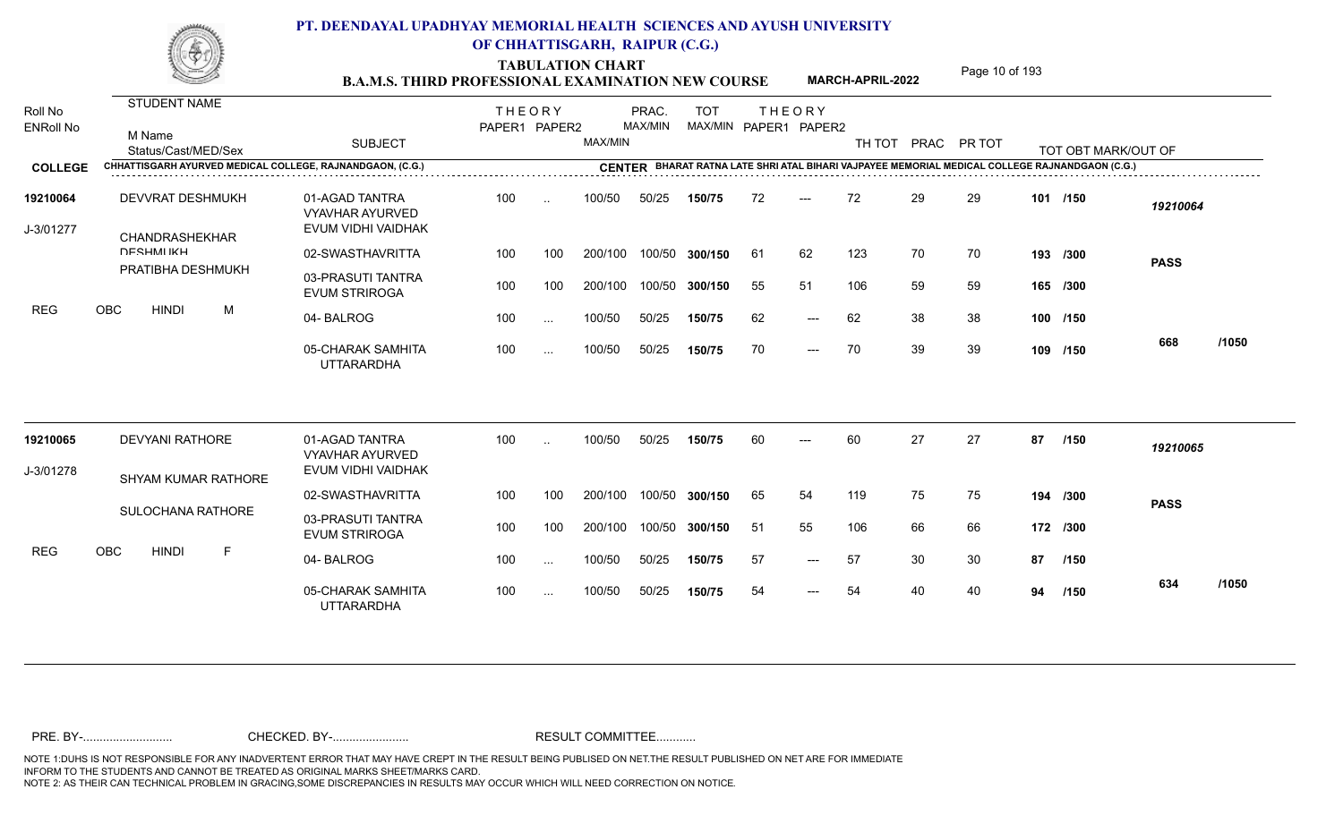# PT. DEENDAYAL UPADHYAY MEMORIAL HEALTH SCIENCES AND AYUSH UNIVERSITY OF CHHATTISGARH, RAIPUR (C.G.)

## TABULATION CHART
### B.A.M.S. THIRD PROFESSIONAL EXAMINATION NEW COURSE — MARCH-APRIL-2022

**COLLEGE:** CHHATTISGARH AYURVED MEDICAL COLLEGE, RAJNANDGAON, (C.G.)
**CENTER:** BHARAT RATNA LATE SHRI ATAL BIHARI VAJPAYEE MEMORIAL MEDICAL COLLEGE RAJNANDGAON (C.G.)

| Roll No / ENRoll No | STUDENT NAME / M Name / Status/Cast/MED/Sex | SUBJECT | THEORY PAPER1 | THEORY PAPER2 | MAX/MIN | PRAC. MAX/MIN | TOT MAX/MIN | THEORY PAPER1 | THEORY PAPER2 | TH TOT | PRAC | PR TOT | TOT OBT MARK/OUT OF | |
|---|---|---|---|---|---|---|---|---|---|---|---|---|---|---|
| 19210064 | DEVVRAT DESHMUKH | 01-AGAD TANTRA VYAVHAR AYURVED EVUM VIDHI VAIDHAK | 100 | .. | 100/50 | 50/25 | 150/75 | 72 | --- | 72 | 29 | 29 | 101 /150 | 19210064 |
| J-3/01277 | CHANDRASHEKHAR DESHMUKH | 02-SWASTHAVRITTA | 100 | 100 | 200/100 | 100/50 | 300/150 | 61 | 62 | 123 | 70 | 70 | 193 /300 | PASS |
| | PRATIBHA DESHMUKH | 03-PRASUTI TANTRA EVUM STRIROGA | 100 | 100 | 200/100 | 100/50 | 300/150 | 55 | 51 | 106 | 59 | 59 | 165 /300 | |
| REG | OBC HINDI M | 04- BALROG | 100 | ... | 100/50 | 50/25 | 150/75 | 62 | --- | 62 | 38 | 38 | 100 /150 | |
| | | 05-CHARAK SAMHITA UTTARARDHA | 100 | ... | 100/50 | 50/25 | 150/75 | 70 | --- | 70 | 39 | 39 | 109 /150 | 668 /1050 |
| 19210065 | DEVYANI RATHORE | 01-AGAD TANTRA VYAVHAR AYURVED EVUM VIDHI VAIDHAK | 100 | .. | 100/50 | 50/25 | 150/75 | 60 | --- | 60 | 27 | 27 | 87 /150 | 19210065 |
| J-3/01278 | SHYAM KUMAR RATHORE | 02-SWASTHAVRITTA | 100 | 100 | 200/100 | 100/50 | 300/150 | 65 | 54 | 119 | 75 | 75 | 194 /300 | PASS |
| | SULOCHANA RATHORE | 03-PRASUTI TANTRA EVUM STRIROGA | 100 | 100 | 200/100 | 100/50 | 300/150 | 51 | 55 | 106 | 66 | 66 | 172 /300 | |
| REG | OBC HINDI F | 04- BALROG | 100 | ... | 100/50 | 50/25 | 150/75 | 57 | --- | 57 | 30 | 30 | 87 /150 | |
| | | 05-CHARAK SAMHITA UTTARARDHA | 100 | ... | 100/50 | 50/25 | 150/75 | 54 | --- | 54 | 40 | 40 | 94 /150 | 634 /1050 |

PRE. BY-.......................... CHECKED. BY-....................... RESULT COMMITTEE...........

NOTE 1:DUHS IS NOT RESPONSIBLE FOR ANY INADVERTENT ERROR THAT MAY HAVE CREPT IN THE RESULT BEING PUBLISED ON NET.THE RESULT PUBLISHED ON NET ARE FOR IMMEDIATE INFORM TO THE STUDENTS AND CANNOT BE TREATED AS ORIGINAL MARKS SHEET/MARKS CARD.
NOTE 2: AS THEIR CAN TECHNICAL PROBLEM IN GRACING,SOME DISCREPANCIES IN RESULTS MAY OCCUR WHICH WILL NEED CORRECTION ON NOTICE.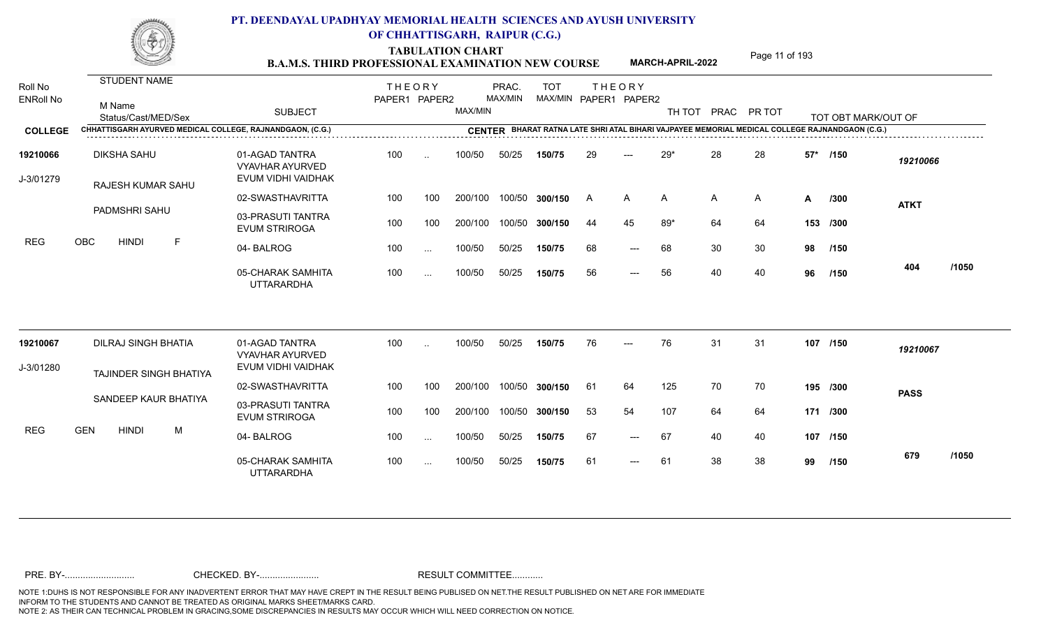# PT. DEENDAYAL UPADHYAY MEMORIAL HEALTH SCIENCES AND AYUSH UNIVERSITY OF CHHATTISGARH, RAIPUR (C.G.)

## TABULATION CHART
## B.A.M.S. THIRD PROFESSIONAL EXAMINATION NEW COURSE

**MARCH-APRIL-2022**

**COLLEGE** CHHATTISGARH AYURVED MEDICAL COLLEGE, RAJNANDGAON, (C.G.)

**CENTER** BHARAT RATNA LATE SHRI ATAL BIHARI VAJPAYEE MEMORIAL MEDICAL COLLEGE RAJNANDGAON (C.G.)

| Roll No / ENRoll No | STUDENT NAME / M Name / Status/Cast/MED/Sex | SUBJECT | THEORY PAPER1 | THEORY PAPER2 | MAX/MIN | PRAC. MAX/MIN | TOT MAX/MIN | THEORY PAPER1 | THEORY PAPER2 | TH TOT | PRAC | PR TOT | TOT OBT MARK/OUT OF | | |
|---|---|---|---|---|---|---|---|---|---|---|---|---|---|---|---|
| 19210066 | DIKSHA SAHU | 01-AGAD TANTRA VYAVHAR AYURVED EVUM VIDHI VAIDHAK | 100 | .. | 100/50 | 50/25 | 150/75 | 29 | --- | 29* | 28 | 28 | 57* /150 | 19210066 | |
| J-3/01279 | RAJESH KUMAR SAHU | 02-SWASTHAVRITTA | 100 | 100 | 200/100 | 100/50 | 300/150 | A | A | A | A | A | A /300 | ATKT | |
| | PADMSHRI SAHU | 03-PRASUTI TANTRA EVUM STRIROGA | 100 | 100 | 200/100 | 100/50 | 300/150 | 44 | 45 | 89* | 64 | 64 | 153 /300 | | |
| REG | OBC HINDI F | 04- BALROG | 100 | ... | 100/50 | 50/25 | 150/75 | 68 | --- | 68 | 30 | 30 | 98 /150 | | |
| | | 05-CHARAK SAMHITA UTTARARDHA | 100 | ... | 100/50 | 50/25 | 150/75 | 56 | --- | 56 | 40 | 40 | 96 /150 | 404 | /1050 |
| 19210067 | DILRAJ SINGH BHATIA | 01-AGAD TANTRA VYAVHAR AYURVED EVUM VIDHI VAIDHAK | 100 | .. | 100/50 | 50/25 | 150/75 | 76 | --- | 76 | 31 | 31 | 107 /150 | 19210067 | |
| J-3/01280 | TAJINDER SINGH BHATIYA | 02-SWASTHAVRITTA | 100 | 100 | 200/100 | 100/50 | 300/150 | 61 | 64 | 125 | 70 | 70 | 195 /300 | PASS | |
| | SANDEEP KAUR BHATIYA | 03-PRASUTI TANTRA EVUM STRIROGA | 100 | 100 | 200/100 | 100/50 | 300/150 | 53 | 54 | 107 | 64 | 64 | 171 /300 | | |
| REG | GEN HINDI M | 04- BALROG | 100 | ... | 100/50 | 50/25 | 150/75 | 67 | --- | 67 | 40 | 40 | 107 /150 | | |
| | | 05-CHARAK SAMHITA UTTARARDHA | 100 | ... | 100/50 | 50/25 | 150/75 | 61 | --- | 61 | 38 | 38 | 99 /150 | 679 | /1050 |

PRE. BY-.......................... CHECKED. BY-....................... RESULT COMMITTEE...........

NOTE 1:DUHS IS NOT RESPONSIBLE FOR ANY INADVERTENT ERROR THAT MAY HAVE CREPT IN THE RESULT BEING PUBLISED ON NET.THE RESULT PUBLISHED ON NET ARE FOR IMMEDIATE INFORM TO THE STUDENTS AND CANNOT BE TREATED AS ORIGINAL MARKS SHEET/MARKS CARD.
NOTE 2: AS THEIR CAN TECHNICAL PROBLEM IN GRACING,SOME DISCREPANCIES IN RESULTS MAY OCCUR WHICH WILL NEED CORRECTION ON NOTICE.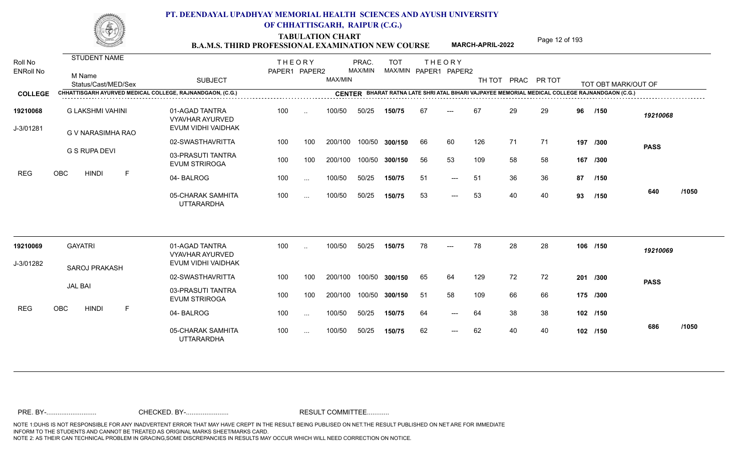# PT. DEENDAYAL UPADHYAY MEMORIAL HEALTH SCIENCES AND AYUSH UNIVERSITY OF CHHATTISGARH, RAIPUR (C.G.)

## TABULATION CHART
### B.A.M.S. THIRD PROFESSIONAL EXAMINATION NEW COURSE — MARCH-APRIL-2022

**COLLEGE:** CHHATTISGARH AYURVED MEDICAL COLLEGE, RAJNANDGAON, (C.G.)

**CENTER:** BHARAT RATNA LATE SHRI ATAL BIHARI VAJPAYEE MEMORIAL MEDICAL COLLEGE RAJNANDGAON (C.G.)

| Roll No / ENRoll No | STUDENT NAME / M Name / Status/Cast/MED/Sex | SUBJECT | THEORY PAPER1 | THEORY PAPER2 | MAX/MIN | PRAC. MAX/MIN | TOT MAX/MIN | THEORY PAPER1 | THEORY PAPER2 | TH TOT | PRAC | PR TOT | TOT OBT MARK/OUT OF | |
|---|---|---|---|---|---|---|---|---|---|---|---|---|---|---|
| 19210068 | G LAKSHMI VAHINI | 01-AGAD TANTRA VYAVHAR AYURVED EVUM VIDHI VAIDHAK | 100 | .. | 100/50 | 50/25 | 150/75 | 67 | --- | 67 | 29 | 29 | 96 /150 | 19210068 |
| J-3/01281 | G V NARASIMHA RAO | 02-SWASTHAVRITTA | 100 | 100 | 200/100 | 100/50 | 300/150 | 66 | 60 | 126 | 71 | 71 | 197 /300 | PASS |
| | G S RUPA DEVI | 03-PRASUTI TANTRA EVUM STRIROGA | 100 | 100 | 200/100 | 100/50 | 300/150 | 56 | 53 | 109 | 58 | 58 | 167 /300 | |
| | REG OBC HINDI F | 04- BALROG | 100 | ... | 100/50 | 50/25 | 150/75 | 51 | --- | 51 | 36 | 36 | 87 /150 | |
| | | 05-CHARAK SAMHITA UTTARARDHA | 100 | ... | 100/50 | 50/25 | 150/75 | 53 | --- | 53 | 40 | 40 | 93 /150 | 640 /1050 |
| 19210069 | GAYATRI | 01-AGAD TANTRA VYAVHAR AYURVED EVUM VIDHI VAIDHAK | 100 | .. | 100/50 | 50/25 | 150/75 | 78 | --- | 78 | 28 | 28 | 106 /150 | 19210069 |
| J-3/01282 | SAROJ PRAKASH | 02-SWASTHAVRITTA | 100 | 100 | 200/100 | 100/50 | 300/150 | 65 | 64 | 129 | 72 | 72 | 201 /300 | PASS |
| | JAL BAI | 03-PRASUTI TANTRA EVUM STRIROGA | 100 | 100 | 200/100 | 100/50 | 300/150 | 51 | 58 | 109 | 66 | 66 | 175 /300 | |
| | REG OBC HINDI F | 04- BALROG | 100 | ... | 100/50 | 50/25 | 150/75 | 64 | --- | 64 | 38 | 38 | 102 /150 | |
| | | 05-CHARAK SAMHITA UTTARARDHA | 100 | ... | 100/50 | 50/25 | 150/75 | 62 | --- | 62 | 40 | 40 | 102 /150 | 686 /1050 |

PRE. BY-.......................... CHECKED. BY-....................... RESULT COMMITTEE...........

NOTE 1:DUHS IS NOT RESPONSIBLE FOR ANY INADVERTENT ERROR THAT MAY HAVE CREPT IN THE RESULT BEING PUBLISED ON NET.THE RESULT PUBLISHED ON NET ARE FOR IMMEDIATE INFORM TO THE STUDENTS AND CANNOT BE TREATED AS ORIGINAL MARKS SHEET/MARKS CARD.
NOTE 2: AS THEIR CAN TECHNICAL PROBLEM IN GRACING,SOME DISCREPANCIES IN RESULTS MAY OCCUR WHICH WILL NEED CORRECTION ON NOTICE.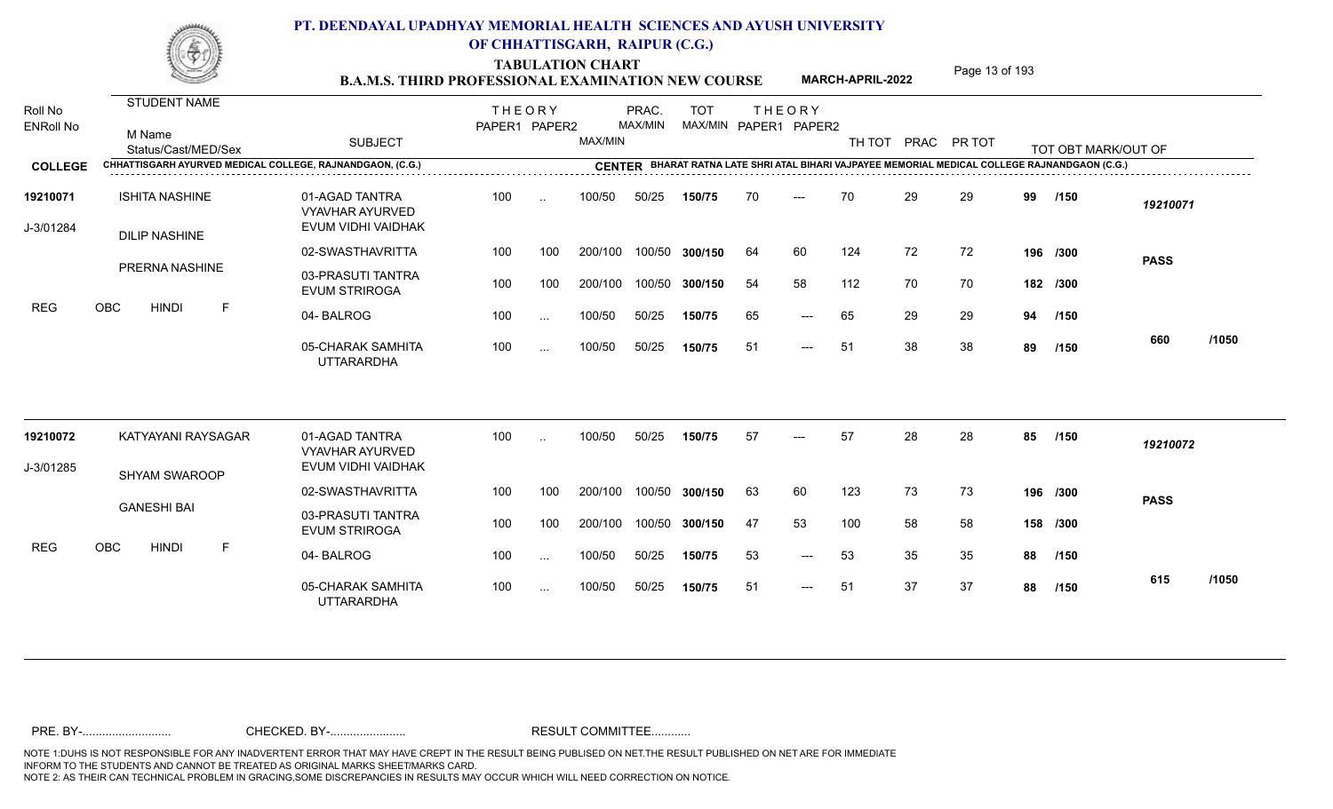# PT. DEENDAYAL UPADHYAY MEMORIAL HEALTH SCIENCES AND AYUSH UNIVERSITY OF CHHATTISGARH, RAIPUR (C.G.)

## TABULATION CHART
## B.A.M.S. THIRD PROFESSIONAL EXAMINATION NEW COURSE — MARCH-APRIL-2022

**COLLEGE:** CHHATTISGARH AYURVED MEDICAL COLLEGE, RAJNANDGAON, (C.G.)

**CENTER:** BHARAT RATNA LATE SHRI ATAL BIHARI VAJPAYEE MEMORIAL MEDICAL COLLEGE RAJNANDGAON (C.G.)

| Roll No / ENRoll No | STUDENT NAME / M Name / Status/Cast/MED/Sex | SUBJECT | THEORY PAPER1 | THEORY PAPER2 | MAX/MIN | PRAC. MAX/MIN | TOT MAX/MIN | THEORY PAPER1 | THEORY PAPER2 | TH TOT | PRAC | PR TOT | TOT OBT MARK/OUT OF | |
|---|---|---|---|---|---|---|---|---|---|---|---|---|---|---|
| 19210071 | ISHITA NASHINE | 01-AGAD TANTRA VYAVHAR AYURVED EVUM VIDHI VAIDHAK | 100 | .. | 100/50 | 50/25 | 150/75 | 70 | --- | 70 | 29 | 29 | 99 /150 | 19210071 |
| J-3/01284 | DILIP NASHINE | 02-SWASTHAVRITTA | 100 | 100 | 200/100 | 100/50 | 300/150 | 64 | 60 | 124 | 72 | 72 | 196 /300 | PASS |
| | PRERNA NASHINE | 03-PRASUTI TANTRA EVUM STRIROGA | 100 | 100 | 200/100 | 100/50 | 300/150 | 54 | 58 | 112 | 70 | 70 | 182 /300 | |
| REG | OBC HINDI F | 04- BALROG | 100 | ... | 100/50 | 50/25 | 150/75 | 65 | --- | 65 | 29 | 29 | 94 /150 | |
| | | 05-CHARAK SAMHITA UTTARARDHA | 100 | ... | 100/50 | 50/25 | 150/75 | 51 | --- | 51 | 38 | 38 | 89 /150 | 660 /1050 |
| 19210072 | KATYAYANI RAYSAGAR | 01-AGAD TANTRA VYAVHAR AYURVED EVUM VIDHI VAIDHAK | 100 | .. | 100/50 | 50/25 | 150/75 | 57 | --- | 57 | 28 | 28 | 85 /150 | 19210072 |
| J-3/01285 | SHYAM SWAROOP | 02-SWASTHAVRITTA | 100 | 100 | 200/100 | 100/50 | 300/150 | 63 | 60 | 123 | 73 | 73 | 196 /300 | PASS |
| | GANESHI BAI | 03-PRASUTI TANTRA EVUM STRIROGA | 100 | 100 | 200/100 | 100/50 | 300/150 | 47 | 53 | 100 | 58 | 58 | 158 /300 | |
| REG | OBC HINDI F | 04- BALROG | 100 | ... | 100/50 | 50/25 | 150/75 | 53 | --- | 53 | 35 | 35 | 88 /150 | |
| | | 05-CHARAK SAMHITA UTTARARDHA | 100 | ... | 100/50 | 50/25 | 150/75 | 51 | --- | 51 | 37 | 37 | 88 /150 | 615 /1050 |

PRE. BY-.......................... CHECKED. BY-...................... RESULT COMMITTEE...........

NOTE 1:DUHS IS NOT RESPONSIBLE FOR ANY INADVERTENT ERROR THAT MAY HAVE CREPT IN THE RESULT BEING PUBLISED ON NET.THE RESULT PUBLISHED ON NET ARE FOR IMMEDIATE INFORM TO THE STUDENTS AND CANNOT BE TREATED AS ORIGINAL MARKS SHEET/MARKS CARD.
NOTE 2: AS THEIR CAN TECHNICAL PROBLEM IN GRACING,SOME DISCREPANCIES IN RESULTS MAY OCCUR WHICH WILL NEED CORRECTION ON NOTICE.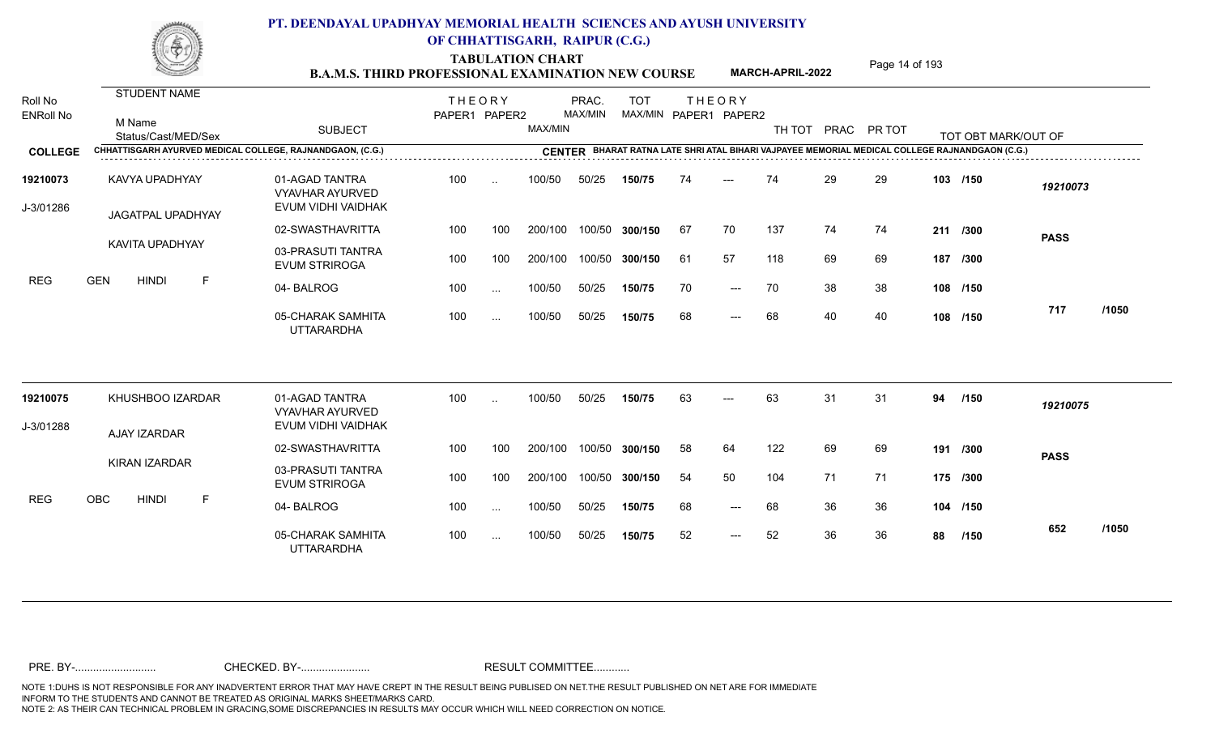# PT. DEENDAYAL UPADHYAY MEMORIAL HEALTH SCIENCES AND AYUSH UNIVERSITY OF CHHATTISGARH, RAIPUR (C.G.)

## TABULATION CHART
### B.A.M.S. THIRD PROFESSIONAL EXAMINATION NEW COURSE — MARCH-APRIL-2022

**COLLEGE:** CHHATTISGARH AYURVED MEDICAL COLLEGE, RAJNANDGAON, (C.G.)
**CENTER:** BHARAT RATNA LATE SHRI ATAL BIHARI VAJPAYEE MEMORIAL MEDICAL COLLEGE RAJNANDGAON (C.G.)

| Roll No / ENRoll No | STUDENT NAME / M Name / Status/Cast/MED/Sex | SUBJECT | THEORY PAPER1 | THEORY PAPER2 | MAX/MIN | PRAC. MAX/MIN | TOT MAX/MIN | THEORY PAPER1 | THEORY PAPER2 | TH TOT | PRAC | PR TOT | TOT OBT MARK/OUT OF | |
|---|---|---|---|---|---|---|---|---|---|---|---|---|---|---|
| 19210073 | KAVYA UPADHYAY | 01-AGAD TANTRA VYAVHAR AYURVED EVUM VIDHI VAIDHAK | 100 | .. | 100/50 | 50/25 | 150/75 | 74 | --- | 74 | 29 | 29 | 103 /150 | 19210073 |
| J-3/01286 | JAGATPAL UPADHYAY | 02-SWASTHAVRITTA | 100 | 100 | 200/100 | 100/50 | 300/150 | 67 | 70 | 137 | 74 | 74 | 211 /300 | PASS |
| | KAVITA UPADHYAY | 03-PRASUTI TANTRA EVUM STRIROGA | 100 | 100 | 200/100 | 100/50 | 300/150 | 61 | 57 | 118 | 69 | 69 | 187 /300 | |
| REG | GEN HINDI F | 04- BALROG | 100 | ... | 100/50 | 50/25 | 150/75 | 70 | --- | 70 | 38 | 38 | 108 /150 | |
| | | 05-CHARAK SAMHITA UTTARARDHA | 100 | ... | 100/50 | 50/25 | 150/75 | 68 | --- | 68 | 40 | 40 | 108 /150 | 717 /1050 |
| 19210075 | KHUSHBOO IZARDAR | 01-AGAD TANTRA VYAVHAR AYURVED EVUM VIDHI VAIDHAK | 100 | .. | 100/50 | 50/25 | 150/75 | 63 | --- | 63 | 31 | 31 | 94 /150 | 19210075 |
| J-3/01288 | AJAY IZARDAR | 02-SWASTHAVRITTA | 100 | 100 | 200/100 | 100/50 | 300/150 | 58 | 64 | 122 | 69 | 69 | 191 /300 | PASS |
| | KIRAN IZARDAR | 03-PRASUTI TANTRA EVUM STRIROGA | 100 | 100 | 200/100 | 100/50 | 300/150 | 54 | 50 | 104 | 71 | 71 | 175 /300 | |
| REG | OBC HINDI F | 04- BALROG | 100 | ... | 100/50 | 50/25 | 150/75 | 68 | --- | 68 | 36 | 36 | 104 /150 | |
| | | 05-CHARAK SAMHITA UTTARARDHA | 100 | ... | 100/50 | 50/25 | 150/75 | 52 | --- | 52 | 36 | 36 | 88 /150 | 652 /1050 |

PRE. BY-.......................... CHECKED. BY-...................... RESULT COMMITTEE...........

NOTE 1:DUHS IS NOT RESPONSIBLE FOR ANY INADVERTENT ERROR THAT MAY HAVE CREPT IN THE RESULT BEING PUBLISED ON NET.THE RESULT PUBLISHED ON NET ARE FOR IMMEDIATE INFORM TO THE STUDENTS AND CANNOT BE TREATED AS ORIGINAL MARKS SHEET/MARKS CARD.
NOTE 2: AS THEIR CAN TECHNICAL PROBLEM IN GRACING,SOME DISCREPANCIES IN RESULTS MAY OCCUR WHICH WILL NEED CORRECTION ON NOTICE.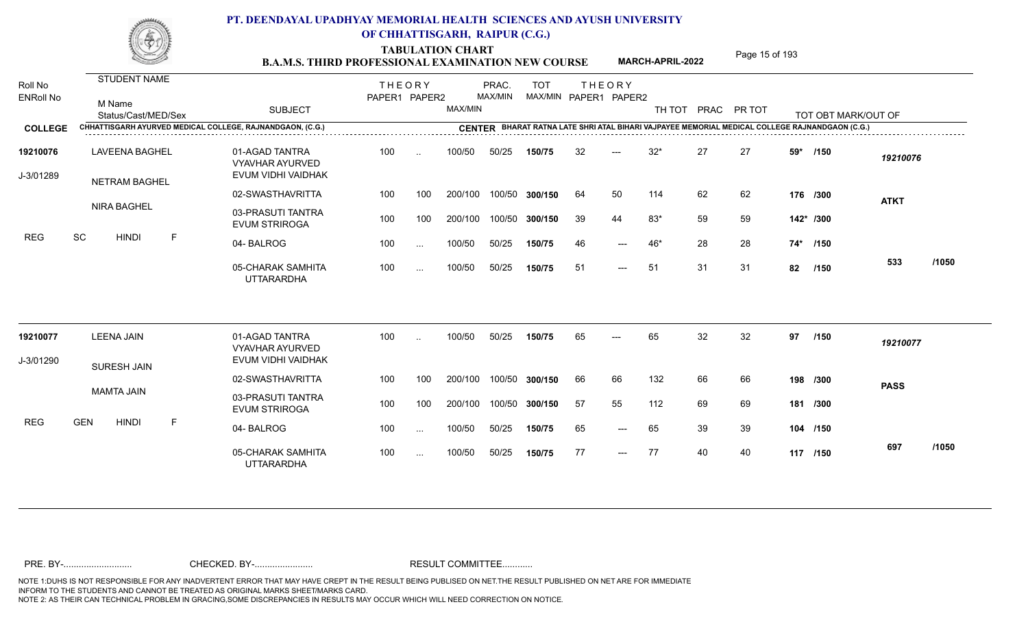# PT. DEENDAYAL UPADHYAY MEMORIAL HEALTH SCIENCES AND AYUSH UNIVERSITY OF CHHATTISGARH, RAIPUR (C.G.)

## TABULATION CHART
### B.A.M.S. THIRD PROFESSIONAL EXAMINATION NEW COURSE — MARCH-APRIL-2022

**COLLEGE:** CHHATTISGARH AYURVED MEDICAL COLLEGE, RAJNANDGAON, (C.G.)

**CENTER:** BHARAT RATNA LATE SHRI ATAL BIHARI VAJPAYEE MEMORIAL MEDICAL COLLEGE RAJNANDGAON (C.G.)

| Roll No / ENRoll No | Student Name / M Name / Status/Cast/Med/Sex | Subject | Theory Paper1 | Theory Paper2 | MAX/MIN | Prac. MAX/MIN | TOT MAX/MIN | Theory Paper1 | Theory Paper2 | TH TOT | PRAC | PR TOT | TOT OBT MARK/OUT OF | Result |
|---|---|---|---|---|---|---|---|---|---|---|---|---|---|---|
| 19210076 | LAVEENA BAGHEL | 01-AGAD TANTRA VYAVHAR AYURVED EVUM VIDHI VAIDHAK | 100 | .. | 100/50 | 50/25 | 150/75 | 32 | --- | 32* | 27 | 27 | 59* /150 | 19210076 |
| J-3/01289 | NETRAM BAGHEL | 02-SWASTHAVRITTA | 100 | 100 | 200/100 | 100/50 | 300/150 | 64 | 50 | 114 | 62 | 62 | 176 /300 | ATKT |
| | NIRA BAGHEL | 03-PRASUTI TANTRA EVUM STRIROGA | 100 | 100 | 200/100 | 100/50 | 300/150 | 39 | 44 | 83* | 59 | 59 | 142* /300 | |
| REG | SC HINDI F | 04- BALROG | 100 | ... | 100/50 | 50/25 | 150/75 | 46 | --- | 46* | 28 | 28 | 74* /150 | |
| | | 05-CHARAK SAMHITA UTTARARDHA | 100 | ... | 100/50 | 50/25 | 150/75 | 51 | --- | 51 | 31 | 31 | 82 /150 | 533 /1050 |
| 19210077 | LEENA JAIN | 01-AGAD TANTRA VYAVHAR AYURVED EVUM VIDHI VAIDHAK | 100 | .. | 100/50 | 50/25 | 150/75 | 65 | --- | 65 | 32 | 32 | 97 /150 | 19210077 |
| J-3/01290 | SURESH JAIN | 02-SWASTHAVRITTA | 100 | 100 | 200/100 | 100/50 | 300/150 | 66 | 66 | 132 | 66 | 66 | 198 /300 | PASS |
| | MAMTA JAIN | 03-PRASUTI TANTRA EVUM STRIROGA | 100 | 100 | 200/100 | 100/50 | 300/150 | 57 | 55 | 112 | 69 | 69 | 181 /300 | |
| REG | GEN HINDI F | 04- BALROG | 100 | ... | 100/50 | 50/25 | 150/75 | 65 | --- | 65 | 39 | 39 | 104 /150 | |
| | | 05-CHARAK SAMHITA UTTARARDHA | 100 | ... | 100/50 | 50/25 | 150/75 | 77 | --- | 77 | 40 | 40 | 117 /150 | 697 /1050 |

PRE. BY-.......................... CHECKED. BY-....................... RESULT COMMITTEE...........

NOTE 1:DUHS IS NOT RESPONSIBLE FOR ANY INADVERTENT ERROR THAT MAY HAVE CREPT IN THE RESULT BEING PUBLISED ON NET.THE RESULT PUBLISHED ON NET ARE FOR IMMEDIATE INFORM TO THE STUDENTS AND CANNOT BE TREATED AS ORIGINAL MARKS SHEET/MARKS CARD.
NOTE 2: AS THEIR CAN TECHNICAL PROBLEM IN GRACING,SOME DISCREPANCIES IN RESULTS MAY OCCUR WHICH WILL NEED CORRECTION ON NOTICE.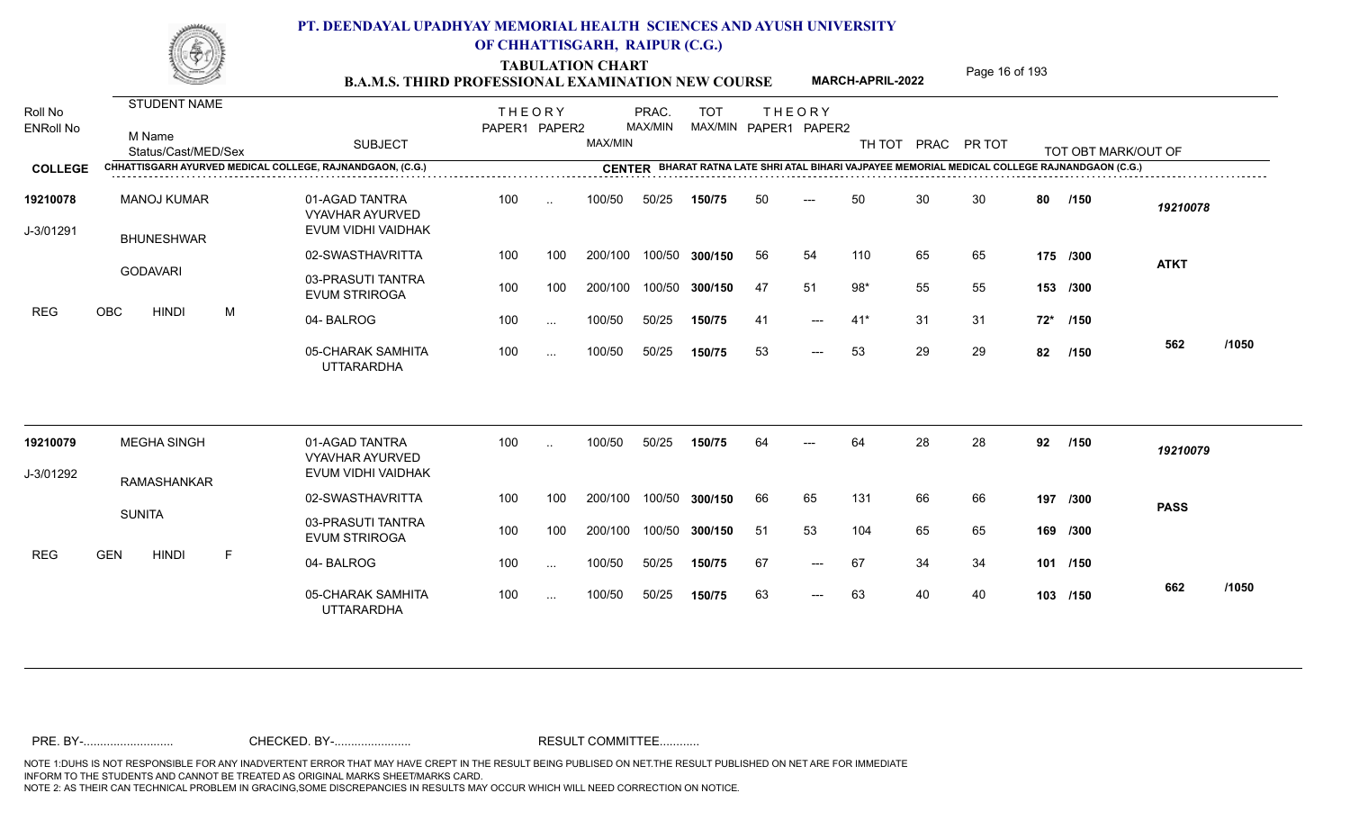# PT. DEENDAYAL UPADHYAY MEMORIAL HEALTH SCIENCES AND AYUSH UNIVERSITY OF CHHATTISGARH, RAIPUR (C.G.)

## TABULATION CHART

### B.A.M.S. THIRD PROFESSIONAL EXAMINATION NEW COURSE — MARCH-APRIL-2022

**COLLEGE:** CHHATTISGARH AYURVED MEDICAL COLLEGE, RAJNANDGAON, (C.G.)

**CENTER:** BHARAT RATNA LATE SHRI ATAL BIHARI VAJPAYEE MEMORIAL MEDICAL COLLEGE RAJNANDGAON (C.G.)

| Roll No / ENRoll No | STUDENT NAME / M Name / Status/Cast/MED/Sex | SUBJECT | THEORY PAPER1 | THEORY PAPER2 | MAX/MIN | PRAC. MAX/MIN | TOT MAX/MIN | THEORY PAPER1 | THEORY PAPER2 | TH TOT | PRAC | PR TOT | TOT OBT MARK/OUT OF | |
|---|---|---|---|---|---|---|---|---|---|---|---|---|---|---|
| 19210078 | MANOJ KUMAR | 01-AGAD TANTRA VYAVHAR AYURVED EVUM VIDHI VAIDHAK | 100 | .. | 100/50 | 50/25 | 150/75 | 50 | --- | 50 | 30 | 30 | 80 /150 | 19210078 |
| J-3/01291 | BHUNESHWAR | 02-SWASTHAVRITTA | 100 | 100 | 200/100 | 100/50 | 300/150 | 56 | 54 | 110 | 65 | 65 | 175 /300 | ATKT |
| | GODAVARI | 03-PRASUTI TANTRA EVUM STRIROGA | 100 | 100 | 200/100 | 100/50 | 300/150 | 47 | 51 | 98* | 55 | 55 | 153 /300 | |
| | REG OBC HINDI M | 04- BALROG | 100 | ... | 100/50 | 50/25 | 150/75 | 41 | --- | 41* | 31 | 31 | 72* /150 | |
| | | 05-CHARAK SAMHITA UTTARARDHA | 100 | ... | 100/50 | 50/25 | 150/75 | 53 | --- | 53 | 29 | 29 | 82 /150 | 562 /1050 |
| 19210079 | MEGHA SINGH | 01-AGAD TANTRA VYAVHAR AYURVED EVUM VIDHI VAIDHAK | 100 | .. | 100/50 | 50/25 | 150/75 | 64 | --- | 64 | 28 | 28 | 92 /150 | 19210079 |
| J-3/01292 | RAMASHANKAR | 02-SWASTHAVRITTA | 100 | 100 | 200/100 | 100/50 | 300/150 | 66 | 65 | 131 | 66 | 66 | 197 /300 | PASS |
| | SUNITA | 03-PRASUTI TANTRA EVUM STRIROGA | 100 | 100 | 200/100 | 100/50 | 300/150 | 51 | 53 | 104 | 65 | 65 | 169 /300 | |
| | REG GEN HINDI F | 04- BALROG | 100 | ... | 100/50 | 50/25 | 150/75 | 67 | --- | 67 | 34 | 34 | 101 /150 | |
| | | 05-CHARAK SAMHITA UTTARARDHA | 100 | ... | 100/50 | 50/25 | 150/75 | 63 | --- | 63 | 40 | 40 | 103 /150 | 662 /1050 |

PRE. BY-.......................... CHECKED. BY-....................... RESULT COMMITTEE...........

NOTE 1:DUHS IS NOT RESPONSIBLE FOR ANY INADVERTENT ERROR THAT MAY HAVE CREPT IN THE RESULT BEING PUBLISED ON NET.THE RESULT PUBLISHED ON NET ARE FOR IMMEDIATE INFORM TO THE STUDENTS AND CANNOT BE TREATED AS ORIGINAL MARKS SHEET/MARKS CARD.
NOTE 2: AS THEIR CAN TECHNICAL PROBLEM IN GRACING,SOME DISCREPANCIES IN RESULTS MAY OCCUR WHICH WILL NEED CORRECTION ON NOTICE.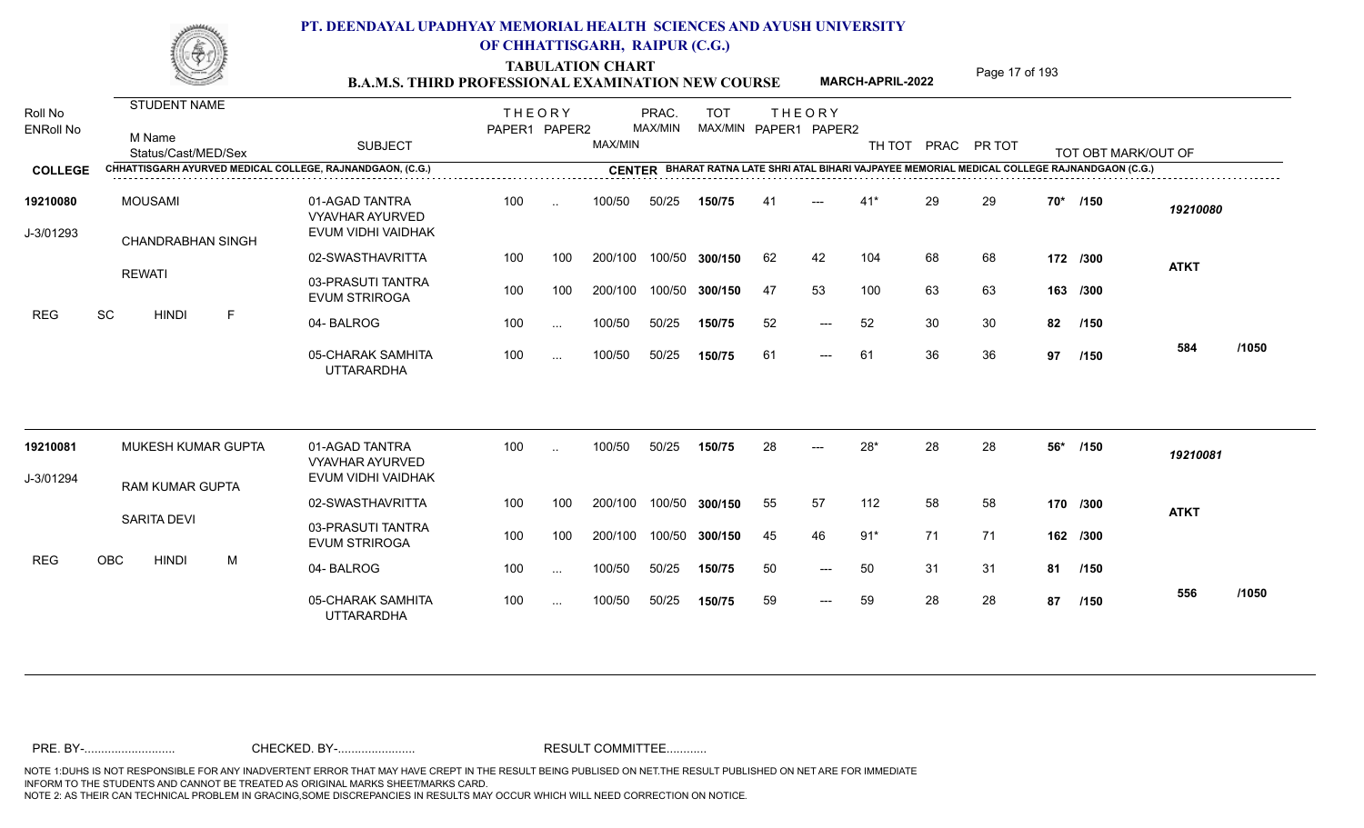# PT. DEENDAYAL UPADHYAY MEMORIAL HEALTH SCIENCES AND AYUSH UNIVERSITY OF CHHATTISGARH, RAIPUR (C.G.)

## TABULATION CHART
## B.A.M.S. THIRD PROFESSIONAL EXAMINATION NEW COURSE — MARCH-APRIL-2022

**COLLEGE:** CHHATTISGARH AYURVED MEDICAL COLLEGE, RAJNANDGAON, (C.G.)

**CENTER:** BHARAT RATNA LATE SHRI ATAL BIHARI VAJPAYEE MEMORIAL MEDICAL COLLEGE RAJNANDGAON (C.G.)

| Roll No / ENRoll No | STUDENT NAME / M Name / Status/Cast/MED/Sex | SUBJECT | THEORY PAPER1 | THEORY PAPER2 | MAX/MIN | PRAC. MAX/MIN | TOT MAX/MIN | THEORY PAPER1 | THEORY PAPER2 | TH TOT | PRAC | PR TOT | TOT OBT MARK/OUT OF | | |
|---|---|---|---|---|---|---|---|---|---|---|---|---|---|---|---|
| 19210080 | MOUSAMI | 01-AGAD TANTRA VYAVHAR AYURVED EVUM VIDHI VAIDHAK | 100 | .. | 100/50 | 50/25 | 150/75 | 41 | --- | 41* | 29 | 29 | 70* /150 | 19210080 | |
| J-3/01293 | CHANDRABHAN SINGH | 02-SWASTHAVRITTA | 100 | 100 | 200/100 | 100/50 | 300/150 | 62 | 42 | 104 | 68 | 68 | 172 /300 | ATKT | |
| | REWATI | 03-PRASUTI TANTRA EVUM STRIROGA | 100 | 100 | 200/100 | 100/50 | 300/150 | 47 | 53 | 100 | 63 | 63 | 163 /300 | | |
| REG | SC HINDI F | 04- BALROG | 100 | ... | 100/50 | 50/25 | 150/75 | 52 | --- | 52 | 30 | 30 | 82 /150 | | |
| | | 05-CHARAK SAMHITA UTTARARDHA | 100 | ... | 100/50 | 50/25 | 150/75 | 61 | --- | 61 | 36 | 36 | 97 /150 | 584 | /1050 |
| 19210081 | MUKESH KUMAR GUPTA | 01-AGAD TANTRA VYAVHAR AYURVED EVUM VIDHI VAIDHAK | 100 | .. | 100/50 | 50/25 | 150/75 | 28 | --- | 28* | 28 | 28 | 56* /150 | 19210081 | |
| J-3/01294 | RAM KUMAR GUPTA | 02-SWASTHAVRITTA | 100 | 100 | 200/100 | 100/50 | 300/150 | 55 | 57 | 112 | 58 | 58 | 170 /300 | ATKT | |
| | SARITA DEVI | 03-PRASUTI TANTRA EVUM STRIROGA | 100 | 100 | 200/100 | 100/50 | 300/150 | 45 | 46 | 91* | 71 | 71 | 162 /300 | | |
| REG | OBC HINDI M | 04- BALROG | 100 | ... | 100/50 | 50/25 | 150/75 | 50 | --- | 50 | 31 | 31 | 81 /150 | | |
| | | 05-CHARAK SAMHITA UTTARARDHA | 100 | ... | 100/50 | 50/25 | 150/75 | 59 | --- | 59 | 28 | 28 | 87 /150 | 556 | /1050 |

PRE. BY-.......................... CHECKED. BY-....................... RESULT COMMITTEE...........

NOTE 1:DUHS IS NOT RESPONSIBLE FOR ANY INADVERTENT ERROR THAT MAY HAVE CREPT IN THE RESULT BEING PUBLISED ON NET.THE RESULT PUBLISHED ON NET ARE FOR IMMEDIATE INFORM TO THE STUDENTS AND CANNOT BE TREATED AS ORIGINAL MARKS SHEET/MARKS CARD.
NOTE 2: AS THEIR CAN TECHNICAL PROBLEM IN GRACING,SOME DISCREPANCIES IN RESULTS MAY OCCUR WHICH WILL NEED CORRECTION ON NOTICE.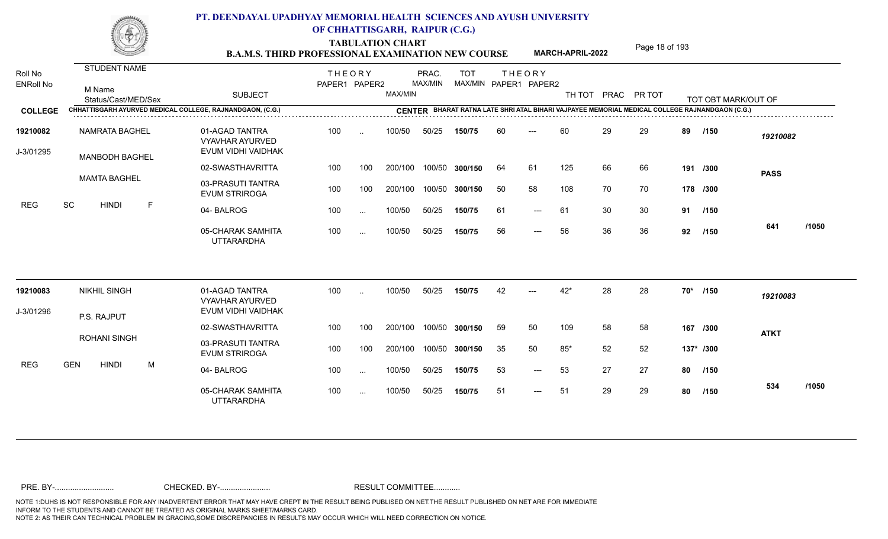# PT. DEENDAYAL UPADHYAY MEMORIAL HEALTH SCIENCES AND AYUSH UNIVERSITY OF CHHATTISGARH, RAIPUR (C.G.)

## TABULATION CHART
## B.A.M.S. THIRD PROFESSIONAL EXAMINATION NEW COURSE — MARCH-APRIL-2022

**COLLEGE:** CHHATTISGARH AYURVED MEDICAL COLLEGE, RAJNANDGAON, (C.G.)
**CENTER:** BHARAT RATNA LATE SHRI ATAL BIHARI VAJPAYEE MEMORIAL MEDICAL COLLEGE RAJNANDGAON (C.G.)

| Roll No / ENRoll No | Student Name / M Name / Status/Cast/MED/Sex | Subject | Theory Paper1 | Theory Paper2 | MAX/MIN | Prac. MAX/MIN | TOT MAX/MIN | Theory Paper1 | Theory Paper2 | TH TOT | PRAC | PR TOT | TOT OBT MARK/OUT OF | Result |
|---|---|---|---|---|---|---|---|---|---|---|---|---|---|---|
| 19210082 | NAMRATA BAGHEL | 01-AGAD TANTRA VYAVHAR AYURVED EVUM VIDHI VAIDHAK | 100 | .. | 100/50 | 50/25 | 150/75 | 60 | --- | 60 | 29 | 29 | 89 /150 | 19210082 |
| J-3/01295 | MANBODH BAGHEL | 02-SWASTHAVRITTA | 100 | 100 | 200/100 | 100/50 | 300/150 | 64 | 61 | 125 | 66 | 66 | 191 /300 | PASS |
| | MAMTA BAGHEL | 03-PRASUTI TANTRA EVUM STRIROGA | 100 | 100 | 200/100 | 100/50 | 300/150 | 50 | 58 | 108 | 70 | 70 | 178 /300 | |
| | REG SC HINDI F | 04- BALROG | 100 | ... | 100/50 | 50/25 | 150/75 | 61 | --- | 61 | 30 | 30 | 91 /150 | |
| | | 05-CHARAK SAMHITA UTTARARDHA | 100 | ... | 100/50 | 50/25 | 150/75 | 56 | --- | 56 | 36 | 36 | 92 /150 | 641 /1050 |
| 19210083 | NIKHIL SINGH | 01-AGAD TANTRA VYAVHAR AYURVED EVUM VIDHI VAIDHAK | 100 | .. | 100/50 | 50/25 | 150/75 | 42 | --- | 42* | 28 | 28 | 70* /150 | 19210083 |
| J-3/01296 | P.S. RAJPUT | 02-SWASTHAVRITTA | 100 | 100 | 200/100 | 100/50 | 300/150 | 59 | 50 | 109 | 58 | 58 | 167 /300 | ATKT |
| | ROHANI SINGH | 03-PRASUTI TANTRA EVUM STRIROGA | 100 | 100 | 200/100 | 100/50 | 300/150 | 35 | 50 | 85* | 52 | 52 | 137* /300 | |
| | REG GEN HINDI M | 04- BALROG | 100 | ... | 100/50 | 50/25 | 150/75 | 53 | --- | 53 | 27 | 27 | 80 /150 | |
| | | 05-CHARAK SAMHITA UTTARARDHA | 100 | ... | 100/50 | 50/25 | 150/75 | 51 | --- | 51 | 29 | 29 | 80 /150 | 534 /1050 |

PRE. BY-.......................... CHECKED. BY-....................... RESULT COMMITTEE...........

NOTE 1:DUHS IS NOT RESPONSIBLE FOR ANY INADVERTENT ERROR THAT MAY HAVE CREPT IN THE RESULT BEING PUBLISED ON NET.THE RESULT PUBLISHED ON NET ARE FOR IMMEDIATE INFORM TO THE STUDENTS AND CANNOT BE TREATED AS ORIGINAL MARKS SHEET/MARKS CARD.
NOTE 2: AS THEIR CAN TECHNICAL PROBLEM IN GRACING,SOME DISCREPANCIES IN RESULTS MAY OCCUR WHICH WILL NEED CORRECTION ON NOTICE.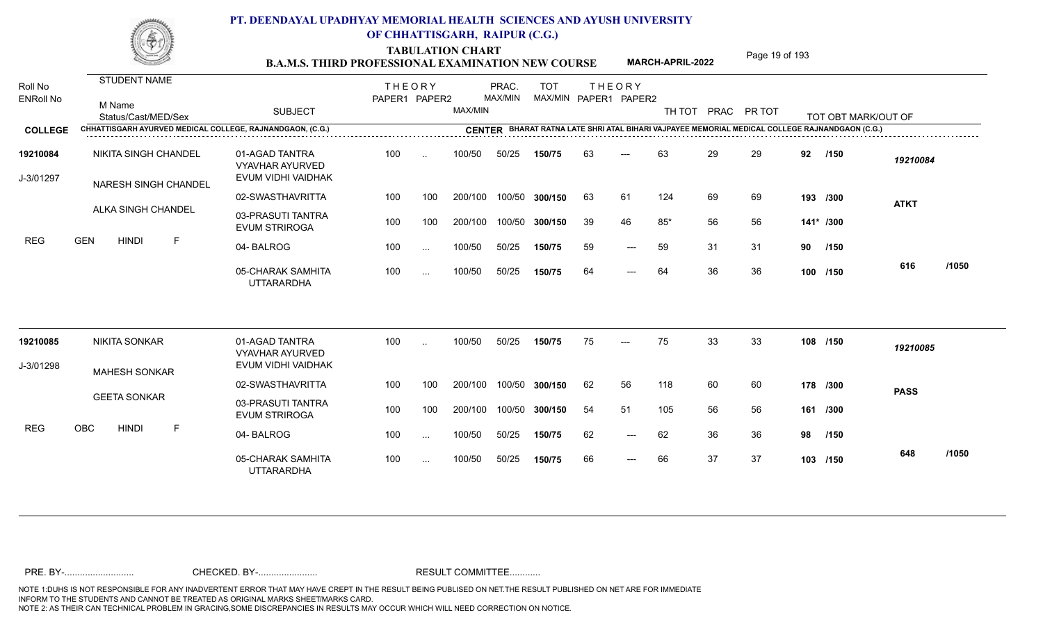# PT. DEENDAYAL UPADHYAY MEMORIAL HEALTH SCIENCES AND AYUSH UNIVERSITY OF CHHATTISGARH, RAIPUR (C.G.)

## TABULATION CHART
### B.A.M.S. THIRD PROFESSIONAL EXAMINATION NEW COURSE — MARCH-APRIL-2022

**COLLEGE:** CHHATTISGARH AYURVED MEDICAL COLLEGE, RAJNANDGAON, (C.G.)
**CENTER:** BHARAT RATNA LATE SHRI ATAL BIHARI VAJPAYEE MEMORIAL MEDICAL COLLEGE RAJNANDGAON (C.G.)

| Roll No / ENRoll No | STUDENT NAME / M Name / Status/Cast/MED/Sex | SUBJECT | THEORY PAPER1 | THEORY PAPER2 | MAX/MIN | PRAC. MAX/MIN | TOT MAX/MIN | THEORY PAPER1 | THEORY PAPER2 | TH TOT | PRAC | PR TOT | TOT OBT MARK/OUT OF | |
|---|---|---|---|---|---|---|---|---|---|---|---|---|---|---|
| 19210084 | NIKITA SINGH CHANDEL | 01-AGAD TANTRA VYAVHAR AYURVED EVUM VIDHI VAIDHAK | 100 | .. | 100/50 | 50/25 | 150/75 | 63 | --- | 63 | 29 | 29 | 92 /150 | 19210084 |
| J-3/01297 | NARESH SINGH CHANDEL | 02-SWASTHAVRITTA | 100 | 100 | 200/100 | 100/50 | 300/150 | 63 | 61 | 124 | 69 | 69 | 193 /300 | ATKT |
| | ALKA SINGH CHANDEL | 03-PRASUTI TANTRA EVUM STRIROGA | 100 | 100 | 200/100 | 100/50 | 300/150 | 39 | 46 | 85* | 56 | 56 | 141* /300 | |
| | REG GEN HINDI F | 04- BALROG | 100 | ... | 100/50 | 50/25 | 150/75 | 59 | --- | 59 | 31 | 31 | 90 /150 | |
| | | 05-CHARAK SAMHITA UTTARARDHA | 100 | ... | 100/50 | 50/25 | 150/75 | 64 | --- | 64 | 36 | 36 | 100 /150 | 616 /1050 |
| 19210085 | NIKITA SONKAR | 01-AGAD TANTRA VYAVHAR AYURVED EVUM VIDHI VAIDHAK | 100 | .. | 100/50 | 50/25 | 150/75 | 75 | --- | 75 | 33 | 33 | 108 /150 | 19210085 |
| J-3/01298 | MAHESH SONKAR | 02-SWASTHAVRITTA | 100 | 100 | 200/100 | 100/50 | 300/150 | 62 | 56 | 118 | 60 | 60 | 178 /300 | PASS |
| | GEETA SONKAR | 03-PRASUTI TANTRA EVUM STRIROGA | 100 | 100 | 200/100 | 100/50 | 300/150 | 54 | 51 | 105 | 56 | 56 | 161 /300 | |
| | REG OBC HINDI F | 04- BALROG | 100 | ... | 100/50 | 50/25 | 150/75 | 62 | --- | 62 | 36 | 36 | 98 /150 | |
| | | 05-CHARAK SAMHITA UTTARARDHA | 100 | ... | 100/50 | 50/25 | 150/75 | 66 | --- | 66 | 37 | 37 | 103 /150 | 648 /1050 |

PRE. BY-.......................... CHECKED. BY-....................... RESULT COMMITTEE...........

NOTE 1:DUHS IS NOT RESPONSIBLE FOR ANY INADVERTENT ERROR THAT MAY HAVE CREPT IN THE RESULT BEING PUBLISED ON NET.THE RESULT PUBLISHED ON NET ARE FOR IMMEDIATE INFORM TO THE STUDENTS AND CANNOT BE TREATED AS ORIGINAL MARKS SHEET/MARKS CARD.
NOTE 2: AS THEIR CAN TECHNICAL PROBLEM IN GRACING,SOME DISCREPANCIES IN RESULTS MAY OCCUR WHICH WILL NEED CORRECTION ON NOTICE.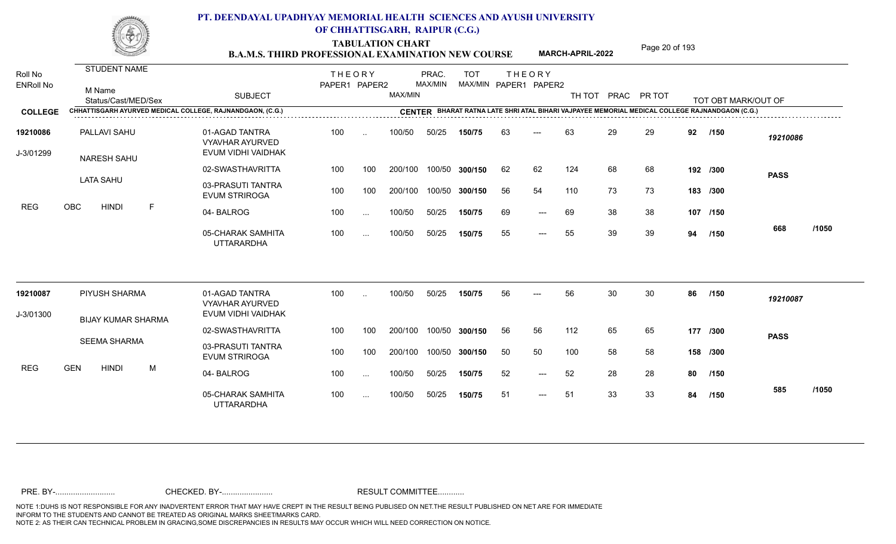# PT. DEENDAYAL UPADHYAY MEMORIAL HEALTH SCIENCES AND AYUSH UNIVERSITY OF CHHATTISGARH, RAIPUR (C.G.)

## TABULATION CHART
### B.A.M.S. THIRD PROFESSIONAL EXAMINATION NEW COURSE — MARCH-APRIL-2022

**COLLEGE:** CHHATTISGARH AYURVED MEDICAL COLLEGE, RAJNANDGAON, (C.G.)
**CENTER:** BHARAT RATNA LATE SHRI ATAL BIHARI VAJPAYEE MEMORIAL MEDICAL COLLEGE RAJNANDGAON (C.G.)

| Roll No / ENRoll No | STUDENT NAME / M Name / Status/Cast/MED/Sex | SUBJECT | THEORY PAPER1 | THEORY PAPER2 | MAX/MIN | PRAC. MAX/MIN | TOT MAX/MIN | THEORY PAPER1 | THEORY PAPER2 | TH TOT | PRAC | PR TOT | TOT OBT MARK/OUT OF | |
|---|---|---|---|---|---|---|---|---|---|---|---|---|---|---|
| 19210086 | PALLAVI SAHU | 01-AGAD TANTRA VYAVHAR AYURVED EVUM VIDHI VAIDHAK | 100 | .. | 100/50 | 50/25 | 150/75 | 63 | --- | 63 | 29 | 29 | 92 /150 | 19210086 |
| J-3/01299 | NARESH SAHU | 02-SWASTHAVRITTA | 100 | 100 | 200/100 | 100/50 | 300/150 | 62 | 62 | 124 | 68 | 68 | 192 /300 | PASS |
| | LATA SAHU | 03-PRASUTI TANTRA EVUM STRIROGA | 100 | 100 | 200/100 | 100/50 | 300/150 | 56 | 54 | 110 | 73 | 73 | 183 /300 | |
| REG | OBC HINDI F | 04- BALROG | 100 | ... | 100/50 | 50/25 | 150/75 | 69 | --- | 69 | 38 | 38 | 107 /150 | |
| | | 05-CHARAK SAMHITA UTTARARDHA | 100 | ... | 100/50 | 50/25 | 150/75 | 55 | --- | 55 | 39 | 39 | 94 /150 | 668 /1050 |
| 19210087 | PIYUSH SHARMA | 01-AGAD TANTRA VYAVHAR AYURVED EVUM VIDHI VAIDHAK | 100 | .. | 100/50 | 50/25 | 150/75 | 56 | --- | 56 | 30 | 30 | 86 /150 | 19210087 |
| J-3/01300 | BIJAY KUMAR SHARMA | 02-SWASTHAVRITTA | 100 | 100 | 200/100 | 100/50 | 300/150 | 56 | 56 | 112 | 65 | 65 | 177 /300 | PASS |
| | SEEMA SHARMA | 03-PRASUTI TANTRA EVUM STRIROGA | 100 | 100 | 200/100 | 100/50 | 300/150 | 50 | 50 | 100 | 58 | 58 | 158 /300 | |
| REG | GEN HINDI M | 04- BALROG | 100 | ... | 100/50 | 50/25 | 150/75 | 52 | --- | 52 | 28 | 28 | 80 /150 | |
| | | 05-CHARAK SAMHITA UTTARARDHA | 100 | ... | 100/50 | 50/25 | 150/75 | 51 | --- | 51 | 33 | 33 | 84 /150 | 585 /1050 |

PRE. BY-.......................... CHECKED. BY-....................... RESULT COMMITTEE...........

NOTE 1:DUHS IS NOT RESPONSIBLE FOR ANY INADVERTENT ERROR THAT MAY HAVE CREPT IN THE RESULT BEING PUBLISED ON NET.THE RESULT PUBLISHED ON NET ARE FOR IMMEDIATE INFORM TO THE STUDENTS AND CANNOT BE TREATED AS ORIGINAL MARKS SHEET/MARKS CARD.
NOTE 2: AS THEIR CAN TECHNICAL PROBLEM IN GRACING,SOME DISCREPANCIES IN RESULTS MAY OCCUR WHICH WILL NEED CORRECTION ON NOTICE.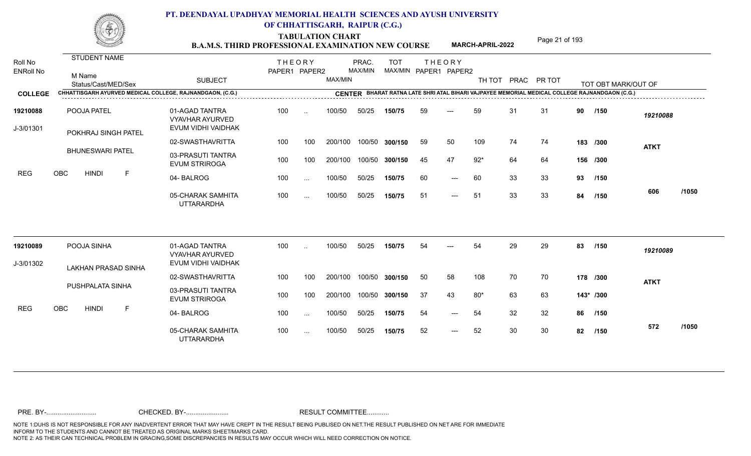# PT. DEENDAYAL UPADHYAY MEMORIAL HEALTH SCIENCES AND AYUSH UNIVERSITY OF CHHATTISGARH, RAIPUR (C.G.)

## TABULATION CHART

### B.A.M.S. THIRD PROFESSIONAL EXAMINATION NEW COURSE — MARCH-APRIL-2022

**COLLEGE:** CHHATTISGARH AYURVED MEDICAL COLLEGE, RAJNANDGAON, (C.G.)

**CENTER:** BHARAT RATNA LATE SHRI ATAL BIHARI VAJPAYEE MEMORIAL MEDICAL COLLEGE RAJNANDGAON (C.G.)

| Roll No / ENRoll No | STUDENT NAME / M Name / Status/Cast/MED/Sex | SUBJECT | THEORY PAPER1 | THEORY PAPER2 | MAX/MIN | PRAC. MAX/MIN | TOT MAX/MIN | THEORY PAPER1 | THEORY PAPER2 | TH TOT | PRAC | PR TOT | TOT OBT MARK/OUT OF | |
|---|---|---|---|---|---|---|---|---|---|---|---|---|---|---|
| 19210088 | POOJA PATEL | 01-AGAD TANTRA VYAVHAR AYURVED EVUM VIDHI VAIDHAK | 100 | .. | 100/50 | 50/25 | 150/75 | 59 | --- | 59 | 31 | 31 | 90 /150 | 19210088 |
| J-3/01301 | POKHRAJ SINGH PATEL | 02-SWASTHAVRITTA | 100 | 100 | 200/100 | 100/50 | 300/150 | 59 | 50 | 109 | 74 | 74 | 183 /300 | ATKT |
| | BHUNESWARI PATEL | 03-PRASUTI TANTRA EVUM STRIROGA | 100 | 100 | 200/100 | 100/50 | 300/150 | 45 | 47 | 92* | 64 | 64 | 156 /300 | |
| REG | OBC HINDI F | 04- BALROG | 100 | ... | 100/50 | 50/25 | 150/75 | 60 | --- | 60 | 33 | 33 | 93 /150 | |
| | | 05-CHARAK SAMHITA UTTARARDHA | 100 | ... | 100/50 | 50/25 | 150/75 | 51 | --- | 51 | 33 | 33 | 84 /150 | 606 /1050 |
| 19210089 | POOJA SINHA | 01-AGAD TANTRA VYAVHAR AYURVED EVUM VIDHI VAIDHAK | 100 | .. | 100/50 | 50/25 | 150/75 | 54 | --- | 54 | 29 | 29 | 83 /150 | 19210089 |
| J-3/01302 | LAKHAN PRASAD SINHA | 02-SWASTHAVRITTA | 100 | 100 | 200/100 | 100/50 | 300/150 | 50 | 58 | 108 | 70 | 70 | 178 /300 | ATKT |
| | PUSHPALATA SINHA | 03-PRASUTI TANTRA EVUM STRIROGA | 100 | 100 | 200/100 | 100/50 | 300/150 | 37 | 43 | 80* | 63 | 63 | 143* /300 | |
| REG | OBC HINDI F | 04- BALROG | 100 | ... | 100/50 | 50/25 | 150/75 | 54 | --- | 54 | 32 | 32 | 86 /150 | |
| | | 05-CHARAK SAMHITA UTTARARDHA | 100 | ... | 100/50 | 50/25 | 150/75 | 52 | --- | 52 | 30 | 30 | 82 /150 | 572 /1050 |

PRE. BY-.......................... CHECKED. BY-....................... RESULT COMMITTEE...........

NOTE 1:DUHS IS NOT RESPONSIBLE FOR ANY INADVERTENT ERROR THAT MAY HAVE CREPT IN THE RESULT BEING PUBLISED ON NET.THE RESULT PUBLISHED ON NET ARE FOR IMMEDIATE INFORM TO THE STUDENTS AND CANNOT BE TREATED AS ORIGINAL MARKS SHEET/MARKS CARD.
NOTE 2: AS THEIR CAN TECHNICAL PROBLEM IN GRACING,SOME DISCREPANCIES IN RESULTS MAY OCCUR WHICH WILL NEED CORRECTION ON NOTICE.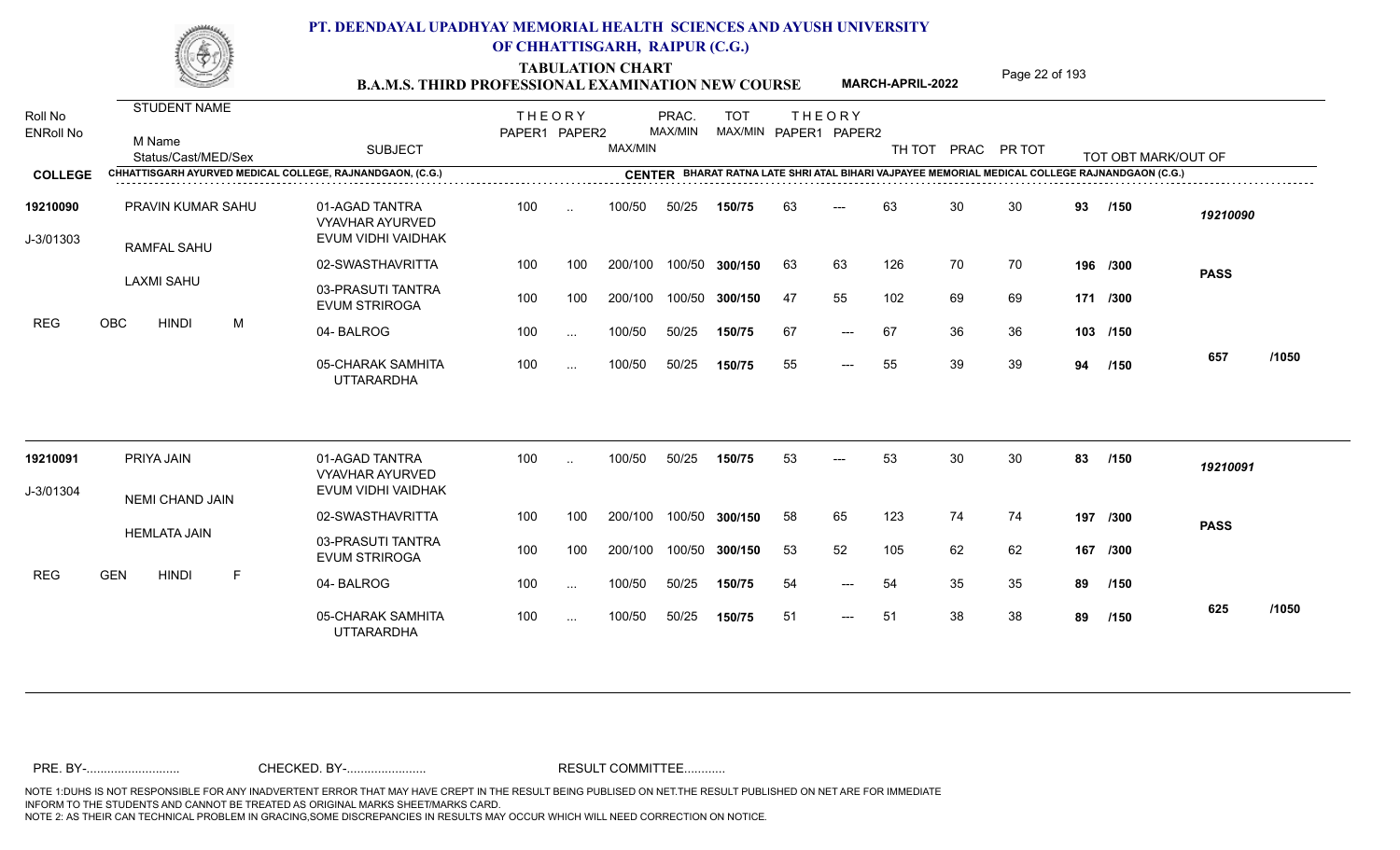# PT. DEENDAYAL UPADHYAY MEMORIAL HEALTH SCIENCES AND AYUSH UNIVERSITY OF CHHATTISGARH, RAIPUR (C.G.)

## TABULATION CHART

### B.A.M.S. THIRD PROFESSIONAL EXAMINATION NEW COURSE — MARCH-APRIL-2022

**COLLEGE:** CHHATTISGARH AYURVED MEDICAL COLLEGE, RAJNANDGAON, (C.G.)

**CENTER:** BHARAT RATNA LATE SHRI ATAL BIHARI VAJPAYEE MEMORIAL MEDICAL COLLEGE RAJNANDGAON (C.G.)

| Roll No / ENRoll No | STUDENT NAME / M Name / Status/Cast/MED/Sex | SUBJECT | THEORY PAPER1 | THEORY PAPER2 | MAX/MIN | PRAC. MAX/MIN | TOT MAX/MIN | THEORY PAPER1 | THEORY PAPER2 | TH TOT | PRAC | PR TOT | TOT OBT MARK/OUT OF | |
|---|---|---|---|---|---|---|---|---|---|---|---|---|---|---|
| 19210090 | PRAVIN KUMAR SAHU | 01-AGAD TANTRA VYAVHAR AYURVED EVUM VIDHI VAIDHAK | 100 | .. | 100/50 | 50/25 | 150/75 | 63 | --- | 63 | 30 | 30 | 93 /150 | 19210090 |
| J-3/01303 | RAMFAL SAHU | 02-SWASTHAVRITTA | 100 | 100 | 200/100 | 100/50 | 300/150 | 63 | 63 | 126 | 70 | 70 | 196 /300 | PASS |
| | LAXMI SAHU | 03-PRASUTI TANTRA EVUM STRIROGA | 100 | 100 | 200/100 | 100/50 | 300/150 | 47 | 55 | 102 | 69 | 69 | 171 /300 | |
| REG | OBC HINDI M | 04- BALROG | 100 | ... | 100/50 | 50/25 | 150/75 | 67 | --- | 67 | 36 | 36 | 103 /150 | |
| | | 05-CHARAK SAMHITA UTTARARDHA | 100 | ... | 100/50 | 50/25 | 150/75 | 55 | --- | 55 | 39 | 39 | 94 /150 | 657 /1050 |
| 19210091 | PRIYA JAIN | 01-AGAD TANTRA VYAVHAR AYURVED EVUM VIDHI VAIDHAK | 100 | .. | 100/50 | 50/25 | 150/75 | 53 | --- | 53 | 30 | 30 | 83 /150 | 19210091 |
| J-3/01304 | NEMI CHAND JAIN | 02-SWASTHAVRITTA | 100 | 100 | 200/100 | 100/50 | 300/150 | 58 | 65 | 123 | 74 | 74 | 197 /300 | PASS |
| | HEMLATA JAIN | 03-PRASUTI TANTRA EVUM STRIROGA | 100 | 100 | 200/100 | 100/50 | 300/150 | 53 | 52 | 105 | 62 | 62 | 167 /300 | |
| REG | GEN HINDI F | 04- BALROG | 100 | ... | 100/50 | 50/25 | 150/75 | 54 | --- | 54 | 35 | 35 | 89 /150 | |
| | | 05-CHARAK SAMHITA UTTARARDHA | 100 | ... | 100/50 | 50/25 | 150/75 | 51 | --- | 51 | 38 | 38 | 89 /150 | 625 /1050 |

PRE. BY-.......................... CHECKED. BY-....................... RESULT COMMITTEE...........

NOTE 1:DUHS IS NOT RESPONSIBLE FOR ANY INADVERTENT ERROR THAT MAY HAVE CREPT IN THE RESULT BEING PUBLISED ON NET.THE RESULT PUBLISHED ON NET ARE FOR IMMEDIATE INFORM TO THE STUDENTS AND CANNOT BE TREATED AS ORIGINAL MARKS SHEET/MARKS CARD.
NOTE 2: AS THEIR CAN TECHNICAL PROBLEM IN GRACING,SOME DISCREPANCIES IN RESULTS MAY OCCUR WHICH WILL NEED CORRECTION ON NOTICE.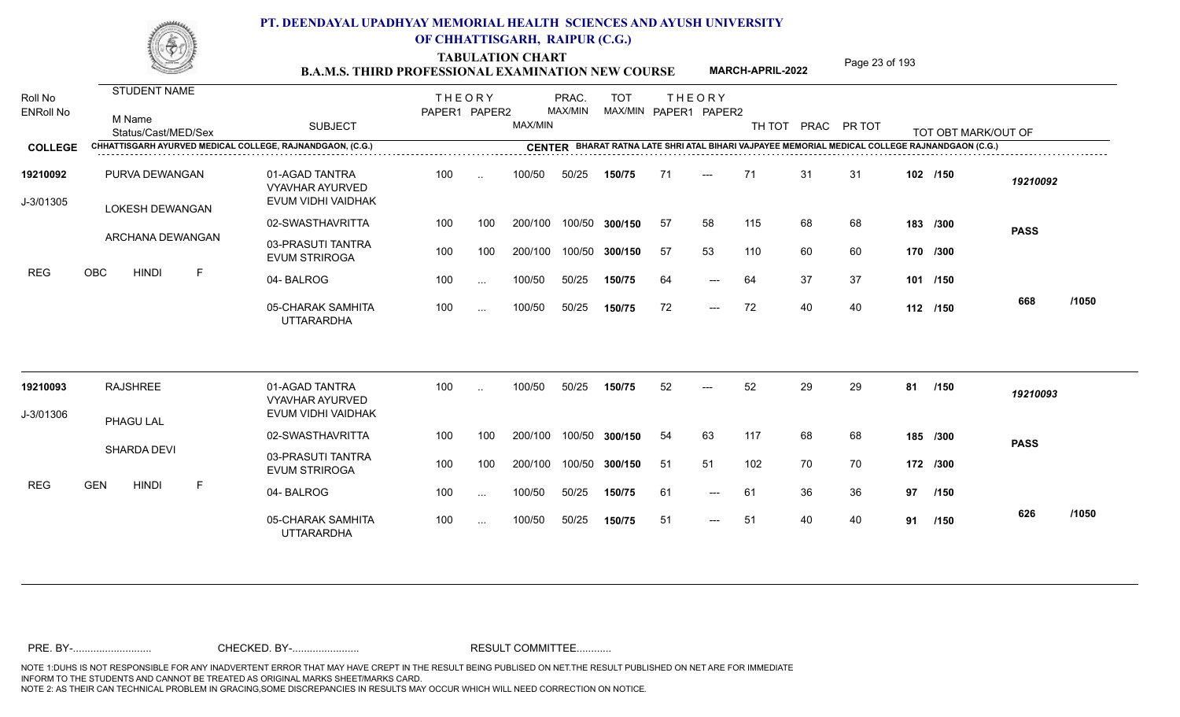# PT. DEENDAYAL UPADHYAY MEMORIAL HEALTH SCIENCES AND AYUSH UNIVERSITY OF CHHATTISGARH, RAIPUR (C.G.)

## TABULATION CHART
## B.A.M.S. THIRD PROFESSIONAL EXAMINATION NEW COURSE — MARCH-APRIL-2022

**COLLEGE:** CHHATTISGARH AYURVED MEDICAL COLLEGE, RAJNANDGAON, (C.G.)
**CENTER:** BHARAT RATNA LATE SHRI ATAL BIHARI VAJPAYEE MEMORIAL MEDICAL COLLEGE RAJNANDGAON (C.G.)

| Roll No / ENRoll No | STUDENT NAME / M Name / Status/Cast/MED/Sex | SUBJECT | THEORY PAPER1 | THEORY PAPER2 | MAX/MIN | PRAC. MAX/MIN | TOT MAX/MIN | THEORY PAPER1 | THEORY PAPER2 | TH TOT | PRAC | PR TOT | TOT OBT MARK/OUT OF | |
|---|---|---|---|---|---|---|---|---|---|---|---|---|---|---|
| 19210092 | PURVA DEWANGAN | 01-AGAD TANTRA VYAVHAR AYURVED EVUM VIDHI VAIDHAK | 100 | .. | 100/50 | 50/25 | 150/75 | 71 | --- | 71 | 31 | 31 | 102 /150 | 19210092 |
| J-3/01305 | LOKESH DEWANGAN | 02-SWASTHAVRITTA | 100 | 100 | 200/100 | 100/50 | 300/150 | 57 | 58 | 115 | 68 | 68 | 183 /300 | PASS |
| | ARCHANA DEWANGAN | 03-PRASUTI TANTRA EVUM STRIROGA | 100 | 100 | 200/100 | 100/50 | 300/150 | 57 | 53 | 110 | 60 | 60 | 170 /300 | |
| | REG OBC HINDI F | 04- BALROG | 100 | ... | 100/50 | 50/25 | 150/75 | 64 | --- | 64 | 37 | 37 | 101 /150 | |
| | | 05-CHARAK SAMHITA UTTARARDHA | 100 | ... | 100/50 | 50/25 | 150/75 | 72 | --- | 72 | 40 | 40 | 112 /150 | 668 /1050 |
| 19210093 | RAJSHREE | 01-AGAD TANTRA VYAVHAR AYURVED EVUM VIDHI VAIDHAK | 100 | .. | 100/50 | 50/25 | 150/75 | 52 | --- | 52 | 29 | 29 | 81 /150 | 19210093 |
| J-3/01306 | PHAGU LAL | 02-SWASTHAVRITTA | 100 | 100 | 200/100 | 100/50 | 300/150 | 54 | 63 | 117 | 68 | 68 | 185 /300 | PASS |
| | SHARDA DEVI | 03-PRASUTI TANTRA EVUM STRIROGA | 100 | 100 | 200/100 | 100/50 | 300/150 | 51 | 51 | 102 | 70 | 70 | 172 /300 | |
| | REG GEN HINDI F | 04- BALROG | 100 | ... | 100/50 | 50/25 | 150/75 | 61 | --- | 61 | 36 | 36 | 97 /150 | |
| | | 05-CHARAK SAMHITA UTTARARDHA | 100 | ... | 100/50 | 50/25 | 150/75 | 51 | --- | 51 | 40 | 40 | 91 /150 | 626 /1050 |

PRE. BY-.......................... CHECKED. BY-....................... RESULT COMMITTEE...........

NOTE 1:DUHS IS NOT RESPONSIBLE FOR ANY INADVERTENT ERROR THAT MAY HAVE CREPT IN THE RESULT BEING PUBLISED ON NET.THE RESULT PUBLISHED ON NET ARE FOR IMMEDIATE INFORM TO THE STUDENTS AND CANNOT BE TREATED AS ORIGINAL MARKS SHEET/MARKS CARD.
NOTE 2: AS THEIR CAN TECHNICAL PROBLEM IN GRACING,SOME DISCREPANCIES IN RESULTS MAY OCCUR WHICH WILL NEED CORRECTION ON NOTICE.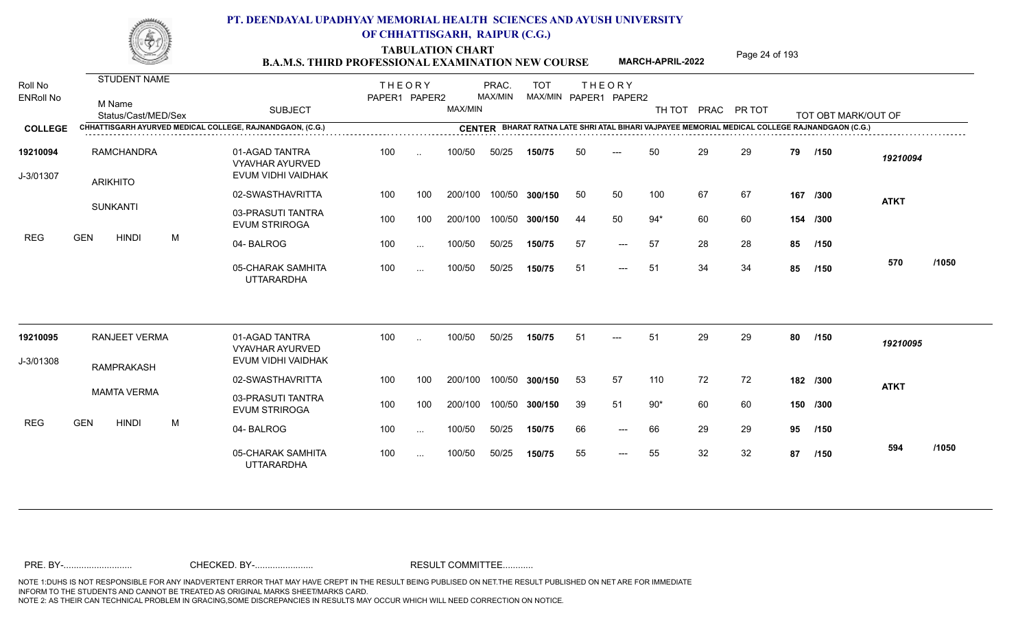# PT. DEENDAYAL UPADHYAY MEMORIAL HEALTH SCIENCES AND AYUSH UNIVERSITY OF CHHATTISGARH, RAIPUR (C.G.)

## TABULATION CHART
## B.A.M.S. THIRD PROFESSIONAL EXAMINATION NEW COURSE — MARCH-APRIL-2022

**COLLEGE:** CHHATTISGARH AYURVED MEDICAL COLLEGE, RAJNANDGAON, (C.G.)
**CENTER:** BHARAT RATNA LATE SHRI ATAL BIHARI VAJPAYEE MEMORIAL MEDICAL COLLEGE RAJNANDGAON (C.G.)

| Roll No / ENRoll No | STUDENT NAME / M Name / Status/Cast/MED/Sex | SUBJECT | THEORY PAPER1 | THEORY PAPER2 | MAX/MIN | PRAC. MAX/MIN | TOT MAX/MIN | THEORY PAPER1 | THEORY PAPER2 | TH TOT | PRAC | PR TOT | TOT OBT MARK/OUT OF | |
|---|---|---|---|---|---|---|---|---|---|---|---|---|---|---|
| 19210094 | RAMCHANDRA | 01-AGAD TANTRA VYAVHAR AYURVED EVUM VIDHI VAIDHAK | 100 | .. | 100/50 | 50/25 | 150/75 | 50 | --- | 50 | 29 | 29 | 79 /150 | 19210094 |
| J-3/01307 | ARIKHITO | 02-SWASTHAVRITTA | 100 | 100 | 200/100 | 100/50 | 300/150 | 50 | 50 | 100 | 67 | 67 | 167 /300 | ATKT |
| | SUNKANTI | 03-PRASUTI TANTRA EVUM STRIROGA | 100 | 100 | 200/100 | 100/50 | 300/150 | 44 | 50 | 94* | 60 | 60 | 154 /300 | |
| REG | GEN HINDI M | 04- BALROG | 100 | ... | 100/50 | 50/25 | 150/75 | 57 | --- | 57 | 28 | 28 | 85 /150 | |
| | | 05-CHARAK SAMHITA UTTARARDHA | 100 | ... | 100/50 | 50/25 | 150/75 | 51 | --- | 51 | 34 | 34 | 85 /150 | 570 /1050 |
| 19210095 | RANJEET VERMA | 01-AGAD TANTRA VYAVHAR AYURVED EVUM VIDHI VAIDHAK | 100 | .. | 100/50 | 50/25 | 150/75 | 51 | --- | 51 | 29 | 29 | 80 /150 | 19210095 |
| J-3/01308 | RAMPRAKASH | 02-SWASTHAVRITTA | 100 | 100 | 200/100 | 100/50 | 300/150 | 53 | 57 | 110 | 72 | 72 | 182 /300 | ATKT |
| | MAMTA VERMA | 03-PRASUTI TANTRA EVUM STRIROGA | 100 | 100 | 200/100 | 100/50 | 300/150 | 39 | 51 | 90* | 60 | 60 | 150 /300 | |
| REG | GEN HINDI M | 04- BALROG | 100 | ... | 100/50 | 50/25 | 150/75 | 66 | --- | 66 | 29 | 29 | 95 /150 | |
| | | 05-CHARAK SAMHITA UTTARARDHA | 100 | ... | 100/50 | 50/25 | 150/75 | 55 | --- | 55 | 32 | 32 | 87 /150 | 594 /1050 |

PRE. BY-.......................... CHECKED. BY-...................... RESULT COMMITTEE...........

NOTE 1:DUHS IS NOT RESPONSIBLE FOR ANY INADVERTENT ERROR THAT MAY HAVE CREPT IN THE RESULT BEING PUBLISED ON NET.THE RESULT PUBLISHED ON NET ARE FOR IMMEDIATE INFORM TO THE STUDENTS AND CANNOT BE TREATED AS ORIGINAL MARKS SHEET/MARKS CARD.
NOTE 2: AS THEIR CAN TECHNICAL PROBLEM IN GRACING,SOME DISCREPANCIES IN RESULTS MAY OCCUR WHICH WILL NEED CORRECTION ON NOTICE.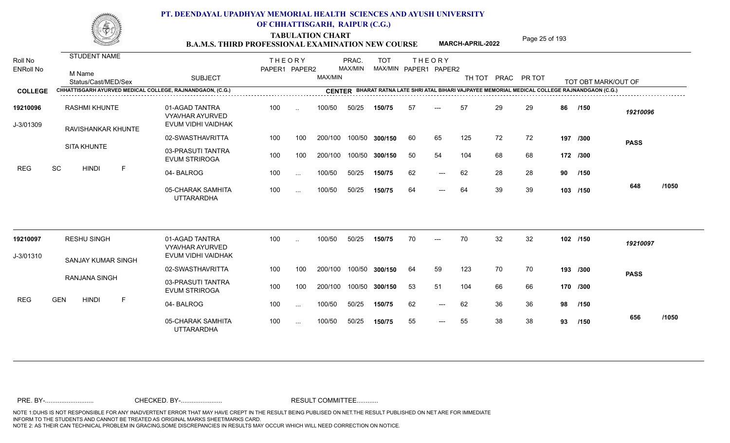# PT. DEENDAYAL UPADHYAY MEMORIAL HEALTH SCIENCES AND AYUSH UNIVERSITY OF CHHATTISGARH, RAIPUR (C.G.)

## TABULATION CHART
### B.A.M.S. THIRD PROFESSIONAL EXAMINATION NEW COURSE — MARCH-APRIL-2022

**COLLEGE:** CHHATTISGARH AYURVED MEDICAL COLLEGE, RAJNANDGAON, (C.G.)

**CENTER:** BHARAT RATNA LATE SHRI ATAL BIHARI VAJPAYEE MEMORIAL MEDICAL COLLEGE RAJNANDGAON (C.G.)

| Roll No / ENRoll No | STUDENT NAME / M Name / Status/Cast/MED/Sex | SUBJECT | THEORY PAPER1 | THEORY PAPER2 | MAX/MIN | PRAC. MAX/MIN | TOT MAX/MIN | THEORY PAPER1 | THEORY PAPER2 | TH TOT | PRAC | PR TOT | TOT OBT MARK/OUT OF | |
|---|---|---|---|---|---|---|---|---|---|---|---|---|---|---|
| 19210096 | RASHMI KHUNTE | 01-AGAD TANTRA VYAVHAR AYURVED EVUM VIDHI VAIDHAK | 100 | .. | 100/50 | 50/25 | 150/75 | 57 | --- | 57 | 29 | 29 | 86 /150 | 19210096 |
| J-3/01309 | RAVISHANKAR KHUNTE | 02-SWASTHAVRITTA | 100 | 100 | 200/100 | 100/50 | 300/150 | 60 | 65 | 125 | 72 | 72 | 197 /300 | PASS |
| | SITA KHUNTE | 03-PRASUTI TANTRA EVUM STRIROGA | 100 | 100 | 200/100 | 100/50 | 300/150 | 50 | 54 | 104 | 68 | 68 | 172 /300 | |
| | REG SC HINDI F | 04- BALROG | 100 | ... | 100/50 | 50/25 | 150/75 | 62 | --- | 62 | 28 | 28 | 90 /150 | |
| | | 05-CHARAK SAMHITA UTTARARDHA | 100 | ... | 100/50 | 50/25 | 150/75 | 64 | --- | 64 | 39 | 39 | 103 /150 | 648 /1050 |
| 19210097 | RESHU SINGH | 01-AGAD TANTRA VYAVHAR AYURVED EVUM VIDHI VAIDHAK | 100 | .. | 100/50 | 50/25 | 150/75 | 70 | --- | 70 | 32 | 32 | 102 /150 | 19210097 |
| J-3/01310 | SANJAY KUMAR SINGH | 02-SWASTHAVRITTA | 100 | 100 | 200/100 | 100/50 | 300/150 | 64 | 59 | 123 | 70 | 70 | 193 /300 | PASS |
| | RANJANA SINGH | 03-PRASUTI TANTRA EVUM STRIROGA | 100 | 100 | 200/100 | 100/50 | 300/150 | 53 | 51 | 104 | 66 | 66 | 170 /300 | |
| | REG GEN HINDI F | 04- BALROG | 100 | ... | 100/50 | 50/25 | 150/75 | 62 | --- | 62 | 36 | 36 | 98 /150 | |
| | | 05-CHARAK SAMHITA UTTARARDHA | 100 | ... | 100/50 | 50/25 | 150/75 | 55 | --- | 55 | 38 | 38 | 93 /150 | 656 /1050 |

PRE. BY-.......................... CHECKED. BY-...................... RESULT COMMITTEE...........

NOTE 1:DUHS IS NOT RESPONSIBLE FOR ANY INADVERTENT ERROR THAT MAY HAVE CREPT IN THE RESULT BEING PUBLISED ON NET.THE RESULT PUBLISHED ON NET ARE FOR IMMEDIATE INFORM TO THE STUDENTS AND CANNOT BE TREATED AS ORIGINAL MARKS SHEET/MARKS CARD.
NOTE 2: AS THEIR CAN TECHNICAL PROBLEM IN GRACING,SOME DISCREPANCIES IN RESULTS MAY OCCUR WHICH WILL NEED CORRECTION ON NOTICE.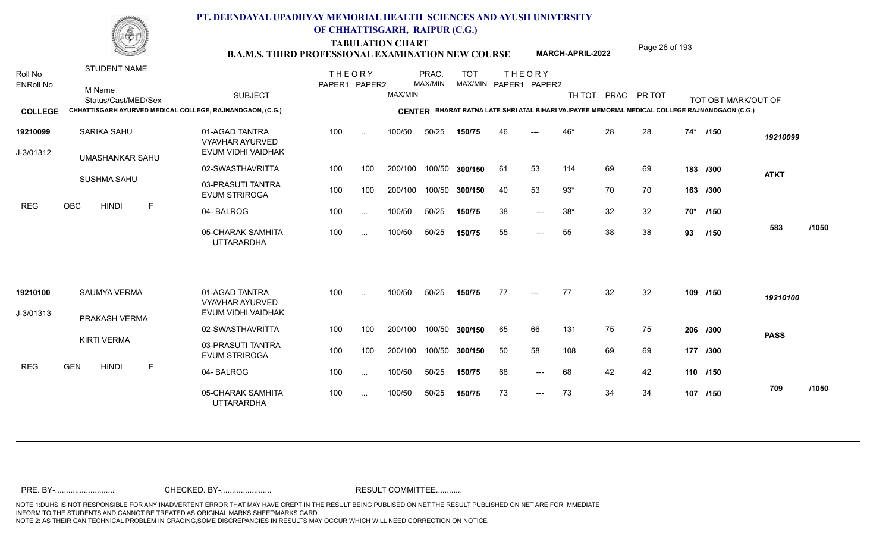# PT. DEENDAYAL UPADHYAY MEMORIAL HEALTH SCIENCES AND AYUSH UNIVERSITY OF CHHATTISGARH, RAIPUR (C.G.)

## TABULATION CHART
## B.A.M.S. THIRD PROFESSIONAL EXAMINATION NEW COURSE

**MARCH-APRIL-2022**

**COLLEGE:** CHHATTISGARH AYURVED MEDICAL COLLEGE, RAJNANDGAON, (C.G.)

**CENTER:** BHARAT RATNA LATE SHRI ATAL BIHARI VAJPAYEE MEMORIAL MEDICAL COLLEGE RAJNANDGAON (C.G.)

| Roll No / ENRoll No | STUDENT NAME / M Name / Status/Cast/MED/Sex | SUBJECT | THEORY PAPER1 | THEORY PAPER2 | MAX/MIN | PRAC. MAX/MIN | TOT MAX/MIN | THEORY PAPER1 | THEORY PAPER2 | TH TOT | PRAC | PR TOT | TOT OBT MARK/OUT OF | |
|---|---|---|---|---|---|---|---|---|---|---|---|---|---|---|
| 19210099 | SARIKA SAHU | 01-AGAD TANTRA VYAVHAR AYURVED EVUM VIDHI VAIDHAK | 100 | .. | 100/50 | 50/25 | 150/75 | 46 | --- | 46* | 28 | 28 | 74* /150 | 19210099 |
| J-3/01312 | UMASHANKAR SAHU | 02-SWASTHAVRITTA | 100 | 100 | 200/100 | 100/50 | 300/150 | 61 | 53 | 114 | 69 | 69 | 183 /300 | ATKT |
| | SUSHMA SAHU | 03-PRASUTI TANTRA EVUM STRIROGA | 100 | 100 | 200/100 | 100/50 | 300/150 | 40 | 53 | 93* | 70 | 70 | 163 /300 | |
| REG | OBC HINDI F | 04- BALROG | 100 | ... | 100/50 | 50/25 | 150/75 | 38 | --- | 38* | 32 | 32 | 70* /150 | |
| | | 05-CHARAK SAMHITA UTTARARDHA | 100 | ... | 100/50 | 50/25 | 150/75 | 55 | --- | 55 | 38 | 38 | 93 /150 | 583 /1050 |
| 19210100 | SAUMYA VERMA | 01-AGAD TANTRA VYAVHAR AYURVED EVUM VIDHI VAIDHAK | 100 | .. | 100/50 | 50/25 | 150/75 | 77 | --- | 77 | 32 | 32 | 109 /150 | 19210100 |
| J-3/01313 | PRAKASH VERMA | 02-SWASTHAVRITTA | 100 | 100 | 200/100 | 100/50 | 300/150 | 65 | 66 | 131 | 75 | 75 | 206 /300 | PASS |
| | KIRTI VERMA | 03-PRASUTI TANTRA EVUM STRIROGA | 100 | 100 | 200/100 | 100/50 | 300/150 | 50 | 58 | 108 | 69 | 69 | 177 /300 | |
| REG | GEN HINDI F | 04- BALROG | 100 | ... | 100/50 | 50/25 | 150/75 | 68 | --- | 68 | 42 | 42 | 110 /150 | |
| | | 05-CHARAK SAMHITA UTTARARDHA | 100 | ... | 100/50 | 50/25 | 150/75 | 73 | --- | 73 | 34 | 34 | 107 /150 | 709 /1050 |

PRE. BY-.......................... CHECKED. BY-....................... RESULT COMMITTEE...........

NOTE 1:DUHS IS NOT RESPONSIBLE FOR ANY INADVERTENT ERROR THAT MAY HAVE CREPT IN THE RESULT BEING PUBLISED ON NET.THE RESULT PUBLISHED ON NET ARE FOR IMMEDIATE INFORM TO THE STUDENTS AND CANNOT BE TREATED AS ORIGINAL MARKS SHEET/MARKS CARD.
NOTE 2: AS THEIR CAN TECHNICAL PROBLEM IN GRACING,SOME DISCREPANCIES IN RESULTS MAY OCCUR WHICH WILL NEED CORRECTION ON NOTICE.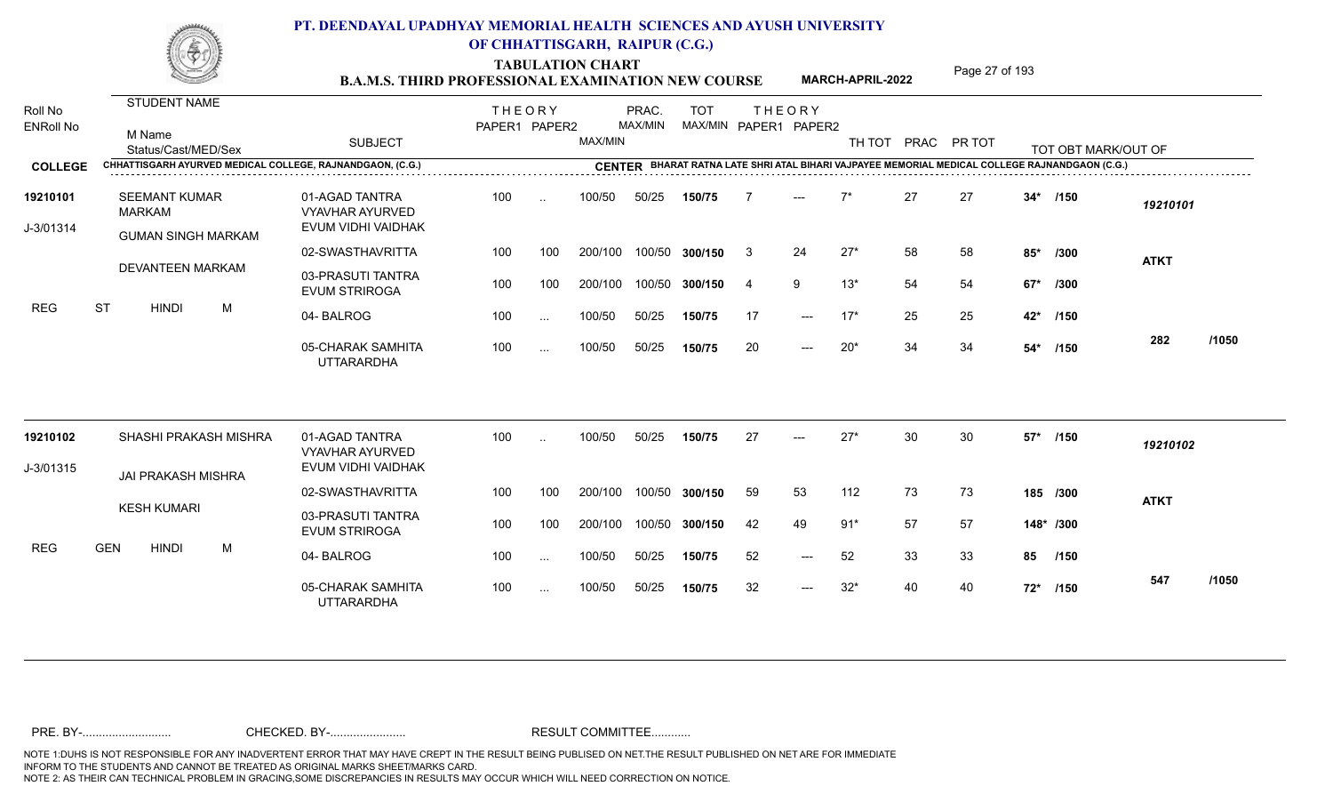# PT. DEENDAYAL UPADHYAY MEMORIAL HEALTH SCIENCES AND AYUSH UNIVERSITY OF CHHATTISGARH, RAIPUR (C.G.)

## TABULATION CHART
## B.A.M.S. THIRD PROFESSIONAL EXAMINATION NEW COURSE — MARCH-APRIL-2022

**COLLEGE:** CHHATTISGARH AYURVED MEDICAL COLLEGE, RAJNANDGAON, (C.G.)

**CENTER:** BHARAT RATNA LATE SHRI ATAL BIHARI VAJPAYEE MEMORIAL MEDICAL COLLEGE RAJNANDGAON (C.G.)

| Roll No / ENRoll No | STUDENT NAME / M Name / Status/Cast/MED/Sex | SUBJECT | THEORY PAPER1 | THEORY PAPER2 | MAX/MIN | PRAC. MAX/MIN | TOT MAX/MIN | THEORY PAPER1 | THEORY PAPER2 | TH TOT | PRAC | PR TOT | TOT OBT MARK/OUT OF | |
|---|---|---|---|---|---|---|---|---|---|---|---|---|---|---|
| 19210101 | SEEMANT KUMAR MARKAM | 01-AGAD TANTRA VYAVHAR AYURVED EVUM VIDHI VAIDHAK | 100 | .. | 100/50 | 50/25 | 150/75 | 7 | --- | 7* | 27 | 27 | 34* /150 | 19210101 |
| J-3/01314 | GUMAN SINGH MARKAM | 02-SWASTHAVRITTA | 100 | 100 | 200/100 | 100/50 | 300/150 | 3 | 24 | 27* | 58 | 58 | 85* /300 | ATKT |
| | DEVANTEEN MARKAM | 03-PRASUTI TANTRA EVUM STRIROGA | 100 | 100 | 200/100 | 100/50 | 300/150 | 4 | 9 | 13* | 54 | 54 | 67* /300 | |
| | REG ST HINDI M | 04- BALROG | 100 | ... | 100/50 | 50/25 | 150/75 | 17 | --- | 17* | 25 | 25 | 42* /150 | |
| | | 05-CHARAK SAMHITA UTTARARDHA | 100 | ... | 100/50 | 50/25 | 150/75 | 20 | --- | 20* | 34 | 34 | 54* /150 | 282 /1050 |
| 19210102 | SHASHI PRAKASH MISHRA | 01-AGAD TANTRA VYAVHAR AYURVED EVUM VIDHI VAIDHAK | 100 | .. | 100/50 | 50/25 | 150/75 | 27 | --- | 27* | 30 | 30 | 57* /150 | 19210102 |
| J-3/01315 | JAI PRAKASH MISHRA | 02-SWASTHAVRITTA | 100 | 100 | 200/100 | 100/50 | 300/150 | 59 | 53 | 112 | 73 | 73 | 185 /300 | ATKT |
| | KESH KUMARI | 03-PRASUTI TANTRA EVUM STRIROGA | 100 | 100 | 200/100 | 100/50 | 300/150 | 42 | 49 | 91* | 57 | 57 | 148* /300 | |
| | REG GEN HINDI M | 04- BALROG | 100 | ... | 100/50 | 50/25 | 150/75 | 52 | --- | 52 | 33 | 33 | 85 /150 | |
| | | 05-CHARAK SAMHITA UTTARARDHA | 100 | ... | 100/50 | 50/25 | 150/75 | 32 | --- | 32* | 40 | 40 | 72* /150 | 547 /1050 |

PRE. BY-.......................... CHECKED. BY-....................... RESULT COMMITTEE...........

NOTE 1:DUHS IS NOT RESPONSIBLE FOR ANY INADVERTENT ERROR THAT MAY HAVE CREPT IN THE RESULT BEING PUBLISED ON NET.THE RESULT PUBLISHED ON NET ARE FOR IMMEDIATE INFORM TO THE STUDENTS AND CANNOT BE TREATED AS ORIGINAL MARKS SHEET/MARKS CARD.
NOTE 2: AS THEIR CAN TECHNICAL PROBLEM IN GRACING,SOME DISCREPANCIES IN RESULTS MAY OCCUR WHICH WILL NEED CORRECTION ON NOTICE.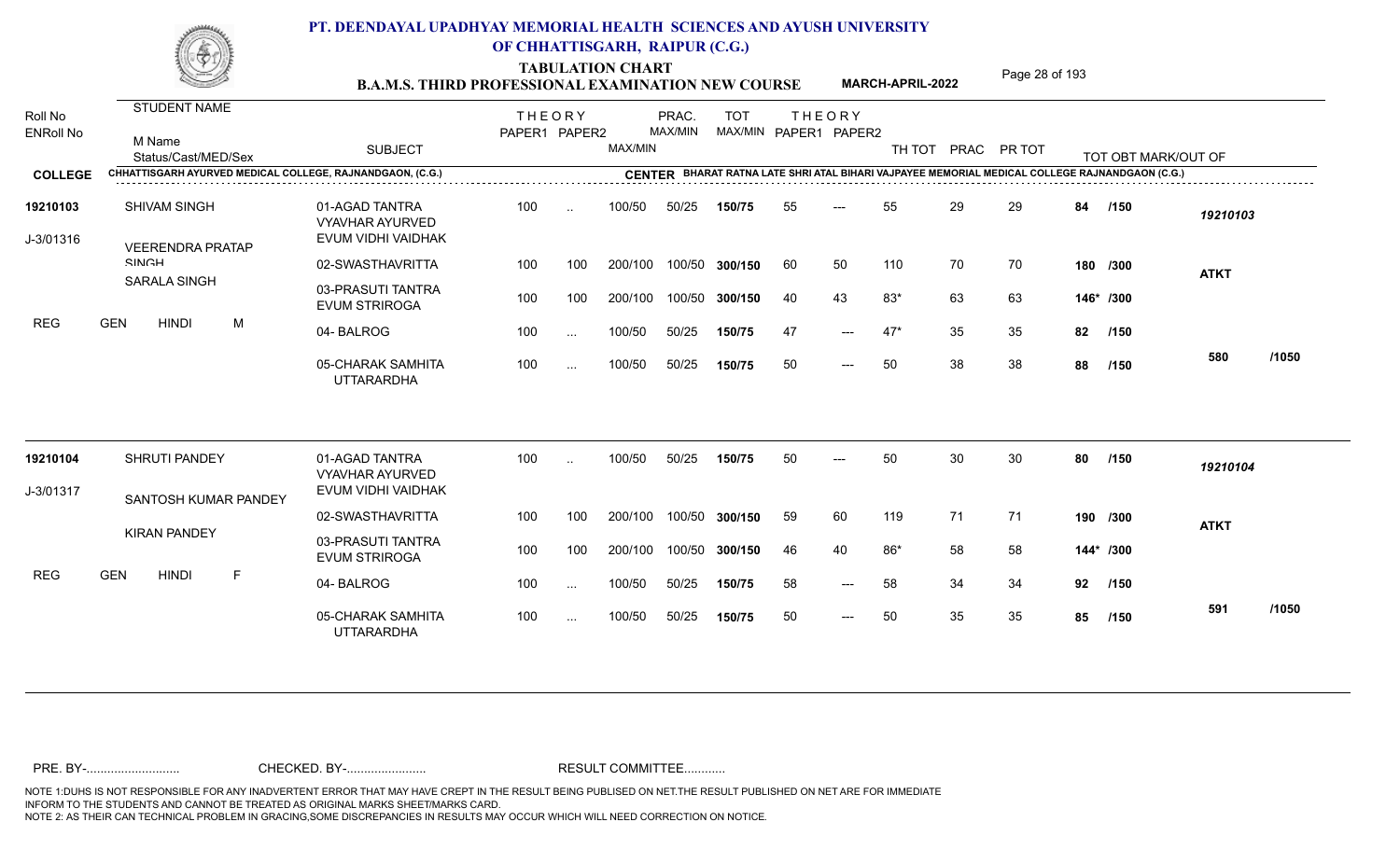# PT. DEENDAYAL UPADHYAY MEMORIAL HEALTH SCIENCES AND AYUSH UNIVERSITY OF CHHATTISGARH, RAIPUR (C.G.)

## TABULATION CHART
### B.A.M.S. THIRD PROFESSIONAL EXAMINATION NEW COURSE — MARCH-APRIL-2022

**COLLEGE:** CHHATTISGARH AYURVED MEDICAL COLLEGE, RAJNANDGAON, (C.G.)
**CENTER:** BHARAT RATNA LATE SHRI ATAL BIHARI VAJPAYEE MEMORIAL MEDICAL COLLEGE RAJNANDGAON (C.G.)

| Roll No / ENRoll No | STUDENT NAME / M Name / Status/Cast/MED/Sex | SUBJECT | THEORY PAPER1 | THEORY PAPER2 | MAX/MIN | PRAC. MAX/MIN | TOT MAX/MIN | THEORY PAPER1 | THEORY PAPER2 | TH TOT | PRAC | PR TOT | TOT OBT MARK/OUT OF | |
|---|---|---|---|---|---|---|---|---|---|---|---|---|---|---|
| 19210103 | SHIVAM SINGH | 01-AGAD TANTRA VYAVHAR AYURVED EVUM VIDHI VAIDHAK | 100 | .. | 100/50 | 50/25 | 150/75 | 55 | --- | 55 | 29 | 29 | 84 /150 | 19210103 |
| J-3/01316 | VEERENDRA PRATAP SINGH | 02-SWASTHAVRITTA | 100 | 100 | 200/100 | 100/50 | 300/150 | 60 | 50 | 110 | 70 | 70 | 180 /300 | ATKT |
| | SARALA SINGH | 03-PRASUTI TANTRA EVUM STRIROGA | 100 | 100 | 200/100 | 100/50 | 300/150 | 40 | 43 | 83* | 63 | 63 | 146* /300 | |
| REG | GEN HINDI M | 04- BALROG | 100 | ... | 100/50 | 50/25 | 150/75 | 47 | --- | 47* | 35 | 35 | 82 /150 | |
| | | 05-CHARAK SAMHITA UTTARARDHA | 100 | ... | 100/50 | 50/25 | 150/75 | 50 | --- | 50 | 38 | 38 | 88 /150 | 580 /1050 |
| 19210104 | SHRUTI PANDEY | 01-AGAD TANTRA VYAVHAR AYURVED EVUM VIDHI VAIDHAK | 100 | .. | 100/50 | 50/25 | 150/75 | 50 | --- | 50 | 30 | 30 | 80 /150 | 19210104 |
| J-3/01317 | SANTOSH KUMAR PANDEY | 02-SWASTHAVRITTA | 100 | 100 | 200/100 | 100/50 | 300/150 | 59 | 60 | 119 | 71 | 71 | 190 /300 | ATKT |
| | KIRAN PANDEY | 03-PRASUTI TANTRA EVUM STRIROGA | 100 | 100 | 200/100 | 100/50 | 300/150 | 46 | 40 | 86* | 58 | 58 | 144* /300 | |
| REG | GEN HINDI F | 04- BALROG | 100 | ... | 100/50 | 50/25 | 150/75 | 58 | --- | 58 | 34 | 34 | 92 /150 | |
| | | 05-CHARAK SAMHITA UTTARARDHA | 100 | ... | 100/50 | 50/25 | 150/75 | 50 | --- | 50 | 35 | 35 | 85 /150 | 591 /1050 |

PRE. BY-.......................... CHECKED. BY-....................... RESULT COMMITTEE...........

NOTE 1:DUHS IS NOT RESPONSIBLE FOR ANY INADVERTENT ERROR THAT MAY HAVE CREPT IN THE RESULT BEING PUBLISED ON NET.THE RESULT PUBLISHED ON NET ARE FOR IMMEDIATE INFORM TO THE STUDENTS AND CANNOT BE TREATED AS ORIGINAL MARKS SHEET/MARKS CARD.
NOTE 2: AS THEIR CAN TECHNICAL PROBLEM IN GRACING,SOME DISCREPANCIES IN RESULTS MAY OCCUR WHICH WILL NEED CORRECTION ON NOTICE.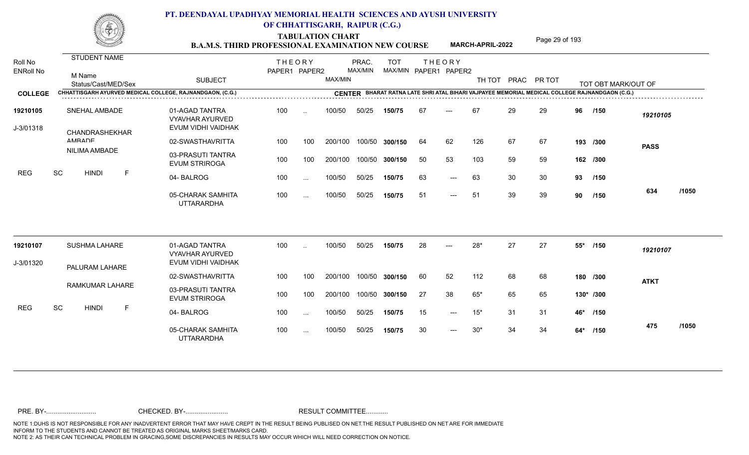# PT. DEENDAYAL UPADHYAY MEMORIAL HEALTH SCIENCES AND AYUSH UNIVERSITY OF CHHATTISGARH, RAIPUR (C.G.)

## TABULATION CHART
### B.A.M.S. THIRD PROFESSIONAL EXAMINATION NEW COURSE — MARCH-APRIL-2022

**COLLEGE:** CHHATTISGARH AYURVED MEDICAL COLLEGE, RAJNANDGAON, (C.G.)
**CENTER:** BHARAT RATNA LATE SHRI ATAL BIHARI VAJPAYEE MEMORIAL MEDICAL COLLEGE RAJNANDGAON (C.G.)

| Roll No / ENRoll No | STUDENT NAME / M Name / Status/Cast/MED/Sex | SUBJECT | THEORY PAPER1 | THEORY PAPER2 | MAX/MIN | PRAC. MAX/MIN | TOT MAX/MIN | THEORY PAPER1 | THEORY PAPER2 | TH TOT | PRAC | PR TOT | TOT OBT MARK/OUT OF | |
|---|---|---|---|---|---|---|---|---|---|---|---|---|---|---|
| 19210105 | SNEHAL AMBADE | 01-AGAD TANTRA VYAVHAR AYURVED EVUM VIDHI VAIDHAK | 100 | .. | 100/50 | 50/25 | 150/75 | 67 | --- | 67 | 29 | 29 | 96 /150 | 19210105 |
| J-3/01318 | CHANDRASHEKHAR AMBADE | 02-SWASTHAVRITTA | 100 | 100 | 200/100 | 100/50 | 300/150 | 64 | 62 | 126 | 67 | 67 | 193 /300 | PASS |
| | NILIMA AMBADE | 03-PRASUTI TANTRA EVUM STRIROGA | 100 | 100 | 200/100 | 100/50 | 300/150 | 50 | 53 | 103 | 59 | 59 | 162 /300 | |
| REG | SC HINDI F | 04- BALROG | 100 | ... | 100/50 | 50/25 | 150/75 | 63 | --- | 63 | 30 | 30 | 93 /150 | |
| | | 05-CHARAK SAMHITA UTTARARDHA | 100 | ... | 100/50 | 50/25 | 150/75 | 51 | --- | 51 | 39 | 39 | 90 /150 | 634 /1050 |
| 19210107 | SUSHMA LAHARE | 01-AGAD TANTRA VYAVHAR AYURVED EVUM VIDHI VAIDHAK | 100 | .. | 100/50 | 50/25 | 150/75 | 28 | --- | 28* | 27 | 27 | 55* /150 | 19210107 |
| J-3/01320 | PALURAM LAHARE | 02-SWASTHAVRITTA | 100 | 100 | 200/100 | 100/50 | 300/150 | 60 | 52 | 112 | 68 | 68 | 180 /300 | ATKT |
| | RAMKUMAR LAHARE | 03-PRASUTI TANTRA EVUM STRIROGA | 100 | 100 | 200/100 | 100/50 | 300/150 | 27 | 38 | 65* | 65 | 65 | 130* /300 | |
| REG | SC HINDI F | 04- BALROG | 100 | ... | 100/50 | 50/25 | 150/75 | 15 | --- | 15* | 31 | 31 | 46* /150 | |
| | | 05-CHARAK SAMHITA UTTARARDHA | 100 | ... | 100/50 | 50/25 | 150/75 | 30 | --- | 30* | 34 | 34 | 64* /150 | 475 /1050 |

PRE. BY-.......................... CHECKED. BY-....................... RESULT COMMITTEE...........

NOTE 1:DUHS IS NOT RESPONSIBLE FOR ANY INADVERTENT ERROR THAT MAY HAVE CREPT IN THE RESULT BEING PUBLISED ON NET.THE RESULT PUBLISHED ON NET ARE FOR IMMEDIATE INFORM TO THE STUDENTS AND CANNOT BE TREATED AS ORIGINAL MARKS SHEET/MARKS CARD.
NOTE 2: AS THEIR CAN TECHNICAL PROBLEM IN GRACING,SOME DISCREPANCIES IN RESULTS MAY OCCUR WHICH WILL NEED CORRECTION ON NOTICE.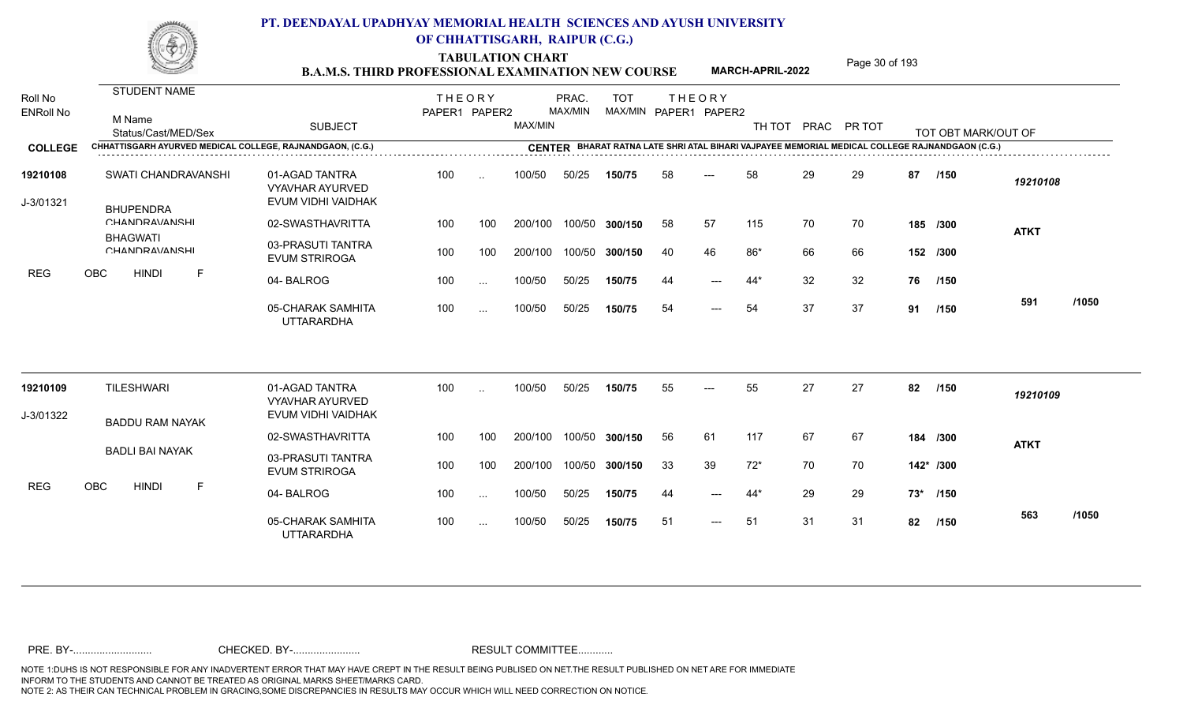# PT. DEENDAYAL UPADHYAY MEMORIAL HEALTH SCIENCES AND AYUSH UNIVERSITY OF CHHATTISGARH, RAIPUR (C.G.)

## TABULATION CHART
## B.A.M.S. THIRD PROFESSIONAL EXAMINATION NEW COURSE — MARCH-APRIL-2022

**COLLEGE:** CHHATTISGARH AYURVED MEDICAL COLLEGE, RAJNANDGAON, (C.G.)
**CENTER:** BHARAT RATNA LATE SHRI ATAL BIHARI VAJPAYEE MEMORIAL MEDICAL COLLEGE RAJNANDGAON (C.G.)

| Roll No / ENRoll No | Student Name / M Name / Status/Cast/MED/Sex | Subject | THEORY PAPER1 | THEORY PAPER2 | MAX/MIN | PRAC. MAX/MIN | TOT MAX/MIN | PAPER1 | PAPER2 | TH TOT | PRAC | PR TOT | TOT OBT MARK/OUT OF | Result |
|---|---|---|---|---|---|---|---|---|---|---|---|---|---|---|
| 19210108 / J-3/01321 | SWATI CHANDRAVANSHI / BHUPENDRA CHANDRAVANSHI / BHAGWATI CHANDRAVANSHI / REG OBC HINDI F | 01-AGAD TANTRA VYAVHAR AYURVED EVUM VIDHI VAIDHAK | 100 | .. | 100/50 | 50/25 | 150/75 | 58 | --- | 58 | 29 | 29 | 87 /150 | 19210108 |
| | | 02-SWASTHAVRITTA | 100 | 100 | 200/100 | 100/50 | 300/150 | 58 | 57 | 115 | 70 | 70 | 185 /300 | ATKT |
| | | 03-PRASUTI TANTRA EVUM STRIROGA | 100 | 100 | 200/100 | 100/50 | 300/150 | 40 | 46 | 86* | 66 | 66 | 152 /300 | |
| | | 04- BALROG | 100 | ... | 100/50 | 50/25 | 150/75 | 44 | --- | 44* | 32 | 32 | 76 /150 | |
| | | 05-CHARAK SAMHITA UTTARARDHA | 100 | ... | 100/50 | 50/25 | 150/75 | 54 | --- | 54 | 37 | 37 | 91 /150 | 591 /1050 |
| 19210109 / J-3/01322 | TILESHWARI / BADDU RAM NAYAK / BADLI BAI NAYAK / REG OBC HINDI F | 01-AGAD TANTRA VYAVHAR AYURVED EVUM VIDHI VAIDHAK | 100 | .. | 100/50 | 50/25 | 150/75 | 55 | --- | 55 | 27 | 27 | 82 /150 | 19210109 |
| | | 02-SWASTHAVRITTA | 100 | 100 | 200/100 | 100/50 | 300/150 | 56 | 61 | 117 | 67 | 67 | 184 /300 | ATKT |
| | | 03-PRASUTI TANTRA EVUM STRIROGA | 100 | 100 | 200/100 | 100/50 | 300/150 | 33 | 39 | 72* | 70 | 70 | 142* /300 | |
| | | 04- BALROG | 100 | ... | 100/50 | 50/25 | 150/75 | 44 | --- | 44* | 29 | 29 | 73* /150 | |
| | | 05-CHARAK SAMHITA UTTARARDHA | 100 | ... | 100/50 | 50/25 | 150/75 | 51 | --- | 51 | 31 | 31 | 82 /150 | 563 /1050 |

PRE. BY-.......................... CHECKED. BY-....................... RESULT COMMITTEE...........

NOTE 1:DUHS IS NOT RESPONSIBLE FOR ANY INADVERTENT ERROR THAT MAY HAVE CREPT IN THE RESULT BEING PUBLISED ON NET.THE RESULT PUBLISHED ON NET ARE FOR IMMEDIATE INFORM TO THE STUDENTS AND CANNOT BE TREATED AS ORIGINAL MARKS SHEET/MARKS CARD.
NOTE 2: AS THEIR CAN TECHNICAL PROBLEM IN GRACING,SOME DISCREPANCIES IN RESULTS MAY OCCUR WHICH WILL NEED CORRECTION ON NOTICE.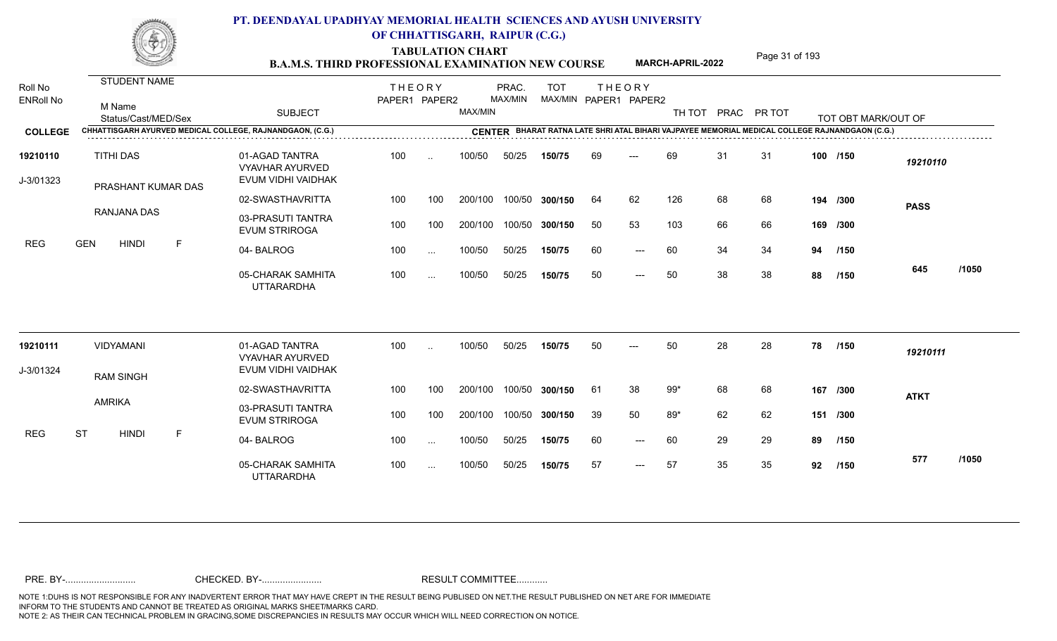# PT. DEENDAYAL UPADHYAY MEMORIAL HEALTH SCIENCES AND AYUSH UNIVERSITY OF CHHATTISGARH, RAIPUR (C.G.)

## TABULATION CHART
## B.A.M.S. THIRD PROFESSIONAL EXAMINATION NEW COURSE — MARCH-APRIL-2022

**COLLEGE:** CHHATTISGARH AYURVED MEDICAL COLLEGE, RAJNANDGAON, (C.G.)

**CENTER:** BHARAT RATNA LATE SHRI ATAL BIHARI VAJPAYEE MEMORIAL MEDICAL COLLEGE RAJNANDGAON (C.G.)

| Roll No / ENRoll No | STUDENT NAME / M Name / Status/Cast/MED/Sex | SUBJECT | THEORY PAPER1 | THEORY PAPER2 | MAX/MIN | PRAC. MAX/MIN | TOT MAX/MIN | THEORY PAPER1 | THEORY PAPER2 | TH TOT | PRAC | PR TOT | TOT OBT MARK/OUT OF | |
|---|---|---|---|---|---|---|---|---|---|---|---|---|---|---|
| 19210110 | TITHI DAS | 01-AGAD TANTRA VYAVHAR AYURVED EVUM VIDHI VAIDHAK | 100 | .. | 100/50 | 50/25 | 150/75 | 69 | --- | 69 | 31 | 31 | 100 /150 | 19210110 |
| J-3/01323 | PRASHANT KUMAR DAS | 02-SWASTHAVRITTA | 100 | 100 | 200/100 | 100/50 | 300/150 | 64 | 62 | 126 | 68 | 68 | 194 /300 | PASS |
| | RANJANA DAS | 03-PRASUTI TANTRA EVUM STRIROGA | 100 | 100 | 200/100 | 100/50 | 300/150 | 50 | 53 | 103 | 66 | 66 | 169 /300 | |
| REG | GEN HINDI F | 04- BALROG | 100 | ... | 100/50 | 50/25 | 150/75 | 60 | --- | 60 | 34 | 34 | 94 /150 | |
| | | 05-CHARAK SAMHITA UTTARARDHA | 100 | ... | 100/50 | 50/25 | 150/75 | 50 | --- | 50 | 38 | 38 | 88 /150 | 645 /1050 |
| 19210111 | VIDYAMANI | 01-AGAD TANTRA VYAVHAR AYURVED EVUM VIDHI VAIDHAK | 100 | .. | 100/50 | 50/25 | 150/75 | 50 | --- | 50 | 28 | 28 | 78 /150 | 19210111 |
| J-3/01324 | RAM SINGH | 02-SWASTHAVRITTA | 100 | 100 | 200/100 | 100/50 | 300/150 | 61 | 38 | 99* | 68 | 68 | 167 /300 | ATKT |
| | AMRIKA | 03-PRASUTI TANTRA EVUM STRIROGA | 100 | 100 | 200/100 | 100/50 | 300/150 | 39 | 50 | 89* | 62 | 62 | 151 /300 | |
| REG | ST HINDI F | 04- BALROG | 100 | ... | 100/50 | 50/25 | 150/75 | 60 | --- | 60 | 29 | 29 | 89 /150 | |
| | | 05-CHARAK SAMHITA UTTARARDHA | 100 | ... | 100/50 | 50/25 | 150/75 | 57 | --- | 57 | 35 | 35 | 92 /150 | 577 /1050 |

PRE. BY-.......................... CHECKED. BY-...................... RESULT COMMITTEE...........

NOTE 1:DUHS IS NOT RESPONSIBLE FOR ANY INADVERTENT ERROR THAT MAY HAVE CREPT IN THE RESULT BEING PUBLISED ON NET.THE RESULT PUBLISHED ON NET ARE FOR IMMEDIATE INFORM TO THE STUDENTS AND CANNOT BE TREATED AS ORIGINAL MARKS SHEET/MARKS CARD.
NOTE 2: AS THEIR CAN TECHNICAL PROBLEM IN GRACING,SOME DISCREPANCIES IN RESULTS MAY OCCUR WHICH WILL NEED CORRECTION ON NOTICE.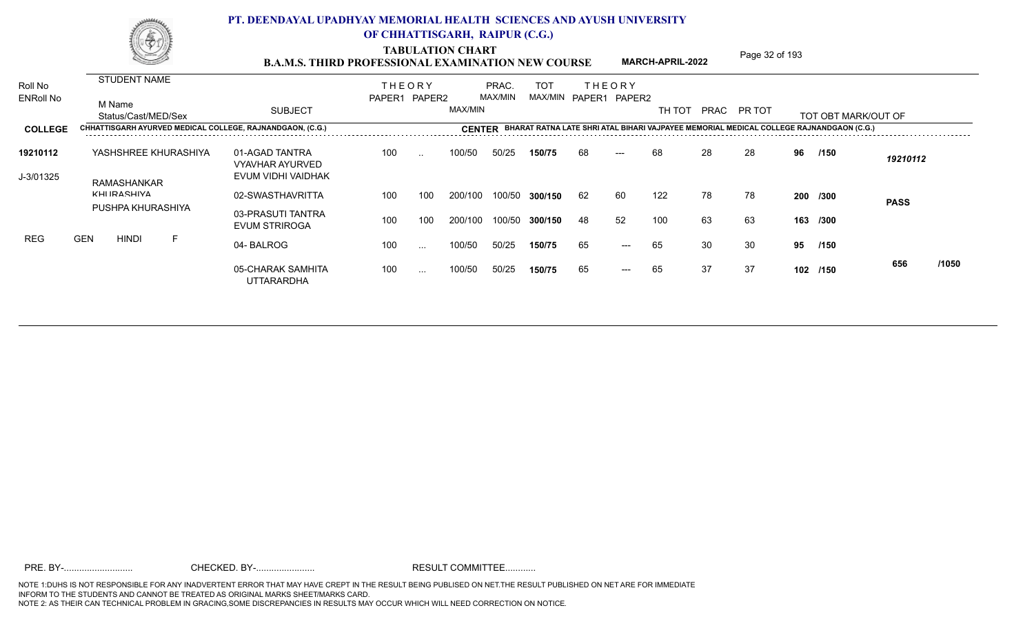# PT. DEENDAYAL UPADHYAY MEMORIAL HEALTH SCIENCES AND AYUSH UNIVERSITY OF CHHATTISGARH, RAIPUR (C.G.)

## TABULATION CHART

### B.A.M.S. THIRD PROFESSIONAL EXAMINATION NEW COURSE

**MARCH-APRIL-2022**

| Roll No / ENRoll No | STUDENT NAME / M Name / Status/Cast/MED/Sex | SUBJECT | THEORY PAPER1 | THEORY PAPER2 | MAX/MIN | PRAC. MAX/MIN | TOT MAX/MIN | THEORY PAPER1 | THEORY PAPER2 | TH TOT | PRAC | PR TOT | TOT OBT MARK/OUT OF | | |
|---|---|---|---|---|---|---|---|---|---|---|---|---|---|---|---|
| **COLLEGE** | CHHATTISGARH AYURVED MEDICAL COLLEGE, RAJNANDGAON, (C.G.) | **CENTER** BHARAT RATNA LATE SHRI ATAL BIHARI VAJPAYEE MEMORIAL MEDICAL COLLEGE RAJNANDGAON (C.G.) | | | | | | | | | | | | | |
| **19210112** | YASHSHREE KHURASHIYA | 01-AGAD TANTRA VYAVHAR AYURVED EVUM VIDHI VAIDHAK | 100 | .. | 100/50 | 50/25 | **150/75** | 68 | --- | 68 | 28 | 28 | **96 /150** | *19210112* | |
| J-3/01325 | RAMASHANKAR KHURASHIYA | 02-SWASTHAVRITTA | 100 | 100 | 200/100 | 100/50 | **300/150** | 62 | 60 | 122 | 78 | 78 | **200 /300** | **PASS** | |
| | PUSHPA KHURASHIYA | 03-PRASUTI TANTRA EVUM STRIROGA | 100 | 100 | 200/100 | 100/50 | **300/150** | 48 | 52 | 100 | 63 | 63 | **163 /300** | | |
| REG | GEN HINDI F | 04- BALROG | 100 | ... | 100/50 | 50/25 | **150/75** | 65 | --- | 65 | 30 | 30 | **95 /150** | | |
| | | 05-CHARAK SAMHITA UTTARARDHA | 100 | ... | 100/50 | 50/25 | **150/75** | 65 | --- | 65 | 37 | 37 | **102 /150** | 656 | /1050 |

PRE. BY-.......................... CHECKED. BY-....................... RESULT COMMITTEE...........

NOTE 1:DUHS IS NOT RESPONSIBLE FOR ANY INADVERTENT ERROR THAT MAY HAVE CREPT IN THE RESULT BEING PUBLISED ON NET.THE RESULT PUBLISHED ON NET ARE FOR IMMEDIATE INFORM TO THE STUDENTS AND CANNOT BE TREATED AS ORIGINAL MARKS SHEET/MARKS CARD.
NOTE 2: AS THEIR CAN TECHNICAL PROBLEM IN GRACING,SOME DISCREPANCIES IN RESULTS MAY OCCUR WHICH WILL NEED CORRECTION ON NOTICE.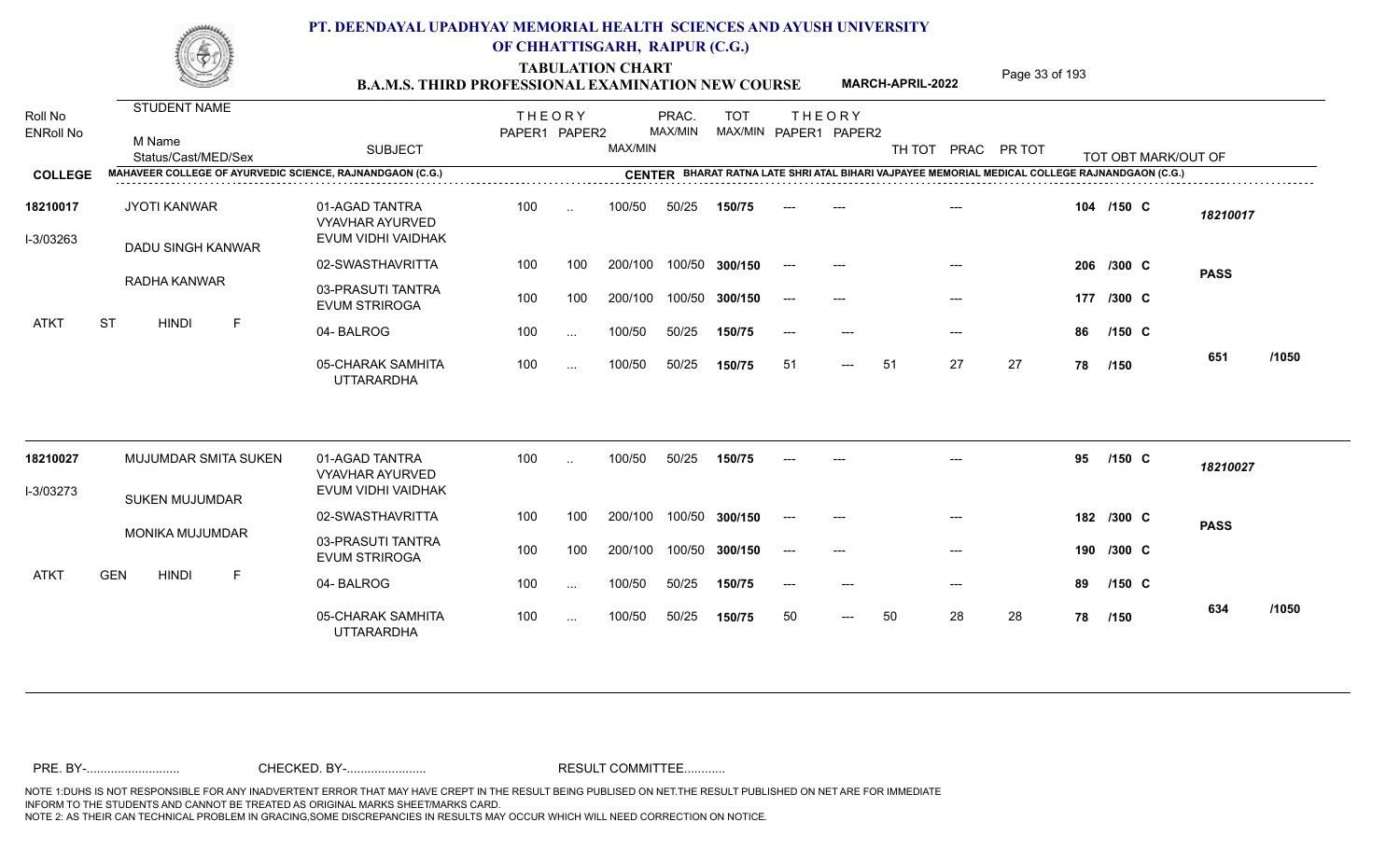## PT. DEENDAYAL UPADHYAY MEMORIAL HEALTH SCIENCES AND AYUSH UNIVERSITY OF CHHATTISGARH, RAIPUR (C.G.)

### TABULATION CHART
### B.A.M.S. THIRD PROFESSIONAL EXAMINATION NEW COURSE — MARCH-APRIL-2022

**COLLEGE:** MAHAVEER COLLEGE OF AYURVEDIC SCIENCE, RAJNANDGAON (C.G.)
**CENTER:** BHARAT RATNA LATE SHRI ATAL BIHARI VAJPAYEE MEMORIAL MEDICAL COLLEGE RAJNANDGAON (C.G.)

| Roll No / ENRoll No | STUDENT NAME / M Name / Status/Cast/MED/Sex | SUBJECT | THEORY PAPER1 | THEORY PAPER2 | MAX/MIN | PRAC. MAX/MIN | TOT MAX/MIN | THEORY PAPER1 | THEORY PAPER2 | TH TOT | PRAC | PR TOT | TOT OBT MARK/OUT OF | |
|---|---|---|---|---|---|---|---|---|---|---|---|---|---|---|
| 18210017 | JYOTI KANWAR | 01-AGAD TANTRA VYAVHAR AYURVED EVUM VIDHI VAIDHAK | 100 | .. | 100/50 | 50/25 | 150/75 | --- | --- | | --- | | 104 /150 C | 18210017 |
| I-3/03263 | DADU SINGH KANWAR | 02-SWASTHAVRITTA | 100 | 100 | 200/100 | 100/50 | 300/150 | --- | --- | | --- | | 206 /300 C | PASS |
| | RADHA KANWAR | 03-PRASUTI TANTRA EVUM STRIROGA | 100 | 100 | 200/100 | 100/50 | 300/150 | --- | --- | | --- | | 177 /300 C | |
| ATKT | ST HINDI F | 04- BALROG | 100 | ... | 100/50 | 50/25 | 150/75 | --- | --- | | --- | | 86 /150 C | |
| | | 05-CHARAK SAMHITA UTTARARDHA | 100 | ... | 100/50 | 50/25 | 150/75 | 51 | --- | 51 | 27 | 27 | 78 /150 | 651 /1050 |
| 18210027 | MUJUMDAR SMITA SUKEN | 01-AGAD TANTRA VYAVHAR AYURVED EVUM VIDHI VAIDHAK | 100 | .. | 100/50 | 50/25 | 150/75 | --- | --- | | --- | | 95 /150 C | 18210027 |
| I-3/03273 | SUKEN MUJUMDAR | 02-SWASTHAVRITTA | 100 | 100 | 200/100 | 100/50 | 300/150 | --- | --- | | --- | | 182 /300 C | PASS |
| | MONIKA MUJUMDAR | 03-PRASUTI TANTRA EVUM STRIROGA | 100 | 100 | 200/100 | 100/50 | 300/150 | --- | --- | | --- | | 190 /300 C | |
| ATKT | GEN HINDI F | 04- BALROG | 100 | ... | 100/50 | 50/25 | 150/75 | --- | --- | | --- | | 89 /150 C | |
| | | 05-CHARAK SAMHITA UTTARARDHA | 100 | ... | 100/50 | 50/25 | 150/75 | 50 | --- | 50 | 28 | 28 | 78 /150 | 634 /1050 |

PRE. BY-.......................... CHECKED. BY-....................... RESULT COMMITTEE...........

NOTE 1:DUHS IS NOT RESPONSIBLE FOR ANY INADVERTENT ERROR THAT MAY HAVE CREPT IN THE RESULT BEING PUBLISED ON NET.THE RESULT PUBLISHED ON NET ARE FOR IMMEDIATE INFORM TO THE STUDENTS AND CANNOT BE TREATED AS ORIGINAL MARKS SHEET/MARKS CARD.
NOTE 2: AS THEIR CAN TECHNICAL PROBLEM IN GRACING,SOME DISCREPANCIES IN RESULTS MAY OCCUR WHICH WILL NEED CORRECTION ON NOTICE.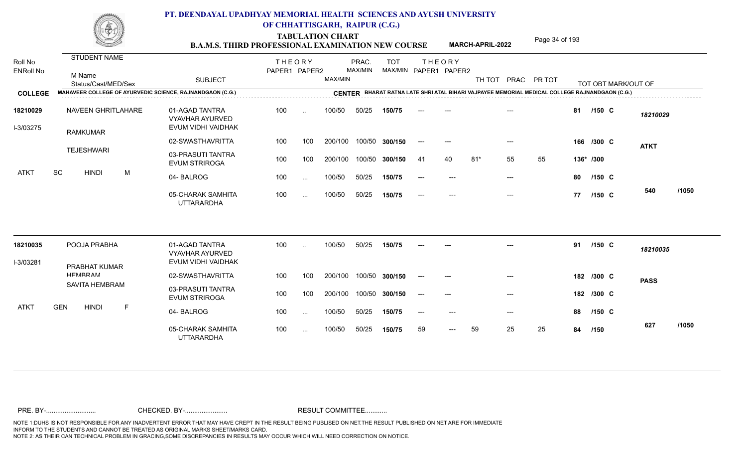# PT. DEENDAYAL UPADHYAY MEMORIAL HEALTH SCIENCES AND AYUSH UNIVERSITY OF CHHATTISGARH, RAIPUR (C.G.)

## TABULATION CHART
## B.A.M.S. THIRD PROFESSIONAL EXAMINATION NEW COURSE — MARCH-APRIL-2022

**COLLEGE:** MAHAVEER COLLEGE OF AYURVEDIC SCIENCE, RAJNANDGAON (C.G.)
**CENTER:** BHARAT RATNA LATE SHRI ATAL BIHARI VAJPAYEE MEMORIAL MEDICAL COLLEGE RAJNANDGAON (C.G.)

| Roll No / ENRoll No | STUDENT NAME / M Name / Status/Cast/MED/Sex | SUBJECT | THEORY PAPER1 | THEORY PAPER2 | MAX/MIN | PRAC. MAX/MIN | TOT MAX/MIN | THEORY PAPER1 | THEORY PAPER2 | TH TOT | PRAC | PR TOT | TOT OBT MARK/OUT OF | |
|---|---|---|---|---|---|---|---|---|---|---|---|---|---|---|
| 18210029 | NAVEEN GHRITLAHARE | 01-AGAD TANTRA VYAVHAR AYURVED EVUM VIDHI VAIDHAK | 100 | .. | 100/50 | 50/25 | 150/75 | --- | --- | | --- | | 81 /150 C | 18210029 |
| I-3/03275 | RAMKUMAR | 02-SWASTHAVRITTA | 100 | 100 | 200/100 | 100/50 | 300/150 | --- | --- | | --- | | 166 /300 C | ATKT |
| | TEJESHWARI | 03-PRASUTI TANTRA EVUM STRIROGA | 100 | 100 | 200/100 | 100/50 | 300/150 | 41 | 40 | 81* | 55 | 55 | 136* /300 | |
| ATKT | SC HINDI M | 04- BALROG | 100 | ... | 100/50 | 50/25 | 150/75 | --- | --- | | --- | | 80 /150 C | |
| | | 05-CHARAK SAMHITA UTTARARDHA | 100 | ... | 100/50 | 50/25 | 150/75 | --- | --- | | --- | | 77 /150 C | 540 /1050 |
| 18210035 | POOJA PRABHA | 01-AGAD TANTRA VYAVHAR AYURVED EVUM VIDHI VAIDHAK | 100 | .. | 100/50 | 50/25 | 150/75 | --- | --- | | --- | | 91 /150 C | 18210035 |
| I-3/03281 | PRABHAT KUMAR HEMBRAM | 02-SWASTHAVRITTA | 100 | 100 | 200/100 | 100/50 | 300/150 | --- | --- | | --- | | 182 /300 C | PASS |
| | SAVITA HEMBRAM | 03-PRASUTI TANTRA EVUM STRIROGA | 100 | 100 | 200/100 | 100/50 | 300/150 | --- | --- | | --- | | 182 /300 C | |
| ATKT | GEN HINDI F | 04- BALROG | 100 | ... | 100/50 | 50/25 | 150/75 | --- | --- | | --- | | 88 /150 C | |
| | | 05-CHARAK SAMHITA UTTARARDHA | 100 | ... | 100/50 | 50/25 | 150/75 | 59 | --- | 59 | 25 | 25 | 84 /150 | 627 /1050 |

PRE. BY-.......................... CHECKED. BY-....................... RESULT COMMITTEE...........

NOTE 1:DUHS IS NOT RESPONSIBLE FOR ANY INADVERTENT ERROR THAT MAY HAVE CREPT IN THE RESULT BEING PUBLISED ON NET.THE RESULT PUBLISHED ON NET ARE FOR IMMEDIATE INFORM TO THE STUDENTS AND CANNOT BE TREATED AS ORIGINAL MARKS SHEET/MARKS CARD.
NOTE 2: AS THEIR CAN TECHNICAL PROBLEM IN GRACING,SOME DISCREPANCIES IN RESULTS MAY OCCUR WHICH WILL NEED CORRECTION ON NOTICE.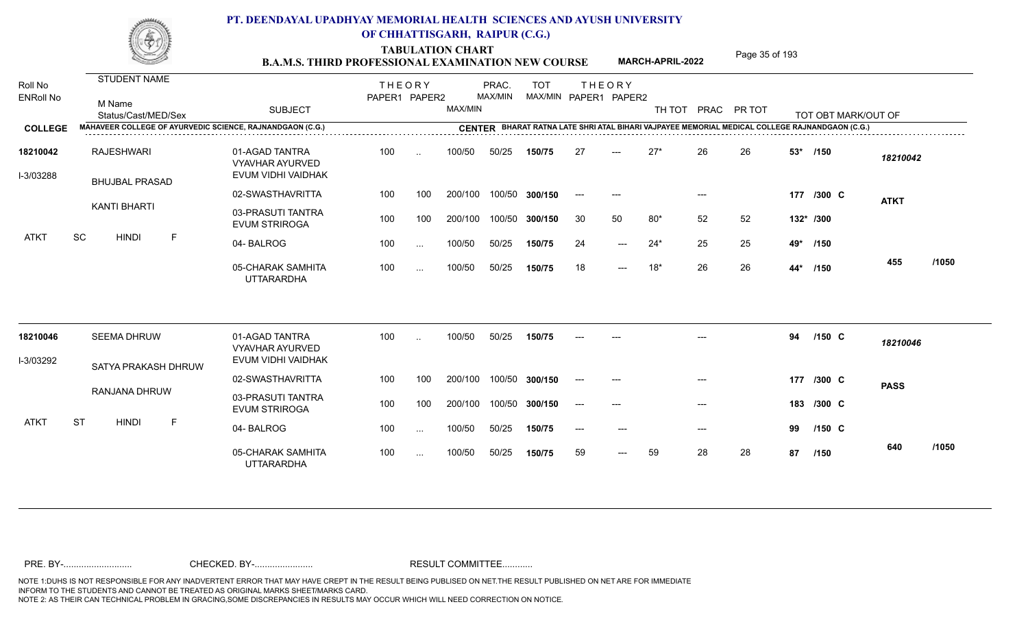# PT. DEENDAYAL UPADHYAY MEMORIAL HEALTH SCIENCES AND AYUSH UNIVERSITY OF CHHATTISGARH, RAIPUR (C.G.)

## TABULATION CHART
## B.A.M.S. THIRD PROFESSIONAL EXAMINATION NEW COURSE — MARCH-APRIL-2022

**COLLEGE:** MAHAVEER COLLEGE OF AYURVEDIC SCIENCE, RAJNANDGAON (C.G.)
**CENTER:** BHARAT RATNA LATE SHRI ATAL BIHARI VAJPAYEE MEMORIAL MEDICAL COLLEGE RAJNANDGAON (C.G.)

| Roll No / ENRoll No | STUDENT NAME / M Name / Status/Cast/MED/Sex | SUBJECT | THEORY PAPER1 | THEORY PAPER2 | MAX/MIN | PRAC. MAX/MIN | TOT MAX/MIN | THEORY PAPER1 | THEORY PAPER2 | TH TOT | PRAC | PR TOT | TOT OBT MARK/OUT OF | | |
|---|---|---|---|---|---|---|---|---|---|---|---|---|---|---|---|
| 18210042 | RAJESHWARI | 01-AGAD TANTRA VYAVHAR AYURVED EVUM VIDHI VAIDHAK | 100 | .. | 100/50 | 50/25 | 150/75 | 27 | --- | 27* | 26 | 26 | 53* /150 | 18210042 | |
| I-3/03288 | BHUJBAL PRASAD | 02-SWASTHAVRITTA | 100 | 100 | 200/100 | 100/50 | 300/150 | --- | --- | | --- | | 177 /300 C | ATKT | |
| | KANTI BHARTI | 03-PRASUTI TANTRA EVUM STRIROGA | 100 | 100 | 200/100 | 100/50 | 300/150 | 30 | 50 | 80* | 52 | 52 | 132* /300 | | |
| ATKT | SC HINDI F | 04- BALROG | 100 | ... | 100/50 | 50/25 | 150/75 | 24 | --- | 24* | 25 | 25 | 49* /150 | | |
| | | 05-CHARAK SAMHITA UTTARARDHA | 100 | ... | 100/50 | 50/25 | 150/75 | 18 | --- | 18* | 26 | 26 | 44* /150 | 455 | /1050 |
| 18210046 | SEEMA DHRUW | 01-AGAD TANTRA VYAVHAR AYURVED EVUM VIDHI VAIDHAK | 100 | .. | 100/50 | 50/25 | 150/75 | --- | --- | | --- | | 94 /150 C | 18210046 | |
| I-3/03292 | SATYA PRAKASH DHRUW | 02-SWASTHAVRITTA | 100 | 100 | 200/100 | 100/50 | 300/150 | --- | --- | | --- | | 177 /300 C | PASS | |
| | RANJANA DHRUW | 03-PRASUTI TANTRA EVUM STRIROGA | 100 | 100 | 200/100 | 100/50 | 300/150 | --- | --- | | --- | | 183 /300 C | | |
| ATKT | ST HINDI F | 04- BALROG | 100 | ... | 100/50 | 50/25 | 150/75 | --- | --- | | --- | | 99 /150 C | | |
| | | 05-CHARAK SAMHITA UTTARARDHA | 100 | ... | 100/50 | 50/25 | 150/75 | 59 | --- | 59 | 28 | 28 | 87 /150 | 640 | /1050 |

PRE. BY-.......................... CHECKED. BY-....................... RESULT COMMITTEE...........

NOTE 1:DUHS IS NOT RESPONSIBLE FOR ANY INADVERTENT ERROR THAT MAY HAVE CREPT IN THE RESULT BEING PUBLISED ON NET.THE RESULT PUBLISHED ON NET ARE FOR IMMEDIATE INFORM TO THE STUDENTS AND CANNOT BE TREATED AS ORIGINAL MARKS SHEET/MARKS CARD.
NOTE 2: AS THEIR CAN TECHNICAL PROBLEM IN GRACING,SOME DISCREPANCIES IN RESULTS MAY OCCUR WHICH WILL NEED CORRECTION ON NOTICE.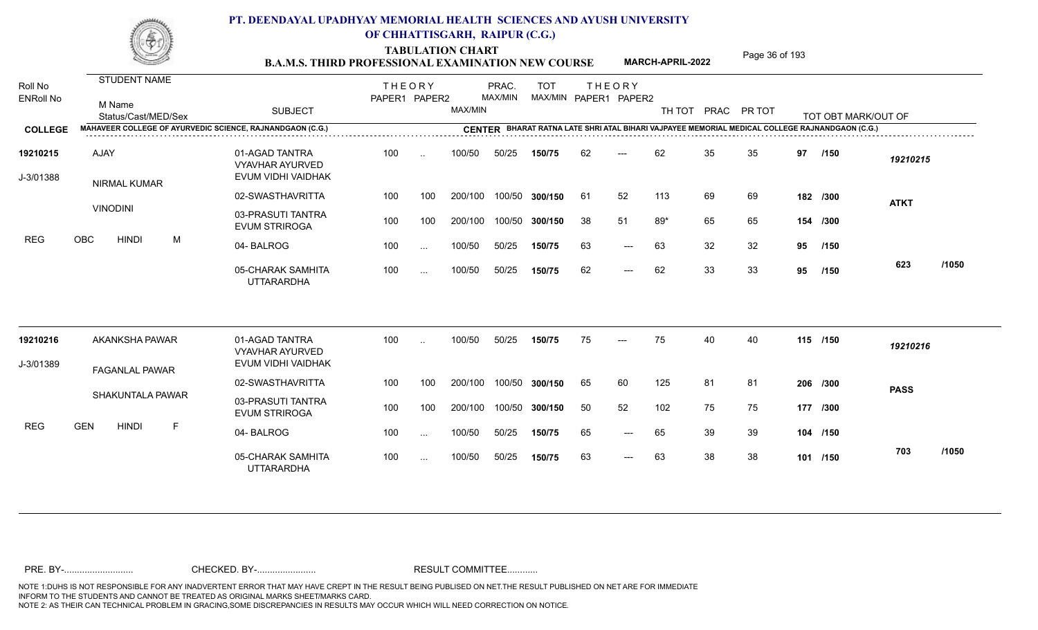# PT. DEENDAYAL UPADHYAY MEMORIAL HEALTH SCIENCES AND AYUSH UNIVERSITY OF CHHATTISGARH, RAIPUR (C.G.)

## TABULATION CHART
## B.A.M.S. THIRD PROFESSIONAL EXAMINATION NEW COURSE — MARCH-APRIL-2022

**COLLEGE:** MAHAVEER COLLEGE OF AYURVEDIC SCIENCE, RAJNANDGAON (C.G.)
**CENTER:** BHARAT RATNA LATE SHRI ATAL BIHARI VAJPAYEE MEMORIAL MEDICAL COLLEGE RAJNANDGAON (C.G.)

| Roll No / ENRoll No | Student Name / M Name / Status/Cast/MED/Sex | Subject | THEORY PAPER1 | THEORY PAPER2 | MAX/MIN | PRAC. MAX/MIN | TOT MAX/MIN | THEORY PAPER1 | THEORY PAPER2 | TH TOT | PRAC | PR TOT | TOT OBT MARK/OUT OF | |
|---|---|---|---|---|---|---|---|---|---|---|---|---|---|---|
| 19210215 | AJAY | 01-AGAD TANTRA VYAVHAR AYURVED EVUM VIDHI VAIDHAK | 100 | .. | 100/50 | 50/25 | 150/75 | 62 | --- | 62 | 35 | 35 | 97 /150 | 19210215 |
| J-3/01388 | NIRMAL KUMAR | 02-SWASTHAVRITTA | 100 | 100 | 200/100 | 100/50 | 300/150 | 61 | 52 | 113 | 69 | 69 | 182 /300 | ATKT |
| | VINODINI | 03-PRASUTI TANTRA EVUM STRIROGA | 100 | 100 | 200/100 | 100/50 | 300/150 | 38 | 51 | 89* | 65 | 65 | 154 /300 | |
| | REG OBC HINDI M | 04- BALROG | 100 | ... | 100/50 | 50/25 | 150/75 | 63 | --- | 63 | 32 | 32 | 95 /150 | |
| | | 05-CHARAK SAMHITA UTTARARDHA | 100 | ... | 100/50 | 50/25 | 150/75 | 62 | --- | 62 | 33 | 33 | 95 /150 | 623 /1050 |
| 19210216 | AKANKSHA PAWAR | 01-AGAD TANTRA VYAVHAR AYURVED EVUM VIDHI VAIDHAK | 100 | .. | 100/50 | 50/25 | 150/75 | 75 | --- | 75 | 40 | 40 | 115 /150 | 19210216 |
| J-3/01389 | FAGANLAL PAWAR | 02-SWASTHAVRITTA | 100 | 100 | 200/100 | 100/50 | 300/150 | 65 | 60 | 125 | 81 | 81 | 206 /300 | PASS |
| | SHAKUNTALA PAWAR | 03-PRASUTI TANTRA EVUM STRIROGA | 100 | 100 | 200/100 | 100/50 | 300/150 | 50 | 52 | 102 | 75 | 75 | 177 /300 | |
| | REG GEN HINDI F | 04- BALROG | 100 | ... | 100/50 | 50/25 | 150/75 | 65 | --- | 65 | 39 | 39 | 104 /150 | |
| | | 05-CHARAK SAMHITA UTTARARDHA | 100 | ... | 100/50 | 50/25 | 150/75 | 63 | --- | 63 | 38 | 38 | 101 /150 | 703 /1050 |

PRE. BY-.......................... CHECKED. BY-....................... RESULT COMMITTEE...........

NOTE 1:DUHS IS NOT RESPONSIBLE FOR ANY INADVERTENT ERROR THAT MAY HAVE CREPT IN THE RESULT BEING PUBLISED ON NET.THE RESULT PUBLISHED ON NET ARE FOR IMMEDIATE INFORM TO THE STUDENTS AND CANNOT BE TREATED AS ORIGINAL MARKS SHEET/MARKS CARD.
NOTE 2: AS THEIR CAN TECHNICAL PROBLEM IN GRACING,SOME DISCREPANCIES IN RESULTS MAY OCCUR WHICH WILL NEED CORRECTION ON NOTICE.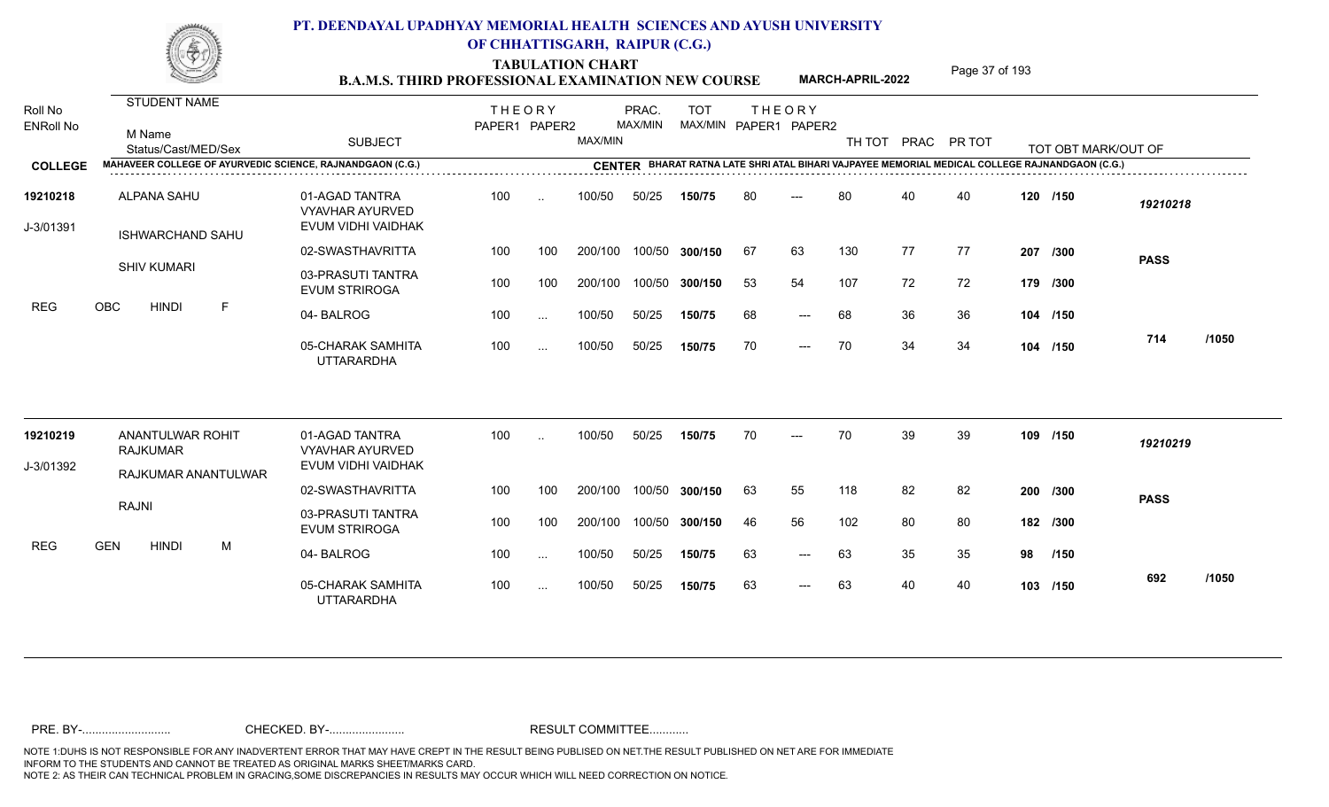# PT. DEENDAYAL UPADHYAY MEMORIAL HEALTH SCIENCES AND AYUSH UNIVERSITY OF CHHATTISGARH, RAIPUR (C.G.)

## TABULATION CHART
## B.A.M.S. THIRD PROFESSIONAL EXAMINATION NEW COURSE

**MARCH-APRIL-2022**

**COLLEGE:** MAHAVEER COLLEGE OF AYURVEDIC SCIENCE, RAJNANDGAON (C.G.)
**CENTER:** BHARAT RATNA LATE SHRI ATAL BIHARI VAJPAYEE MEMORIAL MEDICAL COLLEGE RAJNANDGAON (C.G.)

| Roll No / ENRoll No | STUDENT NAME / M Name / Status/Cast/MED/Sex | SUBJECT | THEORY PAPER1 | THEORY PAPER2 | MAX/MIN | PRAC. MAX/MIN | TOT MAX/MIN | THEORY PAPER1 | THEORY PAPER2 | TH TOT | PRAC | PR TOT | TOT OBT MARK/OUT OF | |
|---|---|---|---|---|---|---|---|---|---|---|---|---|---|---|
| 19210218 | ALPANA SAHU | 01-AGAD TANTRA VYAVHAR AYURVED EVUM VIDHI VAIDHAK | 100 | .. | 100/50 | 50/25 | 150/75 | 80 | --- | 80 | 40 | 40 | 120 /150 | 19210218 |
| J-3/01391 | ISHWARCHAND SAHU | 02-SWASTHAVRITTA | 100 | 100 | 200/100 | 100/50 | 300/150 | 67 | 63 | 130 | 77 | 77 | 207 /300 | PASS |
| | SHIV KUMARI | 03-PRASUTI TANTRA EVUM STRIROGA | 100 | 100 | 200/100 | 100/50 | 300/150 | 53 | 54 | 107 | 72 | 72 | 179 /300 | |
| REG | OBC HINDI F | 04- BALROG | 100 | ... | 100/50 | 50/25 | 150/75 | 68 | --- | 68 | 36 | 36 | 104 /150 | |
| | | 05-CHARAK SAMHITA UTTARARDHA | 100 | ... | 100/50 | 50/25 | 150/75 | 70 | --- | 70 | 34 | 34 | 104 /150 | 714 /1050 |
| 19210219 | ANANTULWAR ROHIT RAJKUMAR | 01-AGAD TANTRA VYAVHAR AYURVED EVUM VIDHI VAIDHAK | 100 | .. | 100/50 | 50/25 | 150/75 | 70 | --- | 70 | 39 | 39 | 109 /150 | 19210219 |
| J-3/01392 | RAJKUMAR ANANTULWAR | 02-SWASTHAVRITTA | 100 | 100 | 200/100 | 100/50 | 300/150 | 63 | 55 | 118 | 82 | 82 | 200 /300 | PASS |
| | RAJNI | 03-PRASUTI TANTRA EVUM STRIROGA | 100 | 100 | 200/100 | 100/50 | 300/150 | 46 | 56 | 102 | 80 | 80 | 182 /300 | |
| REG | GEN HINDI M | 04- BALROG | 100 | ... | 100/50 | 50/25 | 150/75 | 63 | --- | 63 | 35 | 35 | 98 /150 | |
| | | 05-CHARAK SAMHITA UTTARARDHA | 100 | ... | 100/50 | 50/25 | 150/75 | 63 | --- | 63 | 40 | 40 | 103 /150 | 692 /1050 |

PRE. BY-.......................... CHECKED. BY-...................... RESULT COMMITTEE...........

NOTE 1:DUHS IS NOT RESPONSIBLE FOR ANY INADVERTENT ERROR THAT MAY HAVE CREPT IN THE RESULT BEING PUBLISED ON NET.THE RESULT PUBLISHED ON NET ARE FOR IMMEDIATE INFORM TO THE STUDENTS AND CANNOT BE TREATED AS ORIGINAL MARKS SHEET/MARKS CARD.
NOTE 2: AS THEIR CAN TECHNICAL PROBLEM IN GRACING,SOME DISCREPANCIES IN RESULTS MAY OCCUR WHICH WILL NEED CORRECTION ON NOTICE.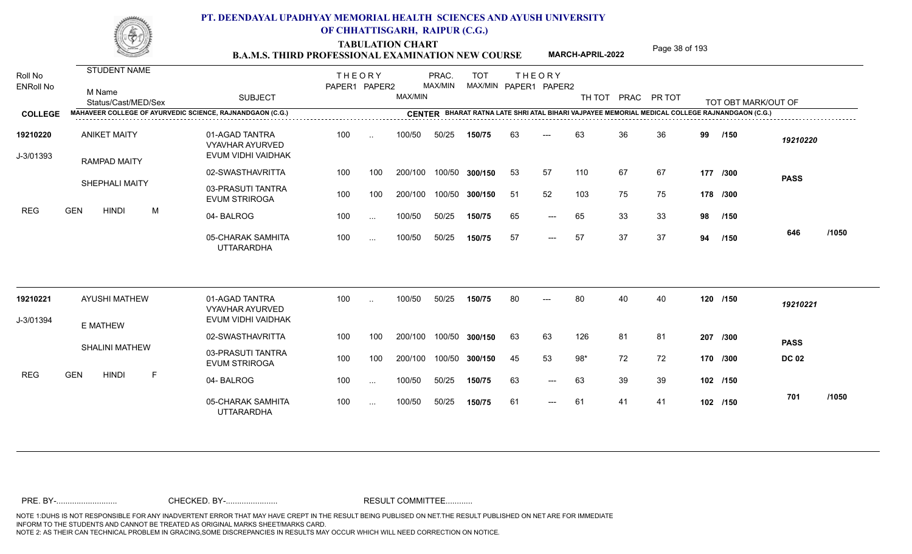# PT. DEENDAYAL UPADHYAY MEMORIAL HEALTH SCIENCES AND AYUSH UNIVERSITY OF CHHATTISGARH, RAIPUR (C.G.)

## TABULATION CHART
## B.A.M.S. THIRD PROFESSIONAL EXAMINATION NEW COURSE — MARCH-APRIL-2022

**COLLEGE:** MAHAVEER COLLEGE OF AYURVEDIC SCIENCE, RAJNANDGAON (C.G.)
**CENTER:** BHARAT RATNA LATE SHRI ATAL BIHARI VAJPAYEE MEMORIAL MEDICAL COLLEGE RAJNANDGAON (C.G.)

| Roll No / ENRoll No | STUDENT NAME / M Name / Status/Cast/MED/Sex | SUBJECT | THEORY PAPER1 | THEORY PAPER2 | MAX/MIN | PRAC. MAX/MIN | TOT MAX/MIN | THEORY PAPER1 | THEORY PAPER2 | TH TOT | PRAC | PR TOT | TOT OBT MARK/OUT OF | |
|---|---|---|---|---|---|---|---|---|---|---|---|---|---|---|
| 19210220 | ANIKET MAITY | 01-AGAD TANTRA VYAVHAR AYURVED EVUM VIDHI VAIDHAK | 100 | .. | 100/50 | 50/25 | 150/75 | 63 | --- | 63 | 36 | 36 | 99 /150 | 19210220 |
| J-3/01393 | RAMPAD MAITY | 02-SWASTHAVRITTA | 100 | 100 | 200/100 | 100/50 | 300/150 | 53 | 57 | 110 | 67 | 67 | 177 /300 | PASS |
| | SHEPHALI MAITY | 03-PRASUTI TANTRA EVUM STRIROGA | 100 | 100 | 200/100 | 100/50 | 300/150 | 51 | 52 | 103 | 75 | 75 | 178 /300 | |
| REG | GEN HINDI M | 04- BALROG | 100 | ... | 100/50 | 50/25 | 150/75 | 65 | --- | 65 | 33 | 33 | 98 /150 | |
| | | 05-CHARAK SAMHITA UTTARARDHA | 100 | ... | 100/50 | 50/25 | 150/75 | 57 | --- | 57 | 37 | 37 | 94 /150 | 646 /1050 |
| 19210221 | AYUSHI MATHEW | 01-AGAD TANTRA VYAVHAR AYURVED EVUM VIDHI VAIDHAK | 100 | .. | 100/50 | 50/25 | 150/75 | 80 | --- | 80 | 40 | 40 | 120 /150 | 19210221 |
| J-3/01394 | E MATHEW | 02-SWASTHAVRITTA | 100 | 100 | 200/100 | 100/50 | 300/150 | 63 | 63 | 126 | 81 | 81 | 207 /300 | PASS |
| | SHALINI MATHEW | 03-PRASUTI TANTRA EVUM STRIROGA | 100 | 100 | 200/100 | 100/50 | 300/150 | 45 | 53 | 98* | 72 | 72 | 170 /300 | DC 02 |
| REG | GEN HINDI F | 04- BALROG | 100 | ... | 100/50 | 50/25 | 150/75 | 63 | --- | 63 | 39 | 39 | 102 /150 | |
| | | 05-CHARAK SAMHITA UTTARARDHA | 100 | ... | 100/50 | 50/25 | 150/75 | 61 | --- | 61 | 41 | 41 | 102 /150 | 701 /1050 |

PRE. BY-.......................... CHECKED. BY-....................... RESULT COMMITTEE...........

NOTE 1:DUHS IS NOT RESPONSIBLE FOR ANY INADVERTENT ERROR THAT MAY HAVE CREPT IN THE RESULT BEING PUBLISED ON NET.THE RESULT PUBLISHED ON NET ARE FOR IMMEDIATE INFORM TO THE STUDENTS AND CANNOT BE TREATED AS ORIGINAL MARKS SHEET/MARKS CARD.
NOTE 2: AS THEIR CAN TECHNICAL PROBLEM IN GRACING,SOME DISCREPANCIES IN RESULTS MAY OCCUR WHICH WILL NEED CORRECTION ON NOTICE.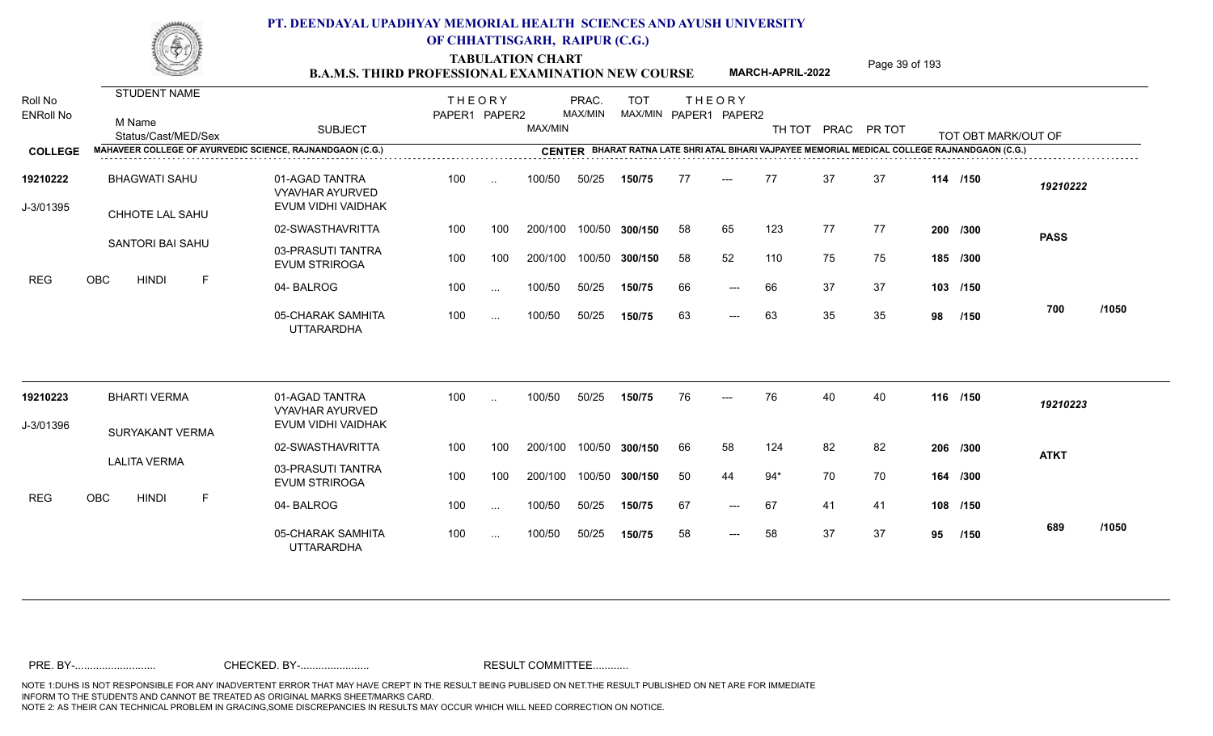## PT. DEENDAYAL UPADHYAY MEMORIAL HEALTH SCIENCES AND AYUSH UNIVERSITY OF CHHATTISGARH, RAIPUR (C.G.)

### TABULATION CHART
### B.A.M.S. THIRD PROFESSIONAL EXAMINATION NEW COURSE — MARCH-APRIL-2022

**COLLEGE:** MAHAVEER COLLEGE OF AYURVEDIC SCIENCE, RAJNANDGAON (C.G.)
**CENTER:** BHARAT RATNA LATE SHRI ATAL BIHARI VAJPAYEE MEMORIAL MEDICAL COLLEGE RAJNANDGAON (C.G.)

| Roll No / ENRoll No | STUDENT NAME / M Name / Status/Cast/MED/Sex | SUBJECT | THEORY PAPER1 | THEORY PAPER2 | MAX/MIN | PRAC. MAX/MIN | TOT MAX/MIN | THEORY PAPER1 | THEORY PAPER2 | TH TOT | PRAC | PR TOT | TOT OBT MARK/OUT OF | |
|---|---|---|---|---|---|---|---|---|---|---|---|---|---|---|
| 19210222 | BHAGWATI SAHU | 01-AGAD TANTRA VYAVHAR AYURVED EVUM VIDHI VAIDHAK | 100 | .. | 100/50 | 50/25 | 150/75 | 77 | --- | 77 | 37 | 37 | 114 /150 | 19210222 |
| J-3/01395 | CHHOTE LAL SAHU | 02-SWASTHAVRITTA | 100 | 100 | 200/100 | 100/50 | 300/150 | 58 | 65 | 123 | 77 | 77 | 200 /300 | PASS |
| | SANTORI BAI SAHU | 03-PRASUTI TANTRA EVUM STRIROGA | 100 | 100 | 200/100 | 100/50 | 300/150 | 58 | 52 | 110 | 75 | 75 | 185 /300 | |
| REG | OBC HINDI F | 04- BALROG | 100 | ... | 100/50 | 50/25 | 150/75 | 66 | --- | 66 | 37 | 37 | 103 /150 | |
| | | 05-CHARAK SAMHITA UTTARARDHA | 100 | ... | 100/50 | 50/25 | 150/75 | 63 | --- | 63 | 35 | 35 | 98 /150 | 700 /1050 |
| 19210223 | BHARTI VERMA | 01-AGAD TANTRA VYAVHAR AYURVED EVUM VIDHI VAIDHAK | 100 | .. | 100/50 | 50/25 | 150/75 | 76 | --- | 76 | 40 | 40 | 116 /150 | 19210223 |
| J-3/01396 | SURYAKANT VERMA | 02-SWASTHAVRITTA | 100 | 100 | 200/100 | 100/50 | 300/150 | 66 | 58 | 124 | 82 | 82 | 206 /300 | ATKT |
| | LALITA VERMA | 03-PRASUTI TANTRA EVUM STRIROGA | 100 | 100 | 200/100 | 100/50 | 300/150 | 50 | 44 | 94* | 70 | 70 | 164 /300 | |
| REG | OBC HINDI F | 04- BALROG | 100 | ... | 100/50 | 50/25 | 150/75 | 67 | --- | 67 | 41 | 41 | 108 /150 | |
| | | 05-CHARAK SAMHITA UTTARARDHA | 100 | ... | 100/50 | 50/25 | 150/75 | 58 | --- | 58 | 37 | 37 | 95 /150 | 689 /1050 |

PRE. BY-.......................... CHECKED. BY-....................... RESULT COMMITTEE...........

NOTE 1:DUHS IS NOT RESPONSIBLE FOR ANY INADVERTENT ERROR THAT MAY HAVE CREPT IN THE RESULT BEING PUBLISED ON NET.THE RESULT PUBLISHED ON NET ARE FOR IMMEDIATE INFORM TO THE STUDENTS AND CANNOT BE TREATED AS ORIGINAL MARKS SHEET/MARKS CARD.
NOTE 2: AS THEIR CAN TECHNICAL PROBLEM IN GRACING,SOME DISCREPANCIES IN RESULTS MAY OCCUR WHICH WILL NEED CORRECTION ON NOTICE.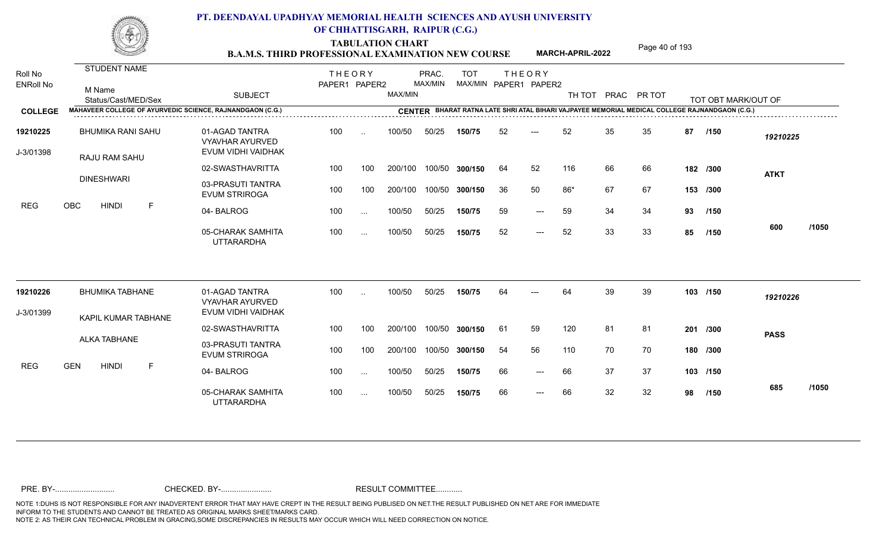# PT. DEENDAYAL UPADHYAY MEMORIAL HEALTH SCIENCES AND AYUSH UNIVERSITY OF CHHATTISGARH, RAIPUR (C.G.)

## TABULATION CHART
## B.A.M.S. THIRD PROFESSIONAL EXAMINATION NEW COURSE — MARCH-APRIL-2022

**COLLEGE:** MAHAVEER COLLEGE OF AYURVEDIC SCIENCE, RAJNANDGAON (C.G.)
**CENTER:** BHARAT RATNA LATE SHRI ATAL BIHARI VAJPAYEE MEMORIAL MEDICAL COLLEGE RAJNANDGAON (C.G.)

| Roll No / ENRoll No | STUDENT NAME / M Name / Status/Cast/MED/Sex | SUBJECT | THEORY PAPER1 | THEORY PAPER2 | MAX/MIN | PRAC. MAX/MIN | TOT MAX/MIN | THEORY PAPER1 | THEORY PAPER2 | TH TOT | PRAC | PR TOT | TOT OBT MARK/OUT OF | |
|---|---|---|---|---|---|---|---|---|---|---|---|---|---|---|
| 19210225 | BHUMIKA RANI SAHU | 01-AGAD TANTRA VYAVHAR AYURVED EVUM VIDHI VAIDHAK | 100 | .. | 100/50 | 50/25 | 150/75 | 52 | --- | 52 | 35 | 35 | 87 /150 | 19210225 |
| J-3/01398 | RAJU RAM SAHU | 02-SWASTHAVRITTA | 100 | 100 | 200/100 | 100/50 | 300/150 | 64 | 52 | 116 | 66 | 66 | 182 /300 | ATKT |
| | DINESHWARI | 03-PRASUTI TANTRA EVUM STRIROGA | 100 | 100 | 200/100 | 100/50 | 300/150 | 36 | 50 | 86* | 67 | 67 | 153 /300 | |
| REG | OBC HINDI F | 04- BALROG | 100 | ... | 100/50 | 50/25 | 150/75 | 59 | --- | 59 | 34 | 34 | 93 /150 | |
| | | 05-CHARAK SAMHITA UTTARARDHA | 100 | ... | 100/50 | 50/25 | 150/75 | 52 | --- | 52 | 33 | 33 | 85 /150 | 600 /1050 |
| 19210226 | BHUMIKA TABHANE | 01-AGAD TANTRA VYAVHAR AYURVED EVUM VIDHI VAIDHAK | 100 | .. | 100/50 | 50/25 | 150/75 | 64 | --- | 64 | 39 | 39 | 103 /150 | 19210226 |
| J-3/01399 | KAPIL KUMAR TABHANE | 02-SWASTHAVRITTA | 100 | 100 | 200/100 | 100/50 | 300/150 | 61 | 59 | 120 | 81 | 81 | 201 /300 | PASS |
| | ALKA TABHANE | 03-PRASUTI TANTRA EVUM STRIROGA | 100 | 100 | 200/100 | 100/50 | 300/150 | 54 | 56 | 110 | 70 | 70 | 180 /300 | |
| REG | GEN HINDI F | 04- BALROG | 100 | ... | 100/50 | 50/25 | 150/75 | 66 | --- | 66 | 37 | 37 | 103 /150 | |
| | | 05-CHARAK SAMHITA UTTARARDHA | 100 | ... | 100/50 | 50/25 | 150/75 | 66 | --- | 66 | 32 | 32 | 98 /150 | 685 /1050 |

PRE. BY-.......................... CHECKED. BY-....................... RESULT COMMITTEE...........

NOTE 1:DUHS IS NOT RESPONSIBLE FOR ANY INADVERTENT ERROR THAT MAY HAVE CREPT IN THE RESULT BEING PUBLISED ON NET.THE RESULT PUBLISHED ON NET ARE FOR IMMEDIATE INFORM TO THE STUDENTS AND CANNOT BE TREATED AS ORIGINAL MARKS SHEET/MARKS CARD.
NOTE 2: AS THEIR CAN TECHNICAL PROBLEM IN GRACING,SOME DISCREPANCIES IN RESULTS MAY OCCUR WHICH WILL NEED CORRECTION ON NOTICE.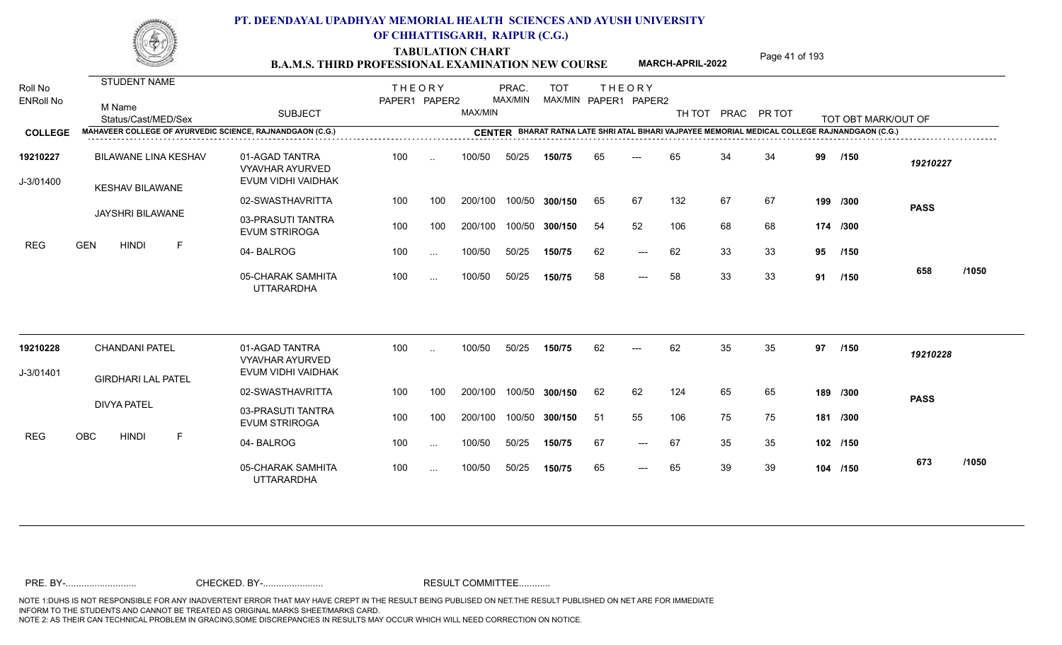# PT. DEENDAYAL UPADHYAY MEMORIAL HEALTH SCIENCES AND AYUSH UNIVERSITY OF CHHATTISGARH, RAIPUR (C.G.)

## TABULATION CHART
### B.A.M.S. THIRD PROFESSIONAL EXAMINATION NEW COURSE — MARCH-APRIL-2022

**COLLEGE:** MAHAVEER COLLEGE OF AYURVEDIC SCIENCE, RAJNANDGAON (C.G.)
**CENTER:** BHARAT RATNA LATE SHRI ATAL BIHARI VAJPAYEE MEMORIAL MEDICAL COLLEGE RAJNANDGAON (C.G.)

| Roll No / ENRoll No | STUDENT NAME / M Name / Status/Cast/MED/Sex | SUBJECT | THEORY PAPER1 | THEORY PAPER2 | MAX/MIN | PRAC. MAX/MIN | TOT MAX/MIN | THEORY PAPER1 | THEORY PAPER2 | TH TOT | PRAC | PR TOT | TOT OBT MARK/OUT OF | |
|---|---|---|---|---|---|---|---|---|---|---|---|---|---|---|
| 19210227 | BILAWANE LINA KESHAV | 01-AGAD TANTRA VYAVHAR AYURVED EVUM VIDHI VAIDHAK | 100 | .. | 100/50 | 50/25 | 150/75 | 65 | --- | 65 | 34 | 34 | 99 /150 | 19210227 |
| J-3/01400 | KESHAV BILAWANE | 02-SWASTHAVRITTA | 100 | 100 | 200/100 | 100/50 | 300/150 | 65 | 67 | 132 | 67 | 67 | 199 /300 | PASS |
| | JAYSHRI BILAWANE | 03-PRASUTI TANTRA EVUM STRIROGA | 100 | 100 | 200/100 | 100/50 | 300/150 | 54 | 52 | 106 | 68 | 68 | 174 /300 | |
| REG | GEN HINDI F | 04- BALROG | 100 | ... | 100/50 | 50/25 | 150/75 | 62 | --- | 62 | 33 | 33 | 95 /150 | |
| | | 05-CHARAK SAMHITA UTTARARDHA | 100 | ... | 100/50 | 50/25 | 150/75 | 58 | --- | 58 | 33 | 33 | 91 /150 | 658 /1050 |
| 19210228 | CHANDANI PATEL | 01-AGAD TANTRA VYAVHAR AYURVED EVUM VIDHI VAIDHAK | 100 | .. | 100/50 | 50/25 | 150/75 | 62 | --- | 62 | 35 | 35 | 97 /150 | 19210228 |
| J-3/01401 | GIRDHARI LAL PATEL | 02-SWASTHAVRITTA | 100 | 100 | 200/100 | 100/50 | 300/150 | 62 | 62 | 124 | 65 | 65 | 189 /300 | PASS |
| | DIVYA PATEL | 03-PRASUTI TANTRA EVUM STRIROGA | 100 | 100 | 200/100 | 100/50 | 300/150 | 51 | 55 | 106 | 75 | 75 | 181 /300 | |
| REG | OBC HINDI F | 04- BALROG | 100 | ... | 100/50 | 50/25 | 150/75 | 67 | --- | 67 | 35 | 35 | 102 /150 | |
| | | 05-CHARAK SAMHITA UTTARARDHA | 100 | ... | 100/50 | 50/25 | 150/75 | 65 | --- | 65 | 39 | 39 | 104 /150 | 673 /1050 |

PRE. BY-.......................... CHECKED. BY-....................... RESULT COMMITTEE...........

NOTE 1:DUHS IS NOT RESPONSIBLE FOR ANY INADVERTENT ERROR THAT MAY HAVE CREPT IN THE RESULT BEING PUBLISED ON NET.THE RESULT PUBLISHED ON NET ARE FOR IMMEDIATE INFORM TO THE STUDENTS AND CANNOT BE TREATED AS ORIGINAL MARKS SHEET/MARKS CARD.
NOTE 2: AS THEIR CAN TECHNICAL PROBLEM IN GRACING,SOME DISCREPANCIES IN RESULTS MAY OCCUR WHICH WILL NEED CORRECTION ON NOTICE.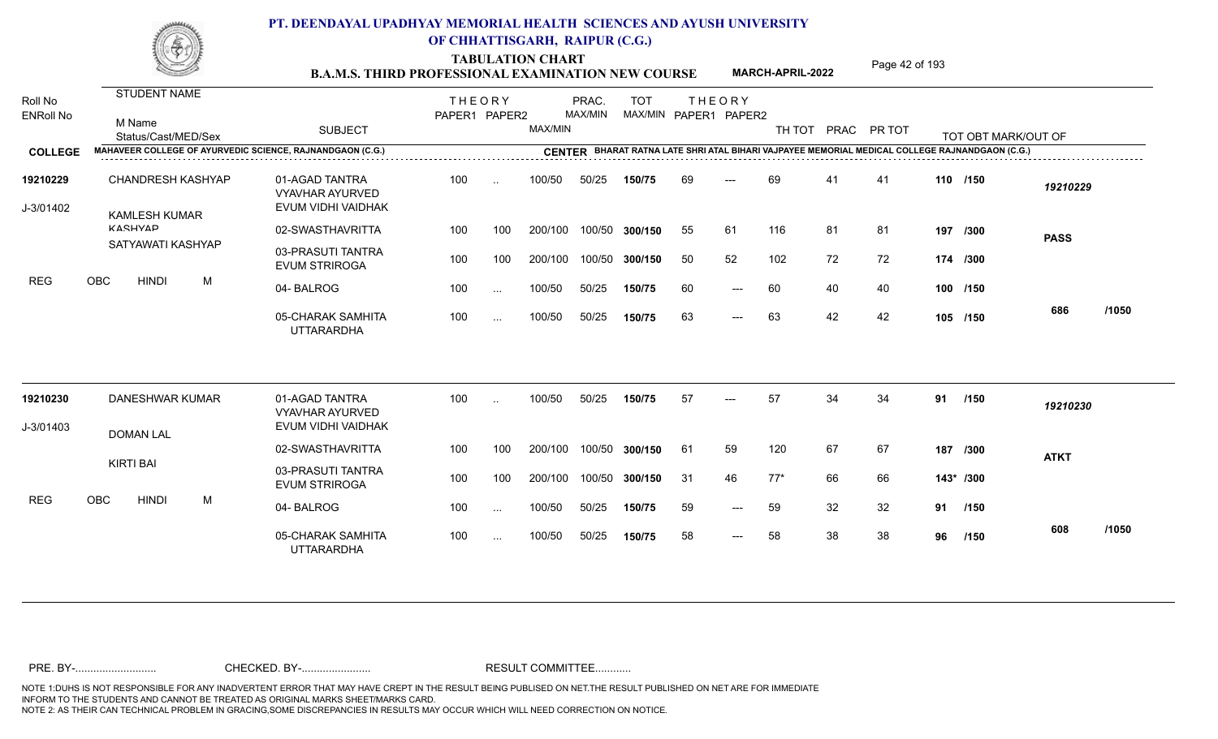# PT. DEENDAYAL UPADHYAY MEMORIAL HEALTH SCIENCES AND AYUSH UNIVERSITY OF CHHATTISGARH, RAIPUR (C.G.)

## TABULATION CHART
### B.A.M.S. THIRD PROFESSIONAL EXAMINATION NEW COURSE — MARCH-APRIL-2022

**COLLEGE:** MAHAVEER COLLEGE OF AYURVEDIC SCIENCE, RAJNANDGAON (C.G.)
**CENTER:** BHARAT RATNA LATE SHRI ATAL BIHARI VAJPAYEE MEMORIAL MEDICAL COLLEGE RAJNANDGAON (C.G.)

| Roll No / ENRoll No | STUDENT NAME / M Name / Status/Cast/MED/Sex | SUBJECT | THEORY PAPER1 | THEORY PAPER2 | MAX/MIN | PRAC. MAX/MIN | TOT MAX/MIN | THEORY PAPER1 | THEORY PAPER2 | TH TOT | PRAC | PR TOT | TOT OBT MARK/OUT OF | |
|---|---|---|---|---|---|---|---|---|---|---|---|---|---|---|
| 19210229 | CHANDRESH KASHYAP | 01-AGAD TANTRA VYAVHAR AYURVED EVUM VIDHI VAIDHAK | 100 | .. | 100/50 | 50/25 | 150/75 | 69 | --- | 69 | 41 | 41 | 110 /150 | 19210229 |
| J-3/01402 | KAMLESH KUMAR KASHYAP | 02-SWASTHAVRITTA | 100 | 100 | 200/100 | 100/50 | 300/150 | 55 | 61 | 116 | 81 | 81 | 197 /300 | PASS |
| | SATYAWATI KASHYAP | 03-PRASUTI TANTRA EVUM STRIROGA | 100 | 100 | 200/100 | 100/50 | 300/150 | 50 | 52 | 102 | 72 | 72 | 174 /300 | |
| REG | OBC HINDI M | 04- BALROG | 100 | ... | 100/50 | 50/25 | 150/75 | 60 | --- | 60 | 40 | 40 | 100 /150 | |
| | | 05-CHARAK SAMHITA UTTARARDHA | 100 | ... | 100/50 | 50/25 | 150/75 | 63 | --- | 63 | 42 | 42 | 105 /150 | 686 /1050 |
| 19210230 | DANESHWAR KUMAR | 01-AGAD TANTRA VYAVHAR AYURVED EVUM VIDHI VAIDHAK | 100 | .. | 100/50 | 50/25 | 150/75 | 57 | --- | 57 | 34 | 34 | 91 /150 | 19210230 |
| J-3/01403 | DOMAN LAL | 02-SWASTHAVRITTA | 100 | 100 | 200/100 | 100/50 | 300/150 | 61 | 59 | 120 | 67 | 67 | 187 /300 | ATKT |
| | KIRTI BAI | 03-PRASUTI TANTRA EVUM STRIROGA | 100 | 100 | 200/100 | 100/50 | 300/150 | 31 | 46 | 77* | 66 | 66 | 143* /300 | |
| REG | OBC HINDI M | 04- BALROG | 100 | ... | 100/50 | 50/25 | 150/75 | 59 | --- | 59 | 32 | 32 | 91 /150 | |
| | | 05-CHARAK SAMHITA UTTARARDHA | 100 | ... | 100/50 | 50/25 | 150/75 | 58 | --- | 58 | 38 | 38 | 96 /150 | 608 /1050 |

PRE. BY-.......................... CHECKED. BY-...................... RESULT COMMITTEE...........

NOTE 1:DUHS IS NOT RESPONSIBLE FOR ANY INADVERTENT ERROR THAT MAY HAVE CREPT IN THE RESULT BEING PUBLISED ON NET.THE RESULT PUBLISHED ON NET ARE FOR IMMEDIATE INFORM TO THE STUDENTS AND CANNOT BE TREATED AS ORIGINAL MARKS SHEET/MARKS CARD.
NOTE 2: AS THEIR CAN TECHNICAL PROBLEM IN GRACING,SOME DISCREPANCIES IN RESULTS MAY OCCUR WHICH WILL NEED CORRECTION ON NOTICE.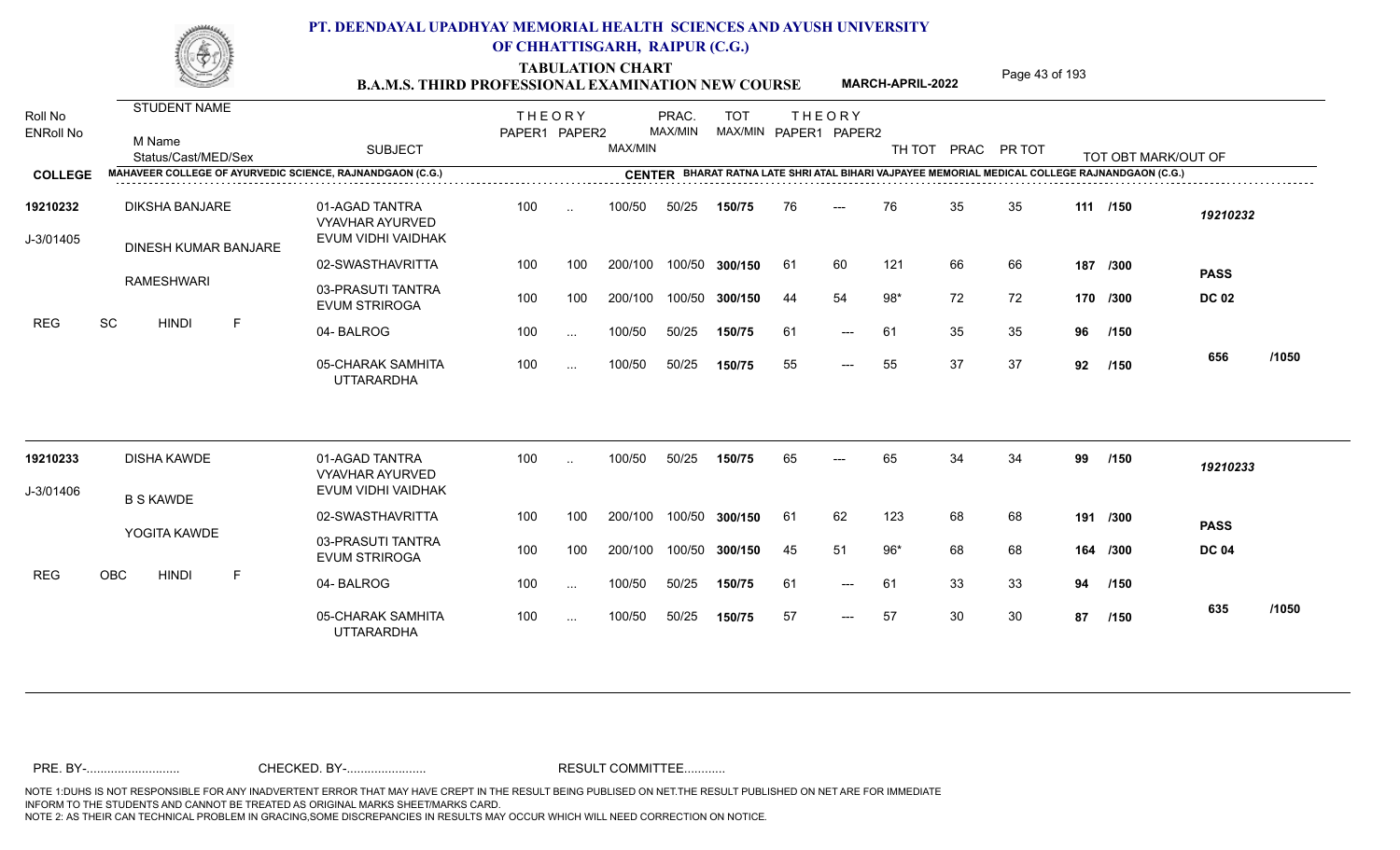# PT. DEENDAYAL UPADHYAY MEMORIAL HEALTH SCIENCES AND AYUSH UNIVERSITY OF CHHATTISGARH, RAIPUR (C.G.)

## TABULATION CHART
### B.A.M.S. THIRD PROFESSIONAL EXAMINATION NEW COURSE — MARCH-APRIL-2022

**COLLEGE:** MAHAVEER COLLEGE OF AYURVEDIC SCIENCE, RAJNANDGAON (C.G.)
**CENTER:** BHARAT RATNA LATE SHRI ATAL BIHARI VAJPAYEE MEMORIAL MEDICAL COLLEGE RAJNANDGAON (C.G.)

| Roll No / ENRoll No | STUDENT NAME / M Name / Status/Cast/MED/Sex | SUBJECT | THEORY PAPER1 | THEORY PAPER2 | MAX/MIN | PRAC. MAX/MIN | TOT MAX/MIN | THEORY PAPER1 | THEORY PAPER2 | TH TOT | PRAC | PR TOT | TOT OBT MARK/OUT OF | |
|---|---|---|---|---|---|---|---|---|---|---|---|---|---|---|
| 19210232 | DIKSHA BANJARE | 01-AGAD TANTRA VYAVHAR AYURVED EVUM VIDHI VAIDHAK | 100 | .. | 100/50 | 50/25 | 150/75 | 76 | --- | 76 | 35 | 35 | 111 /150 | 19210232 |
| J-3/01405 | DINESH KUMAR BANJARE | 02-SWASTHAVRITTA | 100 | 100 | 200/100 | 100/50 | 300/150 | 61 | 60 | 121 | 66 | 66 | 187 /300 | PASS |
| | RAMESHWARI | 03-PRASUTI TANTRA EVUM STRIROGA | 100 | 100 | 200/100 | 100/50 | 300/150 | 44 | 54 | 98* | 72 | 72 | 170 /300 | DC 02 |
| | REG SC HINDI F | 04- BALROG | 100 | ... | 100/50 | 50/25 | 150/75 | 61 | --- | 61 | 35 | 35 | 96 /150 | |
| | | 05-CHARAK SAMHITA UTTARARDHA | 100 | ... | 100/50 | 50/25 | 150/75 | 55 | --- | 55 | 37 | 37 | 92 /150 | 656 /1050 |
| 19210233 | DISHA KAWDE | 01-AGAD TANTRA VYAVHAR AYURVED EVUM VIDHI VAIDHAK | 100 | .. | 100/50 | 50/25 | 150/75 | 65 | --- | 65 | 34 | 34 | 99 /150 | 19210233 |
| J-3/01406 | B S KAWDE | 02-SWASTHAVRITTA | 100 | 100 | 200/100 | 100/50 | 300/150 | 61 | 62 | 123 | 68 | 68 | 191 /300 | PASS |
| | YOGITA KAWDE | 03-PRASUTI TANTRA EVUM STRIROGA | 100 | 100 | 200/100 | 100/50 | 300/150 | 45 | 51 | 96* | 68 | 68 | 164 /300 | DC 04 |
| | REG OBC HINDI F | 04- BALROG | 100 | ... | 100/50 | 50/25 | 150/75 | 61 | --- | 61 | 33 | 33 | 94 /150 | |
| | | 05-CHARAK SAMHITA UTTARARDHA | 100 | ... | 100/50 | 50/25 | 150/75 | 57 | --- | 57 | 30 | 30 | 87 /150 | 635 /1050 |

PRE. BY-.......................... CHECKED. BY-....................... RESULT COMMITTEE...........

NOTE 1:DUHS IS NOT RESPONSIBLE FOR ANY INADVERTENT ERROR THAT MAY HAVE CREPT IN THE RESULT BEING PUBLISED ON NET.THE RESULT PUBLISHED ON NET ARE FOR IMMEDIATE INFORM TO THE STUDENTS AND CANNOT BE TREATED AS ORIGINAL MARKS SHEET/MARKS CARD.
NOTE 2: AS THEIR CAN TECHNICAL PROBLEM IN GRACING,SOME DISCREPANCIES IN RESULTS MAY OCCUR WHICH WILL NEED CORRECTION ON NOTICE.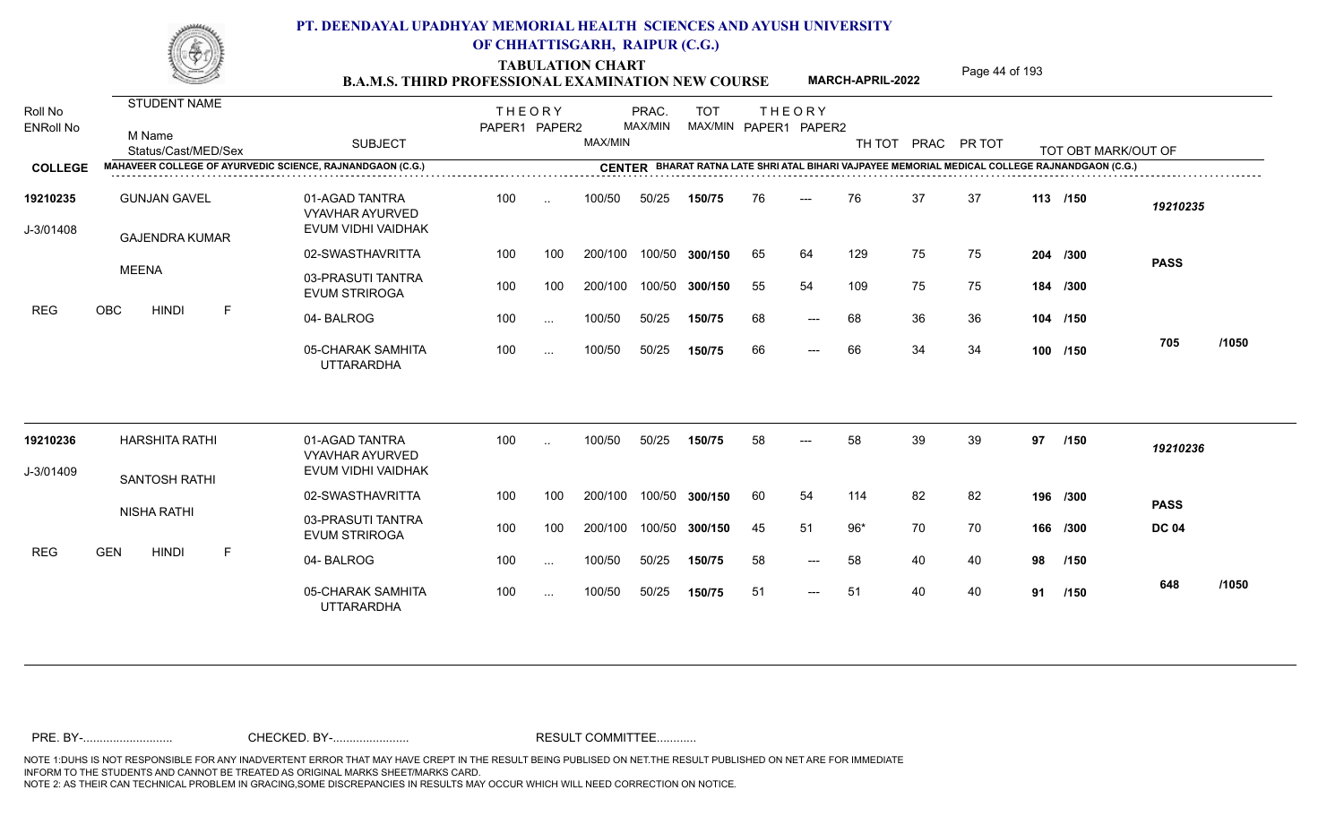# PT. DEENDAYAL UPADHYAY MEMORIAL HEALTH SCIENCES AND AYUSH UNIVERSITY OF CHHATTISGARH, RAIPUR (C.G.)

## TABULATION CHART
### B.A.M.S. THIRD PROFESSIONAL EXAMINATION NEW COURSE — MARCH-APRIL-2022

**COLLEGE:** MAHAVEER COLLEGE OF AYURVEDIC SCIENCE, RAJNANDGAON (C.G.)
**CENTER:** BHARAT RATNA LATE SHRI ATAL BIHARI VAJPAYEE MEMORIAL MEDICAL COLLEGE RAJNANDGAON (C.G.)

| Roll No / ENRoll No | STUDENT NAME / M Name / Status/Cast/MED/Sex | SUBJECT | THEORY PAPER1 | THEORY PAPER2 | MAX/MIN | PRAC. MAX/MIN | TOT MAX/MIN | THEORY PAPER1 | THEORY PAPER2 | TH TOT | PRAC | PR TOT | TOT OBT MARK/OUT OF | |
|---|---|---|---|---|---|---|---|---|---|---|---|---|---|---|
| 19210235 | GUNJAN GAVEL | 01-AGAD TANTRA VYAVHAR AYURVED EVUM VIDHI VAIDHAK | 100 | .. | 100/50 | 50/25 | 150/75 | 76 | --- | 76 | 37 | 37 | 113 /150 | 19210235 |
| J-3/01408 | GAJENDRA KUMAR | 02-SWASTHAVRITTA | 100 | 100 | 200/100 | 100/50 | 300/150 | 65 | 64 | 129 | 75 | 75 | 204 /300 | PASS |
| | MEENA | 03-PRASUTI TANTRA EVUM STRIROGA | 100 | 100 | 200/100 | 100/50 | 300/150 | 55 | 54 | 109 | 75 | 75 | 184 /300 | |
| REG | OBC HINDI F | 04- BALROG | 100 | ... | 100/50 | 50/25 | 150/75 | 68 | --- | 68 | 36 | 36 | 104 /150 | |
| | | 05-CHARAK SAMHITA UTTARARDHA | 100 | ... | 100/50 | 50/25 | 150/75 | 66 | --- | 66 | 34 | 34 | 100 /150 | 705 /1050 |
| 19210236 | HARSHITA RATHI | 01-AGAD TANTRA VYAVHAR AYURVED EVUM VIDHI VAIDHAK | 100 | .. | 100/50 | 50/25 | 150/75 | 58 | --- | 58 | 39 | 39 | 97 /150 | 19210236 |
| J-3/01409 | SANTOSH RATHI | 02-SWASTHAVRITTA | 100 | 100 | 200/100 | 100/50 | 300/150 | 60 | 54 | 114 | 82 | 82 | 196 /300 | PASS |
| | NISHA RATHI | 03-PRASUTI TANTRA EVUM STRIROGA | 100 | 100 | 200/100 | 100/50 | 300/150 | 45 | 51 | 96* | 70 | 70 | 166 /300 | DC 04 |
| REG | GEN HINDI F | 04- BALROG | 100 | ... | 100/50 | 50/25 | 150/75 | 58 | --- | 58 | 40 | 40 | 98 /150 | |
| | | 05-CHARAK SAMHITA UTTARARDHA | 100 | ... | 100/50 | 50/25 | 150/75 | 51 | --- | 51 | 40 | 40 | 91 /150 | 648 /1050 |

PRE. BY-.......................... CHECKED. BY-....................... RESULT COMMITTEE...........

NOTE 1:DUHS IS NOT RESPONSIBLE FOR ANY INADVERTENT ERROR THAT MAY HAVE CREPT IN THE RESULT BEING PUBLISED ON NET.THE RESULT PUBLISHED ON NET ARE FOR IMMEDIATE INFORM TO THE STUDENTS AND CANNOT BE TREATED AS ORIGINAL MARKS SHEET/MARKS CARD.
NOTE 2: AS THEIR CAN TECHNICAL PROBLEM IN GRACING,SOME DISCREPANCIES IN RESULTS MAY OCCUR WHICH WILL NEED CORRECTION ON NOTICE.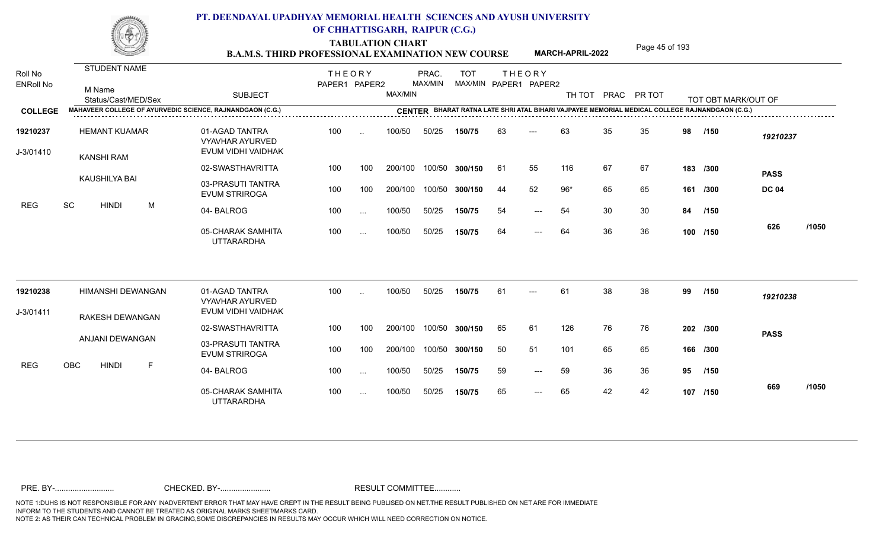# PT. DEENDAYAL UPADHYAY MEMORIAL HEALTH SCIENCES AND AYUSH UNIVERSITY OF CHHATTISGARH, RAIPUR (C.G.)

## TABULATION CHART
## B.A.M.S. THIRD PROFESSIONAL EXAMINATION NEW COURSE — MARCH-APRIL-2022

**COLLEGE:** MAHAVEER COLLEGE OF AYURVEDIC SCIENCE, RAJNANDGAON (C.G.)
**CENTER:** BHARAT RATNA LATE SHRI ATAL BIHARI VAJPAYEE MEMORIAL MEDICAL COLLEGE RAJNANDGAON (C.G.)

| Roll No / ENRoll No | STUDENT NAME / M Name / Status/Cast/MED/Sex | SUBJECT | THEORY PAPER1 | THEORY PAPER2 | MAX/MIN | PRAC. MAX/MIN | TOT MAX/MIN | THEORY PAPER1 | THEORY PAPER2 | TH TOT | PRAC | PR TOT | TOT OBT MARK/OUT OF | |
|---|---|---|---|---|---|---|---|---|---|---|---|---|---|---|
| 19210237 | HEMANT KUAMAR | 01-AGAD TANTRA VYAVHAR AYURVED EVUM VIDHI VAIDHAK | 100 | .. | 100/50 | 50/25 | 150/75 | 63 | --- | 63 | 35 | 35 | 98 /150 | 19210237 |
| J-3/01410 | KANSHI RAM | 02-SWASTHAVRITTA | 100 | 100 | 200/100 | 100/50 | 300/150 | 61 | 55 | 116 | 67 | 67 | 183 /300 | PASS |
| | KAUSHILYA BAI | 03-PRASUTI TANTRA EVUM STRIROGA | 100 | 100 | 200/100 | 100/50 | 300/150 | 44 | 52 | 96* | 65 | 65 | 161 /300 | DC 04 |
| | REG SC HINDI M | 04- BALROG | 100 | ... | 100/50 | 50/25 | 150/75 | 54 | --- | 54 | 30 | 30 | 84 /150 | |
| | | 05-CHARAK SAMHITA UTTARARDHA | 100 | ... | 100/50 | 50/25 | 150/75 | 64 | --- | 64 | 36 | 36 | 100 /150 | 626 /1050 |
| 19210238 | HIMANSHI DEWANGAN | 01-AGAD TANTRA VYAVHAR AYURVED EVUM VIDHI VAIDHAK | 100 | .. | 100/50 | 50/25 | 150/75 | 61 | --- | 61 | 38 | 38 | 99 /150 | 19210238 |
| J-3/01411 | RAKESH DEWANGAN | 02-SWASTHAVRITTA | 100 | 100 | 200/100 | 100/50 | 300/150 | 65 | 61 | 126 | 76 | 76 | 202 /300 | PASS |
| | ANJANI DEWANGAN | 03-PRASUTI TANTRA EVUM STRIROGA | 100 | 100 | 200/100 | 100/50 | 300/150 | 50 | 51 | 101 | 65 | 65 | 166 /300 | |
| | REG OBC HINDI F | 04- BALROG | 100 | ... | 100/50 | 50/25 | 150/75 | 59 | --- | 59 | 36 | 36 | 95 /150 | |
| | | 05-CHARAK SAMHITA UTTARARDHA | 100 | ... | 100/50 | 50/25 | 150/75 | 65 | --- | 65 | 42 | 42 | 107 /150 | 669 /1050 |

PRE. BY-.......................... CHECKED. BY-....................... RESULT COMMITTEE...........

NOTE 1:DUHS IS NOT RESPONSIBLE FOR ANY INADVERTENT ERROR THAT MAY HAVE CREPT IN THE RESULT BEING PUBLISED ON NET.THE RESULT PUBLISHED ON NET ARE FOR IMMEDIATE INFORM TO THE STUDENTS AND CANNOT BE TREATED AS ORIGINAL MARKS SHEET/MARKS CARD.
NOTE 2: AS THEIR CAN TECHNICAL PROBLEM IN GRACING,SOME DISCREPANCIES IN RESULTS MAY OCCUR WHICH WILL NEED CORRECTION ON NOTICE.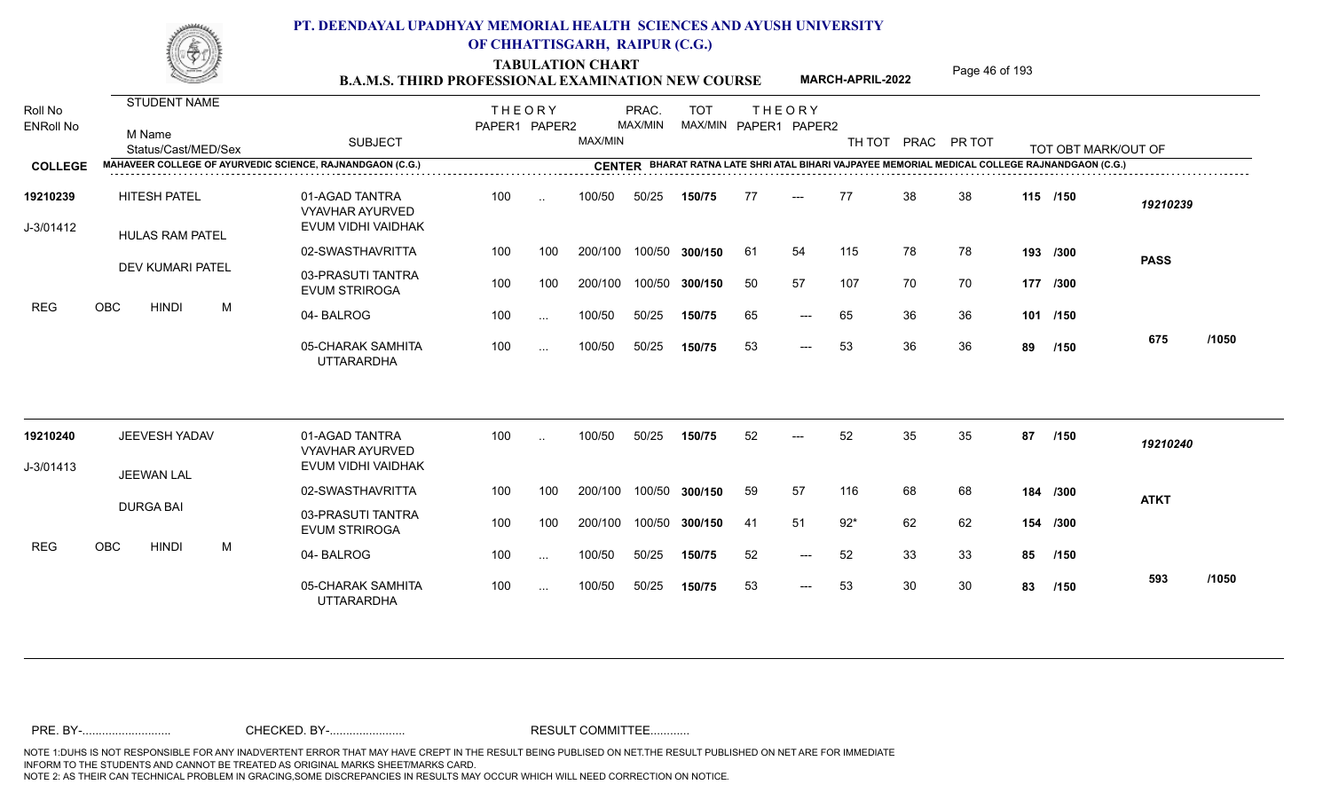# PT. DEENDAYAL UPADHYAY MEMORIAL HEALTH SCIENCES AND AYUSH UNIVERSITY OF CHHATTISGARH, RAIPUR (C.G.)

## TABULATION CHART

### B.A.M.S. THIRD PROFESSIONAL EXAMINATION NEW COURSE — MARCH-APRIL-2022

**COLLEGE:** MAHAVEER COLLEGE OF AYURVEDIC SCIENCE, RAJNANDGAON (C.G.)

**CENTER:** BHARAT RATNA LATE SHRI ATAL BIHARI VAJPAYEE MEMORIAL MEDICAL COLLEGE RAJNANDGAON (C.G.)

| Roll No / ENRoll No | STUDENT NAME / M Name / Status/Cast/MED/Sex | SUBJECT | THEORY PAPER1 | THEORY PAPER2 | MAX/MIN | PRAC. MAX/MIN | TOT MAX/MIN | THEORY PAPER1 | THEORY PAPER2 | TH TOT | PRAC | PR TOT | TOT OBT MARK/OUT OF | |
|---|---|---|---|---|---|---|---|---|---|---|---|---|---|---|
| 19210239 | HITESH PATEL | 01-AGAD TANTRA VYAVHAR AYURVED EVUM VIDHI VAIDHAK | 100 | .. | 100/50 | 50/25 | 150/75 | 77 | --- | 77 | 38 | 38 | 115 /150 | 19210239 |
| J-3/01412 | HULAS RAM PATEL | 02-SWASTHAVRITTA | 100 | 100 | 200/100 | 100/50 | 300/150 | 61 | 54 | 115 | 78 | 78 | 193 /300 | PASS |
| | DEV KUMARI PATEL | 03-PRASUTI TANTRA EVUM STRIROGA | 100 | 100 | 200/100 | 100/50 | 300/150 | 50 | 57 | 107 | 70 | 70 | 177 /300 | |
| | REG OBC HINDI M | 04- BALROG | 100 | ... | 100/50 | 50/25 | 150/75 | 65 | --- | 65 | 36 | 36 | 101 /150 | |
| | | 05-CHARAK SAMHITA UTTARARDHA | 100 | ... | 100/50 | 50/25 | 150/75 | 53 | --- | 53 | 36 | 36 | 89 /150 | 675 /1050 |
| 19210240 | JEEVESH YADAV | 01-AGAD TANTRA VYAVHAR AYURVED EVUM VIDHI VAIDHAK | 100 | .. | 100/50 | 50/25 | 150/75 | 52 | --- | 52 | 35 | 35 | 87 /150 | 19210240 |
| J-3/01413 | JEEWAN LAL | 02-SWASTHAVRITTA | 100 | 100 | 200/100 | 100/50 | 300/150 | 59 | 57 | 116 | 68 | 68 | 184 /300 | ATKT |
| | DURGA BAI | 03-PRASUTI TANTRA EVUM STRIROGA | 100 | 100 | 200/100 | 100/50 | 300/150 | 41 | 51 | 92* | 62 | 62 | 154 /300 | |
| | REG OBC HINDI M | 04- BALROG | 100 | ... | 100/50 | 50/25 | 150/75 | 52 | --- | 52 | 33 | 33 | 85 /150 | |
| | | 05-CHARAK SAMHITA UTTARARDHA | 100 | ... | 100/50 | 50/25 | 150/75 | 53 | --- | 53 | 30 | 30 | 83 /150 | 593 /1050 |

PRE. BY-.......................... CHECKED. BY-....................... RESULT COMMITTEE...........

NOTE 1:DUHS IS NOT RESPONSIBLE FOR ANY INADVERTENT ERROR THAT MAY HAVE CREPT IN THE RESULT BEING PUBLISED ON NET.THE RESULT PUBLISHED ON NET ARE FOR IMMEDIATE INFORM TO THE STUDENTS AND CANNOT BE TREATED AS ORIGINAL MARKS SHEET/MARKS CARD.
NOTE 2: AS THEIR CAN TECHNICAL PROBLEM IN GRACING,SOME DISCREPANCIES IN RESULTS MAY OCCUR WHICH WILL NEED CORRECTION ON NOTICE.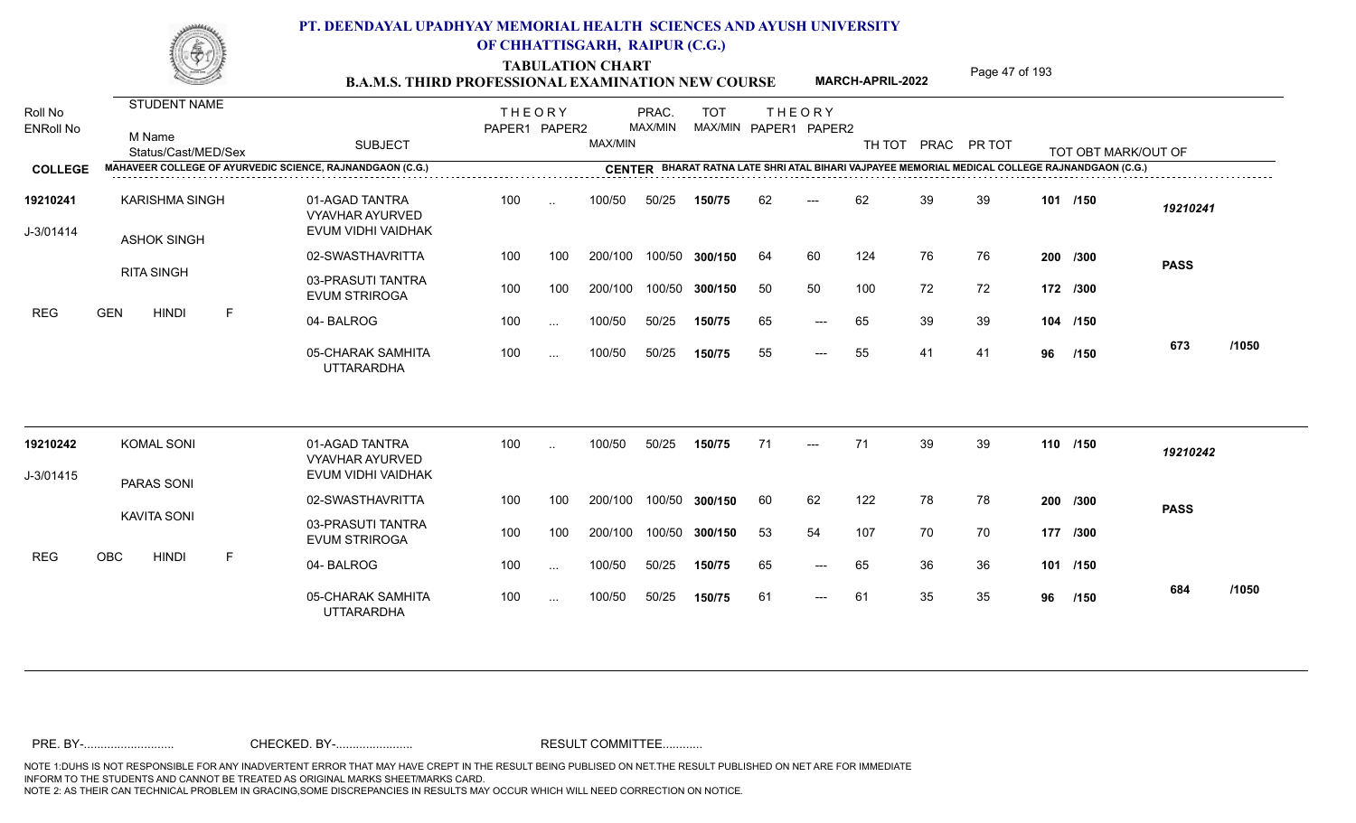# PT. DEENDAYAL UPADHYAY MEMORIAL HEALTH SCIENCES AND AYUSH UNIVERSITY OF CHHATTISGARH, RAIPUR (C.G.)

## TABULATION CHART

### B.A.M.S. THIRD PROFESSIONAL EXAMINATION NEW COURSE — MARCH-APRIL-2022

**COLLEGE:** MAHAVEER COLLEGE OF AYURVEDIC SCIENCE, RAJNANDGAON (C.G.)

**CENTER:** BHARAT RATNA LATE SHRI ATAL BIHARI VAJPAYEE MEMORIAL MEDICAL COLLEGE RAJNANDGAON (C.G.)

| Roll No / ENRoll No | STUDENT NAME / M Name / Status/Cast/MED/Sex | SUBJECT | THEORY PAPER1 | THEORY PAPER2 | MAX/MIN | PRAC. MAX/MIN | TOT MAX/MIN | THEORY PAPER1 | THEORY PAPER2 | TH TOT | PRAC | PR TOT | TOT OBT MARK/OUT OF | |
|---|---|---|---|---|---|---|---|---|---|---|---|---|---|---|
| 19210241 | KARISHMA SINGH | 01-AGAD TANTRA VYAVHAR AYURVED EVUM VIDHI VAIDHAK | 100 | .. | 100/50 | 50/25 | 150/75 | 62 | --- | 62 | 39 | 39 | 101 /150 | 19210241 |
| J-3/01414 | ASHOK SINGH | 02-SWASTHAVRITTA | 100 | 100 | 200/100 | 100/50 | 300/150 | 64 | 60 | 124 | 76 | 76 | 200 /300 | PASS |
| | RITA SINGH | 03-PRASUTI TANTRA EVUM STRIROGA | 100 | 100 | 200/100 | 100/50 | 300/150 | 50 | 50 | 100 | 72 | 72 | 172 /300 | |
| REG | GEN HINDI F | 04- BALROG | 100 | ... | 100/50 | 50/25 | 150/75 | 65 | --- | 65 | 39 | 39 | 104 /150 | |
| | | 05-CHARAK SAMHITA UTTARARDHA | 100 | ... | 100/50 | 50/25 | 150/75 | 55 | --- | 55 | 41 | 41 | 96 /150 | 673 /1050 |
| 19210242 | KOMAL SONI | 01-AGAD TANTRA VYAVHAR AYURVED EVUM VIDHI VAIDHAK | 100 | .. | 100/50 | 50/25 | 150/75 | 71 | --- | 71 | 39 | 39 | 110 /150 | 19210242 |
| J-3/01415 | PARAS SONI | 02-SWASTHAVRITTA | 100 | 100 | 200/100 | 100/50 | 300/150 | 60 | 62 | 122 | 78 | 78 | 200 /300 | PASS |
| | KAVITA SONI | 03-PRASUTI TANTRA EVUM STRIROGA | 100 | 100 | 200/100 | 100/50 | 300/150 | 53 | 54 | 107 | 70 | 70 | 177 /300 | |
| REG | OBC HINDI F | 04- BALROG | 100 | ... | 100/50 | 50/25 | 150/75 | 65 | --- | 65 | 36 | 36 | 101 /150 | |
| | | 05-CHARAK SAMHITA UTTARARDHA | 100 | ... | 100/50 | 50/25 | 150/75 | 61 | --- | 61 | 35 | 35 | 96 /150 | 684 /1050 |

PRE. BY-.......................... CHECKED. BY-....................... RESULT COMMITTEE...........

NOTE 1:DUHS IS NOT RESPONSIBLE FOR ANY INADVERTENT ERROR THAT MAY HAVE CREPT IN THE RESULT BEING PUBLISED ON NET.THE RESULT PUBLISHED ON NET ARE FOR IMMEDIATE INFORM TO THE STUDENTS AND CANNOT BE TREATED AS ORIGINAL MARKS SHEET/MARKS CARD.
NOTE 2: AS THEIR CAN TECHNICAL PROBLEM IN GRACING,SOME DISCREPANCIES IN RESULTS MAY OCCUR WHICH WILL NEED CORRECTION ON NOTICE.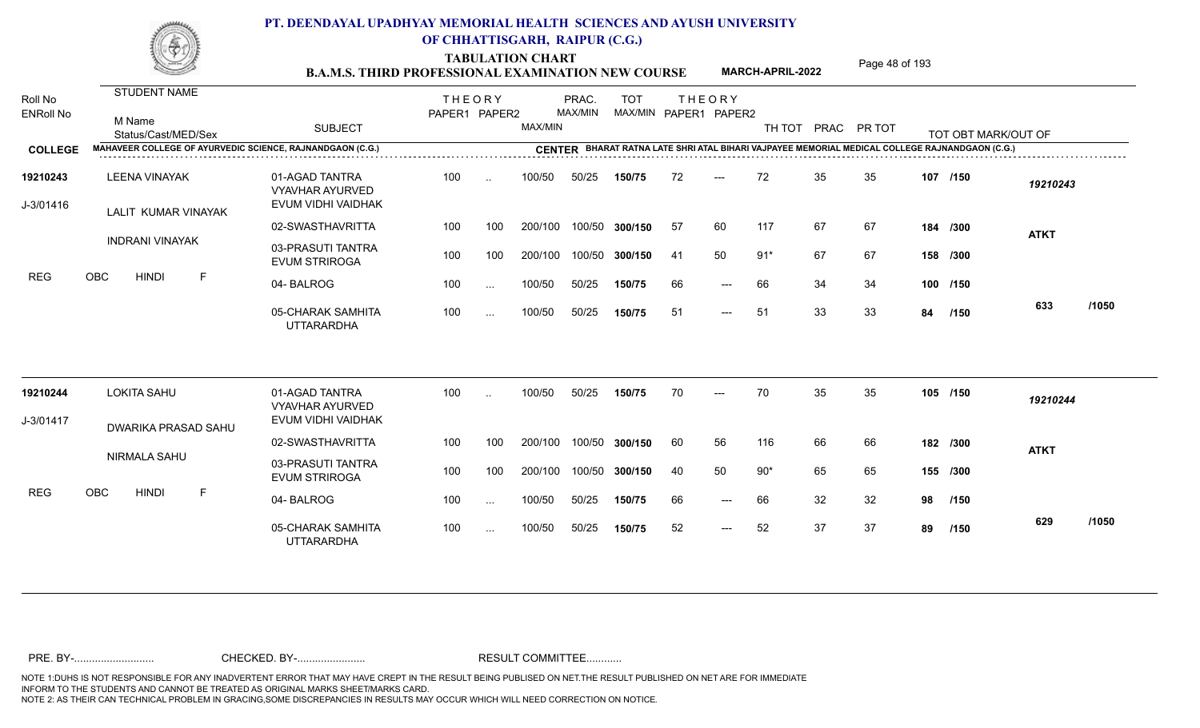# PT. DEENDAYAL UPADHYAY MEMORIAL HEALTH SCIENCES AND AYUSH UNIVERSITY OF CHHATTISGARH, RAIPUR (C.G.)

## TABULATION CHART
### B.A.M.S. THIRD PROFESSIONAL EXAMINATION NEW COURSE — MARCH-APRIL-2022

**COLLEGE:** MAHAVEER COLLEGE OF AYURVEDIC SCIENCE, RAJNANDGAON (C.G.)
**CENTER:** BHARAT RATNA LATE SHRI ATAL BIHARI VAJPAYEE MEMORIAL MEDICAL COLLEGE RAJNANDGAON (C.G.)

| Roll No / ENRoll No | STUDENT NAME / M Name / Status/Cast/MED/Sex | SUBJECT | THEORY PAPER1 | THEORY PAPER2 | MAX/MIN | PRAC. MAX/MIN | TOT MAX/MIN | THEORY PAPER1 | THEORY PAPER2 | TH TOT | PRAC | PR TOT | TOT OBT MARK/OUT OF | |
|---|---|---|---|---|---|---|---|---|---|---|---|---|---|---|
| 19210243 | LEENA VINAYAK | 01-AGAD TANTRA VYAVHAR AYURVED EVUM VIDHI VAIDHAK | 100 | .. | 100/50 | 50/25 | 150/75 | 72 | --- | 72 | 35 | 35 | 107 /150 | 19210243 |
| J-3/01416 | LALIT KUMAR VINAYAK | 02-SWASTHAVRITTA | 100 | 100 | 200/100 | 100/50 | 300/150 | 57 | 60 | 117 | 67 | 67 | 184 /300 | ATKT |
| | INDRANI VINAYAK | 03-PRASUTI TANTRA EVUM STRIROGA | 100 | 100 | 200/100 | 100/50 | 300/150 | 41 | 50 | 91* | 67 | 67 | 158 /300 | |
| REG | OBC HINDI F | 04- BALROG | 100 | ... | 100/50 | 50/25 | 150/75 | 66 | --- | 66 | 34 | 34 | 100 /150 | |
| | | 05-CHARAK SAMHITA UTTARARDHA | 100 | ... | 100/50 | 50/25 | 150/75 | 51 | --- | 51 | 33 | 33 | 84 /150 | 633 /1050 |
| 19210244 | LOKITA SAHU | 01-AGAD TANTRA VYAVHAR AYURVED EVUM VIDHI VAIDHAK | 100 | .. | 100/50 | 50/25 | 150/75 | 70 | --- | 70 | 35 | 35 | 105 /150 | 19210244 |
| J-3/01417 | DWARIKA PRASAD SAHU | 02-SWASTHAVRITTA | 100 | 100 | 200/100 | 100/50 | 300/150 | 60 | 56 | 116 | 66 | 66 | 182 /300 | ATKT |
| | NIRMALA SAHU | 03-PRASUTI TANTRA EVUM STRIROGA | 100 | 100 | 200/100 | 100/50 | 300/150 | 40 | 50 | 90* | 65 | 65 | 155 /300 | |
| REG | OBC HINDI F | 04- BALROG | 100 | ... | 100/50 | 50/25 | 150/75 | 66 | --- | 66 | 32 | 32 | 98 /150 | |
| | | 05-CHARAK SAMHITA UTTARARDHA | 100 | ... | 100/50 | 50/25 | 150/75 | 52 | --- | 52 | 37 | 37 | 89 /150 | 629 /1050 |

PRE. BY-.......................... CHECKED. BY-....................... RESULT COMMITTEE...........

NOTE 1:DUHS IS NOT RESPONSIBLE FOR ANY INADVERTENT ERROR THAT MAY HAVE CREPT IN THE RESULT BEING PUBLISED ON NET.THE RESULT PUBLISHED ON NET ARE FOR IMMEDIATE INFORM TO THE STUDENTS AND CANNOT BE TREATED AS ORIGINAL MARKS SHEET/MARKS CARD.
NOTE 2: AS THEIR CAN TECHNICAL PROBLEM IN GRACING,SOME DISCREPANCIES IN RESULTS MAY OCCUR WHICH WILL NEED CORRECTION ON NOTICE.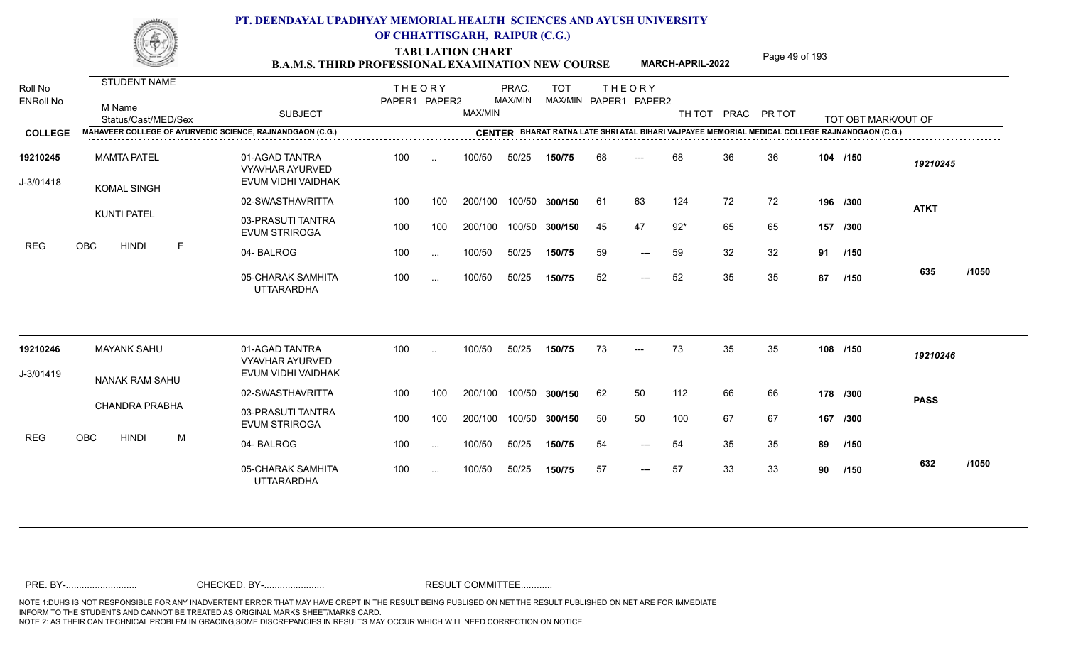# PT. DEENDAYAL UPADHYAY MEMORIAL HEALTH SCIENCES AND AYUSH UNIVERSITY OF CHHATTISGARH, RAIPUR (C.G.)

## TABULATION CHART
## B.A.M.S. THIRD PROFESSIONAL EXAMINATION NEW COURSE — MARCH-APRIL-2022

**COLLEGE:** MAHAVEER COLLEGE OF AYURVEDIC SCIENCE, RAJNANDGAON (C.G.)
**CENTER:** BHARAT RATNA LATE SHRI ATAL BIHARI VAJPAYEE MEMORIAL MEDICAL COLLEGE RAJNANDGAON (C.G.)

| Roll No / ENRoll No | STUDENT NAME / M Name / Status/Cast/MED/Sex | SUBJECT | THEORY PAPER1 | THEORY PAPER2 | MAX/MIN | PRAC. MAX/MIN | TOT MAX/MIN | THEORY PAPER1 | THEORY PAPER2 | TH TOT | PRAC | PR TOT | TOT OBT MARK/OUT OF | |
|---|---|---|---|---|---|---|---|---|---|---|---|---|---|---|
| 19210245 | MAMTA PATEL | 01-AGAD TANTRA VYAVHAR AYURVED EVUM VIDHI VAIDHAK | 100 | .. | 100/50 | 50/25 | 150/75 | 68 | --- | 68 | 36 | 36 | 104 /150 | 19210245 |
| J-3/01418 | KOMAL SINGH | 02-SWASTHAVRITTA | 100 | 100 | 200/100 | 100/50 | 300/150 | 61 | 63 | 124 | 72 | 72 | 196 /300 | ATKT |
| | KUNTI PATEL | 03-PRASUTI TANTRA EVUM STRIROGA | 100 | 100 | 200/100 | 100/50 | 300/150 | 45 | 47 | 92* | 65 | 65 | 157 /300 | |
| REG | OBC HINDI F | 04- BALROG | 100 | ... | 100/50 | 50/25 | 150/75 | 59 | --- | 59 | 32 | 32 | 91 /150 | |
| | | 05-CHARAK SAMHITA UTTARARDHA | 100 | ... | 100/50 | 50/25 | 150/75 | 52 | --- | 52 | 35 | 35 | 87 /150 | 635 /1050 |
| 19210246 | MAYANK SAHU | 01-AGAD TANTRA VYAVHAR AYURVED EVUM VIDHI VAIDHAK | 100 | .. | 100/50 | 50/25 | 150/75 | 73 | --- | 73 | 35 | 35 | 108 /150 | 19210246 |
| J-3/01419 | NANAK RAM SAHU | 02-SWASTHAVRITTA | 100 | 100 | 200/100 | 100/50 | 300/150 | 62 | 50 | 112 | 66 | 66 | 178 /300 | PASS |
| | CHANDRA PRABHA | 03-PRASUTI TANTRA EVUM STRIROGA | 100 | 100 | 200/100 | 100/50 | 300/150 | 50 | 50 | 100 | 67 | 67 | 167 /300 | |
| REG | OBC HINDI M | 04- BALROG | 100 | ... | 100/50 | 50/25 | 150/75 | 54 | --- | 54 | 35 | 35 | 89 /150 | |
| | | 05-CHARAK SAMHITA UTTARARDHA | 100 | ... | 100/50 | 50/25 | 150/75 | 57 | --- | 57 | 33 | 33 | 90 /150 | 632 /1050 |

PRE. BY-.......................... CHECKED. BY-....................... RESULT COMMITTEE...........

NOTE 1:DUHS IS NOT RESPONSIBLE FOR ANY INADVERTENT ERROR THAT MAY HAVE CREPT IN THE RESULT BEING PUBLISED ON NET.THE RESULT PUBLISHED ON NET ARE FOR IMMEDIATE INFORM TO THE STUDENTS AND CANNOT BE TREATED AS ORIGINAL MARKS SHEET/MARKS CARD.
NOTE 2: AS THEIR CAN TECHNICAL PROBLEM IN GRACING,SOME DISCREPANCIES IN RESULTS MAY OCCUR WHICH WILL NEED CORRECTION ON NOTICE.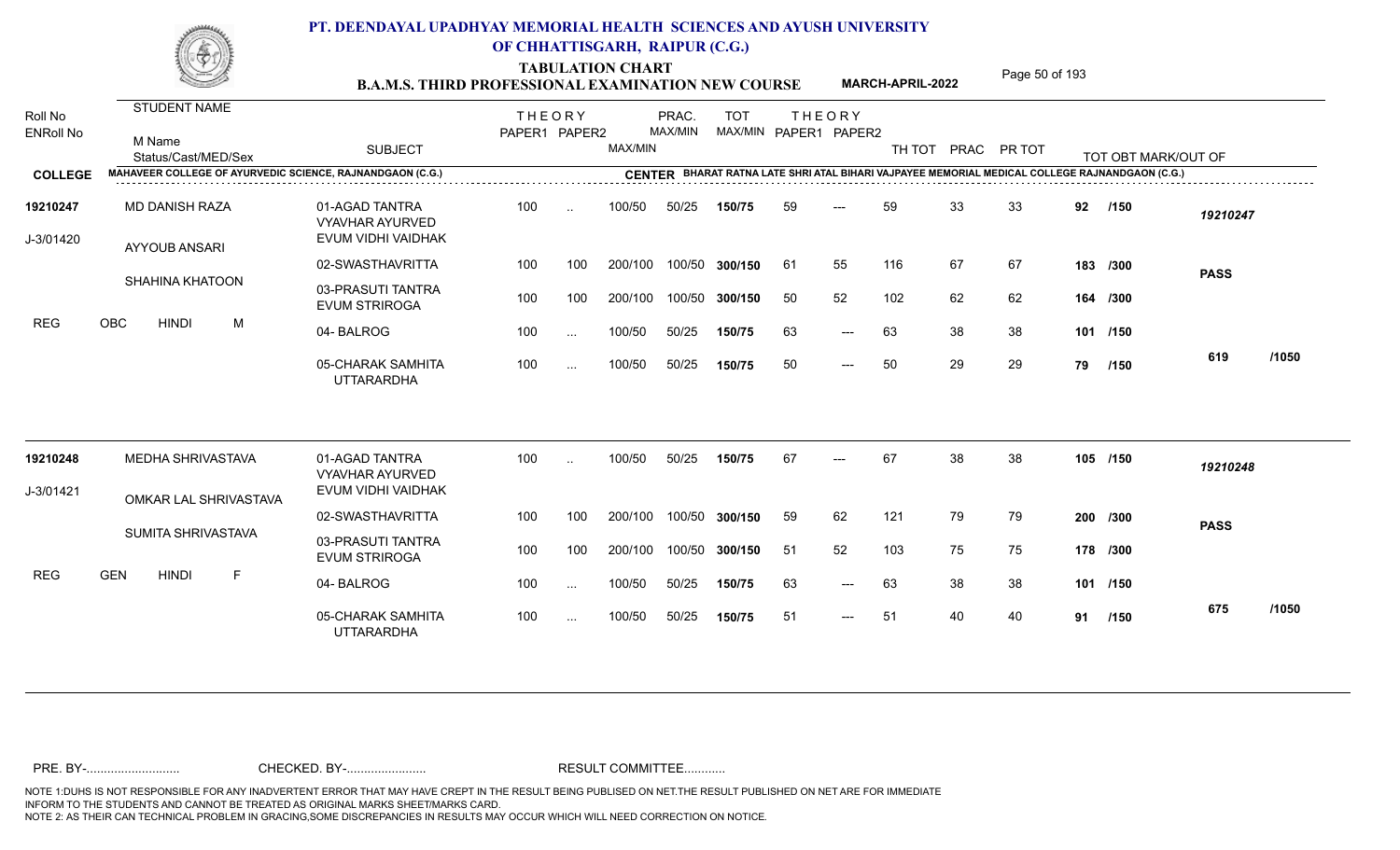# PT. DEENDAYAL UPADHYAY MEMORIAL HEALTH SCIENCES AND AYUSH UNIVERSITY OF CHHATTISGARH, RAIPUR (C.G.)

## TABULATION CHART

### B.A.M.S. THIRD PROFESSIONAL EXAMINATION NEW COURSE — MARCH-APRIL-2022

**COLLEGE:** MAHAVEER COLLEGE OF AYURVEDIC SCIENCE, RAJNANDGAON (C.G.)

**CENTER:** BHARAT RATNA LATE SHRI ATAL BIHARI VAJPAYEE MEMORIAL MEDICAL COLLEGE RAJNANDGAON (C.G.)

| Roll No / ENRoll No | STUDENT NAME / M Name / Status/Cast/MED/Sex | SUBJECT | THEORY PAPER1 | THEORY PAPER2 | MAX/MIN | PRAC. MAX/MIN | TOT MAX/MIN | THEORY PAPER1 | THEORY PAPER2 | TH TOT | PRAC | PR TOT | TOT OBT MARK/OUT OF | |
|---|---|---|---|---|---|---|---|---|---|---|---|---|---|---|
| 19210247 | MD DANISH RAZA | 01-AGAD TANTRA VYAVHAR AYURVED EVUM VIDHI VAIDHAK | 100 | .. | 100/50 | 50/25 | 150/75 | 59 | --- | 59 | 33 | 33 | 92 /150 | 19210247 |
| J-3/01420 | AYYOUB ANSARI | 02-SWASTHAVRITTA | 100 | 100 | 200/100 | 100/50 | 300/150 | 61 | 55 | 116 | 67 | 67 | 183 /300 | PASS |
| | SHAHINA KHATOON | 03-PRASUTI TANTRA EVUM STRIROGA | 100 | 100 | 200/100 | 100/50 | 300/150 | 50 | 52 | 102 | 62 | 62 | 164 /300 | |
| REG | OBC HINDI M | 04- BALROG | 100 | ... | 100/50 | 50/25 | 150/75 | 63 | --- | 63 | 38 | 38 | 101 /150 | |
| | | 05-CHARAK SAMHITA UTTARARDHA | 100 | ... | 100/50 | 50/25 | 150/75 | 50 | --- | 50 | 29 | 29 | 79 /150 | 619 /1050 |
| 19210248 | MEDHA SHRIVASTAVA | 01-AGAD TANTRA VYAVHAR AYURVED EVUM VIDHI VAIDHAK | 100 | .. | 100/50 | 50/25 | 150/75 | 67 | --- | 67 | 38 | 38 | 105 /150 | 19210248 |
| J-3/01421 | OMKAR LAL SHRIVASTAVA | 02-SWASTHAVRITTA | 100 | 100 | 200/100 | 100/50 | 300/150 | 59 | 62 | 121 | 79 | 79 | 200 /300 | PASS |
| | SUMITA SHRIVASTAVA | 03-PRASUTI TANTRA EVUM STRIROGA | 100 | 100 | 200/100 | 100/50 | 300/150 | 51 | 52 | 103 | 75 | 75 | 178 /300 | |
| REG | GEN HINDI F | 04- BALROG | 100 | ... | 100/50 | 50/25 | 150/75 | 63 | --- | 63 | 38 | 38 | 101 /150 | |
| | | 05-CHARAK SAMHITA UTTARARDHA | 100 | ... | 100/50 | 50/25 | 150/75 | 51 | --- | 51 | 40 | 40 | 91 /150 | 675 /1050 |

PRE. BY-.......................... CHECKED. BY-....................... RESULT COMMITTEE...........

NOTE 1:DUHS IS NOT RESPONSIBLE FOR ANY INADVERTENT ERROR THAT MAY HAVE CREPT IN THE RESULT BEING PUBLISED ON NET.THE RESULT PUBLISHED ON NET ARE FOR IMMEDIATE INFORM TO THE STUDENTS AND CANNOT BE TREATED AS ORIGINAL MARKS SHEET/MARKS CARD.
NOTE 2: AS THEIR CAN TECHNICAL PROBLEM IN GRACING,SOME DISCREPANCIES IN RESULTS MAY OCCUR WHICH WILL NEED CORRECTION ON NOTICE.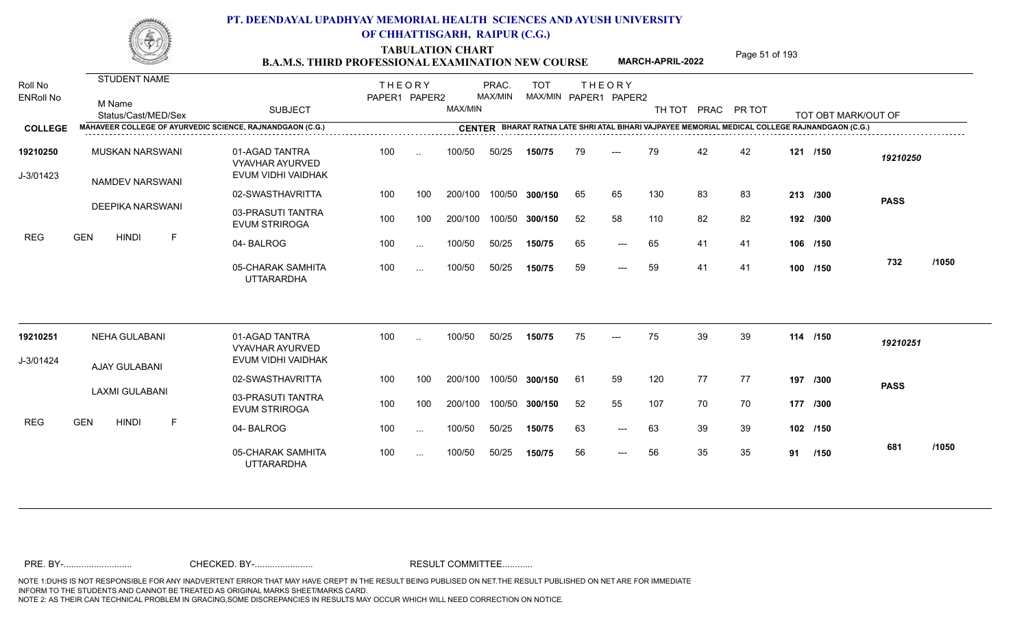# PT. DEENDAYAL UPADHYAY MEMORIAL HEALTH SCIENCES AND AYUSH UNIVERSITY OF CHHATTISGARH, RAIPUR (C.G.)

## TABULATION CHART

### B.A.M.S. THIRD PROFESSIONAL EXAMINATION NEW COURSE — MARCH-APRIL-2022

**COLLEGE:** MAHAVEER COLLEGE OF AYURVEDIC SCIENCE, RAJNANDGAON (C.G.)

**CENTER:** BHARAT RATNA LATE SHRI ATAL BIHARI VAJPAYEE MEMORIAL MEDICAL COLLEGE RAJNANDGAON (C.G.)

| Roll No / ENRoll No | STUDENT NAME / M Name / Status/Cast/MED/Sex | SUBJECT | THEORY PAPER1 | THEORY PAPER2 | MAX/MIN | PRAC. MAX/MIN | TOT MAX/MIN | THEORY PAPER1 | THEORY PAPER2 | TH TOT | PRAC | PR TOT | TOT OBT MARK/OUT OF | |
|---|---|---|---|---|---|---|---|---|---|---|---|---|---|---|
| 19210250 | MUSKAN NARSWANI | 01-AGAD TANTRA VYAVHAR AYURVED EVUM VIDHI VAIDHAK | 100 | .. | 100/50 | 50/25 | 150/75 | 79 | --- | 79 | 42 | 42 | 121 /150 | 19210250 |
| J-3/01423 | NAMDEV NARSWANI | 02-SWASTHAVRITTA | 100 | 100 | 200/100 | 100/50 | 300/150 | 65 | 65 | 130 | 83 | 83 | 213 /300 | PASS |
| | DEEPIKA NARSWANI | 03-PRASUTI TANTRA EVUM STRIROGA | 100 | 100 | 200/100 | 100/50 | 300/150 | 52 | 58 | 110 | 82 | 82 | 192 /300 | |
| REG | GEN HINDI F | 04- BALROG | 100 | ... | 100/50 | 50/25 | 150/75 | 65 | --- | 65 | 41 | 41 | 106 /150 | |
| | | 05-CHARAK SAMHITA UTTARARDHA | 100 | ... | 100/50 | 50/25 | 150/75 | 59 | --- | 59 | 41 | 41 | 100 /150 | 732 /1050 |
| 19210251 | NEHA GULABANI | 01-AGAD TANTRA VYAVHAR AYURVED EVUM VIDHI VAIDHAK | 100 | .. | 100/50 | 50/25 | 150/75 | 75 | --- | 75 | 39 | 39 | 114 /150 | 19210251 |
| J-3/01424 | AJAY GULABANI | 02-SWASTHAVRITTA | 100 | 100 | 200/100 | 100/50 | 300/150 | 61 | 59 | 120 | 77 | 77 | 197 /300 | PASS |
| | LAXMI GULABANI | 03-PRASUTI TANTRA EVUM STRIROGA | 100 | 100 | 200/100 | 100/50 | 300/150 | 52 | 55 | 107 | 70 | 70 | 177 /300 | |
| REG | GEN HINDI F | 04- BALROG | 100 | ... | 100/50 | 50/25 | 150/75 | 63 | --- | 63 | 39 | 39 | 102 /150 | |
| | | 05-CHARAK SAMHITA UTTARARDHA | 100 | ... | 100/50 | 50/25 | 150/75 | 56 | --- | 56 | 35 | 35 | 91 /150 | 681 /1050 |

PRE. BY-........................... CHECKED. BY-....................... RESULT COMMITTEE...........

NOTE 1:DUHS IS NOT RESPONSIBLE FOR ANY INADVERTENT ERROR THAT MAY HAVE CREPT IN THE RESULT BEING PUBLISED ON NET.THE RESULT PUBLISHED ON NET ARE FOR IMMEDIATE INFORM TO THE STUDENTS AND CANNOT BE TREATED AS ORIGINAL MARKS SHEET/MARKS CARD.
NOTE 2: AS THEIR CAN TECHNICAL PROBLEM IN GRACING,SOME DISCREPANCIES IN RESULTS MAY OCCUR WHICH WILL NEED CORRECTION ON NOTICE.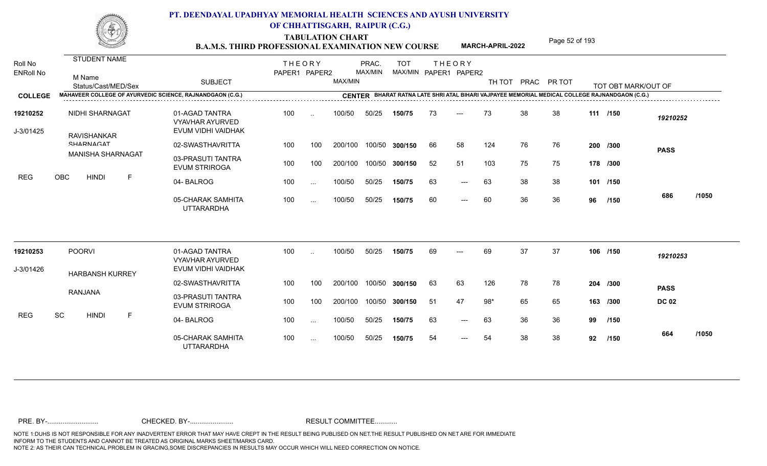# PT. DEENDAYAL UPADHYAY MEMORIAL HEALTH SCIENCES AND AYUSH UNIVERSITY OF CHHATTISGARH, RAIPUR (C.G.)

## TABULATION CHART

### B.A.M.S. THIRD PROFESSIONAL EXAMINATION NEW COURSE — MARCH-APRIL-2022

**COLLEGE:** MAHAVEER COLLEGE OF AYURVEDIC SCIENCE, RAJNANDGAON (C.G.)

**CENTER:** BHARAT RATNA LATE SHRI ATAL BIHARI VAJPAYEE MEMORIAL MEDICAL COLLEGE RAJNANDGAON (C.G.)

| Roll No / ENRoll No | STUDENT NAME / M Name / Status/Cast/MED/Sex | SUBJECT | THEORY PAPER1 | THEORY PAPER2 | MAX/MIN | PRAC. MAX/MIN | TOT MAX/MIN | THEORY PAPER1 | THEORY PAPER2 | TH TOT | PRAC | PR TOT | TOT OBT MARK/OUT OF | |
|---|---|---|---|---|---|---|---|---|---|---|---|---|---|---|
| 19210252 | NIDHI SHARNAGAT | 01-AGAD TANTRA VYAVHAR AYURVED EVUM VIDHI VAIDHAK | 100 | .. | 100/50 | 50/25 | 150/75 | 73 | --- | 73 | 38 | 38 | 111 /150 | 19210252 |
| J-3/01425 | RAVISHANKAR SHARNAGAT | 02-SWASTHAVRITTA | 100 | 100 | 200/100 | 100/50 | 300/150 | 66 | 58 | 124 | 76 | 76 | 200 /300 | PASS |
| | MANISHA SHARNAGAT | 03-PRASUTI TANTRA EVUM STRIROGA | 100 | 100 | 200/100 | 100/50 | 300/150 | 52 | 51 | 103 | 75 | 75 | 178 /300 | |
| REG | OBC HINDI F | 04- BALROG | 100 | ... | 100/50 | 50/25 | 150/75 | 63 | --- | 63 | 38 | 38 | 101 /150 | |
| | | 05-CHARAK SAMHITA UTTARARDHA | 100 | ... | 100/50 | 50/25 | 150/75 | 60 | --- | 60 | 36 | 36 | 96 /150 | 686 /1050 |
| 19210253 | POORVI | 01-AGAD TANTRA VYAVHAR AYURVED EVUM VIDHI VAIDHAK | 100 | .. | 100/50 | 50/25 | 150/75 | 69 | --- | 69 | 37 | 37 | 106 /150 | 19210253 |
| J-3/01426 | HARBANSH KURREY | 02-SWASTHAVRITTA | 100 | 100 | 200/100 | 100/50 | 300/150 | 63 | 63 | 126 | 78 | 78 | 204 /300 | PASS |
| | RANJANA | 03-PRASUTI TANTRA EVUM STRIROGA | 100 | 100 | 200/100 | 100/50 | 300/150 | 51 | 47 | 98* | 65 | 65 | 163 /300 | DC 02 |
| REG | SC HINDI F | 04- BALROG | 100 | ... | 100/50 | 50/25 | 150/75 | 63 | --- | 63 | 36 | 36 | 99 /150 | |
| | | 05-CHARAK SAMHITA UTTARARDHA | 100 | ... | 100/50 | 50/25 | 150/75 | 54 | --- | 54 | 38 | 38 | 92 /150 | 664 /1050 |

PRE. BY-.......................... CHECKED. BY-....................... RESULT COMMITTEE...........

NOTE 1:DUHS IS NOT RESPONSIBLE FOR ANY INADVERTENT ERROR THAT MAY HAVE CREPT IN THE RESULT BEING PUBLISED ON NET.THE RESULT PUBLISHED ON NET ARE FOR IMMEDIATE INFORM TO THE STUDENTS AND CANNOT BE TREATED AS ORIGINAL MARKS SHEET/MARKS CARD.
NOTE 2: AS THEIR CAN TECHNICAL PROBLEM IN GRACING,SOME DISCREPANCIES IN RESULTS MAY OCCUR WHICH WILL NEED CORRECTION ON NOTICE.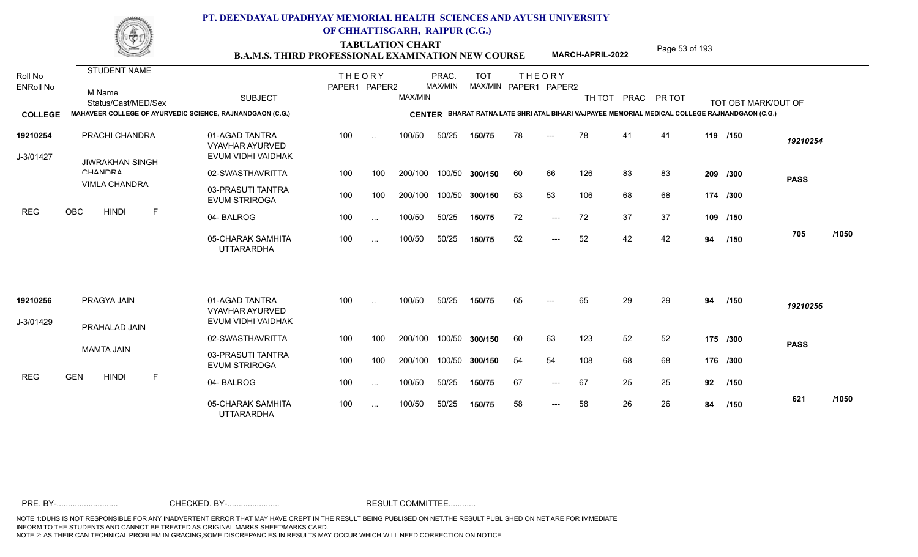# PT. DEENDAYAL UPADHYAY MEMORIAL HEALTH SCIENCES AND AYUSH UNIVERSITY OF CHHATTISGARH, RAIPUR (C.G.)

**TABULATION CHART**

**B.A.M.S. THIRD PROFESSIONAL EXAMINATION NEW COURSE** — **MARCH-APRIL-2022**

**COLLEGE:** MAHAVEER COLLEGE OF AYURVEDIC SCIENCE, RAJNANDGAON (C.G.)

**CENTER:** BHARAT RATNA LATE SHRI ATAL BIHARI VAJPAYEE MEMORIAL MEDICAL COLLEGE RAJNANDGAON (C.G.)

| Roll No / ENRoll No | STUDENT NAME / M Name / Status/Cast/MED/Sex | SUBJECT | THEORY PAPER1 | THEORY PAPER2 | MAX/MIN | PRAC. MAX/MIN | TOT MAX/MIN | THEORY PAPER1 | THEORY PAPER2 | TH TOT | PRAC | PR TOT | TOT OBT MARK/OUT OF | |
|---|---|---|---|---|---|---|---|---|---|---|---|---|---|---|
| 19210254 | PRACHI CHANDRA | 01-AGAD TANTRA VYAVHAR AYURVED EVUM VIDHI VAIDHAK | 100 | .. | 100/50 | 50/25 | 150/75 | 78 | --- | 78 | 41 | 41 | 119 /150 | 19210254 |
| J-3/01427 | JIWRAKHAN SINGH CHANDRA | 02-SWASTHAVRITTA | 100 | 100 | 200/100 | 100/50 | 300/150 | 60 | 66 | 126 | 83 | 83 | 209 /300 | PASS |
| | VIMLA CHANDRA | 03-PRASUTI TANTRA EVUM STRIROGA | 100 | 100 | 200/100 | 100/50 | 300/150 | 53 | 53 | 106 | 68 | 68 | 174 /300 | |
| REG | OBC HINDI F | 04- BALROG | 100 | ... | 100/50 | 50/25 | 150/75 | 72 | --- | 72 | 37 | 37 | 109 /150 | |
| | | 05-CHARAK SAMHITA UTTARARDHA | 100 | ... | 100/50 | 50/25 | 150/75 | 52 | --- | 52 | 42 | 42 | 94 /150 | 705 /1050 |
| 19210256 | PRAGYA JAIN | 01-AGAD TANTRA VYAVHAR AYURVED EVUM VIDHI VAIDHAK | 100 | .. | 100/50 | 50/25 | 150/75 | 65 | --- | 65 | 29 | 29 | 94 /150 | 19210256 |
| J-3/01429 | PRAHALAD JAIN | 02-SWASTHAVRITTA | 100 | 100 | 200/100 | 100/50 | 300/150 | 60 | 63 | 123 | 52 | 52 | 175 /300 | PASS |
| | MAMTA JAIN | 03-PRASUTI TANTRA EVUM STRIROGA | 100 | 100 | 200/100 | 100/50 | 300/150 | 54 | 54 | 108 | 68 | 68 | 176 /300 | |
| REG | GEN HINDI F | 04- BALROG | 100 | ... | 100/50 | 50/25 | 150/75 | 67 | --- | 67 | 25 | 25 | 92 /150 | |
| | | 05-CHARAK SAMHITA UTTARARDHA | 100 | ... | 100/50 | 50/25 | 150/75 | 58 | --- | 58 | 26 | 26 | 84 /150 | 621 /1050 |

PRE. BY-.......................... CHECKED. BY-....................... RESULT COMMITTEE...........

NOTE 1:DUHS IS NOT RESPONSIBLE FOR ANY INADVERTENT ERROR THAT MAY HAVE CREPT IN THE RESULT BEING PUBLISED ON NET.THE RESULT PUBLISHED ON NET ARE FOR IMMEDIATE INFORM TO THE STUDENTS AND CANNOT BE TREATED AS ORIGINAL MARKS SHEET/MARKS CARD.
NOTE 2: AS THEIR CAN TECHNICAL PROBLEM IN GRACING,SOME DISCREPANCIES IN RESULTS MAY OCCUR WHICH WILL NEED CORRECTION ON NOTICE.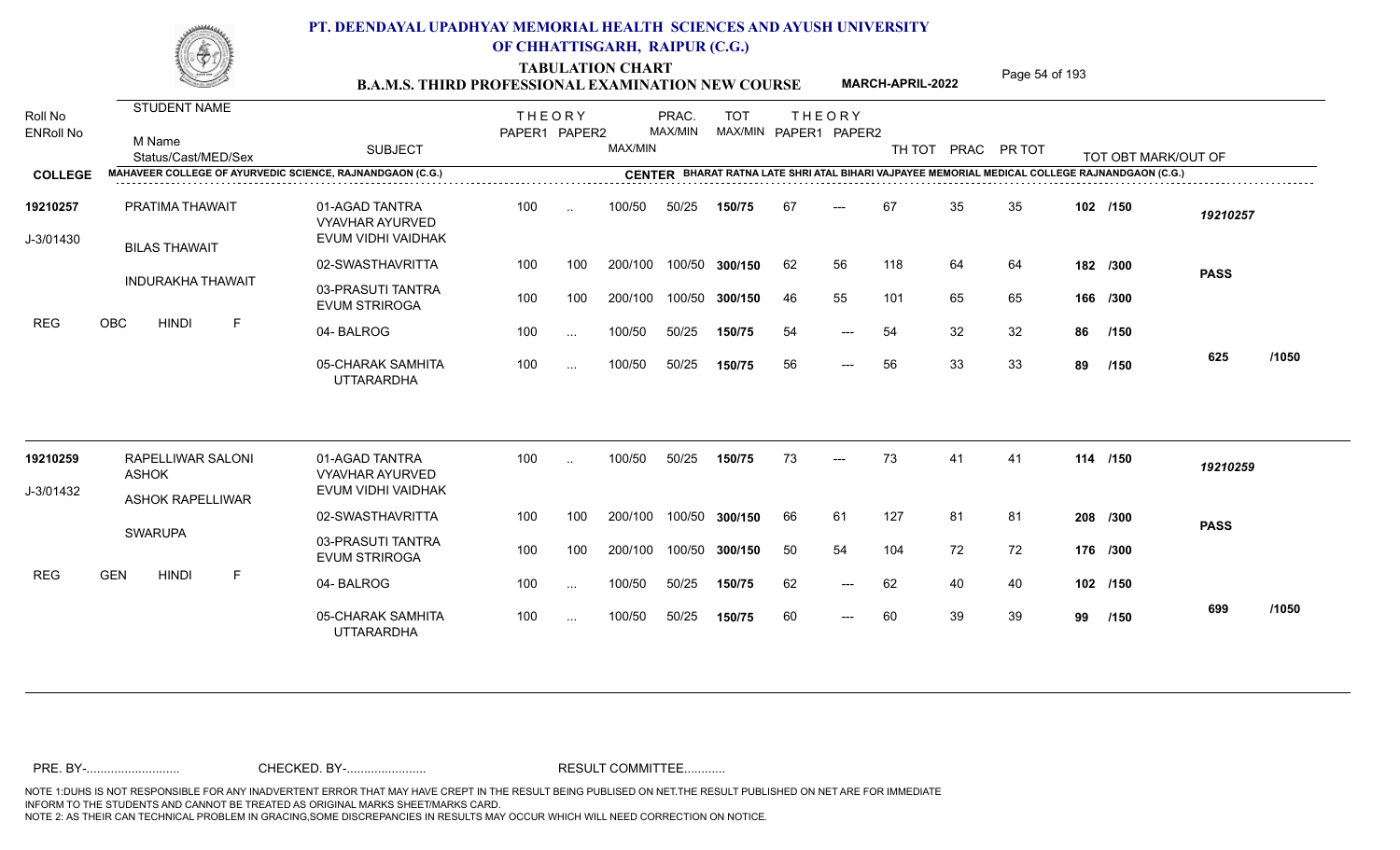# PT. DEENDAYAL UPADHYAY MEMORIAL HEALTH SCIENCES AND AYUSH UNIVERSITY OF CHHATTISGARH, RAIPUR (C.G.)

## TABULATION CHART

### B.A.M.S. THIRD PROFESSIONAL EXAMINATION NEW COURSE — MARCH-APRIL-2022

**COLLEGE:** MAHAVEER COLLEGE OF AYURVEDIC SCIENCE, RAJNANDGAON (C.G.)

**CENTER:** BHARAT RATNA LATE SHRI ATAL BIHARI VAJPAYEE MEMORIAL MEDICAL COLLEGE RAJNANDGAON (C.G.)

| Roll No / ENRoll No | STUDENT NAME / M Name / Status/Cast/MED/Sex | SUBJECT | THEORY PAPER1 | THEORY PAPER2 | MAX/MIN | PRAC. MAX/MIN | TOT MAX/MIN | THEORY PAPER1 | THEORY PAPER2 | TH TOT | PRAC | PR TOT | TOT OBT MARK/OUT OF | |
|---|---|---|---|---|---|---|---|---|---|---|---|---|---|---|
| 19210257 | PRATIMA THAWAIT | 01-AGAD TANTRA VYAVHAR AYURVED EVUM VIDHI VAIDHAK | 100 | .. | 100/50 | 50/25 | 150/75 | 67 | --- | 67 | 35 | 35 | 102 /150 | 19210257 |
| J-3/01430 | BILAS THAWAIT | 02-SWASTHAVRITTA | 100 | 100 | 200/100 | 100/50 | 300/150 | 62 | 56 | 118 | 64 | 64 | 182 /300 | PASS |
| | INDURAKHA THAWAIT | 03-PRASUTI TANTRA EVUM STRIROGA | 100 | 100 | 200/100 | 100/50 | 300/150 | 46 | 55 | 101 | 65 | 65 | 166 /300 | |
| REG | OBC HINDI F | 04- BALROG | 100 | ... | 100/50 | 50/25 | 150/75 | 54 | --- | 54 | 32 | 32 | 86 /150 | |
| | | 05-CHARAK SAMHITA UTTARARDHA | 100 | ... | 100/50 | 50/25 | 150/75 | 56 | --- | 56 | 33 | 33 | 89 /150 | 625 /1050 |
| 19210259 | RAPELLIWAR SALONI ASHOK | 01-AGAD TANTRA VYAVHAR AYURVED EVUM VIDHI VAIDHAK | 100 | .. | 100/50 | 50/25 | 150/75 | 73 | --- | 73 | 41 | 41 | 114 /150 | 19210259 |
| J-3/01432 | ASHOK RAPELLIWAR | 02-SWASTHAVRITTA | 100 | 100 | 200/100 | 100/50 | 300/150 | 66 | 61 | 127 | 81 | 81 | 208 /300 | PASS |
| | SWARUPA | 03-PRASUTI TANTRA EVUM STRIROGA | 100 | 100 | 200/100 | 100/50 | 300/150 | 50 | 54 | 104 | 72 | 72 | 176 /300 | |
| REG | GEN HINDI F | 04- BALROG | 100 | ... | 100/50 | 50/25 | 150/75 | 62 | --- | 62 | 40 | 40 | 102 /150 | |
| | | 05-CHARAK SAMHITA UTTARARDHA | 100 | ... | 100/50 | 50/25 | 150/75 | 60 | --- | 60 | 39 | 39 | 99 /150 | 699 /1050 |

PRE. BY-.......................... CHECKED. BY-....................... RESULT COMMITTEE...........

NOTE 1:DUHS IS NOT RESPONSIBLE FOR ANY INADVERTENT ERROR THAT MAY HAVE CREPT IN THE RESULT BEING PUBLISED ON NET.THE RESULT PUBLISHED ON NET ARE FOR IMMEDIATE INFORM TO THE STUDENTS AND CANNOT BE TREATED AS ORIGINAL MARKS SHEET/MARKS CARD.
NOTE 2: AS THEIR CAN TECHNICAL PROBLEM IN GRACING,SOME DISCREPANCIES IN RESULTS MAY OCCUR WHICH WILL NEED CORRECTION ON NOTICE.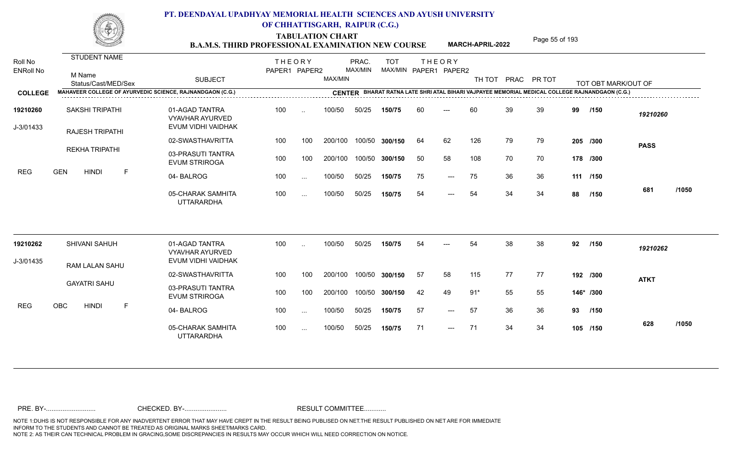# PT. DEENDAYAL UPADHYAY MEMORIAL HEALTH SCIENCES AND AYUSH UNIVERSITY OF CHHATTISGARH, RAIPUR (C.G.)

## TABULATION CHART
## B.A.M.S. THIRD PROFESSIONAL EXAMINATION NEW COURSE — MARCH-APRIL-2022

**COLLEGE:** MAHAVEER COLLEGE OF AYURVEDIC SCIENCE, RAJNANDGAON (C.G.)
**CENTER:** BHARAT RATNA LATE SHRI ATAL BIHARI VAJPAYEE MEMORIAL MEDICAL COLLEGE RAJNANDGAON (C.G.)

| Roll No / ENRoll No | Student Name / M Name / Status/Cast/MED/Sex | Subject | Theory Paper1 MAX | Theory Paper2 MAX | MAX/MIN | PRAC. MAX/MIN | TOT MAX/MIN | Theory Paper1 | Theory Paper2 | TH TOT | PRAC | PR TOT | TOT OBT MARK/OUT OF | Result |
|---|---|---|---|---|---|---|---|---|---|---|---|---|---|---|
| 19210260 | SAKSHI TRIPATHI | 01-AGAD TANTRA VYAVHAR AYURVED EVUM VIDHI VAIDHAK | 100 | .. | 100/50 | 50/25 | 150/75 | 60 | --- | 60 | 39 | 39 | 99 /150 | 19210260 |
| J-3/01433 | RAJESH TRIPATHI | 02-SWASTHAVRITTA | 100 | 100 | 200/100 | 100/50 | 300/150 | 64 | 62 | 126 | 79 | 79 | 205 /300 | PASS |
| | REKHA TRIPATHI | 03-PRASUTI TANTRA EVUM STRIROGA | 100 | 100 | 200/100 | 100/50 | 300/150 | 50 | 58 | 108 | 70 | 70 | 178 /300 | |
| | REG GEN HINDI F | 04- BALROG | 100 | ... | 100/50 | 50/25 | 150/75 | 75 | --- | 75 | 36 | 36 | 111 /150 | |
| | | 05-CHARAK SAMHITA UTTARARDHA | 100 | ... | 100/50 | 50/25 | 150/75 | 54 | --- | 54 | 34 | 34 | 88 /150 | 681 /1050 |
| 19210262 | SHIVANI SAHUH | 01-AGAD TANTRA VYAVHAR AYURVED EVUM VIDHI VAIDHAK | 100 | .. | 100/50 | 50/25 | 150/75 | 54 | --- | 54 | 38 | 38 | 92 /150 | 19210262 |
| J-3/01435 | RAM LALAN SAHU | 02-SWASTHAVRITTA | 100 | 100 | 200/100 | 100/50 | 300/150 | 57 | 58 | 115 | 77 | 77 | 192 /300 | ATKT |
| | GAYATRI SAHU | 03-PRASUTI TANTRA EVUM STRIROGA | 100 | 100 | 200/100 | 100/50 | 300/150 | 42 | 49 | 91* | 55 | 55 | 146* /300 | |
| | REG OBC HINDI F | 04- BALROG | 100 | ... | 100/50 | 50/25 | 150/75 | 57 | --- | 57 | 36 | 36 | 93 /150 | |
| | | 05-CHARAK SAMHITA UTTARARDHA | 100 | ... | 100/50 | 50/25 | 150/75 | 71 | --- | 71 | 34 | 34 | 105 /150 | 628 /1050 |

PRE. BY-.......................... CHECKED. BY-....................... RESULT COMMITTEE...........

NOTE 1:DUHS IS NOT RESPONSIBLE FOR ANY INADVERTENT ERROR THAT MAY HAVE CREPT IN THE RESULT BEING PUBLISED ON NET.THE RESULT PUBLISHED ON NET ARE FOR IMMEDIATE INFORM TO THE STUDENTS AND CANNOT BE TREATED AS ORIGINAL MARKS SHEET/MARKS CARD.
NOTE 2: AS THEIR CAN TECHNICAL PROBLEM IN GRACING,SOME DISCREPANCIES IN RESULTS MAY OCCUR WHICH WILL NEED CORRECTION ON NOTICE.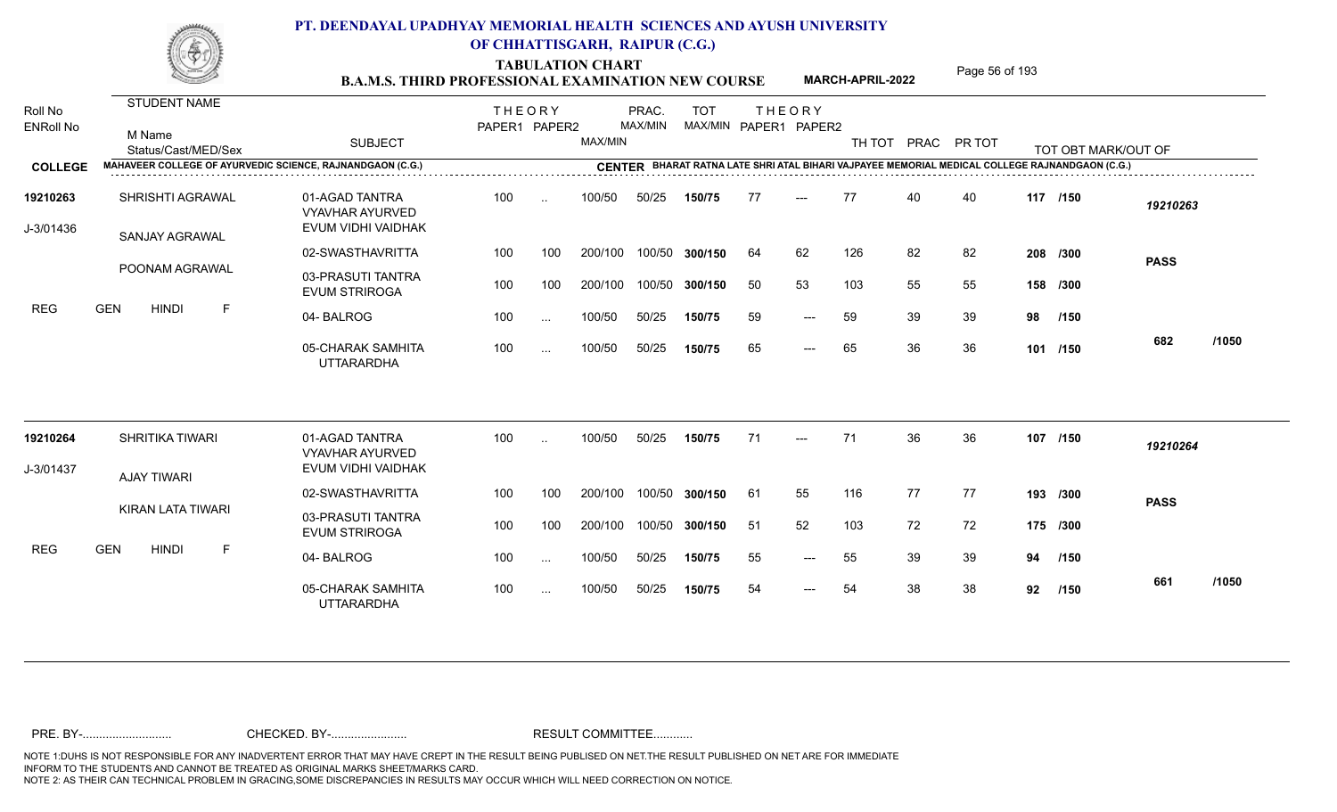# PT. DEENDAYAL UPADHYAY MEMORIAL HEALTH SCIENCES AND AYUSH UNIVERSITY OF CHHATTISGARH, RAIPUR (C.G.)

## TABULATION CHART
### B.A.M.S. THIRD PROFESSIONAL EXAMINATION NEW COURSE — MARCH-APRIL-2022

**COLLEGE:** MAHAVEER COLLEGE OF AYURVEDIC SCIENCE, RAJNANDGAON (C.G.)
**CENTER:** BHARAT RATNA LATE SHRI ATAL BIHARI VAJPAYEE MEMORIAL MEDICAL COLLEGE RAJNANDGAON (C.G.)

| Roll No / ENRoll No | Student Name / M Name / Status/Cast/MED/Sex | Subject | THEORY PAPER1 | THEORY PAPER2 | MAX/MIN | PRAC. MAX/MIN | TOT MAX/MIN | THEORY PAPER1 | THEORY PAPER2 | TH TOT | PRAC | PR TOT | TOT OBT MARK/OUT OF | |
|---|---|---|---|---|---|---|---|---|---|---|---|---|---|---|
| 19210263 | SHRISHTI AGRAWAL | 01-AGAD TANTRA VYAVHAR AYURVED EVUM VIDHI VAIDHAK | 100 | .. | 100/50 | 50/25 | 150/75 | 77 | --- | 77 | 40 | 40 | 117 /150 | 19210263 |
| J-3/01436 | SANJAY AGRAWAL | 02-SWASTHAVRITTA | 100 | 100 | 200/100 | 100/50 | 300/150 | 64 | 62 | 126 | 82 | 82 | 208 /300 | PASS |
| | POONAM AGRAWAL | 03-PRASUTI TANTRA EVUM STRIROGA | 100 | 100 | 200/100 | 100/50 | 300/150 | 50 | 53 | 103 | 55 | 55 | 158 /300 | |
| REG | GEN HINDI F | 04- BALROG | 100 | ... | 100/50 | 50/25 | 150/75 | 59 | --- | 59 | 39 | 39 | 98 /150 | |
| | | 05-CHARAK SAMHITA UTTARARDHA | 100 | ... | 100/50 | 50/25 | 150/75 | 65 | --- | 65 | 36 | 36 | 101 /150 | 682 /1050 |
| 19210264 | SHRITIKA TIWARI | 01-AGAD TANTRA VYAVHAR AYURVED EVUM VIDHI VAIDHAK | 100 | .. | 100/50 | 50/25 | 150/75 | 71 | --- | 71 | 36 | 36 | 107 /150 | 19210264 |
| J-3/01437 | AJAY TIWARI | 02-SWASTHAVRITTA | 100 | 100 | 200/100 | 100/50 | 300/150 | 61 | 55 | 116 | 77 | 77 | 193 /300 | PASS |
| | KIRAN LATA TIWARI | 03-PRASUTI TANTRA EVUM STRIROGA | 100 | 100 | 200/100 | 100/50 | 300/150 | 51 | 52 | 103 | 72 | 72 | 175 /300 | |
| REG | GEN HINDI F | 04- BALROG | 100 | ... | 100/50 | 50/25 | 150/75 | 55 | --- | 55 | 39 | 39 | 94 /150 | |
| | | 05-CHARAK SAMHITA UTTARARDHA | 100 | ... | 100/50 | 50/25 | 150/75 | 54 | --- | 54 | 38 | 38 | 92 /150 | 661 /1050 |

PRE. BY-.......................... CHECKED. BY-....................... RESULT COMMITTEE...........

NOTE 1:DUHS IS NOT RESPONSIBLE FOR ANY INADVERTENT ERROR THAT MAY HAVE CREPT IN THE RESULT BEING PUBLISED ON NET.THE RESULT PUBLISHED ON NET ARE FOR IMMEDIATE INFORM TO THE STUDENTS AND CANNOT BE TREATED AS ORIGINAL MARKS SHEET/MARKS CARD.
NOTE 2: AS THEIR CAN TECHNICAL PROBLEM IN GRACING,SOME DISCREPANCIES IN RESULTS MAY OCCUR WHICH WILL NEED CORRECTION ON NOTICE.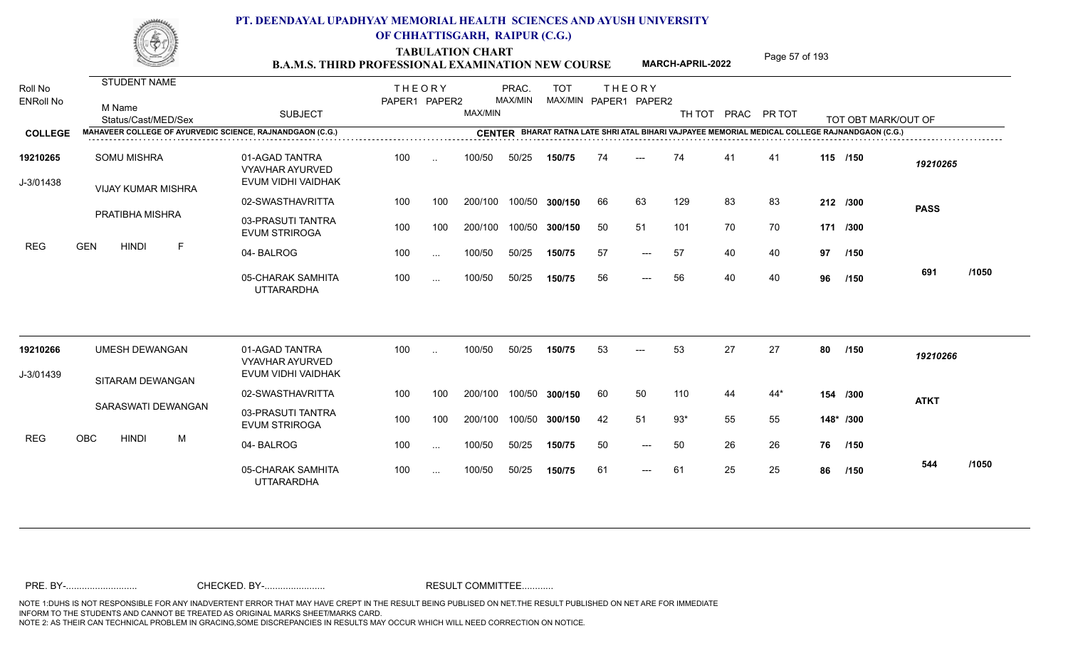# PT. DEENDAYAL UPADHYAY MEMORIAL HEALTH SCIENCES AND AYUSH UNIVERSITY OF CHHATTISGARH, RAIPUR (C.G.)

## TABULATION CHART
### B.A.M.S. THIRD PROFESSIONAL EXAMINATION NEW COURSE — MARCH-APRIL-2022

**COLLEGE:** MAHAVEER COLLEGE OF AYURVEDIC SCIENCE, RAJNANDGAON (C.G.)
**CENTER:** BHARAT RATNA LATE SHRI ATAL BIHARI VAJPAYEE MEMORIAL MEDICAL COLLEGE RAJNANDGAON (C.G.)

| Roll No / ENRoll No | STUDENT NAME / M Name / Status/Cast/MED/Sex | SUBJECT | THEORY PAPER1 | THEORY PAPER2 | MAX/MIN | PRAC. MAX/MIN | TOT MAX/MIN | THEORY PAPER1 | THEORY PAPER2 | TH TOT | PRAC | PR TOT | TOT OBT MARK/OUT OF | |
|---|---|---|---|---|---|---|---|---|---|---|---|---|---|---|
| 19210265 | SOMU MISHRA | 01-AGAD TANTRA VYAVHAR AYURVED EVUM VIDHI VAIDHAK | 100 | .. | 100/50 | 50/25 | 150/75 | 74 | --- | 74 | 41 | 41 | 115 /150 | 19210265 |
| J-3/01438 | VIJAY KUMAR MISHRA | 02-SWASTHAVRITTA | 100 | 100 | 200/100 | 100/50 | 300/150 | 66 | 63 | 129 | 83 | 83 | 212 /300 | PASS |
| | PRATIBHA MISHRA | 03-PRASUTI TANTRA EVUM STRIROGA | 100 | 100 | 200/100 | 100/50 | 300/150 | 50 | 51 | 101 | 70 | 70 | 171 /300 | |
| REG | GEN HINDI F | 04- BALROG | 100 | ... | 100/50 | 50/25 | 150/75 | 57 | --- | 57 | 40 | 40 | 97 /150 | |
| | | 05-CHARAK SAMHITA UTTARARDHA | 100 | ... | 100/50 | 50/25 | 150/75 | 56 | --- | 56 | 40 | 40 | 96 /150 | 691 /1050 |
| 19210266 | UMESH DEWANGAN | 01-AGAD TANTRA VYAVHAR AYURVED EVUM VIDHI VAIDHAK | 100 | .. | 100/50 | 50/25 | 150/75 | 53 | --- | 53 | 27 | 27 | 80 /150 | 19210266 |
| J-3/01439 | SITARAM DEWANGAN | 02-SWASTHAVRITTA | 100 | 100 | 200/100 | 100/50 | 300/150 | 60 | 50 | 110 | 44 | 44* | 154 /300 | ATKT |
| | SARASWATI DEWANGAN | 03-PRASUTI TANTRA EVUM STRIROGA | 100 | 100 | 200/100 | 100/50 | 300/150 | 42 | 51 | 93* | 55 | 55 | 148* /300 | |
| REG | OBC HINDI M | 04- BALROG | 100 | ... | 100/50 | 50/25 | 150/75 | 50 | --- | 50 | 26 | 26 | 76 /150 | |
| | | 05-CHARAK SAMHITA UTTARARDHA | 100 | ... | 100/50 | 50/25 | 150/75 | 61 | --- | 61 | 25 | 25 | 86 /150 | 544 /1050 |

PRE. BY-.......................... CHECKED. BY-....................... RESULT COMMITTEE...........

NOTE 1:DUHS IS NOT RESPONSIBLE FOR ANY INADVERTENT ERROR THAT MAY HAVE CREPT IN THE RESULT BEING PUBLISED ON NET.THE RESULT PUBLISHED ON NET ARE FOR IMMEDIATE INFORM TO THE STUDENTS AND CANNOT BE TREATED AS ORIGINAL MARKS SHEET/MARKS CARD.
NOTE 2: AS THEIR CAN TECHNICAL PROBLEM IN GRACING,SOME DISCREPANCIES IN RESULTS MAY OCCUR WHICH WILL NEED CORRECTION ON NOTICE.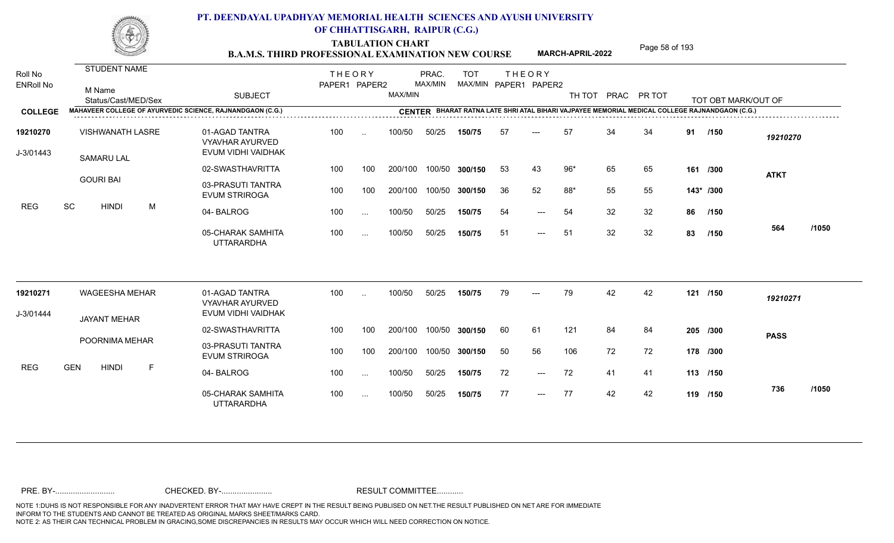# PT. DEENDAYAL UPADHYAY MEMORIAL HEALTH SCIENCES AND AYUSH UNIVERSITY OF CHHATTISGARH, RAIPUR (C.G.)

## TABULATION CHART
### B.A.M.S. THIRD PROFESSIONAL EXAMINATION NEW COURSE — MARCH-APRIL-2022

**COLLEGE:** MAHAVEER COLLEGE OF AYURVEDIC SCIENCE, RAJNANDGAON (C.G.)
**CENTER:** BHARAT RATNA LATE SHRI ATAL BIHARI VAJPAYEE MEMORIAL MEDICAL COLLEGE RAJNANDGAON (C.G.)

| Roll No / ENRoll No | STUDENT NAME / M Name / Status/Cast/MED/Sex | SUBJECT | THEORY PAPER1 | THEORY PAPER2 | MAX/MIN | PRAC. MAX/MIN | TOT MAX/MIN | THEORY PAPER1 | THEORY PAPER2 | TH TOT | PRAC | PR TOT | TOT OBT MARK/OUT OF | |
|---|---|---|---|---|---|---|---|---|---|---|---|---|---|---|
| 19210270 | VISHWANATH LASRE | 01-AGAD TANTRA VYAVHAR AYURVED EVUM VIDHI VAIDHAK | 100 | .. | 100/50 | 50/25 | 150/75 | 57 | --- | 57 | 34 | 34 | 91 /150 | 19210270 |
| J-3/01443 | SAMARU LAL | 02-SWASTHAVRITTA | 100 | 100 | 200/100 | 100/50 | 300/150 | 53 | 43 | 96* | 65 | 65 | 161 /300 | ATKT |
| | GOURI BAI | 03-PRASUTI TANTRA EVUM STRIROGA | 100 | 100 | 200/100 | 100/50 | 300/150 | 36 | 52 | 88* | 55 | 55 | 143* /300 | |
| REG | SC HINDI M | 04- BALROG | 100 | ... | 100/50 | 50/25 | 150/75 | 54 | --- | 54 | 32 | 32 | 86 /150 | |
| | | 05-CHARAK SAMHITA UTTARARDHA | 100 | ... | 100/50 | 50/25 | 150/75 | 51 | --- | 51 | 32 | 32 | 83 /150 | 564 /1050 |
| 19210271 | WAGEESHA MEHAR | 01-AGAD TANTRA VYAVHAR AYURVED EVUM VIDHI VAIDHAK | 100 | .. | 100/50 | 50/25 | 150/75 | 79 | --- | 79 | 42 | 42 | 121 /150 | 19210271 |
| J-3/01444 | JAYANT MEHAR | 02-SWASTHAVRITTA | 100 | 100 | 200/100 | 100/50 | 300/150 | 60 | 61 | 121 | 84 | 84 | 205 /300 | PASS |
| | POORNIMA MEHAR | 03-PRASUTI TANTRA EVUM STRIROGA | 100 | 100 | 200/100 | 100/50 | 300/150 | 50 | 56 | 106 | 72 | 72 | 178 /300 | |
| REG | GEN HINDI F | 04- BALROG | 100 | ... | 100/50 | 50/25 | 150/75 | 72 | --- | 72 | 41 | 41 | 113 /150 | |
| | | 05-CHARAK SAMHITA UTTARARDHA | 100 | ... | 100/50 | 50/25 | 150/75 | 77 | --- | 77 | 42 | 42 | 119 /150 | 736 /1050 |

PRE. BY-.......................... CHECKED. BY-....................... RESULT COMMITTEE...........

NOTE 1:DUHS IS NOT RESPONSIBLE FOR ANY INADVERTENT ERROR THAT MAY HAVE CREPT IN THE RESULT BEING PUBLISED ON NET.THE RESULT PUBLISHED ON NET ARE FOR IMMEDIATE INFORM TO THE STUDENTS AND CANNOT BE TREATED AS ORIGINAL MARKS SHEET/MARKS CARD.
NOTE 2: AS THEIR CAN TECHNICAL PROBLEM IN GRACING,SOME DISCREPANCIES IN RESULTS MAY OCCUR WHICH WILL NEED CORRECTION ON NOTICE.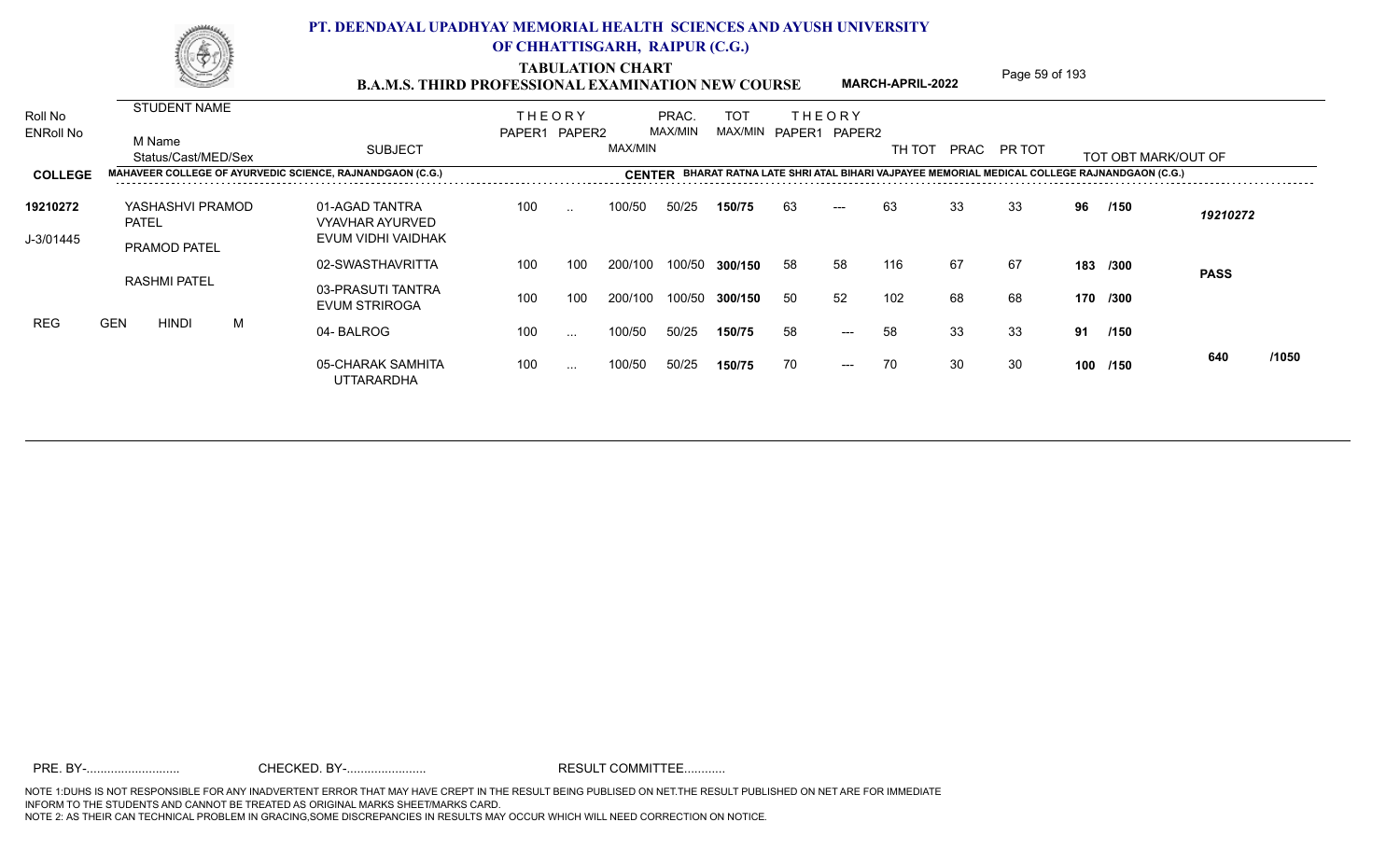# PT. DEENDAYAL UPADHYAY MEMORIAL HEALTH SCIENCES AND AYUSH UNIVERSITY OF CHHATTISGARH, RAIPUR (C.G.)

## TABULATION CHART
### B.A.M.S. THIRD PROFESSIONAL EXAMINATION NEW COURSE — MARCH-APRIL-2022

**COLLEGE:** MAHAVEER COLLEGE OF AYURVEDIC SCIENCE, RAJNANDGAON (C.G.)
**CENTER:** BHARAT RATNA LATE SHRI ATAL BIHARI VAJPAYEE MEMORIAL MEDICAL COLLEGE RAJNANDGAON (C.G.)

| Roll No / ENRoll No | STUDENT NAME / M Name / Status/Cast/MED/Sex | SUBJECT | THEORY PAPER1 | THEORY PAPER2 | MAX/MIN | PRAC. MAX/MIN | TOT MAX/MIN | THEORY PAPER1 | THEORY PAPER2 | TH TOT | PRAC | PR TOT | TOT OBT MARK/OUT OF | |
|---|---|---|---|---|---|---|---|---|---|---|---|---|---|---|
| 19210272 | YASHASHVI PRAMOD PATEL | 01-AGAD TANTRA VYAVHAR AYURVED EVUM VIDHI VAIDHAK | 100 | .. | 100/50 | 50/25 | 150/75 | 63 | --- | 63 | 33 | 33 | 96 /150 | 19210272 |
| J-3/01445 | PRAMOD PATEL | 02-SWASTHAVRITTA | 100 | 100 | 200/100 | 100/50 | 300/150 | 58 | 58 | 116 | 67 | 67 | 183 /300 | PASS |
| | RASHMI PATEL | 03-PRASUTI TANTRA EVUM STRIROGA | 100 | 100 | 200/100 | 100/50 | 300/150 | 50 | 52 | 102 | 68 | 68 | 170 /300 | |
| | REG GEN HINDI M | 04- BALROG | 100 | ... | 100/50 | 50/25 | 150/75 | 58 | --- | 58 | 33 | 33 | 91 /150 | |
| | | 05-CHARAK SAMHITA UTTARARDHA | 100 | ... | 100/50 | 50/25 | 150/75 | 70 | --- | 70 | 30 | 30 | 100 /150 | 640 /1050 |

PRE. BY-.......................... CHECKED. BY-...................... RESULT COMMITTEE...........

NOTE 1:DUHS IS NOT RESPONSIBLE FOR ANY INADVERTENT ERROR THAT MAY HAVE CREPT IN THE RESULT BEING PUBLISED ON NET.THE RESULT PUBLISHED ON NET ARE FOR IMMEDIATE INFORM TO THE STUDENTS AND CANNOT BE TREATED AS ORIGINAL MARKS SHEET/MARKS CARD.
NOTE 2: AS THEIR CAN TECHNICAL PROBLEM IN GRACING,SOME DISCREPANCIES IN RESULTS MAY OCCUR WHICH WILL NEED CORRECTION ON NOTICE.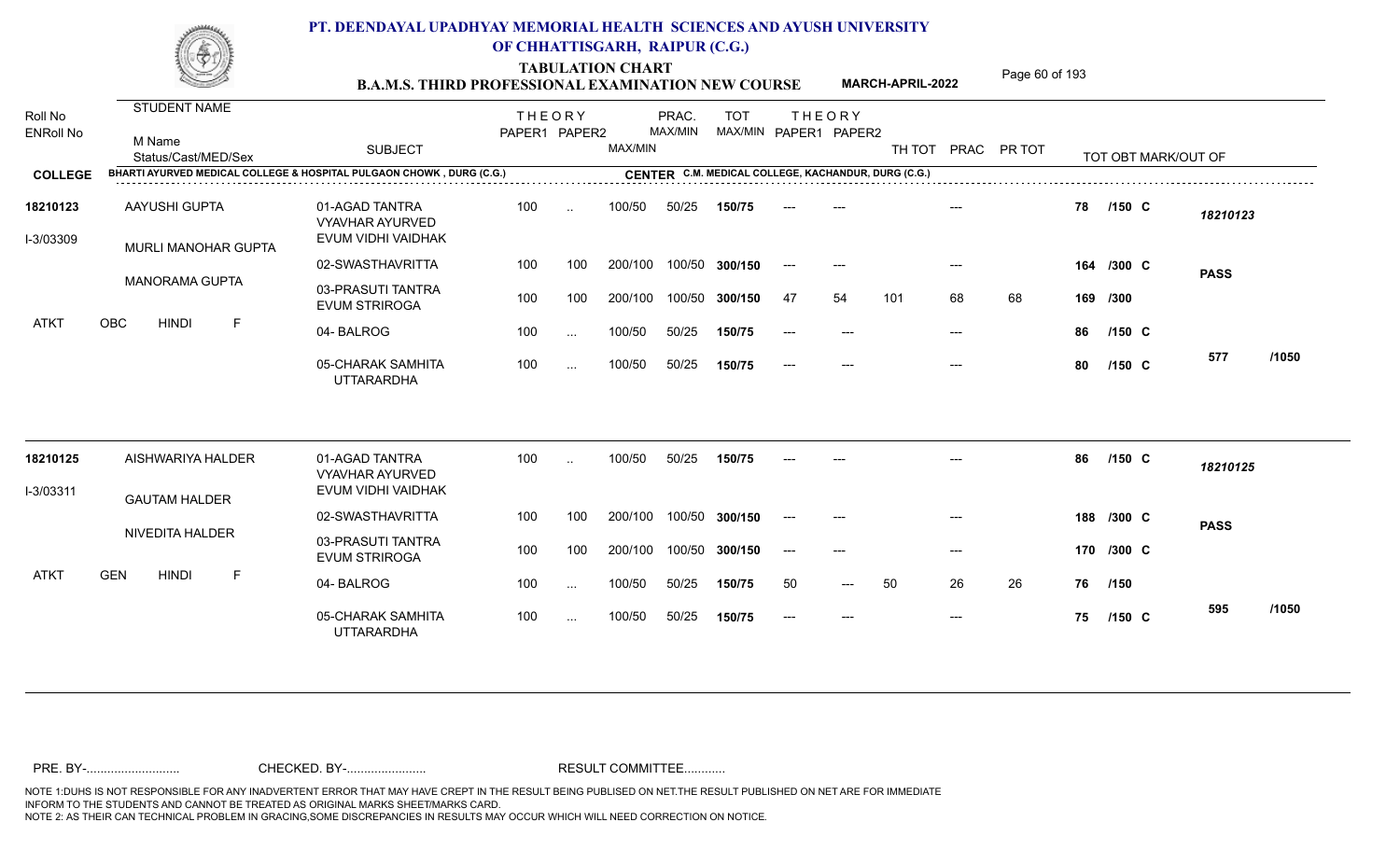# PT. DEENDAYAL UPADHYAY MEMORIAL HEALTH SCIENCES AND AYUSH UNIVERSITY OF CHHATTISGARH, RAIPUR (C.G.)

## TABULATION CHART

### B.A.M.S. THIRD PROFESSIONAL EXAMINATION NEW COURSE MARCH-APRIL-2022

| Roll No / ENRoll No | STUDENT NAME / M Name / Status/Cast/MED/Sex | SUBJECT | THEORY PAPER1 | THEORY PAPER2 | MAX/MIN | PRAC. MAX/MIN | TOT MAX/MIN | THEORY PAPER1 | THEORY PAPER2 | TH TOT | PRAC | PR TOT | TOT OBT MARK/OUT OF | |
|---|---|---|---|---|---|---|---|---|---|---|---|---|---|---|
| **COLLEGE** | BHARTI AYURVED MEDICAL COLLEGE & HOSPITAL PULGAON CHOWK , DURG (C.G.) | | | | | | CENTER C.M. MEDICAL COLLEGE, KACHANDUR, DURG (C.G.) | | | | | | | |
| **18210123** | AAYUSHI GUPTA | 01-AGAD TANTRA VYAVHAR AYURVED EVUM VIDHI VAIDHAK | 100 | .. | 100/50 | 50/25 | **150/75** | --- | --- | | --- | | **78 /150 C** | *18210123* |
| I-3/03309 | MURLI MANOHAR GUPTA | 02-SWASTHAVRITTA | 100 | 100 | 200/100 | 100/50 | **300/150** | --- | --- | | --- | | **164 /300 C** | **PASS** |
| | MANORAMA GUPTA | 03-PRASUTI TANTRA EVUM STRIROGA | 100 | 100 | 200/100 | 100/50 | **300/150** | 47 | 54 | 101 | 68 | 68 | **169 /300** | |
| ATKT | OBC HINDI F | 04- BALROG | 100 | ... | 100/50 | 50/25 | **150/75** | --- | --- | | --- | | **86 /150 C** | |
| | | 05-CHARAK SAMHITA UTTARARDHA | 100 | ... | 100/50 | 50/25 | **150/75** | --- | --- | | --- | | **80 /150 C** | **577 /1050** |
| **18210125** | AISHWARIYA HALDER | 01-AGAD TANTRA VYAVHAR AYURVED EVUM VIDHI VAIDHAK | 100 | .. | 100/50 | 50/25 | **150/75** | --- | --- | | --- | | **86 /150 C** | *18210125* |
| I-3/03311 | GAUTAM HALDER | 02-SWASTHAVRITTA | 100 | 100 | 200/100 | 100/50 | **300/150** | --- | --- | | --- | | **188 /300 C** | **PASS** |
| | NIVEDITA HALDER | 03-PRASUTI TANTRA EVUM STRIROGA | 100 | 100 | 200/100 | 100/50 | **300/150** | --- | --- | | --- | | **170 /300 C** | |
| ATKT | GEN HINDI F | 04- BALROG | 100 | ... | 100/50 | 50/25 | **150/75** | 50 | --- | 50 | 26 | 26 | **76 /150** | |
| | | 05-CHARAK SAMHITA UTTARARDHA | 100 | ... | 100/50 | 50/25 | **150/75** | --- | --- | | --- | | **75 /150 C** | **595 /1050** |

PRE. BY-.......................... CHECKED. BY-...................... RESULT COMMITTEE...........

NOTE 1:DUHS IS NOT RESPONSIBLE FOR ANY INADVERTENT ERROR THAT MAY HAVE CREPT IN THE RESULT BEING PUBLISED ON NET.THE RESULT PUBLISHED ON NET ARE FOR IMMEDIATE INFORM TO THE STUDENTS AND CANNOT BE TREATED AS ORIGINAL MARKS SHEET/MARKS CARD.
NOTE 2: AS THEIR CAN TECHNICAL PROBLEM IN GRACING,SOME DISCREPANCIES IN RESULTS MAY OCCUR WHICH WILL NEED CORRECTION ON NOTICE.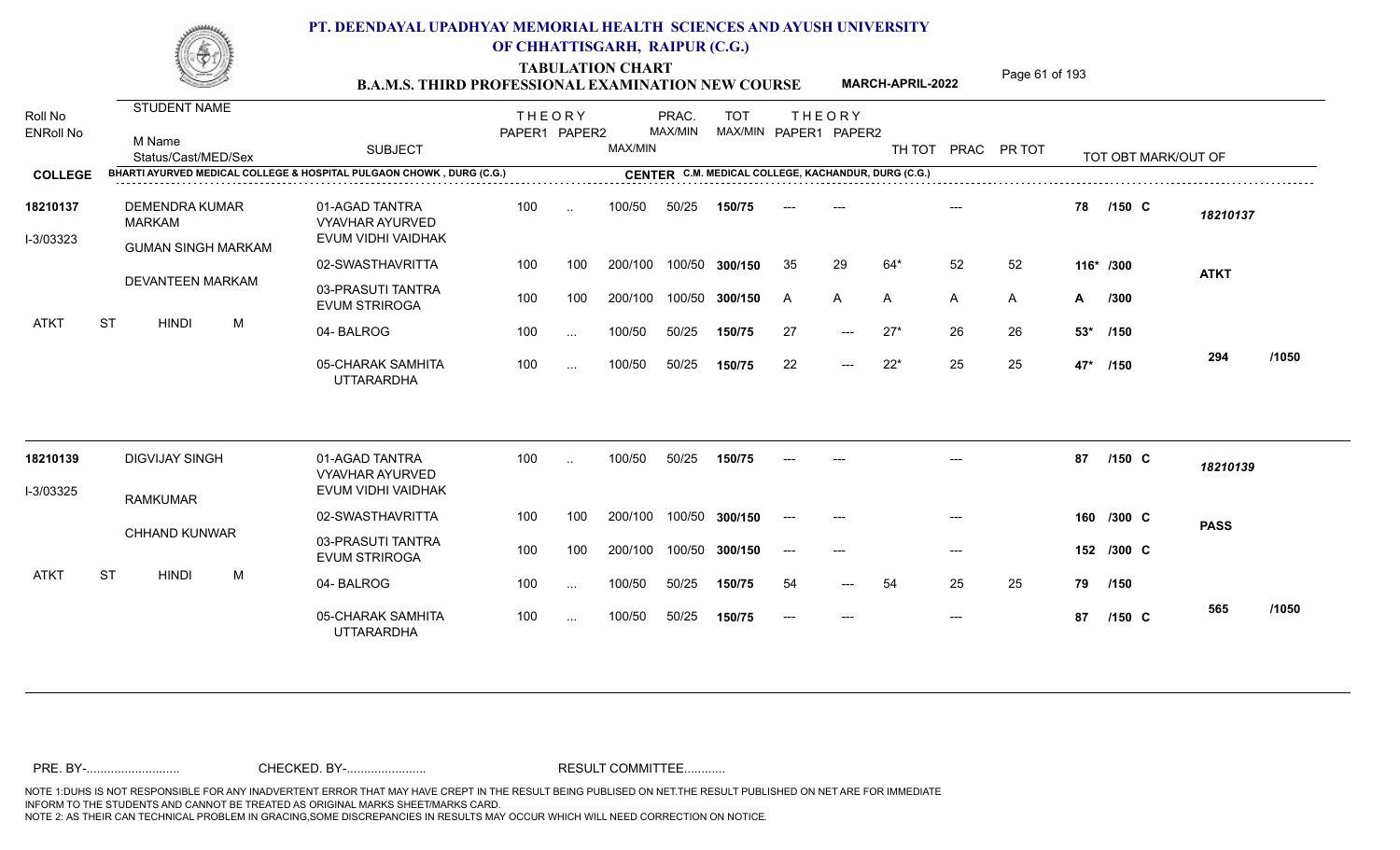# PT. DEENDAYAL UPADHYAY MEMORIAL HEALTH SCIENCES AND AYUSH UNIVERSITY OF CHHATTISGARH, RAIPUR (C.G.)

## TABULATION CHART
### B.A.M.S. THIRD PROFESSIONAL EXAMINATION NEW COURSE — MARCH-APRIL-2022

**COLLEGE:** BHARTI AYURVED MEDICAL COLLEGE & HOSPITAL PULGAON CHOWK , DURG (C.G.)
**CENTER:** C.M. MEDICAL COLLEGE, KACHANDUR, DURG (C.G.)

| Roll No / ENRoll No | STUDENT NAME / M Name / Status/Cast/MED/Sex | SUBJECT | THEORY PAPER1 | THEORY PAPER2 | MAX/MIN | PRAC. MAX/MIN | TOT MAX/MIN | THEORY PAPER1 | THEORY PAPER2 | TH TOT | PRAC | PR TOT | TOT OBT MARK/OUT OF | |
|---|---|---|---|---|---|---|---|---|---|---|---|---|---|---|
| 18210137 | DEMENDRA KUMAR MARKAM | 01-AGAD TANTRA VYAVHAR AYURVED EVUM VIDHI VAIDHAK | 100 | .. | 100/50 | 50/25 | 150/75 | --- | --- | | --- | | 78 /150 C | 18210137 |
| I-3/03323 | GUMAN SINGH MARKAM | 02-SWASTHAVRITTA | 100 | 100 | 200/100 | 100/50 | 300/150 | 35 | 29 | 64* | 52 | 52 | 116* /300 | ATKT |
| | DEVANTEEN MARKAM | 03-PRASUTI TANTRA EVUM STRIROGA | 100 | 100 | 200/100 | 100/50 | 300/150 | A | A | A | A | A | A /300 | |
| ATKT | ST HINDI M | 04- BALROG | 100 | ... | 100/50 | 50/25 | 150/75 | 27 | --- | 27* | 26 | 26 | 53* /150 | |
| | | 05-CHARAK SAMHITA UTTARARDHA | 100 | ... | 100/50 | 50/25 | 150/75 | 22 | --- | 22* | 25 | 25 | 47* /150 | 294 /1050 |
| 18210139 | DIGVIJAY SINGH | 01-AGAD TANTRA VYAVHAR AYURVED EVUM VIDHI VAIDHAK | 100 | .. | 100/50 | 50/25 | 150/75 | --- | --- | | --- | | 87 /150 C | 18210139 |
| I-3/03325 | RAMKUMAR | 02-SWASTHAVRITTA | 100 | 100 | 200/100 | 100/50 | 300/150 | --- | --- | | --- | | 160 /300 C | PASS |
| | CHHAND KUNWAR | 03-PRASUTI TANTRA EVUM STRIROGA | 100 | 100 | 200/100 | 100/50 | 300/150 | --- | --- | | --- | | 152 /300 C | |
| ATKT | ST HINDI M | 04- BALROG | 100 | ... | 100/50 | 50/25 | 150/75 | 54 | --- | 54 | 25 | 25 | 79 /150 | |
| | | 05-CHARAK SAMHITA UTTARARDHA | 100 | ... | 100/50 | 50/25 | 150/75 | --- | --- | | --- | | 87 /150 C | 565 /1050 |

PRE. BY-.......................... CHECKED. BY-....................... RESULT COMMITTEE...........

NOTE 1:DUHS IS NOT RESPONSIBLE FOR ANY INADVERTENT ERROR THAT MAY HAVE CREPT IN THE RESULT BEING PUBLISED ON NET.THE RESULT PUBLISHED ON NET ARE FOR IMMEDIATE INFORM TO THE STUDENTS AND CANNOT BE TREATED AS ORIGINAL MARKS SHEET/MARKS CARD.
NOTE 2: AS THEIR CAN TECHNICAL PROBLEM IN GRACING,SOME DISCREPANCIES IN RESULTS MAY OCCUR WHICH WILL NEED CORRECTION ON NOTICE.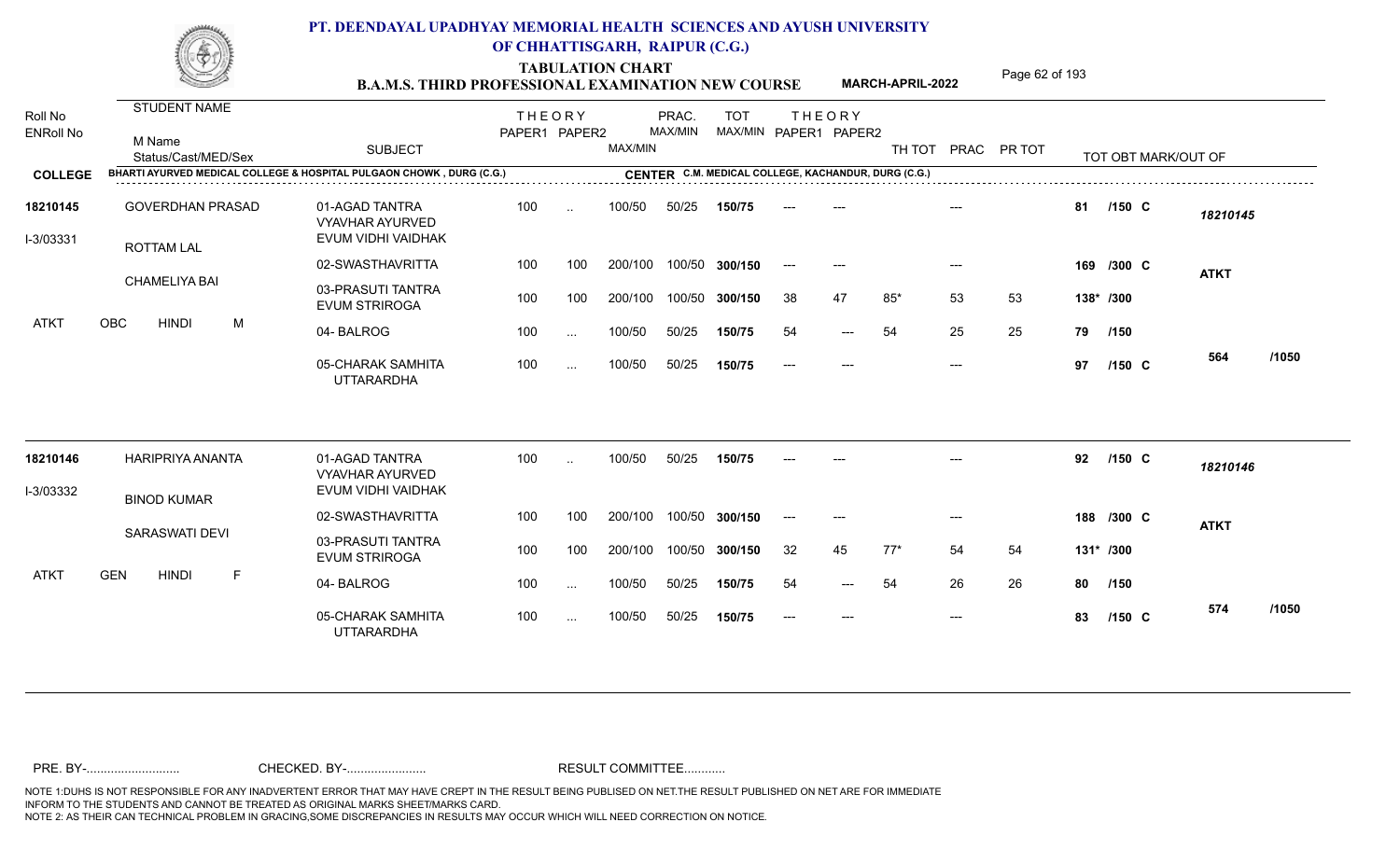# PT. DEENDAYAL UPADHYAY MEMORIAL HEALTH SCIENCES AND AYUSH UNIVERSITY OF CHHATTISGARH, RAIPUR (C.G.)

## TABULATION CHART
### B.A.M.S. THIRD PROFESSIONAL EXAMINATION NEW COURSE — MARCH-APRIL-2022

**COLLEGE:** BHARTI AYURVED MEDICAL COLLEGE & HOSPITAL PULGAON CHOWK , DURG (C.G.)
**CENTER:** C.M. MEDICAL COLLEGE, KACHANDUR, DURG (C.G.)

| Roll No / ENRoll No | STUDENT NAME / M Name / Status/Cast/MED/Sex | SUBJECT | THEORY PAPER1 | THEORY PAPER2 | MAX/MIN | PRAC. MAX/MIN | TOT MAX/MIN | THEORY PAPER1 | THEORY PAPER2 | TH TOT | PRAC | PR TOT | TOT OBT MARK/OUT OF | | |
|---|---|---|---|---|---|---|---|---|---|---|---|---|---|---|---|
| 18210145 | GOVERDHAN PRASAD | 01-AGAD TANTRA VYAVHAR AYURVED EVUM VIDHI VAIDHAK | 100 | .. | 100/50 | 50/25 | 150/75 | --- | --- | | --- | | 81 /150 C | 18210145 | |
| I-3/03331 | ROTTAM LAL | 02-SWASTHAVRITTA | 100 | 100 | 200/100 | 100/50 | 300/150 | --- | --- | | --- | | 169 /300 C | ATKT | |
| | CHAMELIYA BAI | 03-PRASUTI TANTRA EVUM STRIROGA | 100 | 100 | 200/100 | 100/50 | 300/150 | 38 | 47 | 85* | 53 | 53 | 138* /300 | | |
| ATKT | OBC HINDI M | 04- BALROG | 100 | ... | 100/50 | 50/25 | 150/75 | 54 | --- | 54 | 25 | 25 | 79 /150 | | |
| | | 05-CHARAK SAMHITA UTTARARDHA | 100 | ... | 100/50 | 50/25 | 150/75 | --- | --- | | --- | | 97 /150 C | 564 | /1050 |
| 18210146 | HARIPRIYA ANANTA | 01-AGAD TANTRA VYAVHAR AYURVED EVUM VIDHI VAIDHAK | 100 | .. | 100/50 | 50/25 | 150/75 | --- | --- | | --- | | 92 /150 C | 18210146 | |
| I-3/03332 | BINOD KUMAR | 02-SWASTHAVRITTA | 100 | 100 | 200/100 | 100/50 | 300/150 | --- | --- | | --- | | 188 /300 C | ATKT | |
| | SARASWATI DEVI | 03-PRASUTI TANTRA EVUM STRIROGA | 100 | 100 | 200/100 | 100/50 | 300/150 | 32 | 45 | 77* | 54 | 54 | 131* /300 | | |
| ATKT | GEN HINDI F | 04- BALROG | 100 | ... | 100/50 | 50/25 | 150/75 | 54 | --- | 54 | 26 | 26 | 80 /150 | | |
| | | 05-CHARAK SAMHITA UTTARARDHA | 100 | ... | 100/50 | 50/25 | 150/75 | --- | --- | | --- | | 83 /150 C | 574 | /1050 |

PRE. BY-.......................... CHECKED. BY-....................... RESULT COMMITTEE...........

NOTE 1:DUHS IS NOT RESPONSIBLE FOR ANY INADVERTENT ERROR THAT MAY HAVE CREPT IN THE RESULT BEING PUBLISED ON NET.THE RESULT PUBLISHED ON NET ARE FOR IMMEDIATE INFORM TO THE STUDENTS AND CANNOT BE TREATED AS ORIGINAL MARKS SHEET/MARKS CARD.
NOTE 2: AS THEIR CAN TECHNICAL PROBLEM IN GRACING,SOME DISCREPANCIES IN RESULTS MAY OCCUR WHICH WILL NEED CORRECTION ON NOTICE.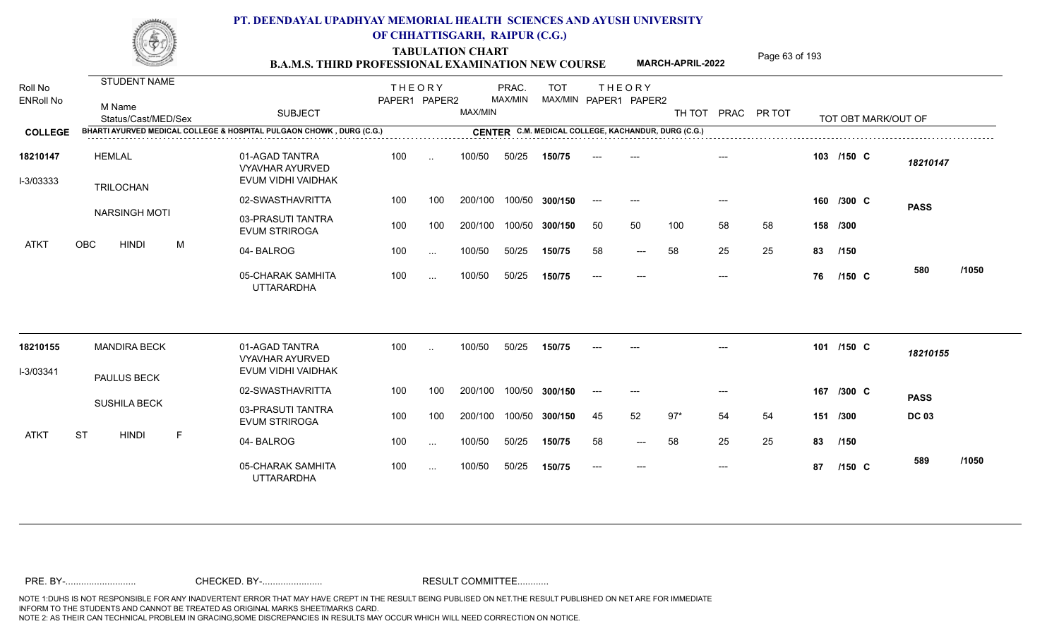# PT. DEENDAYAL UPADHYAY MEMORIAL HEALTH SCIENCES AND AYUSH UNIVERSITY OF CHHATTISGARH, RAIPUR (C.G.)

## TABULATION CHART
### B.A.M.S. THIRD PROFESSIONAL EXAMINATION NEW COURSE — MARCH-APRIL-2022

**COLLEGE:** BHARTI AYURVED MEDICAL COLLEGE & HOSPITAL PULGAON CHOWK , DURG (C.G.)
**CENTER:** C.M. MEDICAL COLLEGE, KACHANDUR, DURG (C.G.)

| Roll No / ENRoll No | STUDENT NAME / M Name / Status/Cast/MED/Sex | SUBJECT | THEORY PAPER1 | THEORY PAPER2 | MAX/MIN | PRAC. MAX/MIN | TOT MAX/MIN | THEORY PAPER1 | THEORY PAPER2 | TH TOT | PRAC | PR TOT | TOT OBT MARK/OUT OF | |
|---|---|---|---|---|---|---|---|---|---|---|---|---|---|---|
| 18210147 | HEMLAL | 01-AGAD TANTRA VYAVHAR AYURVED EVUM VIDHI VAIDHAK | 100 | .. | 100/50 | 50/25 | 150/75 | --- | --- | | --- | | 103 /150 C | 18210147 |
| I-3/03333 | TRILOCHAN | 02-SWASTHAVRITTA | 100 | 100 | 200/100 | 100/50 | 300/150 | --- | --- | | --- | | 160 /300 C | PASS |
| | NARSINGH MOTI | 03-PRASUTI TANTRA EVUM STRIROGA | 100 | 100 | 200/100 | 100/50 | 300/150 | 50 | 50 | 100 | 58 | 58 | 158 /300 | |
| | ATKT OBC HINDI M | 04- BALROG | 100 | ... | 100/50 | 50/25 | 150/75 | 58 | --- | 58 | 25 | 25 | 83 /150 | |
| | | 05-CHARAK SAMHITA UTTARARDHA | 100 | ... | 100/50 | 50/25 | 150/75 | --- | --- | | --- | | 76 /150 C | 580 /1050 |
| 18210155 | MANDIRA BECK | 01-AGAD TANTRA VYAVHAR AYURVED EVUM VIDHI VAIDHAK | 100 | .. | 100/50 | 50/25 | 150/75 | --- | --- | | --- | | 101 /150 C | 18210155 |
| I-3/03341 | PAULUS BECK | 02-SWASTHAVRITTA | 100 | 100 | 200/100 | 100/50 | 300/150 | --- | --- | | --- | | 167 /300 C | PASS |
| | SUSHILA BECK | 03-PRASUTI TANTRA EVUM STRIROGA | 100 | 100 | 200/100 | 100/50 | 300/150 | 45 | 52 | 97* | 54 | 54 | 151 /300 | DC 03 |
| | ATKT ST HINDI F | 04- BALROG | 100 | ... | 100/50 | 50/25 | 150/75 | 58 | --- | 58 | 25 | 25 | 83 /150 | |
| | | 05-CHARAK SAMHITA UTTARARDHA | 100 | ... | 100/50 | 50/25 | 150/75 | --- | --- | | --- | | 87 /150 C | 589 /1050 |

PRE. BY-.......................... CHECKED. BY-....................... RESULT COMMITTEE...........

NOTE 1:DUHS IS NOT RESPONSIBLE FOR ANY INADVERTENT ERROR THAT MAY HAVE CREPT IN THE RESULT BEING PUBLISED ON NET.THE RESULT PUBLISHED ON NET ARE FOR IMMEDIATE INFORM TO THE STUDENTS AND CANNOT BE TREATED AS ORIGINAL MARKS SHEET/MARKS CARD.
NOTE 2: AS THEIR CAN TECHNICAL PROBLEM IN GRACING,SOME DISCREPANCIES IN RESULTS MAY OCCUR WHICH WILL NEED CORRECTION ON NOTICE.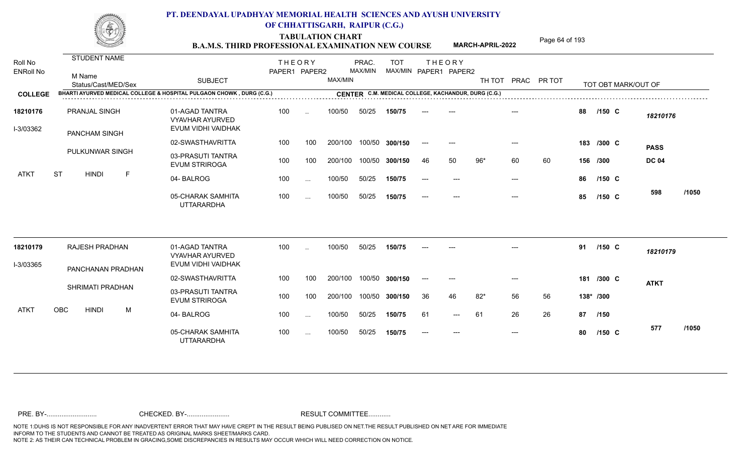# PT. DEENDAYAL UPADHYAY MEMORIAL HEALTH SCIENCES AND AYUSH UNIVERSITY OF CHHATTISGARH, RAIPUR (C.G.)

## TABULATION CHART
### B.A.M.S. THIRD PROFESSIONAL EXAMINATION NEW COURSE — MARCH-APRIL-2022

**COLLEGE:** BHARTI AYURVED MEDICAL COLLEGE & HOSPITAL PULGAON CHOWK , DURG (C.G.)
**CENTER:** C.M. MEDICAL COLLEGE, KACHANDUR, DURG (C.G.)

| Roll No / ENRoll No | STUDENT NAME / M Name / Status/Cast/MED/Sex | SUBJECT | THEORY PAPER1 | THEORY PAPER2 | MAX/MIN | PRAC. MAX/MIN | TOT MAX/MIN | THEORY PAPER1 | THEORY PAPER2 | TH TOT | PRAC | PR TOT | TOT OBT MARK/OUT OF | |
|---|---|---|---|---|---|---|---|---|---|---|---|---|---|---|
| 18210176 | PRANJAL SINGH | 01-AGAD TANTRA VYAVHAR AYURVED EVUM VIDHI VAIDHAK | 100 | .. | 100/50 | 50/25 | 150/75 | --- | --- | | --- | | 88 /150 C | 18210176 |
| I-3/03362 | PANCHAM SINGH | 02-SWASTHAVRITTA | 100 | 100 | 200/100 | 100/50 | 300/150 | --- | --- | | --- | | 183 /300 C | PASS |
| | PULKUNWAR SINGH | 03-PRASUTI TANTRA EVUM STRIROGA | 100 | 100 | 200/100 | 100/50 | 300/150 | 46 | 50 | 96* | 60 | 60 | 156 /300 | DC 04 |
| ATKT | ST HINDI F | 04- BALROG | 100 | ... | 100/50 | 50/25 | 150/75 | --- | --- | | --- | | 86 /150 C | |
| | | 05-CHARAK SAMHITA UTTARARDHA | 100 | ... | 100/50 | 50/25 | 150/75 | --- | --- | | --- | | 85 /150 C | 598 /1050 |
| 18210179 | RAJESH PRADHAN | 01-AGAD TANTRA VYAVHAR AYURVED EVUM VIDHI VAIDHAK | 100 | .. | 100/50 | 50/25 | 150/75 | --- | --- | | --- | | 91 /150 C | 18210179 |
| I-3/03365 | PANCHANAN PRADHAN | 02-SWASTHAVRITTA | 100 | 100 | 200/100 | 100/50 | 300/150 | --- | --- | | --- | | 181 /300 C | ATKT |
| | SHRIMATI PRADHAN | 03-PRASUTI TANTRA EVUM STRIROGA | 100 | 100 | 200/100 | 100/50 | 300/150 | 36 | 46 | 82* | 56 | 56 | 138* /300 | |
| ATKT | OBC HINDI M | 04- BALROG | 100 | ... | 100/50 | 50/25 | 150/75 | 61 | --- | 61 | 26 | 26 | 87 /150 | |
| | | 05-CHARAK SAMHITA UTTARARDHA | 100 | ... | 100/50 | 50/25 | 150/75 | --- | --- | | --- | | 80 /150 C | 577 /1050 |

PRE. BY-.......................... CHECKED. BY-...................... RESULT COMMITTEE...........

NOTE 1:DUHS IS NOT RESPONSIBLE FOR ANY INADVERTENT ERROR THAT MAY HAVE CREPT IN THE RESULT BEING PUBLISED ON NET.THE RESULT PUBLISHED ON NET ARE FOR IMMEDIATE INFORM TO THE STUDENTS AND CANNOT BE TREATED AS ORIGINAL MARKS SHEET/MARKS CARD.
NOTE 2: AS THEIR CAN TECHNICAL PROBLEM IN GRACING,SOME DISCREPANCIES IN RESULTS MAY OCCUR WHICH WILL NEED CORRECTION ON NOTICE.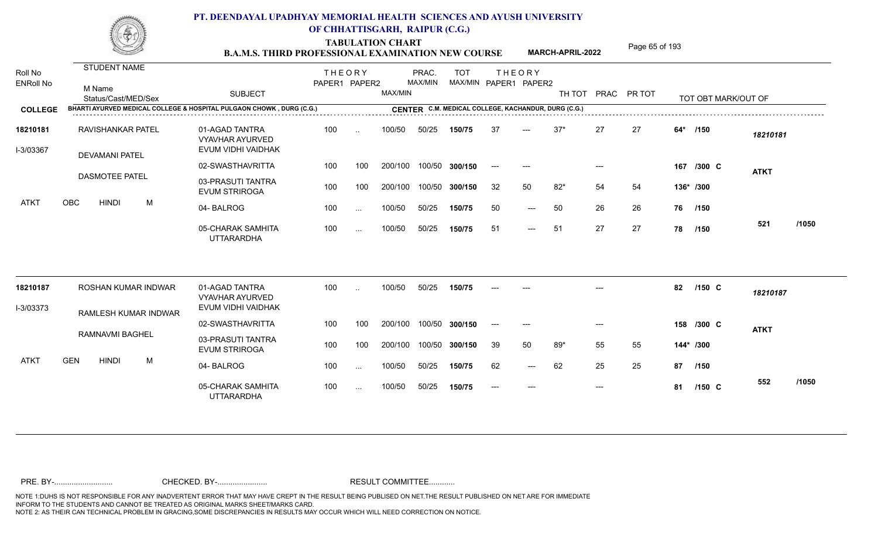# PT. DEENDAYAL UPADHYAY MEMORIAL HEALTH SCIENCES AND AYUSH UNIVERSITY OF CHHATTISGARH, RAIPUR (C.G.)

## TABULATION CHART
## B.A.M.S. THIRD PROFESSIONAL EXAMINATION NEW COURSE — MARCH-APRIL-2022

**COLLEGE:** BHARTI AYURVED MEDICAL COLLEGE & HOSPITAL PULGAON CHOWK , DURG (C.G.)
**CENTER:** C.M. MEDICAL COLLEGE, KACHANDUR, DURG (C.G.)

| Roll No / ENRoll No | STUDENT NAME / M Name / Status/Cast/MED/Sex | SUBJECT | THEORY PAPER1 | THEORY PAPER2 | MAX/MIN | PRAC. MAX/MIN | TOT MAX/MIN | THEORY PAPER1 | THEORY PAPER2 | TH TOT | PRAC | PR TOT | TOT OBT MARK/OUT OF | |
|---|---|---|---|---|---|---|---|---|---|---|---|---|---|---|
| 18210181 | RAVISHANKAR PATEL | 01-AGAD TANTRA VYAVHAR AYURVED EVUM VIDHI VAIDHAK | 100 | .. | 100/50 | 50/25 | 150/75 | 37 | --- | 37* | 27 | 27 | 64* /150 | 18210181 |
| I-3/03367 | DEVAMANI PATEL | 02-SWASTHAVRITTA | 100 | 100 | 200/100 | 100/50 | 300/150 | --- | --- | | --- | | 167 /300 C | ATKT |
| | DASMOTEE PATEL | 03-PRASUTI TANTRA EVUM STRIROGA | 100 | 100 | 200/100 | 100/50 | 300/150 | 32 | 50 | 82* | 54 | 54 | 136* /300 | |
| ATKT | OBC HINDI M | 04- BALROG | 100 | ... | 100/50 | 50/25 | 150/75 | 50 | --- | 50 | 26 | 26 | 76 /150 | |
| | | 05-CHARAK SAMHITA UTTARARDHA | 100 | ... | 100/50 | 50/25 | 150/75 | 51 | --- | 51 | 27 | 27 | 78 /150 | 521 /1050 |
| 18210187 | ROSHAN KUMAR INDWAR | 01-AGAD TANTRA VYAVHAR AYURVED EVUM VIDHI VAIDHAK | 100 | .. | 100/50 | 50/25 | 150/75 | --- | --- | | --- | | 82 /150 C | 18210187 |
| I-3/03373 | RAMLESH KUMAR INDWAR | 02-SWASTHAVRITTA | 100 | 100 | 200/100 | 100/50 | 300/150 | --- | --- | | --- | | 158 /300 C | ATKT |
| | RAMNAVMI BAGHEL | 03-PRASUTI TANTRA EVUM STRIROGA | 100 | 100 | 200/100 | 100/50 | 300/150 | 39 | 50 | 89* | 55 | 55 | 144* /300 | |
| ATKT | GEN HINDI M | 04- BALROG | 100 | ... | 100/50 | 50/25 | 150/75 | 62 | --- | 62 | 25 | 25 | 87 /150 | |
| | | 05-CHARAK SAMHITA UTTARARDHA | 100 | ... | 100/50 | 50/25 | 150/75 | --- | --- | | --- | | 81 /150 C | 552 /1050 |

PRE. BY-.......................... CHECKED. BY-....................... RESULT COMMITTEE...........

NOTE 1:DUHS IS NOT RESPONSIBLE FOR ANY INADVERTENT ERROR THAT MAY HAVE CREPT IN THE RESULT BEING PUBLISED ON NET.THE RESULT PUBLISHED ON NET ARE FOR IMMEDIATE INFORM TO THE STUDENTS AND CANNOT BE TREATED AS ORIGINAL MARKS SHEET/MARKS CARD.
NOTE 2: AS THEIR CAN TECHNICAL PROBLEM IN GRACING,SOME DISCREPANCIES IN RESULTS MAY OCCUR WHICH WILL NEED CORRECTION ON NOTICE.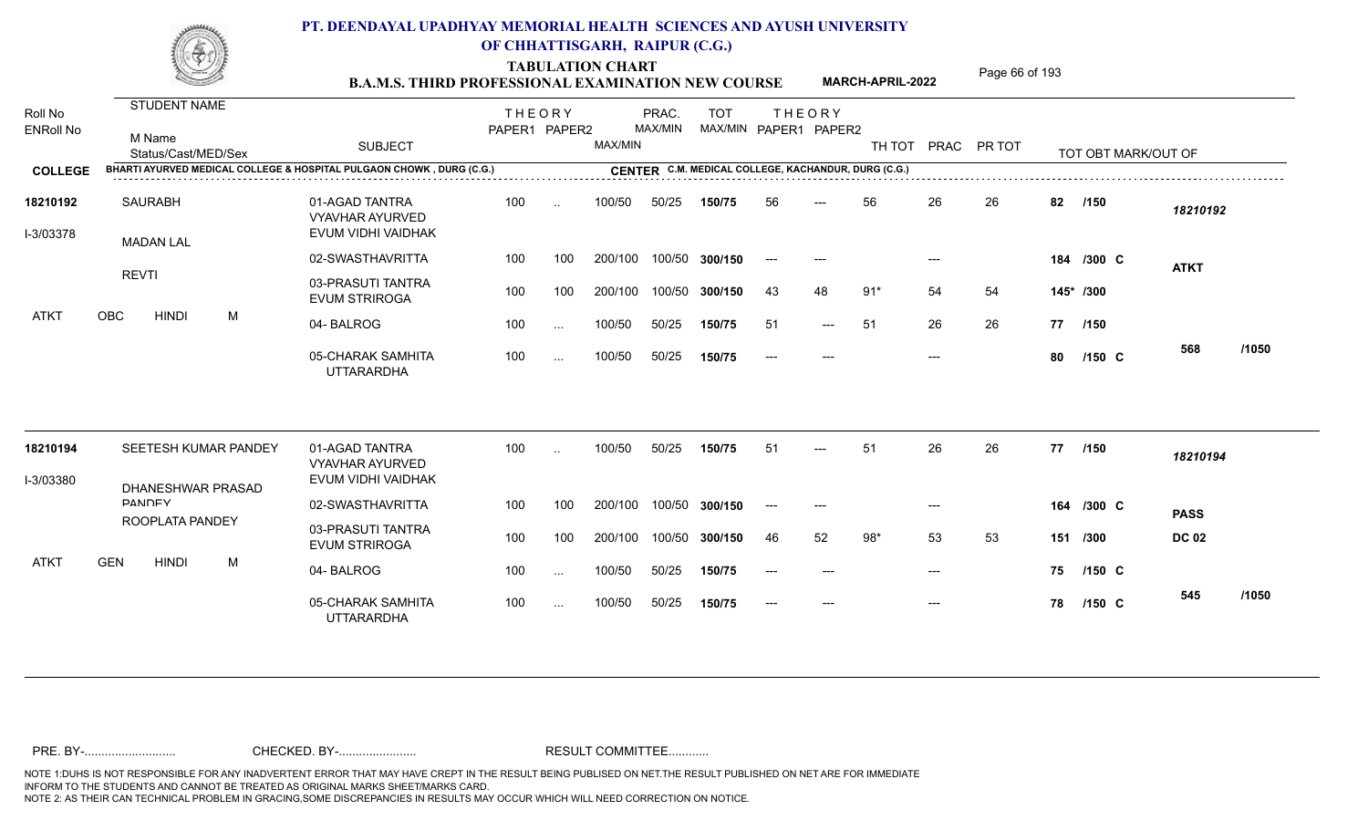# PT. DEENDAYAL UPADHYAY MEMORIAL HEALTH SCIENCES AND AYUSH UNIVERSITY OF CHHATTISGARH, RAIPUR (C.G.)

## TABULATION CHART
### B.A.M.S. THIRD PROFESSIONAL EXAMINATION NEW COURSE — MARCH-APRIL-2022

**COLLEGE:** BHARTI AYURVED MEDICAL COLLEGE & HOSPITAL PULGAON CHOWK , DURG (C.G.)
**CENTER:** C.M. MEDICAL COLLEGE, KACHANDUR, DURG (C.G.)

| Roll No / ENRoll No | STUDENT NAME / M Name / Status/Cast/MED/Sex | SUBJECT | THEORY PAPER1 | THEORY PAPER2 | MAX/MIN | PRAC. MAX/MIN | TOT MAX/MIN | THEORY PAPER1 | THEORY PAPER2 | TH TOT | PRAC | PR TOT | TOT OBT MARK/OUT OF | |
|---|---|---|---|---|---|---|---|---|---|---|---|---|---|---|
| 18210192 | SAURABH | 01-AGAD TANTRA VYAVHAR AYURVED EVUM VIDHI VAIDHAK | 100 | .. | 100/50 | 50/25 | 150/75 | 56 | --- | 56 | 26 | 26 | 82 /150 | 18210192 |
| I-3/03378 | MADAN LAL | 02-SWASTHAVRITTA | 100 | 100 | 200/100 | 100/50 | 300/150 | --- | --- | | --- | | 184 /300 C | ATKT |
| | REVTI | 03-PRASUTI TANTRA EVUM STRIROGA | 100 | 100 | 200/100 | 100/50 | 300/150 | 43 | 48 | 91* | 54 | 54 | 145* /300 | |
| ATKT | OBC HINDI M | 04- BALROG | 100 | ... | 100/50 | 50/25 | 150/75 | 51 | --- | 51 | 26 | 26 | 77 /150 | |
| | | 05-CHARAK SAMHITA UTTARARDHA | 100 | ... | 100/50 | 50/25 | 150/75 | --- | --- | | --- | | 80 /150 C | 568 /1050 |
| 18210194 | SEETESH KUMAR PANDEY | 01-AGAD TANTRA VYAVHAR AYURVED EVUM VIDHI VAIDHAK | 100 | .. | 100/50 | 50/25 | 150/75 | 51 | --- | 51 | 26 | 26 | 77 /150 | 18210194 |
| I-3/03380 | DHANESHWAR PRASAD PANDEY | 02-SWASTHAVRITTA | 100 | 100 | 200/100 | 100/50 | 300/150 | --- | --- | | --- | | 164 /300 C | PASS |
| | ROOPLATA PANDEY | 03-PRASUTI TANTRA EVUM STRIROGA | 100 | 100 | 200/100 | 100/50 | 300/150 | 46 | 52 | 98* | 53 | 53 | 151 /300 | DC 02 |
| ATKT | GEN HINDI M | 04- BALROG | 100 | ... | 100/50 | 50/25 | 150/75 | --- | --- | | --- | | 75 /150 C | |
| | | 05-CHARAK SAMHITA UTTARARDHA | 100 | ... | 100/50 | 50/25 | 150/75 | --- | --- | | --- | | 78 /150 C | 545 /1050 |

PRE. BY-.......................... CHECKED. BY-....................... RESULT COMMITTEE...........

NOTE 1:DUHS IS NOT RESPONSIBLE FOR ANY INADVERTENT ERROR THAT MAY HAVE CREPT IN THE RESULT BEING PUBLISED ON NET.THE RESULT PUBLISHED ON NET ARE FOR IMMEDIATE INFORM TO THE STUDENTS AND CANNOT BE TREATED AS ORIGINAL MARKS SHEET/MARKS CARD.
NOTE 2: AS THEIR CAN TECHNICAL PROBLEM IN GRACING,SOME DISCREPANCIES IN RESULTS MAY OCCUR WHICH WILL NEED CORRECTION ON NOTICE.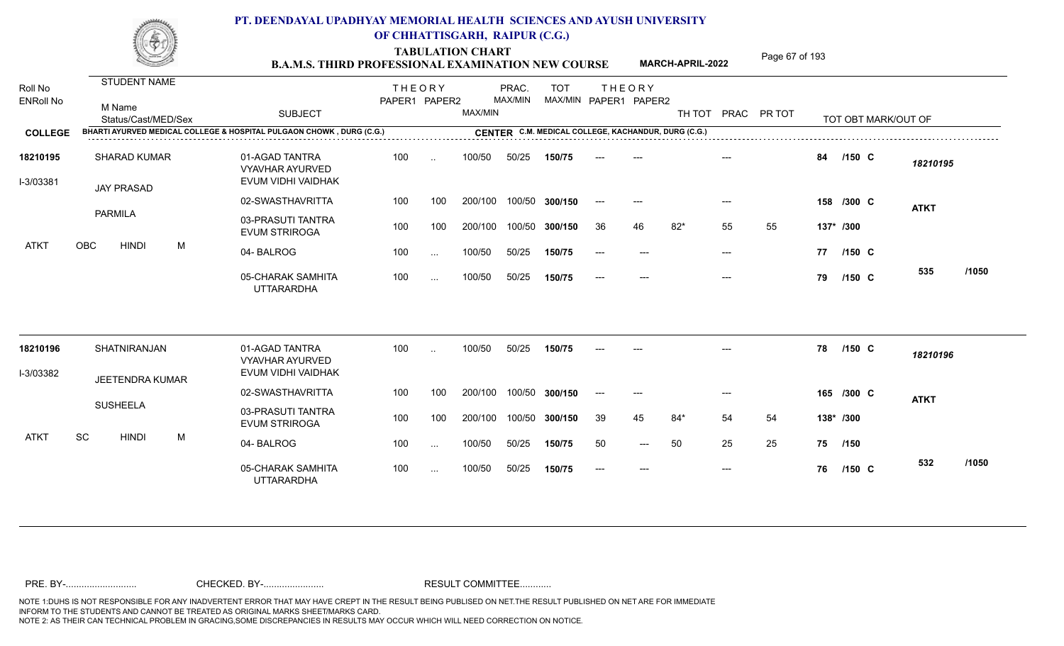# PT. DEENDAYAL UPADHYAY MEMORIAL HEALTH SCIENCES AND AYUSH UNIVERSITY OF CHHATTISGARH, RAIPUR (C.G.)

## TABULATION CHART
### B.A.M.S. THIRD PROFESSIONAL EXAMINATION NEW COURSE — MARCH-APRIL-2022

**COLLEGE:** BHARTI AYURVED MEDICAL COLLEGE & HOSPITAL PULGAON CHOWK , DURG (C.G.)
**CENTER:** C.M. MEDICAL COLLEGE, KACHANDUR, DURG (C.G.)

| Roll No / ENRoll No | STUDENT NAME / M Name / Status/Cast/MED/Sex | SUBJECT | THEORY PAPER1 | THEORY PAPER2 | MAX/MIN | PRAC. MAX/MIN | TOT MAX/MIN | THEORY PAPER1 | THEORY PAPER2 | TH TOT | PRAC | PR TOT | TOT OBT MARK/OUT OF | |
|---|---|---|---|---|---|---|---|---|---|---|---|---|---|---|
| 18210195 | SHARAD KUMAR | 01-AGAD TANTRA VYAVHAR AYURVED EVUM VIDHI VAIDHAK | 100 | .. | 100/50 | 50/25 | 150/75 | --- | --- | | --- | | 84 /150 C | 18210195 |
| I-3/03381 | JAY PRASAD | 02-SWASTHAVRITTA | 100 | 100 | 200/100 | 100/50 | 300/150 | --- | --- | | --- | | 158 /300 C | ATKT |
| | PARMILA | 03-PRASUTI TANTRA EVUM STRIROGA | 100 | 100 | 200/100 | 100/50 | 300/150 | 36 | 46 | 82* | 55 | 55 | 137* /300 | |
| ATKT | OBC HINDI M | 04- BALROG | 100 | ... | 100/50 | 50/25 | 150/75 | --- | --- | | --- | | 77 /150 C | |
| | | 05-CHARAK SAMHITA UTTARARDHA | 100 | ... | 100/50 | 50/25 | 150/75 | --- | --- | | --- | | 79 /150 C | 535 /1050 |
| 18210196 | SHATNIRANJAN | 01-AGAD TANTRA VYAVHAR AYURVED EVUM VIDHI VAIDHAK | 100 | .. | 100/50 | 50/25 | 150/75 | --- | --- | | --- | | 78 /150 C | 18210196 |
| I-3/03382 | JEETENDRA KUMAR | 02-SWASTHAVRITTA | 100 | 100 | 200/100 | 100/50 | 300/150 | --- | --- | | --- | | 165 /300 C | ATKT |
| | SUSHEELA | 03-PRASUTI TANTRA EVUM STRIROGA | 100 | 100 | 200/100 | 100/50 | 300/150 | 39 | 45 | 84* | 54 | 54 | 138* /300 | |
| ATKT | SC HINDI M | 04- BALROG | 100 | ... | 100/50 | 50/25 | 150/75 | 50 | --- | 50 | 25 | 25 | 75 /150 | |
| | | 05-CHARAK SAMHITA UTTARARDHA | 100 | ... | 100/50 | 50/25 | 150/75 | --- | --- | | --- | | 76 /150 C | 532 /1050 |

PRE. BY-.......................... CHECKED. BY-....................... RESULT COMMITTEE...........

NOTE 1:DUHS IS NOT RESPONSIBLE FOR ANY INADVERTENT ERROR THAT MAY HAVE CREPT IN THE RESULT BEING PUBLISED ON NET.THE RESULT PUBLISHED ON NET ARE FOR IMMEDIATE INFORM TO THE STUDENTS AND CANNOT BE TREATED AS ORIGINAL MARKS SHEET/MARKS CARD.
NOTE 2: AS THEIR CAN TECHNICAL PROBLEM IN GRACING,SOME DISCREPANCIES IN RESULTS MAY OCCUR WHICH WILL NEED CORRECTION ON NOTICE.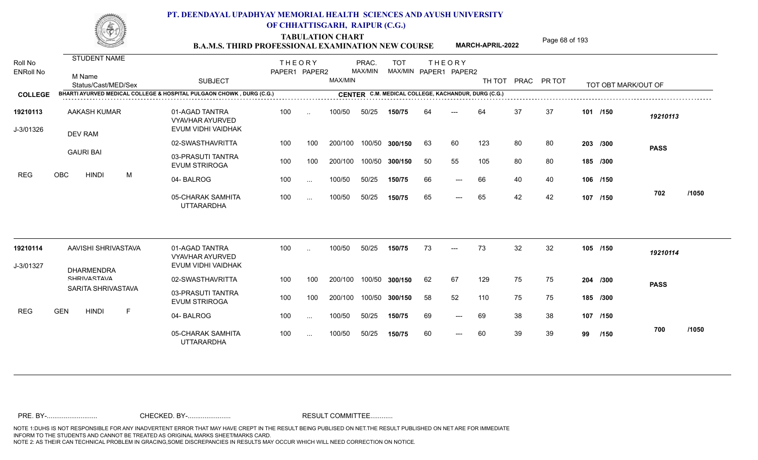# PT. DEENDAYAL UPADHYAY MEMORIAL HEALTH SCIENCES AND AYUSH UNIVERSITY OF CHHATTISGARH, RAIPUR (C.G.)

## TABULATION CHART
### B.A.M.S. THIRD PROFESSIONAL EXAMINATION NEW COURSE — MARCH-APRIL-2022

**COLLEGE:** BHARTI AYURVED MEDICAL COLLEGE & HOSPITAL PULGAON CHOWK , DURG (C.G.)
**CENTER:** C.M. MEDICAL COLLEGE, KACHANDUR, DURG (C.G.)

| Roll No / ENRoll No | STUDENT NAME / M Name / Status/Cast/MED/Sex | SUBJECT | THEORY PAPER1 | THEORY PAPER2 | MAX/MIN | PRAC. MAX/MIN | TOT MAX/MIN | THEORY PAPER1 | THEORY PAPER2 | TH TOT | PRAC | PR TOT | TOT OBT MARK/OUT OF | |
|---|---|---|---|---|---|---|---|---|---|---|---|---|---|---|
| 19210113 | AAKASH KUMAR | 01-AGAD TANTRA VYAVHAR AYURVED EVUM VIDHI VAIDHAK | 100 | .. | 100/50 | 50/25 | 150/75 | 64 | --- | 64 | 37 | 37 | 101 /150 | 19210113 |
| J-3/01326 | DEV RAM | 02-SWASTHAVRITTA | 100 | 100 | 200/100 | 100/50 | 300/150 | 63 | 60 | 123 | 80 | 80 | 203 /300 | PASS |
| | GAURI BAI | 03-PRASUTI TANTRA EVUM STRIROGA | 100 | 100 | 200/100 | 100/50 | 300/150 | 50 | 55 | 105 | 80 | 80 | 185 /300 | |
| REG | OBC HINDI M | 04- BALROG | 100 | ... | 100/50 | 50/25 | 150/75 | 66 | --- | 66 | 40 | 40 | 106 /150 | |
| | | 05-CHARAK SAMHITA UTTARARDHA | 100 | ... | 100/50 | 50/25 | 150/75 | 65 | --- | 65 | 42 | 42 | 107 /150 | 702 /1050 |
| 19210114 | AAVISHI SHRIVASTAVA | 01-AGAD TANTRA VYAVHAR AYURVED EVUM VIDHI VAIDHAK | 100 | .. | 100/50 | 50/25 | 150/75 | 73 | --- | 73 | 32 | 32 | 105 /150 | 19210114 |
| J-3/01327 | DHARMENDRA SHRIVASTAVA | 02-SWASTHAVRITTA | 100 | 100 | 200/100 | 100/50 | 300/150 | 62 | 67 | 129 | 75 | 75 | 204 /300 | PASS |
| | SARITA SHRIVASTAVA | 03-PRASUTI TANTRA EVUM STRIROGA | 100 | 100 | 200/100 | 100/50 | 300/150 | 58 | 52 | 110 | 75 | 75 | 185 /300 | |
| REG | GEN HINDI F | 04- BALROG | 100 | ... | 100/50 | 50/25 | 150/75 | 69 | --- | 69 | 38 | 38 | 107 /150 | |
| | | 05-CHARAK SAMHITA UTTARARDHA | 100 | ... | 100/50 | 50/25 | 150/75 | 60 | --- | 60 | 39 | 39 | 99 /150 | 700 /1050 |

PRE. BY-.......................... CHECKED. BY-....................... RESULT COMMITTEE...........

NOTE 1:DUHS IS NOT RESPONSIBLE FOR ANY INADVERTENT ERROR THAT MAY HAVE CREPT IN THE RESULT BEING PUBLISED ON NET.THE RESULT PUBLISHED ON NET ARE FOR IMMEDIATE INFORM TO THE STUDENTS AND CANNOT BE TREATED AS ORIGINAL MARKS SHEET/MARKS CARD.
NOTE 2: AS THEIR CAN TECHNICAL PROBLEM IN GRACING,SOME DISCREPANCIES IN RESULTS MAY OCCUR WHICH WILL NEED CORRECTION ON NOTICE.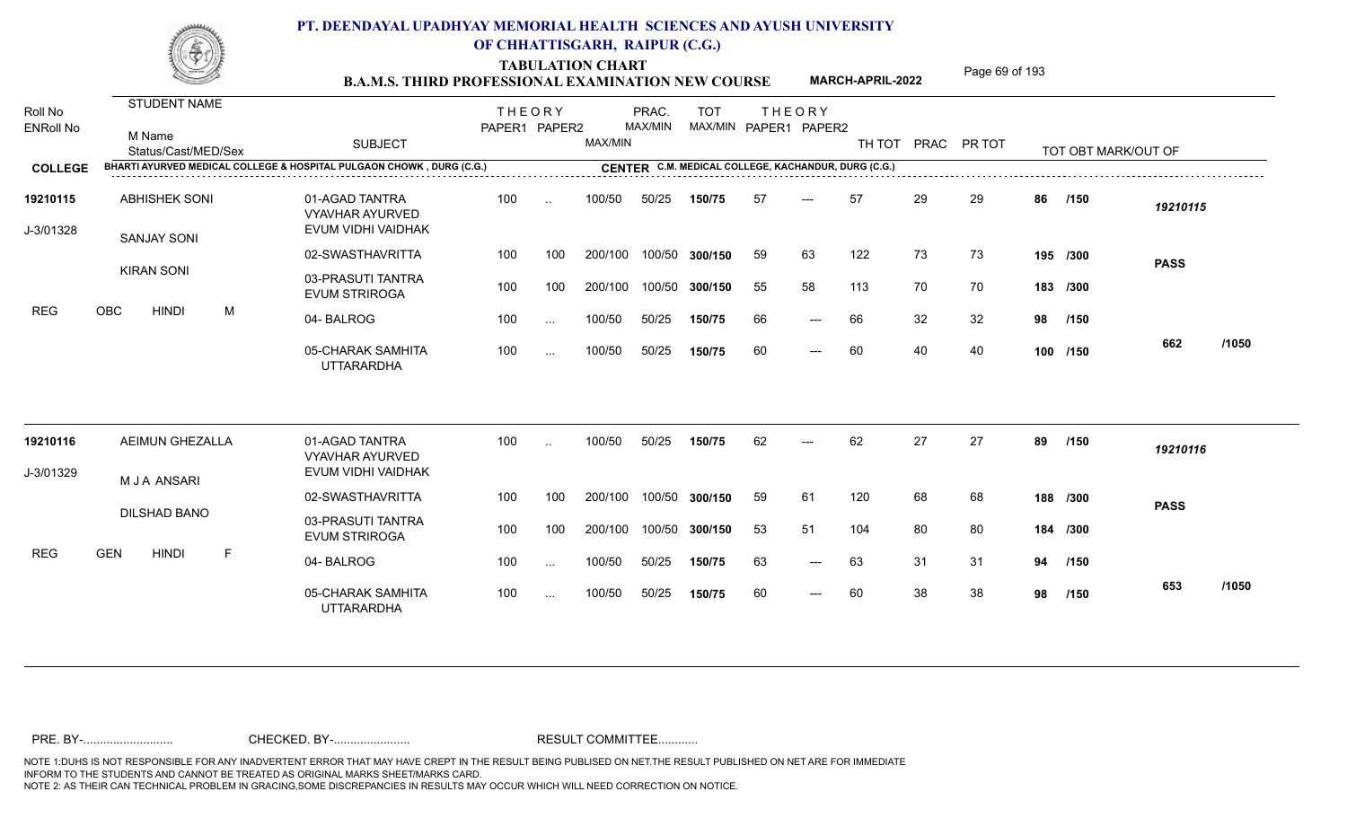# PT. DEENDAYAL UPADHYAY MEMORIAL HEALTH SCIENCES AND AYUSH UNIVERSITY OF CHHATTISGARH, RAIPUR (C.G.)

## TABULATION CHART
### B.A.M.S. THIRD PROFESSIONAL EXAMINATION NEW COURSE — MARCH-APRIL-2022

**COLLEGE:** BHARTI AYURVED MEDICAL COLLEGE & HOSPITAL PULGAON CHOWK , DURG (C.G.)
**CENTER:** C.M. MEDICAL COLLEGE, KACHANDUR, DURG (C.G.)

| Roll No / ENRoll No | STUDENT NAME / M Name / Status/Cast/MED/Sex | SUBJECT | THEORY PAPER1 | THEORY PAPER2 | MAX/MIN | PRAC. MAX/MIN | TOT MAX/MIN | THEORY PAPER1 | THEORY PAPER2 | TH TOT | PRAC | PR TOT | TOT OBT MARK/OUT OF | |
|---|---|---|---|---|---|---|---|---|---|---|---|---|---|---|
| 19210115 | ABHISHEK SONI | 01-AGAD TANTRA VYAVHAR AYURVED EVUM VIDHI VAIDHAK | 100 | .. | 100/50 | 50/25 | 150/75 | 57 | --- | 57 | 29 | 29 | 86 /150 | 19210115 |
| J-3/01328 | SANJAY SONI | 02-SWASTHAVRITTA | 100 | 100 | 200/100 | 100/50 | 300/150 | 59 | 63 | 122 | 73 | 73 | 195 /300 | PASS |
| | KIRAN SONI | 03-PRASUTI TANTRA EVUM STRIROGA | 100 | 100 | 200/100 | 100/50 | 300/150 | 55 | 58 | 113 | 70 | 70 | 183 /300 | |
| REG | OBC HINDI M | 04- BALROG | 100 | ... | 100/50 | 50/25 | 150/75 | 66 | --- | 66 | 32 | 32 | 98 /150 | |
| | | 05-CHARAK SAMHITA UTTARARDHA | 100 | ... | 100/50 | 50/25 | 150/75 | 60 | --- | 60 | 40 | 40 | 100 /150 | 662 /1050 |
| 19210116 | AEIMUN GHEZALLA | 01-AGAD TANTRA VYAVHAR AYURVED EVUM VIDHI VAIDHAK | 100 | .. | 100/50 | 50/25 | 150/75 | 62 | --- | 62 | 27 | 27 | 89 /150 | 19210116 |
| J-3/01329 | M J A ANSARI | 02-SWASTHAVRITTA | 100 | 100 | 200/100 | 100/50 | 300/150 | 59 | 61 | 120 | 68 | 68 | 188 /300 | PASS |
| | DILSHAD BANO | 03-PRASUTI TANTRA EVUM STRIROGA | 100 | 100 | 200/100 | 100/50 | 300/150 | 53 | 51 | 104 | 80 | 80 | 184 /300 | |
| REG | GEN HINDI F | 04- BALROG | 100 | ... | 100/50 | 50/25 | 150/75 | 63 | --- | 63 | 31 | 31 | 94 /150 | |
| | | 05-CHARAK SAMHITA UTTARARDHA | 100 | ... | 100/50 | 50/25 | 150/75 | 60 | --- | 60 | 38 | 38 | 98 /150 | 653 /1050 |

PRE. BY-.......................... CHECKED. BY-....................... RESULT COMMITTEE...........

NOTE 1:DUHS IS NOT RESPONSIBLE FOR ANY INADVERTENT ERROR THAT MAY HAVE CREPT IN THE RESULT BEING PUBLISED ON NET.THE RESULT PUBLISHED ON NET ARE FOR IMMEDIATE INFORM TO THE STUDENTS AND CANNOT BE TREATED AS ORIGINAL MARKS SHEET/MARKS CARD.
NOTE 2: AS THEIR CAN TECHNICAL PROBLEM IN GRACING,SOME DISCREPANCIES IN RESULTS MAY OCCUR WHICH WILL NEED CORRECTION ON NOTICE.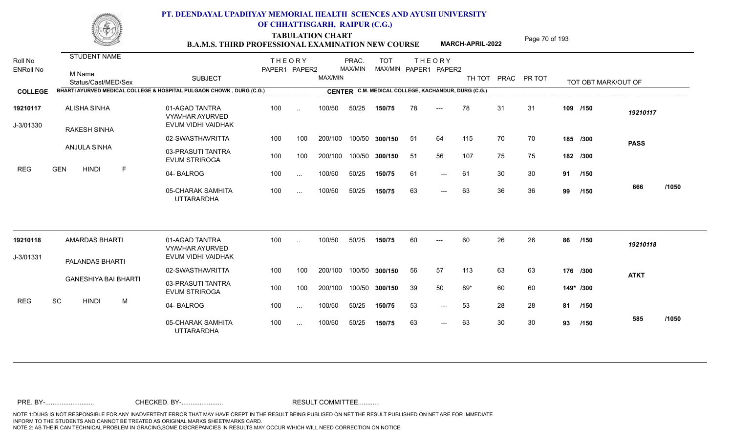# PT. DEENDAYAL UPADHYAY MEMORIAL HEALTH SCIENCES AND AYUSH UNIVERSITY OF CHHATTISGARH, RAIPUR (C.G.)

## TABULATION CHART
### B.A.M.S. THIRD PROFESSIONAL EXAMINATION NEW COURSE — MARCH-APRIL-2022

**COLLEGE:** BHARTI AYURVED MEDICAL COLLEGE & HOSPITAL PULGAON CHOWK , DURG (C.G.)
**CENTER:** C.M. MEDICAL COLLEGE, KACHANDUR, DURG (C.G.)

| Roll No / ENRoll No | STUDENT NAME / M Name / Status/Cast/MED/Sex | SUBJECT | THEORY PAPER1 | THEORY PAPER2 | MAX/MIN | PRAC. MAX/MIN | TOT MAX/MIN | THEORY PAPER1 | THEORY PAPER2 | TH TOT | PRAC | PR TOT | TOT OBT MARK/OUT OF | |
|---|---|---|---|---|---|---|---|---|---|---|---|---|---|---|
| 19210117 | ALISHA SINHA | 01-AGAD TANTRA VYAVHAR AYURVED EVUM VIDHI VAIDHAK | 100 | .. | 100/50 | 50/25 | 150/75 | 78 | --- | 78 | 31 | 31 | 109 /150 | 19210117 |
| J-3/01330 | RAKESH SINHA | 02-SWASTHAVRITTA | 100 | 100 | 200/100 | 100/50 | 300/150 | 51 | 64 | 115 | 70 | 70 | 185 /300 | PASS |
| | ANJULA SINHA | 03-PRASUTI TANTRA EVUM STRIROGA | 100 | 100 | 200/100 | 100/50 | 300/150 | 51 | 56 | 107 | 75 | 75 | 182 /300 | |
| REG | GEN HINDI F | 04- BALROG | 100 | ... | 100/50 | 50/25 | 150/75 | 61 | --- | 61 | 30 | 30 | 91 /150 | |
| | | 05-CHARAK SAMHITA UTTARARDHA | 100 | ... | 100/50 | 50/25 | 150/75 | 63 | --- | 63 | 36 | 36 | 99 /150 | 666 /1050 |
| 19210118 | AMARDAS BHARTI | 01-AGAD TANTRA VYAVHAR AYURVED EVUM VIDHI VAIDHAK | 100 | .. | 100/50 | 50/25 | 150/75 | 60 | --- | 60 | 26 | 26 | 86 /150 | 19210118 |
| J-3/01331 | PALANDAS BHARTI | 02-SWASTHAVRITTA | 100 | 100 | 200/100 | 100/50 | 300/150 | 56 | 57 | 113 | 63 | 63 | 176 /300 | ATKT |
| | GANESHIYA BAI BHARTI | 03-PRASUTI TANTRA EVUM STRIROGA | 100 | 100 | 200/100 | 100/50 | 300/150 | 39 | 50 | 89* | 60 | 60 | 149* /300 | |
| REG | SC HINDI M | 04- BALROG | 100 | ... | 100/50 | 50/25 | 150/75 | 53 | --- | 53 | 28 | 28 | 81 /150 | |
| | | 05-CHARAK SAMHITA UTTARARDHA | 100 | ... | 100/50 | 50/25 | 150/75 | 63 | --- | 63 | 30 | 30 | 93 /150 | 585 /1050 |

PRE. BY-.......................... CHECKED. BY-...................... RESULT COMMITTEE...........

NOTE 1:DUHS IS NOT RESPONSIBLE FOR ANY INADVERTENT ERROR THAT MAY HAVE CREPT IN THE RESULT BEING PUBLISED ON NET.THE RESULT PUBLISHED ON NET ARE FOR IMMEDIATE INFORM TO THE STUDENTS AND CANNOT BE TREATED AS ORIGINAL MARKS SHEET/MARKS CARD.
NOTE 2: AS THEIR CAN TECHNICAL PROBLEM IN GRACING,SOME DISCREPANCIES IN RESULTS MAY OCCUR WHICH WILL NEED CORRECTION ON NOTICE.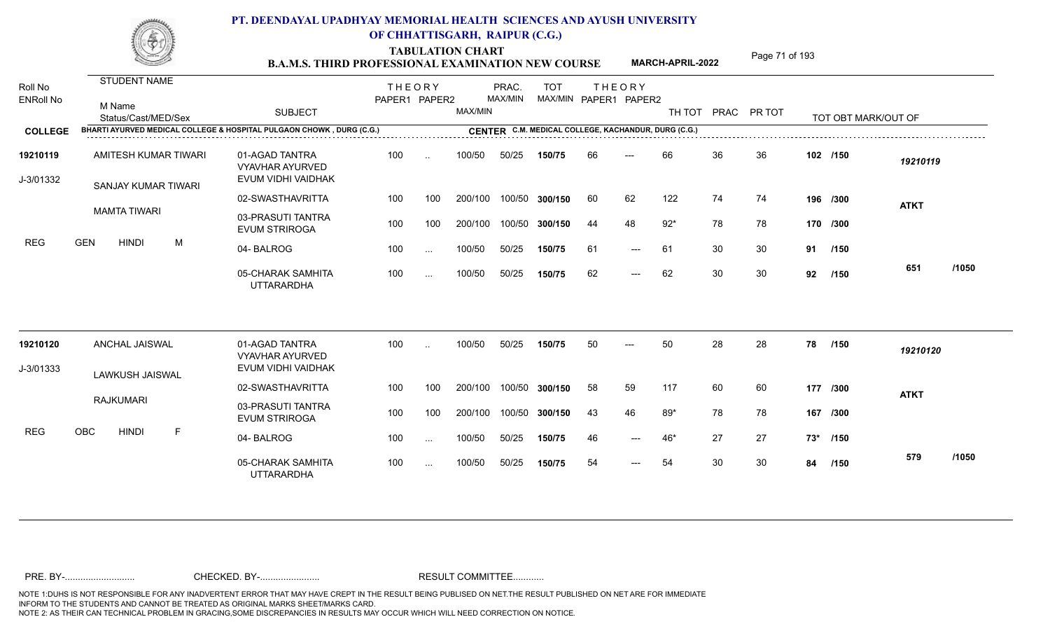# PT. DEENDAYAL UPADHYAY MEMORIAL HEALTH SCIENCES AND AYUSH UNIVERSITY OF CHHATTISGARH, RAIPUR (C.G.)

## TABULATION CHART

### B.A.M.S. THIRD PROFESSIONAL EXAMINATION NEW COURSE — MARCH-APRIL-2022

**COLLEGE:** BHARTI AYURVED MEDICAL COLLEGE & HOSPITAL PULGAON CHOWK , DURG (C.G.)

**CENTER:** C.M. MEDICAL COLLEGE, KACHANDUR, DURG (C.G.)

| Roll No / ENRoll No | STUDENT NAME / M Name / Status/Cast/MED/Sex | SUBJECT | THEORY PAPER1 | THEORY PAPER2 | MAX/MIN | PRAC. MAX/MIN | TOT MAX/MIN | THEORY PAPER1 | THEORY PAPER2 | TH TOT | PRAC | PR TOT | TOT OBT MARK/OUT OF | |
|---|---|---|---|---|---|---|---|---|---|---|---|---|---|---|
| 19210119 | AMITESH KUMAR TIWARI | 01-AGAD TANTRA VYAVHAR AYURVED EVUM VIDHI VAIDHAK | 100 | .. | 100/50 | 50/25 | 150/75 | 66 | --- | 66 | 36 | 36 | 102 /150 | 19210119 |
| J-3/01332 | SANJAY KUMAR TIWARI | 02-SWASTHAVRITTA | 100 | 100 | 200/100 | 100/50 | 300/150 | 60 | 62 | 122 | 74 | 74 | 196 /300 | ATKT |
| | MAMTA TIWARI | 03-PRASUTI TANTRA EVUM STRIROGA | 100 | 100 | 200/100 | 100/50 | 300/150 | 44 | 48 | 92* | 78 | 78 | 170 /300 | |
| REG | GEN HINDI M | 04- BALROG | 100 | ... | 100/50 | 50/25 | 150/75 | 61 | --- | 61 | 30 | 30 | 91 /150 | |
| | | 05-CHARAK SAMHITA UTTARARDHA | 100 | ... | 100/50 | 50/25 | 150/75 | 62 | --- | 62 | 30 | 30 | 92 /150 | 651 /1050 |
| 19210120 | ANCHAL JAISWAL | 01-AGAD TANTRA VYAVHAR AYURVED EVUM VIDHI VAIDHAK | 100 | .. | 100/50 | 50/25 | 150/75 | 50 | --- | 50 | 28 | 28 | 78 /150 | 19210120 |
| J-3/01333 | LAWKUSH JAISWAL | 02-SWASTHAVRITTA | 100 | 100 | 200/100 | 100/50 | 300/150 | 58 | 59 | 117 | 60 | 60 | 177 /300 | ATKT |
| | RAJKUMARI | 03-PRASUTI TANTRA EVUM STRIROGA | 100 | 100 | 200/100 | 100/50 | 300/150 | 43 | 46 | 89* | 78 | 78 | 167 /300 | |
| REG | OBC HINDI F | 04- BALROG | 100 | ... | 100/50 | 50/25 | 150/75 | 46 | --- | 46* | 27 | 27 | 73* /150 | |
| | | 05-CHARAK SAMHITA UTTARARDHA | 100 | ... | 100/50 | 50/25 | 150/75 | 54 | --- | 54 | 30 | 30 | 84 /150 | 579 /1050 |

PRE. BY-.......................... CHECKED. BY-...................... RESULT COMMITTEE...........

NOTE 1:DUHS IS NOT RESPONSIBLE FOR ANY INADVERTENT ERROR THAT MAY HAVE CREPT IN THE RESULT BEING PUBLISED ON NET.THE RESULT PUBLISHED ON NET ARE FOR IMMEDIATE INFORM TO THE STUDENTS AND CANNOT BE TREATED AS ORIGINAL MARKS SHEET/MARKS CARD.
NOTE 2: AS THEIR CAN TECHNICAL PROBLEM IN GRACING,SOME DISCREPANCIES IN RESULTS MAY OCCUR WHICH WILL NEED CORRECTION ON NOTICE.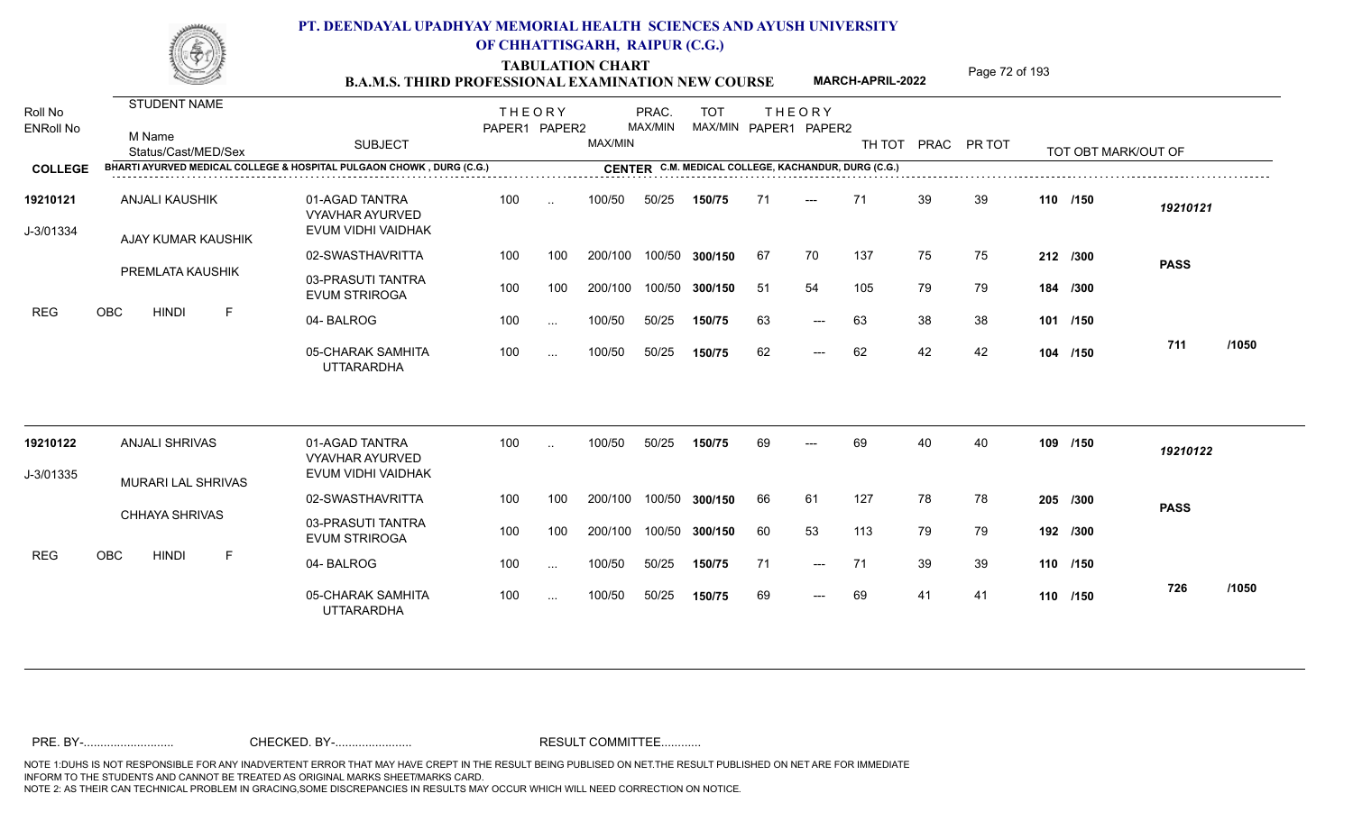# PT. DEENDAYAL UPADHYAY MEMORIAL HEALTH SCIENCES AND AYUSH UNIVERSITY OF CHHATTISGARH, RAIPUR (C.G.)

## TABULATION CHART
### B.A.M.S. THIRD PROFESSIONAL EXAMINATION NEW COURSE — MARCH-APRIL-2022

**COLLEGE:** BHARTI AYURVED MEDICAL COLLEGE & HOSPITAL PULGAON CHOWK , DURG (C.G.)
**CENTER:** C.M. MEDICAL COLLEGE, KACHANDUR, DURG (C.G.)

| Roll No / ENRoll No | STUDENT NAME / M Name / Status/Cast/MED/Sex | SUBJECT | THEORY PAPER1 | THEORY PAPER2 | MAX/MIN | PRAC. MAX/MIN | TOT MAX/MIN | THEORY PAPER1 | THEORY PAPER2 | TH TOT | PRAC | PR TOT | TOT OBT MARK/OUT OF | |
|---|---|---|---|---|---|---|---|---|---|---|---|---|---|---|
| 19210121 | ANJALI KAUSHIK | 01-AGAD TANTRA VYAVHAR AYURVED EVUM VIDHI VAIDHAK | 100 | .. | 100/50 | 50/25 | 150/75 | 71 | --- | 71 | 39 | 39 | 110 /150 | 19210121 |
| J-3/01334 | AJAY KUMAR KAUSHIK | 02-SWASTHAVRITTA | 100 | 100 | 200/100 | 100/50 | 300/150 | 67 | 70 | 137 | 75 | 75 | 212 /300 | PASS |
| | PREMLATA KAUSHIK | 03-PRASUTI TANTRA EVUM STRIROGA | 100 | 100 | 200/100 | 100/50 | 300/150 | 51 | 54 | 105 | 79 | 79 | 184 /300 | |
| REG | OBC HINDI F | 04- BALROG | 100 | ... | 100/50 | 50/25 | 150/75 | 63 | --- | 63 | 38 | 38 | 101 /150 | |
| | | 05-CHARAK SAMHITA UTTARARDHA | 100 | ... | 100/50 | 50/25 | 150/75 | 62 | --- | 62 | 42 | 42 | 104 /150 | 711 /1050 |
| 19210122 | ANJALI SHRIVAS | 01-AGAD TANTRA VYAVHAR AYURVED EVUM VIDHI VAIDHAK | 100 | .. | 100/50 | 50/25 | 150/75 | 69 | --- | 69 | 40 | 40 | 109 /150 | 19210122 |
| J-3/01335 | MURARI LAL SHRIVAS | 02-SWASTHAVRITTA | 100 | 100 | 200/100 | 100/50 | 300/150 | 66 | 61 | 127 | 78 | 78 | 205 /300 | PASS |
| | CHHAYA SHRIVAS | 03-PRASUTI TANTRA EVUM STRIROGA | 100 | 100 | 200/100 | 100/50 | 300/150 | 60 | 53 | 113 | 79 | 79 | 192 /300 | |
| REG | OBC HINDI F | 04- BALROG | 100 | ... | 100/50 | 50/25 | 150/75 | 71 | --- | 71 | 39 | 39 | 110 /150 | |
| | | 05-CHARAK SAMHITA UTTARARDHA | 100 | ... | 100/50 | 50/25 | 150/75 | 69 | --- | 69 | 41 | 41 | 110 /150 | 726 /1050 |

PRE. BY-.......................... CHECKED. BY-....................... RESULT COMMITTEE...........

NOTE 1:DUHS IS NOT RESPONSIBLE FOR ANY INADVERTENT ERROR THAT MAY HAVE CREPT IN THE RESULT BEING PUBLISED ON NET.THE RESULT PUBLISHED ON NET ARE FOR IMMEDIATE INFORM TO THE STUDENTS AND CANNOT BE TREATED AS ORIGINAL MARKS SHEET/MARKS CARD.
NOTE 2: AS THEIR CAN TECHNICAL PROBLEM IN GRACING,SOME DISCREPANCIES IN RESULTS MAY OCCUR WHICH WILL NEED CORRECTION ON NOTICE.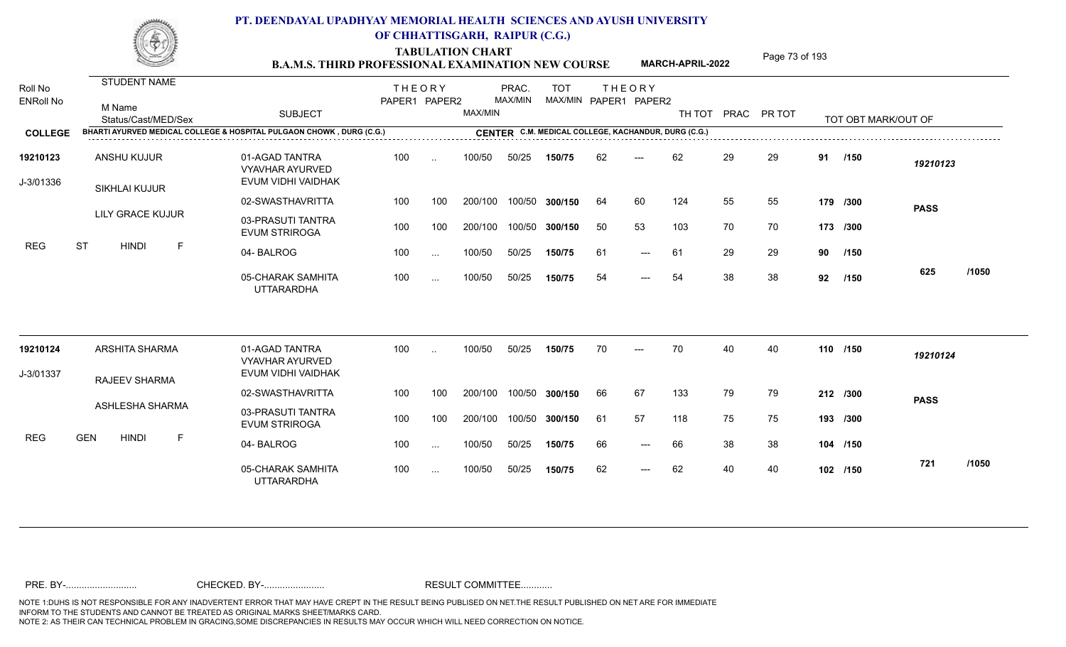# PT. DEENDAYAL UPADHYAY MEMORIAL HEALTH SCIENCES AND AYUSH UNIVERSITY OF CHHATTISGARH, RAIPUR (C.G.)

## TABULATION CHART
## B.A.M.S. THIRD PROFESSIONAL EXAMINATION NEW COURSE MARCH-APRIL-2022

**COLLEGE:** BHARTI AYURVED MEDICAL COLLEGE & HOSPITAL PULGAON CHOWK , DURG (C.G.)
**CENTER:** C.M. MEDICAL COLLEGE, KACHANDUR, DURG (C.G.)

| Roll No / ENRoll No | STUDENT NAME / M Name / Status/Cast/MED/Sex | SUBJECT | THEORY PAPER1 | THEORY PAPER2 | MAX/MIN | PRAC. MAX/MIN | TOT MAX/MIN | THEORY PAPER1 | THEORY PAPER2 | TH TOT | PRAC | PR TOT | TOT OBT MARK/OUT OF | |
|---|---|---|---|---|---|---|---|---|---|---|---|---|---|---|
| 19210123 | ANSHU KUJUR | 01-AGAD TANTRA VYAVHAR AYURVED EVUM VIDHI VAIDHAK | 100 | .. | 100/50 | 50/25 | 150/75 | 62 | --- | 62 | 29 | 29 | 91 /150 | 19210123 |
| J-3/01336 | SIKHLAI KUJUR | 02-SWASTHAVRITTA | 100 | 100 | 200/100 | 100/50 | 300/150 | 64 | 60 | 124 | 55 | 55 | 179 /300 | PASS |
| | LILY GRACE KUJUR | 03-PRASUTI TANTRA EVUM STRIROGA | 100 | 100 | 200/100 | 100/50 | 300/150 | 50 | 53 | 103 | 70 | 70 | 173 /300 | |
| REG | ST HINDI F | 04- BALROG | 100 | ... | 100/50 | 50/25 | 150/75 | 61 | --- | 61 | 29 | 29 | 90 /150 | |
| | | 05-CHARAK SAMHITA UTTARARDHA | 100 | ... | 100/50 | 50/25 | 150/75 | 54 | --- | 54 | 38 | 38 | 92 /150 | 625 /1050 |
| 19210124 | ARSHITA SHARMA | 01-AGAD TANTRA VYAVHAR AYURVED EVUM VIDHI VAIDHAK | 100 | .. | 100/50 | 50/25 | 150/75 | 70 | --- | 70 | 40 | 40 | 110 /150 | 19210124 |
| J-3/01337 | RAJEEV SHARMA | 02-SWASTHAVRITTA | 100 | 100 | 200/100 | 100/50 | 300/150 | 66 | 67 | 133 | 79 | 79 | 212 /300 | PASS |
| | ASHLESHA SHARMA | 03-PRASUTI TANTRA EVUM STRIROGA | 100 | 100 | 200/100 | 100/50 | 300/150 | 61 | 57 | 118 | 75 | 75 | 193 /300 | |
| REG | GEN HINDI F | 04- BALROG | 100 | ... | 100/50 | 50/25 | 150/75 | 66 | --- | 66 | 38 | 38 | 104 /150 | |
| | | 05-CHARAK SAMHITA UTTARARDHA | 100 | ... | 100/50 | 50/25 | 150/75 | 62 | --- | 62 | 40 | 40 | 102 /150 | 721 /1050 |

PRE. BY-.......................... CHECKED. BY-....................... RESULT COMMITTEE...........

NOTE 1:DUHS IS NOT RESPONSIBLE FOR ANY INADVERTENT ERROR THAT MAY HAVE CREPT IN THE RESULT BEING PUBLISED ON NET.THE RESULT PUBLISHED ON NET ARE FOR IMMEDIATE INFORM TO THE STUDENTS AND CANNOT BE TREATED AS ORIGINAL MARKS SHEET/MARKS CARD.
NOTE 2: AS THEIR CAN TECHNICAL PROBLEM IN GRACING,SOME DISCREPANCIES IN RESULTS MAY OCCUR WHICH WILL NEED CORRECTION ON NOTICE.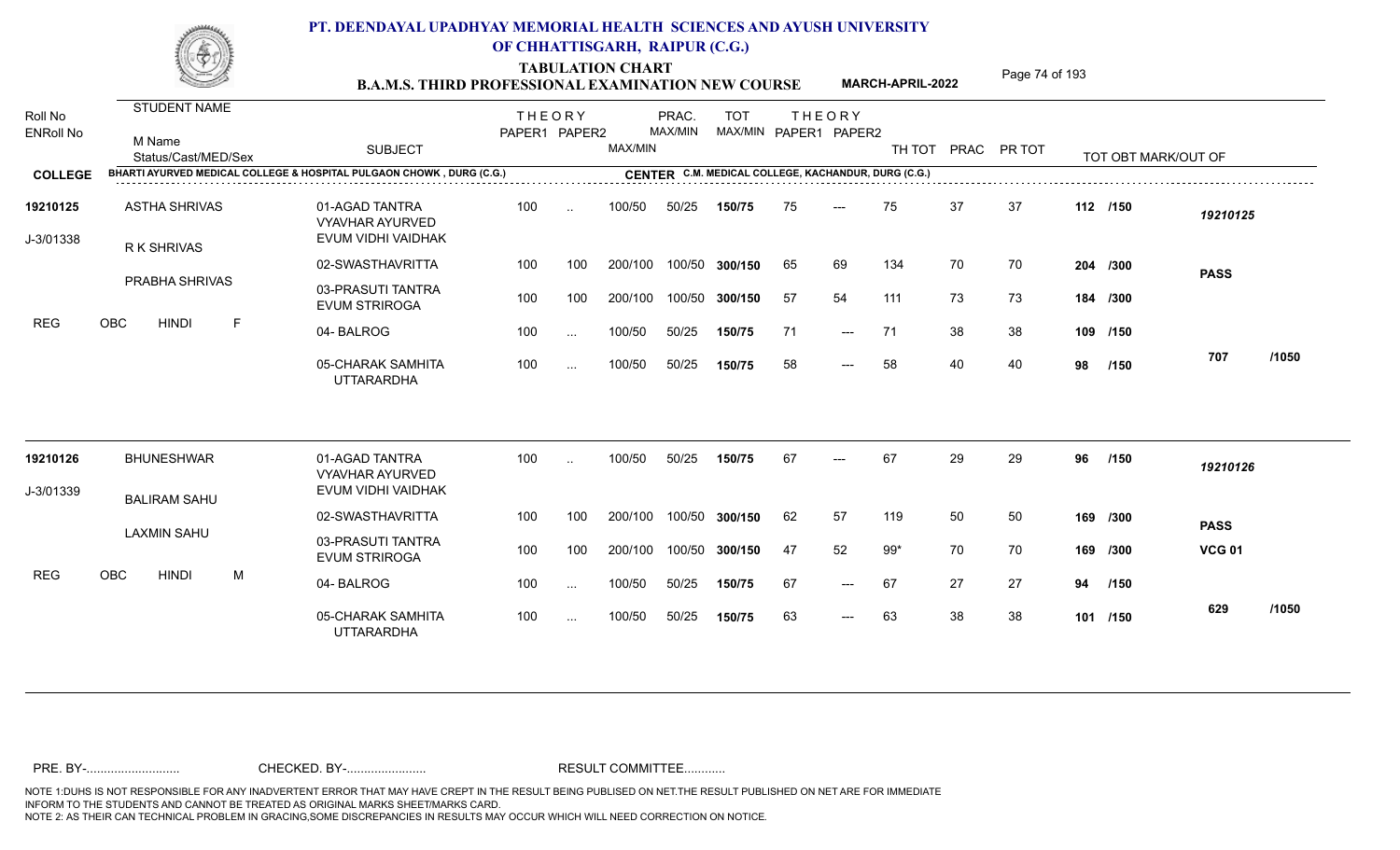# PT. DEENDAYAL UPADHYAY MEMORIAL HEALTH SCIENCES AND AYUSH UNIVERSITY OF CHHATTISGARH, RAIPUR (C.G.)

## TABULATION CHART
### B.A.M.S. THIRD PROFESSIONAL EXAMINATION NEW COURSE — MARCH-APRIL-2022

**COLLEGE:** BHARTI AYURVED MEDICAL COLLEGE & HOSPITAL PULGAON CHOWK , DURG (C.G.)
**CENTER:** C.M. MEDICAL COLLEGE, KACHANDUR, DURG (C.G.)

| Roll No / ENRoll No | STUDENT NAME / M Name / Status/Cast/MED/Sex | SUBJECT | THEORY PAPER1 | THEORY PAPER2 | MAX/MIN | PRAC. MAX/MIN | TOT MAX/MIN | THEORY PAPER1 | THEORY PAPER2 | TH TOT | PRAC | PR TOT | TOT OBT MARK/OUT OF | |
|---|---|---|---|---|---|---|---|---|---|---|---|---|---|---|
| 19210125 | ASTHA SHRIVAS | 01-AGAD TANTRA VYAVHAR AYURVED EVUM VIDHI VAIDHAK | 100 | .. | 100/50 | 50/25 | 150/75 | 75 | --- | 75 | 37 | 37 | 112 /150 | 19210125 |
| J-3/01338 | R K SHRIVAS | 02-SWASTHAVRITTA | 100 | 100 | 200/100 | 100/50 | 300/150 | 65 | 69 | 134 | 70 | 70 | 204 /300 | PASS |
| | PRABHA SHRIVAS | 03-PRASUTI TANTRA EVUM STRIROGA | 100 | 100 | 200/100 | 100/50 | 300/150 | 57 | 54 | 111 | 73 | 73 | 184 /300 | |
| REG | OBC HINDI F | 04- BALROG | 100 | ... | 100/50 | 50/25 | 150/75 | 71 | --- | 71 | 38 | 38 | 109 /150 | |
| | | 05-CHARAK SAMHITA UTTARARDHA | 100 | ... | 100/50 | 50/25 | 150/75 | 58 | --- | 58 | 40 | 40 | 98 /150 | 707 /1050 |
| 19210126 | BHUNESHWAR | 01-AGAD TANTRA VYAVHAR AYURVED EVUM VIDHI VAIDHAK | 100 | .. | 100/50 | 50/25 | 150/75 | 67 | --- | 67 | 29 | 29 | 96 /150 | 19210126 |
| J-3/01339 | BALIRAM SAHU | 02-SWASTHAVRITTA | 100 | 100 | 200/100 | 100/50 | 300/150 | 62 | 57 | 119 | 50 | 50 | 169 /300 | PASS |
| | LAXMIN SAHU | 03-PRASUTI TANTRA EVUM STRIROGA | 100 | 100 | 200/100 | 100/50 | 300/150 | 47 | 52 | 99* | 70 | 70 | 169 /300 | VCG 01 |
| REG | OBC HINDI M | 04- BALROG | 100 | ... | 100/50 | 50/25 | 150/75 | 67 | --- | 67 | 27 | 27 | 94 /150 | |
| | | 05-CHARAK SAMHITA UTTARARDHA | 100 | ... | 100/50 | 50/25 | 150/75 | 63 | --- | 63 | 38 | 38 | 101 /150 | 629 /1050 |

PRE. BY-.......................... CHECKED. BY-...................... RESULT COMMITTEE...........

NOTE 1:DUHS IS NOT RESPONSIBLE FOR ANY INADVERTENT ERROR THAT MAY HAVE CREPT IN THE RESULT BEING PUBLISED ON NET.THE RESULT PUBLISHED ON NET ARE FOR IMMEDIATE INFORM TO THE STUDENTS AND CANNOT BE TREATED AS ORIGINAL MARKS SHEET/MARKS CARD.
NOTE 2: AS THEIR CAN TECHNICAL PROBLEM IN GRACING,SOME DISCREPANCIES IN RESULTS MAY OCCUR WHICH WILL NEED CORRECTION ON NOTICE.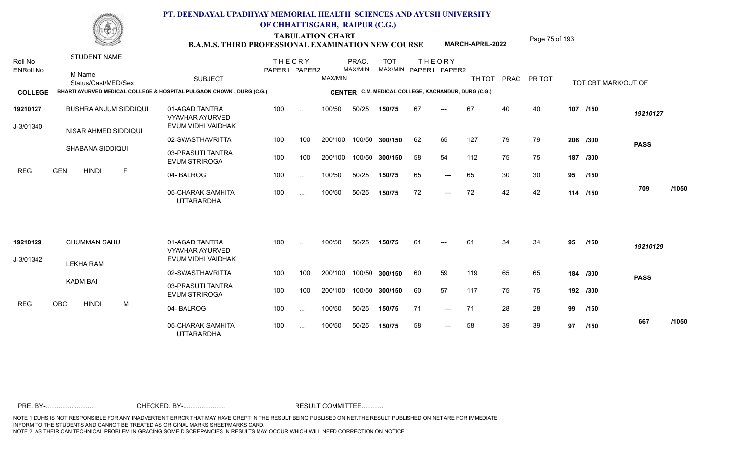# PT. DEENDAYAL UPADHYAY MEMORIAL HEALTH SCIENCES AND AYUSH UNIVERSITY OF CHHATTISGARH, RAIPUR (C.G.)

## TABULATION CHART
## B.A.M.S. THIRD PROFESSIONAL EXAMINATION NEW COURSE

**MARCH-APRIL-2022**

**COLLEGE:** BHARTI AYURVED MEDICAL COLLEGE & HOSPITAL PULGAON CHOWK , DURG (C.G.)
**CENTER:** C.M. MEDICAL COLLEGE, KACHANDUR, DURG (C.G.)

| Roll No / ENRoll No | STUDENT NAME / M Name / Status/Cast/MED/Sex | SUBJECT | THEORY PAPER1 | THEORY PAPER2 | MAX/MIN | PRAC. MAX/MIN | TOT MAX/MIN | THEORY PAPER1 | THEORY PAPER2 | TH TOT | PRAC | PR TOT | TOT OBT MARK/OUT OF | |
|---|---|---|---|---|---|---|---|---|---|---|---|---|---|---|
| 19210127 | BUSHRA ANJUM SIDDIQUI | 01-AGAD TANTRA VYAVHAR AYURVED EVUM VIDHI VAIDHAK | 100 | .. | 100/50 | 50/25 | 150/75 | 67 | --- | 67 | 40 | 40 | 107 /150 | 19210127 |
| J-3/01340 | NISAR AHMED SIDDIQUI | 02-SWASTHAVRITTA | 100 | 100 | 200/100 | 100/50 | 300/150 | 62 | 65 | 127 | 79 | 79 | 206 /300 | PASS |
| | SHABANA SIDDIQUI | 03-PRASUTI TANTRA EVUM STRIROGA | 100 | 100 | 200/100 | 100/50 | 300/150 | 58 | 54 | 112 | 75 | 75 | 187 /300 | |
| REG | GEN HINDI F | 04- BALROG | 100 | ... | 100/50 | 50/25 | 150/75 | 65 | --- | 65 | 30 | 30 | 95 /150 | |
| | | 05-CHARAK SAMHITA UTTARARDHA | 100 | ... | 100/50 | 50/25 | 150/75 | 72 | --- | 72 | 42 | 42 | 114 /150 | 709 /1050 |
| 19210129 | CHUMMAN SAHU | 01-AGAD TANTRA VYAVHAR AYURVED EVUM VIDHI VAIDHAK | 100 | .. | 100/50 | 50/25 | 150/75 | 61 | --- | 61 | 34 | 34 | 95 /150 | 19210129 |
| J-3/01342 | LEKHA RAM | 02-SWASTHAVRITTA | 100 | 100 | 200/100 | 100/50 | 300/150 | 60 | 59 | 119 | 65 | 65 | 184 /300 | PASS |
| | KADM BAI | 03-PRASUTI TANTRA EVUM STRIROGA | 100 | 100 | 200/100 | 100/50 | 300/150 | 60 | 57 | 117 | 75 | 75 | 192 /300 | |
| REG | OBC HINDI M | 04- BALROG | 100 | ... | 100/50 | 50/25 | 150/75 | 71 | --- | 71 | 28 | 28 | 99 /150 | |
| | | 05-CHARAK SAMHITA UTTARARDHA | 100 | ... | 100/50 | 50/25 | 150/75 | 58 | --- | 58 | 39 | 39 | 97 /150 | 667 /1050 |

PRE. BY-.......................... CHECKED. BY-....................... RESULT COMMITTEE...........

NOTE 1:DUHS IS NOT RESPONSIBLE FOR ANY INADVERTENT ERROR THAT MAY HAVE CREPT IN THE RESULT BEING PUBLISED ON NET.THE RESULT PUBLISHED ON NET ARE FOR IMMEDIATE INFORM TO THE STUDENTS AND CANNOT BE TREATED AS ORIGINAL MARKS SHEET/MARKS CARD.
NOTE 2: AS THEIR CAN TECHNICAL PROBLEM IN GRACING,SOME DISCREPANCIES IN RESULTS MAY OCCUR WHICH WILL NEED CORRECTION ON NOTICE.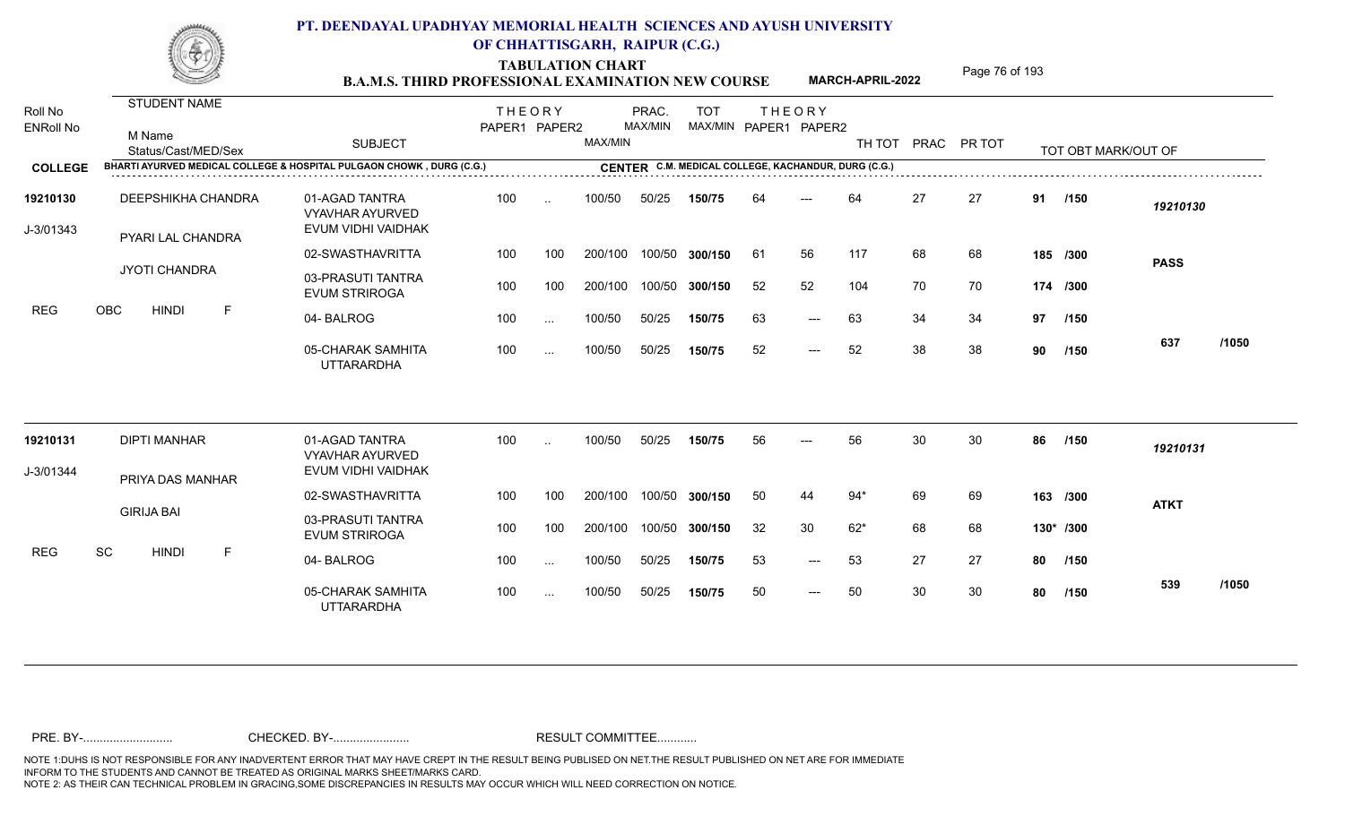# PT. DEENDAYAL UPADHYAY MEMORIAL HEALTH SCIENCES AND AYUSH UNIVERSITY OF CHHATTISGARH, RAIPUR (C.G.)

## TABULATION CHART

### B.A.M.S. THIRD PROFESSIONAL EXAMINATION NEW COURSE — MARCH-APRIL-2022

**COLLEGE:** BHARTI AYURVED MEDICAL COLLEGE & HOSPITAL PULGAON CHOWK , DURG (C.G.)
**CENTER:** C.M. MEDICAL COLLEGE, KACHANDUR, DURG (C.G.)

| Roll No / ENRoll No | STUDENT NAME / M Name / Status/Cast/MED/Sex | SUBJECT | THEORY PAPER1 | THEORY PAPER2 | MAX/MIN | PRAC. MAX/MIN | TOT MAX/MIN | THEORY PAPER1 | THEORY PAPER2 | TH TOT | PRAC | PR TOT | TOT OBT MARK/OUT OF | |
|---|---|---|---|---|---|---|---|---|---|---|---|---|---|---|
| 19210130 | DEEPSHIKHA CHANDRA | 01-AGAD TANTRA VYAVHAR AYURVED EVUM VIDHI VAIDHAK | 100 | .. | 100/50 | 50/25 | 150/75 | 64 | --- | 64 | 27 | 27 | 91 /150 | 19210130 |
| J-3/01343 | PYARI LAL CHANDRA | 02-SWASTHAVRITTA | 100 | 100 | 200/100 | 100/50 | 300/150 | 61 | 56 | 117 | 68 | 68 | 185 /300 | PASS |
| | JYOTI CHANDRA | 03-PRASUTI TANTRA EVUM STRIROGA | 100 | 100 | 200/100 | 100/50 | 300/150 | 52 | 52 | 104 | 70 | 70 | 174 /300 | |
| REG | OBC HINDI F | 04- BALROG | 100 | ... | 100/50 | 50/25 | 150/75 | 63 | --- | 63 | 34 | 34 | 97 /150 | |
| | | 05-CHARAK SAMHITA UTTARARDHA | 100 | ... | 100/50 | 50/25 | 150/75 | 52 | --- | 52 | 38 | 38 | 90 /150 | 637 /1050 |
| 19210131 | DIPTI MANHAR | 01-AGAD TANTRA VYAVHAR AYURVED EVUM VIDHI VAIDHAK | 100 | .. | 100/50 | 50/25 | 150/75 | 56 | --- | 56 | 30 | 30 | 86 /150 | 19210131 |
| J-3/01344 | PRIYA DAS MANHAR | 02-SWASTHAVRITTA | 100 | 100 | 200/100 | 100/50 | 300/150 | 50 | 44 | 94* | 69 | 69 | 163 /300 | ATKT |
| | GIRIJA BAI | 03-PRASUTI TANTRA EVUM STRIROGA | 100 | 100 | 200/100 | 100/50 | 300/150 | 32 | 30 | 62* | 68 | 68 | 130* /300 | |
| REG | SC HINDI F | 04- BALROG | 100 | ... | 100/50 | 50/25 | 150/75 | 53 | --- | 53 | 27 | 27 | 80 /150 | |
| | | 05-CHARAK SAMHITA UTTARARDHA | 100 | ... | 100/50 | 50/25 | 150/75 | 50 | --- | 50 | 30 | 30 | 80 /150 | 539 /1050 |

PRE. BY-.......................... CHECKED. BY-....................... RESULT COMMITTEE...........

NOTE 1:DUHS IS NOT RESPONSIBLE FOR ANY INADVERTENT ERROR THAT MAY HAVE CREPT IN THE RESULT BEING PUBLISED ON NET.THE RESULT PUBLISHED ON NET ARE FOR IMMEDIATE INFORM TO THE STUDENTS AND CANNOT BE TREATED AS ORIGINAL MARKS SHEET/MARKS CARD.
NOTE 2: AS THEIR CAN TECHNICAL PROBLEM IN GRACING,SOME DISCREPANCIES IN RESULTS MAY OCCUR WHICH WILL NEED CORRECTION ON NOTICE.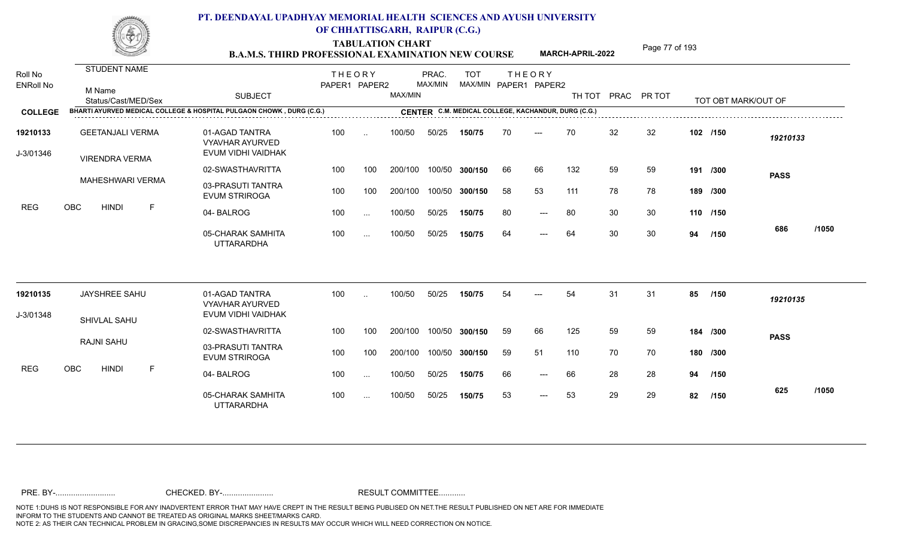# PT. DEENDAYAL UPADHYAY MEMORIAL HEALTH SCIENCES AND AYUSH UNIVERSITY OF CHHATTISGARH, RAIPUR (C.G.)

## TABULATION CHART
## B.A.M.S. THIRD PROFESSIONAL EXAMINATION NEW COURSE

**MARCH-APRIL-2022**

**COLLEGE:** BHARTI AYURVED MEDICAL COLLEGE & HOSPITAL PULGAON CHOWK , DURG (C.G.)
**CENTER:** C.M. MEDICAL COLLEGE, KACHANDUR, DURG (C.G.)

| Roll No / ENRoll No | STUDENT NAME / M Name / Status/Cast/MED/Sex | SUBJECT | THEORY PAPER1 | THEORY PAPER2 | MAX/MIN | PRAC. MAX/MIN | TOT MAX/MIN | THEORY PAPER1 | THEORY PAPER2 | TH TOT | PRAC | PR TOT | TOT OBT MARK/OUT OF | |
|---|---|---|---|---|---|---|---|---|---|---|---|---|---|---|
| 19210133 | GEETANJALI VERMA | 01-AGAD TANTRA VYAVHAR AYURVED EVUM VIDHI VAIDHAK | 100 | .. | 100/50 | 50/25 | 150/75 | 70 | --- | 70 | 32 | 32 | 102 /150 | 19210133 |
| J-3/01346 | VIRENDRA VERMA | 02-SWASTHAVRITTA | 100 | 100 | 200/100 | 100/50 | 300/150 | 66 | 66 | 132 | 59 | 59 | 191 /300 | PASS |
| | MAHESHWARI VERMA | 03-PRASUTI TANTRA EVUM STRIROGA | 100 | 100 | 200/100 | 100/50 | 300/150 | 58 | 53 | 111 | 78 | 78 | 189 /300 | |
| REG | OBC HINDI F | 04- BALROG | 100 | ... | 100/50 | 50/25 | 150/75 | 80 | --- | 80 | 30 | 30 | 110 /150 | |
| | | 05-CHARAK SAMHITA UTTARARDHA | 100 | ... | 100/50 | 50/25 | 150/75 | 64 | --- | 64 | 30 | 30 | 94 /150 | 686 /1050 |
| 19210135 | JAYSHREE SAHU | 01-AGAD TANTRA VYAVHAR AYURVED EVUM VIDHI VAIDHAK | 100 | .. | 100/50 | 50/25 | 150/75 | 54 | --- | 54 | 31 | 31 | 85 /150 | 19210135 |
| J-3/01348 | SHIVLAL SAHU | 02-SWASTHAVRITTA | 100 | 100 | 200/100 | 100/50 | 300/150 | 59 | 66 | 125 | 59 | 59 | 184 /300 | PASS |
| | RAJNI SAHU | 03-PRASUTI TANTRA EVUM STRIROGA | 100 | 100 | 200/100 | 100/50 | 300/150 | 59 | 51 | 110 | 70 | 70 | 180 /300 | |
| REG | OBC HINDI F | 04- BALROG | 100 | ... | 100/50 | 50/25 | 150/75 | 66 | --- | 66 | 28 | 28 | 94 /150 | |
| | | 05-CHARAK SAMHITA UTTARARDHA | 100 | ... | 100/50 | 50/25 | 150/75 | 53 | --- | 53 | 29 | 29 | 82 /150 | 625 /1050 |

PRE. BY-.......................... CHECKED. BY-....................... RESULT COMMITTEE...........

NOTE 1:DUHS IS NOT RESPONSIBLE FOR ANY INADVERTENT ERROR THAT MAY HAVE CREPT IN THE RESULT BEING PUBLISED ON NET.THE RESULT PUBLISHED ON NET ARE FOR IMMEDIATE INFORM TO THE STUDENTS AND CANNOT BE TREATED AS ORIGINAL MARKS SHEET/MARKS CARD.
NOTE 2: AS THEIR CAN TECHNICAL PROBLEM IN GRACING,SOME DISCREPANCIES IN RESULTS MAY OCCUR WHICH WILL NEED CORRECTION ON NOTICE.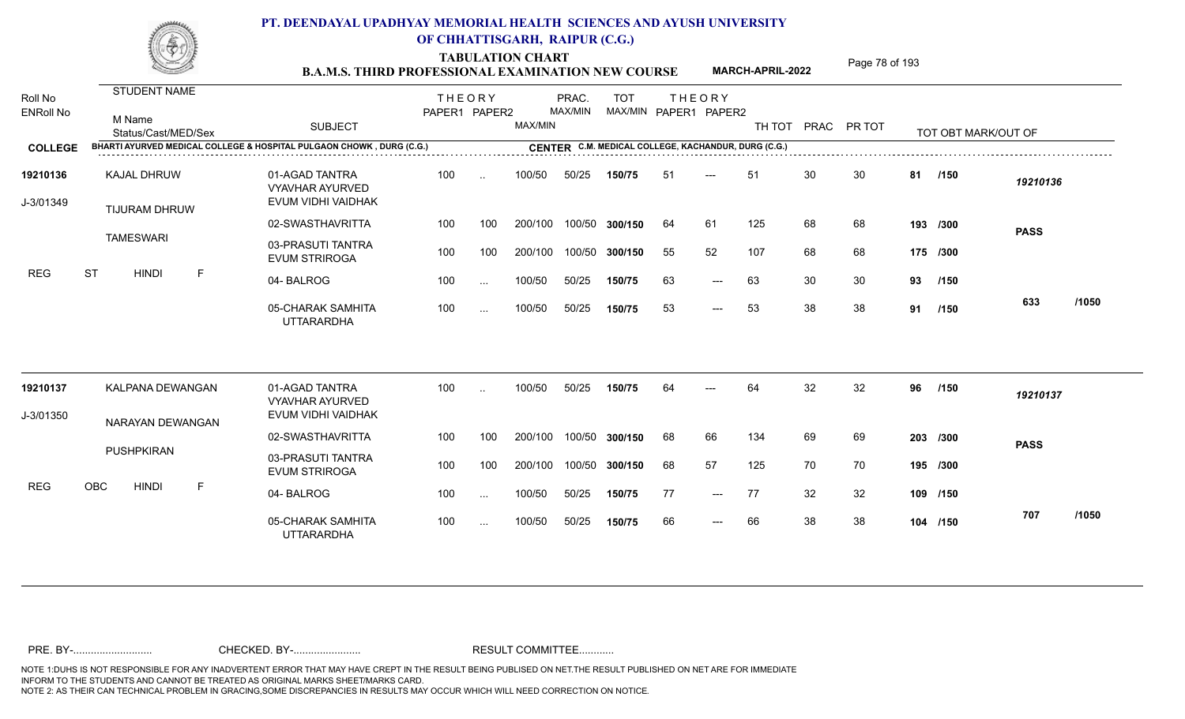# PT. DEENDAYAL UPADHYAY MEMORIAL HEALTH SCIENCES AND AYUSH UNIVERSITY OF CHHATTISGARH, RAIPUR (C.G.)

## TABULATION CHART
### B.A.M.S. THIRD PROFESSIONAL EXAMINATION NEW COURSE — MARCH-APRIL-2022

**COLLEGE:** BHARTI AYURVED MEDICAL COLLEGE & HOSPITAL PULGAON CHOWK , DURG (C.G.)
**CENTER:** C.M. MEDICAL COLLEGE, KACHANDUR, DURG (C.G.)

| Roll No / ENRoll No | STUDENT NAME / M Name / Status/Cast/MED/Sex | SUBJECT | THEORY PAPER1 | THEORY PAPER2 | MAX/MIN | PRAC. MAX/MIN | TOT MAX/MIN | THEORY PAPER1 | THEORY PAPER2 | TH TOT | PRAC | PR TOT | TOT OBT MARK/OUT OF | |
|---|---|---|---|---|---|---|---|---|---|---|---|---|---|---|
| 19210136 | KAJAL DHRUW | 01-AGAD TANTRA VYAVHAR AYURVED EVUM VIDHI VAIDHAK | 100 | .. | 100/50 | 50/25 | 150/75 | 51 | --- | 51 | 30 | 30 | 81 /150 | 19210136 |
| J-3/01349 | TIJURAM DHRUW | 02-SWASTHAVRITTA | 100 | 100 | 200/100 | 100/50 | 300/150 | 64 | 61 | 125 | 68 | 68 | 193 /300 | PASS |
| | TAMESWARI | 03-PRASUTI TANTRA EVUM STRIROGA | 100 | 100 | 200/100 | 100/50 | 300/150 | 55 | 52 | 107 | 68 | 68 | 175 /300 | |
| | REG ST HINDI F | 04- BALROG | 100 | ... | 100/50 | 50/25 | 150/75 | 63 | --- | 63 | 30 | 30 | 93 /150 | |
| | | 05-CHARAK SAMHITA UTTARARDHA | 100 | ... | 100/50 | 50/25 | 150/75 | 53 | --- | 53 | 38 | 38 | 91 /150 | 633 /1050 |
| 19210137 | KALPANA DEWANGAN | 01-AGAD TANTRA VYAVHAR AYURVED EVUM VIDHI VAIDHAK | 100 | .. | 100/50 | 50/25 | 150/75 | 64 | --- | 64 | 32 | 32 | 96 /150 | 19210137 |
| J-3/01350 | NARAYAN DEWANGAN | 02-SWASTHAVRITTA | 100 | 100 | 200/100 | 100/50 | 300/150 | 68 | 66 | 134 | 69 | 69 | 203 /300 | PASS |
| | PUSHPKIRAN | 03-PRASUTI TANTRA EVUM STRIROGA | 100 | 100 | 200/100 | 100/50 | 300/150 | 68 | 57 | 125 | 70 | 70 | 195 /300 | |
| | REG OBC HINDI F | 04- BALROG | 100 | ... | 100/50 | 50/25 | 150/75 | 77 | --- | 77 | 32 | 32 | 109 /150 | |
| | | 05-CHARAK SAMHITA UTTARARDHA | 100 | ... | 100/50 | 50/25 | 150/75 | 66 | --- | 66 | 38 | 38 | 104 /150 | 707 /1050 |

PRE. BY-.......................... CHECKED. BY-...................... RESULT COMMITTEE...........

NOTE 1:DUHS IS NOT RESPONSIBLE FOR ANY INADVERTENT ERROR THAT MAY HAVE CREPT IN THE RESULT BEING PUBLISED ON NET.THE RESULT PUBLISHED ON NET ARE FOR IMMEDIATE INFORM TO THE STUDENTS AND CANNOT BE TREATED AS ORIGINAL MARKS SHEET/MARKS CARD.
NOTE 2: AS THEIR CAN TECHNICAL PROBLEM IN GRACING,SOME DISCREPANCIES IN RESULTS MAY OCCUR WHICH WILL NEED CORRECTION ON NOTICE.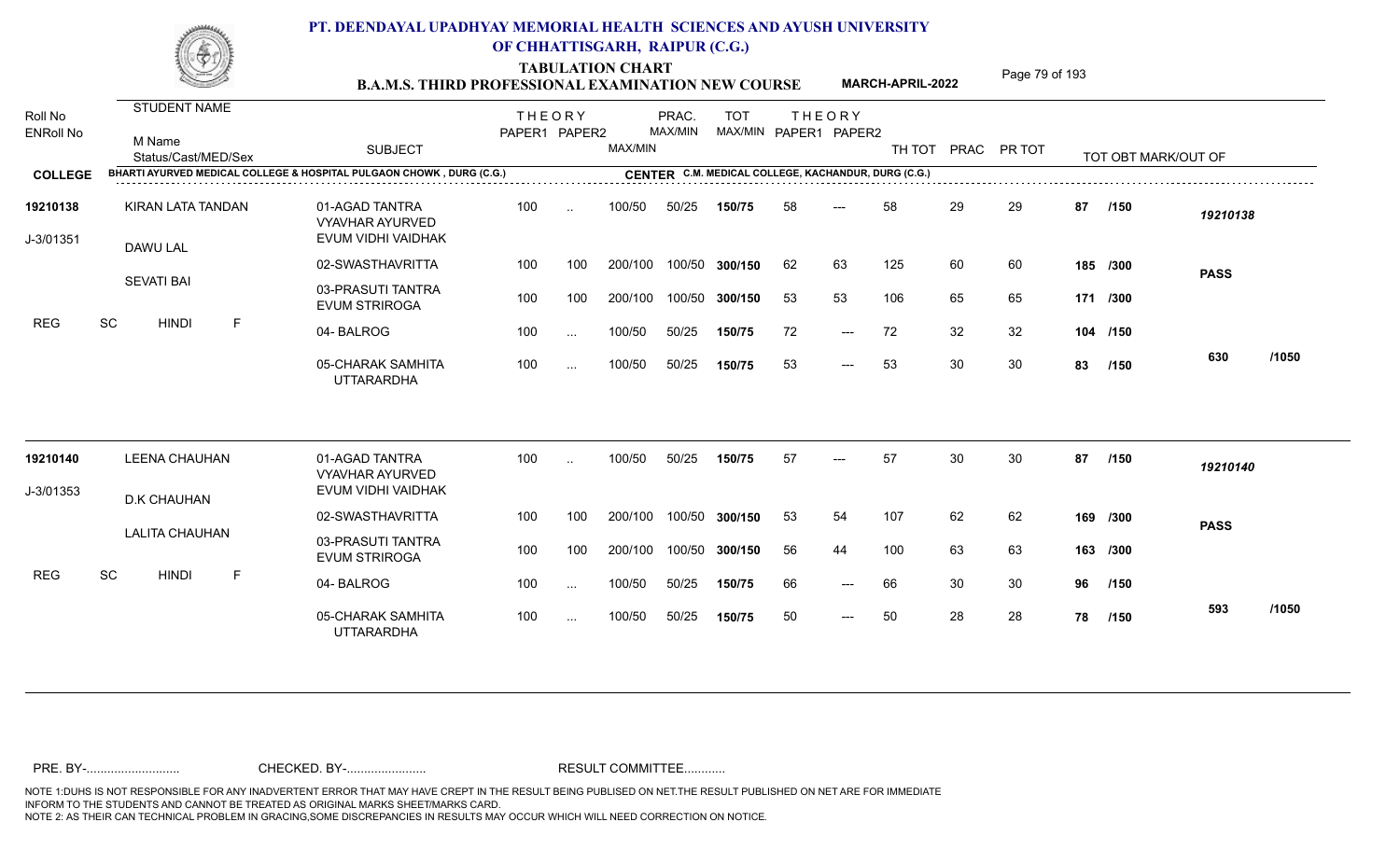# PT. DEENDAYAL UPADHYAY MEMORIAL HEALTH SCIENCES AND AYUSH UNIVERSITY OF CHHATTISGARH, RAIPUR (C.G.)

## TABULATION CHART
### B.A.M.S. THIRD PROFESSIONAL EXAMINATION NEW COURSE — MARCH-APRIL-2022

**COLLEGE:** BHARTI AYURVED MEDICAL COLLEGE & HOSPITAL PULGAON CHOWK , DURG (C.G.)
**CENTER:** C.M. MEDICAL COLLEGE, KACHANDUR, DURG (C.G.)

| Roll No / ENRoll No | STUDENT NAME / M Name / Status/Cast/MED/Sex | SUBJECT | THEORY PAPER1 | THEORY PAPER2 | MAX/MIN | PRAC. MAX/MIN | TOT MAX/MIN | THEORY PAPER1 | THEORY PAPER2 | TH TOT | PRAC | PR TOT | TOT OBT MARK/OUT OF | |
|---|---|---|---|---|---|---|---|---|---|---|---|---|---|---|
| 19210138 | KIRAN LATA TANDAN | 01-AGAD TANTRA VYAVHAR AYURVED EVUM VIDHI VAIDHAK | 100 | .. | 100/50 | 50/25 | 150/75 | 58 | --- | 58 | 29 | 29 | 87 /150 | 19210138 |
| J-3/01351 | DAWU LAL | 02-SWASTHAVRITTA | 100 | 100 | 200/100 | 100/50 | 300/150 | 62 | 63 | 125 | 60 | 60 | 185 /300 | PASS |
| | SEVATI BAI | 03-PRASUTI TANTRA EVUM STRIROGA | 100 | 100 | 200/100 | 100/50 | 300/150 | 53 | 53 | 106 | 65 | 65 | 171 /300 | |
| REG | SC HINDI F | 04- BALROG | 100 | ... | 100/50 | 50/25 | 150/75 | 72 | --- | 72 | 32 | 32 | 104 /150 | |
| | | 05-CHARAK SAMHITA UTTARARDHA | 100 | ... | 100/50 | 50/25 | 150/75 | 53 | --- | 53 | 30 | 30 | 83 /150 | 630 /1050 |
| 19210140 | LEENA CHAUHAN | 01-AGAD TANTRA VYAVHAR AYURVED EVUM VIDHI VAIDHAK | 100 | .. | 100/50 | 50/25 | 150/75 | 57 | --- | 57 | 30 | 30 | 87 /150 | 19210140 |
| J-3/01353 | D.K CHAUHAN | 02-SWASTHAVRITTA | 100 | 100 | 200/100 | 100/50 | 300/150 | 53 | 54 | 107 | 62 | 62 | 169 /300 | PASS |
| | LALITA CHAUHAN | 03-PRASUTI TANTRA EVUM STRIROGA | 100 | 100 | 200/100 | 100/50 | 300/150 | 56 | 44 | 100 | 63 | 63 | 163 /300 | |
| REG | SC HINDI F | 04- BALROG | 100 | ... | 100/50 | 50/25 | 150/75 | 66 | --- | 66 | 30 | 30 | 96 /150 | |
| | | 05-CHARAK SAMHITA UTTARARDHA | 100 | ... | 100/50 | 50/25 | 150/75 | 50 | --- | 50 | 28 | 28 | 78 /150 | 593 /1050 |

PRE. BY-.......................... CHECKED. BY-....................... RESULT COMMITTEE...........

NOTE 1:DUHS IS NOT RESPONSIBLE FOR ANY INADVERTENT ERROR THAT MAY HAVE CREPT IN THE RESULT BEING PUBLISED ON NET.THE RESULT PUBLISHED ON NET ARE FOR IMMEDIATE INFORM TO THE STUDENTS AND CANNOT BE TREATED AS ORIGINAL MARKS SHEET/MARKS CARD.
NOTE 2: AS THEIR CAN TECHNICAL PROBLEM IN GRACING,SOME DISCREPANCIES IN RESULTS MAY OCCUR WHICH WILL NEED CORRECTION ON NOTICE.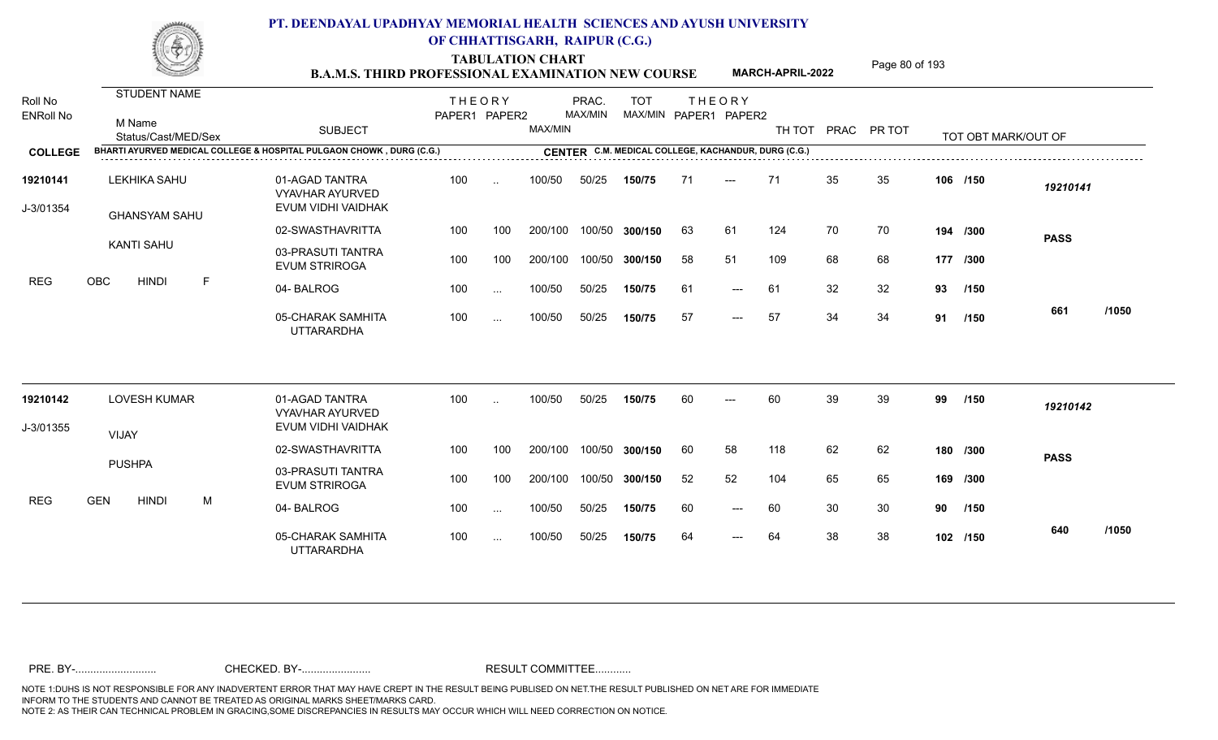# PT. DEENDAYAL UPADHYAY MEMORIAL HEALTH SCIENCES AND AYUSH UNIVERSITY OF CHHATTISGARH, RAIPUR (C.G.)

## TABULATION CHART
### B.A.M.S. THIRD PROFESSIONAL EXAMINATION NEW COURSE — MARCH-APRIL-2022

**COLLEGE:** BHARTI AYURVED MEDICAL COLLEGE & HOSPITAL PULGAON CHOWK , DURG (C.G.)
**CENTER:** C.M. MEDICAL COLLEGE, KACHANDUR, DURG (C.G.)

| Roll No / ENRoll No | STUDENT NAME / M Name / Status/Cast/MED/Sex | SUBJECT | THEORY PAPER1 | THEORY PAPER2 | MAX/MIN | PRAC. MAX/MIN | TOT MAX/MIN | THEORY PAPER1 | THEORY PAPER2 | TH TOT | PRAC | PR TOT | TOT OBT MARK/OUT OF | |
|---|---|---|---|---|---|---|---|---|---|---|---|---|---|---|
| 19210141 | LEKHIKA SAHU | 01-AGAD TANTRA VYAVHAR AYURVED EVUM VIDHI VAIDHAK | 100 | .. | 100/50 | 50/25 | 150/75 | 71 | --- | 71 | 35 | 35 | 106 /150 | 19210141 |
| J-3/01354 | GHANSYAM SAHU | 02-SWASTHAVRITTA | 100 | 100 | 200/100 | 100/50 | 300/150 | 63 | 61 | 124 | 70 | 70 | 194 /300 | PASS |
| | KANTI SAHU | 03-PRASUTI TANTRA EVUM STRIROGA | 100 | 100 | 200/100 | 100/50 | 300/150 | 58 | 51 | 109 | 68 | 68 | 177 /300 | |
| REG | OBC HINDI F | 04- BALROG | 100 | ... | 100/50 | 50/25 | 150/75 | 61 | --- | 61 | 32 | 32 | 93 /150 | |
| | | 05-CHARAK SAMHITA UTTARARDHA | 100 | ... | 100/50 | 50/25 | 150/75 | 57 | --- | 57 | 34 | 34 | 91 /150 | 661 /1050 |
| 19210142 | LOVESH KUMAR | 01-AGAD TANTRA VYAVHAR AYURVED EVUM VIDHI VAIDHAK | 100 | .. | 100/50 | 50/25 | 150/75 | 60 | --- | 60 | 39 | 39 | 99 /150 | 19210142 |
| J-3/01355 | VIJAY | 02-SWASTHAVRITTA | 100 | 100 | 200/100 | 100/50 | 300/150 | 60 | 58 | 118 | 62 | 62 | 180 /300 | PASS |
| | PUSHPA | 03-PRASUTI TANTRA EVUM STRIROGA | 100 | 100 | 200/100 | 100/50 | 300/150 | 52 | 52 | 104 | 65 | 65 | 169 /300 | |
| REG | GEN HINDI M | 04- BALROG | 100 | ... | 100/50 | 50/25 | 150/75 | 60 | --- | 60 | 30 | 30 | 90 /150 | |
| | | 05-CHARAK SAMHITA UTTARARDHA | 100 | ... | 100/50 | 50/25 | 150/75 | 64 | --- | 64 | 38 | 38 | 102 /150 | 640 /1050 |

PRE. BY-.......................... CHECKED. BY-....................... RESULT COMMITTEE...........

NOTE 1:DUHS IS NOT RESPONSIBLE FOR ANY INADVERTENT ERROR THAT MAY HAVE CREPT IN THE RESULT BEING PUBLISED ON NET.THE RESULT PUBLISHED ON NET ARE FOR IMMEDIATE INFORM TO THE STUDENTS AND CANNOT BE TREATED AS ORIGINAL MARKS SHEET/MARKS CARD.
NOTE 2: AS THEIR CAN TECHNICAL PROBLEM IN GRACING,SOME DISCREPANCIES IN RESULTS MAY OCCUR WHICH WILL NEED CORRECTION ON NOTICE.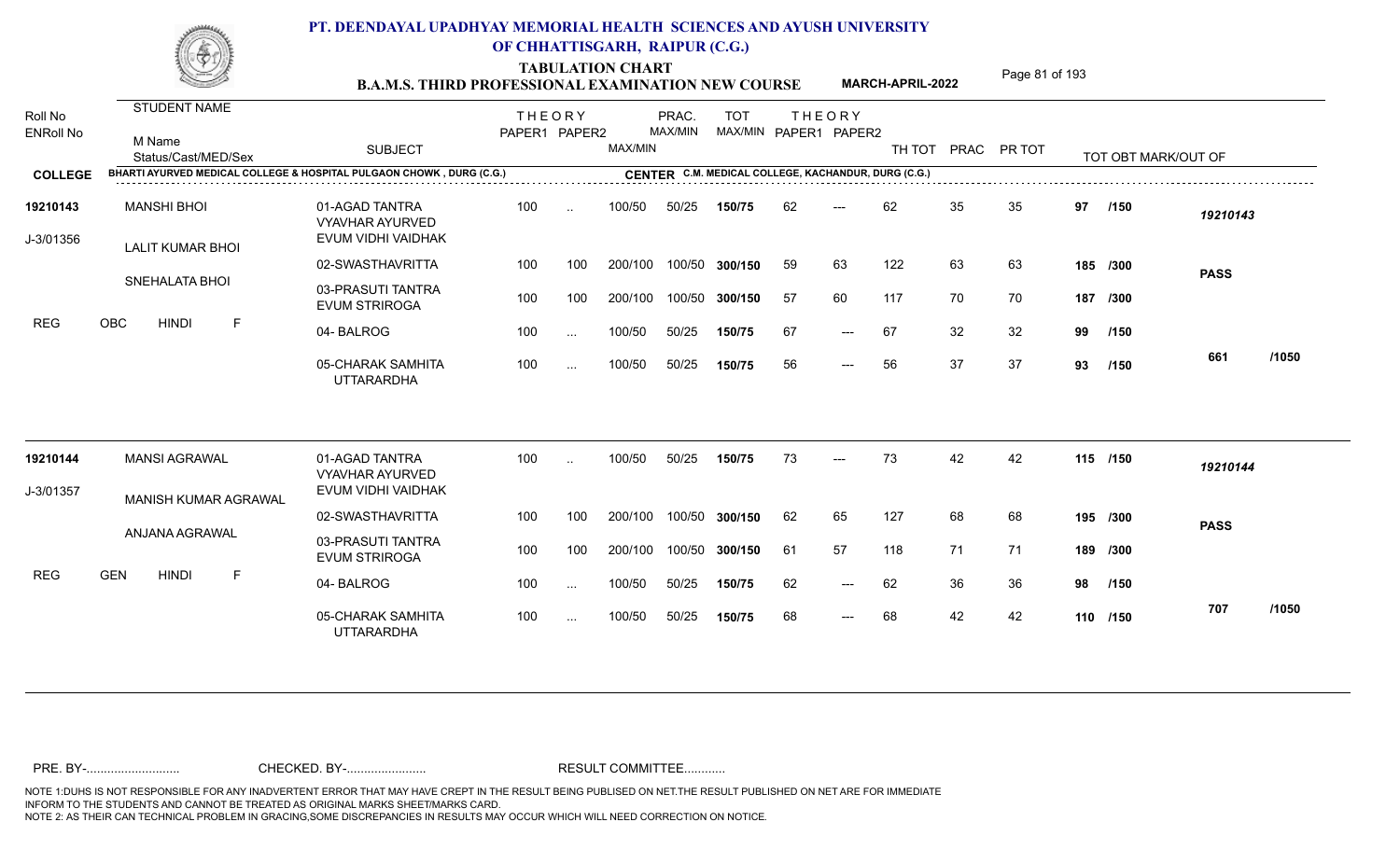# PT. DEENDAYAL UPADHYAY MEMORIAL HEALTH SCIENCES AND AYUSH UNIVERSITY OF CHHATTISGARH, RAIPUR (C.G.)

## TABULATION CHART
## B.A.M.S. THIRD PROFESSIONAL EXAMINATION NEW COURSE — MARCH-APRIL-2022

**COLLEGE:** BHARTI AYURVED MEDICAL COLLEGE & HOSPITAL PULGAON CHOWK , DURG (C.G.)
**CENTER:** C.M. MEDICAL COLLEGE, KACHANDUR, DURG (C.G.)

| Roll No / ENRoll No | STUDENT NAME / M Name / Status/Cast/MED/Sex | SUBJECT | THEORY PAPER1 | THEORY PAPER2 | MAX/MIN | PRAC. MAX/MIN | TOT MAX/MIN | THEORY PAPER1 | THEORY PAPER2 | TH TOT | PRAC | PR TOT | TOT OBT MARK/OUT OF | |
|---|---|---|---|---|---|---|---|---|---|---|---|---|---|---|
| 19210143 | MANSHI BHOI | 01-AGAD TANTRA VYAVHAR AYURVED EVUM VIDHI VAIDHAK | 100 | .. | 100/50 | 50/25 | 150/75 | 62 | --- | 62 | 35 | 35 | 97 /150 | 19210143 |
| J-3/01356 | LALIT KUMAR BHOI | 02-SWASTHAVRITTA | 100 | 100 | 200/100 | 100/50 | 300/150 | 59 | 63 | 122 | 63 | 63 | 185 /300 | PASS |
| | SNEHALATA BHOI | 03-PRASUTI TANTRA EVUM STRIROGA | 100 | 100 | 200/100 | 100/50 | 300/150 | 57 | 60 | 117 | 70 | 70 | 187 /300 | |
| REG | OBC HINDI F | 04- BALROG | 100 | ... | 100/50 | 50/25 | 150/75 | 67 | --- | 67 | 32 | 32 | 99 /150 | |
| | | 05-CHARAK SAMHITA UTTARARDHA | 100 | ... | 100/50 | 50/25 | 150/75 | 56 | --- | 56 | 37 | 37 | 93 /150 | 661 /1050 |
| 19210144 | MANSI AGRAWAL | 01-AGAD TANTRA VYAVHAR AYURVED EVUM VIDHI VAIDHAK | 100 | .. | 100/50 | 50/25 | 150/75 | 73 | --- | 73 | 42 | 42 | 115 /150 | 19210144 |
| J-3/01357 | MANISH KUMAR AGRAWAL | 02-SWASTHAVRITTA | 100 | 100 | 200/100 | 100/50 | 300/150 | 62 | 65 | 127 | 68 | 68 | 195 /300 | PASS |
| | ANJANA AGRAWAL | 03-PRASUTI TANTRA EVUM STRIROGA | 100 | 100 | 200/100 | 100/50 | 300/150 | 61 | 57 | 118 | 71 | 71 | 189 /300 | |
| REG | GEN HINDI F | 04- BALROG | 100 | ... | 100/50 | 50/25 | 150/75 | 62 | --- | 62 | 36 | 36 | 98 /150 | |
| | | 05-CHARAK SAMHITA UTTARARDHA | 100 | ... | 100/50 | 50/25 | 150/75 | 68 | --- | 68 | 42 | 42 | 110 /150 | 707 /1050 |

PRE. BY-.......................... CHECKED. BY-....................... RESULT COMMITTEE...........

NOTE 1:DUHS IS NOT RESPONSIBLE FOR ANY INADVERTENT ERROR THAT MAY HAVE CREPT IN THE RESULT BEING PUBLISED ON NET.THE RESULT PUBLISHED ON NET ARE FOR IMMEDIATE INFORM TO THE STUDENTS AND CANNOT BE TREATED AS ORIGINAL MARKS SHEET/MARKS CARD.
NOTE 2: AS THEIR CAN TECHNICAL PROBLEM IN GRACING,SOME DISCREPANCIES IN RESULTS MAY OCCUR WHICH WILL NEED CORRECTION ON NOTICE.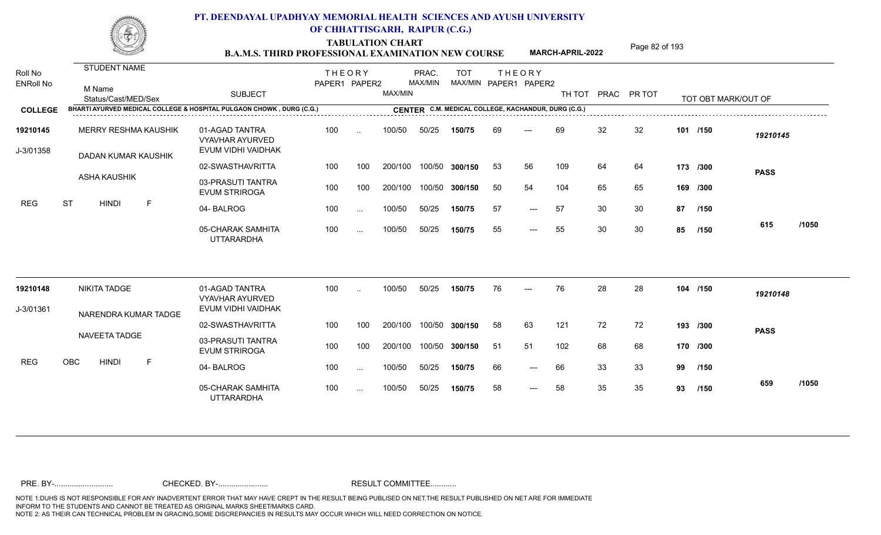# PT. DEENDAYAL UPADHYAY MEMORIAL HEALTH SCIENCES AND AYUSH UNIVERSITY OF CHHATTISGARH, RAIPUR (C.G.)

## TABULATION CHART
## B.A.M.S. THIRD PROFESSIONAL EXAMINATION NEW COURSE — MARCH-APRIL-2022

**COLLEGE:** BHARTI AYURVED MEDICAL COLLEGE & HOSPITAL PULGAON CHOWK , DURG (C.G.)
**CENTER:** C.M. MEDICAL COLLEGE, KACHANDUR, DURG (C.G.)

| Roll No / ENRoll No | STUDENT NAME / M Name / Status/Cast/MED/Sex | SUBJECT | THEORY PAPER1 | THEORY PAPER2 | MAX/MIN | PRAC. MAX/MIN | TOT MAX/MIN | THEORY PAPER1 | THEORY PAPER2 | TH TOT | PRAC | PR TOT | TOT OBT MARK/OUT OF | |
|---|---|---|---|---|---|---|---|---|---|---|---|---|---|---|
| 19210145 | MERRY RESHMA KAUSHIK | 01-AGAD TANTRA VYAVHAR AYURVED EVUM VIDHI VAIDHAK | 100 | .. | 100/50 | 50/25 | 150/75 | 69 | --- | 69 | 32 | 32 | 101 /150 | 19210145 |
| J-3/01358 | DADAN KUMAR KAUSHIK | 02-SWASTHAVRITTA | 100 | 100 | 200/100 | 100/50 | 300/150 | 53 | 56 | 109 | 64 | 64 | 173 /300 | PASS |
| | ASHA KAUSHIK | 03-PRASUTI TANTRA EVUM STRIROGA | 100 | 100 | 200/100 | 100/50 | 300/150 | 50 | 54 | 104 | 65 | 65 | 169 /300 | |
| REG | ST HINDI F | 04- BALROG | 100 | ... | 100/50 | 50/25 | 150/75 | 57 | --- | 57 | 30 | 30 | 87 /150 | |
| | | 05-CHARAK SAMHITA UTTARARDHA | 100 | ... | 100/50 | 50/25 | 150/75 | 55 | --- | 55 | 30 | 30 | 85 /150 | 615 /1050 |
| 19210148 | NIKITA TADGE | 01-AGAD TANTRA VYAVHAR AYURVED EVUM VIDHI VAIDHAK | 100 | .. | 100/50 | 50/25 | 150/75 | 76 | --- | 76 | 28 | 28 | 104 /150 | 19210148 |
| J-3/01361 | NARENDRA KUMAR TADGE | 02-SWASTHAVRITTA | 100 | 100 | 200/100 | 100/50 | 300/150 | 58 | 63 | 121 | 72 | 72 | 193 /300 | PASS |
| | NAVEETA TADGE | 03-PRASUTI TANTRA EVUM STRIROGA | 100 | 100 | 200/100 | 100/50 | 300/150 | 51 | 51 | 102 | 68 | 68 | 170 /300 | |
| REG | OBC HINDI F | 04- BALROG | 100 | ... | 100/50 | 50/25 | 150/75 | 66 | --- | 66 | 33 | 33 | 99 /150 | |
| | | 05-CHARAK SAMHITA UTTARARDHA | 100 | ... | 100/50 | 50/25 | 150/75 | 58 | --- | 58 | 35 | 35 | 93 /150 | 659 /1050 |

PRE. BY-.......................... CHECKED. BY-...................... RESULT COMMITTEE...........

NOTE 1:DUHS IS NOT RESPONSIBLE FOR ANY INADVERTENT ERROR THAT MAY HAVE CREPT IN THE RESULT BEING PUBLISED ON NET.THE RESULT PUBLISHED ON NET ARE FOR IMMEDIATE INFORM TO THE STUDENTS AND CANNOT BE TREATED AS ORIGINAL MARKS SHEET/MARKS CARD.
NOTE 2: AS THEIR CAN TECHNICAL PROBLEM IN GRACING,SOME DISCREPANCIES IN RESULTS MAY OCCUR WHICH WILL NEED CORRECTION ON NOTICE.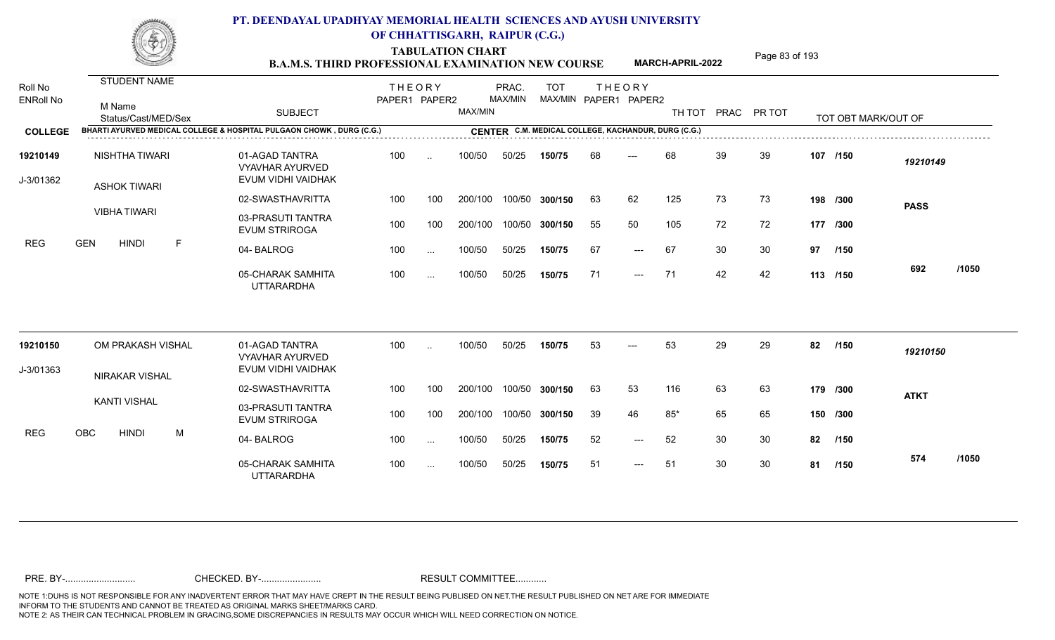# PT. DEENDAYAL UPADHYAY MEMORIAL HEALTH SCIENCES AND AYUSH UNIVERSITY OF CHHATTISGARH, RAIPUR (C.G.)

## TABULATION CHART
### B.A.M.S. THIRD PROFESSIONAL EXAMINATION NEW COURSE — MARCH-APRIL-2022

**COLLEGE:** BHARTI AYURVED MEDICAL COLLEGE & HOSPITAL PULGAON CHOWK , DURG (C.G.)
**CENTER:** C.M. MEDICAL COLLEGE, KACHANDUR, DURG (C.G.)

| Roll No / ENRoll No | STUDENT NAME / M Name / Status/Cast/MED/Sex | SUBJECT | THEORY PAPER1 | THEORY PAPER2 | MAX/MIN | PRAC. MAX/MIN | TOT MAX/MIN | THEORY PAPER1 | THEORY PAPER2 | TH TOT | PRAC | PR TOT | TOT OBT MARK/OUT OF | |
|---|---|---|---|---|---|---|---|---|---|---|---|---|---|---|
| 19210149 | NISHTHA TIWARI | 01-AGAD TANTRA VYAVHAR AYURVED EVUM VIDHI VAIDHAK | 100 | .. | 100/50 | 50/25 | 150/75 | 68 | --- | 68 | 39 | 39 | 107 /150 | 19210149 |
| J-3/01362 | ASHOK TIWARI | 02-SWASTHAVRITTA | 100 | 100 | 200/100 | 100/50 | 300/150 | 63 | 62 | 125 | 73 | 73 | 198 /300 | PASS |
| | VIBHA TIWARI | 03-PRASUTI TANTRA EVUM STRIROGA | 100 | 100 | 200/100 | 100/50 | 300/150 | 55 | 50 | 105 | 72 | 72 | 177 /300 | |
| REG | GEN HINDI F | 04- BALROG | 100 | ... | 100/50 | 50/25 | 150/75 | 67 | --- | 67 | 30 | 30 | 97 /150 | |
| | | 05-CHARAK SAMHITA UTTARARDHA | 100 | ... | 100/50 | 50/25 | 150/75 | 71 | --- | 71 | 42 | 42 | 113 /150 | 692 /1050 |
| 19210150 | OM PRAKASH VISHAL | 01-AGAD TANTRA VYAVHAR AYURVED EVUM VIDHI VAIDHAK | 100 | .. | 100/50 | 50/25 | 150/75 | 53 | --- | 53 | 29 | 29 | 82 /150 | 19210150 |
| J-3/01363 | NIRAKAR VISHAL | 02-SWASTHAVRITTA | 100 | 100 | 200/100 | 100/50 | 300/150 | 63 | 53 | 116 | 63 | 63 | 179 /300 | ATKT |
| | KANTI VISHAL | 03-PRASUTI TANTRA EVUM STRIROGA | 100 | 100 | 200/100 | 100/50 | 300/150 | 39 | 46 | 85* | 65 | 65 | 150 /300 | |
| REG | OBC HINDI M | 04- BALROG | 100 | ... | 100/50 | 50/25 | 150/75 | 52 | --- | 52 | 30 | 30 | 82 /150 | |
| | | 05-CHARAK SAMHITA UTTARARDHA | 100 | ... | 100/50 | 50/25 | 150/75 | 51 | --- | 51 | 30 | 30 | 81 /150 | 574 /1050 |

PRE. BY-.......................... CHECKED. BY-....................... RESULT COMMITTEE...........

NOTE 1:DUHS IS NOT RESPONSIBLE FOR ANY INADVERTENT ERROR THAT MAY HAVE CREPT IN THE RESULT BEING PUBLISED ON NET.THE RESULT PUBLISHED ON NET ARE FOR IMMEDIATE INFORM TO THE STUDENTS AND CANNOT BE TREATED AS ORIGINAL MARKS SHEET/MARKS CARD.
NOTE 2: AS THEIR CAN TECHNICAL PROBLEM IN GRACING,SOME DISCREPANCIES IN RESULTS MAY OCCUR WHICH WILL NEED CORRECTION ON NOTICE.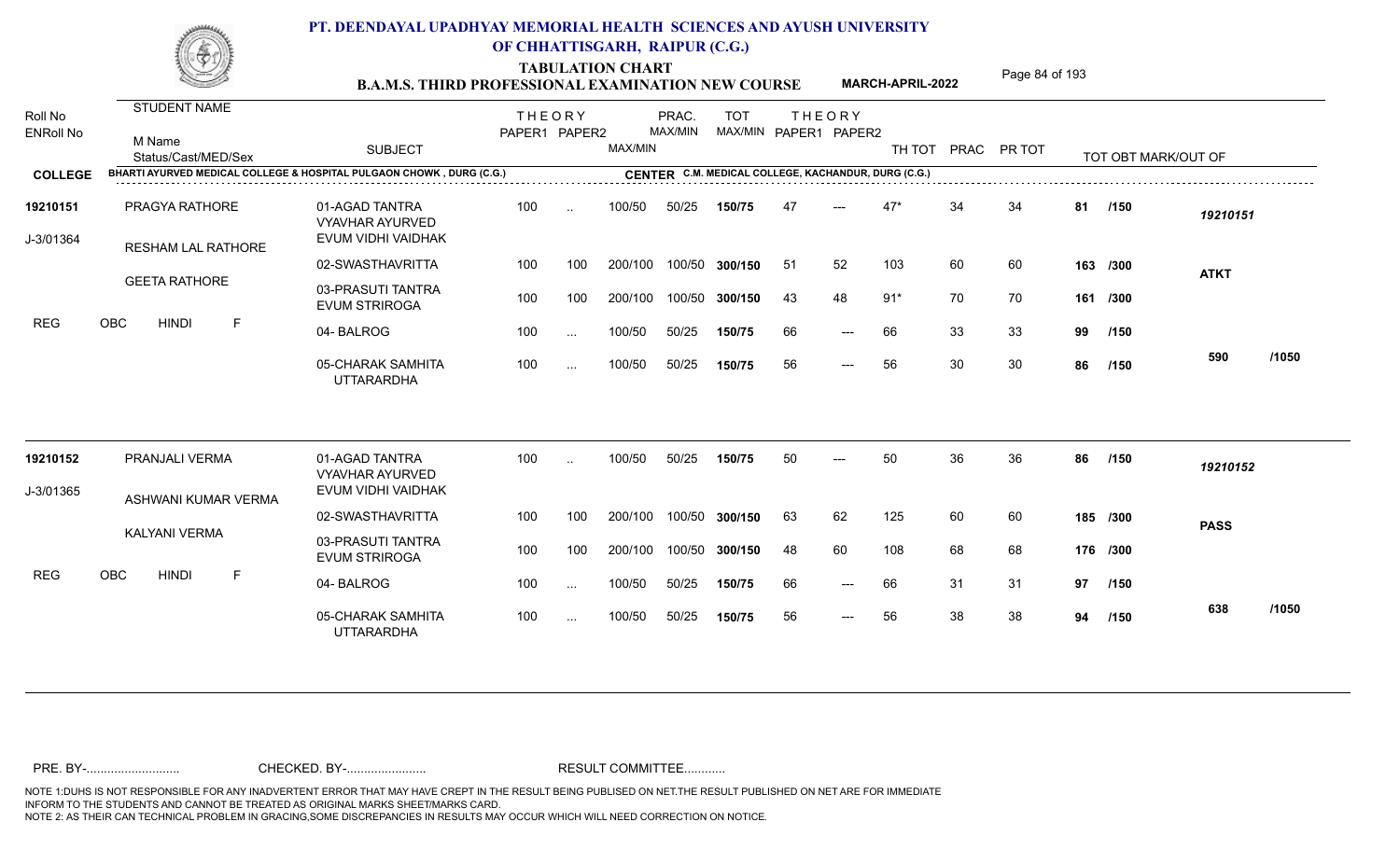# PT. DEENDAYAL UPADHYAY MEMORIAL HEALTH SCIENCES AND AYUSH UNIVERSITY OF CHHATTISGARH, RAIPUR (C.G.)

## TABULATION CHART
## B.A.M.S. THIRD PROFESSIONAL EXAMINATION NEW COURSE — MARCH-APRIL-2022

**COLLEGE:** BHARTI AYURVED MEDICAL COLLEGE & HOSPITAL PULGAON CHOWK , DURG (C.G.)
**CENTER:** C.M. MEDICAL COLLEGE, KACHANDUR, DURG (C.G.)

| Roll No / ENRoll No | STUDENT NAME / M Name / Status/Cast/MED/Sex | SUBJECT | THEORY PAPER1 | THEORY PAPER2 | MAX/MIN | PRAC. MAX/MIN | TOT MAX/MIN | THEORY PAPER1 | THEORY PAPER2 | TH TOT | PRAC | PR TOT | TOT OBT MARK/OUT OF | |
|---|---|---|---|---|---|---|---|---|---|---|---|---|---|---|
| 19210151 | PRAGYA RATHORE | 01-AGAD TANTRA VYAVHAR AYURVED EVUM VIDHI VAIDHAK | 100 | .. | 100/50 | 50/25 | 150/75 | 47 | --- | 47* | 34 | 34 | 81 /150 | 19210151 |
| J-3/01364 | RESHAM LAL RATHORE | 02-SWASTHAVRITTA | 100 | 100 | 200/100 | 100/50 | 300/150 | 51 | 52 | 103 | 60 | 60 | 163 /300 | ATKT |
| | GEETA RATHORE | 03-PRASUTI TANTRA EVUM STRIROGA | 100 | 100 | 200/100 | 100/50 | 300/150 | 43 | 48 | 91* | 70 | 70 | 161 /300 | |
| REG | OBC HINDI F | 04- BALROG | 100 | ... | 100/50 | 50/25 | 150/75 | 66 | --- | 66 | 33 | 33 | 99 /150 | |
| | | 05-CHARAK SAMHITA UTTARARDHA | 100 | ... | 100/50 | 50/25 | 150/75 | 56 | --- | 56 | 30 | 30 | 86 /150 | 590 /1050 |
| 19210152 | PRANJALI VERMA | 01-AGAD TANTRA VYAVHAR AYURVED EVUM VIDHI VAIDHAK | 100 | .. | 100/50 | 50/25 | 150/75 | 50 | --- | 50 | 36 | 36 | 86 /150 | 19210152 |
| J-3/01365 | ASHWANI KUMAR VERMA | 02-SWASTHAVRITTA | 100 | 100 | 200/100 | 100/50 | 300/150 | 63 | 62 | 125 | 60 | 60 | 185 /300 | PASS |
| | KALYANI VERMA | 03-PRASUTI TANTRA EVUM STRIROGA | 100 | 100 | 200/100 | 100/50 | 300/150 | 48 | 60 | 108 | 68 | 68 | 176 /300 | |
| REG | OBC HINDI F | 04- BALROG | 100 | ... | 100/50 | 50/25 | 150/75 | 66 | --- | 66 | 31 | 31 | 97 /150 | |
| | | 05-CHARAK SAMHITA UTTARARDHA | 100 | ... | 100/50 | 50/25 | 150/75 | 56 | --- | 56 | 38 | 38 | 94 /150 | 638 /1050 |

PRE. BY-.......................... CHECKED. BY-....................... RESULT COMMITTEE...........

NOTE 1:DUHS IS NOT RESPONSIBLE FOR ANY INADVERTENT ERROR THAT MAY HAVE CREPT IN THE RESULT BEING PUBLISED ON NET.THE RESULT PUBLISHED ON NET ARE FOR IMMEDIATE INFORM TO THE STUDENTS AND CANNOT BE TREATED AS ORIGINAL MARKS SHEET/MARKS CARD.
NOTE 2: AS THEIR CAN TECHNICAL PROBLEM IN GRACING,SOME DISCREPANCIES IN RESULTS MAY OCCUR WHICH WILL NEED CORRECTION ON NOTICE.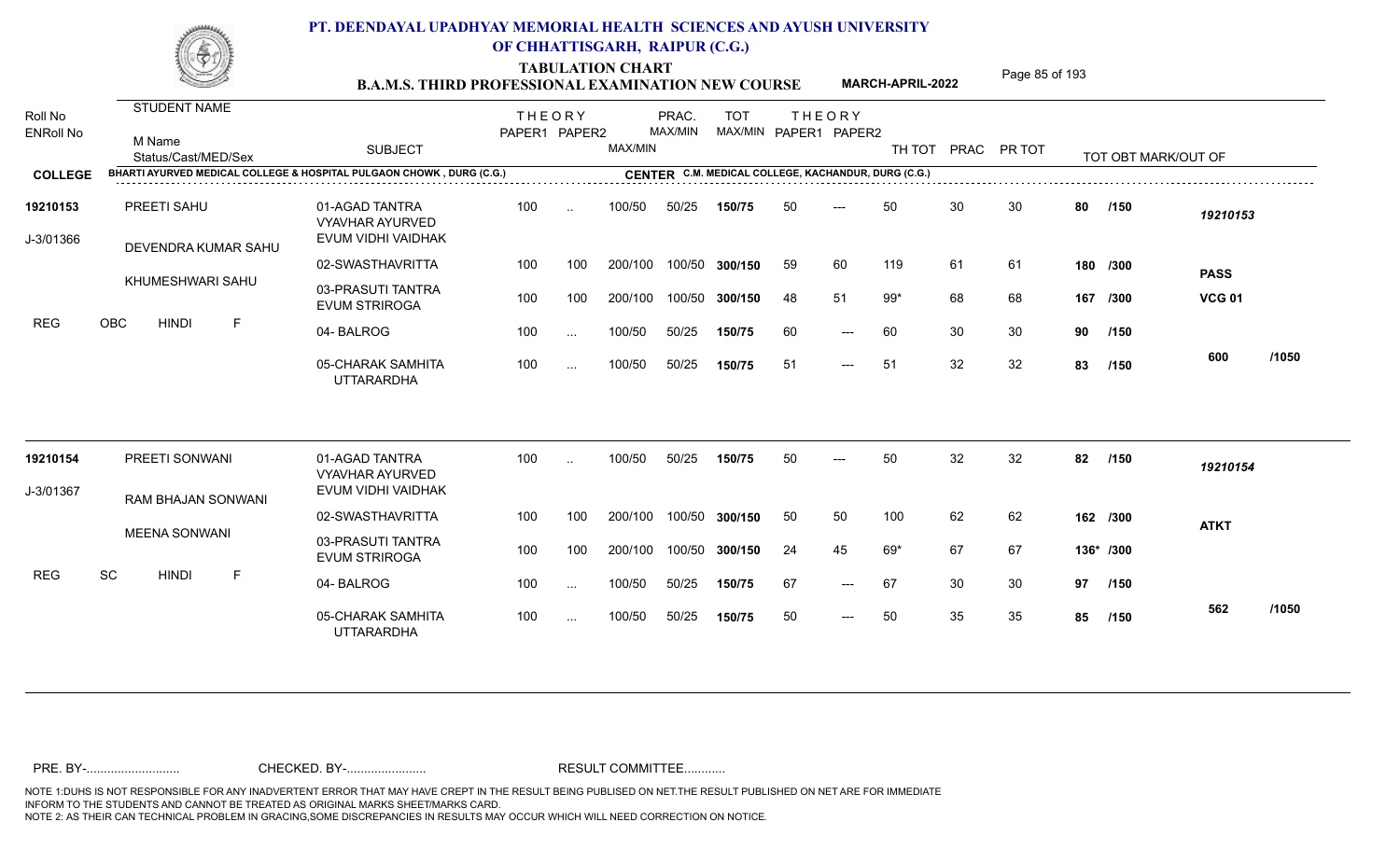# PT. DEENDAYAL UPADHYAY MEMORIAL HEALTH SCIENCES AND AYUSH UNIVERSITY OF CHHATTISGARH, RAIPUR (C.G.)

## TABULATION CHART
### B.A.M.S. THIRD PROFESSIONAL EXAMINATION NEW COURSE — MARCH-APRIL-2022

**COLLEGE:** BHARTI AYURVED MEDICAL COLLEGE & HOSPITAL PULGAON CHOWK , DURG (C.G.)
**CENTER:** C.M. MEDICAL COLLEGE, KACHANDUR, DURG (C.G.)

| Roll No / ENRoll No | STUDENT NAME / M Name / Status/Cast/MED/Sex | SUBJECT | THEORY PAPER1 | THEORY PAPER2 | MAX/MIN | PRAC. MAX/MIN | TOT MAX/MIN | THEORY PAPER1 | THEORY PAPER2 | TH TOT | PRAC | PR TOT | TOT OBT MARK/OUT OF | |
|---|---|---|---|---|---|---|---|---|---|---|---|---|---|---|
| 19210153 | PREETI SAHU | 01-AGAD TANTRA VYAVHAR AYURVED EVUM VIDHI VAIDHAK | 100 | .. | 100/50 | 50/25 | 150/75 | 50 | --- | 50 | 30 | 30 | 80 /150 | 19210153 |
| J-3/01366 | DEVENDRA KUMAR SAHU | 02-SWASTHAVRITTA | 100 | 100 | 200/100 | 100/50 | 300/150 | 59 | 60 | 119 | 61 | 61 | 180 /300 | PASS |
| | KHUMESHWARI SAHU | 03-PRASUTI TANTRA EVUM STRIROGA | 100 | 100 | 200/100 | 100/50 | 300/150 | 48 | 51 | 99* | 68 | 68 | 167 /300 | VCG 01 |
| REG | OBC HINDI F | 04- BALROG | 100 | ... | 100/50 | 50/25 | 150/75 | 60 | --- | 60 | 30 | 30 | 90 /150 | |
| | | 05-CHARAK SAMHITA UTTARARDHA | 100 | ... | 100/50 | 50/25 | 150/75 | 51 | --- | 51 | 32 | 32 | 83 /150 | 600 /1050 |
| 19210154 | PREETI SONWANI | 01-AGAD TANTRA VYAVHAR AYURVED EVUM VIDHI VAIDHAK | 100 | .. | 100/50 | 50/25 | 150/75 | 50 | --- | 50 | 32 | 32 | 82 /150 | 19210154 |
| J-3/01367 | RAM BHAJAN SONWANI | 02-SWASTHAVRITTA | 100 | 100 | 200/100 | 100/50 | 300/150 | 50 | 50 | 100 | 62 | 62 | 162 /300 | ATKT |
| | MEENA SONWANI | 03-PRASUTI TANTRA EVUM STRIROGA | 100 | 100 | 200/100 | 100/50 | 300/150 | 24 | 45 | 69* | 67 | 67 | 136* /300 | |
| REG | SC HINDI F | 04- BALROG | 100 | ... | 100/50 | 50/25 | 150/75 | 67 | --- | 67 | 30 | 30 | 97 /150 | |
| | | 05-CHARAK SAMHITA UTTARARDHA | 100 | ... | 100/50 | 50/25 | 150/75 | 50 | --- | 50 | 35 | 35 | 85 /150 | 562 /1050 |

PRE. BY-.......................... CHECKED. BY-...................... RESULT COMMITTEE...........

NOTE 1:DUHS IS NOT RESPONSIBLE FOR ANY INADVERTENT ERROR THAT MAY HAVE CREPT IN THE RESULT BEING PUBLISED ON NET.THE RESULT PUBLISHED ON NET ARE FOR IMMEDIATE INFORM TO THE STUDENTS AND CANNOT BE TREATED AS ORIGINAL MARKS SHEET/MARKS CARD.
NOTE 2: AS THEIR CAN TECHNICAL PROBLEM IN GRACING,SOME DISCREPANCIES IN RESULTS MAY OCCUR WHICH WILL NEED CORRECTION ON NOTICE.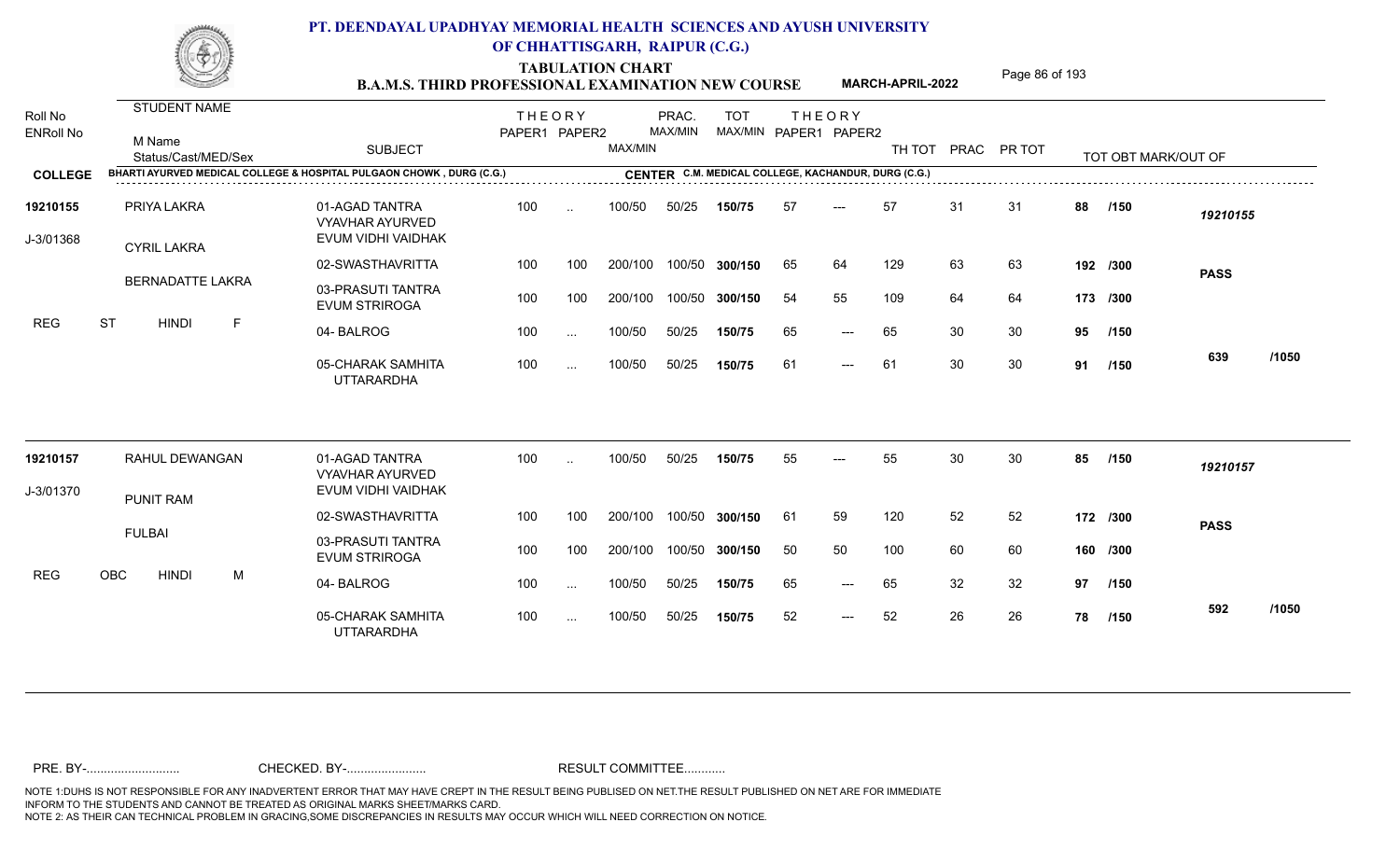# PT. DEENDAYAL UPADHYAY MEMORIAL HEALTH SCIENCES AND AYUSH UNIVERSITY OF CHHATTISGARH, RAIPUR (C.G.)

**TABULATION CHART**

**B.A.M.S. THIRD PROFESSIONAL EXAMINATION NEW COURSE** — **MARCH-APRIL-2022**

| Roll No / ENRoll No | STUDENT NAME / M Name / Status/Cast/MED/Sex | SUBJECT | THEORY PAPER1 | THEORY PAPER2 | MAX/MIN | PRAC. MAX/MIN | TOT MAX/MIN | THEORY PAPER1 | THEORY PAPER2 | TH TOT | PRAC | PR TOT | TOT OBT MARK/OUT OF | |
|---|---|---|---|---|---|---|---|---|---|---|---|---|---|---|
| **COLLEGE** | BHARTI AYURVED MEDICAL COLLEGE & HOSPITAL PULGAON CHOWK , DURG (C.G.) | | | | | | **CENTER C.M. MEDICAL COLLEGE, KACHANDUR, DURG (C.G.)** | | | | | | | |
| **19210155** | PRIYA LAKRA | 01-AGAD TANTRA VYAVHAR AYURVED EVUM VIDHI VAIDHAK | 100 | .. | 100/50 | 50/25 | **150/75** | 57 | --- | 57 | 31 | 31 | **88 /150** | *19210155* |
| J-3/01368 | CYRIL LAKRA | 02-SWASTHAVRITTA | 100 | 100 | 200/100 | 100/50 | **300/150** | 65 | 64 | 129 | 63 | 63 | **192 /300** | **PASS** |
| | BERNADATTE LAKRA | 03-PRASUTI TANTRA EVUM STRIROGA | 100 | 100 | 200/100 | 100/50 | **300/150** | 54 | 55 | 109 | 64 | 64 | **173 /300** | |
| REG | ST HINDI F | 04- BALROG | 100 | ... | 100/50 | 50/25 | **150/75** | 65 | --- | 65 | 30 | 30 | **95 /150** | |
| | | 05-CHARAK SAMHITA UTTARARDHA | 100 | ... | 100/50 | 50/25 | **150/75** | 61 | --- | 61 | 30 | 30 | **91 /150** | **639 /1050** |
| **19210157** | RAHUL DEWANGAN | 01-AGAD TANTRA VYAVHAR AYURVED EVUM VIDHI VAIDHAK | 100 | .. | 100/50 | 50/25 | **150/75** | 55 | --- | 55 | 30 | 30 | **85 /150** | *19210157* |
| J-3/01370 | PUNIT RAM | 02-SWASTHAVRITTA | 100 | 100 | 200/100 | 100/50 | **300/150** | 61 | 59 | 120 | 52 | 52 | **172 /300** | **PASS** |
| | FULBAI | 03-PRASUTI TANTRA EVUM STRIROGA | 100 | 100 | 200/100 | 100/50 | **300/150** | 50 | 50 | 100 | 60 | 60 | **160 /300** | |
| REG | OBC HINDI M | 04- BALROG | 100 | ... | 100/50 | 50/25 | **150/75** | 65 | --- | 65 | 32 | 32 | **97 /150** | |
| | | 05-CHARAK SAMHITA UTTARARDHA | 100 | ... | 100/50 | 50/25 | **150/75** | 52 | --- | 52 | 26 | 26 | **78 /150** | **592 /1050** |

PRE. BY-.......................... CHECKED. BY-....................... RESULT COMMITTEE...........

NOTE 1:DUHS IS NOT RESPONSIBLE FOR ANY INADVERTENT ERROR THAT MAY HAVE CREPT IN THE RESULT BEING PUBLISED ON NET.THE RESULT PUBLISHED ON NET ARE FOR IMMEDIATE INFORM TO THE STUDENTS AND CANNOT BE TREATED AS ORIGINAL MARKS SHEET/MARKS CARD.
NOTE 2: AS THEIR CAN TECHNICAL PROBLEM IN GRACING,SOME DISCREPANCIES IN RESULTS MAY OCCUR WHICH WILL NEED CORRECTION ON NOTICE.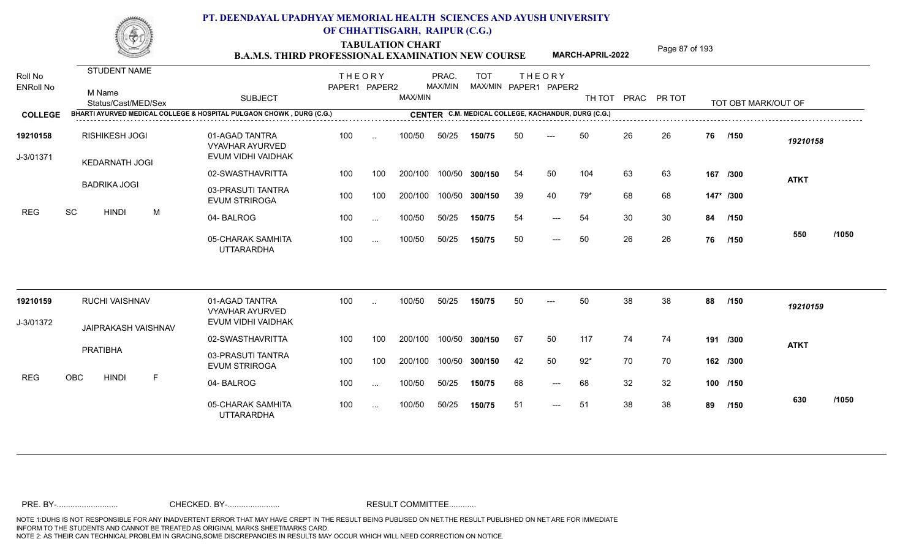# PT. DEENDAYAL UPADHYAY MEMORIAL HEALTH SCIENCES AND AYUSH UNIVERSITY OF CHHATTISGARH, RAIPUR (C.G.)

## TABULATION CHART

### B.A.M.S. THIRD PROFESSIONAL EXAMINATION NEW COURSE — MARCH-APRIL-2022

**COLLEGE:** BHARTI AYURVED MEDICAL COLLEGE & HOSPITAL PULGAON CHOWK , DURG (C.G.)

**CENTER:** C.M. MEDICAL COLLEGE, KACHANDUR, DURG (C.G.)

| Roll No / ENRoll No | STUDENT NAME / M Name / Status/Cast/MED/Sex | SUBJECT | THEORY PAPER1 | THEORY PAPER2 | MAX/MIN | PRAC. MAX/MIN | TOT MAX/MIN | THEORY PAPER1 | THEORY PAPER2 | TH TOT | PRAC | PR TOT | TOT OBT MARK/OUT OF | |
|---|---|---|---|---|---|---|---|---|---|---|---|---|---|---|
| 19210158 | RISHIKESH JOGI | 01-AGAD TANTRA VYAVHAR AYURVED EVUM VIDHI VAIDHAK | 100 | .. | 100/50 | 50/25 | 150/75 | 50 | --- | 50 | 26 | 26 | 76 /150 | 19210158 |
| J-3/01371 | KEDARNATH JOGI | 02-SWASTHAVRITTA | 100 | 100 | 200/100 | 100/50 | 300/150 | 54 | 50 | 104 | 63 | 63 | 167 /300 | ATKT |
| | BADRIKA JOGI | 03-PRASUTI TANTRA EVUM STRIROGA | 100 | 100 | 200/100 | 100/50 | 300/150 | 39 | 40 | 79* | 68 | 68 | 147* /300 | |
| REG | SC HINDI M | 04- BALROG | 100 | ... | 100/50 | 50/25 | 150/75 | 54 | --- | 54 | 30 | 30 | 84 /150 | |
| | | 05-CHARAK SAMHITA UTTARARDHA | 100 | ... | 100/50 | 50/25 | 150/75 | 50 | --- | 50 | 26 | 26 | 76 /150 | 550 /1050 |
| 19210159 | RUCHI VAISHNAV | 01-AGAD TANTRA VYAVHAR AYURVED EVUM VIDHI VAIDHAK | 100 | .. | 100/50 | 50/25 | 150/75 | 50 | --- | 50 | 38 | 38 | 88 /150 | 19210159 |
| J-3/01372 | JAIPRAKASH VAISHNAV | 02-SWASTHAVRITTA | 100 | 100 | 200/100 | 100/50 | 300/150 | 67 | 50 | 117 | 74 | 74 | 191 /300 | ATKT |
| | PRATIBHA | 03-PRASUTI TANTRA EVUM STRIROGA | 100 | 100 | 200/100 | 100/50 | 300/150 | 42 | 50 | 92* | 70 | 70 | 162 /300 | |
| REG | OBC HINDI F | 04- BALROG | 100 | ... | 100/50 | 50/25 | 150/75 | 68 | --- | 68 | 32 | 32 | 100 /150 | |
| | | 05-CHARAK SAMHITA UTTARARDHA | 100 | ... | 100/50 | 50/25 | 150/75 | 51 | --- | 51 | 38 | 38 | 89 /150 | 630 /1050 |

PRE. BY-.......................... CHECKED. BY-....................... RESULT COMMITTEE...........

NOTE 1:DUHS IS NOT RESPONSIBLE FOR ANY INADVERTENT ERROR THAT MAY HAVE CREPT IN THE RESULT BEING PUBLISED ON NET.THE RESULT PUBLISHED ON NET ARE FOR IMMEDIATE INFORM TO THE STUDENTS AND CANNOT BE TREATED AS ORIGINAL MARKS SHEET/MARKS CARD.
NOTE 2: AS THEIR CAN TECHNICAL PROBLEM IN GRACING,SOME DISCREPANCIES IN RESULTS MAY OCCUR WHICH WILL NEED CORRECTION ON NOTICE.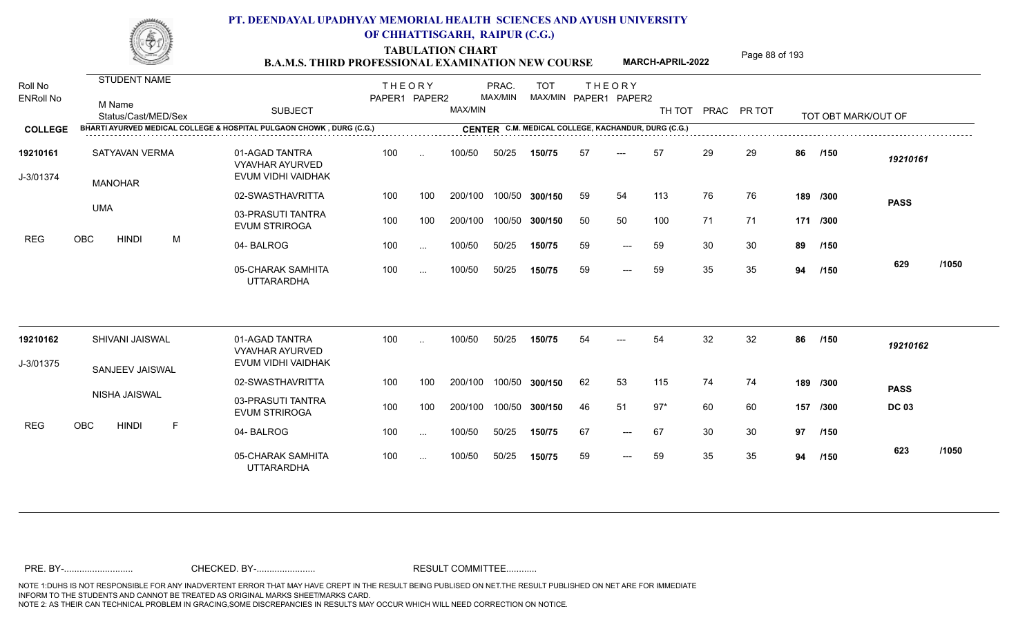# PT. DEENDAYAL UPADHYAY MEMORIAL HEALTH SCIENCES AND AYUSH UNIVERSITY OF CHHATTISGARH, RAIPUR (C.G.)

## TABULATION CHART
### B.A.M.S. THIRD PROFESSIONAL EXAMINATION NEW COURSE — MARCH-APRIL-2022

**COLLEGE:** BHARTI AYURVED MEDICAL COLLEGE & HOSPITAL PULGAON CHOWK , DURG (C.G.)
**CENTER:** C.M. MEDICAL COLLEGE, KACHANDUR, DURG (C.G.)

| Roll No / ENRoll No | STUDENT NAME / M Name / Status/Cast/MED/Sex | SUBJECT | THEORY PAPER1 | THEORY PAPER2 | MAX/MIN | PRAC. MAX/MIN | TOT MAX/MIN | THEORY PAPER1 | THEORY PAPER2 | TH TOT | PRAC | PR TOT | TOT OBT MARK/OUT OF | |
|---|---|---|---|---|---|---|---|---|---|---|---|---|---|---|
| 19210161 | SATYAVAN VERMA | 01-AGAD TANTRA VYAVHAR AYURVED EVUM VIDHI VAIDHAK | 100 | .. | 100/50 | 50/25 | 150/75 | 57 | --- | 57 | 29 | 29 | 86 /150 | 19210161 |
| J-3/01374 | MANOHAR | 02-SWASTHAVRITTA | 100 | 100 | 200/100 | 100/50 | 300/150 | 59 | 54 | 113 | 76 | 76 | 189 /300 | PASS |
| | UMA | 03-PRASUTI TANTRA EVUM STRIROGA | 100 | 100 | 200/100 | 100/50 | 300/150 | 50 | 50 | 100 | 71 | 71 | 171 /300 | |
| REG | OBC HINDI M | 04- BALROG | 100 | ... | 100/50 | 50/25 | 150/75 | 59 | --- | 59 | 30 | 30 | 89 /150 | |
| | | 05-CHARAK SAMHITA UTTARARDHA | 100 | ... | 100/50 | 50/25 | 150/75 | 59 | --- | 59 | 35 | 35 | 94 /150 | 629 /1050 |
| 19210162 | SHIVANI JAISWAL | 01-AGAD TANTRA VYAVHAR AYURVED EVUM VIDHI VAIDHAK | 100 | .. | 100/50 | 50/25 | 150/75 | 54 | --- | 54 | 32 | 32 | 86 /150 | 19210162 |
| J-3/01375 | SANJEEV JAISWAL | 02-SWASTHAVRITTA | 100 | 100 | 200/100 | 100/50 | 300/150 | 62 | 53 | 115 | 74 | 74 | 189 /300 | PASS |
| | NISHA JAISWAL | 03-PRASUTI TANTRA EVUM STRIROGA | 100 | 100 | 200/100 | 100/50 | 300/150 | 46 | 51 | 97* | 60 | 60 | 157 /300 | DC 03 |
| REG | OBC HINDI F | 04- BALROG | 100 | ... | 100/50 | 50/25 | 150/75 | 67 | --- | 67 | 30 | 30 | 97 /150 | |
| | | 05-CHARAK SAMHITA UTTARARDHA | 100 | ... | 100/50 | 50/25 | 150/75 | 59 | --- | 59 | 35 | 35 | 94 /150 | 623 /1050 |

PRE. BY-.......................... CHECKED. BY-...................... RESULT COMMITTEE...........

NOTE 1:DUHS IS NOT RESPONSIBLE FOR ANY INADVERTENT ERROR THAT MAY HAVE CREPT IN THE RESULT BEING PUBLISED ON NET.THE RESULT PUBLISHED ON NET ARE FOR IMMEDIATE INFORM TO THE STUDENTS AND CANNOT BE TREATED AS ORIGINAL MARKS SHEET/MARKS CARD.
NOTE 2: AS THEIR CAN TECHNICAL PROBLEM IN GRACING,SOME DISCREPANCIES IN RESULTS MAY OCCUR WHICH WILL NEED CORRECTION ON NOTICE.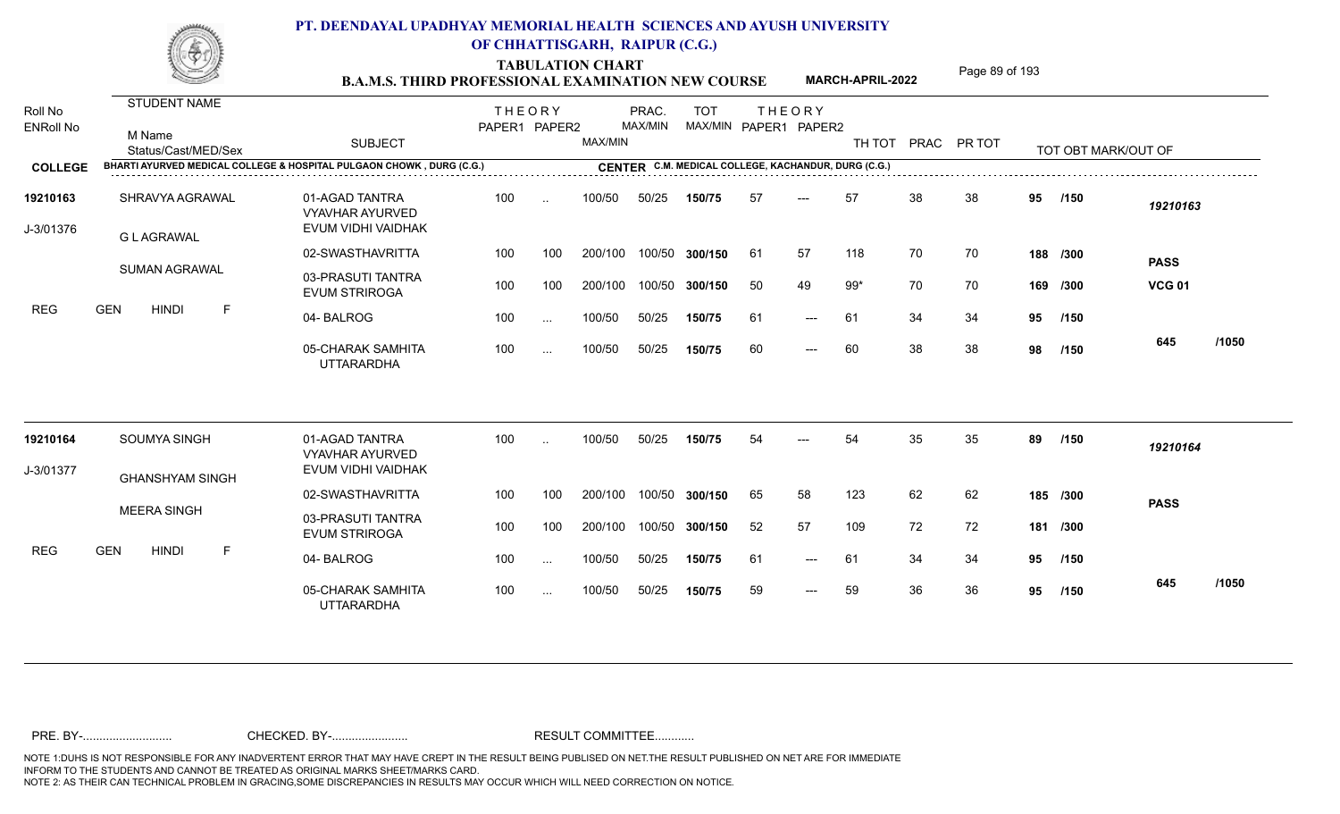# PT. DEENDAYAL UPADHYAY MEMORIAL HEALTH SCIENCES AND AYUSH UNIVERSITY OF CHHATTISGARH, RAIPUR (C.G.)

## TABULATION CHART

**B.A.M.S. THIRD PROFESSIONAL EXAMINATION NEW COURSE** — **MARCH-APRIL-2022**

**COLLEGE:** BHARTI AYURVED MEDICAL COLLEGE & HOSPITAL PULGAON CHOWK , DURG (C.G.)
**CENTER:** C.M. MEDICAL COLLEGE, KACHANDUR, DURG (C.G.)

| Roll No / ENRoll No | STUDENT NAME / M Name / Status/Cast/MED/Sex | SUBJECT | THEORY PAPER1 | THEORY PAPER2 | MAX/MIN | PRAC. MAX/MIN | TOT MAX/MIN | THEORY PAPER1 | THEORY PAPER2 | TH TOT | PRAC | PR TOT | TOT OBT MARK/OUT OF | |
|---|---|---|---|---|---|---|---|---|---|---|---|---|---|---|
| 19210163 | SHRAVYA AGRAWAL | 01-AGAD TANTRA VYAVHAR AYURVED EVUM VIDHI VAIDHAK | 100 | .. | 100/50 | 50/25 | 150/75 | 57 | --- | 57 | 38 | 38 | 95 /150 | 19210163 |
| J-3/01376 | G L AGRAWAL | 02-SWASTHAVRITTA | 100 | 100 | 200/100 | 100/50 | 300/150 | 61 | 57 | 118 | 70 | 70 | 188 /300 | PASS |
| | SUMAN AGRAWAL | 03-PRASUTI TANTRA EVUM STRIROGA | 100 | 100 | 200/100 | 100/50 | 300/150 | 50 | 49 | 99* | 70 | 70 | 169 /300 | VCG 01 |
| REG | GEN HINDI F | 04- BALROG | 100 | ... | 100/50 | 50/25 | 150/75 | 61 | --- | 61 | 34 | 34 | 95 /150 | |
| | | 05-CHARAK SAMHITA UTTARARDHA | 100 | ... | 100/50 | 50/25 | 150/75 | 60 | --- | 60 | 38 | 38 | 98 /150 | 645 /1050 |
| 19210164 | SOUMYA SINGH | 01-AGAD TANTRA VYAVHAR AYURVED EVUM VIDHI VAIDHAK | 100 | .. | 100/50 | 50/25 | 150/75 | 54 | --- | 54 | 35 | 35 | 89 /150 | 19210164 |
| J-3/01377 | GHANSHYAM SINGH | 02-SWASTHAVRITTA | 100 | 100 | 200/100 | 100/50 | 300/150 | 65 | 58 | 123 | 62 | 62 | 185 /300 | PASS |
| | MEERA SINGH | 03-PRASUTI TANTRA EVUM STRIROGA | 100 | 100 | 200/100 | 100/50 | 300/150 | 52 | 57 | 109 | 72 | 72 | 181 /300 | |
| REG | GEN HINDI F | 04- BALROG | 100 | ... | 100/50 | 50/25 | 150/75 | 61 | --- | 61 | 34 | 34 | 95 /150 | |
| | | 05-CHARAK SAMHITA UTTARARDHA | 100 | ... | 100/50 | 50/25 | 150/75 | 59 | --- | 59 | 36 | 36 | 95 /150 | 645 /1050 |

PRE. BY-.......................... CHECKED. BY-....................... RESULT COMMITTEE...........

NOTE 1:DUHS IS NOT RESPONSIBLE FOR ANY INADVERTENT ERROR THAT MAY HAVE CREPT IN THE RESULT BEING PUBLISED ON NET.THE RESULT PUBLISHED ON NET ARE FOR IMMEDIATE INFORM TO THE STUDENTS AND CANNOT BE TREATED AS ORIGINAL MARKS SHEET/MARKS CARD.
NOTE 2: AS THEIR CAN TECHNICAL PROBLEM IN GRACING,SOME DISCREPANCIES IN RESULTS MAY OCCUR WHICH WILL NEED CORRECTION ON NOTICE.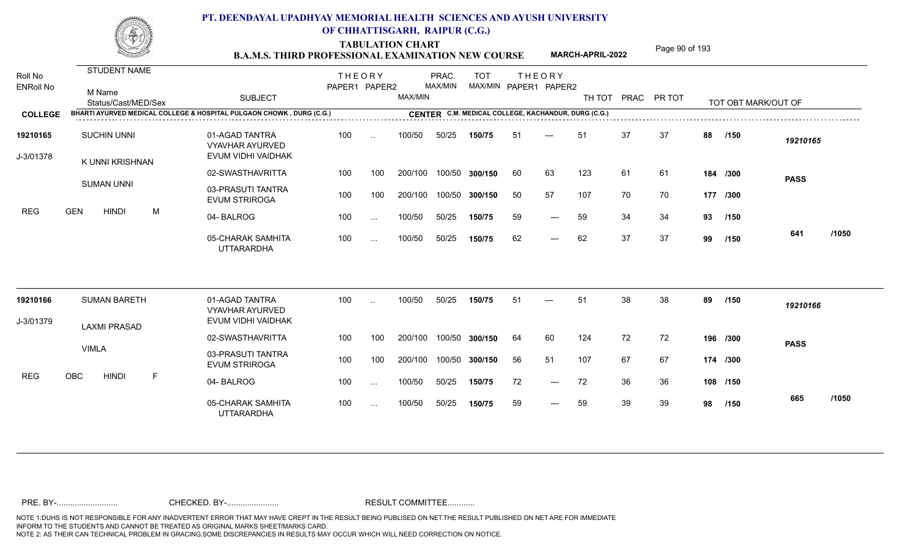# PT. DEENDAYAL UPADHYAY MEMORIAL HEALTH SCIENCES AND AYUSH UNIVERSITY OF CHHATTISGARH, RAIPUR (C.G.)

## TABULATION CHART
### B.A.M.S. THIRD PROFESSIONAL EXAMINATION NEW COURSE — MARCH-APRIL-2022

**COLLEGE:** BHARTI AYURVED MEDICAL COLLEGE & HOSPITAL PULGAON CHOWK , DURG (C.G.)
**CENTER:** C.M. MEDICAL COLLEGE, KACHANDUR, DURG (C.G.)

| Roll No / ENRoll No | Student Name / M Name / Status/Cast/MED/Sex | SUBJECT | THEORY PAPER1 | THEORY PAPER2 | MAX/MIN | PRAC. MAX/MIN | TOT MAX/MIN | THEORY PAPER1 | THEORY PAPER2 | TH TOT | PRAC | PR TOT | TOT OBT MARK/OUT OF | | Result |
|---|---|---|---|---|---|---|---|---|---|---|---|---|---|---|---|
| 19210165 | SUCHIN UNNI | 01-AGAD TANTRA VYAVHAR AYURVED EVUM VIDHI VAIDHAK | 100 | .. | 100/50 | 50/25 | 150/75 | 51 | --- | 51 | 37 | 37 | 88 | /150 | 19210165 |
| J-3/01378 | K UNNI KRISHNAN | 02-SWASTHAVRITTA | 100 | 100 | 200/100 | 100/50 | 300/150 | 60 | 63 | 123 | 61 | 61 | 184 | /300 | PASS |
| | SUMAN UNNI | 03-PRASUTI TANTRA EVUM STRIROGA | 100 | 100 | 200/100 | 100/50 | 300/150 | 50 | 57 | 107 | 70 | 70 | 177 | /300 | |
| REG | GEN HINDI M | 04- BALROG | 100 | ... | 100/50 | 50/25 | 150/75 | 59 | --- | 59 | 34 | 34 | 93 | /150 | |
| | | 05-CHARAK SAMHITA UTTARARDHA | 100 | ... | 100/50 | 50/25 | 150/75 | 62 | --- | 62 | 37 | 37 | 99 | /150 | 641 /1050 |
| 19210166 | SUMAN BARETH | 01-AGAD TANTRA VYAVHAR AYURVED EVUM VIDHI VAIDHAK | 100 | .. | 100/50 | 50/25 | 150/75 | 51 | --- | 51 | 38 | 38 | 89 | /150 | 19210166 |
| J-3/01379 | LAXMI PRASAD | 02-SWASTHAVRITTA | 100 | 100 | 200/100 | 100/50 | 300/150 | 64 | 60 | 124 | 72 | 72 | 196 | /300 | PASS |
| | VIMLA | 03-PRASUTI TANTRA EVUM STRIROGA | 100 | 100 | 200/100 | 100/50 | 300/150 | 56 | 51 | 107 | 67 | 67 | 174 | /300 | |
| REG | OBC HINDI F | 04- BALROG | 100 | ... | 100/50 | 50/25 | 150/75 | 72 | --- | 72 | 36 | 36 | 108 | /150 | |
| | | 05-CHARAK SAMHITA UTTARARDHA | 100 | ... | 100/50 | 50/25 | 150/75 | 59 | --- | 59 | 39 | 39 | 98 | /150 | 665 /1050 |

PRE. BY-.......................... CHECKED. BY-....................... RESULT COMMITTEE...........

NOTE 1:DUHS IS NOT RESPONSIBLE FOR ANY INADVERTENT ERROR THAT MAY HAVE CREPT IN THE RESULT BEING PUBLISED ON NET.THE RESULT PUBLISHED ON NET ARE FOR IMMEDIATE INFORM TO THE STUDENTS AND CANNOT BE TREATED AS ORIGINAL MARKS SHEET/MARKS CARD.
NOTE 2: AS THEIR CAN TECHNICAL PROBLEM IN GRACING,SOME DISCREPANCIES IN RESULTS MAY OCCUR WHICH WILL NEED CORRECTION ON NOTICE.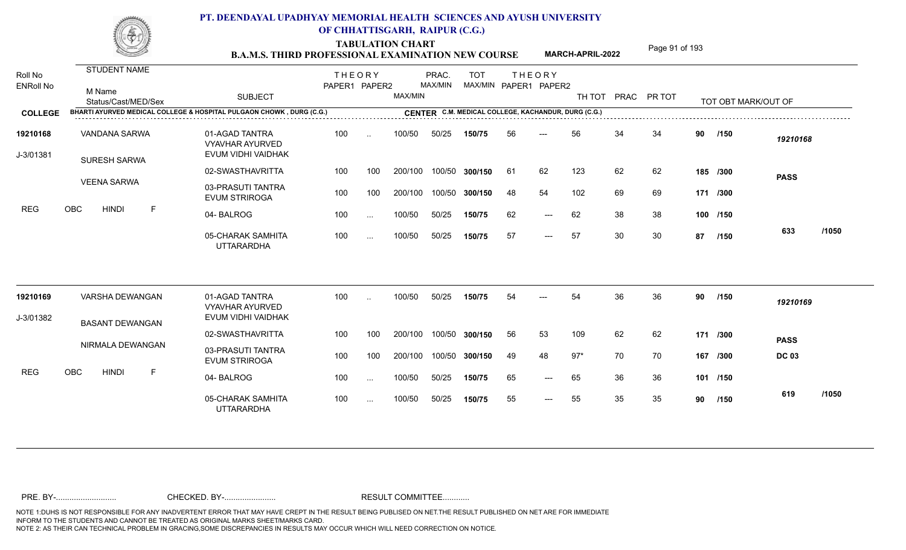# PT. DEENDAYAL UPADHYAY MEMORIAL HEALTH SCIENCES AND AYUSH UNIVERSITY OF CHHATTISGARH, RAIPUR (C.G.)

## TABULATION CHART
## B.A.M.S. THIRD PROFESSIONAL EXAMINATION NEW COURSE — MARCH-APRIL-2022

**COLLEGE:** BHARTI AYURVED MEDICAL COLLEGE & HOSPITAL PULGAON CHOWK , DURG (C.G.)
**CENTER:** C.M. MEDICAL COLLEGE, KACHANDUR, DURG (C.G.)

| Roll No / ENRoll No | STUDENT NAME / M Name / Status/Cast/MED/Sex | SUBJECT | THEORY PAPER1 | THEORY PAPER2 | MAX/MIN | PRAC. MAX/MIN | TOT MAX/MIN | THEORY PAPER1 | THEORY PAPER2 | TH TOT | PRAC | PR TOT | TOT OBT MARK/OUT OF | |
|---|---|---|---|---|---|---|---|---|---|---|---|---|---|---|
| 19210168 | VANDANA SARWA | 01-AGAD TANTRA VYAVHAR AYURVED EVUM VIDHI VAIDHAK | 100 | .. | 100/50 | 50/25 | 150/75 | 56 | --- | 56 | 34 | 34 | 90 /150 | 19210168 |
| J-3/01381 | SURESH SARWA | 02-SWASTHAVRITTA | 100 | 100 | 200/100 | 100/50 | 300/150 | 61 | 62 | 123 | 62 | 62 | 185 /300 | PASS |
| | VEENA SARWA | 03-PRASUTI TANTRA EVUM STRIROGA | 100 | 100 | 200/100 | 100/50 | 300/150 | 48 | 54 | 102 | 69 | 69 | 171 /300 | |
| | REG OBC HINDI F | 04- BALROG | 100 | ... | 100/50 | 50/25 | 150/75 | 62 | --- | 62 | 38 | 38 | 100 /150 | |
| | | 05-CHARAK SAMHITA UTTARARDHA | 100 | ... | 100/50 | 50/25 | 150/75 | 57 | --- | 57 | 30 | 30 | 87 /150 | 633 /1050 |
| 19210169 | VARSHA DEWANGAN | 01-AGAD TANTRA VYAVHAR AYURVED EVUM VIDHI VAIDHAK | 100 | .. | 100/50 | 50/25 | 150/75 | 54 | --- | 54 | 36 | 36 | 90 /150 | 19210169 |
| J-3/01382 | BASANT DEWANGAN | 02-SWASTHAVRITTA | 100 | 100 | 200/100 | 100/50 | 300/150 | 56 | 53 | 109 | 62 | 62 | 171 /300 | PASS |
| | NIRMALA DEWANGAN | 03-PRASUTI TANTRA EVUM STRIROGA | 100 | 100 | 200/100 | 100/50 | 300/150 | 49 | 48 | 97* | 70 | 70 | 167 /300 | DC 03 |
| | REG OBC HINDI F | 04- BALROG | 100 | ... | 100/50 | 50/25 | 150/75 | 65 | --- | 65 | 36 | 36 | 101 /150 | |
| | | 05-CHARAK SAMHITA UTTARARDHA | 100 | ... | 100/50 | 50/25 | 150/75 | 55 | --- | 55 | 35 | 35 | 90 /150 | 619 /1050 |

PRE. BY-.......................... CHECKED. BY-....................... RESULT COMMITTEE...........

NOTE 1:DUHS IS NOT RESPONSIBLE FOR ANY INADVERTENT ERROR THAT MAY HAVE CREPT IN THE RESULT BEING PUBLISED ON NET.THE RESULT PUBLISHED ON NET ARE FOR IMMEDIATE INFORM TO THE STUDENTS AND CANNOT BE TREATED AS ORIGINAL MARKS SHEET/MARKS CARD.
NOTE 2: AS THEIR CAN TECHNICAL PROBLEM IN GRACING,SOME DISCREPANCIES IN RESULTS MAY OCCUR WHICH WILL NEED CORRECTION ON NOTICE.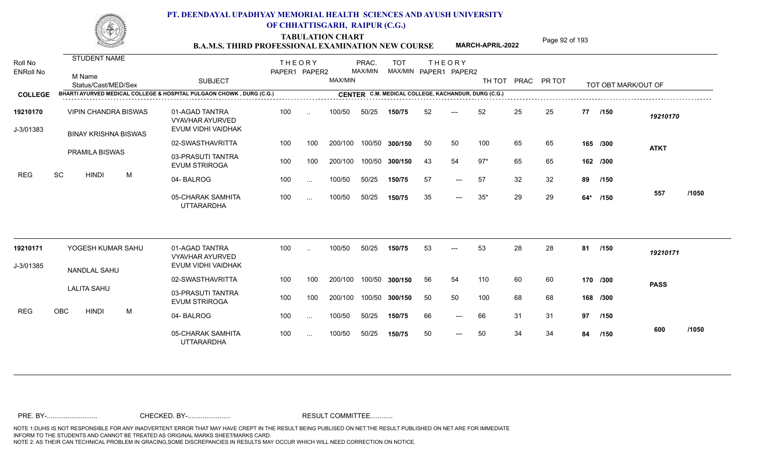# PT. DEENDAYAL UPADHYAY MEMORIAL HEALTH SCIENCES AND AYUSH UNIVERSITY OF CHHATTISGARH, RAIPUR (C.G.)

## TABULATION CHART

### B.A.M.S. THIRD PROFESSIONAL EXAMINATION NEW COURSE — MARCH-APRIL-2022

| Roll No / ENRoll No | STUDENT NAME / M Name / Status/Cast/MED/Sex | SUBJECT | THEORY PAPER1 | THEORY PAPER2 | MAX/MIN | PRAC. MAX/MIN | TOT MAX/MIN | THEORY PAPER1 | THEORY PAPER2 | TH TOT | PRAC | PR TOT | TOT OBT MARK/OUT OF | |
|---|---|---|---|---|---|---|---|---|---|---|---|---|---|---|
| **COLLEGE** | BHARTI AYURVED MEDICAL COLLEGE & HOSPITAL PULGAON CHOWK , DURG (C.G.) | | | | | | **CENTER** C.M. MEDICAL COLLEGE, KACHANDUR, DURG (C.G.) | | | | | | | |
| **19210170** | VIPIN CHANDRA BISWAS | 01-AGAD TANTRA VYAVHAR AYURVED EVUM VIDHI VAIDHAK | 100 | .. | 100/50 | 50/25 | 150/75 | 52 | --- | 52 | 25 | 25 | 77 /150 | *19210170* |
| J-3/01383 | BINAY KRISHNA BISWAS | 02-SWASTHAVRITTA | 100 | 100 | 200/100 | 100/50 | 300/150 | 50 | 50 | 100 | 65 | 65 | 165 /300 | **ATKT** |
| | PRAMILA BISWAS | 03-PRASUTI TANTRA EVUM STRIROGA | 100 | 100 | 200/100 | 100/50 | 300/150 | 43 | 54 | 97* | 65 | 65 | 162 /300 | |
| REG | SC HINDI M | 04- BALROG | 100 | ... | 100/50 | 50/25 | 150/75 | 57 | --- | 57 | 32 | 32 | 89 /150 | |
| | | 05-CHARAK SAMHITA UTTARARDHA | 100 | ... | 100/50 | 50/25 | 150/75 | 35 | --- | 35* | 29 | 29 | 64* /150 | 557 /1050 |
| **19210171** | YOGESH KUMAR SAHU | 01-AGAD TANTRA VYAVHAR AYURVED EVUM VIDHI VAIDHAK | 100 | .. | 100/50 | 50/25 | 150/75 | 53 | --- | 53 | 28 | 28 | 81 /150 | *19210171* |
| J-3/01385 | NANDLAL SAHU | 02-SWASTHAVRITTA | 100 | 100 | 200/100 | 100/50 | 300/150 | 56 | 54 | 110 | 60 | 60 | 170 /300 | **PASS** |
| | LALITA SAHU | 03-PRASUTI TANTRA EVUM STRIROGA | 100 | 100 | 200/100 | 100/50 | 300/150 | 50 | 50 | 100 | 68 | 68 | 168 /300 | |
| REG | OBC HINDI M | 04- BALROG | 100 | ... | 100/50 | 50/25 | 150/75 | 66 | --- | 66 | 31 | 31 | 97 /150 | |
| | | 05-CHARAK SAMHITA UTTARARDHA | 100 | ... | 100/50 | 50/25 | 150/75 | 50 | --- | 50 | 34 | 34 | 84 /150 | 600 /1050 |

PRE. BY-.......................... CHECKED. BY-....................... RESULT COMMITTEE...........

NOTE 1:DUHS IS NOT RESPONSIBLE FOR ANY INADVERTENT ERROR THAT MAY HAVE CREPT IN THE RESULT BEING PUBLISED ON NET.THE RESULT PUBLISHED ON NET ARE FOR IMMEDIATE INFORM TO THE STUDENTS AND CANNOT BE TREATED AS ORIGINAL MARKS SHEET/MARKS CARD.
NOTE 2: AS THEIR CAN TECHNICAL PROBLEM IN GRACING,SOME DISCREPANCIES IN RESULTS MAY OCCUR WHICH WILL NEED CORRECTION ON NOTICE.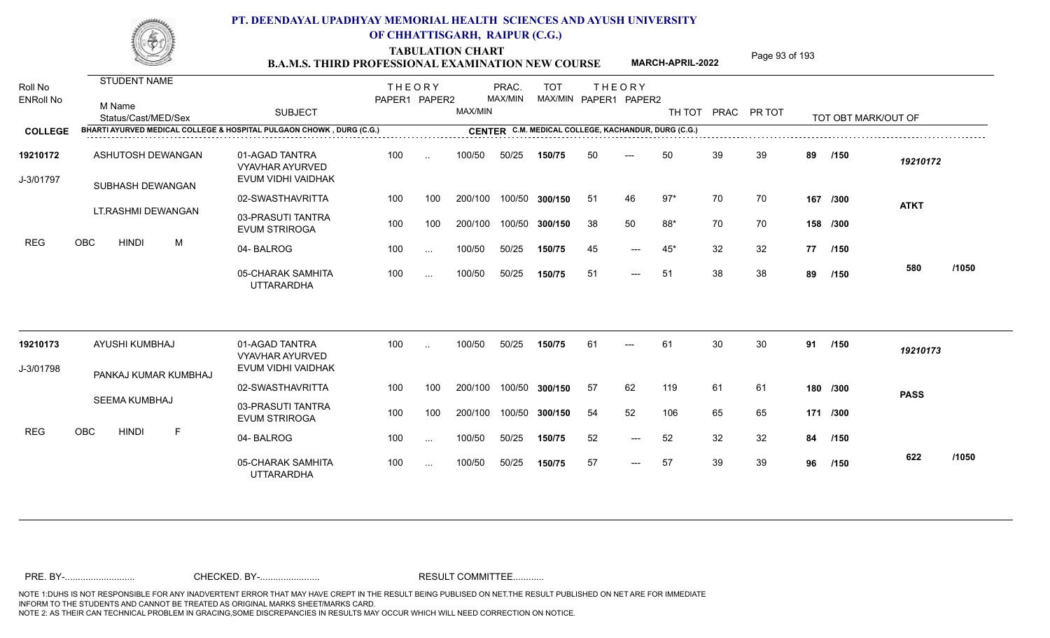# PT. DEENDAYAL UPADHYAY MEMORIAL HEALTH SCIENCES AND AYUSH UNIVERSITY OF CHHATTISGARH, RAIPUR (C.G.)

## TABULATION CHART
## B.A.M.S. THIRD PROFESSIONAL EXAMINATION NEW COURSE

**MARCH-APRIL-2022**

**COLLEGE:** BHARTI AYURVED MEDICAL COLLEGE & HOSPITAL PULGAON CHOWK , DURG (C.G.)

**CENTER:** C.M. MEDICAL COLLEGE, KACHANDUR, DURG (C.G.)

| Roll No / ENRoll No | STUDENT NAME / M Name / Status/Cast/MED/Sex | SUBJECT | THEORY PAPER1 | THEORY PAPER2 | MAX/MIN | PRAC. MAX/MIN | TOT MAX/MIN | THEORY PAPER1 | THEORY PAPER2 | TH TOT | PRAC | PR TOT | TOT OBT MARK/OUT OF | |
|---|---|---|---|---|---|---|---|---|---|---|---|---|---|---|
| 19210172 | ASHUTOSH DEWANGAN | 01-AGAD TANTRA VYAVHAR AYURVED EVUM VIDHI VAIDHAK | 100 | .. | 100/50 | 50/25 | 150/75 | 50 | --- | 50 | 39 | 39 | 89 /150 | 19210172 |
| J-3/01797 | SUBHASH DEWANGAN | 02-SWASTHAVRITTA | 100 | 100 | 200/100 | 100/50 | 300/150 | 51 | 46 | 97* | 70 | 70 | 167 /300 | ATKT |
| | LT.RASHMI DEWANGAN | 03-PRASUTI TANTRA EVUM STRIROGA | 100 | 100 | 200/100 | 100/50 | 300/150 | 38 | 50 | 88* | 70 | 70 | 158 /300 | |
| | REG OBC HINDI M | 04- BALROG | 100 | ... | 100/50 | 50/25 | 150/75 | 45 | --- | 45* | 32 | 32 | 77 /150 | |
| | | 05-CHARAK SAMHITA UTTARARDHA | 100 | ... | 100/50 | 50/25 | 150/75 | 51 | --- | 51 | 38 | 38 | 89 /150 | 580 /1050 |
| 19210173 | AYUSHI KUMBHAJ | 01-AGAD TANTRA VYAVHAR AYURVED EVUM VIDHI VAIDHAK | 100 | .. | 100/50 | 50/25 | 150/75 | 61 | --- | 61 | 30 | 30 | 91 /150 | 19210173 |
| J-3/01798 | PANKAJ KUMAR KUMBHAJ | 02-SWASTHAVRITTA | 100 | 100 | 200/100 | 100/50 | 300/150 | 57 | 62 | 119 | 61 | 61 | 180 /300 | PASS |
| | SEEMA KUMBHAJ | 03-PRASUTI TANTRA EVUM STRIROGA | 100 | 100 | 200/100 | 100/50 | 300/150 | 54 | 52 | 106 | 65 | 65 | 171 /300 | |
| | REG OBC HINDI F | 04- BALROG | 100 | ... | 100/50 | 50/25 | 150/75 | 52 | --- | 52 | 32 | 32 | 84 /150 | |
| | | 05-CHARAK SAMHITA UTTARARDHA | 100 | ... | 100/50 | 50/25 | 150/75 | 57 | --- | 57 | 39 | 39 | 96 /150 | 622 /1050 |

PRE. BY-.......................... CHECKED. BY-....................... RESULT COMMITTEE...........

NOTE 1:DUHS IS NOT RESPONSIBLE FOR ANY INADVERTENT ERROR THAT MAY HAVE CREPT IN THE RESULT BEING PUBLISED ON NET.THE RESULT PUBLISHED ON NET ARE FOR IMMEDIATE INFORM TO THE STUDENTS AND CANNOT BE TREATED AS ORIGINAL MARKS SHEET/MARKS CARD.
NOTE 2: AS THEIR CAN TECHNICAL PROBLEM IN GRACING,SOME DISCREPANCIES IN RESULTS MAY OCCUR WHICH WILL NEED CORRECTION ON NOTICE.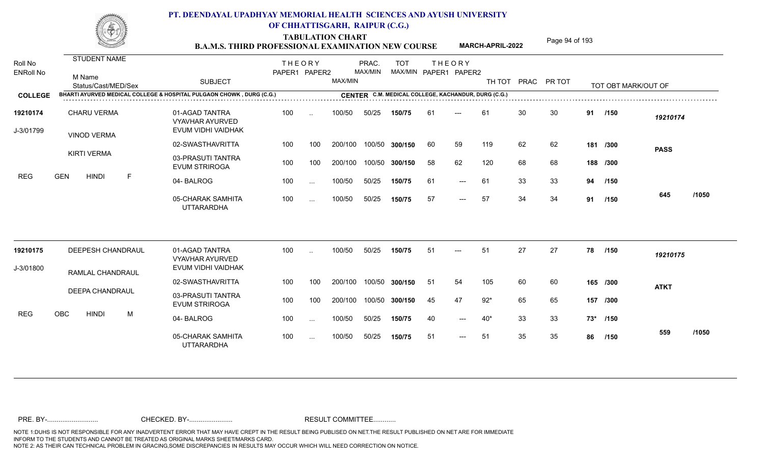# PT. DEENDAYAL UPADHYAY MEMORIAL HEALTH SCIENCES AND AYUSH UNIVERSITY OF CHHATTISGARH, RAIPUR (C.G.)

## TABULATION CHART
## B.A.M.S. THIRD PROFESSIONAL EXAMINATION NEW COURSE — MARCH-APRIL-2022

**COLLEGE:** BHARTI AYURVED MEDICAL COLLEGE & HOSPITAL PULGAON CHOWK , DURG (C.G.)
**CENTER:** C.M. MEDICAL COLLEGE, KACHANDUR, DURG (C.G.)

| Roll No / ENRoll No | STUDENT NAME / M Name / Status/Cast/MED/Sex | SUBJECT | THEORY PAPER1 | THEORY PAPER2 | MAX/MIN | PRAC. MAX/MIN | TOT MAX/MIN | THEORY PAPER1 | THEORY PAPER2 | TH TOT | PRAC | PR TOT | TOT OBT MARK/OUT OF | |
|---|---|---|---|---|---|---|---|---|---|---|---|---|---|---|
| 19210174 | CHARU VERMA | 01-AGAD TANTRA VYAVHAR AYURVED EVUM VIDHI VAIDHAK | 100 | .. | 100/50 | 50/25 | 150/75 | 61 | --- | 61 | 30 | 30 | 91 /150 | 19210174 |
| J-3/01799 | VINOD VERMA | 02-SWASTHAVRITTA | 100 | 100 | 200/100 | 100/50 | 300/150 | 60 | 59 | 119 | 62 | 62 | 181 /300 | PASS |
| | KIRTI VERMA | 03-PRASUTI TANTRA EVUM STRIROGA | 100 | 100 | 200/100 | 100/50 | 300/150 | 58 | 62 | 120 | 68 | 68 | 188 /300 | |
| REG | GEN HINDI F | 04- BALROG | 100 | ... | 100/50 | 50/25 | 150/75 | 61 | --- | 61 | 33 | 33 | 94 /150 | |
| | | 05-CHARAK SAMHITA UTTARARDHA | 100 | ... | 100/50 | 50/25 | 150/75 | 57 | --- | 57 | 34 | 34 | 91 /150 | 645 /1050 |
| 19210175 | DEEPESH CHANDRAUL | 01-AGAD TANTRA VYAVHAR AYURVED EVUM VIDHI VAIDHAK | 100 | .. | 100/50 | 50/25 | 150/75 | 51 | --- | 51 | 27 | 27 | 78 /150 | 19210175 |
| J-3/01800 | RAMLAL CHANDRAUL | 02-SWASTHAVRITTA | 100 | 100 | 200/100 | 100/50 | 300/150 | 51 | 54 | 105 | 60 | 60 | 165 /300 | ATKT |
| | DEEPA CHANDRAUL | 03-PRASUTI TANTRA EVUM STRIROGA | 100 | 100 | 200/100 | 100/50 | 300/150 | 45 | 47 | 92* | 65 | 65 | 157 /300 | |
| REG | OBC HINDI M | 04- BALROG | 100 | ... | 100/50 | 50/25 | 150/75 | 40 | --- | 40* | 33 | 33 | 73* /150 | |
| | | 05-CHARAK SAMHITA UTTARARDHA | 100 | ... | 100/50 | 50/25 | 150/75 | 51 | --- | 51 | 35 | 35 | 86 /150 | 559 /1050 |

PRE. BY-.......................... CHECKED. BY-...................... RESULT COMMITTEE...........

NOTE 1:DUHS IS NOT RESPONSIBLE FOR ANY INADVERTENT ERROR THAT MAY HAVE CREPT IN THE RESULT BEING PUBLISED ON NET.THE RESULT PUBLISHED ON NET ARE FOR IMMEDIATE INFORM TO THE STUDENTS AND CANNOT BE TREATED AS ORIGINAL MARKS SHEET/MARKS CARD.
NOTE 2: AS THEIR CAN TECHNICAL PROBLEM IN GRACING,SOME DISCREPANCIES IN RESULTS MAY OCCUR WHICH WILL NEED CORRECTION ON NOTICE.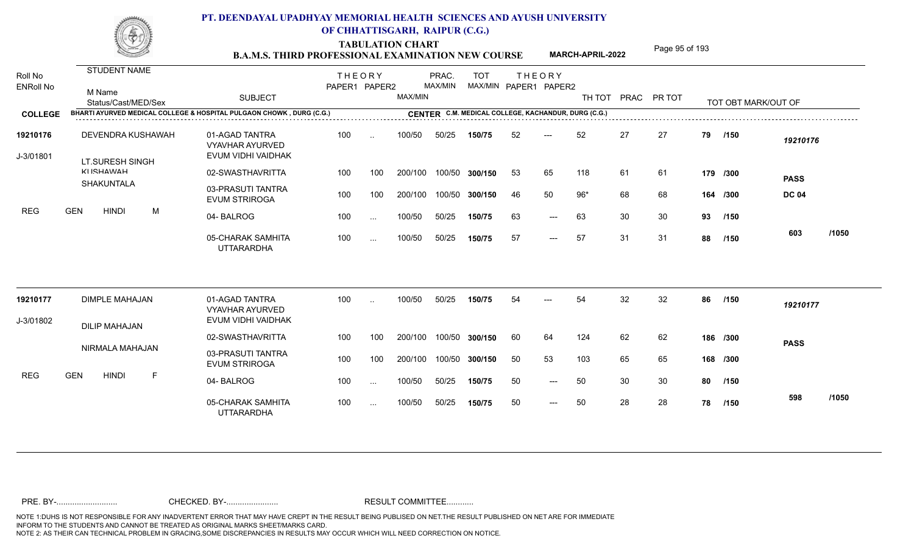# PT. DEENDAYAL UPADHYAY MEMORIAL HEALTH SCIENCES AND AYUSH UNIVERSITY OF CHHATTISGARH, RAIPUR (C.G.)

## TABULATION CHART
### B.A.M.S. THIRD PROFESSIONAL EXAMINATION NEW COURSE — MARCH-APRIL-2022

**COLLEGE:** BHARTI AYURVED MEDICAL COLLEGE & HOSPITAL PULGAON CHOWK , DURG (C.G.)
**CENTER:** C.M. MEDICAL COLLEGE, KACHANDUR, DURG (C.G.)

| Roll No / ENRoll No | STUDENT NAME / M Name / Status/Cast/MED/Sex | SUBJECT | THEORY PAPER1 | THEORY PAPER2 | MAX/MIN | PRAC. MAX/MIN | TOT MAX/MIN | THEORY PAPER1 | THEORY PAPER2 | TH TOT | PRAC | PR TOT | TOT OBT MARK/OUT OF | |
|---|---|---|---|---|---|---|---|---|---|---|---|---|---|---|
| 19210176 | DEVENDRA KUSHAWAH | 01-AGAD TANTRA VYAVHAR AYURVED EVUM VIDHI VAIDHAK | 100 | .. | 100/50 | 50/25 | **150/75** | 52 | --- | 52 | 27 | 27 | 79 /150 | *19210176* |
| J-3/01801 | LT.SURESH SINGH KUSHAWAH | 02-SWASTHAVRITTA | 100 | 100 | 200/100 | 100/50 | **300/150** | 53 | 65 | 118 | 61 | 61 | 179 /300 | **PASS** |
| | SHAKUNTALA | 03-PRASUTI TANTRA EVUM STRIROGA | 100 | 100 | 200/100 | 100/50 | **300/150** | 46 | 50 | 96* | 68 | 68 | 164 /300 | **DC 04** |
| | REG GEN HINDI M | 04- BALROG | 100 | ... | 100/50 | 50/25 | **150/75** | 63 | --- | 63 | 30 | 30 | 93 /150 | |
| | | 05-CHARAK SAMHITA UTTARARDHA | 100 | ... | 100/50 | 50/25 | **150/75** | 57 | --- | 57 | 31 | 31 | 88 /150 | 603 /1050 |
| 19210177 | DIMPLE MAHAJAN | 01-AGAD TANTRA VYAVHAR AYURVED EVUM VIDHI VAIDHAK | 100 | .. | 100/50 | 50/25 | **150/75** | 54 | --- | 54 | 32 | 32 | 86 /150 | *19210177* |
| J-3/01802 | DILIP MAHAJAN | 02-SWASTHAVRITTA | 100 | 100 | 200/100 | 100/50 | **300/150** | 60 | 64 | 124 | 62 | 62 | 186 /300 | **PASS** |
| | NIRMALA MAHAJAN | 03-PRASUTI TANTRA EVUM STRIROGA | 100 | 100 | 200/100 | 100/50 | **300/150** | 50 | 53 | 103 | 65 | 65 | 168 /300 | |
| | REG GEN HINDI F | 04- BALROG | 100 | ... | 100/50 | 50/25 | **150/75** | 50 | --- | 50 | 30 | 30 | 80 /150 | |
| | | 05-CHARAK SAMHITA UTTARARDHA | 100 | ... | 100/50 | 50/25 | **150/75** | 50 | --- | 50 | 28 | 28 | 78 /150 | 598 /1050 |

PRE. BY-.......................... CHECKED. BY-...................... RESULT COMMITTEE...........

NOTE 1:DUHS IS NOT RESPONSIBLE FOR ANY INADVERTENT ERROR THAT MAY HAVE CREPT IN THE RESULT BEING PUBLISED ON NET.THE RESULT PUBLISHED ON NET ARE FOR IMMEDIATE INFORM TO THE STUDENTS AND CANNOT BE TREATED AS ORIGINAL MARKS SHEET/MARKS CARD.
NOTE 2: AS THEIR CAN TECHNICAL PROBLEM IN GRACING,SOME DISCREPANCIES IN RESULTS MAY OCCUR WHICH WILL NEED CORRECTION ON NOTICE.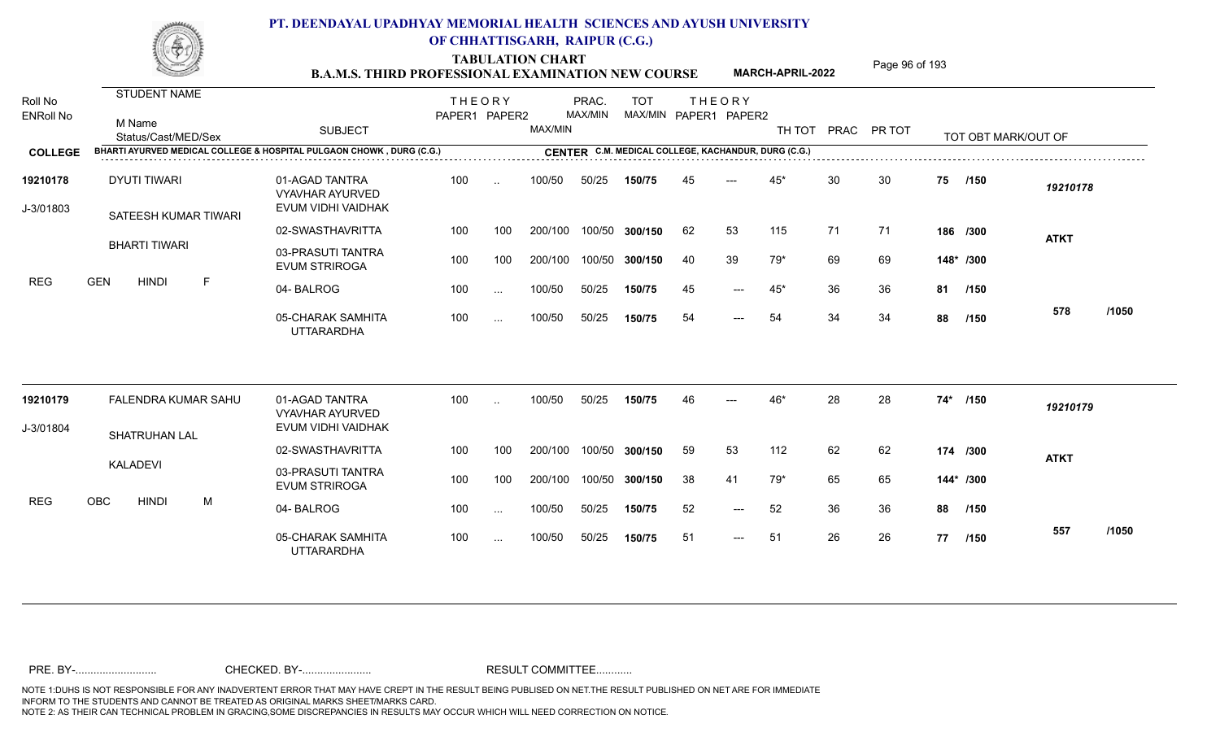# PT. DEENDAYAL UPADHYAY MEMORIAL HEALTH SCIENCES AND AYUSH UNIVERSITY OF CHHATTISGARH, RAIPUR (C.G.)

## TABULATION CHART
### B.A.M.S. THIRD PROFESSIONAL EXAMINATION NEW COURSE
**MARCH-APRIL-2022**

| Roll No / ENRoll No | STUDENT NAME / M Name / Status/Cast/MED/Sex | SUBJECT | THEORY PAPER1 | THEORY PAPER2 | MAX/MIN | PRAC. MAX/MIN | TOT MAX/MIN | THEORY PAPER1 | THEORY PAPER2 | TH TOT | PRAC | PR TOT | TOT OBT MARK/OUT OF | |
|---|---|---|---|---|---|---|---|---|---|---|---|---|---|---|
| **COLLEGE** | BHARTI AYURVED MEDICAL COLLEGE & HOSPITAL PULGAON CHOWK , DURG (C.G.) | | | | | | | **CENTER** C.M. MEDICAL COLLEGE, KACHANDUR, DURG (C.G.) | | | | | | |
| 19210178 | DYUTI TIWARI | 01-AGAD TANTRA VYAVHAR AYURVED EVUM VIDHI VAIDHAK | 100 | .. | 100/50 | 50/25 | 150/75 | 45 | --- | 45* | 30 | 30 | 75 /150 | 19210178 |
| J-3/01803 | SATEESH KUMAR TIWARI | 02-SWASTHAVRITTA | 100 | 100 | 200/100 | 100/50 | 300/150 | 62 | 53 | 115 | 71 | 71 | 186 /300 | ATKT |
| | BHARTI TIWARI | 03-PRASUTI TANTRA EVUM STRIROGA | 100 | 100 | 200/100 | 100/50 | 300/150 | 40 | 39 | 79* | 69 | 69 | 148* /300 | |
| REG | GEN HINDI F | 04- BALROG | 100 | ... | 100/50 | 50/25 | 150/75 | 45 | --- | 45* | 36 | 36 | 81 /150 | |
| | | 05-CHARAK SAMHITA UTTARARDHA | 100 | ... | 100/50 | 50/25 | 150/75 | 54 | --- | 54 | 34 | 34 | 88 /150 | 578 /1050 |
| 19210179 | FALENDRA KUMAR SAHU | 01-AGAD TANTRA VYAVHAR AYURVED EVUM VIDHI VAIDHAK | 100 | .. | 100/50 | 50/25 | 150/75 | 46 | --- | 46* | 28 | 28 | 74* /150 | 19210179 |
| J-3/01804 | SHATRUHAN LAL | 02-SWASTHAVRITTA | 100 | 100 | 200/100 | 100/50 | 300/150 | 59 | 53 | 112 | 62 | 62 | 174 /300 | ATKT |
| | KALADEVI | 03-PRASUTI TANTRA EVUM STRIROGA | 100 | 100 | 200/100 | 100/50 | 300/150 | 38 | 41 | 79* | 65 | 65 | 144* /300 | |
| REG | OBC HINDI M | 04- BALROG | 100 | ... | 100/50 | 50/25 | 150/75 | 52 | --- | 52 | 36 | 36 | 88 /150 | |
| | | 05-CHARAK SAMHITA UTTARARDHA | 100 | ... | 100/50 | 50/25 | 150/75 | 51 | --- | 51 | 26 | 26 | 77 /150 | 557 /1050 |

PRE. BY-.......................... CHECKED. BY-....................... RESULT COMMITTEE...........

NOTE 1:DUHS IS NOT RESPONSIBLE FOR ANY INADVERTENT ERROR THAT MAY HAVE CREPT IN THE RESULT BEING PUBLISED ON NET.THE RESULT PUBLISHED ON NET ARE FOR IMMEDIATE INFORM TO THE STUDENTS AND CANNOT BE TREATED AS ORIGINAL MARKS SHEET/MARKS CARD.
NOTE 2: AS THEIR CAN TECHNICAL PROBLEM IN GRACING,SOME DISCREPANCIES IN RESULTS MAY OCCUR WHICH WILL NEED CORRECTION ON NOTICE.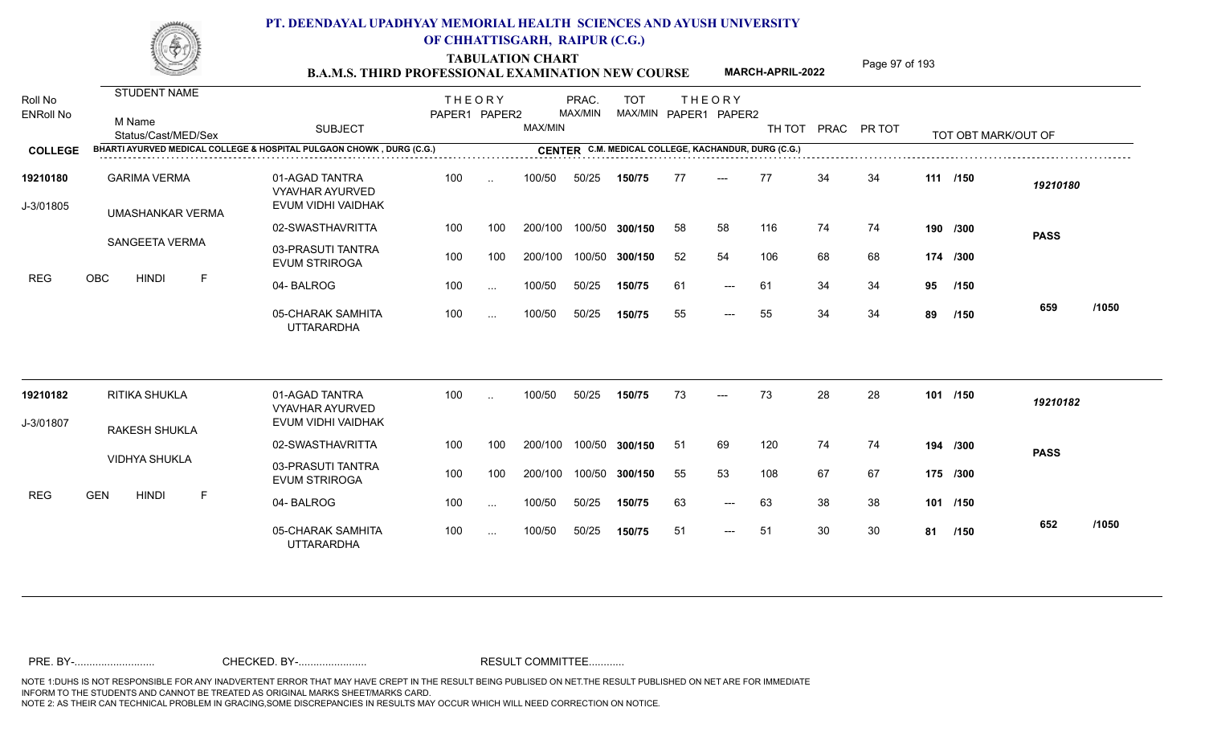# PT. DEENDAYAL UPADHYAY MEMORIAL HEALTH SCIENCES AND AYUSH UNIVERSITY OF CHHATTISGARH, RAIPUR (C.G.)

## TABULATION CHART
## B.A.M.S. THIRD PROFESSIONAL EXAMINATION NEW COURSE

**MARCH-APRIL-2022**

| Roll No / ENRoll No | STUDENT NAME / M Name / Status/Cast/MED/Sex | SUBJECT | THEORY PAPER1 | THEORY PAPER2 | MAX/MIN | PRAC. MAX/MIN | TOT MAX/MIN | THEORY PAPER1 | THEORY PAPER2 | TH TOT | PRAC | PR TOT | TOT OBT MARK/OUT OF | |
|---|---|---|---|---|---|---|---|---|---|---|---|---|---|---|
| **COLLEGE** | BHARTI AYURVED MEDICAL COLLEGE & HOSPITAL PULGAON CHOWK , DURG (C.G.) | | | | | | CENTER C.M. MEDICAL COLLEGE, KACHANDUR, DURG (C.G.) | | | | | | | |
| 19210180 | GARIMA VERMA | 01-AGAD TANTRA VYAVHAR AYURVED EVUM VIDHI VAIDHAK | 100 | .. | 100/50 | 50/25 | 150/75 | 77 | --- | 77 | 34 | 34 | 111 /150 | 19210180 |
| J-3/01805 | UMASHANKAR VERMA | 02-SWASTHAVRITTA | 100 | 100 | 200/100 | 100/50 | 300/150 | 58 | 58 | 116 | 74 | 74 | 190 /300 | PASS |
| | SANGEETA VERMA | 03-PRASUTI TANTRA EVUM STRIROGA | 100 | 100 | 200/100 | 100/50 | 300/150 | 52 | 54 | 106 | 68 | 68 | 174 /300 | |
| REG | OBC HINDI F | 04- BALROG | 100 | ... | 100/50 | 50/25 | 150/75 | 61 | --- | 61 | 34 | 34 | 95 /150 | |
| | | 05-CHARAK SAMHITA UTTARARDHA | 100 | ... | 100/50 | 50/25 | 150/75 | 55 | --- | 55 | 34 | 34 | 89 /150 | 659 /1050 |
| 19210182 | RITIKA SHUKLA | 01-AGAD TANTRA VYAVHAR AYURVED EVUM VIDHI VAIDHAK | 100 | .. | 100/50 | 50/25 | 150/75 | 73 | --- | 73 | 28 | 28 | 101 /150 | 19210182 |
| J-3/01807 | RAKESH SHUKLA | 02-SWASTHAVRITTA | 100 | 100 | 200/100 | 100/50 | 300/150 | 51 | 69 | 120 | 74 | 74 | 194 /300 | PASS |
| | VIDHYA SHUKLA | 03-PRASUTI TANTRA EVUM STRIROGA | 100 | 100 | 200/100 | 100/50 | 300/150 | 55 | 53 | 108 | 67 | 67 | 175 /300 | |
| REG | GEN HINDI F | 04- BALROG | 100 | ... | 100/50 | 50/25 | 150/75 | 63 | --- | 63 | 38 | 38 | 101 /150 | |
| | | 05-CHARAK SAMHITA UTTARARDHA | 100 | ... | 100/50 | 50/25 | 150/75 | 51 | --- | 51 | 30 | 30 | 81 /150 | 652 /1050 |

PRE. BY-........................... CHECKED. BY-....................... RESULT COMMITTEE...........

NOTE 1:DUHS IS NOT RESPONSIBLE FOR ANY INADVERTENT ERROR THAT MAY HAVE CREPT IN THE RESULT BEING PUBLISED ON NET.THE RESULT PUBLISHED ON NET ARE FOR IMMEDIATE INFORM TO THE STUDENTS AND CANNOT BE TREATED AS ORIGINAL MARKS SHEET/MARKS CARD.
NOTE 2: AS THEIR CAN TECHNICAL PROBLEM IN GRACING,SOME DISCREPANCIES IN RESULTS MAY OCCUR WHICH WILL NEED CORRECTION ON NOTICE.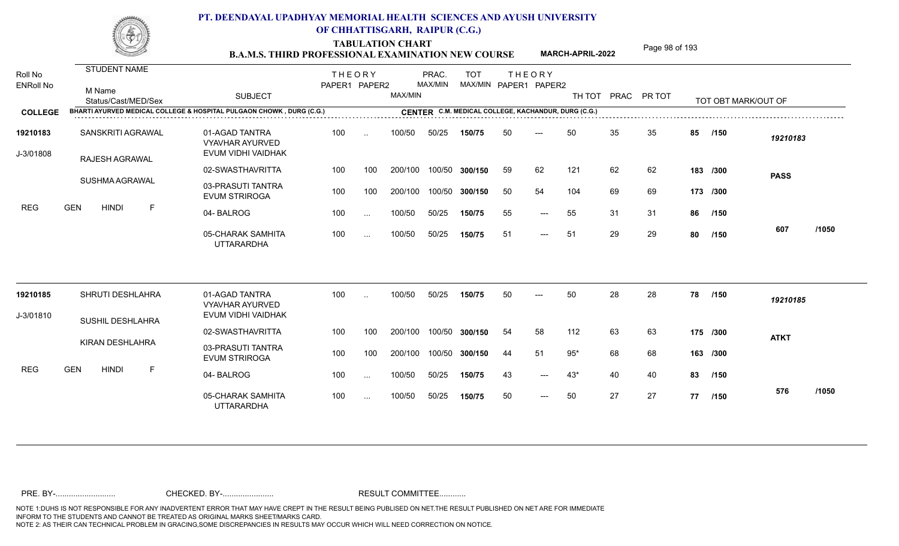# PT. DEENDAYAL UPADHYAY MEMORIAL HEALTH SCIENCES AND AYUSH UNIVERSITY OF CHHATTISGARH, RAIPUR (C.G.)

## TABULATION CHART

### B.A.M.S. THIRD PROFESSIONAL EXAMINATION NEW COURSE MARCH-APRIL-2022

**COLLEGE** BHARTI AYURVED MEDICAL COLLEGE & HOSPITAL PULGAON CHOWK , DURG (C.G.)

**CENTER** C.M. MEDICAL COLLEGE, KACHANDUR, DURG (C.G.)

| Roll No / ENRoll No | STUDENT NAME / M Name / Status/Cast/MED/Sex | SUBJECT | THEORY PAPER1 | THEORY PAPER2 | MAX/MIN | PRAC. MAX/MIN | TOT MAX/MIN | THEORY PAPER1 | THEORY PAPER2 | TH TOT | PRAC | PR TOT | TOT OBT MARK/OUT OF | |
|---|---|---|---|---|---|---|---|---|---|---|---|---|---|---|
| 19210183 | SANSKRITI AGRAWAL | 01-AGAD TANTRA VYAVHAR AYURVED EVUM VIDHI VAIDHAK | 100 | .. | 100/50 | 50/25 | 150/75 | 50 | --- | 50 | 35 | 35 | 85 /150 | 19210183 |
| J-3/01808 | RAJESH AGRAWAL | 02-SWASTHAVRITTA | 100 | 100 | 200/100 | 100/50 | 300/150 | 59 | 62 | 121 | 62 | 62 | 183 /300 | PASS |
| | SUSHMA AGRAWAL | 03-PRASUTI TANTRA EVUM STRIROGA | 100 | 100 | 200/100 | 100/50 | 300/150 | 50 | 54 | 104 | 69 | 69 | 173 /300 | |
| REG | GEN HINDI F | 04- BALROG | 100 | ... | 100/50 | 50/25 | 150/75 | 55 | --- | 55 | 31 | 31 | 86 /150 | |
| | | 05-CHARAK SAMHITA UTTARARDHA | 100 | ... | 100/50 | 50/25 | 150/75 | 51 | --- | 51 | 29 | 29 | 80 /150 | 607 /1050 |
| 19210185 | SHRUTI DESHLAHRA | 01-AGAD TANTRA VYAVHAR AYURVED EVUM VIDHI VAIDHAK | 100 | .. | 100/50 | 50/25 | 150/75 | 50 | --- | 50 | 28 | 28 | 78 /150 | 19210185 |
| J-3/01810 | SUSHIL DESHLAHRA | 02-SWASTHAVRITTA | 100 | 100 | 200/100 | 100/50 | 300/150 | 54 | 58 | 112 | 63 | 63 | 175 /300 | ATKT |
| | KIRAN DESHLAHRA | 03-PRASUTI TANTRA EVUM STRIROGA | 100 | 100 | 200/100 | 100/50 | 300/150 | 44 | 51 | 95* | 68 | 68 | 163 /300 | |
| REG | GEN HINDI F | 04- BALROG | 100 | ... | 100/50 | 50/25 | 150/75 | 43 | --- | 43* | 40 | 40 | 83 /150 | |
| | | 05-CHARAK SAMHITA UTTARARDHA | 100 | ... | 100/50 | 50/25 | 150/75 | 50 | --- | 50 | 27 | 27 | 77 /150 | 576 /1050 |

PRE. BY-.......................... CHECKED. BY-...................... RESULT COMMITTEE...........

NOTE 1:DUHS IS NOT RESPONSIBLE FOR ANY INADVERTENT ERROR THAT MAY HAVE CREPT IN THE RESULT BEING PUBLISED ON NET.THE RESULT PUBLISHED ON NET ARE FOR IMMEDIATE INFORM TO THE STUDENTS AND CANNOT BE TREATED AS ORIGINAL MARKS SHEET/MARKS CARD.
NOTE 2: AS THEIR CAN TECHNICAL PROBLEM IN GRACING,SOME DISCREPANCIES IN RESULTS MAY OCCUR WHICH WILL NEED CORRECTION ON NOTICE.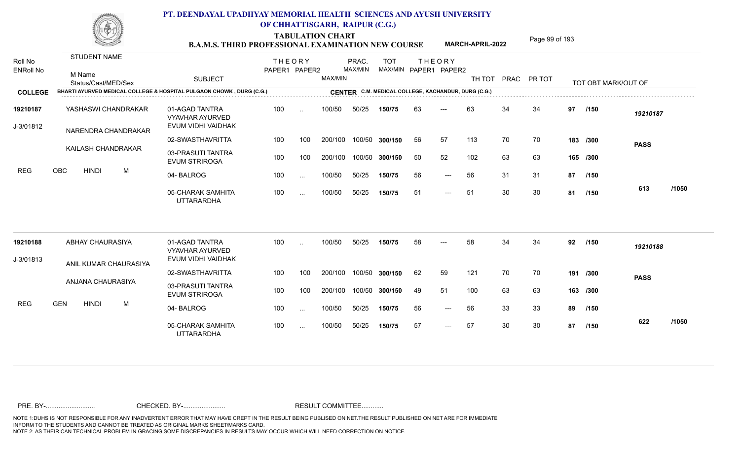# PT. DEENDAYAL UPADHYAY MEMORIAL HEALTH SCIENCES AND AYUSH UNIVERSITY OF CHHATTISGARH, RAIPUR (C.G.)

## TABULATION CHART
### B.A.M.S. THIRD PROFESSIONAL EXAMINATION NEW COURSE — MARCH-APRIL-2022

**COLLEGE:** BHARTI AYURVED MEDICAL COLLEGE & HOSPITAL PULGAON CHOWK , DURG (C.G.)
**CENTER:** C.M. MEDICAL COLLEGE, KACHANDUR, DURG (C.G.)

| Roll No / ENRoll No | STUDENT NAME / M Name / Status/Cast/MED/Sex | SUBJECT | THEORY PAPER1 | THEORY PAPER2 | MAX/MIN | PRAC. MAX/MIN | TOT MAX/MIN | THEORY PAPER1 | THEORY PAPER2 | TH TOT | PRAC | PR TOT | TOT OBT MARK/OUT OF | |
|---|---|---|---|---|---|---|---|---|---|---|---|---|---|---|
| 19210187 | YASHASWI CHANDRAKAR | 01-AGAD TANTRA VYAVHAR AYURVED EVUM VIDHI VAIDHAK | 100 | .. | 100/50 | 50/25 | 150/75 | 63 | --- | 63 | 34 | 34 | 97 /150 | 19210187 |
| J-3/01812 | NARENDRA CHANDRAKAR | 02-SWASTHAVRITTA | 100 | 100 | 200/100 | 100/50 | 300/150 | 56 | 57 | 113 | 70 | 70 | 183 /300 | PASS |
| | KAILASH CHANDRAKAR | 03-PRASUTI TANTRA EVUM STRIROGA | 100 | 100 | 200/100 | 100/50 | 300/150 | 50 | 52 | 102 | 63 | 63 | 165 /300 | |
| REG | OBC HINDI M | 04- BALROG | 100 | ... | 100/50 | 50/25 | 150/75 | 56 | --- | 56 | 31 | 31 | 87 /150 | |
| | | 05-CHARAK SAMHITA UTTARARDHA | 100 | ... | 100/50 | 50/25 | 150/75 | 51 | --- | 51 | 30 | 30 | 81 /150 | 613 /1050 |
| 19210188 | ABHAY CHAURASIYA | 01-AGAD TANTRA VYAVHAR AYURVED EVUM VIDHI VAIDHAK | 100 | .. | 100/50 | 50/25 | 150/75 | 58 | --- | 58 | 34 | 34 | 92 /150 | 19210188 |
| J-3/01813 | ANIL KUMAR CHAURASIYA | 02-SWASTHAVRITTA | 100 | 100 | 200/100 | 100/50 | 300/150 | 62 | 59 | 121 | 70 | 70 | 191 /300 | PASS |
| | ANJANA CHAURASIYA | 03-PRASUTI TANTRA EVUM STRIROGA | 100 | 100 | 200/100 | 100/50 | 300/150 | 49 | 51 | 100 | 63 | 63 | 163 /300 | |
| REG | GEN HINDI M | 04- BALROG | 100 | ... | 100/50 | 50/25 | 150/75 | 56 | --- | 56 | 33 | 33 | 89 /150 | |
| | | 05-CHARAK SAMHITA UTTARARDHA | 100 | ... | 100/50 | 50/25 | 150/75 | 57 | --- | 57 | 30 | 30 | 87 /150 | 622 /1050 |

PRE. BY-.......................... CHECKED. BY-....................... RESULT COMMITTEE...........

NOTE 1:DUHS IS NOT RESPONSIBLE FOR ANY INADVERTENT ERROR THAT MAY HAVE CREPT IN THE RESULT BEING PUBLISED ON NET.THE RESULT PUBLISHED ON NET ARE FOR IMMEDIATE INFORM TO THE STUDENTS AND CANNOT BE TREATED AS ORIGINAL MARKS SHEET/MARKS CARD.
NOTE 2: AS THEIR CAN TECHNICAL PROBLEM IN GRACING,SOME DISCREPANCIES IN RESULTS MAY OCCUR WHICH WILL NEED CORRECTION ON NOTICE.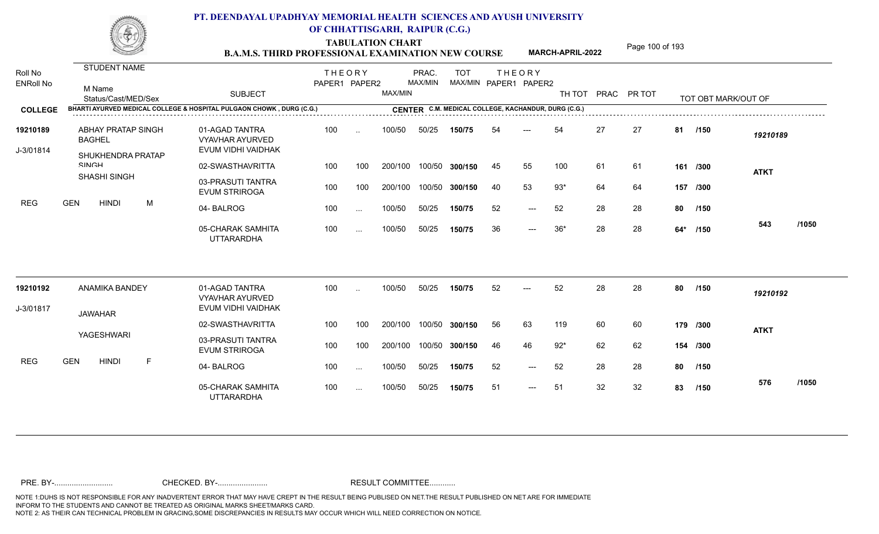# PT. DEENDAYAL UPADHYAY MEMORIAL HEALTH SCIENCES AND AYUSH UNIVERSITY OF CHHATTISGARH, RAIPUR (C.G.)

## TABULATION CHART
### B.A.M.S. THIRD PROFESSIONAL EXAMINATION NEW COURSE — MARCH-APRIL-2022

**COLLEGE:** BHARTI AYURVED MEDICAL COLLEGE & HOSPITAL PULGAON CHOWK , DURG (C.G.)
**CENTER:** C.M. MEDICAL COLLEGE, KACHANDUR, DURG (C.G.)

| Roll No / ENRoll No | STUDENT NAME / M Name / Status/Cast/MED/Sex | SUBJECT | THEORY PAPER1 | THEORY PAPER2 | MAX/MIN | PRAC. MAX/MIN | TOT MAX/MIN | THEORY PAPER1 | THEORY PAPER2 | TH TOT | PRAC | PR TOT | TOT OBT MARK/OUT OF | |
|---|---|---|---|---|---|---|---|---|---|---|---|---|---|---|
| 19210189 | ABHAY PRATAP SINGH BAGHEL | 01-AGAD TANTRA VYAVHAR AYURVED EVUM VIDHI VAIDHAK | 100 | .. | 100/50 | 50/25 | 150/75 | 54 | --- | 54 | 27 | 27 | 81 /150 | 19210189 |
| J-3/01814 | SHUKHENDRA PRATAP SINGH | 02-SWASTHAVRITTA | 100 | 100 | 200/100 | 100/50 | 300/150 | 45 | 55 | 100 | 61 | 61 | 161 /300 | ATKT |
| | SHASHI SINGH | 03-PRASUTI TANTRA EVUM STRIROGA | 100 | 100 | 200/100 | 100/50 | 300/150 | 40 | 53 | 93* | 64 | 64 | 157 /300 | |
| REG | GEN HINDI M | 04- BALROG | 100 | ... | 100/50 | 50/25 | 150/75 | 52 | --- | 52 | 28 | 28 | 80 /150 | |
| | | 05-CHARAK SAMHITA UTTARARDHA | 100 | ... | 100/50 | 50/25 | 150/75 | 36 | --- | 36* | 28 | 28 | 64* /150 | 543 /1050 |
| 19210192 | ANAMIKA BANDEY | 01-AGAD TANTRA VYAVHAR AYURVED EVUM VIDHI VAIDHAK | 100 | .. | 100/50 | 50/25 | 150/75 | 52 | --- | 52 | 28 | 28 | 80 /150 | 19210192 |
| J-3/01817 | JAWAHAR | 02-SWASTHAVRITTA | 100 | 100 | 200/100 | 100/50 | 300/150 | 56 | 63 | 119 | 60 | 60 | 179 /300 | ATKT |
| | YAGESHWARI | 03-PRASUTI TANTRA EVUM STRIROGA | 100 | 100 | 200/100 | 100/50 | 300/150 | 46 | 46 | 92* | 62 | 62 | 154 /300 | |
| REG | GEN HINDI F | 04- BALROG | 100 | ... | 100/50 | 50/25 | 150/75 | 52 | --- | 52 | 28 | 28 | 80 /150 | |
| | | 05-CHARAK SAMHITA UTTARARDHA | 100 | ... | 100/50 | 50/25 | 150/75 | 51 | --- | 51 | 32 | 32 | 83 /150 | 576 /1050 |

PRE. BY-.......................... CHECKED. BY-....................... RESULT COMMITTEE...........

NOTE 1:DUHS IS NOT RESPONSIBLE FOR ANY INADVERTENT ERROR THAT MAY HAVE CREPT IN THE RESULT BEING PUBLISED ON NET.THE RESULT PUBLISHED ON NET ARE FOR IMMEDIATE INFORM TO THE STUDENTS AND CANNOT BE TREATED AS ORIGINAL MARKS SHEET/MARKS CARD.
NOTE 2: AS THEIR CAN TECHNICAL PROBLEM IN GRACING,SOME DISCREPANCIES IN RESULTS MAY OCCUR WHICH WILL NEED CORRECTION ON NOTICE.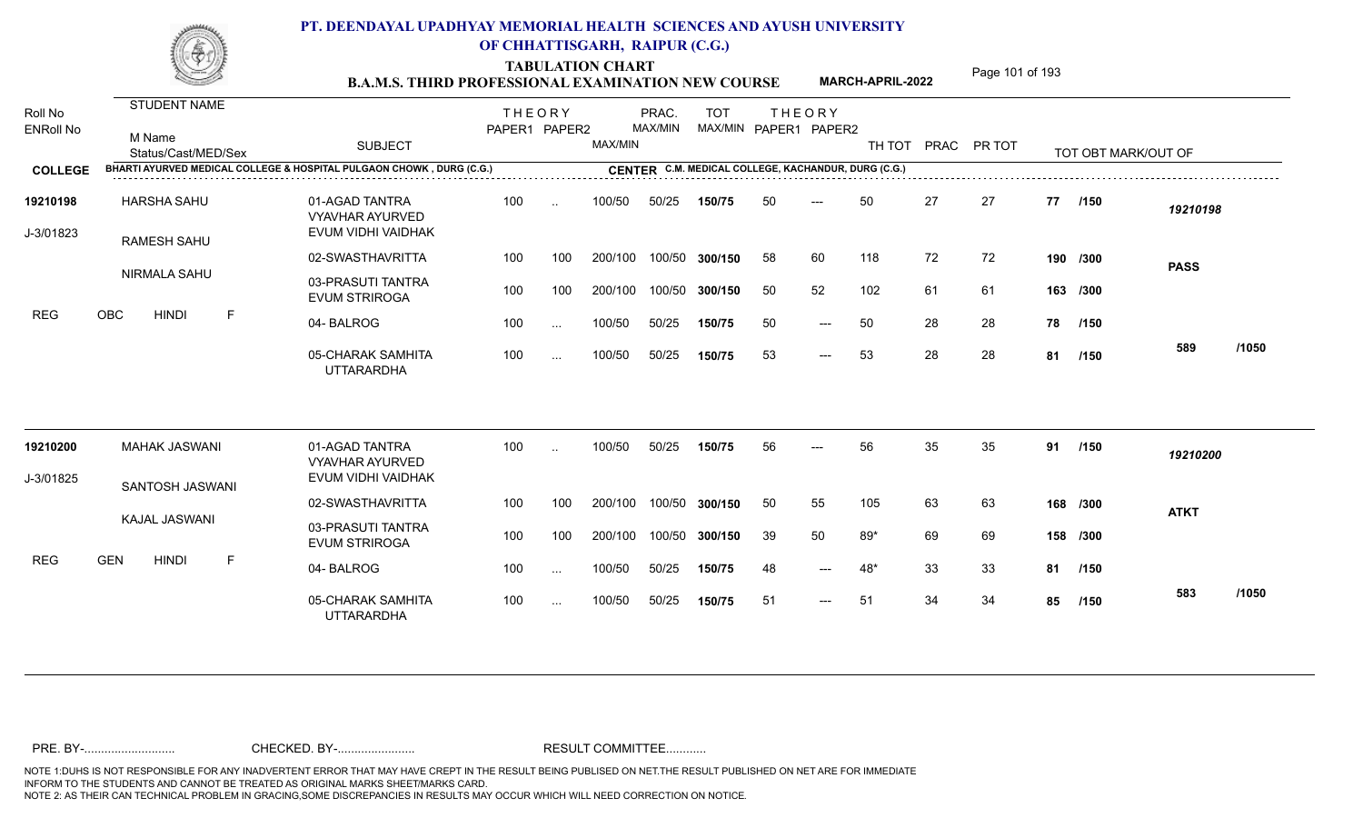# PT. DEENDAYAL UPADHYAY MEMORIAL HEALTH SCIENCES AND AYUSH UNIVERSITY OF CHHATTISGARH, RAIPUR (C.G.)

## TABULATION CHART

### B.A.M.S. THIRD PROFESSIONAL EXAMINATION NEW COURSE — MARCH-APRIL-2022

**COLLEGE:** BHARTI AYURVED MEDICAL COLLEGE & HOSPITAL PULGAON CHOWK , DURG (C.G.)
**CENTER:** C.M. MEDICAL COLLEGE, KACHANDUR, DURG (C.G.)

| Roll No / ENRoll No | STUDENT NAME / M Name / Status/Cast/MED/Sex | SUBJECT | THEORY PAPER1 | THEORY PAPER2 | MAX/MIN | PRAC. MAX/MIN | TOT MAX/MIN | THEORY PAPER1 | THEORY PAPER2 | TH TOT | PRAC | PR TOT | TOT OBT MARK/OUT OF | |
|---|---|---|---|---|---|---|---|---|---|---|---|---|---|---|
| 19210198 | HARSHA SAHU | 01-AGAD TANTRA VYAVHAR AYURVED EVUM VIDHI VAIDHAK | 100 | .. | 100/50 | 50/25 | 150/75 | 50 | --- | 50 | 27 | 27 | 77 /150 | 19210198 |
| J-3/01823 | RAMESH SAHU | 02-SWASTHAVRITTA | 100 | 100 | 200/100 | 100/50 | 300/150 | 58 | 60 | 118 | 72 | 72 | 190 /300 | PASS |
| | NIRMALA SAHU | 03-PRASUTI TANTRA EVUM STRIROGA | 100 | 100 | 200/100 | 100/50 | 300/150 | 50 | 52 | 102 | 61 | 61 | 163 /300 | |
| REG | OBC HINDI F | 04- BALROG | 100 | ... | 100/50 | 50/25 | 150/75 | 50 | --- | 50 | 28 | 28 | 78 /150 | |
| | | 05-CHARAK SAMHITA UTTARARDHA | 100 | ... | 100/50 | 50/25 | 150/75 | 53 | --- | 53 | 28 | 28 | 81 /150 | 589 /1050 |
| 19210200 | MAHAK JASWANI | 01-AGAD TANTRA VYAVHAR AYURVED EVUM VIDHI VAIDHAK | 100 | .. | 100/50 | 50/25 | 150/75 | 56 | --- | 56 | 35 | 35 | 91 /150 | 19210200 |
| J-3/01825 | SANTOSH JASWANI | 02-SWASTHAVRITTA | 100 | 100 | 200/100 | 100/50 | 300/150 | 50 | 55 | 105 | 63 | 63 | 168 /300 | ATKT |
| | KAJAL JASWANI | 03-PRASUTI TANTRA EVUM STRIROGA | 100 | 100 | 200/100 | 100/50 | 300/150 | 39 | 50 | 89* | 69 | 69 | 158 /300 | |
| REG | GEN HINDI F | 04- BALROG | 100 | ... | 100/50 | 50/25 | 150/75 | 48 | --- | 48* | 33 | 33 | 81 /150 | |
| | | 05-CHARAK SAMHITA UTTARARDHA | 100 | ... | 100/50 | 50/25 | 150/75 | 51 | --- | 51 | 34 | 34 | 85 /150 | 583 /1050 |

PRE. BY-.......................... CHECKED. BY-....................... RESULT COMMITTEE...........

NOTE 1:DUHS IS NOT RESPONSIBLE FOR ANY INADVERTENT ERROR THAT MAY HAVE CREPT IN THE RESULT BEING PUBLISED ON NET.THE RESULT PUBLISHED ON NET ARE FOR IMMEDIATE INFORM TO THE STUDENTS AND CANNOT BE TREATED AS ORIGINAL MARKS SHEET/MARKS CARD.
NOTE 2: AS THEIR CAN TECHNICAL PROBLEM IN GRACING,SOME DISCREPANCIES IN RESULTS MAY OCCUR WHICH WILL NEED CORRECTION ON NOTICE.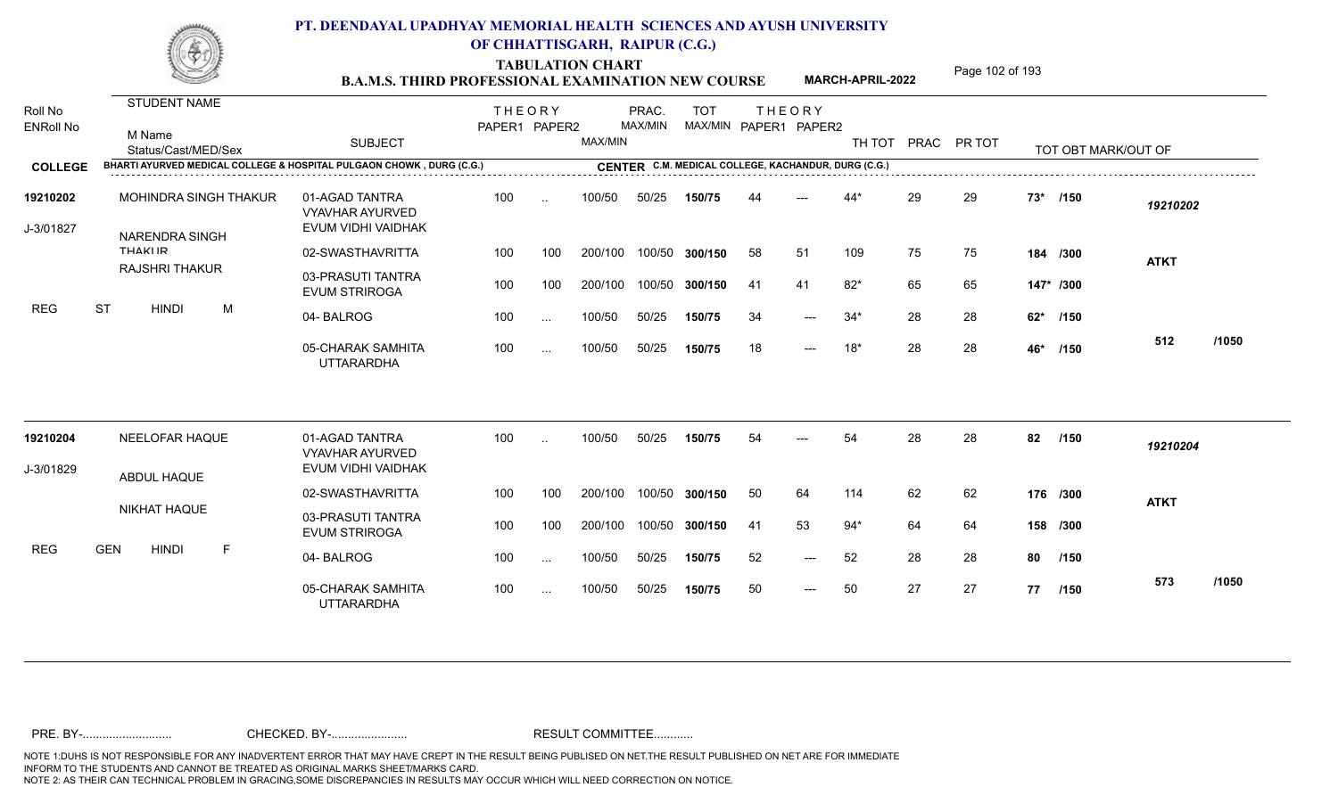# PT. DEENDAYAL UPADHYAY MEMORIAL HEALTH SCIENCES AND AYUSH UNIVERSITY OF CHHATTISGARH, RAIPUR (C.G.)

**TABULATION CHART**

**B.A.M.S. THIRD PROFESSIONAL EXAMINATION NEW COURSE** — **MARCH-APRIL-2022**

**COLLEGE:** BHARTI AYURVED MEDICAL COLLEGE & HOSPITAL PULGAON CHOWK , DURG (C.G.)

**CENTER:** C.M. MEDICAL COLLEGE, KACHANDUR, DURG (C.G.)

| Roll No / ENRoll No | STUDENT NAME / M Name / Status/Cast/MED/Sex | SUBJECT | THEORY PAPER1 | THEORY PAPER2 | MAX/MIN | PRAC. MAX/MIN | TOT MAX/MIN | THEORY PAPER1 | THEORY PAPER2 | TH TOT | PRAC | PR TOT | TOT OBT MARK/OUT OF | |
|---|---|---|---|---|---|---|---|---|---|---|---|---|---|---|
| 19210202 | MOHINDRA SINGH THAKUR | 01-AGAD TANTRA VYAVHAR AYURVED EVUM VIDHI VAIDHAK | 100 | .. | 100/50 | 50/25 | 150/75 | 44 | --- | 44* | 29 | 29 | 73* /150 | 19210202 |
| J-3/01827 | NARENDRA SINGH THAKUR | 02-SWASTHAVRITTA | 100 | 100 | 200/100 | 100/50 | 300/150 | 58 | 51 | 109 | 75 | 75 | 184 /300 | ATKT |
| | RAJSHRI THAKUR | 03-PRASUTI TANTRA EVUM STRIROGA | 100 | 100 | 200/100 | 100/50 | 300/150 | 41 | 41 | 82* | 65 | 65 | 147* /300 | |
| REG | ST HINDI M | 04- BALROG | 100 | ... | 100/50 | 50/25 | 150/75 | 34 | --- | 34* | 28 | 28 | 62* /150 | |
| | | 05-CHARAK SAMHITA UTTARARDHA | 100 | ... | 100/50 | 50/25 | 150/75 | 18 | --- | 18* | 28 | 28 | 46* /150 | 512 /1050 |
| 19210204 | NEELOFAR HAQUE | 01-AGAD TANTRA VYAVHAR AYURVED EVUM VIDHI VAIDHAK | 100 | .. | 100/50 | 50/25 | 150/75 | 54 | --- | 54 | 28 | 28 | 82 /150 | 19210204 |
| J-3/01829 | ABDUL HAQUE | 02-SWASTHAVRITTA | 100 | 100 | 200/100 | 100/50 | 300/150 | 50 | 64 | 114 | 62 | 62 | 176 /300 | ATKT |
| | NIKHAT HAQUE | 03-PRASUTI TANTRA EVUM STRIROGA | 100 | 100 | 200/100 | 100/50 | 300/150 | 41 | 53 | 94* | 64 | 64 | 158 /300 | |
| REG | GEN HINDI F | 04- BALROG | 100 | ... | 100/50 | 50/25 | 150/75 | 52 | --- | 52 | 28 | 28 | 80 /150 | |
| | | 05-CHARAK SAMHITA UTTARARDHA | 100 | ... | 100/50 | 50/25 | 150/75 | 50 | --- | 50 | 27 | 27 | 77 /150 | 573 /1050 |

PRE. BY-.......................... CHECKED. BY-...................... RESULT COMMITTEE...........

NOTE 1:DUHS IS NOT RESPONSIBLE FOR ANY INADVERTENT ERROR THAT MAY HAVE CREPT IN THE RESULT BEING PUBLISED ON NET.THE RESULT PUBLISHED ON NET ARE FOR IMMEDIATE INFORM TO THE STUDENTS AND CANNOT BE TREATED AS ORIGINAL MARKS SHEET/MARKS CARD.
NOTE 2: AS THEIR CAN TECHNICAL PROBLEM IN GRACING,SOME DISCREPANCIES IN RESULTS MAY OCCUR WHICH WILL NEED CORRECTION ON NOTICE.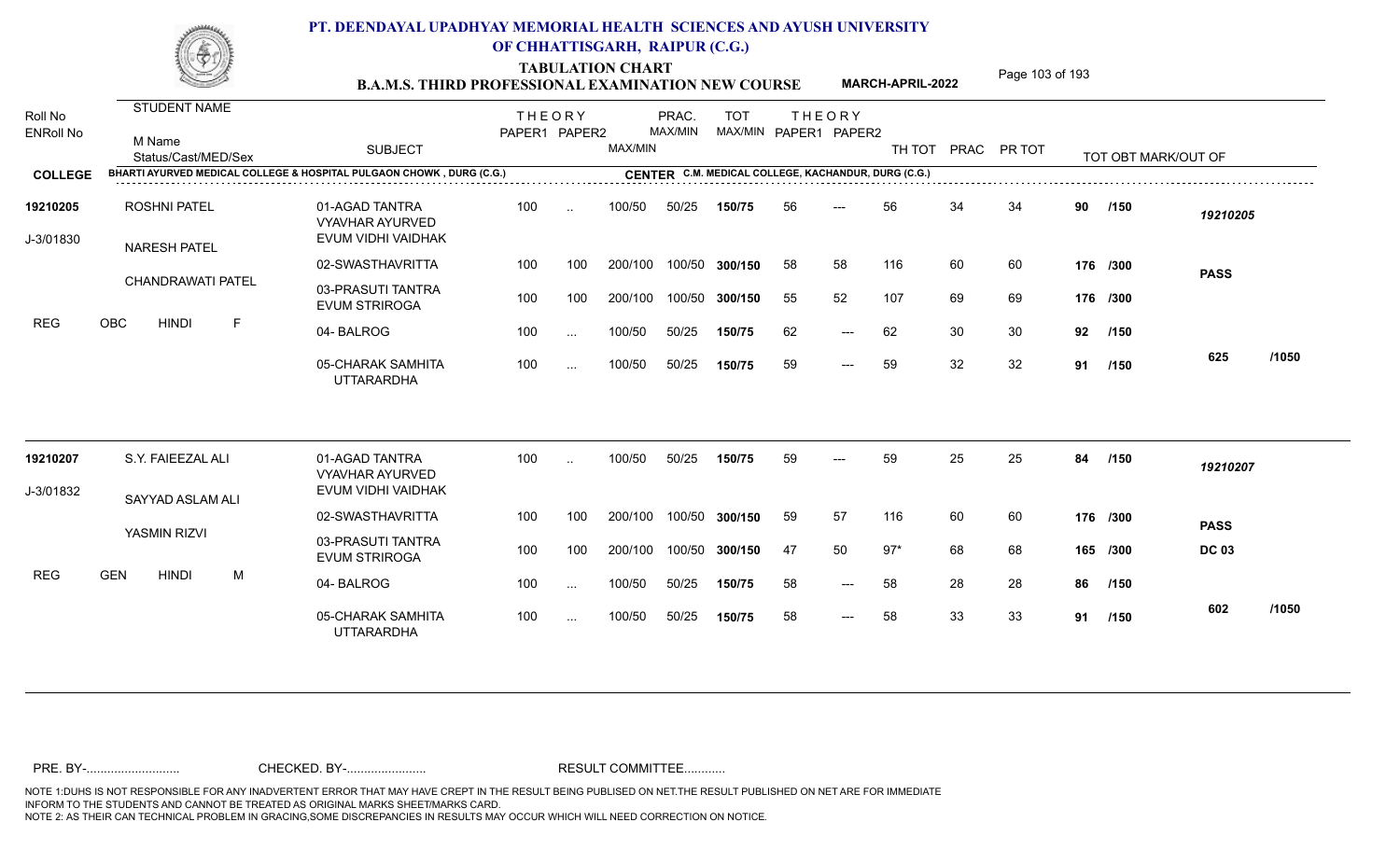# PT. DEENDAYAL UPADHYAY MEMORIAL HEALTH SCIENCES AND AYUSH UNIVERSITY OF CHHATTISGARH, RAIPUR (C.G.)

## TABULATION CHART

### B.A.M.S. THIRD PROFESSIONAL EXAMINATION NEW COURSE — MARCH-APRIL-2022

**COLLEGE:** BHARTI AYURVED MEDICAL COLLEGE & HOSPITAL PULGAON CHOWK , DURG (C.G.)
**CENTER:** C.M. MEDICAL COLLEGE, KACHANDUR, DURG (C.G.)

| Roll No / ENRoll No | STUDENT NAME / M Name / Status/Cast/MED/Sex | SUBJECT | THEORY PAPER1 | THEORY PAPER2 | MAX/MIN | PRAC. MAX/MIN | TOT MAX/MIN | THEORY PAPER1 | THEORY PAPER2 | TH TOT | PRAC | PR TOT | TOT OBT MARK/OUT OF | |
|---|---|---|---|---|---|---|---|---|---|---|---|---|---|---|
| 19210205 | ROSHNI PATEL | 01-AGAD TANTRA VYAVHAR AYURVED EVUM VIDHI VAIDHAK | 100 | .. | 100/50 | 50/25 | 150/75 | 56 | --- | 56 | 34 | 34 | 90 /150 | 19210205 |
| J-3/01830 | NARESH PATEL | 02-SWASTHAVRITTA | 100 | 100 | 200/100 | 100/50 | 300/150 | 58 | 58 | 116 | 60 | 60 | 176 /300 | PASS |
| | CHANDRAWATI PATEL | 03-PRASUTI TANTRA EVUM STRIROGA | 100 | 100 | 200/100 | 100/50 | 300/150 | 55 | 52 | 107 | 69 | 69 | 176 /300 | |
| REG | OBC HINDI F | 04- BALROG | 100 | ... | 100/50 | 50/25 | 150/75 | 62 | --- | 62 | 30 | 30 | 92 /150 | |
| | | 05-CHARAK SAMHITA UTTARARDHA | 100 | ... | 100/50 | 50/25 | 150/75 | 59 | --- | 59 | 32 | 32 | 91 /150 | 625 /1050 |
| 19210207 | S.Y. FAIEEZAL ALI | 01-AGAD TANTRA VYAVHAR AYURVED EVUM VIDHI VAIDHAK | 100 | .. | 100/50 | 50/25 | 150/75 | 59 | --- | 59 | 25 | 25 | 84 /150 | 19210207 |
| J-3/01832 | SAYYAD ASLAM ALI | 02-SWASTHAVRITTA | 100 | 100 | 200/100 | 100/50 | 300/150 | 59 | 57 | 116 | 60 | 60 | 176 /300 | PASS |
| | YASMIN RIZVI | 03-PRASUTI TANTRA EVUM STRIROGA | 100 | 100 | 200/100 | 100/50 | 300/150 | 47 | 50 | 97* | 68 | 68 | 165 /300 | DC 03 |
| REG | GEN HINDI M | 04- BALROG | 100 | ... | 100/50 | 50/25 | 150/75 | 58 | --- | 58 | 28 | 28 | 86 /150 | |
| | | 05-CHARAK SAMHITA UTTARARDHA | 100 | ... | 100/50 | 50/25 | 150/75 | 58 | --- | 58 | 33 | 33 | 91 /150 | 602 /1050 |

PRE. BY-.......................... CHECKED. BY-....................... RESULT COMMITTEE...........

NOTE 1:DUHS IS NOT RESPONSIBLE FOR ANY INADVERTENT ERROR THAT MAY HAVE CREPT IN THE RESULT BEING PUBLISED ON NET.THE RESULT PUBLISHED ON NET ARE FOR IMMEDIATE INFORM TO THE STUDENTS AND CANNOT BE TREATED AS ORIGINAL MARKS SHEET/MARKS CARD.
NOTE 2: AS THEIR CAN TECHNICAL PROBLEM IN GRACING,SOME DISCREPANCIES IN RESULTS MAY OCCUR WHICH WILL NEED CORRECTION ON NOTICE.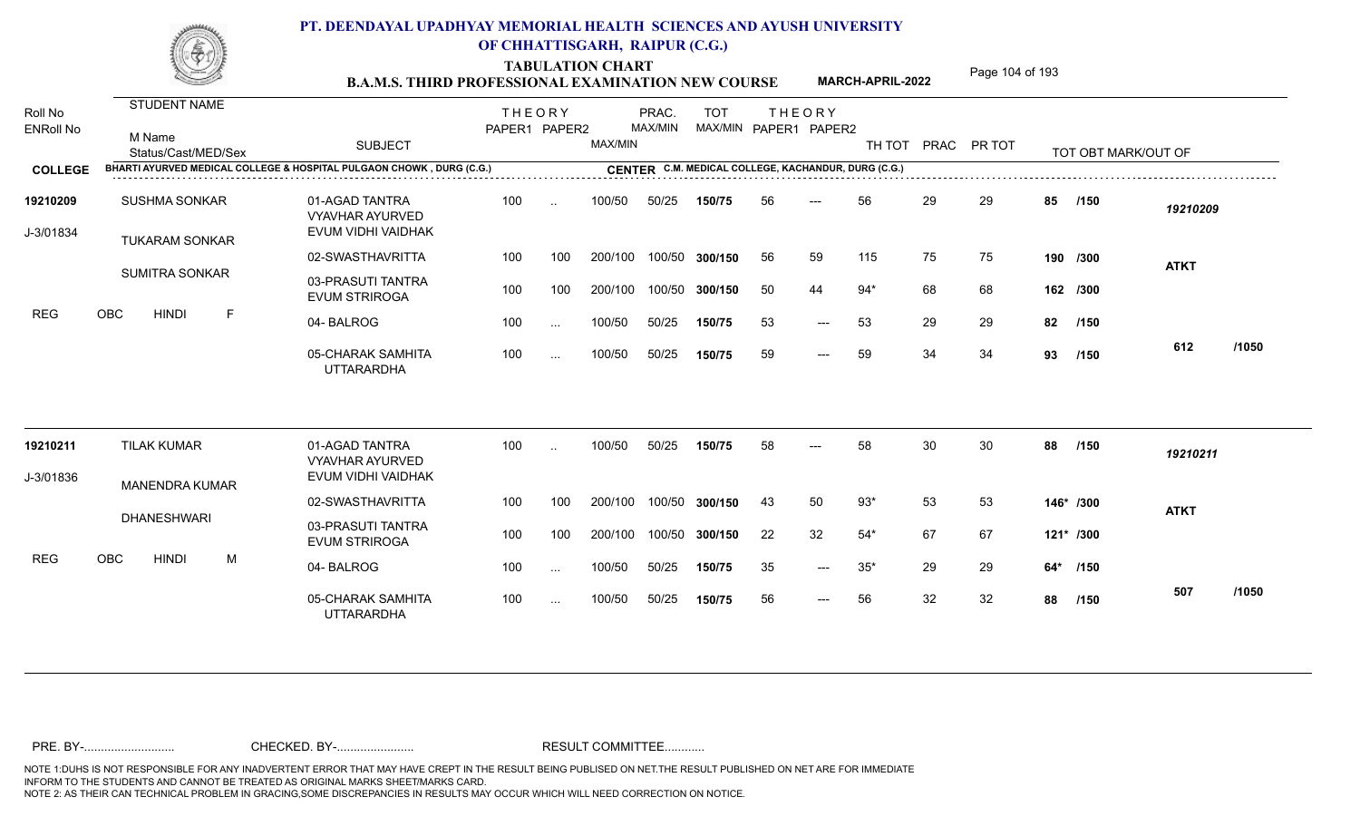# PT. DEENDAYAL UPADHYAY MEMORIAL HEALTH SCIENCES AND AYUSH UNIVERSITY OF CHHATTISGARH, RAIPUR (C.G.)

**TABULATION CHART**

**B.A.M.S. THIRD PROFESSIONAL EXAMINATION NEW COURSE** — **MARCH-APRIL-2022**

| Roll No / ENRoll No | STUDENT NAME / M Name / Status/Cast/MED/Sex | SUBJECT | THEORY PAPER1 | THEORY PAPER2 | MAX/MIN | PRAC. MAX/MIN | TOT MAX/MIN | THEORY PAPER1 | THEORY PAPER2 | TH TOT | PRAC | PR TOT | TOT OBT MARK/OUT OF | |
|---|---|---|---|---|---|---|---|---|---|---|---|---|---|---|
| **COLLEGE** | BHARTI AYURVED MEDICAL COLLEGE & HOSPITAL PULGAON CHOWK , DURG (C.G.) | | | | | | CENTER C.M. MEDICAL COLLEGE, KACHANDUR, DURG (C.G.) | | | | | | | |
| **19210209** | SUSHMA SONKAR | 01-AGAD TANTRA VYAVHAR AYURVED EVUM VIDHI VAIDHAK | 100 | .. | 100/50 | 50/25 | **150/75** | 56 | --- | 56 | 29 | 29 | **85 /150** | *19210209* |
| J-3/01834 | TUKARAM SONKAR | 02-SWASTHAVRITTA | 100 | 100 | 200/100 | 100/50 | **300/150** | 56 | 59 | 115 | 75 | 75 | **190 /300** | **ATKT** |
| | SUMITRA SONKAR | 03-PRASUTI TANTRA EVUM STRIROGA | 100 | 100 | 200/100 | 100/50 | **300/150** | 50 | 44 | 94* | 68 | 68 | **162 /300** | |
| REG | OBC HINDI F | 04- BALROG | 100 | ... | 100/50 | 50/25 | **150/75** | 53 | --- | 53 | 29 | 29 | **82 /150** | |
| | | 05-CHARAK SAMHITA UTTARARDHA | 100 | ... | 100/50 | 50/25 | **150/75** | 59 | --- | 59 | 34 | 34 | **93 /150** | **612 /1050** |
| **19210211** | TILAK KUMAR | 01-AGAD TANTRA VYAVHAR AYURVED EVUM VIDHI VAIDHAK | 100 | .. | 100/50 | 50/25 | **150/75** | 58 | --- | 58 | 30 | 30 | **88 /150** | *19210211* |
| J-3/01836 | MANENDRA KUMAR | 02-SWASTHAVRITTA | 100 | 100 | 200/100 | 100/50 | **300/150** | 43 | 50 | 93* | 53 | 53 | **146* /300** | **ATKT** |
| | DHANESHWARI | 03-PRASUTI TANTRA EVUM STRIROGA | 100 | 100 | 200/100 | 100/50 | **300/150** | 22 | 32 | 54* | 67 | 67 | **121* /300** | |
| REG | OBC HINDI M | 04- BALROG | 100 | ... | 100/50 | 50/25 | **150/75** | 35 | --- | 35* | 29 | 29 | **64* /150** | |
| | | 05-CHARAK SAMHITA UTTARARDHA | 100 | ... | 100/50 | 50/25 | **150/75** | 56 | --- | 56 | 32 | 32 | **88 /150** | **507 /1050** |

PRE. BY-.......................... CHECKED. BY-....................... RESULT COMMITTEE...........

NOTE 1:DUHS IS NOT RESPONSIBLE FOR ANY INADVERTENT ERROR THAT MAY HAVE CREPT IN THE RESULT BEING PUBLISED ON NET.THE RESULT PUBLISHED ON NET ARE FOR IMMEDIATE INFORM TO THE STUDENTS AND CANNOT BE TREATED AS ORIGINAL MARKS SHEET/MARKS CARD.
NOTE 2: AS THEIR CAN TECHNICAL PROBLEM IN GRACING,SOME DISCREPANCIES IN RESULTS MAY OCCUR WHICH WILL NEED CORRECTION ON NOTICE.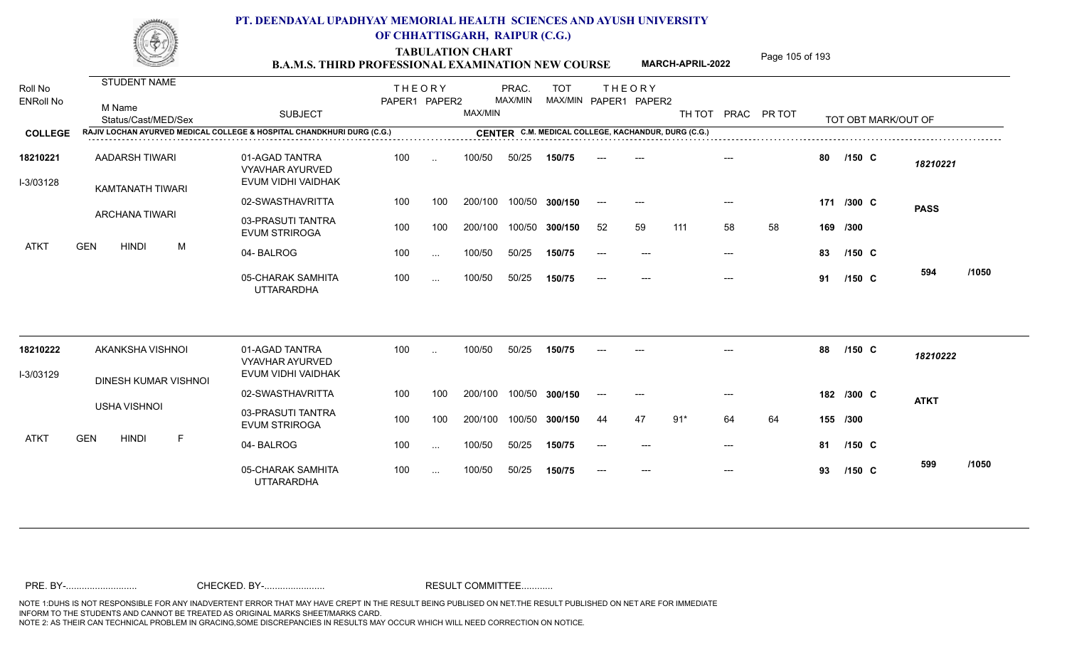# PT. DEENDAYAL UPADHYAY MEMORIAL HEALTH SCIENCES AND AYUSH UNIVERSITY OF CHHATTISGARH, RAIPUR (C.G.)

## TABULATION CHART

### B.A.M.S. THIRD PROFESSIONAL EXAMINATION NEW COURSE — MARCH-APRIL-2022

**COLLEGE:** RAJIV LOCHAN AYURVED MEDICAL COLLEGE & HOSPITAL CHANDKHURI DURG (C.G.)

**CENTER:** C.M. MEDICAL COLLEGE, KACHANDUR, DURG (C.G.)

| Roll No / ENRoll No | STUDENT NAME / M Name / Status/Cast/MED/Sex | SUBJECT | THEORY PAPER1 | THEORY PAPER2 | MAX/MIN | PRAC. MAX/MIN | TOT MAX/MIN | THEORY PAPER1 | THEORY PAPER2 | TH TOT | PRAC | PR TOT | TOT OBT MARK/OUT OF | |
|---|---|---|---|---|---|---|---|---|---|---|---|---|---|---|
| 18210221 | AADARSH TIWARI | 01-AGAD TANTRA VYAVHAR AYURVED EVUM VIDHI VAIDHAK | 100 | .. | 100/50 | 50/25 | 150/75 | --- | --- | | --- | | 80 /150 C | 18210221 |
| I-3/03128 | KAMTANATH TIWARI | 02-SWASTHAVRITTA | 100 | 100 | 200/100 | 100/50 | 300/150 | --- | --- | | --- | | 171 /300 C | PASS |
| | ARCHANA TIWARI | 03-PRASUTI TANTRA EVUM STRIROGA | 100 | 100 | 200/100 | 100/50 | 300/150 | 52 | 59 | 111 | 58 | 58 | 169 /300 | |
| ATKT | GEN HINDI M | 04- BALROG | 100 | ... | 100/50 | 50/25 | 150/75 | --- | --- | | --- | | 83 /150 C | |
| | | 05-CHARAK SAMHITA UTTARARDHA | 100 | ... | 100/50 | 50/25 | 150/75 | --- | --- | | --- | | 91 /150 C | 594 /1050 |
| 18210222 | AKANKSHA VISHNOI | 01-AGAD TANTRA VYAVHAR AYURVED EVUM VIDHI VAIDHAK | 100 | .. | 100/50 | 50/25 | 150/75 | --- | --- | | --- | | 88 /150 C | 18210222 |
| I-3/03129 | DINESH KUMAR VISHNOI | 02-SWASTHAVRITTA | 100 | 100 | 200/100 | 100/50 | 300/150 | --- | --- | | --- | | 182 /300 C | ATKT |
| | USHA VISHNOI | 03-PRASUTI TANTRA EVUM STRIROGA | 100 | 100 | 200/100 | 100/50 | 300/150 | 44 | 47 | 91* | 64 | 64 | 155 /300 | |
| ATKT | GEN HINDI F | 04- BALROG | 100 | ... | 100/50 | 50/25 | 150/75 | --- | --- | | --- | | 81 /150 C | |
| | | 05-CHARAK SAMHITA UTTARARDHA | 100 | ... | 100/50 | 50/25 | 150/75 | --- | --- | | --- | | 93 /150 C | 599 /1050 |

PRE. BY-.......................... CHECKED. BY-....................... RESULT COMMITTEE...........

NOTE 1:DUHS IS NOT RESPONSIBLE FOR ANY INADVERTENT ERROR THAT MAY HAVE CREPT IN THE RESULT BEING PUBLISED ON NET.THE RESULT PUBLISHED ON NET ARE FOR IMMEDIATE INFORM TO THE STUDENTS AND CANNOT BE TREATED AS ORIGINAL MARKS SHEET/MARKS CARD.
NOTE 2: AS THEIR CAN TECHNICAL PROBLEM IN GRACING,SOME DISCREPANCIES IN RESULTS MAY OCCUR WHICH WILL NEED CORRECTION ON NOTICE.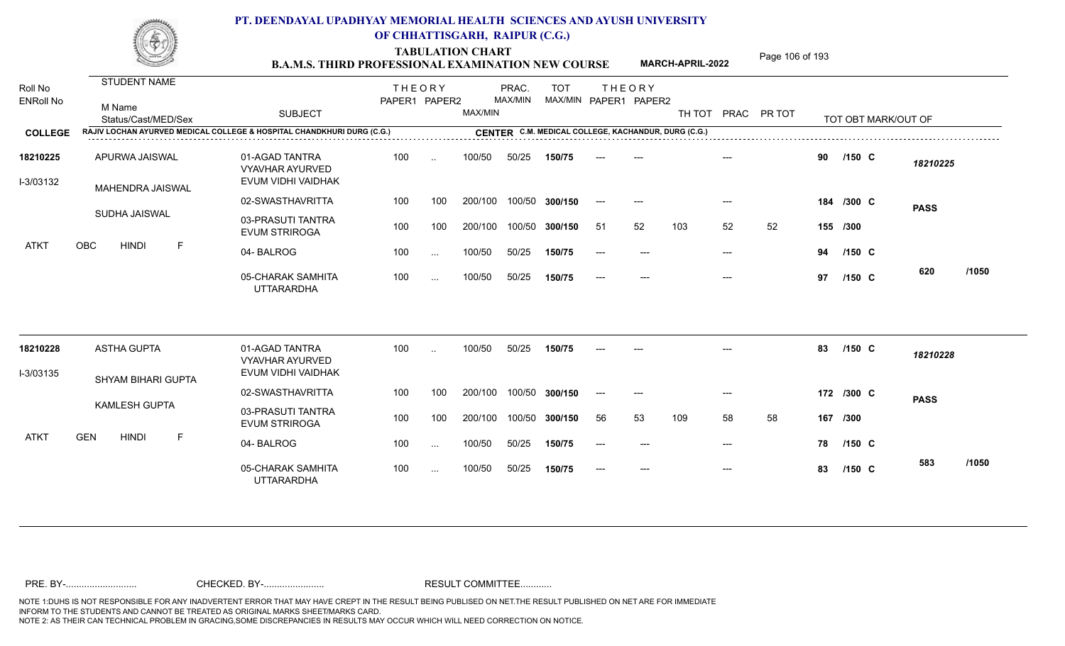# PT. DEENDAYAL UPADHYAY MEMORIAL HEALTH SCIENCES AND AYUSH UNIVERSITY OF CHHATTISGARH, RAIPUR (C.G.)

## TABULATION CHART
### B.A.M.S. THIRD PROFESSIONAL EXAMINATION NEW COURSE — MARCH-APRIL-2022

**COLLEGE:** RAJIV LOCHAN AYURVED MEDICAL COLLEGE & HOSPITAL CHANDKHURI DURG (C.G.)
**CENTER:** C.M. MEDICAL COLLEGE, KACHANDUR, DURG (C.G.)

| Roll No / ENRoll No | STUDENT NAME / M Name / Status/Cast/MED/Sex | SUBJECT | THEORY PAPER1 | THEORY PAPER2 | MAX/MIN | PRAC. MAX/MIN | TOT MAX/MIN | THEORY PAPER1 | THEORY PAPER2 | TH TOT | PRAC | PR TOT | TOT OBT MARK/OUT OF | |
|---|---|---|---|---|---|---|---|---|---|---|---|---|---|---|
| 18210225 | APURWA JAISWAL | 01-AGAD TANTRA VYAVHAR AYURVED EVUM VIDHI VAIDHAK | 100 | .. | 100/50 | 50/25 | 150/75 | --- | --- | | --- | | 90 /150 C | 18210225 |
| I-3/03132 | MAHENDRA JAISWAL | 02-SWASTHAVRITTA | 100 | 100 | 200/100 | 100/50 | 300/150 | --- | --- | | --- | | 184 /300 C | PASS |
| | SUDHA JAISWAL | 03-PRASUTI TANTRA EVUM STRIROGA | 100 | 100 | 200/100 | 100/50 | 300/150 | 51 | 52 | 103 | 52 | 52 | 155 /300 | |
| ATKT | OBC HINDI F | 04- BALROG | 100 | ... | 100/50 | 50/25 | 150/75 | --- | --- | | --- | | 94 /150 C | |
| | | 05-CHARAK SAMHITA UTTARARDHA | 100 | ... | 100/50 | 50/25 | 150/75 | --- | --- | | --- | | 97 /150 C | 620 /1050 |
| 18210228 | ASTHA GUPTA | 01-AGAD TANTRA VYAVHAR AYURVED EVUM VIDHI VAIDHAK | 100 | .. | 100/50 | 50/25 | 150/75 | --- | --- | | --- | | 83 /150 C | 18210228 |
| I-3/03135 | SHYAM BIHARI GUPTA | 02-SWASTHAVRITTA | 100 | 100 | 200/100 | 100/50 | 300/150 | --- | --- | | --- | | 172 /300 C | PASS |
| | KAMLESH GUPTA | 03-PRASUTI TANTRA EVUM STRIROGA | 100 | 100 | 200/100 | 100/50 | 300/150 | 56 | 53 | 109 | 58 | 58 | 167 /300 | |
| ATKT | GEN HINDI F | 04- BALROG | 100 | ... | 100/50 | 50/25 | 150/75 | --- | --- | | --- | | 78 /150 C | |
| | | 05-CHARAK SAMHITA UTTARARDHA | 100 | ... | 100/50 | 50/25 | 150/75 | --- | --- | | --- | | 83 /150 C | 583 /1050 |

PRE. BY-.......................... CHECKED. BY-....................... RESULT COMMITTEE...........

NOTE 1:DUHS IS NOT RESPONSIBLE FOR ANY INADVERTENT ERROR THAT MAY HAVE CREPT IN THE RESULT BEING PUBLISED ON NET.THE RESULT PUBLISHED ON NET ARE FOR IMMEDIATE INFORM TO THE STUDENTS AND CANNOT BE TREATED AS ORIGINAL MARKS SHEET/MARKS CARD.
NOTE 2: AS THEIR CAN TECHNICAL PROBLEM IN GRACING,SOME DISCREPANCIES IN RESULTS MAY OCCUR WHICH WILL NEED CORRECTION ON NOTICE.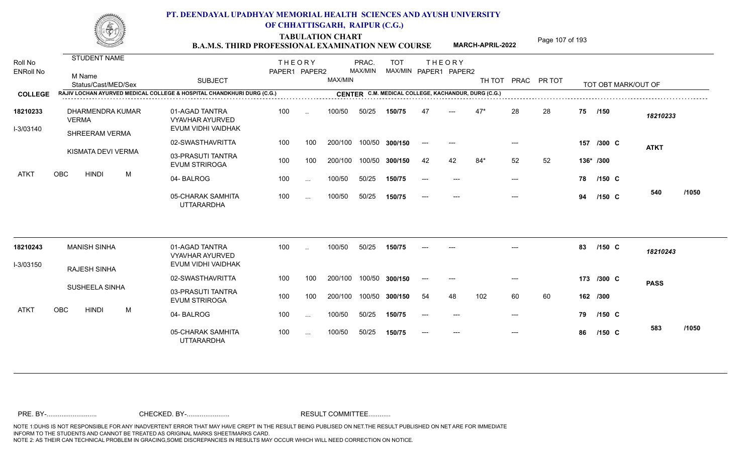# PT. DEENDAYAL UPADHYAY MEMORIAL HEALTH SCIENCES AND AYUSH UNIVERSITY OF CHHATTISGARH, RAIPUR (C.G.)

## TABULATION CHART
### B.A.M.S. THIRD PROFESSIONAL EXAMINATION NEW COURSE — MARCH-APRIL-2022

**COLLEGE:** RAJIV LOCHAN AYURVED MEDICAL COLLEGE & HOSPITAL CHANDKHURI DURG (C.G.)
**CENTER:** C.M. MEDICAL COLLEGE, KACHANDUR, DURG (C.G.)

| Roll No / ENRoll No | STUDENT NAME / M Name / Status/Cast/MED/Sex | SUBJECT | THEORY PAPER1 | THEORY PAPER2 | MAX/MIN | PRAC. MAX/MIN | TOT MAX/MIN | THEORY PAPER1 | THEORY PAPER2 | TH TOT | PRAC | PR TOT | TOT OBT MARK/OUT OF | |
|---|---|---|---|---|---|---|---|---|---|---|---|---|---|---|
| 18210233 | DHARMENDRA KUMAR VERMA | 01-AGAD TANTRA VYAVHAR AYURVED EVUM VIDHI VAIDHAK | 100 | .. | 100/50 | 50/25 | 150/75 | 47 | --- | 47* | 28 | 28 | 75 /150 | 18210233 |
| I-3/03140 | SHREERAM VERMA | 02-SWASTHAVRITTA | 100 | 100 | 200/100 | 100/50 | 300/150 | --- | --- | | --- | | 157 /300 C | ATKT |
| | KISMATA DEVI VERMA | 03-PRASUTI TANTRA EVUM STRIROGA | 100 | 100 | 200/100 | 100/50 | 300/150 | 42 | 42 | 84* | 52 | 52 | 136* /300 | |
| ATKT | OBC HINDI M | 04- BALROG | 100 | ... | 100/50 | 50/25 | 150/75 | --- | --- | | --- | | 78 /150 C | |
| | | 05-CHARAK SAMHITA UTTARARDHA | 100 | ... | 100/50 | 50/25 | 150/75 | --- | --- | | --- | | 94 /150 C | 540 /1050 |
| 18210243 | MANISH SINHA | 01-AGAD TANTRA VYAVHAR AYURVED EVUM VIDHI VAIDHAK | 100 | .. | 100/50 | 50/25 | 150/75 | --- | --- | | --- | | 83 /150 C | 18210243 |
| I-3/03150 | RAJESH SINHA | 02-SWASTHAVRITTA | 100 | 100 | 200/100 | 100/50 | 300/150 | --- | --- | | --- | | 173 /300 C | PASS |
| | SUSHEELA SINHA | 03-PRASUTI TANTRA EVUM STRIROGA | 100 | 100 | 200/100 | 100/50 | 300/150 | 54 | 48 | 102 | 60 | 60 | 162 /300 | |
| ATKT | OBC HINDI M | 04- BALROG | 100 | ... | 100/50 | 50/25 | 150/75 | --- | --- | | --- | | 79 /150 C | |
| | | 05-CHARAK SAMHITA UTTARARDHA | 100 | ... | 100/50 | 50/25 | 150/75 | --- | --- | | --- | | 86 /150 C | 583 /1050 |

PRE. BY-.......................... CHECKED. BY-....................... RESULT COMMITTEE...........

NOTE 1:DUHS IS NOT RESPONSIBLE FOR ANY INADVERTENT ERROR THAT MAY HAVE CREPT IN THE RESULT BEING PUBLISED ON NET.THE RESULT PUBLISHED ON NET ARE FOR IMMEDIATE INFORM TO THE STUDENTS AND CANNOT BE TREATED AS ORIGINAL MARKS SHEET/MARKS CARD.
NOTE 2: AS THEIR CAN TECHNICAL PROBLEM IN GRACING,SOME DISCREPANCIES IN RESULTS MAY OCCUR WHICH WILL NEED CORRECTION ON NOTICE.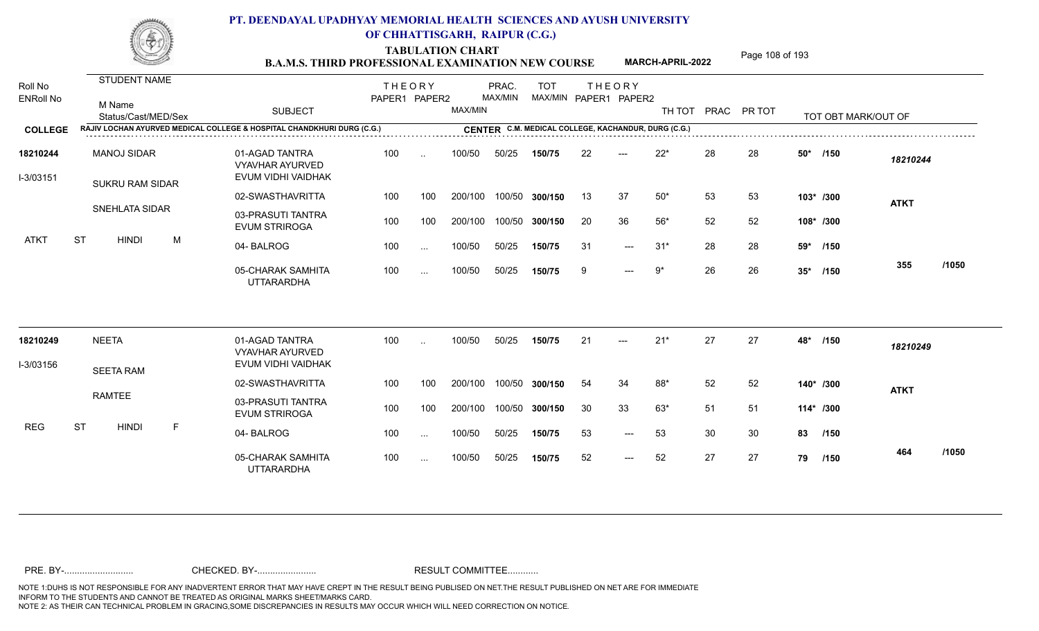# PT. DEENDAYAL UPADHYAY MEMORIAL HEALTH SCIENCES AND AYUSH UNIVERSITY OF CHHATTISGARH, RAIPUR (C.G.)

## TABULATION CHART
## B.A.M.S. THIRD PROFESSIONAL EXAMINATION NEW COURSE

**MARCH-APRIL-2022**

**COLLEGE:** RAJIV LOCHAN AYURVED MEDICAL COLLEGE & HOSPITAL CHANDKHURI DURG (C.G.)

**CENTER:** C.M. MEDICAL COLLEGE, KACHANDUR, DURG (C.G.)

| Roll No / ENRoll No | STUDENT NAME / M Name / Status/Cast/MED/Sex | SUBJECT | THEORY PAPER1 | THEORY PAPER2 | MAX/MIN | PRAC. MAX/MIN | TOT MAX/MIN | THEORY PAPER1 | THEORY PAPER2 | TH TOT | PRAC | PR TOT | TOT OBT MARK/OUT OF | |
|---|---|---|---|---|---|---|---|---|---|---|---|---|---|---|
| 18210244 | MANOJ SIDAR | 01-AGAD TANTRA VYAVHAR AYURVED EVUM VIDHI VAIDHAK | 100 | .. | 100/50 | 50/25 | 150/75 | 22 | --- | 22* | 28 | 28 | 50* /150 | 18210244 |
| I-3/03151 | SUKRU RAM SIDAR | 02-SWASTHAVRITTA | 100 | 100 | 200/100 | 100/50 | 300/150 | 13 | 37 | 50* | 53 | 53 | 103* /300 | ATKT |
| | SNEHLATA SIDAR | 03-PRASUTI TANTRA EVUM STRIROGA | 100 | 100 | 200/100 | 100/50 | 300/150 | 20 | 36 | 56* | 52 | 52 | 108* /300 | |
| | ATKT ST HINDI M | 04- BALROG | 100 | ... | 100/50 | 50/25 | 150/75 | 31 | --- | 31* | 28 | 28 | 59* /150 | |
| | | 05-CHARAK SAMHITA UTTARARDHA | 100 | ... | 100/50 | 50/25 | 150/75 | 9 | --- | 9* | 26 | 26 | 35* /150 | 355 /1050 |
| 18210249 | NEETA | 01-AGAD TANTRA VYAVHAR AYURVED EVUM VIDHI VAIDHAK | 100 | .. | 100/50 | 50/25 | 150/75 | 21 | --- | 21* | 27 | 27 | 48* /150 | 18210249 |
| I-3/03156 | SEETA RAM | 02-SWASTHAVRITTA | 100 | 100 | 200/100 | 100/50 | 300/150 | 54 | 34 | 88* | 52 | 52 | 140* /300 | ATKT |
| | RAMTEE | 03-PRASUTI TANTRA EVUM STRIROGA | 100 | 100 | 200/100 | 100/50 | 300/150 | 30 | 33 | 63* | 51 | 51 | 114* /300 | |
| | REG ST HINDI F | 04- BALROG | 100 | ... | 100/50 | 50/25 | 150/75 | 53 | --- | 53 | 30 | 30 | 83 /150 | |
| | | 05-CHARAK SAMHITA UTTARARDHA | 100 | ... | 100/50 | 50/25 | 150/75 | 52 | --- | 52 | 27 | 27 | 79 /150 | 464 /1050 |

PRE. BY-.......................... CHECKED. BY-....................... RESULT COMMITTEE...........

NOTE 1:DUHS IS NOT RESPONSIBLE FOR ANY INADVERTENT ERROR THAT MAY HAVE CREPT IN THE RESULT BEING PUBLISED ON NET.THE RESULT PUBLISHED ON NET ARE FOR IMMEDIATE INFORM TO THE STUDENTS AND CANNOT BE TREATED AS ORIGINAL MARKS SHEET/MARKS CARD.
NOTE 2: AS THEIR CAN TECHNICAL PROBLEM IN GRACING,SOME DISCREPANCIES IN RESULTS MAY OCCUR WHICH WILL NEED CORRECTION ON NOTICE.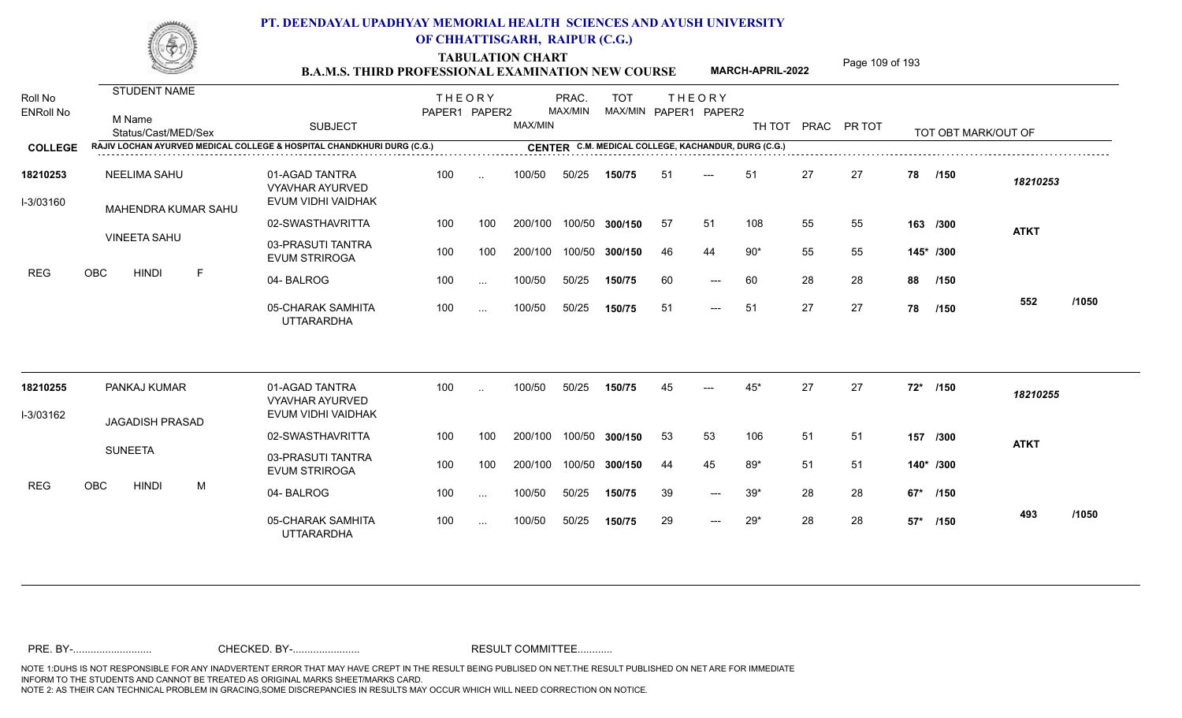# PT. DEENDAYAL UPADHYAY MEMORIAL HEALTH SCIENCES AND AYUSH UNIVERSITY OF CHHATTISGARH, RAIPUR (C.G.)

## TABULATION CHART

### B.A.M.S. THIRD PROFESSIONAL EXAMINATION NEW COURSE — MARCH-APRIL-2022

**COLLEGE:** RAJIV LOCHAN AYURVED MEDICAL COLLEGE & HOSPITAL CHANDKHURI DURG (C.G.)
**CENTER:** C.M. MEDICAL COLLEGE, KACHANDUR, DURG (C.G.)

| Roll No / ENRoll No | Student Name / M Name / Status/Cast/MED/Sex | Subject | THEORY PAPER1 | THEORY PAPER2 | MAX/MIN | PRAC. MAX/MIN | TOT MAX/MIN | THEORY PAPER1 | THEORY PAPER2 | TH TOT | PRAC | PR TOT | TOT OBT MARK/OUT OF | |
|---|---|---|---|---|---|---|---|---|---|---|---|---|---|---|
| 18210253 | NEELIMA SAHU | 01-AGAD TANTRA VYAVHAR AYURVED EVUM VIDHI VAIDHAK | 100 | .. | 100/50 | 50/25 | 150/75 | 51 | --- | 51 | 27 | 27 | 78 /150 | 18210253 |
| I-3/03160 | MAHENDRA KUMAR SAHU | 02-SWASTHAVRITTA | 100 | 100 | 200/100 | 100/50 | 300/150 | 57 | 51 | 108 | 55 | 55 | 163 /300 | ATKT |
| | VINEETA SAHU | 03-PRASUTI TANTRA EVUM STRIROGA | 100 | 100 | 200/100 | 100/50 | 300/150 | 46 | 44 | 90* | 55 | 55 | 145* /300 | |
| | REG OBC HINDI F | 04- BALROG | 100 | ... | 100/50 | 50/25 | 150/75 | 60 | --- | 60 | 28 | 28 | 88 /150 | |
| | | 05-CHARAK SAMHITA UTTARARDHA | 100 | ... | 100/50 | 50/25 | 150/75 | 51 | --- | 51 | 27 | 27 | 78 /150 | 552 /1050 |
| 18210255 | PANKAJ KUMAR | 01-AGAD TANTRA VYAVHAR AYURVED EVUM VIDHI VAIDHAK | 100 | .. | 100/50 | 50/25 | 150/75 | 45 | --- | 45* | 27 | 27 | 72* /150 | 18210255 |
| I-3/03162 | JAGADISH PRASAD | 02-SWASTHAVRITTA | 100 | 100 | 200/100 | 100/50 | 300/150 | 53 | 53 | 106 | 51 | 51 | 157 /300 | ATKT |
| | SUNEETA | 03-PRASUTI TANTRA EVUM STRIROGA | 100 | 100 | 200/100 | 100/50 | 300/150 | 44 | 45 | 89* | 51 | 51 | 140* /300 | |
| | REG OBC HINDI M | 04- BALROG | 100 | ... | 100/50 | 50/25 | 150/75 | 39 | --- | 39* | 28 | 28 | 67* /150 | |
| | | 05-CHARAK SAMHITA UTTARARDHA | 100 | ... | 100/50 | 50/25 | 150/75 | 29 | --- | 29* | 28 | 28 | 57* /150 | 493 /1050 |

PRE. BY-.......................... CHECKED. BY-....................... RESULT COMMITTEE...........

NOTE 1:DUHS IS NOT RESPONSIBLE FOR ANY INADVERTENT ERROR THAT MAY HAVE CREPT IN THE RESULT BEING PUBLISED ON NET.THE RESULT PUBLISHED ON NET ARE FOR IMMEDIATE INFORM TO THE STUDENTS AND CANNOT BE TREATED AS ORIGINAL MARKS SHEET/MARKS CARD.
NOTE 2: AS THEIR CAN TECHNICAL PROBLEM IN GRACING,SOME DISCREPANCIES IN RESULTS MAY OCCUR WHICH WILL NEED CORRECTION ON NOTICE.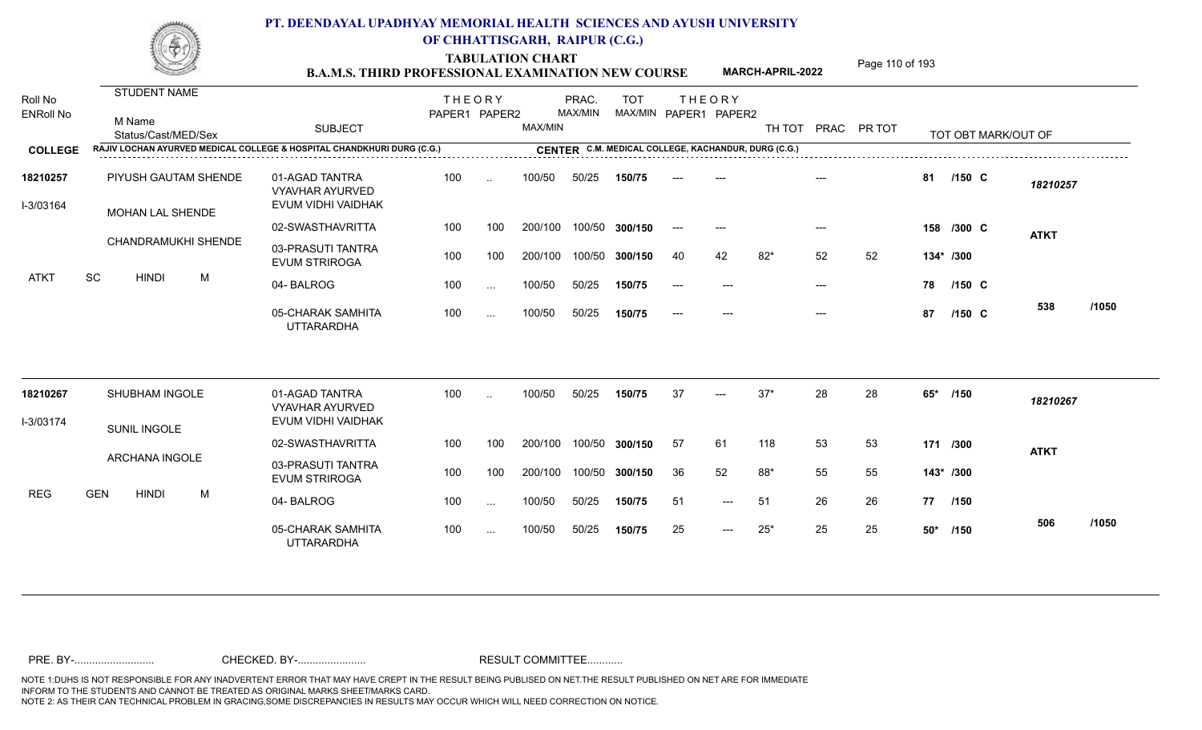# PT. DEENDAYAL UPADHYAY MEMORIAL HEALTH SCIENCES AND AYUSH UNIVERSITY OF CHHATTISGARH, RAIPUR (C.G.)

**TABULATION CHART**

**B.A.M.S. THIRD PROFESSIONAL EXAMINATION NEW COURSE** **MARCH-APRIL-2022**

**COLLEGE** RAJIV LOCHAN AYURVED MEDICAL COLLEGE & HOSPITAL CHANDKHURI DURG (C.G.) **CENTER** C.M. MEDICAL COLLEGE, KACHANDUR, DURG (C.G.)

| Roll No / ENRoll No | STUDENT NAME / M Name / Status/Cast/MED/Sex | SUBJECT | THEORY PAPER1 | THEORY PAPER2 | MAX/MIN | PRAC. MAX/MIN | TOT MAX/MIN | THEORY PAPER1 | THEORY PAPER2 | TH TOT | PRAC | PR TOT | TOT OBT MARK/OUT OF | |
|---|---|---|---|---|---|---|---|---|---|---|---|---|---|---|
| 18210257 | PIYUSH GAUTAM SHENDE | 01-AGAD TANTRA VYAVHAR AYURVED EVUM VIDHI VAIDHAK | 100 | .. | 100/50 | 50/25 | 150/75 | --- | --- | | --- | | 81 /150 C | 18210257 |
| I-3/03164 | MOHAN LAL SHENDE | 02-SWASTHAVRITTA | 100 | 100 | 200/100 | 100/50 | 300/150 | --- | --- | | --- | | 158 /300 C | ATKT |
| | CHANDRAMUKHI SHENDE | 03-PRASUTI TANTRA EVUM STRIROGA | 100 | 100 | 200/100 | 100/50 | 300/150 | 40 | 42 | 82* | 52 | 52 | 134* /300 | |
| ATKT | SC HINDI M | 04- BALROG | 100 | ... | 100/50 | 50/25 | 150/75 | --- | --- | | --- | | 78 /150 C | |
| | | 05-CHARAK SAMHITA UTTARARDHA | 100 | ... | 100/50 | 50/25 | 150/75 | --- | --- | | --- | | 87 /150 C | 538 /1050 |
| 18210267 | SHUBHAM INGOLE | 01-AGAD TANTRA VYAVHAR AYURVED EVUM VIDHI VAIDHAK | 100 | .. | 100/50 | 50/25 | 150/75 | 37 | --- | 37* | 28 | 28 | 65* /150 | 18210267 |
| I-3/03174 | SUNIL INGOLE | 02-SWASTHAVRITTA | 100 | 100 | 200/100 | 100/50 | 300/150 | 57 | 61 | 118 | 53 | 53 | 171 /300 | ATKT |
| | ARCHANA INGOLE | 03-PRASUTI TANTRA EVUM STRIROGA | 100 | 100 | 200/100 | 100/50 | 300/150 | 36 | 52 | 88* | 55 | 55 | 143* /300 | |
| REG | GEN HINDI M | 04- BALROG | 100 | ... | 100/50 | 50/25 | 150/75 | 51 | --- | 51 | 26 | 26 | 77 /150 | |
| | | 05-CHARAK SAMHITA UTTARARDHA | 100 | ... | 100/50 | 50/25 | 150/75 | 25 | --- | 25* | 25 | 25 | 50* /150 | 506 /1050 |

PRE. BY-.......................... CHECKED. BY-....................... RESULT COMMITTEE...........

NOTE 1:DUHS IS NOT RESPONSIBLE FOR ANY INADVERTENT ERROR THAT MAY HAVE CREPT IN THE RESULT BEING PUBLISED ON NET.THE RESULT PUBLISHED ON NET ARE FOR IMMEDIATE INFORM TO THE STUDENTS AND CANNOT BE TREATED AS ORIGINAL MARKS SHEET/MARKS CARD.
NOTE 2: AS THEIR CAN TECHNICAL PROBLEM IN GRACING,SOME DISCREPANCIES IN RESULTS MAY OCCUR WHICH WILL NEED CORRECTION ON NOTICE.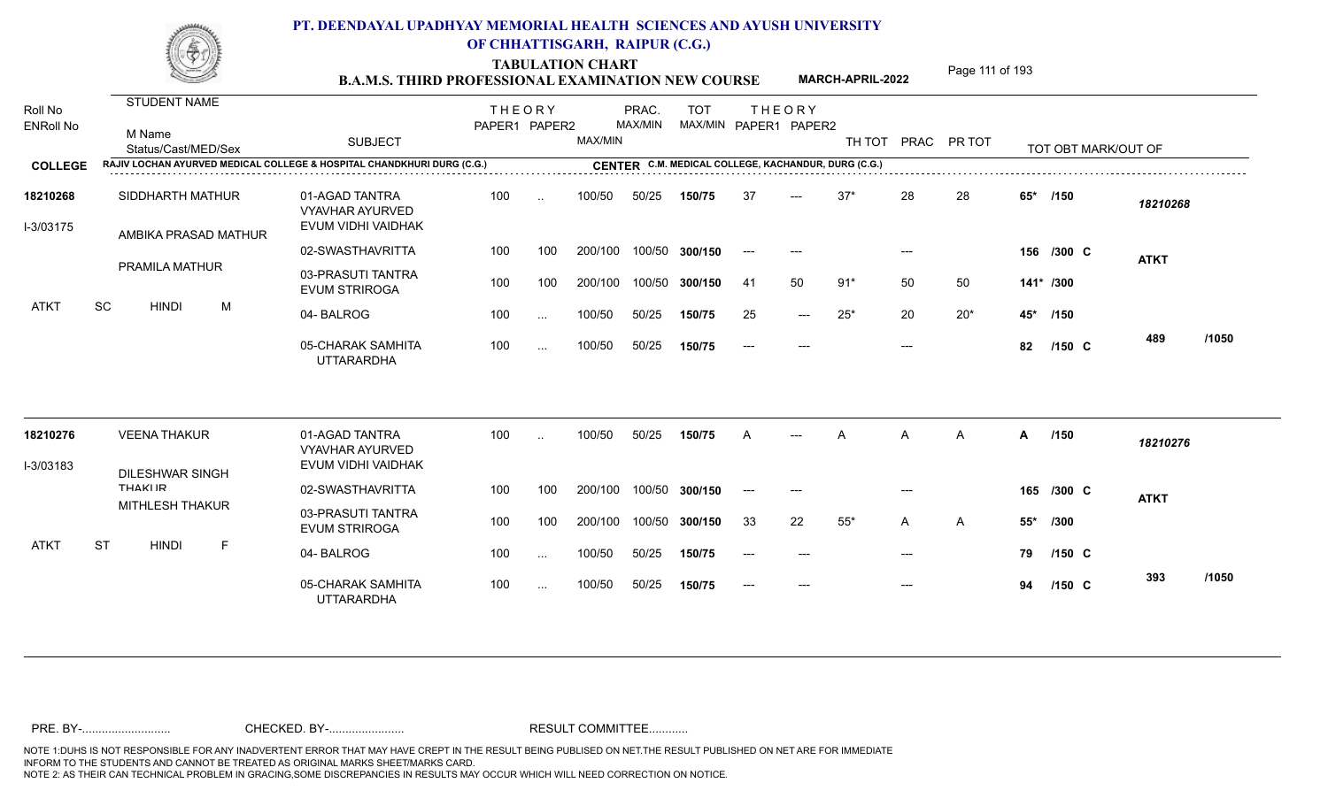# PT. DEENDAYAL UPADHYAY MEMORIAL HEALTH SCIENCES AND AYUSH UNIVERSITY OF CHHATTISGARH, RAIPUR (C.G.)

## TABULATION CHART
### B.A.M.S. THIRD PROFESSIONAL EXAMINATION NEW COURSE — MARCH-APRIL-2022

**COLLEGE:** RAJIV LOCHAN AYURVED MEDICAL COLLEGE & HOSPITAL CHANDKHURI DURG (C.G.)
**CENTER:** C.M. MEDICAL COLLEGE, KACHANDUR, DURG (C.G.)

| Roll No / ENRoll No | STUDENT NAME / M Name / Status/Cast/MED/Sex | SUBJECT | THEORY PAPER1 | THEORY PAPER2 | MAX/MIN | PRAC. MAX/MIN | TOT MAX/MIN | THEORY PAPER1 | THEORY PAPER2 | TH TOT | PRAC | PR TOT | TOT OBT MARK/OUT OF | |
|---|---|---|---|---|---|---|---|---|---|---|---|---|---|---|
| 18210268 | SIDDHARTH MATHUR | 01-AGAD TANTRA VYAVHAR AYURVED EVUM VIDHI VAIDHAK | 100 | .. | 100/50 | 50/25 | 150/75 | 37 | --- | 37* | 28 | 28 | 65* /150 | 18210268 |
| I-3/03175 | AMBIKA PRASAD MATHUR | 02-SWASTHAVRITTA | 100 | 100 | 200/100 | 100/50 | 300/150 | --- | --- | | --- | | 156 /300 C | ATKT |
| | PRAMILA MATHUR | 03-PRASUTI TANTRA EVUM STRIROGA | 100 | 100 | 200/100 | 100/50 | 300/150 | 41 | 50 | 91* | 50 | 50 | 141* /300 | |
| | ATKT SC HINDI M | 04- BALROG | 100 | ... | 100/50 | 50/25 | 150/75 | 25 | --- | 25* | 20 | 20* | 45* /150 | |
| | | 05-CHARAK SAMHITA UTTARARDHA | 100 | ... | 100/50 | 50/25 | 150/75 | --- | --- | | --- | | 82 /150 C | 489 /1050 |
| 18210276 | VEENA THAKUR | 01-AGAD TANTRA VYAVHAR AYURVED EVUM VIDHI VAIDHAK | 100 | .. | 100/50 | 50/25 | 150/75 | A | --- | A | A | A | A /150 | 18210276 |
| I-3/03183 | DILESHWAR SINGH THAKUR | 02-SWASTHAVRITTA | 100 | 100 | 200/100 | 100/50 | 300/150 | --- | --- | | --- | | 165 /300 C | ATKT |
| | MITHLESH THAKUR | 03-PRASUTI TANTRA EVUM STRIROGA | 100 | 100 | 200/100 | 100/50 | 300/150 | 33 | 22 | 55* | A | A | 55* /300 | |
| | ATKT ST HINDI F | 04- BALROG | 100 | ... | 100/50 | 50/25 | 150/75 | --- | --- | | --- | | 79 /150 C | |
| | | 05-CHARAK SAMHITA UTTARARDHA | 100 | ... | 100/50 | 50/25 | 150/75 | --- | --- | | --- | | 94 /150 C | 393 /1050 |

PRE. BY-.......................... CHECKED. BY-...................... RESULT COMMITTEE...........

NOTE 1:DUHS IS NOT RESPONSIBLE FOR ANY INADVERTENT ERROR THAT MAY HAVE CREPT IN THE RESULT BEING PUBLISED ON NET.THE RESULT PUBLISHED ON NET ARE FOR IMMEDIATE INFORM TO THE STUDENTS AND CANNOT BE TREATED AS ORIGINAL MARKS SHEET/MARKS CARD.
NOTE 2: AS THEIR CAN TECHNICAL PROBLEM IN GRACING,SOME DISCREPANCIES IN RESULTS MAY OCCUR WHICH WILL NEED CORRECTION ON NOTICE.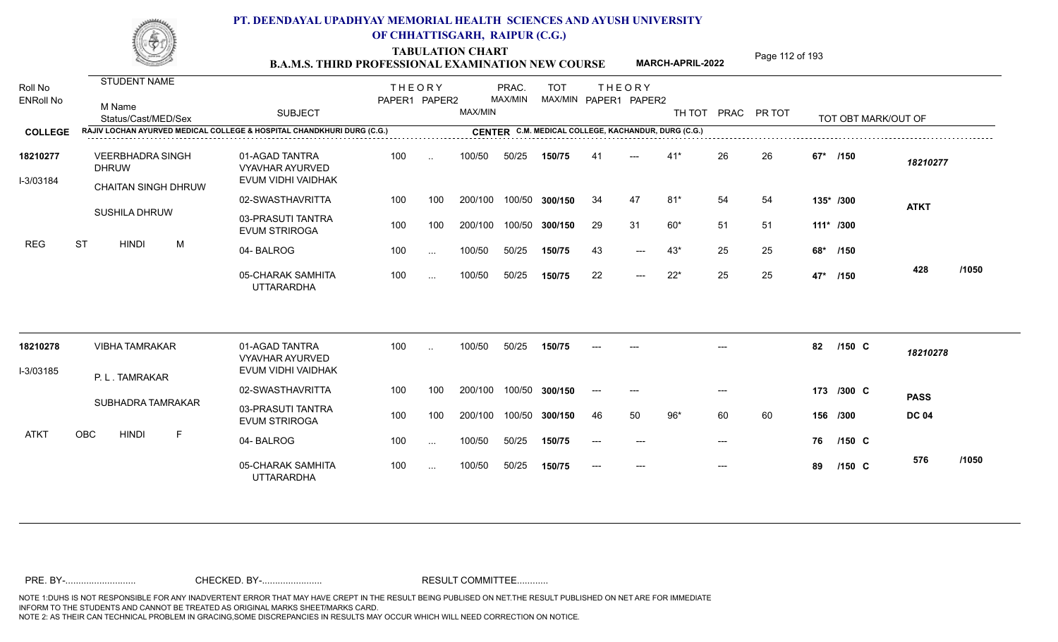# PT. DEENDAYAL UPADHYAY MEMORIAL HEALTH SCIENCES AND AYUSH UNIVERSITY OF CHHATTISGARH, RAIPUR (C.G.)

## TABULATION CHART

### B.A.M.S. THIRD PROFESSIONAL EXAMINATION NEW COURSE — MARCH-APRIL-2022

**COLLEGE:** RAJIV LOCHAN AYURVED MEDICAL COLLEGE & HOSPITAL CHANDKHURI DURG (C.G.)

**CENTER:** C.M. MEDICAL COLLEGE, KACHANDUR, DURG (C.G.)

| Roll No / ENRoll No | STUDENT NAME / M Name / Status/Cast/MED/Sex | SUBJECT | THEORY PAPER1 | THEORY PAPER2 | MAX/MIN | PRAC. MAX/MIN | TOT MAX/MIN | THEORY PAPER1 | THEORY PAPER2 | TH TOT | PRAC | PR TOT | TOT OBT MARK/OUT OF | |
|---|---|---|---|---|---|---|---|---|---|---|---|---|---|---|
| 18210277 | VEERBHADRA SINGH DHRUW | 01-AGAD TANTRA VYAVHAR AYURVED EVUM VIDHI VAIDHAK | 100 | .. | 100/50 | 50/25 | 150/75 | 41 | --- | 41* | 26 | 26 | 67* /150 | 18210277 |
| I-3/03184 | CHAITAN SINGH DHRUW | 02-SWASTHAVRITTA | 100 | 100 | 200/100 | 100/50 | 300/150 | 34 | 47 | 81* | 54 | 54 | 135* /300 | ATKT |
| | SUSHILA DHRUW | 03-PRASUTI TANTRA EVUM STRIROGA | 100 | 100 | 200/100 | 100/50 | 300/150 | 29 | 31 | 60* | 51 | 51 | 111* /300 | |
| | REG ST HINDI M | 04- BALROG | 100 | ... | 100/50 | 50/25 | 150/75 | 43 | --- | 43* | 25 | 25 | 68* /150 | |
| | | 05-CHARAK SAMHITA UTTARARDHA | 100 | ... | 100/50 | 50/25 | 150/75 | 22 | --- | 22* | 25 | 25 | 47* /150 | 428 /1050 |
| 18210278 | VIBHA TAMRAKAR | 01-AGAD TANTRA VYAVHAR AYURVED EVUM VIDHI VAIDHAK | 100 | .. | 100/50 | 50/25 | 150/75 | --- | --- | | --- | | 82 /150 C | 18210278 |
| I-3/03185 | P. L . TAMRAKAR | 02-SWASTHAVRITTA | 100 | 100 | 200/100 | 100/50 | 300/150 | --- | --- | | --- | | 173 /300 C | PASS |
| | SUBHADRA TAMRAKAR | 03-PRASUTI TANTRA EVUM STRIROGA | 100 | 100 | 200/100 | 100/50 | 300/150 | 46 | 50 | 96* | 60 | 60 | 156 /300 | DC 04 |
| | ATKT OBC HINDI F | 04- BALROG | 100 | ... | 100/50 | 50/25 | 150/75 | --- | --- | | --- | | 76 /150 C | |
| | | 05-CHARAK SAMHITA UTTARARDHA | 100 | ... | 100/50 | 50/25 | 150/75 | --- | --- | | --- | | 89 /150 C | 576 /1050 |

PRE. BY-........................... CHECKED. BY-....................... RESULT COMMITTEE...........

NOTE 1:DUHS IS NOT RESPONSIBLE FOR ANY INADVERTENT ERROR THAT MAY HAVE CREPT IN THE RESULT BEING PUBLISED ON NET.THE RESULT PUBLISHED ON NET ARE FOR IMMEDIATE INFORM TO THE STUDENTS AND CANNOT BE TREATED AS ORIGINAL MARKS SHEET/MARKS CARD.
NOTE 2: AS THEIR CAN TECHNICAL PROBLEM IN GRACING,SOME DISCREPANCIES IN RESULTS MAY OCCUR WHICH WILL NEED CORRECTION ON NOTICE.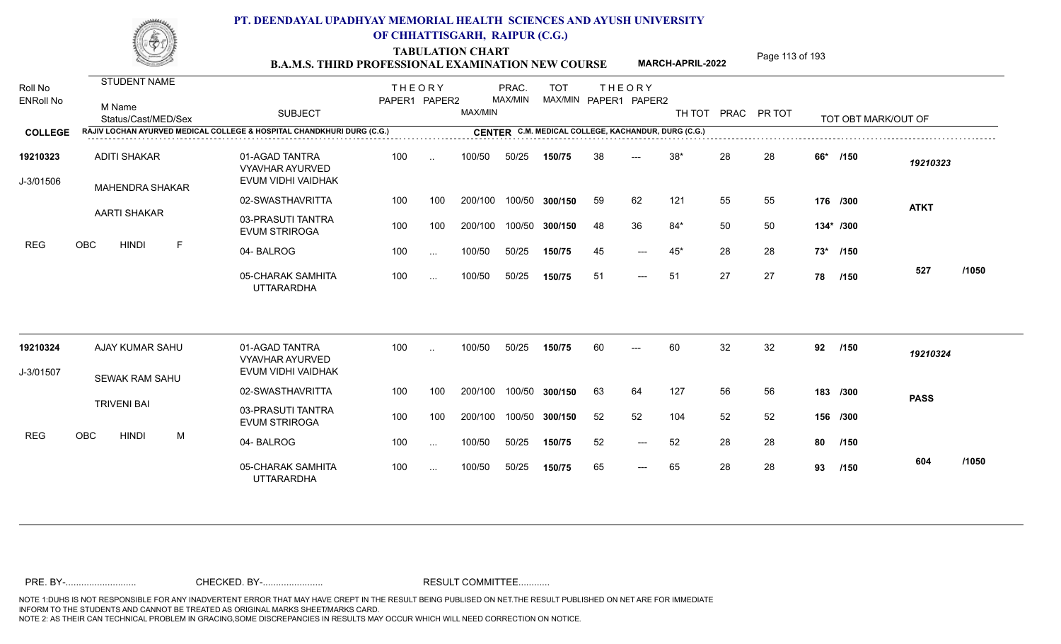# PT. DEENDAYAL UPADHYAY MEMORIAL HEALTH SCIENCES AND AYUSH UNIVERSITY OF CHHATTISGARH, RAIPUR (C.G.)

## TABULATION CHART
### B.A.M.S. THIRD PROFESSIONAL EXAMINATION NEW COURSE — MARCH-APRIL-2022

**COLLEGE:** RAJIV LOCHAN AYURVED MEDICAL COLLEGE & HOSPITAL CHANDKHURI DURG (C.G.)
**CENTER:** C.M. MEDICAL COLLEGE, KACHANDUR, DURG (C.G.)

| Roll No / ENRoll No | STUDENT NAME / M Name / Status/Cast/MED/Sex | SUBJECT | THEORY PAPER1 | THEORY PAPER2 | MAX/MIN | PRAC. MAX/MIN | TOT MAX/MIN | THEORY PAPER1 | THEORY PAPER2 | TH TOT | PRAC | PR TOT | TOT OBT MARK/OUT OF | |
|---|---|---|---|---|---|---|---|---|---|---|---|---|---|---|
| 19210323 | ADITI SHAKAR | 01-AGAD TANTRA VYAVHAR AYURVED EVUM VIDHI VAIDHAK | 100 | .. | 100/50 | 50/25 | 150/75 | 38 | --- | 38* | 28 | 28 | 66* /150 | 19210323 |
| J-3/01506 | MAHENDRA SHAKAR | 02-SWASTHAVRITTA | 100 | 100 | 200/100 | 100/50 | 300/150 | 59 | 62 | 121 | 55 | 55 | 176 /300 | ATKT |
| | AARTI SHAKAR | 03-PRASUTI TANTRA EVUM STRIROGA | 100 | 100 | 200/100 | 100/50 | 300/150 | 48 | 36 | 84* | 50 | 50 | 134* /300 | |
| REG | OBC HINDI F | 04- BALROG | 100 | ... | 100/50 | 50/25 | 150/75 | 45 | --- | 45* | 28 | 28 | 73* /150 | |
| | | 05-CHARAK SAMHITA UTTARARDHA | 100 | ... | 100/50 | 50/25 | 150/75 | 51 | --- | 51 | 27 | 27 | 78 /150 | 527 /1050 |
| 19210324 | AJAY KUMAR SAHU | 01-AGAD TANTRA VYAVHAR AYURVED EVUM VIDHI VAIDHAK | 100 | .. | 100/50 | 50/25 | 150/75 | 60 | --- | 60 | 32 | 32 | 92 /150 | 19210324 |
| J-3/01507 | SEWAK RAM SAHU | 02-SWASTHAVRITTA | 100 | 100 | 200/100 | 100/50 | 300/150 | 63 | 64 | 127 | 56 | 56 | 183 /300 | PASS |
| | TRIVENI BAI | 03-PRASUTI TANTRA EVUM STRIROGA | 100 | 100 | 200/100 | 100/50 | 300/150 | 52 | 52 | 104 | 52 | 52 | 156 /300 | |
| REG | OBC HINDI M | 04- BALROG | 100 | ... | 100/50 | 50/25 | 150/75 | 52 | --- | 52 | 28 | 28 | 80 /150 | |
| | | 05-CHARAK SAMHITA UTTARARDHA | 100 | ... | 100/50 | 50/25 | 150/75 | 65 | --- | 65 | 28 | 28 | 93 /150 | 604 /1050 |

PRE. BY-.......................... CHECKED. BY-....................... RESULT COMMITTEE...........

NOTE 1:DUHS IS NOT RESPONSIBLE FOR ANY INADVERTENT ERROR THAT MAY HAVE CREPT IN THE RESULT BEING PUBLISED ON NET.THE RESULT PUBLISHED ON NET ARE FOR IMMEDIATE INFORM TO THE STUDENTS AND CANNOT BE TREATED AS ORIGINAL MARKS SHEET/MARKS CARD.
NOTE 2: AS THEIR CAN TECHNICAL PROBLEM IN GRACING,SOME DISCREPANCIES IN RESULTS MAY OCCUR WHICH WILL NEED CORRECTION ON NOTICE.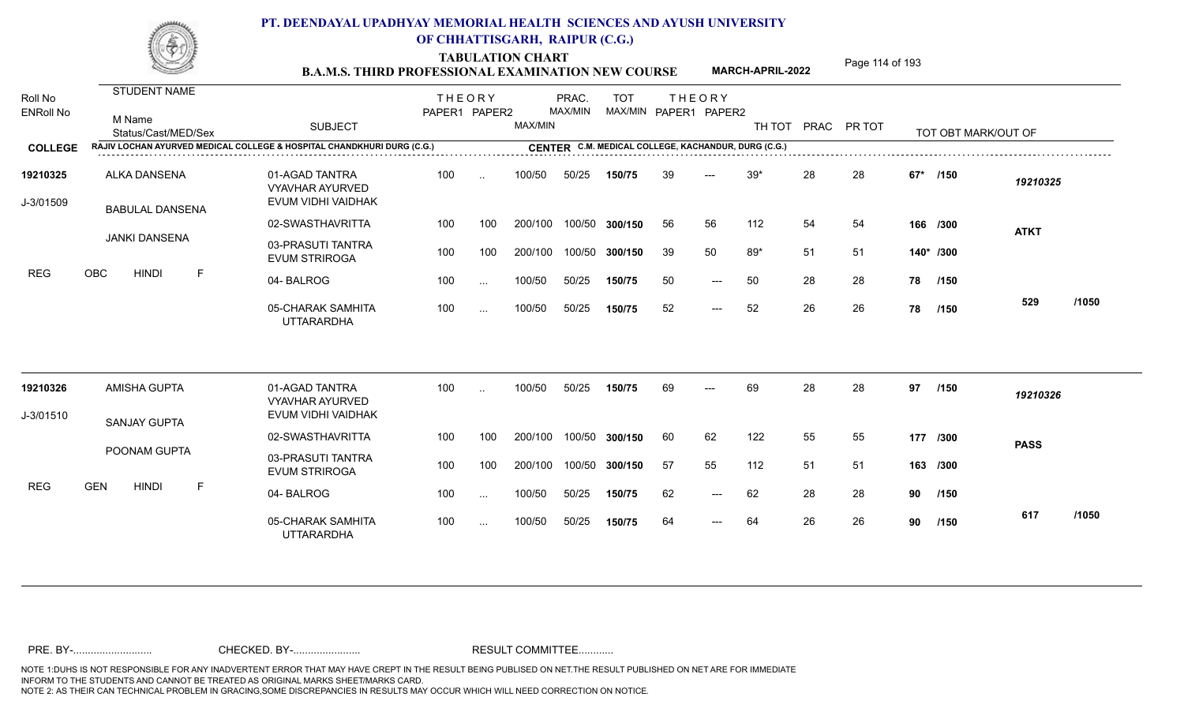# PT. DEENDAYAL UPADHYAY MEMORIAL HEALTH SCIENCES AND AYUSH UNIVERSITY OF CHHATTISGARH, RAIPUR (C.G.)

## TABULATION CHART
## B.A.M.S. THIRD PROFESSIONAL EXAMINATION NEW COURSE — MARCH-APRIL-2022

**COLLEGE:** RAJIV LOCHAN AYURVED MEDICAL COLLEGE & HOSPITAL CHANDKHURI DURG (C.G.)
**CENTER:** C.M. MEDICAL COLLEGE, KACHANDUR, DURG (C.G.)

| Roll No / ENRoll No | STUDENT NAME / M Name / Status/Cast/MED/Sex | SUBJECT | THEORY PAPER1 | THEORY PAPER2 | MAX/MIN | PRAC. MAX/MIN | TOT MAX/MIN | THEORY PAPER1 | THEORY PAPER2 | TH TOT | PRAC | PR TOT | TOT OBT MARK/OUT OF | |
|---|---|---|---|---|---|---|---|---|---|---|---|---|---|---|
| 19210325 | ALKA DANSENA | 01-AGAD TANTRA VYAVHAR AYURVED EVUM VIDHI VAIDHAK | 100 | .. | 100/50 | 50/25 | 150/75 | 39 | --- | 39* | 28 | 28 | 67* /150 | 19210325 |
| J-3/01509 | BABULAL DANSENA | 02-SWASTHAVRITTA | 100 | 100 | 200/100 | 100/50 | 300/150 | 56 | 56 | 112 | 54 | 54 | 166 /300 | ATKT |
| | JANKI DANSENA | 03-PRASUTI TANTRA EVUM STRIROGA | 100 | 100 | 200/100 | 100/50 | 300/150 | 39 | 50 | 89* | 51 | 51 | 140* /300 | |
| REG | OBC HINDI F | 04- BALROG | 100 | ... | 100/50 | 50/25 | 150/75 | 50 | --- | 50 | 28 | 28 | 78 /150 | |
| | | 05-CHARAK SAMHITA UTTARARDHA | 100 | ... | 100/50 | 50/25 | 150/75 | 52 | --- | 52 | 26 | 26 | 78 /150 | 529 /1050 |
| 19210326 | AMISHA GUPTA | 01-AGAD TANTRA VYAVHAR AYURVED EVUM VIDHI VAIDHAK | 100 | .. | 100/50 | 50/25 | 150/75 | 69 | --- | 69 | 28 | 28 | 97 /150 | 19210326 |
| J-3/01510 | SANJAY GUPTA | 02-SWASTHAVRITTA | 100 | 100 | 200/100 | 100/50 | 300/150 | 60 | 62 | 122 | 55 | 55 | 177 /300 | PASS |
| | POONAM GUPTA | 03-PRASUTI TANTRA EVUM STRIROGA | 100 | 100 | 200/100 | 100/50 | 300/150 | 57 | 55 | 112 | 51 | 51 | 163 /300 | |
| REG | GEN HINDI F | 04- BALROG | 100 | ... | 100/50 | 50/25 | 150/75 | 62 | --- | 62 | 28 | 28 | 90 /150 | |
| | | 05-CHARAK SAMHITA UTTARARDHA | 100 | ... | 100/50 | 50/25 | 150/75 | 64 | --- | 64 | 26 | 26 | 90 /150 | 617 /1050 |

PRE. BY-.......................... CHECKED. BY-...................... RESULT COMMITTEE...........

NOTE 1:DUHS IS NOT RESPONSIBLE FOR ANY INADVERTENT ERROR THAT MAY HAVE CREPT IN THE RESULT BEING PUBLISED ON NET.THE RESULT PUBLISHED ON NET ARE FOR IMMEDIATE INFORM TO THE STUDENTS AND CANNOT BE TREATED AS ORIGINAL MARKS SHEET/MARKS CARD.
NOTE 2: AS THEIR CAN TECHNICAL PROBLEM IN GRACING,SOME DISCREPANCIES IN RESULTS MAY OCCUR WHICH WILL NEED CORRECTION ON NOTICE.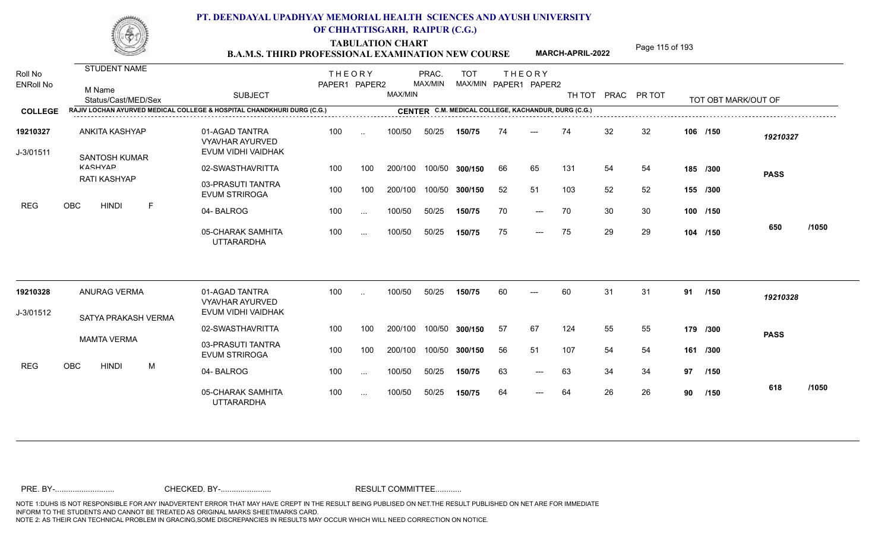# PT. DEENDAYAL UPADHYAY MEMORIAL HEALTH SCIENCES AND AYUSH UNIVERSITY OF CHHATTISGARH, RAIPUR (C.G.)

## TABULATION CHART
### B.A.M.S. THIRD PROFESSIONAL EXAMINATION NEW COURSE — MARCH-APRIL-2022

**COLLEGE:** RAJIV LOCHAN AYURVED MEDICAL COLLEGE & HOSPITAL CHANDKHURI DURG (C.G.)
**CENTER:** C.M. MEDICAL COLLEGE, KACHANDUR, DURG (C.G.)

| Roll No / ENRoll No | STUDENT NAME / M Name / Status/Cast/MED/Sex | SUBJECT | THEORY PAPER1 | THEORY PAPER2 | MAX/MIN | PRAC. MAX/MIN | TOT MAX/MIN | THEORY PAPER1 | THEORY PAPER2 | TH TOT | PRAC | PR TOT | TOT OBT MARK/OUT OF | |
|---|---|---|---|---|---|---|---|---|---|---|---|---|---|---|
| 19210327 | ANKITA KASHYAP | 01-AGAD TANTRA VYAVHAR AYURVED EVUM VIDHI VAIDHAK | 100 | .. | 100/50 | 50/25 | 150/75 | 74 | --- | 74 | 32 | 32 | 106 /150 | 19210327 |
| J-3/01511 | SANTOSH KUMAR KASHYAP | 02-SWASTHAVRITTA | 100 | 100 | 200/100 | 100/50 | 300/150 | 66 | 65 | 131 | 54 | 54 | 185 /300 | PASS |
| | RATI KASHYAP | 03-PRASUTI TANTRA EVUM STRIROGA | 100 | 100 | 200/100 | 100/50 | 300/150 | 52 | 51 | 103 | 52 | 52 | 155 /300 | |
| REG | OBC HINDI F | 04- BALROG | 100 | ... | 100/50 | 50/25 | 150/75 | 70 | --- | 70 | 30 | 30 | 100 /150 | |
| | | 05-CHARAK SAMHITA UTTARARDHA | 100 | ... | 100/50 | 50/25 | 150/75 | 75 | --- | 75 | 29 | 29 | 104 /150 | 650 /1050 |
| 19210328 | ANURAG VERMA | 01-AGAD TANTRA VYAVHAR AYURVED EVUM VIDHI VAIDHAK | 100 | .. | 100/50 | 50/25 | 150/75 | 60 | --- | 60 | 31 | 31 | 91 /150 | 19210328 |
| J-3/01512 | SATYA PRAKASH VERMA | 02-SWASTHAVRITTA | 100 | 100 | 200/100 | 100/50 | 300/150 | 57 | 67 | 124 | 55 | 55 | 179 /300 | PASS |
| | MAMTA VERMA | 03-PRASUTI TANTRA EVUM STRIROGA | 100 | 100 | 200/100 | 100/50 | 300/150 | 56 | 51 | 107 | 54 | 54 | 161 /300 | |
| REG | OBC HINDI M | 04- BALROG | 100 | ... | 100/50 | 50/25 | 150/75 | 63 | --- | 63 | 34 | 34 | 97 /150 | |
| | | 05-CHARAK SAMHITA UTTARARDHA | 100 | ... | 100/50 | 50/25 | 150/75 | 64 | --- | 64 | 26 | 26 | 90 /150 | 618 /1050 |

PRE. BY-.......................... CHECKED. BY-...................... RESULT COMMITTEE...........

NOTE 1:DUHS IS NOT RESPONSIBLE FOR ANY INADVERTENT ERROR THAT MAY HAVE CREPT IN THE RESULT BEING PUBLISED ON NET.THE RESULT PUBLISHED ON NET ARE FOR IMMEDIATE INFORM TO THE STUDENTS AND CANNOT BE TREATED AS ORIGINAL MARKS SHEET/MARKS CARD.
NOTE 2: AS THEIR CAN TECHNICAL PROBLEM IN GRACING,SOME DISCREPANCIES IN RESULTS MAY OCCUR WHICH WILL NEED CORRECTION ON NOTICE.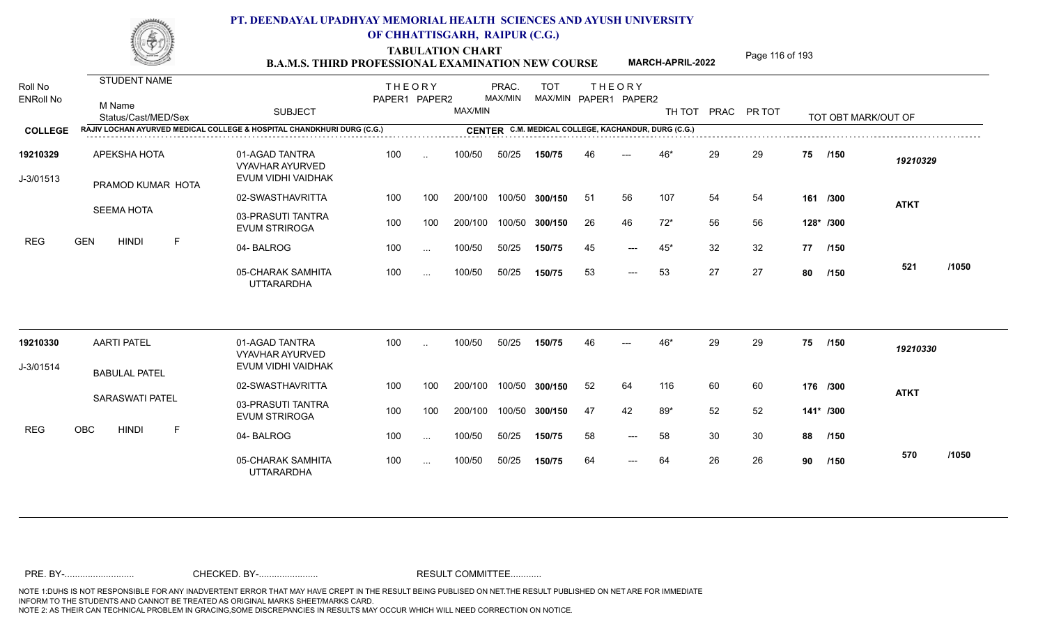# PT. DEENDAYAL UPADHYAY MEMORIAL HEALTH SCIENCES AND AYUSH UNIVERSITY OF CHHATTISGARH, RAIPUR (C.G.)

## TABULATION CHART

### B.A.M.S. THIRD PROFESSIONAL EXAMINATION NEW COURSE — MARCH-APRIL-2022

**COLLEGE:** RAJIV LOCHAN AYURVED MEDICAL COLLEGE & HOSPITAL CHANDKHURI DURG (C.G.)
**CENTER:** C.M. MEDICAL COLLEGE, KACHANDUR, DURG (C.G.)

| Roll No / ENRoll No | STUDENT NAME / M Name / Status/Cast/MED/Sex | SUBJECT | THEORY PAPER1 | THEORY PAPER2 | MAX/MIN | PRAC. MAX/MIN | TOT MAX/MIN | THEORY PAPER1 | THEORY PAPER2 | TH TOT | PRAC | PR TOT | TOT OBT MARK/OUT OF | |
|---|---|---|---|---|---|---|---|---|---|---|---|---|---|---|
| 19210329 | APEKSHA HOTA | 01-AGAD TANTRA VYAVHAR AYURVED EVUM VIDHI VAIDHAK | 100 | .. | 100/50 | 50/25 | 150/75 | 46 | --- | 46* | 29 | 29 | 75 /150 | 19210329 |
| J-3/01513 | PRAMOD KUMAR HOTA | 02-SWASTHAVRITTA | 100 | 100 | 200/100 | 100/50 | 300/150 | 51 | 56 | 107 | 54 | 54 | 161 /300 | ATKT |
| | SEEMA HOTA | 03-PRASUTI TANTRA EVUM STRIROGA | 100 | 100 | 200/100 | 100/50 | 300/150 | 26 | 46 | 72* | 56 | 56 | 128* /300 | |
| REG | GEN HINDI F | 04- BALROG | 100 | ... | 100/50 | 50/25 | 150/75 | 45 | --- | 45* | 32 | 32 | 77 /150 | |
| | | 05-CHARAK SAMHITA UTTARARDHA | 100 | ... | 100/50 | 50/25 | 150/75 | 53 | --- | 53 | 27 | 27 | 80 /150 | 521 /1050 |
| 19210330 | AARTI PATEL | 01-AGAD TANTRA VYAVHAR AYURVED EVUM VIDHI VAIDHAK | 100 | .. | 100/50 | 50/25 | 150/75 | 46 | --- | 46* | 29 | 29 | 75 /150 | 19210330 |
| J-3/01514 | BABULAL PATEL | 02-SWASTHAVRITTA | 100 | 100 | 200/100 | 100/50 | 300/150 | 52 | 64 | 116 | 60 | 60 | 176 /300 | ATKT |
| | SARASWATI PATEL | 03-PRASUTI TANTRA EVUM STRIROGA | 100 | 100 | 200/100 | 100/50 | 300/150 | 47 | 42 | 89* | 52 | 52 | 141* /300 | |
| REG | OBC HINDI F | 04- BALROG | 100 | ... | 100/50 | 50/25 | 150/75 | 58 | --- | 58 | 30 | 30 | 88 /150 | |
| | | 05-CHARAK SAMHITA UTTARARDHA | 100 | ... | 100/50 | 50/25 | 150/75 | 64 | --- | 64 | 26 | 26 | 90 /150 | 570 /1050 |

PRE. BY-.......................... CHECKED. BY-....................... RESULT COMMITTEE...........

NOTE 1:DUHS IS NOT RESPONSIBLE FOR ANY INADVERTENT ERROR THAT MAY HAVE CREPT IN THE RESULT BEING PUBLISED ON NET.THE RESULT PUBLISHED ON NET ARE FOR IMMEDIATE INFORM TO THE STUDENTS AND CANNOT BE TREATED AS ORIGINAL MARKS SHEET/MARKS CARD.
NOTE 2: AS THEIR CAN TECHNICAL PROBLEM IN GRACING,SOME DISCREPANCIES IN RESULTS MAY OCCUR WHICH WILL NEED CORRECTION ON NOTICE.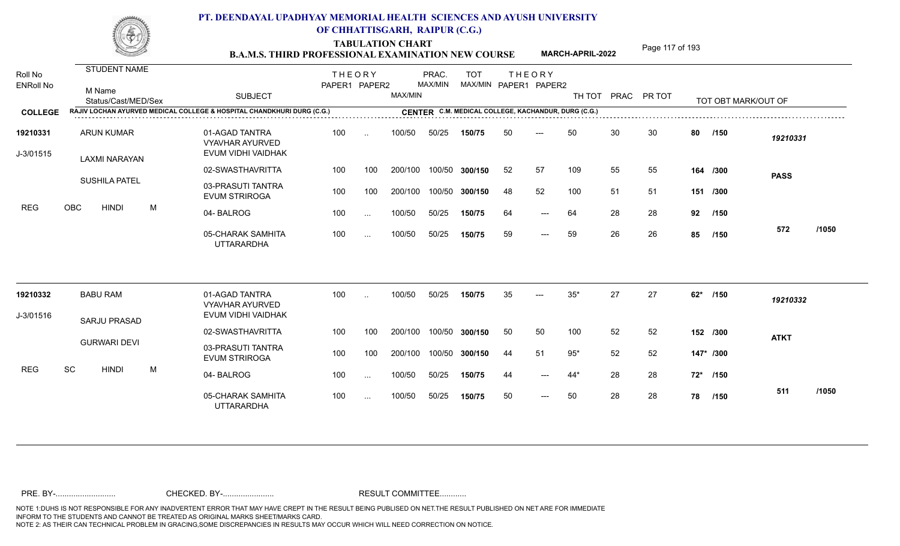# PT. DEENDAYAL UPADHYAY MEMORIAL HEALTH SCIENCES AND AYUSH UNIVERSITY OF CHHATTISGARH, RAIPUR (C.G.)

## TABULATION CHART
### B.A.M.S. THIRD PROFESSIONAL EXAMINATION NEW COURSE — MARCH-APRIL-2022

**COLLEGE:** RAJIV LOCHAN AYURVED MEDICAL COLLEGE & HOSPITAL CHANDKHURI DURG (C.G.)
**CENTER:** C.M. MEDICAL COLLEGE, KACHANDUR, DURG (C.G.)

| Roll No / ENRoll No | STUDENT NAME / M Name / Status/Cast/MED/Sex | SUBJECT | THEORY PAPER1 | THEORY PAPER2 | MAX/MIN | PRAC. MAX/MIN | TOT MAX/MIN | THEORY PAPER1 | THEORY PAPER2 | TH TOT | PRAC | PR TOT | TOT OBT MARK/OUT OF | |
|---|---|---|---|---|---|---|---|---|---|---|---|---|---|---|
| 19210331 | ARUN KUMAR | 01-AGAD TANTRA VYAVHAR AYURVED EVUM VIDHI VAIDHAK | 100 | .. | 100/50 | 50/25 | 150/75 | 50 | --- | 50 | 30 | 30 | 80 /150 | 19210331 |
| J-3/01515 | LAXMI NARAYAN | 02-SWASTHAVRITTA | 100 | 100 | 200/100 | 100/50 | 300/150 | 52 | 57 | 109 | 55 | 55 | 164 /300 | PASS |
| | SUSHILA PATEL | 03-PRASUTI TANTRA EVUM STRIROGA | 100 | 100 | 200/100 | 100/50 | 300/150 | 48 | 52 | 100 | 51 | 51 | 151 /300 | |
| REG | OBC HINDI M | 04- BALROG | 100 | ... | 100/50 | 50/25 | 150/75 | 64 | --- | 64 | 28 | 28 | 92 /150 | |
| | | 05-CHARAK SAMHITA UTTARARDHA | 100 | ... | 100/50 | 50/25 | 150/75 | 59 | --- | 59 | 26 | 26 | 85 /150 | 572 /1050 |
| 19210332 | BABU RAM | 01-AGAD TANTRA VYAVHAR AYURVED EVUM VIDHI VAIDHAK | 100 | .. | 100/50 | 50/25 | 150/75 | 35 | --- | 35* | 27 | 27 | 62* /150 | 19210332 |
| J-3/01516 | SARJU PRASAD | 02-SWASTHAVRITTA | 100 | 100 | 200/100 | 100/50 | 300/150 | 50 | 50 | 100 | 52 | 52 | 152 /300 | ATKT |
| | GURWARI DEVI | 03-PRASUTI TANTRA EVUM STRIROGA | 100 | 100 | 200/100 | 100/50 | 300/150 | 44 | 51 | 95* | 52 | 52 | 147* /300 | |
| REG | SC HINDI M | 04- BALROG | 100 | ... | 100/50 | 50/25 | 150/75 | 44 | --- | 44* | 28 | 28 | 72* /150 | |
| | | 05-CHARAK SAMHITA UTTARARDHA | 100 | ... | 100/50 | 50/25 | 150/75 | 50 | --- | 50 | 28 | 28 | 78 /150 | 511 /1050 |

PRE. BY-.......................... CHECKED. BY-....................... RESULT COMMITTEE...........

NOTE 1:DUHS IS NOT RESPONSIBLE FOR ANY INADVERTENT ERROR THAT MAY HAVE CREPT IN THE RESULT BEING PUBLISED ON NET.THE RESULT PUBLISHED ON NET ARE FOR IMMEDIATE INFORM TO THE STUDENTS AND CANNOT BE TREATED AS ORIGINAL MARKS SHEET/MARKS CARD.
NOTE 2: AS THEIR CAN TECHNICAL PROBLEM IN GRACING,SOME DISCREPANCIES IN RESULTS MAY OCCUR WHICH WILL NEED CORRECTION ON NOTICE.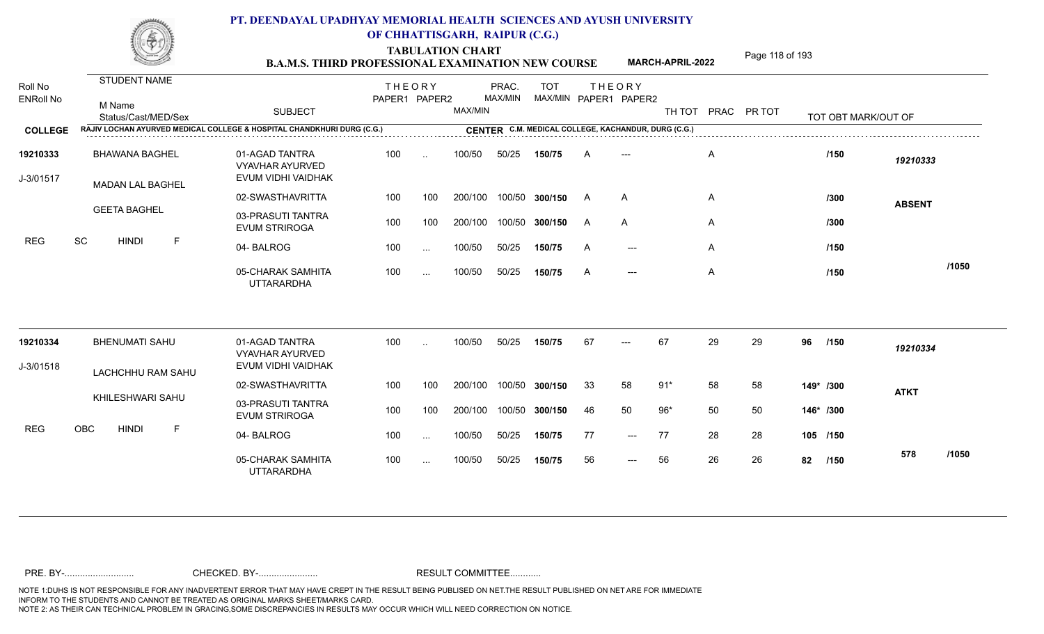# PT. DEENDAYAL UPADHYAY MEMORIAL HEALTH SCIENCES AND AYUSH UNIVERSITY OF CHHATTISGARH, RAIPUR (C.G.)

## TABULATION CHART

### B.A.M.S. THIRD PROFESSIONAL EXAMINATION NEW COURSE — MARCH-APRIL-2022

**COLLEGE:** RAJIV LOCHAN AYURVED MEDICAL COLLEGE & HOSPITAL CHANDKHURI DURG (C.G.)

**CENTER:** C.M. MEDICAL COLLEGE, KACHANDUR, DURG (C.G.)

| Roll No / ENRoll No | STUDENT NAME / M Name / Status/Cast/MED/Sex | SUBJECT | THEORY PAPER1 | THEORY PAPER2 | MAX/MIN | PRAC. MAX/MIN | TOT MAX/MIN | THEORY PAPER1 | THEORY PAPER2 | TH TOT | PRAC | PR TOT | TOT OBT MARK/OUT OF | |
|---|---|---|---|---|---|---|---|---|---|---|---|---|---|---|
| 19210333 | BHAWANA BAGHEL | 01-AGAD TANTRA VYAVHAR AYURVED EVUM VIDHI VAIDHAK | 100 | .. | 100/50 | 50/25 | 150/75 | A | --- | | A | | /150 | 19210333 |
| J-3/01517 | MADAN LAL BAGHEL | 02-SWASTHAVRITTA | 100 | 100 | 200/100 | 100/50 | 300/150 | A | A | | A | | /300 | ABSENT |
| | GEETA BAGHEL | 03-PRASUTI TANTRA EVUM STRIROGA | 100 | 100 | 200/100 | 100/50 | 300/150 | A | A | | A | | /300 | |
| REG | SC HINDI F | 04- BALROG | 100 | ... | 100/50 | 50/25 | 150/75 | A | --- | | A | | /150 | |
| | | 05-CHARAK SAMHITA UTTARARDHA | 100 | ... | 100/50 | 50/25 | 150/75 | A | --- | | A | | /150 | /1050 |
| 19210334 | BHENUMATI SAHU | 01-AGAD TANTRA VYAVHAR AYURVED EVUM VIDHI VAIDHAK | 100 | .. | 100/50 | 50/25 | 150/75 | 67 | --- | 67 | 29 | 29 | 96 /150 | 19210334 |
| J-3/01518 | LACHCHHU RAM SAHU | 02-SWASTHAVRITTA | 100 | 100 | 200/100 | 100/50 | 300/150 | 33 | 58 | 91* | 58 | 58 | 149* /300 | ATKT |
| | KHILESHWARI SAHU | 03-PRASUTI TANTRA EVUM STRIROGA | 100 | 100 | 200/100 | 100/50 | 300/150 | 46 | 50 | 96* | 50 | 50 | 146* /300 | |
| REG | OBC HINDI F | 04- BALROG | 100 | ... | 100/50 | 50/25 | 150/75 | 77 | --- | 77 | 28 | 28 | 105 /150 | |
| | | 05-CHARAK SAMHITA UTTARARDHA | 100 | ... | 100/50 | 50/25 | 150/75 | 56 | --- | 56 | 26 | 26 | 82 /150 | 578 /1050 |

PRE. BY-.......................... CHECKED. BY-....................... RESULT COMMITTEE...........

NOTE 1:DUHS IS NOT RESPONSIBLE FOR ANY INADVERTENT ERROR THAT MAY HAVE CREPT IN THE RESULT BEING PUBLISED ON NET.THE RESULT PUBLISHED ON NET ARE FOR IMMEDIATE INFORM TO THE STUDENTS AND CANNOT BE TREATED AS ORIGINAL MARKS SHEET/MARKS CARD.
NOTE 2: AS THEIR CAN TECHNICAL PROBLEM IN GRACING,SOME DISCREPANCIES IN RESULTS MAY OCCUR WHICH WILL NEED CORRECTION ON NOTICE.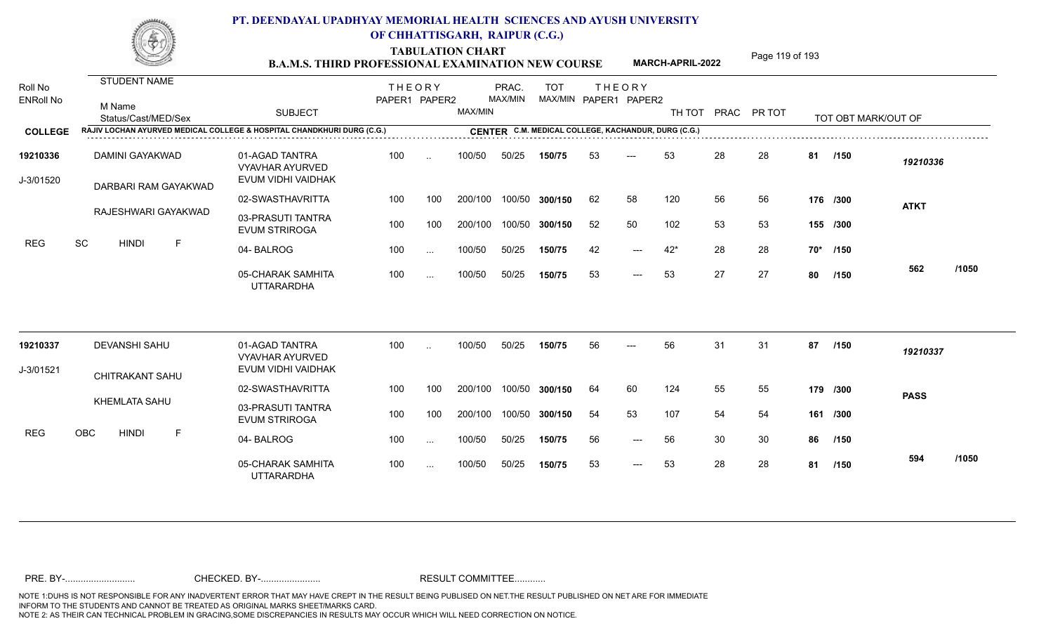# PT. DEENDAYAL UPADHYAY MEMORIAL HEALTH SCIENCES AND AYUSH UNIVERSITY OF CHHATTISGARH, RAIPUR (C.G.)

## TABULATION CHART
## B.A.M.S. THIRD PROFESSIONAL EXAMINATION NEW COURSE — MARCH-APRIL-2022

**COLLEGE:** RAJIV LOCHAN AYURVED MEDICAL COLLEGE & HOSPITAL CHANDKHURI DURG (C.G.)
**CENTER:** C.M. MEDICAL COLLEGE, KACHANDUR, DURG (C.G.)

| Roll No / ENRoll No | STUDENT NAME / M Name / Status/Cast/MED/Sex | SUBJECT | THEORY PAPER1 | THEORY PAPER2 | MAX/MIN | PRAC. MAX/MIN | TOT MAX/MIN | THEORY PAPER1 | THEORY PAPER2 | TH TOT | PRAC | PR TOT | TOT OBT MARK/OUT OF | |
|---|---|---|---|---|---|---|---|---|---|---|---|---|---|---|
| 19210336 | DAMINI GAYAKWAD | 01-AGAD TANTRA VYAVHAR AYURVED EVUM VIDHI VAIDHAK | 100 | .. | 100/50 | 50/25 | 150/75 | 53 | --- | 53 | 28 | 28 | 81 /150 | 19210336 |
| J-3/01520 | DARBARI RAM GAYAKWAD | 02-SWASTHAVRITTA | 100 | 100 | 200/100 | 100/50 | 300/150 | 62 | 58 | 120 | 56 | 56 | 176 /300 | ATKT |
| | RAJESHWARI GAYAKWAD | 03-PRASUTI TANTRA EVUM STRIROGA | 100 | 100 | 200/100 | 100/50 | 300/150 | 52 | 50 | 102 | 53 | 53 | 155 /300 | |
| REG | SC HINDI F | 04- BALROG | 100 | ... | 100/50 | 50/25 | 150/75 | 42 | --- | 42* | 28 | 28 | 70* /150 | |
| | | 05-CHARAK SAMHITA UTTARARDHA | 100 | ... | 100/50 | 50/25 | 150/75 | 53 | --- | 53 | 27 | 27 | 80 /150 | 562 /1050 |
| 19210337 | DEVANSHI SAHU | 01-AGAD TANTRA VYAVHAR AYURVED EVUM VIDHI VAIDHAK | 100 | .. | 100/50 | 50/25 | 150/75 | 56 | --- | 56 | 31 | 31 | 87 /150 | 19210337 |
| J-3/01521 | CHITRAKANT SAHU | 02-SWASTHAVRITTA | 100 | 100 | 200/100 | 100/50 | 300/150 | 64 | 60 | 124 | 55 | 55 | 179 /300 | PASS |
| | KHEMLATA SAHU | 03-PRASUTI TANTRA EVUM STRIROGA | 100 | 100 | 200/100 | 100/50 | 300/150 | 54 | 53 | 107 | 54 | 54 | 161 /300 | |
| REG | OBC HINDI F | 04- BALROG | 100 | ... | 100/50 | 50/25 | 150/75 | 56 | --- | 56 | 30 | 30 | 86 /150 | |
| | | 05-CHARAK SAMHITA UTTARARDHA | 100 | ... | 100/50 | 50/25 | 150/75 | 53 | --- | 53 | 28 | 28 | 81 /150 | 594 /1050 |

PRE. BY-.......................... CHECKED. BY-....................... RESULT COMMITTEE...........

NOTE 1:DUHS IS NOT RESPONSIBLE FOR ANY INADVERTENT ERROR THAT MAY HAVE CREPT IN THE RESULT BEING PUBLISED ON NET.THE RESULT PUBLISHED ON NET ARE FOR IMMEDIATE INFORM TO THE STUDENTS AND CANNOT BE TREATED AS ORIGINAL MARKS SHEET/MARKS CARD.
NOTE 2: AS THEIR CAN TECHNICAL PROBLEM IN GRACING,SOME DISCREPANCIES IN RESULTS MAY OCCUR WHICH WILL NEED CORRECTION ON NOTICE.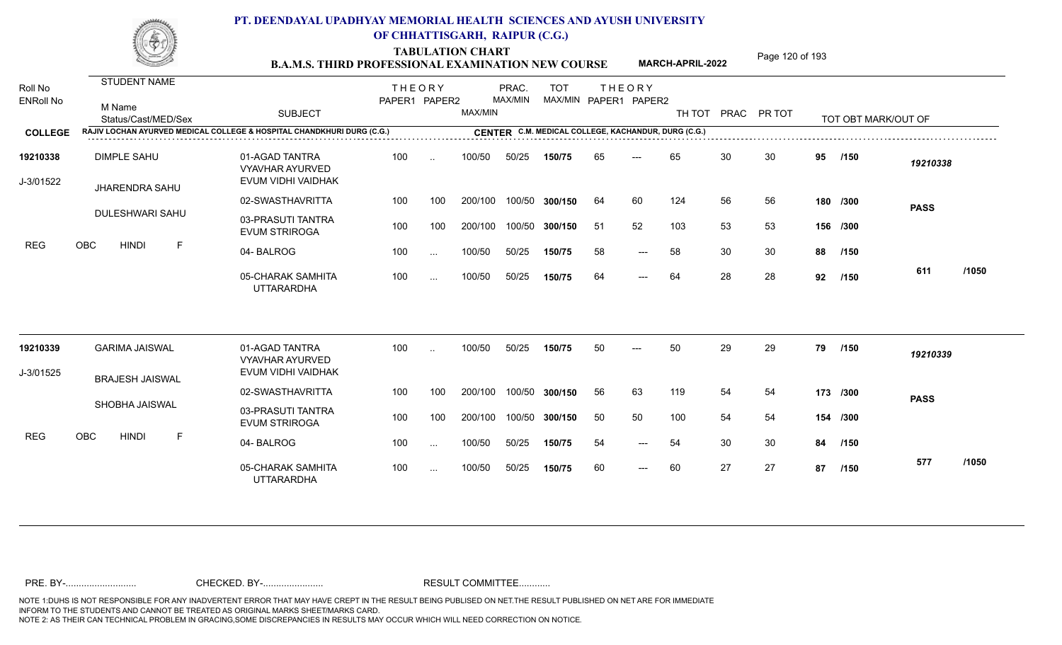# PT. DEENDAYAL UPADHYAY MEMORIAL HEALTH SCIENCES AND AYUSH UNIVERSITY OF CHHATTISGARH, RAIPUR (C.G.)

## TABULATION CHART
### B.A.M.S. THIRD PROFESSIONAL EXAMINATION NEW COURSE — MARCH-APRIL-2022

**COLLEGE:** RAJIV LOCHAN AYURVED MEDICAL COLLEGE & HOSPITAL CHANDKHURI DURG (C.G.)
**CENTER:** C.M. MEDICAL COLLEGE, KACHANDUR, DURG (C.G.)

| Roll No / ENRoll No | STUDENT NAME / M Name / Status/Cast/MED/Sex | SUBJECT | THEORY PAPER1 | THEORY PAPER2 | MAX/MIN | PRAC. MAX/MIN | TOT MAX/MIN | THEORY PAPER1 | THEORY PAPER2 | TH TOT | PRAC | PR TOT | TOT OBT MARK/OUT OF | |
|---|---|---|---|---|---|---|---|---|---|---|---|---|---|---|
| 19210338 | DIMPLE SAHU | 01-AGAD TANTRA VYAVHAR AYURVED EVUM VIDHI VAIDHAK | 100 | .. | 100/50 | 50/25 | 150/75 | 65 | --- | 65 | 30 | 30 | 95 /150 | 19210338 |
| J-3/01522 | JHARENDRA SAHU | 02-SWASTHAVRITTA | 100 | 100 | 200/100 | 100/50 | 300/150 | 64 | 60 | 124 | 56 | 56 | 180 /300 | PASS |
| | DULESHWARI SAHU | 03-PRASUTI TANTRA EVUM STRIROGA | 100 | 100 | 200/100 | 100/50 | 300/150 | 51 | 52 | 103 | 53 | 53 | 156 /300 | |
| REG | OBC HINDI F | 04- BALROG | 100 | ... | 100/50 | 50/25 | 150/75 | 58 | --- | 58 | 30 | 30 | 88 /150 | |
| | | 05-CHARAK SAMHITA UTTARARDHA | 100 | ... | 100/50 | 50/25 | 150/75 | 64 | --- | 64 | 28 | 28 | 92 /150 | 611 /1050 |
| 19210339 | GARIMA JAISWAL | 01-AGAD TANTRA VYAVHAR AYURVED EVUM VIDHI VAIDHAK | 100 | .. | 100/50 | 50/25 | 150/75 | 50 | --- | 50 | 29 | 29 | 79 /150 | 19210339 |
| J-3/01525 | BRAJESH JAISWAL | 02-SWASTHAVRITTA | 100 | 100 | 200/100 | 100/50 | 300/150 | 56 | 63 | 119 | 54 | 54 | 173 /300 | PASS |
| | SHOBHA JAISWAL | 03-PRASUTI TANTRA EVUM STRIROGA | 100 | 100 | 200/100 | 100/50 | 300/150 | 50 | 50 | 100 | 54 | 54 | 154 /300 | |
| REG | OBC HINDI F | 04- BALROG | 100 | ... | 100/50 | 50/25 | 150/75 | 54 | --- | 54 | 30 | 30 | 84 /150 | |
| | | 05-CHARAK SAMHITA UTTARARDHA | 100 | ... | 100/50 | 50/25 | 150/75 | 60 | --- | 60 | 27 | 27 | 87 /150 | 577 /1050 |

PRE. BY-.......................... CHECKED. BY-....................... RESULT COMMITTEE...........

NOTE 1:DUHS IS NOT RESPONSIBLE FOR ANY INADVERTENT ERROR THAT MAY HAVE CREPT IN THE RESULT BEING PUBLISED ON NET.THE RESULT PUBLISHED ON NET ARE FOR IMMEDIATE INFORM TO THE STUDENTS AND CANNOT BE TREATED AS ORIGINAL MARKS SHEET/MARKS CARD.
NOTE 2: AS THEIR CAN TECHNICAL PROBLEM IN GRACING,SOME DISCREPANCIES IN RESULTS MAY OCCUR WHICH WILL NEED CORRECTION ON NOTICE.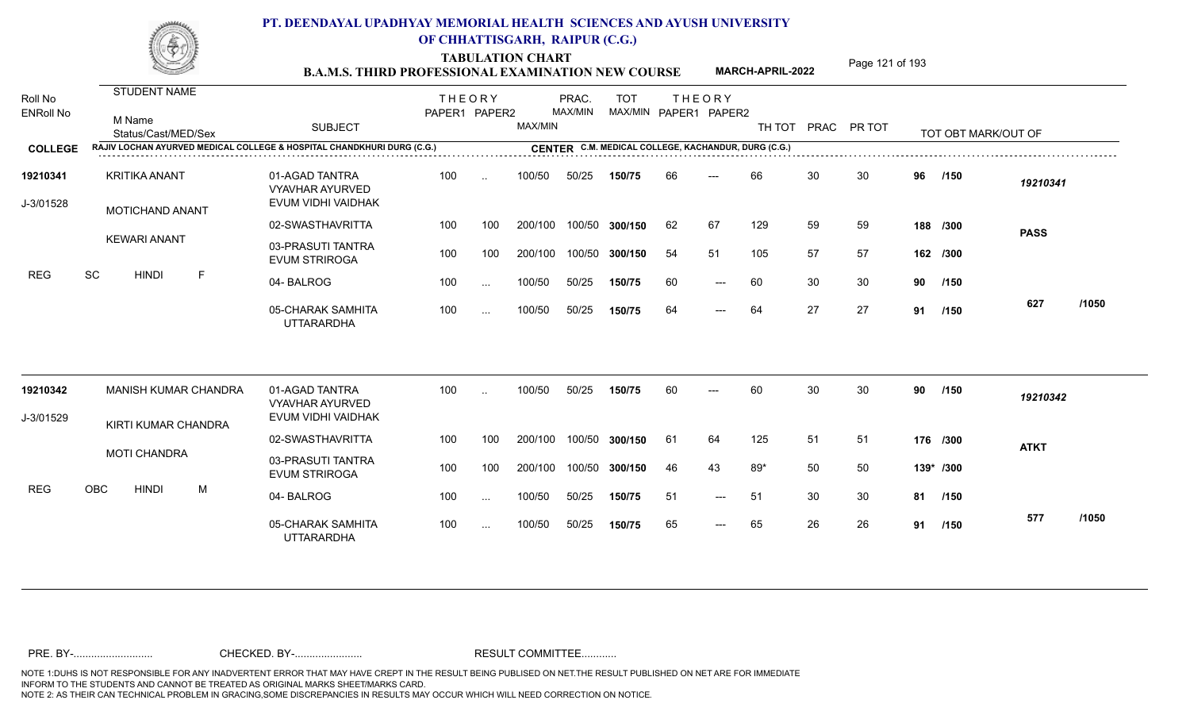# PT. DEENDAYAL UPADHYAY MEMORIAL HEALTH SCIENCES AND AYUSH UNIVERSITY OF CHHATTISGARH, RAIPUR (C.G.)

## TABULATION CHART
### B.A.M.S. THIRD PROFESSIONAL EXAMINATION NEW COURSE — MARCH-APRIL-2022

**COLLEGE:** RAJIV LOCHAN AYURVED MEDICAL COLLEGE & HOSPITAL CHANDKHURI DURG (C.G.)
**CENTER:** C.M. MEDICAL COLLEGE, KACHANDUR, DURG (C.G.)

| Roll No / ENRoll No | STUDENT NAME / M Name / Status/Cast/MED/Sex | SUBJECT | THEORY PAPER1 | THEORY PAPER2 | MAX/MIN | PRAC. MAX/MIN | TOT MAX/MIN | THEORY PAPER1 | THEORY PAPER2 | TH TOT | PRAC | PR TOT | TOT OBT MARK/OUT OF | |
|---|---|---|---|---|---|---|---|---|---|---|---|---|---|---|
| 19210341 | KRITIKA ANANT | 01-AGAD TANTRA VYAVHAR AYURVED EVUM VIDHI VAIDHAK | 100 | .. | 100/50 | 50/25 | 150/75 | 66 | --- | 66 | 30 | 30 | 96 /150 | 19210341 |
| J-3/01528 | MOTICHAND ANANT | 02-SWASTHAVRITTA | 100 | 100 | 200/100 | 100/50 | 300/150 | 62 | 67 | 129 | 59 | 59 | 188 /300 | PASS |
| | KEWARI ANANT | 03-PRASUTI TANTRA EVUM STRIROGA | 100 | 100 | 200/100 | 100/50 | 300/150 | 54 | 51 | 105 | 57 | 57 | 162 /300 | |
| REG | SC HINDI F | 04- BALROG | 100 | ... | 100/50 | 50/25 | 150/75 | 60 | --- | 60 | 30 | 30 | 90 /150 | |
| | | 05-CHARAK SAMHITA UTTARARDHA | 100 | ... | 100/50 | 50/25 | 150/75 | 64 | --- | 64 | 27 | 27 | 91 /150 | 627 /1050 |
| 19210342 | MANISH KUMAR CHANDRA | 01-AGAD TANTRA VYAVHAR AYURVED EVUM VIDHI VAIDHAK | 100 | .. | 100/50 | 50/25 | 150/75 | 60 | --- | 60 | 30 | 30 | 90 /150 | 19210342 |
| J-3/01529 | KIRTI KUMAR CHANDRA | 02-SWASTHAVRITTA | 100 | 100 | 200/100 | 100/50 | 300/150 | 61 | 64 | 125 | 51 | 51 | 176 /300 | ATKT |
| | MOTI CHANDRA | 03-PRASUTI TANTRA EVUM STRIROGA | 100 | 100 | 200/100 | 100/50 | 300/150 | 46 | 43 | 89* | 50 | 50 | 139* /300 | |
| REG | OBC HINDI M | 04- BALROG | 100 | ... | 100/50 | 50/25 | 150/75 | 51 | --- | 51 | 30 | 30 | 81 /150 | |
| | | 05-CHARAK SAMHITA UTTARARDHA | 100 | ... | 100/50 | 50/25 | 150/75 | 65 | --- | 65 | 26 | 26 | 91 /150 | 577 /1050 |

PRE. BY-.......................... CHECKED. BY-...................... RESULT COMMITTEE...........

NOTE 1:DUHS IS NOT RESPONSIBLE FOR ANY INADVERTENT ERROR THAT MAY HAVE CREPT IN THE RESULT BEING PUBLISED ON NET.THE RESULT PUBLISHED ON NET ARE FOR IMMEDIATE INFORM TO THE STUDENTS AND CANNOT BE TREATED AS ORIGINAL MARKS SHEET/MARKS CARD.
NOTE 2: AS THEIR CAN TECHNICAL PROBLEM IN GRACING,SOME DISCREPANCIES IN RESULTS MAY OCCUR WHICH WILL NEED CORRECTION ON NOTICE.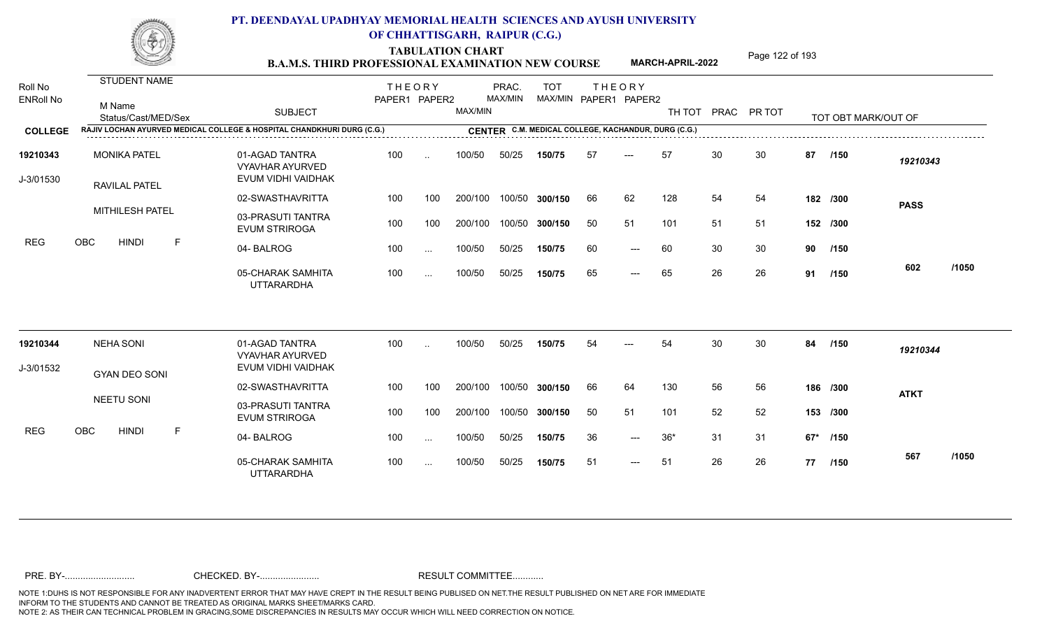# PT. DEENDAYAL UPADHYAY MEMORIAL HEALTH SCIENCES AND AYUSH UNIVERSITY OF CHHATTISGARH, RAIPUR (C.G.)

## TABULATION CHART
### B.A.M.S. THIRD PROFESSIONAL EXAMINATION NEW COURSE — MARCH-APRIL-2022

**COLLEGE:** RAJIV LOCHAN AYURVED MEDICAL COLLEGE & HOSPITAL CHANDKHURI DURG (C.G.)
**CENTER:** C.M. MEDICAL COLLEGE, KACHANDUR, DURG (C.G.)

| Roll No / ENRoll No | STUDENT NAME / M Name / Status/Cast/MED/Sex | SUBJECT | THEORY PAPER1 | THEORY PAPER2 | MAX/MIN | PRAC. MAX/MIN | TOT MAX/MIN | THEORY PAPER1 | THEORY PAPER2 | TH TOT | PRAC | PR TOT | TOT OBT MARK/OUT OF | |
|---|---|---|---|---|---|---|---|---|---|---|---|---|---|---|
| 19210343 | MONIKA PATEL | 01-AGAD TANTRA VYAVHAR AYURVED EVUM VIDHI VAIDHAK | 100 | .. | 100/50 | 50/25 | 150/75 | 57 | --- | 57 | 30 | 30 | 87 /150 | 19210343 |
| J-3/01530 | RAVILAL PATEL | 02-SWASTHAVRITTA | 100 | 100 | 200/100 | 100/50 | 300/150 | 66 | 62 | 128 | 54 | 54 | 182 /300 | PASS |
| | MITHILESH PATEL | 03-PRASUTI TANTRA EVUM STRIROGA | 100 | 100 | 200/100 | 100/50 | 300/150 | 50 | 51 | 101 | 51 | 51 | 152 /300 | |
| REG | OBC HINDI F | 04- BALROG | 100 | ... | 100/50 | 50/25 | 150/75 | 60 | --- | 60 | 30 | 30 | 90 /150 | |
| | | 05-CHARAK SAMHITA UTTARARDHA | 100 | ... | 100/50 | 50/25 | 150/75 | 65 | --- | 65 | 26 | 26 | 91 /150 | 602 /1050 |
| 19210344 | NEHA SONI | 01-AGAD TANTRA VYAVHAR AYURVED EVUM VIDHI VAIDHAK | 100 | .. | 100/50 | 50/25 | 150/75 | 54 | --- | 54 | 30 | 30 | 84 /150 | 19210344 |
| J-3/01532 | GYAN DEO SONI | 02-SWASTHAVRITTA | 100 | 100 | 200/100 | 100/50 | 300/150 | 66 | 64 | 130 | 56 | 56 | 186 /300 | ATKT |
| | NEETU SONI | 03-PRASUTI TANTRA EVUM STRIROGA | 100 | 100 | 200/100 | 100/50 | 300/150 | 50 | 51 | 101 | 52 | 52 | 153 /300 | |
| REG | OBC HINDI F | 04- BALROG | 100 | ... | 100/50 | 50/25 | 150/75 | 36 | --- | 36* | 31 | 31 | 67* /150 | |
| | | 05-CHARAK SAMHITA UTTARARDHA | 100 | ... | 100/50 | 50/25 | 150/75 | 51 | --- | 51 | 26 | 26 | 77 /150 | 567 /1050 |

PRE. BY-.......................... CHECKED. BY-....................... RESULT COMMITTEE...........

NOTE 1:DUHS IS NOT RESPONSIBLE FOR ANY INADVERTENT ERROR THAT MAY HAVE CREPT IN THE RESULT BEING PUBLISED ON NET.THE RESULT PUBLISHED ON NET ARE FOR IMMEDIATE INFORM TO THE STUDENTS AND CANNOT BE TREATED AS ORIGINAL MARKS SHEET/MARKS CARD.
NOTE 2: AS THEIR CAN TECHNICAL PROBLEM IN GRACING,SOME DISCREPANCIES IN RESULTS MAY OCCUR WHICH WILL NEED CORRECTION ON NOTICE.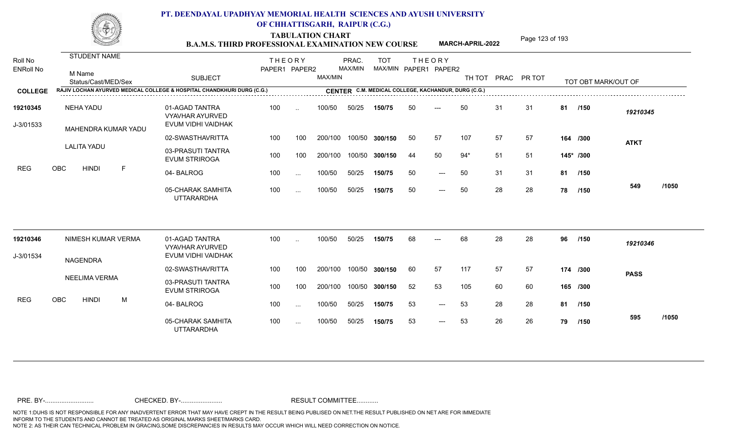# PT. DEENDAYAL UPADHYAY MEMORIAL HEALTH SCIENCES AND AYUSH UNIVERSITY OF CHHATTISGARH, RAIPUR (C.G.)

## TABULATION CHART
### B.A.M.S. THIRD PROFESSIONAL EXAMINATION NEW COURSE — MARCH-APRIL-2022

**COLLEGE:** RAJIV LOCHAN AYURVED MEDICAL COLLEGE & HOSPITAL CHANDKHURI DURG (C.G.)
**CENTER:** C.M. MEDICAL COLLEGE, KACHANDUR, DURG (C.G.)

| Roll No / ENRoll No | STUDENT NAME / M Name / Status/Cast/MED/Sex | SUBJECT | THEORY PAPER1 | THEORY PAPER2 | MAX/MIN | PRAC. MAX/MIN | TOT MAX/MIN | THEORY PAPER1 | THEORY PAPER2 | TH TOT | PRAC | PR TOT | TOT OBT MARK/OUT OF | |
|---|---|---|---|---|---|---|---|---|---|---|---|---|---|---|
| 19210345 | NEHA YADU | 01-AGAD TANTRA VYAVHAR AYURVED EVUM VIDHI VAIDHAK | 100 | .. | 100/50 | 50/25 | 150/75 | 50 | --- | 50 | 31 | 31 | 81 /150 | 19210345 |
| J-3/01533 | MAHENDRA KUMAR YADU | 02-SWASTHAVRITTA | 100 | 100 | 200/100 | 100/50 | 300/150 | 50 | 57 | 107 | 57 | 57 | 164 /300 | ATKT |
| | LALITA YADU | 03-PRASUTI TANTRA EVUM STRIROGA | 100 | 100 | 200/100 | 100/50 | 300/150 | 44 | 50 | 94* | 51 | 51 | 145* /300 | |
| REG | OBC HINDI F | 04- BALROG | 100 | ... | 100/50 | 50/25 | 150/75 | 50 | --- | 50 | 31 | 31 | 81 /150 | |
| | | 05-CHARAK SAMHITA UTTARARDHA | 100 | ... | 100/50 | 50/25 | 150/75 | 50 | --- | 50 | 28 | 28 | 78 /150 | 549 /1050 |
| 19210346 | NIMESH KUMAR VERMA | 01-AGAD TANTRA VYAVHAR AYURVED EVUM VIDHI VAIDHAK | 100 | .. | 100/50 | 50/25 | 150/75 | 68 | --- | 68 | 28 | 28 | 96 /150 | 19210346 |
| J-3/01534 | NAGENDRA | 02-SWASTHAVRITTA | 100 | 100 | 200/100 | 100/50 | 300/150 | 60 | 57 | 117 | 57 | 57 | 174 /300 | PASS |
| | NEELIMA VERMA | 03-PRASUTI TANTRA EVUM STRIROGA | 100 | 100 | 200/100 | 100/50 | 300/150 | 52 | 53 | 105 | 60 | 60 | 165 /300 | |
| REG | OBC HINDI M | 04- BALROG | 100 | ... | 100/50 | 50/25 | 150/75 | 53 | --- | 53 | 28 | 28 | 81 /150 | |
| | | 05-CHARAK SAMHITA UTTARARDHA | 100 | ... | 100/50 | 50/25 | 150/75 | 53 | --- | 53 | 26 | 26 | 79 /150 | 595 /1050 |

PRE. BY-.......................... CHECKED. BY-...................... RESULT COMMITTEE...........

NOTE 1:DUHS IS NOT RESPONSIBLE FOR ANY INADVERTENT ERROR THAT MAY HAVE CREPT IN THE RESULT BEING PUBLISED ON NET.THE RESULT PUBLISHED ON NET ARE FOR IMMEDIATE INFORM TO THE STUDENTS AND CANNOT BE TREATED AS ORIGINAL MARKS SHEET/MARKS CARD.
NOTE 2: AS THEIR CAN TECHNICAL PROBLEM IN GRACING,SOME DISCREPANCIES IN RESULTS MAY OCCUR WHICH WILL NEED CORRECTION ON NOTICE.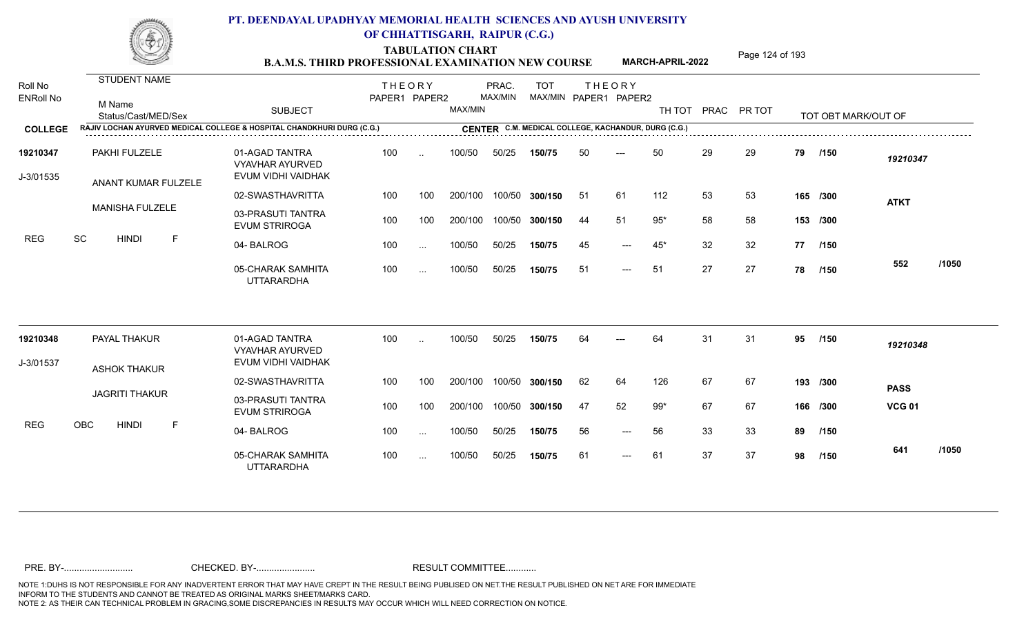# PT. DEENDAYAL UPADHYAY MEMORIAL HEALTH SCIENCES AND AYUSH UNIVERSITY OF CHHATTISGARH, RAIPUR (C.G.)

## TABULATION CHART
### B.A.M.S. THIRD PROFESSIONAL EXAMINATION NEW COURSE — MARCH-APRIL-2022

**COLLEGE:** RAJIV LOCHAN AYURVED MEDICAL COLLEGE & HOSPITAL CHANDKHURI DURG (C.G.)
**CENTER:** C.M. MEDICAL COLLEGE, KACHANDUR, DURG (C.G.)

| Roll No / ENRoll No | STUDENT NAME / M Name / Status/Cast/MED/Sex | SUBJECT | THEORY PAPER1 | THEORY PAPER2 | MAX/MIN | PRAC. MAX/MIN | TOT MAX/MIN | THEORY PAPER1 | THEORY PAPER2 | TH TOT | PRAC | PR TOT | TOT OBT MARK/OUT OF | |
|---|---|---|---|---|---|---|---|---|---|---|---|---|---|---|
| 19210347 | PAKHI FULZELE | 01-AGAD TANTRA VYAVHAR AYURVED EVUM VIDHI VAIDHAK | 100 | .. | 100/50 | 50/25 | 150/75 | 50 | --- | 50 | 29 | 29 | 79 /150 | 19210347 |
| J-3/01535 | ANANT KUMAR FULZELE | 02-SWASTHAVRITTA | 100 | 100 | 200/100 | 100/50 | 300/150 | 51 | 61 | 112 | 53 | 53 | 165 /300 | ATKT |
| | MANISHA FULZELE | 03-PRASUTI TANTRA EVUM STRIROGA | 100 | 100 | 200/100 | 100/50 | 300/150 | 44 | 51 | 95* | 58 | 58 | 153 /300 | |
| REG | SC HINDI F | 04- BALROG | 100 | ... | 100/50 | 50/25 | 150/75 | 45 | --- | 45* | 32 | 32 | 77 /150 | |
| | | 05-CHARAK SAMHITA UTTARARDHA | 100 | ... | 100/50 | 50/25 | 150/75 | 51 | --- | 51 | 27 | 27 | 78 /150 | 552 /1050 |
| 19210348 | PAYAL THAKUR | 01-AGAD TANTRA VYAVHAR AYURVED EVUM VIDHI VAIDHAK | 100 | .. | 100/50 | 50/25 | 150/75 | 64 | --- | 64 | 31 | 31 | 95 /150 | 19210348 |
| J-3/01537 | ASHOK THAKUR | 02-SWASTHAVRITTA | 100 | 100 | 200/100 | 100/50 | 300/150 | 62 | 64 | 126 | 67 | 67 | 193 /300 | PASS |
| | JAGRITI THAKUR | 03-PRASUTI TANTRA EVUM STRIROGA | 100 | 100 | 200/100 | 100/50 | 300/150 | 47 | 52 | 99* | 67 | 67 | 166 /300 | VCG 01 |
| REG | OBC HINDI F | 04- BALROG | 100 | ... | 100/50 | 50/25 | 150/75 | 56 | --- | 56 | 33 | 33 | 89 /150 | |
| | | 05-CHARAK SAMHITA UTTARARDHA | 100 | ... | 100/50 | 50/25 | 150/75 | 61 | --- | 61 | 37 | 37 | 98 /150 | 641 /1050 |

PRE. BY-.......................... CHECKED. BY-....................... RESULT COMMITTEE...........

NOTE 1:DUHS IS NOT RESPONSIBLE FOR ANY INADVERTENT ERROR THAT MAY HAVE CREPT IN THE RESULT BEING PUBLISED ON NET.THE RESULT PUBLISHED ON NET ARE FOR IMMEDIATE INFORM TO THE STUDENTS AND CANNOT BE TREATED AS ORIGINAL MARKS SHEET/MARKS CARD.
NOTE 2: AS THEIR CAN TECHNICAL PROBLEM IN GRACING,SOME DISCREPANCIES IN RESULTS MAY OCCUR WHICH WILL NEED CORRECTION ON NOTICE.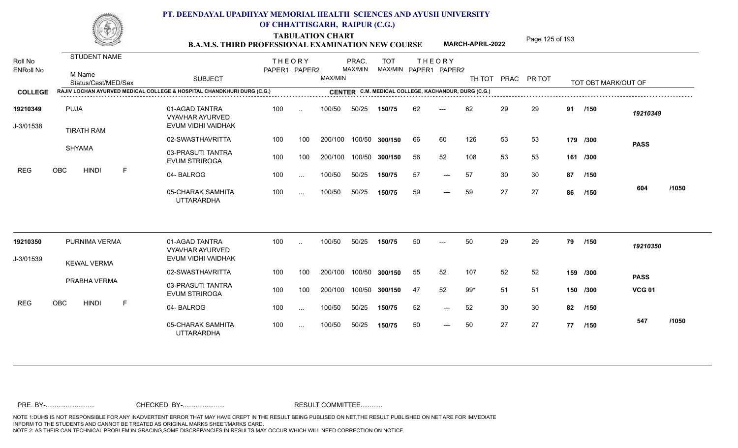# PT. DEENDAYAL UPADHYAY MEMORIAL HEALTH SCIENCES AND AYUSH UNIVERSITY OF CHHATTISGARH, RAIPUR (C.G.)

## TABULATION CHART

### B.A.M.S. THIRD PROFESSIONAL EXAMINATION NEW COURSE — MARCH-APRIL-2022

**COLLEGE:** RAJIV LOCHAN AYURVED MEDICAL COLLEGE & HOSPITAL CHANDKHURI DURG (C.G.)
**CENTER:** C.M. MEDICAL COLLEGE, KACHANDUR, DURG (C.G.)

| Roll No / ENRoll No | STUDENT NAME / M Name / Status/Cast/MED/Sex | SUBJECT | THEORY PAPER1 | THEORY PAPER2 | MAX/MIN | PRAC. MAX/MIN | TOT MAX/MIN | THEORY PAPER1 | THEORY PAPER2 | TH TOT | PRAC | PR TOT | TOT OBT | MARK/OUT OF | |
|---|---|---|---|---|---|---|---|---|---|---|---|---|---|---|---|
| 19210349 | PUJA | 01-AGAD TANTRA VYAVHAR AYURVED EVUM VIDHI VAIDHAK | 100 | .. | 100/50 | 50/25 | 150/75 | 62 | --- | 62 | 29 | 29 | 91 | /150 | 19210349 |
| J-3/01538 | TIRATH RAM | 02-SWASTHAVRITTA | 100 | 100 | 200/100 | 100/50 | 300/150 | 66 | 60 | 126 | 53 | 53 | 179 | /300 | PASS |
| | SHYAMA | 03-PRASUTI TANTRA EVUM STRIROGA | 100 | 100 | 200/100 | 100/50 | 300/150 | 56 | 52 | 108 | 53 | 53 | 161 | /300 | |
| REG | OBC HINDI F | 04- BALROG | 100 | ... | 100/50 | 50/25 | 150/75 | 57 | --- | 57 | 30 | 30 | 87 | /150 | |
| | | 05-CHARAK SAMHITA UTTARARDHA | 100 | ... | 100/50 | 50/25 | 150/75 | 59 | --- | 59 | 27 | 27 | 86 | /150 | 604 /1050 |
| 19210350 | PURNIMA VERMA | 01-AGAD TANTRA VYAVHAR AYURVED EVUM VIDHI VAIDHAK | 100 | .. | 100/50 | 50/25 | 150/75 | 50 | --- | 50 | 29 | 29 | 79 | /150 | 19210350 |
| J-3/01539 | KEWAL VERMA | 02-SWASTHAVRITTA | 100 | 100 | 200/100 | 100/50 | 300/150 | 55 | 52 | 107 | 52 | 52 | 159 | /300 | PASS |
| | PRABHA VERMA | 03-PRASUTI TANTRA EVUM STRIROGA | 100 | 100 | 200/100 | 100/50 | 300/150 | 47 | 52 | 99* | 51 | 51 | 150 | /300 | VCG 01 |
| REG | OBC HINDI F | 04- BALROG | 100 | ... | 100/50 | 50/25 | 150/75 | 52 | --- | 52 | 30 | 30 | 82 | /150 | |
| | | 05-CHARAK SAMHITA UTTARARDHA | 100 | ... | 100/50 | 50/25 | 150/75 | 50 | --- | 50 | 27 | 27 | 77 | /150 | 547 /1050 |

PRE. BY-.......................... CHECKED. BY-...................... RESULT COMMITTEE...........

NOTE 1:DUHS IS NOT RESPONSIBLE FOR ANY INADVERTENT ERROR THAT MAY HAVE CREPT IN THE RESULT BEING PUBLISED ON NET.THE RESULT PUBLISHED ON NET ARE FOR IMMEDIATE INFORM TO THE STUDENTS AND CANNOT BE TREATED AS ORIGINAL MARKS SHEET/MARKS CARD.
NOTE 2: AS THEIR CAN TECHNICAL PROBLEM IN GRACING,SOME DISCREPANCIES IN RESULTS MAY OCCUR WHICH WILL NEED CORRECTION ON NOTICE.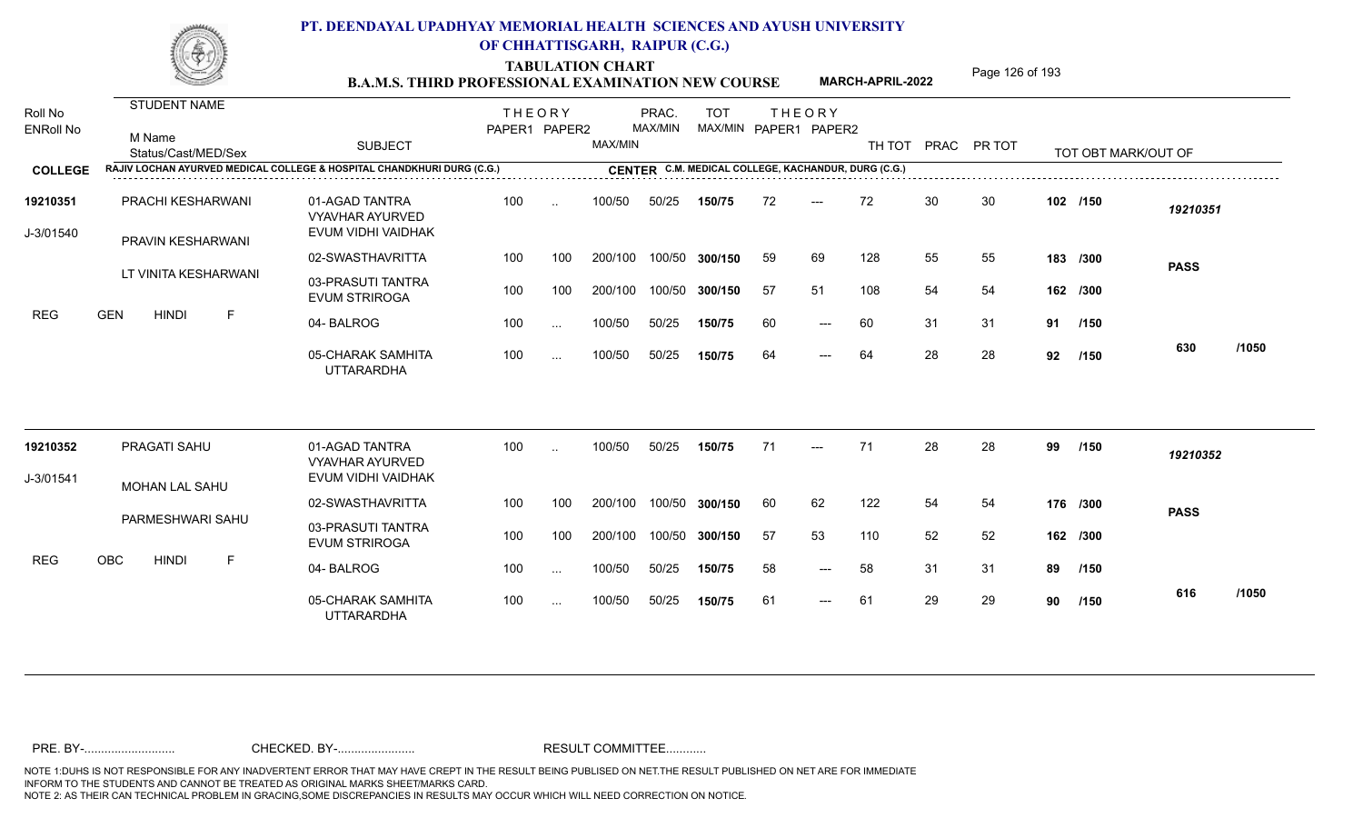# PT. DEENDAYAL UPADHYAY MEMORIAL HEALTH SCIENCES AND AYUSH UNIVERSITY OF CHHATTISGARH, RAIPUR (C.G.)

## TABULATION CHART
### B.A.M.S. THIRD PROFESSIONAL EXAMINATION NEW COURSE — MARCH-APRIL-2022

**COLLEGE:** RAJIV LOCHAN AYURVED MEDICAL COLLEGE & HOSPITAL CHANDKHURI DURG (C.G.)
**CENTER:** C.M. MEDICAL COLLEGE, KACHANDUR, DURG (C.G.)

| Roll No / ENRoll No | STUDENT NAME / M Name / Status/Cast/MED/Sex | SUBJECT | THEORY PAPER1 | THEORY PAPER2 | MAX/MIN | PRAC. MAX/MIN | TOT MAX/MIN | THEORY PAPER1 | THEORY PAPER2 | TH TOT | PRAC | PR TOT | TOT OBT | MARK/OUT OF | |
|---|---|---|---|---|---|---|---|---|---|---|---|---|---|---|---|
| 19210351 | PRACHI KESHARWANI | 01-AGAD TANTRA VYAVHAR AYURVED EVUM VIDHI VAIDHAK | 100 | .. | 100/50 | 50/25 | 150/75 | 72 | --- | 72 | 30 | 30 | 102 | /150 | 19210351 |
| J-3/01540 | PRAVIN KESHARWANI | 02-SWASTHAVRITTA | 100 | 100 | 200/100 | 100/50 | 300/150 | 59 | 69 | 128 | 55 | 55 | 183 | /300 | PASS |
| | LT VINITA KESHARWANI | 03-PRASUTI TANTRA EVUM STRIROGA | 100 | 100 | 200/100 | 100/50 | 300/150 | 57 | 51 | 108 | 54 | 54 | 162 | /300 | |
| REG | GEN HINDI F | 04- BALROG | 100 | ... | 100/50 | 50/25 | 150/75 | 60 | --- | 60 | 31 | 31 | 91 | /150 | |
| | | 05-CHARAK SAMHITA UTTARARDHA | 100 | ... | 100/50 | 50/25 | 150/75 | 64 | --- | 64 | 28 | 28 | 92 | /150 | 630 /1050 |
| 19210352 | PRAGATI SAHU | 01-AGAD TANTRA VYAVHAR AYURVED EVUM VIDHI VAIDHAK | 100 | .. | 100/50 | 50/25 | 150/75 | 71 | --- | 71 | 28 | 28 | 99 | /150 | 19210352 |
| J-3/01541 | MOHAN LAL SAHU | 02-SWASTHAVRITTA | 100 | 100 | 200/100 | 100/50 | 300/150 | 60 | 62 | 122 | 54 | 54 | 176 | /300 | PASS |
| | PARMESHWARI SAHU | 03-PRASUTI TANTRA EVUM STRIROGA | 100 | 100 | 200/100 | 100/50 | 300/150 | 57 | 53 | 110 | 52 | 52 | 162 | /300 | |
| REG | OBC HINDI F | 04- BALROG | 100 | ... | 100/50 | 50/25 | 150/75 | 58 | --- | 58 | 31 | 31 | 89 | /150 | |
| | | 05-CHARAK SAMHITA UTTARARDHA | 100 | ... | 100/50 | 50/25 | 150/75 | 61 | --- | 61 | 29 | 29 | 90 | /150 | 616 /1050 |

PRE. BY-.......................... CHECKED. BY-....................... RESULT COMMITTEE...........

NOTE 1:DUHS IS NOT RESPONSIBLE FOR ANY INADVERTENT ERROR THAT MAY HAVE CREPT IN THE RESULT BEING PUBLISED ON NET.THE RESULT PUBLISHED ON NET ARE FOR IMMEDIATE INFORM TO THE STUDENTS AND CANNOT BE TREATED AS ORIGINAL MARKS SHEET/MARKS CARD.
NOTE 2: AS THEIR CAN TECHNICAL PROBLEM IN GRACING,SOME DISCREPANCIES IN RESULTS MAY OCCUR WHICH WILL NEED CORRECTION ON NOTICE.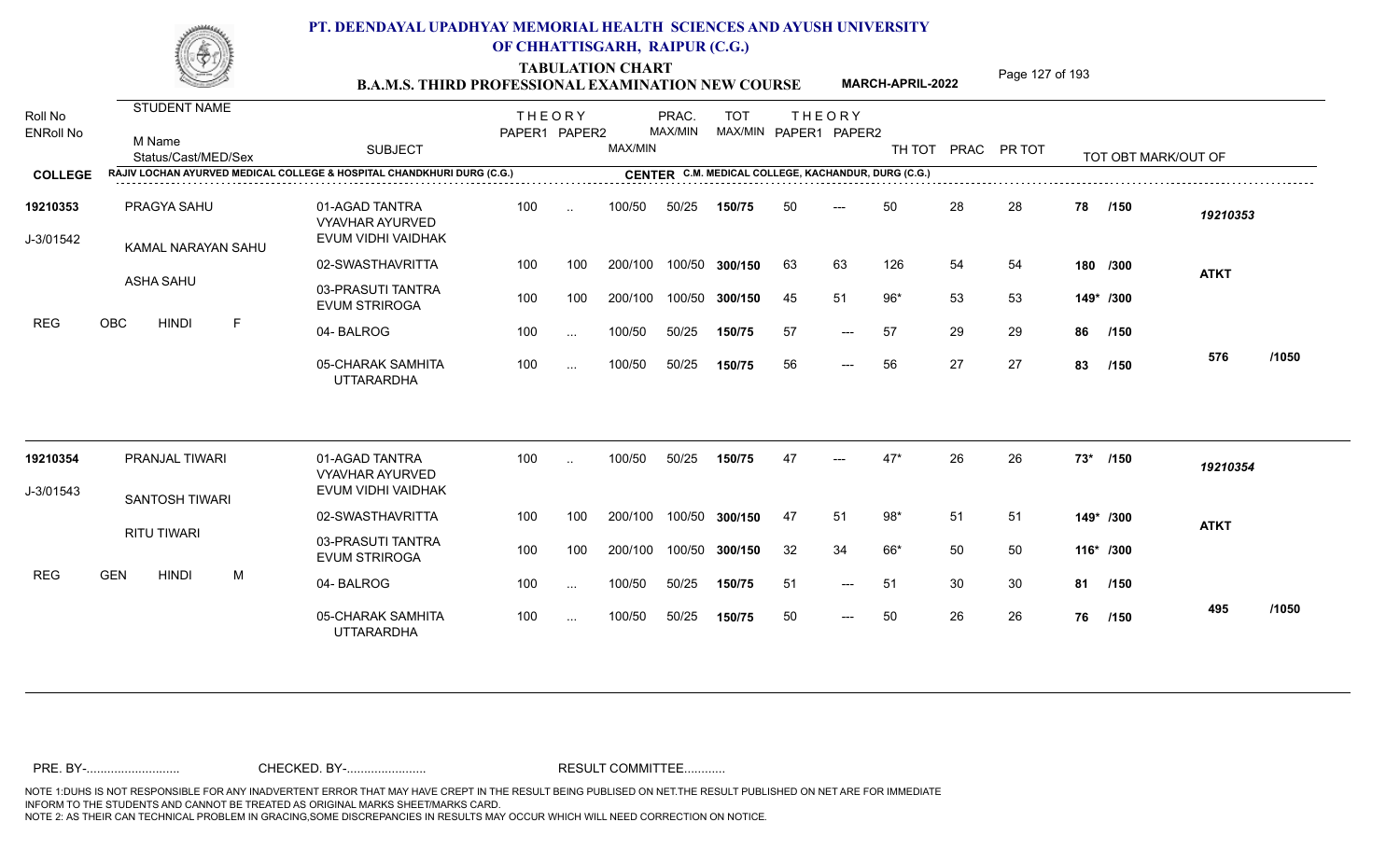# PT. DEENDAYAL UPADHYAY MEMORIAL HEALTH SCIENCES AND AYUSH UNIVERSITY OF CHHATTISGARH, RAIPUR (C.G.)

## TABULATION CHART

### B.A.M.S. THIRD PROFESSIONAL EXAMINATION NEW COURSE — MARCH-APRIL-2022

**COLLEGE:** RAJIV LOCHAN AYURVED MEDICAL COLLEGE & HOSPITAL CHANDKHURI DURG (C.G.)
**CENTER:** C.M. MEDICAL COLLEGE, KACHANDUR, DURG (C.G.)

| Roll No / ENRoll No | STUDENT NAME / M Name / Status/Cast/MED/Sex | SUBJECT | THEORY PAPER1 | THEORY PAPER2 | MAX/MIN | PRAC. MAX/MIN | TOT MAX/MIN | THEORY PAPER1 | THEORY PAPER2 | TH TOT | PRAC | PR TOT | TOT OBT MARK/OUT OF | |
|---|---|---|---|---|---|---|---|---|---|---|---|---|---|---|
| 19210353 | PRAGYA SAHU | 01-AGAD TANTRA VYAVHAR AYURVED EVUM VIDHI VAIDHAK | 100 | .. | 100/50 | 50/25 | 150/75 | 50 | --- | 50 | 28 | 28 | 78 /150 | 19210353 |
| J-3/01542 | KAMAL NARAYAN SAHU | 02-SWASTHAVRITTA | 100 | 100 | 200/100 | 100/50 | 300/150 | 63 | 63 | 126 | 54 | 54 | 180 /300 | ATKT |
| | ASHA SAHU | 03-PRASUTI TANTRA EVUM STRIROGA | 100 | 100 | 200/100 | 100/50 | 300/150 | 45 | 51 | 96* | 53 | 53 | 149* /300 | |
| REG | OBC HINDI F | 04- BALROG | 100 | ... | 100/50 | 50/25 | 150/75 | 57 | --- | 57 | 29 | 29 | 86 /150 | |
| | | 05-CHARAK SAMHITA UTTARARDHA | 100 | ... | 100/50 | 50/25 | 150/75 | 56 | --- | 56 | 27 | 27 | 83 /150 | 576 /1050 |
| 19210354 | PRANJAL TIWARI | 01-AGAD TANTRA VYAVHAR AYURVED EVUM VIDHI VAIDHAK | 100 | .. | 100/50 | 50/25 | 150/75 | 47 | --- | 47* | 26 | 26 | 73* /150 | 19210354 |
| J-3/01543 | SANTOSH TIWARI | 02-SWASTHAVRITTA | 100 | 100 | 200/100 | 100/50 | 300/150 | 47 | 51 | 98* | 51 | 51 | 149* /300 | ATKT |
| | RITU TIWARI | 03-PRASUTI TANTRA EVUM STRIROGA | 100 | 100 | 200/100 | 100/50 | 300/150 | 32 | 34 | 66* | 50 | 50 | 116* /300 | |
| REG | GEN HINDI M | 04- BALROG | 100 | ... | 100/50 | 50/25 | 150/75 | 51 | --- | 51 | 30 | 30 | 81 /150 | |
| | | 05-CHARAK SAMHITA UTTARARDHA | 100 | ... | 100/50 | 50/25 | 150/75 | 50 | --- | 50 | 26 | 26 | 76 /150 | 495 /1050 |

PRE. BY-.......................... CHECKED. BY-...................... RESULT COMMITTEE...........

NOTE 1:DUHS IS NOT RESPONSIBLE FOR ANY INADVERTENT ERROR THAT MAY HAVE CREPT IN THE RESULT BEING PUBLISED ON NET.THE RESULT PUBLISHED ON NET ARE FOR IMMEDIATE INFORM TO THE STUDENTS AND CANNOT BE TREATED AS ORIGINAL MARKS SHEET/MARKS CARD.
NOTE 2: AS THEIR CAN TECHNICAL PROBLEM IN GRACING,SOME DISCREPANCIES IN RESULTS MAY OCCUR WHICH WILL NEED CORRECTION ON NOTICE.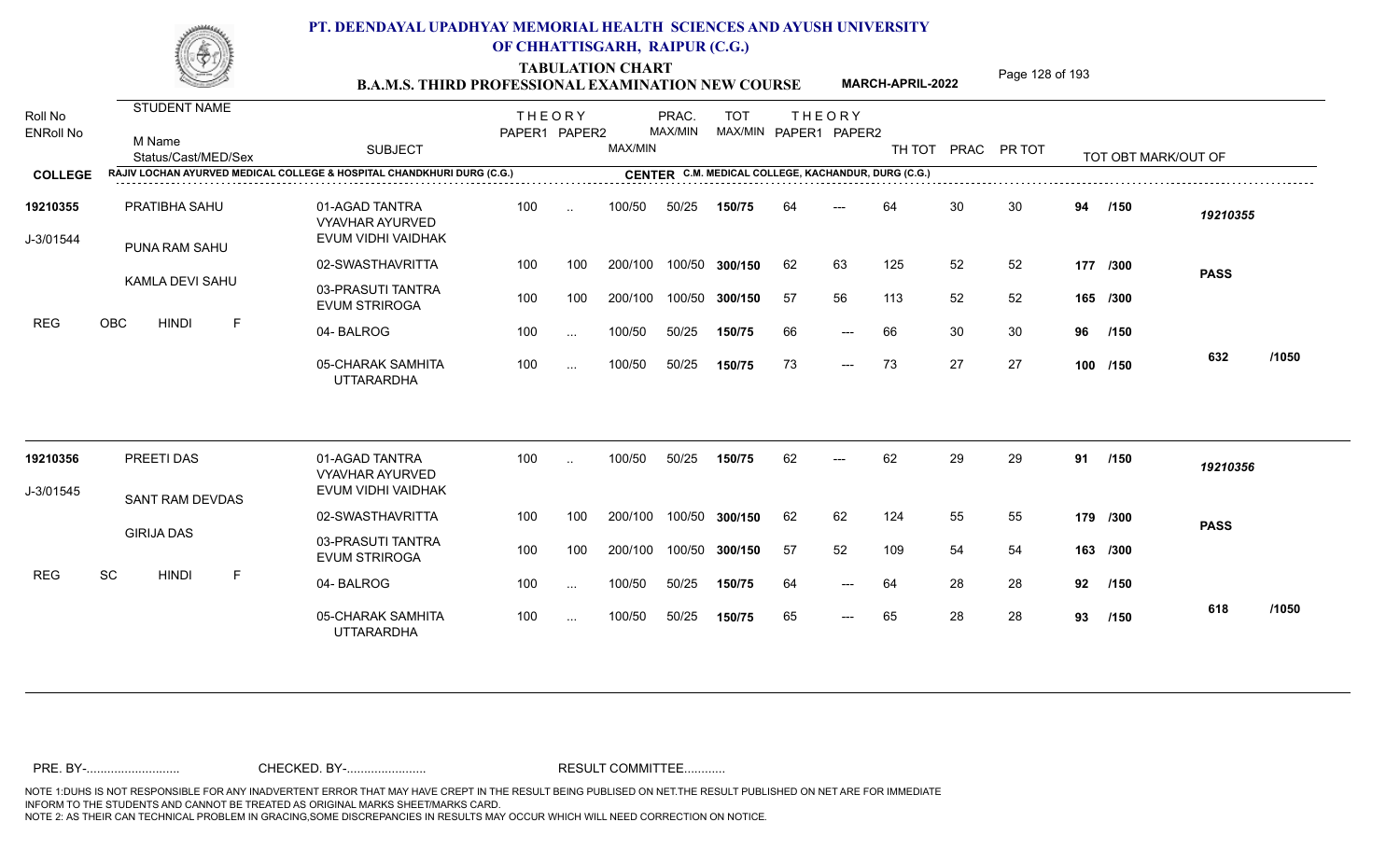# PT. DEENDAYAL UPADHYAY MEMORIAL HEALTH SCIENCES AND AYUSH UNIVERSITY OF CHHATTISGARH, RAIPUR (C.G.)

## TABULATION CHART

### B.A.M.S. THIRD PROFESSIONAL EXAMINATION NEW COURSE — MARCH-APRIL-2022

**COLLEGE:** RAJIV LOCHAN AYURVED MEDICAL COLLEGE & HOSPITAL CHANDKHURI DURG (C.G.)
**CENTER:** C.M. MEDICAL COLLEGE, KACHANDUR, DURG (C.G.)

| Roll No / ENRoll No | STUDENT NAME / M Name / Status/Cast/MED/Sex | SUBJECT | THEORY PAPER1 | THEORY PAPER2 | MAX/MIN | PRAC. MAX/MIN | TOT MAX/MIN | THEORY PAPER1 | THEORY PAPER2 | TH TOT | PRAC | PR TOT | TOT OBT MARK/OUT OF | |
|---|---|---|---|---|---|---|---|---|---|---|---|---|---|---|
| 19210355 | PRATIBHA SAHU | 01-AGAD TANTRA VYAVHAR AYURVED EVUM VIDHI VAIDHAK | 100 | .. | 100/50 | 50/25 | 150/75 | 64 | --- | 64 | 30 | 30 | 94 /150 | 19210355 |
| J-3/01544 | PUNA RAM SAHU | 02-SWASTHAVRITTA | 100 | 100 | 200/100 | 100/50 | 300/150 | 62 | 63 | 125 | 52 | 52 | 177 /300 | PASS |
| | KAMLA DEVI SAHU | 03-PRASUTI TANTRA EVUM STRIROGA | 100 | 100 | 200/100 | 100/50 | 300/150 | 57 | 56 | 113 | 52 | 52 | 165 /300 | |
| REG | OBC HINDI F | 04- BALROG | 100 | ... | 100/50 | 50/25 | 150/75 | 66 | --- | 66 | 30 | 30 | 96 /150 | |
| | | 05-CHARAK SAMHITA UTTARARDHA | 100 | ... | 100/50 | 50/25 | 150/75 | 73 | --- | 73 | 27 | 27 | 100 /150 | 632 /1050 |
| 19210356 | PREETI DAS | 01-AGAD TANTRA VYAVHAR AYURVED EVUM VIDHI VAIDHAK | 100 | .. | 100/50 | 50/25 | 150/75 | 62 | --- | 62 | 29 | 29 | 91 /150 | 19210356 |
| J-3/01545 | SANT RAM DEVDAS | 02-SWASTHAVRITTA | 100 | 100 | 200/100 | 100/50 | 300/150 | 62 | 62 | 124 | 55 | 55 | 179 /300 | PASS |
| | GIRIJA DAS | 03-PRASUTI TANTRA EVUM STRIROGA | 100 | 100 | 200/100 | 100/50 | 300/150 | 57 | 52 | 109 | 54 | 54 | 163 /300 | |
| REG | SC HINDI F | 04- BALROG | 100 | ... | 100/50 | 50/25 | 150/75 | 64 | --- | 64 | 28 | 28 | 92 /150 | |
| | | 05-CHARAK SAMHITA UTTARARDHA | 100 | ... | 100/50 | 50/25 | 150/75 | 65 | --- | 65 | 28 | 28 | 93 /150 | 618 /1050 |

PRE. BY-.......................... CHECKED. BY-...................... RESULT COMMITTEE...........

NOTE 1:DUHS IS NOT RESPONSIBLE FOR ANY INADVERTENT ERROR THAT MAY HAVE CREPT IN THE RESULT BEING PUBLISED ON NET.THE RESULT PUBLISHED ON NET ARE FOR IMMEDIATE INFORM TO THE STUDENTS AND CANNOT BE TREATED AS ORIGINAL MARKS SHEET/MARKS CARD.
NOTE 2: AS THEIR CAN TECHNICAL PROBLEM IN GRACING,SOME DISCREPANCIES IN RESULTS MAY OCCUR WHICH WILL NEED CORRECTION ON NOTICE.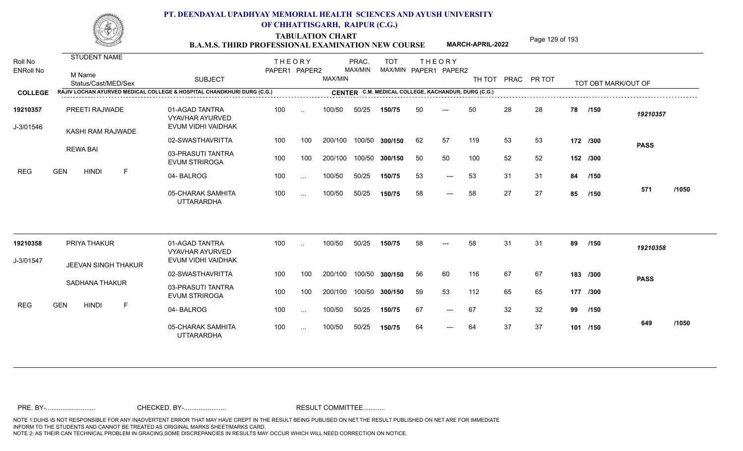# PT. DEENDAYAL UPADHYAY MEMORIAL HEALTH SCIENCES AND AYUSH UNIVERSITY OF CHHATTISGARH, RAIPUR (C.G.)

## TABULATION CHART
### B.A.M.S. THIRD PROFESSIONAL EXAMINATION NEW COURSE — MARCH-APRIL-2022

| Roll No / ENRoll No | STUDENT NAME / M Name / Status/Cast/MED/Sex | SUBJECT | THEORY PAPER1 | THEORY PAPER2 | MAX/MIN | PRAC. MAX/MIN | TOT MAX/MIN | THEORY PAPER1 | THEORY PAPER2 | TH TOT | PRAC | PR TOT | TOT OBT MARK/OUT OF | |
|---|---|---|---|---|---|---|---|---|---|---|---|---|---|---|
| **COLLEGE** | RAJIV LOCHAN AYURVED MEDICAL COLLEGE & HOSPITAL CHANDKHURI DURG (C.G.) | | | | | **CENTER** C.M. MEDICAL COLLEGE, KACHANDUR, DURG (C.G.) | | | | | | | | |
| **19210357** | PREETI RAJWADE | 01-AGAD TANTRA VYAVHAR AYURVED EVUM VIDHI VAIDHAK | 100 | .. | 100/50 | 50/25 | **150/75** | 50 | --- | 50 | 28 | 28 | **78 /150** | *19210357* |
| J-3/01546 | KASHI RAM RAJWADE | 02-SWASTHAVRITTA | 100 | 100 | 200/100 | 100/50 | **300/150** | 62 | 57 | 119 | 53 | 53 | **172 /300** | **PASS** |
| | REWA BAI | 03-PRASUTI TANTRA EVUM STRIROGA | 100 | 100 | 200/100 | 100/50 | **300/150** | 50 | 50 | 100 | 52 | 52 | **152 /300** | |
| REG | GEN HINDI F | 04- BALROG | 100 | ... | 100/50 | 50/25 | **150/75** | 53 | --- | 53 | 31 | 31 | **84 /150** | |
| | | 05-CHARAK SAMHITA UTTARARDHA | 100 | ... | 100/50 | 50/25 | **150/75** | 58 | --- | 58 | 27 | 27 | **85 /150** | **571 /1050** |
| **19210358** | PRIYA THAKUR | 01-AGAD TANTRA VYAVHAR AYURVED EVUM VIDHI VAIDHAK | 100 | .. | 100/50 | 50/25 | **150/75** | 58 | --- | 58 | 31 | 31 | **89 /150** | *19210358* |
| J-3/01547 | JEEVAN SINGH THAKUR | 02-SWASTHAVRITTA | 100 | 100 | 200/100 | 100/50 | **300/150** | 56 | 60 | 116 | 67 | 67 | **183 /300** | **PASS** |
| | SADHANA THAKUR | 03-PRASUTI TANTRA EVUM STRIROGA | 100 | 100 | 200/100 | 100/50 | **300/150** | 59 | 53 | 112 | 65 | 65 | **177 /300** | |
| REG | GEN HINDI F | 04- BALROG | 100 | ... | 100/50 | 50/25 | **150/75** | 67 | --- | 67 | 32 | 32 | **99 /150** | |
| | | 05-CHARAK SAMHITA UTTARARDHA | 100 | ... | 100/50 | 50/25 | **150/75** | 64 | --- | 64 | 37 | 37 | **101 /150** | **649 /1050** |

PRE. BY-.......................... CHECKED. BY-....................... RESULT COMMITTEE...........

NOTE 1:DUHS IS NOT RESPONSIBLE FOR ANY INADVERTENT ERROR THAT MAY HAVE CREPT IN THE RESULT BEING PUBLISED ON NET.THE RESULT PUBLISHED ON NET ARE FOR IMMEDIATE INFORM TO THE STUDENTS AND CANNOT BE TREATED AS ORIGINAL MARKS SHEET/MARKS CARD.
NOTE 2: AS THEIR CAN TECHNICAL PROBLEM IN GRACING,SOME DISCREPANCIES IN RESULTS MAY OCCUR WHICH WILL NEED CORRECTION ON NOTICE.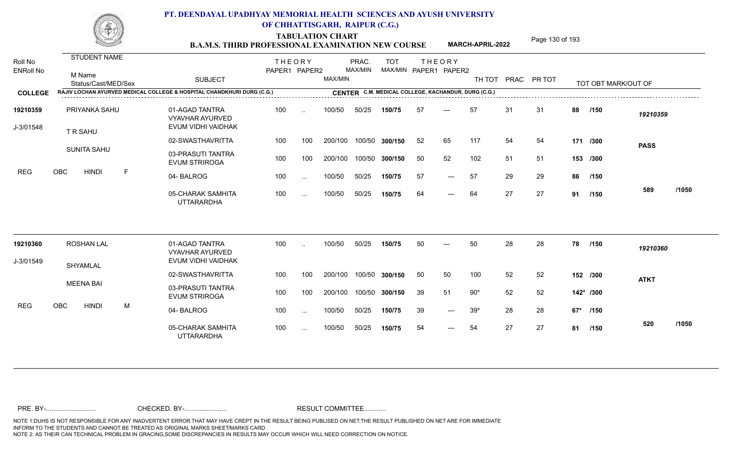# PT. DEENDAYAL UPADHYAY MEMORIAL HEALTH SCIENCES AND AYUSH UNIVERSITY OF CHHATTISGARH, RAIPUR (C.G.)

## TABULATION CHART

### B.A.M.S. THIRD PROFESSIONAL EXAMINATION NEW COURSE — MARCH-APRIL-2022

**COLLEGE:** RAJIV LOCHAN AYURVED MEDICAL COLLEGE & HOSPITAL CHANDKHURI DURG (C.G.)
**CENTER:** C.M. MEDICAL COLLEGE, KACHANDUR, DURG (C.G.)

| Roll No / ENRoll No | STUDENT NAME / M Name / Status/Cast/MED/Sex | SUBJECT | THEORY PAPER1 | THEORY PAPER2 | MAX/MIN | PRAC. MAX/MIN | TOT MAX/MIN | THEORY PAPER1 | THEORY PAPER2 | TH TOT | PRAC | PR TOT | TOT OBT MARK/OUT OF | |
|---|---|---|---|---|---|---|---|---|---|---|---|---|---|---|
| 19210359 | PRIYANKA SAHU | 01-AGAD TANTRA VYAVHAR AYURVED EVUM VIDHI VAIDHAK | 100 | .. | 100/50 | 50/25 | 150/75 | 57 | --- | 57 | 31 | 31 | 88 /150 | 19210359 |
| J-3/01548 | T R SAHU | 02-SWASTHAVRITTA | 100 | 100 | 200/100 | 100/50 | 300/150 | 52 | 65 | 117 | 54 | 54 | 171 /300 | PASS |
| | SUNITA SAHU | 03-PRASUTI TANTRA EVUM STRIROGA | 100 | 100 | 200/100 | 100/50 | 300/150 | 50 | 52 | 102 | 51 | 51 | 153 /300 | |
| REG | OBC HINDI F | 04- BALROG | 100 | ... | 100/50 | 50/25 | 150/75 | 57 | --- | 57 | 29 | 29 | 86 /150 | |
| | | 05-CHARAK SAMHITA UTTARARDHA | 100 | ... | 100/50 | 50/25 | 150/75 | 64 | --- | 64 | 27 | 27 | 91 /150 | 589 /1050 |
| 19210360 | ROSHAN LAL | 01-AGAD TANTRA VYAVHAR AYURVED EVUM VIDHI VAIDHAK | 100 | .. | 100/50 | 50/25 | 150/75 | 50 | --- | 50 | 28 | 28 | 78 /150 | 19210360 |
| J-3/01549 | SHYAMLAL | 02-SWASTHAVRITTA | 100 | 100 | 200/100 | 100/50 | 300/150 | 50 | 50 | 100 | 52 | 52 | 152 /300 | ATKT |
| | MEENA BAI | 03-PRASUTI TANTRA EVUM STRIROGA | 100 | 100 | 200/100 | 100/50 | 300/150 | 39 | 51 | 90* | 52 | 52 | 142* /300 | |
| REG | OBC HINDI M | 04- BALROG | 100 | ... | 100/50 | 50/25 | 150/75 | 39 | --- | 39* | 28 | 28 | 67* /150 | |
| | | 05-CHARAK SAMHITA UTTARARDHA | 100 | ... | 100/50 | 50/25 | 150/75 | 54 | --- | 54 | 27 | 27 | 81 /150 | 520 /1050 |

PRE. BY-.......................... CHECKED. BY-....................... RESULT COMMITTEE...........

NOTE 1:DUHS IS NOT RESPONSIBLE FOR ANY INADVERTENT ERROR THAT MAY HAVE CREPT IN THE RESULT BEING PUBLISED ON NET.THE RESULT PUBLISHED ON NET ARE FOR IMMEDIATE INFORM TO THE STUDENTS AND CANNOT BE TREATED AS ORIGINAL MARKS SHEET/MARKS CARD.
NOTE 2: AS THEIR CAN TECHNICAL PROBLEM IN GRACING,SOME DISCREPANCIES IN RESULTS MAY OCCUR WHICH WILL NEED CORRECTION ON NOTICE.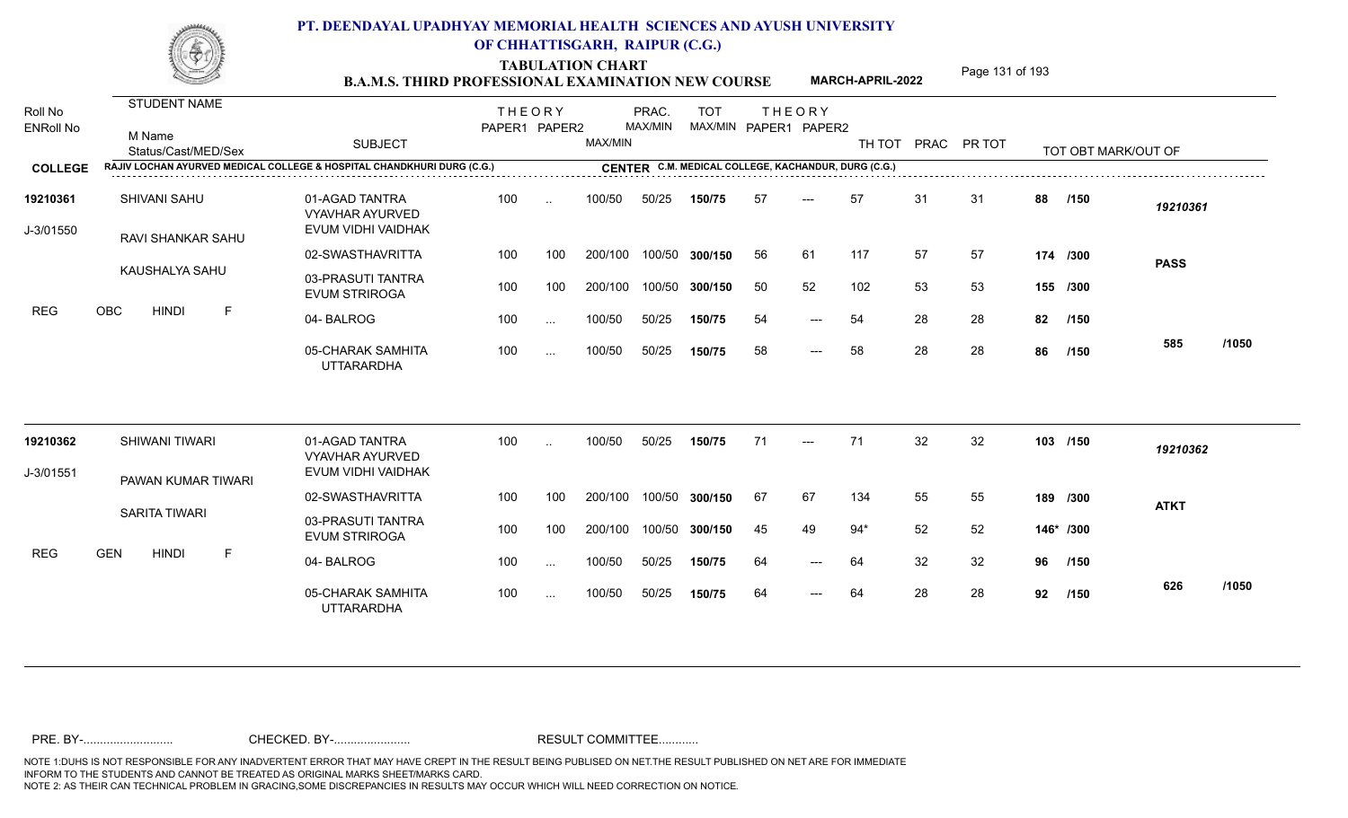# PT. DEENDAYAL UPADHYAY MEMORIAL HEALTH SCIENCES AND AYUSH UNIVERSITY OF CHHATTISGARH, RAIPUR (C.G.)

## TABULATION CHART
## B.A.M.S. THIRD PROFESSIONAL EXAMINATION NEW COURSE — MARCH-APRIL-2022

**COLLEGE:** RAJIV LOCHAN AYURVED MEDICAL COLLEGE & HOSPITAL CHANDKHURI DURG (C.G.)
**CENTER:** C.M. MEDICAL COLLEGE, KACHANDUR, DURG (C.G.)

| Roll No / ENRoll No | STUDENT NAME / M Name / Status/Cast/MED/Sex | SUBJECT | THEORY PAPER1 | THEORY PAPER2 | MAX/MIN | PRAC. MAX/MIN | TOT MAX/MIN | THEORY PAPER1 | THEORY PAPER2 | TH TOT | PRAC | PR TOT | TOT OBT MARK/OUT OF | |
|---|---|---|---|---|---|---|---|---|---|---|---|---|---|---|
| 19210361 | SHIVANI SAHU | 01-AGAD TANTRA VYAVHAR AYURVED EVUM VIDHI VAIDHAK | 100 | .. | 100/50 | 50/25 | 150/75 | 57 | --- | 57 | 31 | 31 | 88 /150 | 19210361 |
| J-3/01550 | RAVI SHANKAR SAHU | 02-SWASTHAVRITTA | 100 | 100 | 200/100 | 100/50 | 300/150 | 56 | 61 | 117 | 57 | 57 | 174 /300 | PASS |
| | KAUSHALYA SAHU | 03-PRASUTI TANTRA EVUM STRIROGA | 100 | 100 | 200/100 | 100/50 | 300/150 | 50 | 52 | 102 | 53 | 53 | 155 /300 | |
| REG | OBC HINDI F | 04- BALROG | 100 | ... | 100/50 | 50/25 | 150/75 | 54 | --- | 54 | 28 | 28 | 82 /150 | |
| | | 05-CHARAK SAMHITA UTTARARDHA | 100 | ... | 100/50 | 50/25 | 150/75 | 58 | --- | 58 | 28 | 28 | 86 /150 | 585 /1050 |
| 19210362 | SHIWANI TIWARI | 01-AGAD TANTRA VYAVHAR AYURVED EVUM VIDHI VAIDHAK | 100 | .. | 100/50 | 50/25 | 150/75 | 71 | --- | 71 | 32 | 32 | 103 /150 | 19210362 |
| J-3/01551 | PAWAN KUMAR TIWARI | 02-SWASTHAVRITTA | 100 | 100 | 200/100 | 100/50 | 300/150 | 67 | 67 | 134 | 55 | 55 | 189 /300 | ATKT |
| | SARITA TIWARI | 03-PRASUTI TANTRA EVUM STRIROGA | 100 | 100 | 200/100 | 100/50 | 300/150 | 45 | 49 | 94* | 52 | 52 | 146* /300 | |
| REG | GEN HINDI F | 04- BALROG | 100 | ... | 100/50 | 50/25 | 150/75 | 64 | --- | 64 | 32 | 32 | 96 /150 | |
| | | 05-CHARAK SAMHITA UTTARARDHA | 100 | ... | 100/50 | 50/25 | 150/75 | 64 | --- | 64 | 28 | 28 | 92 /150 | 626 /1050 |

PRE. BY-.......................... CHECKED. BY-....................... RESULT COMMITTEE...........

NOTE 1:DUHS IS NOT RESPONSIBLE FOR ANY INADVERTENT ERROR THAT MAY HAVE CREPT IN THE RESULT BEING PUBLISED ON NET.THE RESULT PUBLISHED ON NET ARE FOR IMMEDIATE INFORM TO THE STUDENTS AND CANNOT BE TREATED AS ORIGINAL MARKS SHEET/MARKS CARD.
NOTE 2: AS THEIR CAN TECHNICAL PROBLEM IN GRACING,SOME DISCREPANCIES IN RESULTS MAY OCCUR WHICH WILL NEED CORRECTION ON NOTICE.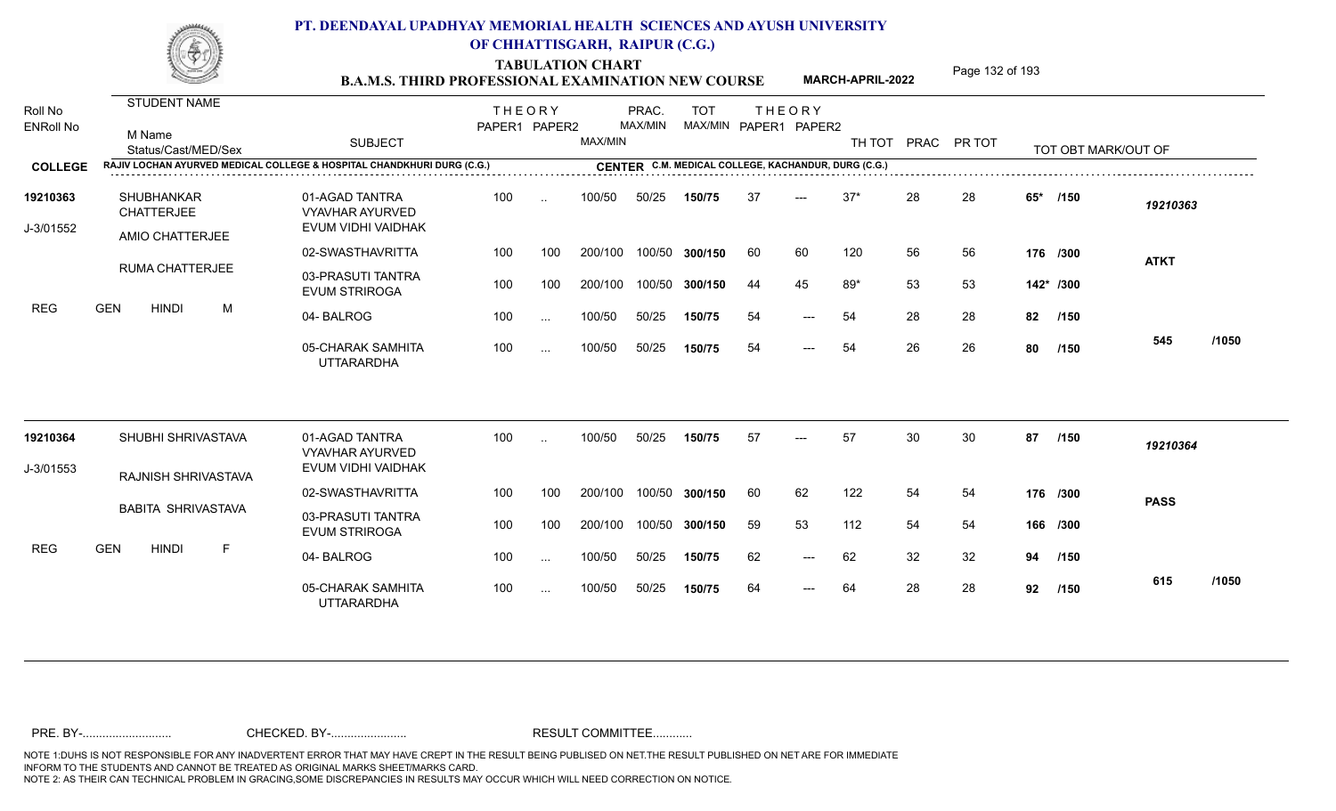# PT. DEENDAYAL UPADHYAY MEMORIAL HEALTH SCIENCES AND AYUSH UNIVERSITY OF CHHATTISGARH, RAIPUR (C.G.)

**TABULATION CHART**

**B.A.M.S. THIRD PROFESSIONAL EXAMINATION NEW COURSE** **MARCH-APRIL-2022**

**COLLEGE:** RAJIV LOCHAN AYURVED MEDICAL COLLEGE & HOSPITAL CHANDKHURI DURG (C.G.)
**CENTER:** C.M. MEDICAL COLLEGE, KACHANDUR, DURG (C.G.)

| Roll No / ENRoll No | STUDENT NAME / M Name / Status/Cast/MED/Sex | SUBJECT | THEORY PAPER1 | THEORY PAPER2 | MAX/MIN | PRAC. MAX/MIN | TOT MAX/MIN | THEORY PAPER1 | THEORY PAPER2 | TH TOT | PRAC | PR TOT | TOT OBT MARK/OUT OF | |
|---|---|---|---|---|---|---|---|---|---|---|---|---|---|---|
| 19210363 | SHUBHANKAR CHATTERJEE | 01-AGAD TANTRA VYAVHAR AYURVED EVUM VIDHI VAIDHAK | 100 | .. | 100/50 | 50/25 | 150/75 | 37 | --- | 37* | 28 | 28 | 65* /150 | 19210363 |
| J-3/01552 | AMIO CHATTERJEE | 02-SWASTHAVRITTA | 100 | 100 | 200/100 | 100/50 | 300/150 | 60 | 60 | 120 | 56 | 56 | 176 /300 | ATKT |
| | RUMA CHATTERJEE | 03-PRASUTI TANTRA EVUM STRIROGA | 100 | 100 | 200/100 | 100/50 | 300/150 | 44 | 45 | 89* | 53 | 53 | 142* /300 | |
| REG | GEN HINDI M | 04- BALROG | 100 | ... | 100/50 | 50/25 | 150/75 | 54 | --- | 54 | 28 | 28 | 82 /150 | |
| | | 05-CHARAK SAMHITA UTTARARDHA | 100 | ... | 100/50 | 50/25 | 150/75 | 54 | --- | 54 | 26 | 26 | 80 /150 | 545 /1050 |
| 19210364 | SHUBHI SHRIVASTAVA | 01-AGAD TANTRA VYAVHAR AYURVED EVUM VIDHI VAIDHAK | 100 | .. | 100/50 | 50/25 | 150/75 | 57 | --- | 57 | 30 | 30 | 87 /150 | 19210364 |
| J-3/01553 | RAJNISH SHRIVASTAVA | 02-SWASTHAVRITTA | 100 | 100 | 200/100 | 100/50 | 300/150 | 60 | 62 | 122 | 54 | 54 | 176 /300 | PASS |
| | BABITA SHRIVASTAVA | 03-PRASUTI TANTRA EVUM STRIROGA | 100 | 100 | 200/100 | 100/50 | 300/150 | 59 | 53 | 112 | 54 | 54 | 166 /300 | |
| REG | GEN HINDI F | 04- BALROG | 100 | ... | 100/50 | 50/25 | 150/75 | 62 | --- | 62 | 32 | 32 | 94 /150 | |
| | | 05-CHARAK SAMHITA UTTARARDHA | 100 | ... | 100/50 | 50/25 | 150/75 | 64 | --- | 64 | 28 | 28 | 92 /150 | 615 /1050 |

PRE. BY-.......................... CHECKED. BY-...................... RESULT COMMITTEE...........

NOTE 1:DUHS IS NOT RESPONSIBLE FOR ANY INADVERTENT ERROR THAT MAY HAVE CREPT IN THE RESULT BEING PUBLISED ON NET.THE RESULT PUBLISHED ON NET ARE FOR IMMEDIATE INFORM TO THE STUDENTS AND CANNOT BE TREATED AS ORIGINAL MARKS SHEET/MARKS CARD.
NOTE 2: AS THEIR CAN TECHNICAL PROBLEM IN GRACING,SOME DISCREPANCIES IN RESULTS MAY OCCUR WHICH WILL NEED CORRECTION ON NOTICE.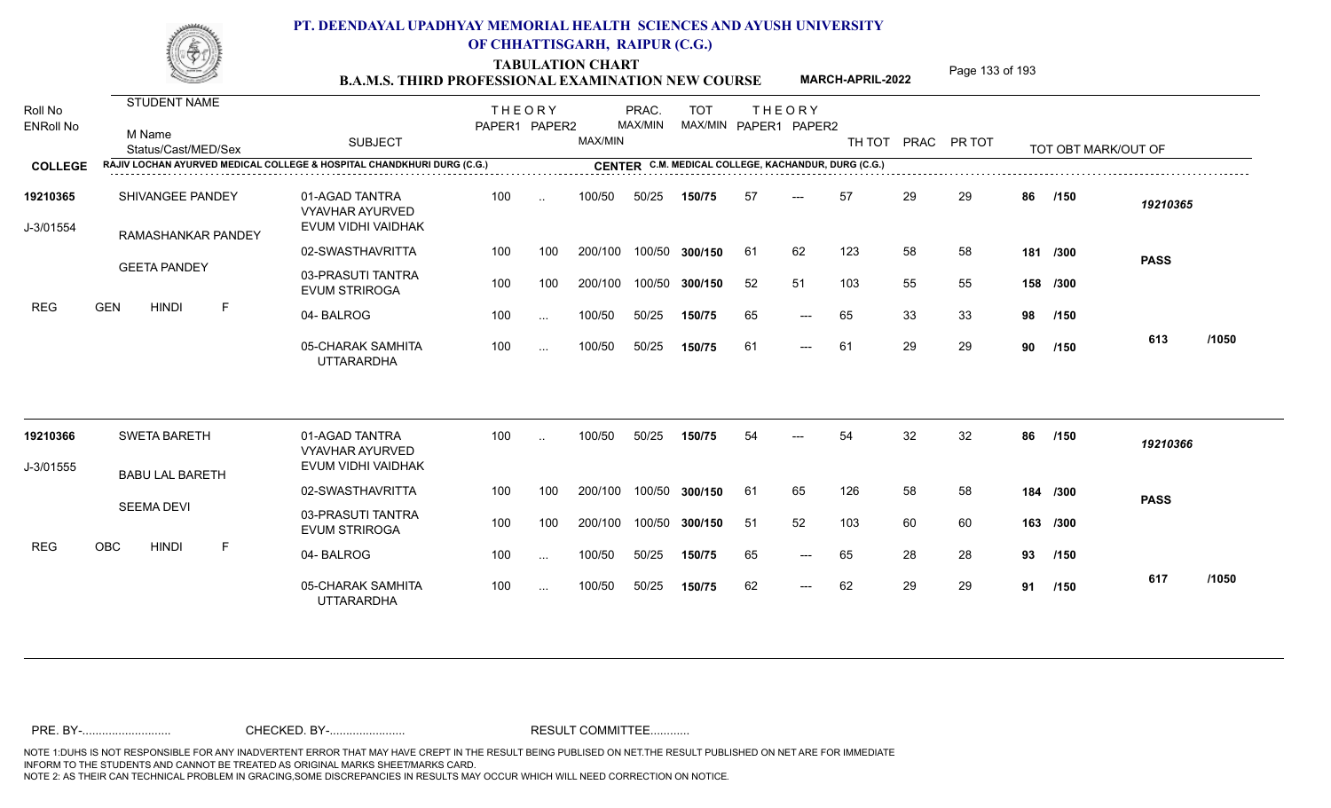# PT. DEENDAYAL UPADHYAY MEMORIAL HEALTH SCIENCES AND AYUSH UNIVERSITY OF CHHATTISGARH, RAIPUR (C.G.)

## TABULATION CHART
### B.A.M.S. THIRD PROFESSIONAL EXAMINATION NEW COURSE — MARCH-APRIL-2022

**COLLEGE:** RAJIV LOCHAN AYURVED MEDICAL COLLEGE & HOSPITAL CHANDKHURI DURG (C.G.)
**CENTER:** C.M. MEDICAL COLLEGE, KACHANDUR, DURG (C.G.)

| Roll No / ENRoll No | STUDENT NAME / M Name / Status/Cast/MED/Sex | SUBJECT | THEORY PAPER1 | THEORY PAPER2 | MAX/MIN | PRAC. MAX/MIN | TOT MAX/MIN | THEORY PAPER1 | THEORY PAPER2 | TH TOT | PRAC | PR TOT | TOT OBT MARK/OUT OF | |
|---|---|---|---|---|---|---|---|---|---|---|---|---|---|---|
| 19210365 | SHIVANGEE PANDEY | 01-AGAD TANTRA VYAVHAR AYURVED EVUM VIDHI VAIDHAK | 100 | .. | 100/50 | 50/25 | 150/75 | 57 | --- | 57 | 29 | 29 | 86 /150 | 19210365 |
| J-3/01554 | RAMASHANKAR PANDEY | 02-SWASTHAVRITTA | 100 | 100 | 200/100 | 100/50 | 300/150 | 61 | 62 | 123 | 58 | 58 | 181 /300 | PASS |
| | GEETA PANDEY | 03-PRASUTI TANTRA EVUM STRIROGA | 100 | 100 | 200/100 | 100/50 | 300/150 | 52 | 51 | 103 | 55 | 55 | 158 /300 | |
| REG | GEN HINDI F | 04- BALROG | 100 | ... | 100/50 | 50/25 | 150/75 | 65 | --- | 65 | 33 | 33 | 98 /150 | |
| | | 05-CHARAK SAMHITA UTTARARDHA | 100 | ... | 100/50 | 50/25 | 150/75 | 61 | --- | 61 | 29 | 29 | 90 /150 | 613 /1050 |
| 19210366 | SWETA BARETH | 01-AGAD TANTRA VYAVHAR AYURVED EVUM VIDHI VAIDHAK | 100 | .. | 100/50 | 50/25 | 150/75 | 54 | --- | 54 | 32 | 32 | 86 /150 | 19210366 |
| J-3/01555 | BABU LAL BARETH | 02-SWASTHAVRITTA | 100 | 100 | 200/100 | 100/50 | 300/150 | 61 | 65 | 126 | 58 | 58 | 184 /300 | PASS |
| | SEEMA DEVI | 03-PRASUTI TANTRA EVUM STRIROGA | 100 | 100 | 200/100 | 100/50 | 300/150 | 51 | 52 | 103 | 60 | 60 | 163 /300 | |
| REG | OBC HINDI F | 04- BALROG | 100 | ... | 100/50 | 50/25 | 150/75 | 65 | --- | 65 | 28 | 28 | 93 /150 | |
| | | 05-CHARAK SAMHITA UTTARARDHA | 100 | ... | 100/50 | 50/25 | 150/75 | 62 | --- | 62 | 29 | 29 | 91 /150 | 617 /1050 |

PRE. BY-.......................... CHECKED. BY-....................... RESULT COMMITTEE...........

NOTE 1:DUHS IS NOT RESPONSIBLE FOR ANY INADVERTENT ERROR THAT MAY HAVE CREPT IN THE RESULT BEING PUBLISED ON NET.THE RESULT PUBLISHED ON NET ARE FOR IMMEDIATE INFORM TO THE STUDENTS AND CANNOT BE TREATED AS ORIGINAL MARKS SHEET/MARKS CARD.
NOTE 2: AS THEIR CAN TECHNICAL PROBLEM IN GRACING,SOME DISCREPANCIES IN RESULTS MAY OCCUR WHICH WILL NEED CORRECTION ON NOTICE.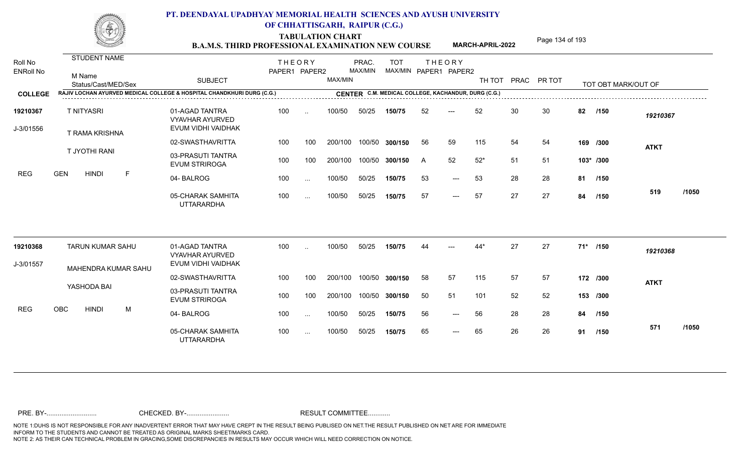# PT. DEENDAYAL UPADHYAY MEMORIAL HEALTH SCIENCES AND AYUSH UNIVERSITY OF CHHATTISGARH, RAIPUR (C.G.)

**TABULATION CHART**

**B.A.M.S. THIRD PROFESSIONAL EXAMINATION NEW COURSE** **MARCH-APRIL-2022**

**COLLEGE:** RAJIV LOCHAN AYURVED MEDICAL COLLEGE & HOSPITAL CHANDKHURI DURG (C.G.)

**CENTER:** C.M. MEDICAL COLLEGE, KACHANDUR, DURG (C.G.)

| Roll No / ENRoll No | STUDENT NAME / M Name / Status/Cast/MED/Sex | SUBJECT | THEORY PAPER1 | THEORY PAPER2 | MAX/MIN | PRAC. MAX/MIN | TOT MAX/MIN | THEORY PAPER1 | THEORY PAPER2 | TH TOT | PRAC | PR TOT | TOT OBT MARK/OUT OF | |
|---|---|---|---|---|---|---|---|---|---|---|---|---|---|---|
| 19210367 | T NITYASRI | 01-AGAD TANTRA VYAVHAR AYURVED EVUM VIDHI VAIDHAK | 100 | .. | 100/50 | 50/25 | 150/75 | 52 | --- | 52 | 30 | 30 | 82 /150 | 19210367 |
| J-3/01556 | T RAMA KRISHNA | 02-SWASTHAVRITTA | 100 | 100 | 200/100 | 100/50 | 300/150 | 56 | 59 | 115 | 54 | 54 | 169 /300 | ATKT |
| | T JYOTHI RANI | 03-PRASUTI TANTRA EVUM STRIROGA | 100 | 100 | 200/100 | 100/50 | 300/150 | A | 52 | 52* | 51 | 51 | 103* /300 | |
| REG | GEN HINDI F | 04- BALROG | 100 | ... | 100/50 | 50/25 | 150/75 | 53 | --- | 53 | 28 | 28 | 81 /150 | |
| | | 05-CHARAK SAMHITA UTTARARDHA | 100 | ... | 100/50 | 50/25 | 150/75 | 57 | --- | 57 | 27 | 27 | 84 /150 | 519 /1050 |
| 19210368 | TARUN KUMAR SAHU | 01-AGAD TANTRA VYAVHAR AYURVED EVUM VIDHI VAIDHAK | 100 | .. | 100/50 | 50/25 | 150/75 | 44 | --- | 44* | 27 | 27 | 71* /150 | 19210368 |
| J-3/01557 | MAHENDRA KUMAR SAHU | 02-SWASTHAVRITTA | 100 | 100 | 200/100 | 100/50 | 300/150 | 58 | 57 | 115 | 57 | 57 | 172 /300 | ATKT |
| | YASHODA BAI | 03-PRASUTI TANTRA EVUM STRIROGA | 100 | 100 | 200/100 | 100/50 | 300/150 | 50 | 51 | 101 | 52 | 52 | 153 /300 | |
| REG | OBC HINDI M | 04- BALROG | 100 | ... | 100/50 | 50/25 | 150/75 | 56 | --- | 56 | 28 | 28 | 84 /150 | |
| | | 05-CHARAK SAMHITA UTTARARDHA | 100 | ... | 100/50 | 50/25 | 150/75 | 65 | --- | 65 | 26 | 26 | 91 /150 | 571 /1050 |

PRE. BY-.......................... CHECKED. BY-....................... RESULT COMMITTEE...........

NOTE 1:DUHS IS NOT RESPONSIBLE FOR ANY INADVERTENT ERROR THAT MAY HAVE CREPT IN THE RESULT BEING PUBLISED ON NET.THE RESULT PUBLISHED ON NET ARE FOR IMMEDIATE INFORM TO THE STUDENTS AND CANNOT BE TREATED AS ORIGINAL MARKS SHEET/MARKS CARD.
NOTE 2: AS THEIR CAN TECHNICAL PROBLEM IN GRACING,SOME DISCREPANCIES IN RESULTS MAY OCCUR WHICH WILL NEED CORRECTION ON NOTICE.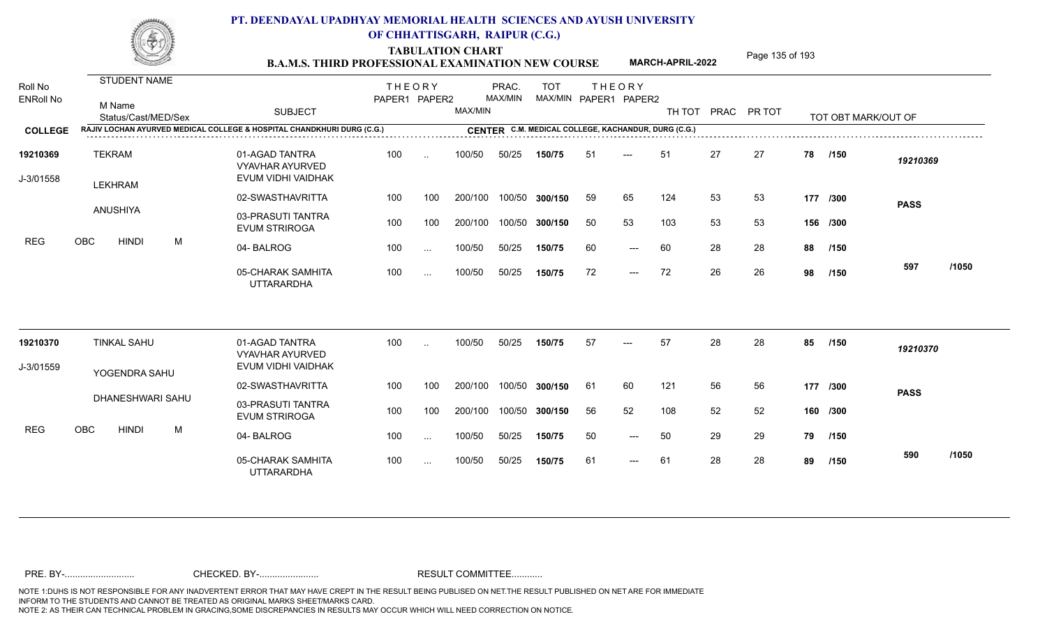# PT. DEENDAYAL UPADHYAY MEMORIAL HEALTH SCIENCES AND AYUSH UNIVERSITY OF CHHATTISGARH, RAIPUR (C.G.)

## TABULATION CHART
## B.A.M.S. THIRD PROFESSIONAL EXAMINATION NEW COURSE

**MARCH-APRIL-2022**

**COLLEGE:** RAJIV LOCHAN AYURVED MEDICAL COLLEGE & HOSPITAL CHANDKHURI DURG (C.G.)

**CENTER:** C.M. MEDICAL COLLEGE, KACHANDUR, DURG (C.G.)

| Roll No / ENRoll No | STUDENT NAME / M Name / Status/Cast/MED/Sex | SUBJECT | THEORY PAPER1 | THEORY PAPER2 | MAX/MIN | PRAC. MAX/MIN | TOT MAX/MIN | THEORY PAPER1 | THEORY PAPER2 | TH TOT | PRAC | PR TOT | TOT OBT MARK/OUT OF | |
|---|---|---|---|---|---|---|---|---|---|---|---|---|---|---|
| 19210369 | TEKRAM | 01-AGAD TANTRA VYAVHAR AYURVED EVUM VIDHI VAIDHAK | 100 | .. | 100/50 | 50/25 | 150/75 | 51 | --- | 51 | 27 | 27 | 78 /150 | 19210369 |
| J-3/01558 | LEKHRAM | 02-SWASTHAVRITTA | 100 | 100 | 200/100 | 100/50 | 300/150 | 59 | 65 | 124 | 53 | 53 | 177 /300 | PASS |
| | ANUSHIYA | 03-PRASUTI TANTRA EVUM STRIROGA | 100 | 100 | 200/100 | 100/50 | 300/150 | 50 | 53 | 103 | 53 | 53 | 156 /300 | |
| REG | OBC HINDI M | 04- BALROG | 100 | ... | 100/50 | 50/25 | 150/75 | 60 | --- | 60 | 28 | 28 | 88 /150 | |
| | | 05-CHARAK SAMHITA UTTARARDHA | 100 | ... | 100/50 | 50/25 | 150/75 | 72 | --- | 72 | 26 | 26 | 98 /150 | 597 /1050 |
| 19210370 | TINKAL SAHU | 01-AGAD TANTRA VYAVHAR AYURVED EVUM VIDHI VAIDHAK | 100 | .. | 100/50 | 50/25 | 150/75 | 57 | --- | 57 | 28 | 28 | 85 /150 | 19210370 |
| J-3/01559 | YOGENDRA SAHU | 02-SWASTHAVRITTA | 100 | 100 | 200/100 | 100/50 | 300/150 | 61 | 60 | 121 | 56 | 56 | 177 /300 | PASS |
| | DHANESHWARI SAHU | 03-PRASUTI TANTRA EVUM STRIROGA | 100 | 100 | 200/100 | 100/50 | 300/150 | 56 | 52 | 108 | 52 | 52 | 160 /300 | |
| REG | OBC HINDI M | 04- BALROG | 100 | ... | 100/50 | 50/25 | 150/75 | 50 | --- | 50 | 29 | 29 | 79 /150 | |
| | | 05-CHARAK SAMHITA UTTARARDHA | 100 | ... | 100/50 | 50/25 | 150/75 | 61 | --- | 61 | 28 | 28 | 89 /150 | 590 /1050 |

PRE. BY-.......................... CHECKED. BY-...................... RESULT COMMITTEE...........

NOTE 1:DUHS IS NOT RESPONSIBLE FOR ANY INADVERTENT ERROR THAT MAY HAVE CREPT IN THE RESULT BEING PUBLISED ON NET.THE RESULT PUBLISHED ON NET ARE FOR IMMEDIATE INFORM TO THE STUDENTS AND CANNOT BE TREATED AS ORIGINAL MARKS SHEET/MARKS CARD.
NOTE 2: AS THEIR CAN TECHNICAL PROBLEM IN GRACING,SOME DISCREPANCIES IN RESULTS MAY OCCUR WHICH WILL NEED CORRECTION ON NOTICE.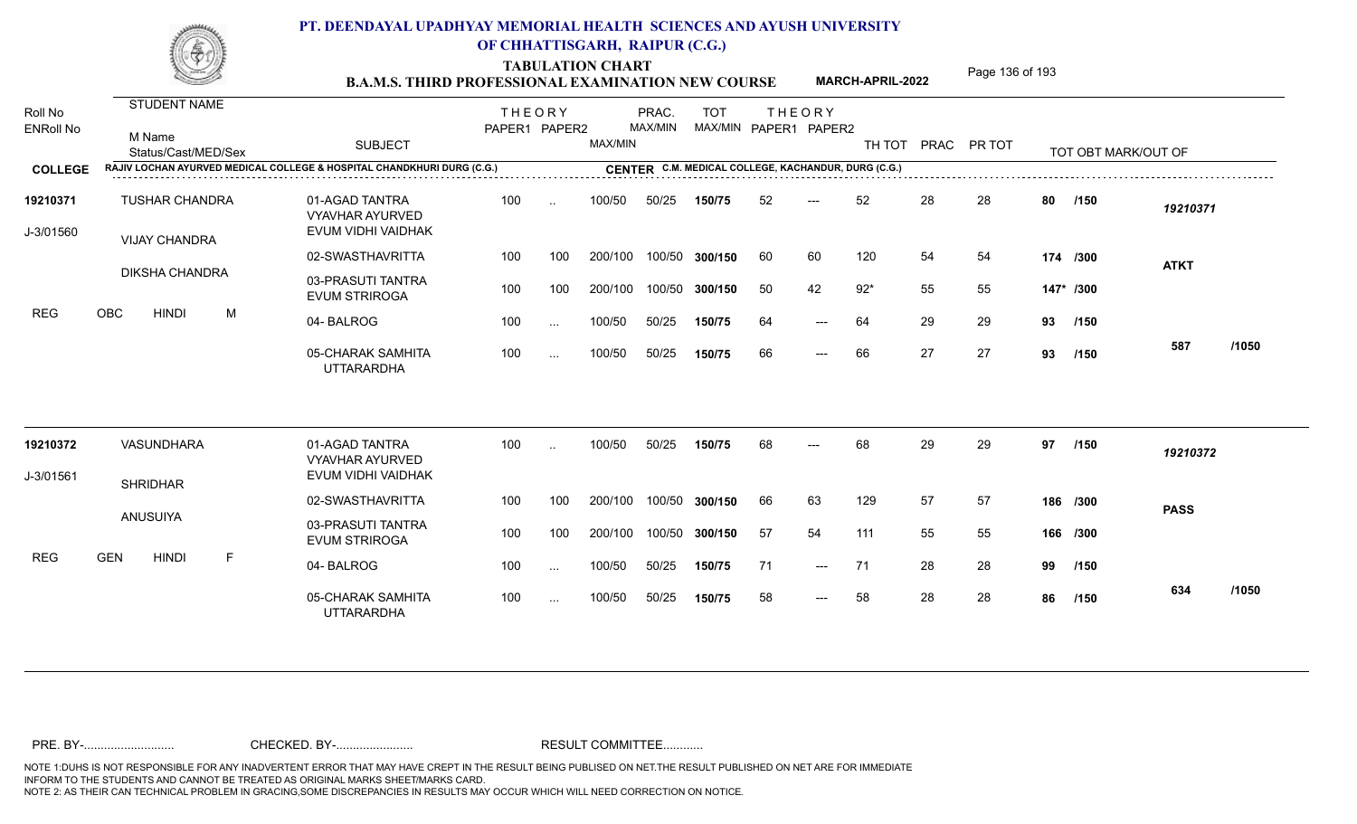# PT. DEENDAYAL UPADHYAY MEMORIAL HEALTH SCIENCES AND AYUSH UNIVERSITY OF CHHATTISGARH, RAIPUR (C.G.)

## TABULATION CHART

### B.A.M.S. THIRD PROFESSIONAL EXAMINATION NEW COURSE — MARCH-APRIL-2022

**COLLEGE:** RAJIV LOCHAN AYURVED MEDICAL COLLEGE & HOSPITAL CHANDKHURI DURG (C.G.)

**CENTER:** C.M. MEDICAL COLLEGE, KACHANDUR, DURG (C.G.)

| Roll No / ENRoll No | STUDENT NAME / M Name / Status/Cast/MED/Sex | SUBJECT | THEORY PAPER1 | THEORY PAPER2 | MAX/MIN | PRAC. MAX/MIN | TOT MAX/MIN | THEORY PAPER1 | THEORY PAPER2 | TH TOT | PRAC | PR TOT | TOT OBT MARK/OUT OF | |
|---|---|---|---|---|---|---|---|---|---|---|---|---|---|---|
| 19210371 | TUSHAR CHANDRA | 01-AGAD TANTRA VYAVHAR AYURVED EVUM VIDHI VAIDHAK | 100 | .. | 100/50 | 50/25 | 150/75 | 52 | --- | 52 | 28 | 28 | 80 /150 | 19210371 |
| J-3/01560 | VIJAY CHANDRA | 02-SWASTHAVRITTA | 100 | 100 | 200/100 | 100/50 | 300/150 | 60 | 60 | 120 | 54 | 54 | 174 /300 | ATKT |
| | DIKSHA CHANDRA | 03-PRASUTI TANTRA EVUM STRIROGA | 100 | 100 | 200/100 | 100/50 | 300/150 | 50 | 42 | 92* | 55 | 55 | 147* /300 | |
| | REG OBC HINDI M | 04- BALROG | 100 | ... | 100/50 | 50/25 | 150/75 | 64 | --- | 64 | 29 | 29 | 93 /150 | |
| | | 05-CHARAK SAMHITA UTTARARDHA | 100 | ... | 100/50 | 50/25 | 150/75 | 66 | --- | 66 | 27 | 27 | 93 /150 | 587 /1050 |
| 19210372 | VASUNDHARA | 01-AGAD TANTRA VYAVHAR AYURVED EVUM VIDHI VAIDHAK | 100 | .. | 100/50 | 50/25 | 150/75 | 68 | --- | 68 | 29 | 29 | 97 /150 | 19210372 |
| J-3/01561 | SHRIDHAR | 02-SWASTHAVRITTA | 100 | 100 | 200/100 | 100/50 | 300/150 | 66 | 63 | 129 | 57 | 57 | 186 /300 | PASS |
| | ANUSUIYA | 03-PRASUTI TANTRA EVUM STRIROGA | 100 | 100 | 200/100 | 100/50 | 300/150 | 57 | 54 | 111 | 55 | 55 | 166 /300 | |
| | REG GEN HINDI F | 04- BALROG | 100 | ... | 100/50 | 50/25 | 150/75 | 71 | --- | 71 | 28 | 28 | 99 /150 | |
| | | 05-CHARAK SAMHITA UTTARARDHA | 100 | ... | 100/50 | 50/25 | 150/75 | 58 | --- | 58 | 28 | 28 | 86 /150 | 634 /1050 |

PRE. BY-.......................... CHECKED. BY-....................... RESULT COMMITTEE...........

NOTE 1:DUHS IS NOT RESPONSIBLE FOR ANY INADVERTENT ERROR THAT MAY HAVE CREPT IN THE RESULT BEING PUBLISED ON NET.THE RESULT PUBLISHED ON NET ARE FOR IMMEDIATE INFORM TO THE STUDENTS AND CANNOT BE TREATED AS ORIGINAL MARKS SHEET/MARKS CARD.
NOTE 2: AS THEIR CAN TECHNICAL PROBLEM IN GRACING,SOME DISCREPANCIES IN RESULTS MAY OCCUR WHICH WILL NEED CORRECTION ON NOTICE.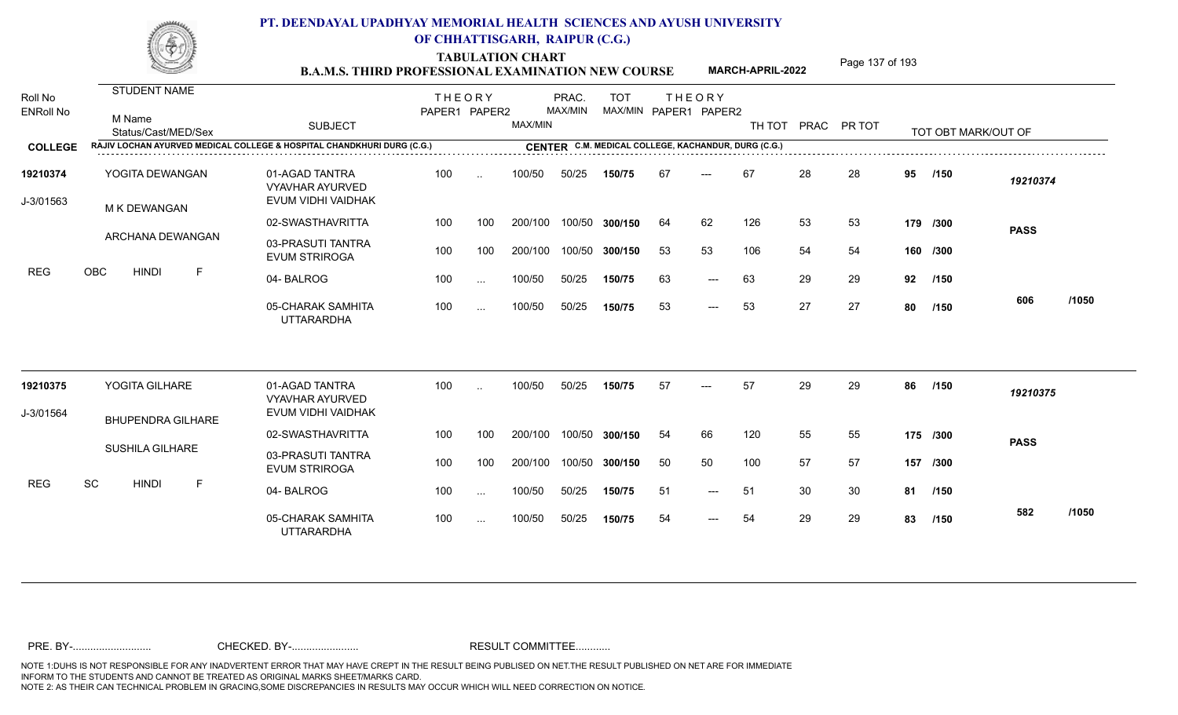# PT. DEENDAYAL UPADHYAY MEMORIAL HEALTH SCIENCES AND AYUSH UNIVERSITY OF CHHATTISGARH, RAIPUR (C.G.)

## TABULATION CHART
## B.A.M.S. THIRD PROFESSIONAL EXAMINATION NEW COURSE — MARCH-APRIL-2022

**COLLEGE:** RAJIV LOCHAN AYURVED MEDICAL COLLEGE & HOSPITAL CHANDKHURI DURG (C.G.)
**CENTER:** C.M. MEDICAL COLLEGE, KACHANDUR, DURG (C.G.)

| Roll No / ENRoll No | STUDENT NAME / M Name / Status/Cast/MED/Sex | SUBJECT | THEORY PAPER1 | THEORY PAPER2 | MAX/MIN | PRAC. MAX/MIN | TOT MAX/MIN | THEORY PAPER1 | THEORY PAPER2 | TH TOT | PRAC | PR TOT | TOT OBT MARK/OUT OF | |
|---|---|---|---|---|---|---|---|---|---|---|---|---|---|---|
| 19210374 | YOGITA DEWANGAN | 01-AGAD TANTRA VYAVHAR AYURVED EVUM VIDHI VAIDHAK | 100 | .. | 100/50 | 50/25 | 150/75 | 67 | --- | 67 | 28 | 28 | 95 /150 | 19210374 |
| J-3/01563 | M K DEWANGAN | 02-SWASTHAVRITTA | 100 | 100 | 200/100 | 100/50 | 300/150 | 64 | 62 | 126 | 53 | 53 | 179 /300 | PASS |
| | ARCHANA DEWANGAN | 03-PRASUTI TANTRA EVUM STRIROGA | 100 | 100 | 200/100 | 100/50 | 300/150 | 53 | 53 | 106 | 54 | 54 | 160 /300 | |
| REG | OBC HINDI F | 04- BALROG | 100 | ... | 100/50 | 50/25 | 150/75 | 63 | --- | 63 | 29 | 29 | 92 /150 | |
| | | 05-CHARAK SAMHITA UTTARARDHA | 100 | ... | 100/50 | 50/25 | 150/75 | 53 | --- | 53 | 27 | 27 | 80 /150 | 606 /1050 |
| 19210375 | YOGITA GILHARE | 01-AGAD TANTRA VYAVHAR AYURVED EVUM VIDHI VAIDHAK | 100 | .. | 100/50 | 50/25 | 150/75 | 57 | --- | 57 | 29 | 29 | 86 /150 | 19210375 |
| J-3/01564 | BHUPENDRA GILHARE | 02-SWASTHAVRITTA | 100 | 100 | 200/100 | 100/50 | 300/150 | 54 | 66 | 120 | 55 | 55 | 175 /300 | PASS |
| | SUSHILA GILHARE | 03-PRASUTI TANTRA EVUM STRIROGA | 100 | 100 | 200/100 | 100/50 | 300/150 | 50 | 50 | 100 | 57 | 57 | 157 /300 | |
| REG | SC HINDI F | 04- BALROG | 100 | ... | 100/50 | 50/25 | 150/75 | 51 | --- | 51 | 30 | 30 | 81 /150 | |
| | | 05-CHARAK SAMHITA UTTARARDHA | 100 | ... | 100/50 | 50/25 | 150/75 | 54 | --- | 54 | 29 | 29 | 83 /150 | 582 /1050 |

PRE. BY-.......................... CHECKED. BY-....................... RESULT COMMITTEE...........

NOTE 1:DUHS IS NOT RESPONSIBLE FOR ANY INADVERTENT ERROR THAT MAY HAVE CREPT IN THE RESULT BEING PUBLISED ON NET.THE RESULT PUBLISHED ON NET ARE FOR IMMEDIATE INFORM TO THE STUDENTS AND CANNOT BE TREATED AS ORIGINAL MARKS SHEET/MARKS CARD.
NOTE 2: AS THEIR CAN TECHNICAL PROBLEM IN GRACING,SOME DISCREPANCIES IN RESULTS MAY OCCUR WHICH WILL NEED CORRECTION ON NOTICE.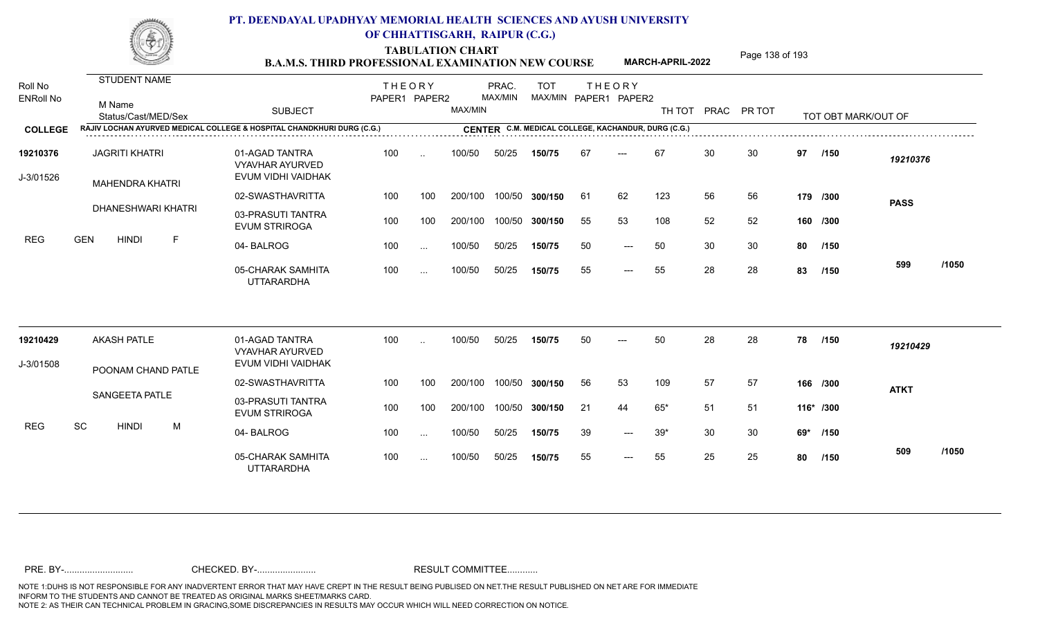# PT. DEENDAYAL UPADHYAY MEMORIAL HEALTH SCIENCES AND AYUSH UNIVERSITY OF CHHATTISGARH, RAIPUR (C.G.)

## TABULATION CHART
### B.A.M.S. THIRD PROFESSIONAL EXAMINATION NEW COURSE — MARCH-APRIL-2022

**COLLEGE:** RAJIV LOCHAN AYURVED MEDICAL COLLEGE & HOSPITAL CHANDKHURI DURG (C.G.)
**CENTER:** C.M. MEDICAL COLLEGE, KACHANDUR, DURG (C.G.)

| Roll No / ENRoll No | STUDENT NAME / M Name / Status/Cast/MED/Sex | SUBJECT | THEORY PAPER1 | THEORY PAPER2 | MAX/MIN | PRAC. MAX/MIN | TOT MAX/MIN | THEORY PAPER1 | THEORY PAPER2 | TH TOT | PRAC | PR TOT | TOT OBT MARK/OUT OF | |
|---|---|---|---|---|---|---|---|---|---|---|---|---|---|---|
| 19210376 | JAGRITI KHATRI | 01-AGAD TANTRA VYAVHAR AYURVED EVUM VIDHI VAIDHAK | 100 | .. | 100/50 | 50/25 | 150/75 | 67 | --- | 67 | 30 | 30 | 97 /150 | 19210376 |
| J-3/01526 | MAHENDRA KHATRI | 02-SWASTHAVRITTA | 100 | 100 | 200/100 | 100/50 | 300/150 | 61 | 62 | 123 | 56 | 56 | 179 /300 | PASS |
| | DHANESHWARI KHATRI | 03-PRASUTI TANTRA EVUM STRIROGA | 100 | 100 | 200/100 | 100/50 | 300/150 | 55 | 53 | 108 | 52 | 52 | 160 /300 | |
| REG | GEN HINDI F | 04- BALROG | 100 | ... | 100/50 | 50/25 | 150/75 | 50 | --- | 50 | 30 | 30 | 80 /150 | |
| | | 05-CHARAK SAMHITA UTTARARDHA | 100 | ... | 100/50 | 50/25 | 150/75 | 55 | --- | 55 | 28 | 28 | 83 /150 | 599 /1050 |
| 19210429 | AKASH PATLE | 01-AGAD TANTRA VYAVHAR AYURVED EVUM VIDHI VAIDHAK | 100 | .. | 100/50 | 50/25 | 150/75 | 50 | --- | 50 | 28 | 28 | 78 /150 | 19210429 |
| J-3/01508 | POONAM CHAND PATLE | 02-SWASTHAVRITTA | 100 | 100 | 200/100 | 100/50 | 300/150 | 56 | 53 | 109 | 57 | 57 | 166 /300 | ATKT |
| | SANGEETA PATLE | 03-PRASUTI TANTRA EVUM STRIROGA | 100 | 100 | 200/100 | 100/50 | 300/150 | 21 | 44 | 65* | 51 | 51 | 116* /300 | |
| REG | SC HINDI M | 04- BALROG | 100 | ... | 100/50 | 50/25 | 150/75 | 39 | --- | 39* | 30 | 30 | 69* /150 | |
| | | 05-CHARAK SAMHITA UTTARARDHA | 100 | ... | 100/50 | 50/25 | 150/75 | 55 | --- | 55 | 25 | 25 | 80 /150 | 509 /1050 |

PRE. BY-.......................... CHECKED. BY-....................... RESULT COMMITTEE...........

NOTE 1:DUHS IS NOT RESPONSIBLE FOR ANY INADVERTENT ERROR THAT MAY HAVE CREPT IN THE RESULT BEING PUBLISED ON NET.THE RESULT PUBLISHED ON NET ARE FOR IMMEDIATE INFORM TO THE STUDENTS AND CANNOT BE TREATED AS ORIGINAL MARKS SHEET/MARKS CARD.
NOTE 2: AS THEIR CAN TECHNICAL PROBLEM IN GRACING,SOME DISCREPANCIES IN RESULTS MAY OCCUR WHICH WILL NEED CORRECTION ON NOTICE.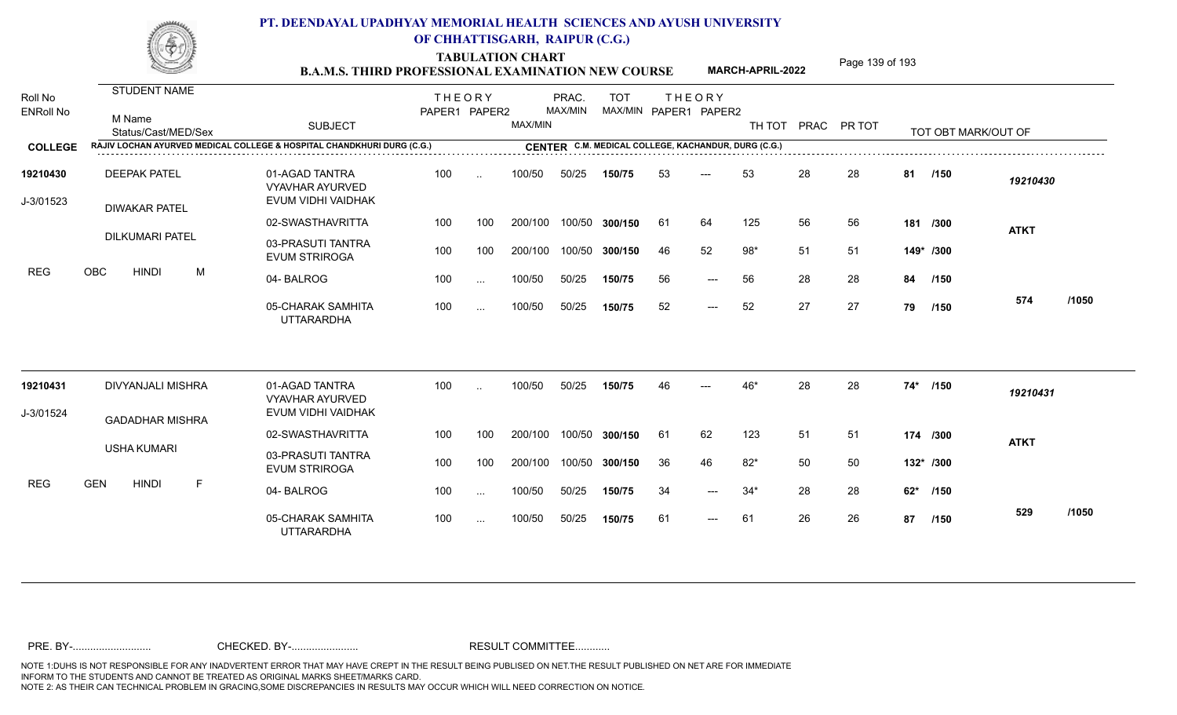# PT. DEENDAYAL UPADHYAY MEMORIAL HEALTH SCIENCES AND AYUSH UNIVERSITY OF CHHATTISGARH, RAIPUR (C.G.)

**TABULATION CHART**

**B.A.M.S. THIRD PROFESSIONAL EXAMINATION NEW COURSE** — **MARCH-APRIL-2022**

**COLLEGE:** RAJIV LOCHAN AYURVED MEDICAL COLLEGE & HOSPITAL CHANDKHURI DURG (C.G.)

**CENTER:** C.M. MEDICAL COLLEGE, KACHANDUR, DURG (C.G.)

| Roll No / ENRoll No | STUDENT NAME / M Name / Status/Cast/MED/Sex | SUBJECT | THEORY PAPER1 | THEORY PAPER2 | MAX/MIN | PRAC. MAX/MIN | TOT MAX/MIN | THEORY PAPER1 | THEORY PAPER2 | TH TOT | PRAC | PR TOT | TOT OBT | MARK/OUT OF | |
|---|---|---|---|---|---|---|---|---|---|---|---|---|---|---|---|
| 19210430 | DEEPAK PATEL | 01-AGAD TANTRA VYAVHAR AYURVED EVUM VIDHI VAIDHAK | 100 | .. | 100/50 | 50/25 | 150/75 | 53 | --- | 53 | 28 | 28 | 81 | /150 | 19210430 |
| J-3/01523 | DIWAKAR PATEL | 02-SWASTHAVRITTA | 100 | 100 | 200/100 | 100/50 | 300/150 | 61 | 64 | 125 | 56 | 56 | 181 | /300 | ATKT |
| | DILKUMARI PATEL | 03-PRASUTI TANTRA EVUM STRIROGA | 100 | 100 | 200/100 | 100/50 | 300/150 | 46 | 52 | 98* | 51 | 51 | 149* | /300 | |
| REG | OBC HINDI M | 04- BALROG | 100 | ... | 100/50 | 50/25 | 150/75 | 56 | --- | 56 | 28 | 28 | 84 | /150 | |
| | | 05-CHARAK SAMHITA UTTARARDHA | 100 | ... | 100/50 | 50/25 | 150/75 | 52 | --- | 52 | 27 | 27 | 79 | /150 | 574 /1050 |
| 19210431 | DIVYANJALI MISHRA | 01-AGAD TANTRA VYAVHAR AYURVED EVUM VIDHI VAIDHAK | 100 | .. | 100/50 | 50/25 | 150/75 | 46 | --- | 46* | 28 | 28 | 74* | /150 | 19210431 |
| J-3/01524 | GADADHAR MISHRA | 02-SWASTHAVRITTA | 100 | 100 | 200/100 | 100/50 | 300/150 | 61 | 62 | 123 | 51 | 51 | 174 | /300 | ATKT |
| | USHA KUMARI | 03-PRASUTI TANTRA EVUM STRIROGA | 100 | 100 | 200/100 | 100/50 | 300/150 | 36 | 46 | 82* | 50 | 50 | 132* | /300 | |
| REG | GEN HINDI F | 04- BALROG | 100 | ... | 100/50 | 50/25 | 150/75 | 34 | --- | 34* | 28 | 28 | 62* | /150 | |
| | | 05-CHARAK SAMHITA UTTARARDHA | 100 | ... | 100/50 | 50/25 | 150/75 | 61 | --- | 61 | 26 | 26 | 87 | /150 | 529 /1050 |

PRE. BY-.......................... CHECKED. BY-...................... RESULT COMMITTEE...........

NOTE 1:DUHS IS NOT RESPONSIBLE FOR ANY INADVERTENT ERROR THAT MAY HAVE CREPT IN THE RESULT BEING PUBLISED ON NET.THE RESULT PUBLISHED ON NET ARE FOR IMMEDIATE INFORM TO THE STUDENTS AND CANNOT BE TREATED AS ORIGINAL MARKS SHEET/MARKS CARD.
NOTE 2: AS THEIR CAN TECHNICAL PROBLEM IN GRACING,SOME DISCREPANCIES IN RESULTS MAY OCCUR WHICH WILL NEED CORRECTION ON NOTICE.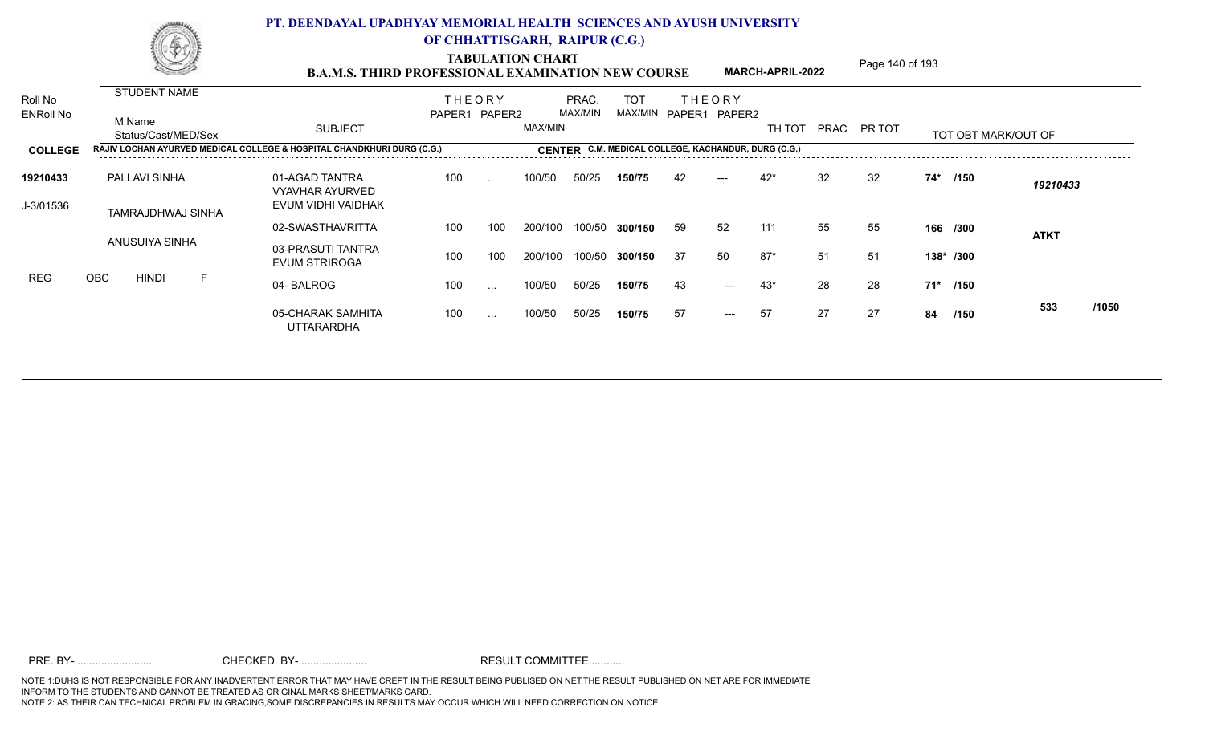# PT. DEENDAYAL UPADHYAY MEMORIAL HEALTH SCIENCES AND AYUSH UNIVERSITY OF CHHATTISGARH, RAIPUR (C.G.)

## TABULATION CHART

### B.A.M.S. THIRD PROFESSIONAL EXAMINATION NEW COURSE — MARCH-APRIL-2022

| Roll No / ENRoll No | STUDENT NAME / M Name / Status/Cast/MED/Sex | SUBJECT | THEORY PAPER1 | THEORY PAPER2 | MAX/MIN | PRAC. MAX/MIN | TOT MAX/MIN | THEORY PAPER1 | THEORY PAPER2 | TH TOT | PRAC | PR TOT | TOT OBT MARK/OUT OF | |
|---|---|---|---|---|---|---|---|---|---|---|---|---|---|---|
| **COLLEGE** | RAJIV LOCHAN AYURVED MEDICAL COLLEGE & HOSPITAL CHANDKHURI DURG (C.G.) | | | | | | **CENTER** C.M. MEDICAL COLLEGE, KACHANDUR, DURG (C.G.) | | | | | | | |
| **19210433** | PALLAVI SINHA | 01-AGAD TANTRA VYAVHAR AYURVED EVUM VIDHI VAIDHAK | 100 | .. | 100/50 | 50/25 | **150/75** | 42 | --- | 42* | 32 | 32 | **74* /150** | *19210433* |
| J-3/01536 | TAMRAJDHWAJ SINHA | 02-SWASTHAVRITTA | 100 | 100 | 200/100 | 100/50 | **300/150** | 59 | 52 | 111 | 55 | 55 | **166 /300** | **ATKT** |
| | ANUSUIYA SINHA | 03-PRASUTI TANTRA EVUM STRIROGA | 100 | 100 | 200/100 | 100/50 | **300/150** | 37 | 50 | 87* | 51 | 51 | **138* /300** | |
| REG | OBC HINDI F | 04- BALROG | 100 | ... | 100/50 | 50/25 | **150/75** | 43 | --- | 43* | 28 | 28 | **71* /150** | |
| | | 05-CHARAK SAMHITA UTTARARDHA | 100 | ... | 100/50 | 50/25 | **150/75** | 57 | --- | 57 | 27 | 27 | **84 /150** | **533 /1050** |

PRE. BY-.......................... CHECKED. BY-....................... RESULT COMMITTEE...........

NOTE 1:DUHS IS NOT RESPONSIBLE FOR ANY INADVERTENT ERROR THAT MAY HAVE CREPT IN THE RESULT BEING PUBLISED ON NET.THE RESULT PUBLISHED ON NET ARE FOR IMMEDIATE INFORM TO THE STUDENTS AND CANNOT BE TREATED AS ORIGINAL MARKS SHEET/MARKS CARD.
NOTE 2: AS THEIR CAN TECHNICAL PROBLEM IN GRACING,SOME DISCREPANCIES IN RESULTS MAY OCCUR WHICH WILL NEED CORRECTION ON NOTICE.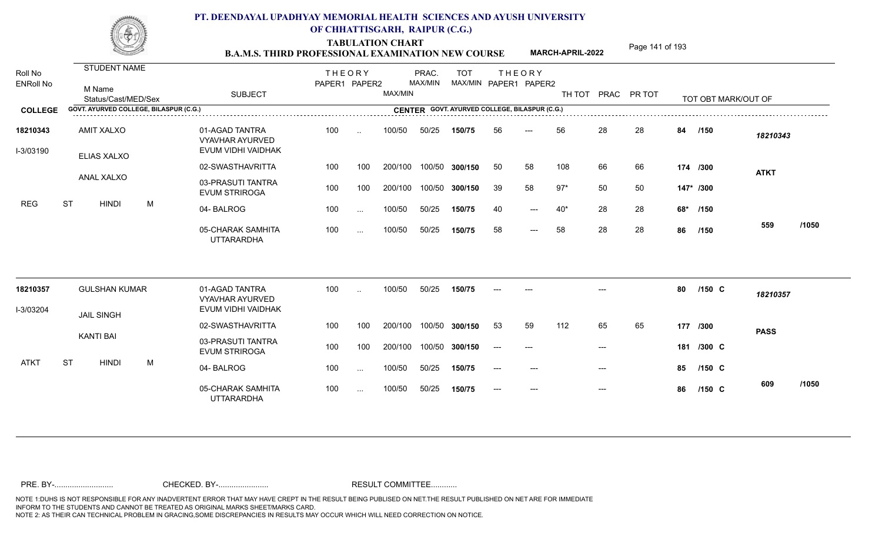# PT. DEENDAYAL UPADHYAY MEMORIAL HEALTH SCIENCES AND AYUSH UNIVERSITY OF CHHATTISGARH, RAIPUR (C.G.)

## TABULATION CHART

### B.A.M.S. THIRD PROFESSIONAL EXAMINATION NEW COURSE — MARCH-APRIL-2022

**COLLEGE:** GOVT. AYURVED COLLEGE, BILASPUR (C.G.)
**CENTER:** GOVT. AYURVED COLLEGE, BILASPUR (C.G.)

| Roll No / ENRoll No | STUDENT NAME / M Name / Status/Cast/MED/Sex | SUBJECT | THEORY PAPER1 | THEORY PAPER2 | MAX/MIN | PRAC. MAX/MIN | TOT MAX/MIN | THEORY PAPER1 | THEORY PAPER2 | TH TOT | PRAC | PR TOT | TOT OBT MARK/OUT OF | |
|---|---|---|---|---|---|---|---|---|---|---|---|---|---|---|
| 18210343 | AMIT XALXO | 01-AGAD TANTRA VYAVHAR AYURVED EVUM VIDHI VAIDHAK | 100 | .. | 100/50 | 50/25 | 150/75 | 56 | --- | 56 | 28 | 28 | 84 /150 | 18210343 |
| I-3/03190 | ELIAS XALXO | 02-SWASTHAVRITTA | 100 | 100 | 200/100 | 100/50 | 300/150 | 50 | 58 | 108 | 66 | 66 | 174 /300 | ATKT |
| | ANAL XALXO | 03-PRASUTI TANTRA EVUM STRIROGA | 100 | 100 | 200/100 | 100/50 | 300/150 | 39 | 58 | 97* | 50 | 50 | 147* /300 | |
| REG | ST HINDI M | 04- BALROG | 100 | ... | 100/50 | 50/25 | 150/75 | 40 | --- | 40* | 28 | 28 | 68* /150 | |
| | | 05-CHARAK SAMHITA UTTARARDHA | 100 | ... | 100/50 | 50/25 | 150/75 | 58 | --- | 58 | 28 | 28 | 86 /150 | 559 /1050 |
| 18210357 | GULSHAN KUMAR | 01-AGAD TANTRA VYAVHAR AYURVED EVUM VIDHI VAIDHAK | 100 | .. | 100/50 | 50/25 | 150/75 | --- | --- | | --- | | 80 /150 C | 18210357 |
| I-3/03204 | JAIL SINGH | 02-SWASTHAVRITTA | 100 | 100 | 200/100 | 100/50 | 300/150 | 53 | 59 | 112 | 65 | 65 | 177 /300 | PASS |
| | KANTI BAI | 03-PRASUTI TANTRA EVUM STRIROGA | 100 | 100 | 200/100 | 100/50 | 300/150 | --- | --- | | --- | | 181 /300 C | |
| ATKT | ST HINDI M | 04- BALROG | 100 | ... | 100/50 | 50/25 | 150/75 | --- | --- | | --- | | 85 /150 C | |
| | | 05-CHARAK SAMHITA UTTARARDHA | 100 | ... | 100/50 | 50/25 | 150/75 | --- | --- | | --- | | 86 /150 C | 609 /1050 |

PRE. BY-.......................... CHECKED. BY-....................... RESULT COMMITTEE...........

NOTE 1:DUHS IS NOT RESPONSIBLE FOR ANY INADVERTENT ERROR THAT MAY HAVE CREPT IN THE RESULT BEING PUBLISED ON NET.THE RESULT PUBLISHED ON NET ARE FOR IMMEDIATE INFORM TO THE STUDENTS AND CANNOT BE TREATED AS ORIGINAL MARKS SHEET/MARKS CARD.
NOTE 2: AS THEIR CAN TECHNICAL PROBLEM IN GRACING,SOME DISCREPANCIES IN RESULTS MAY OCCUR WHICH WILL NEED CORRECTION ON NOTICE.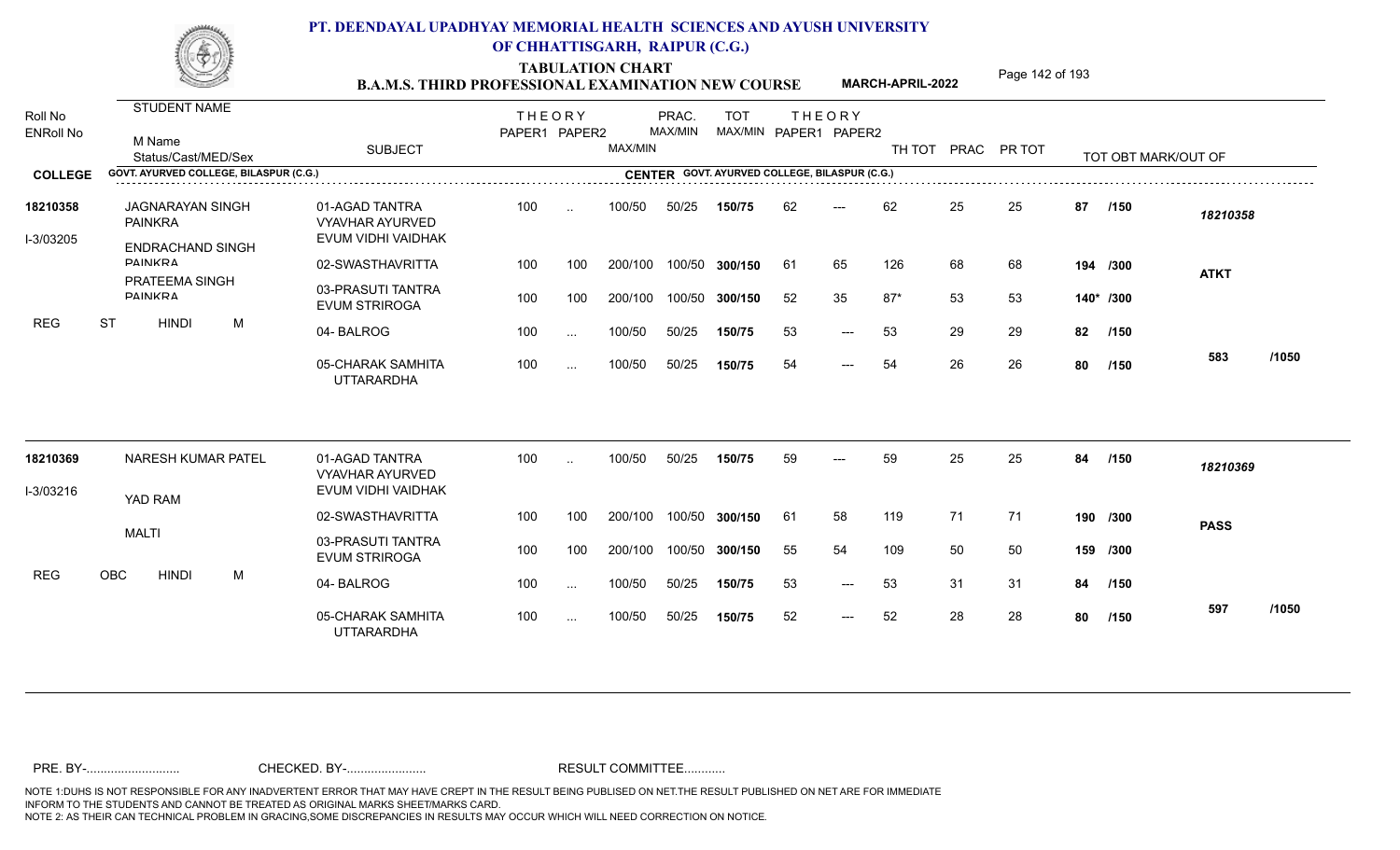# PT. DEENDAYAL UPADHYAY MEMORIAL HEALTH SCIENCES AND AYUSH UNIVERSITY OF CHHATTISGARH, RAIPUR (C.G.)

## TABULATION CHART
## B.A.M.S. THIRD PROFESSIONAL EXAMINATION NEW COURSE — MARCH-APRIL-2022

**COLLEGE:** GOVT. AYURVED COLLEGE, BILASPUR (C.G.) — **CENTER:** GOVT. AYURVED COLLEGE, BILASPUR (C.G.)

| Roll No / ENRoll No | STUDENT NAME / M Name / Status/Cast/MED/Sex | SUBJECT | THEORY PAPER1 | THEORY PAPER2 | MAX/MIN | PRAC. MAX/MIN | TOT MAX/MIN | THEORY PAPER1 | THEORY PAPER2 | TH TOT | PRAC | PR TOT | TOT OBT | MARK/OUT OF | |
|---|---|---|---|---|---|---|---|---|---|---|---|---|---|---|---|
| 18210358 | JAGNARAYAN SINGH PAINKRA | 01-AGAD TANTRA VYAVHAR AYURVED EVUM VIDHI VAIDHAK | 100 | .. | 100/50 | 50/25 | 150/75 | 62 | --- | 62 | 25 | 25 | 87 | /150 | 18210358 |
| I-3/03205 | ENDRACHAND SINGH PAINKRA | 02-SWASTHAVRITTA | 100 | 100 | 200/100 | 100/50 | 300/150 | 61 | 65 | 126 | 68 | 68 | 194 | /300 | ATKT |
| | PRATEEMA SINGH PAINKRA | 03-PRASUTI TANTRA EVUM STRIROGA | 100 | 100 | 200/100 | 100/50 | 300/150 | 52 | 35 | 87* | 53 | 53 | 140* | /300 | |
| | REG ST HINDI M | 04- BALROG | 100 | ... | 100/50 | 50/25 | 150/75 | 53 | --- | 53 | 29 | 29 | 82 | /150 | |
| | | 05-CHARAK SAMHITA UTTARARDHA | 100 | ... | 100/50 | 50/25 | 150/75 | 54 | --- | 54 | 26 | 26 | 80 | /150 | 583 /1050 |
| 18210369 | NARESH KUMAR PATEL | 01-AGAD TANTRA VYAVHAR AYURVED EVUM VIDHI VAIDHAK | 100 | .. | 100/50 | 50/25 | 150/75 | 59 | --- | 59 | 25 | 25 | 84 | /150 | 18210369 |
| I-3/03216 | YAD RAM | 02-SWASTHAVRITTA | 100 | 100 | 200/100 | 100/50 | 300/150 | 61 | 58 | 119 | 71 | 71 | 190 | /300 | PASS |
| | MALTI | 03-PRASUTI TANTRA EVUM STRIROGA | 100 | 100 | 200/100 | 100/50 | 300/150 | 55 | 54 | 109 | 50 | 50 | 159 | /300 | |
| | REG OBC HINDI M | 04- BALROG | 100 | ... | 100/50 | 50/25 | 150/75 | 53 | --- | 53 | 31 | 31 | 84 | /150 | |
| | | 05-CHARAK SAMHITA UTTARARDHA | 100 | ... | 100/50 | 50/25 | 150/75 | 52 | --- | 52 | 28 | 28 | 80 | /150 | 597 /1050 |

PRE. BY-.......................... CHECKED. BY-....................... RESULT COMMITTEE...........

NOTE 1:DUHS IS NOT RESPONSIBLE FOR ANY INADVERTENT ERROR THAT MAY HAVE CREPT IN THE RESULT BEING PUBLISED ON NET.THE RESULT PUBLISHED ON NET ARE FOR IMMEDIATE INFORM TO THE STUDENTS AND CANNOT BE TREATED AS ORIGINAL MARKS SHEET/MARKS CARD.
NOTE 2: AS THEIR CAN TECHNICAL PROBLEM IN GRACING,SOME DISCREPANCIES IN RESULTS MAY OCCUR WHICH WILL NEED CORRECTION ON NOTICE.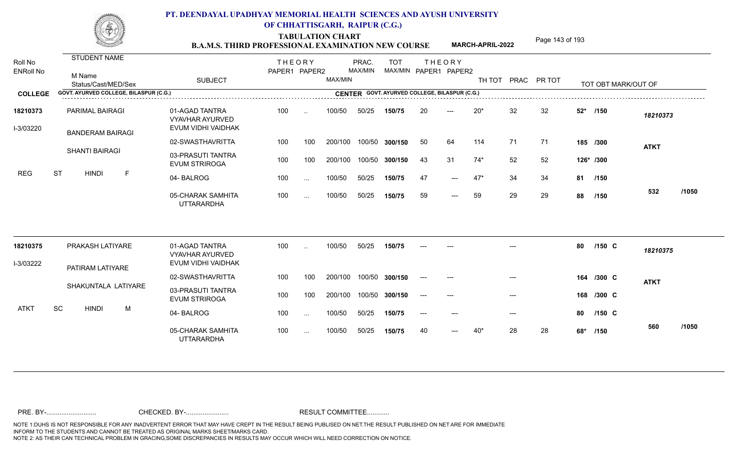# PT. DEENDAYAL UPADHYAY MEMORIAL HEALTH SCIENCES AND AYUSH UNIVERSITY OF CHHATTISGARH, RAIPUR (C.G.)

## TABULATION CHART
## B.A.M.S. THIRD PROFESSIONAL EXAMINATION NEW COURSE — MARCH-APRIL-2022

| Roll No / ENRoll No | STUDENT NAME / M Name / Status/Cast/MED/Sex | SUBJECT | THEORY PAPER1 | THEORY PAPER2 | MAX/MIN | PRAC. MAX/MIN | TOT MAX/MIN | THEORY PAPER1 | THEORY PAPER2 | TH TOT | PRAC | PR TOT | TOT OBT MARK/OUT OF | |
|---|---|---|---|---|---|---|---|---|---|---|---|---|---|---|
| **COLLEGE** GOVT. AYURVED COLLEGE, BILASPUR (C.G.) | | **CENTER** GOVT. AYURVED COLLEGE, BILASPUR (C.G.) | | | | | | | | | | | | |
| 18210373 | PARIMAL BAIRAGI | 01-AGAD TANTRA VYAVHAR AYURVED EVUM VIDHI VAIDHAK | 100 | .. | 100/50 | 50/25 | 150/75 | 20 | --- | 20* | 32 | 32 | 52* /150 | 18210373 |
| I-3/03220 | BANDERAM BAIRAGI | 02-SWASTHAVRITTA | 100 | 100 | 200/100 | 100/50 | 300/150 | 50 | 64 | 114 | 71 | 71 | 185 /300 | ATKT |
| | SHANTI BAIRAGI | 03-PRASUTI TANTRA EVUM STRIROGA | 100 | 100 | 200/100 | 100/50 | 300/150 | 43 | 31 | 74* | 52 | 52 | 126* /300 | |
| REG | ST HINDI F | 04- BALROG | 100 | ... | 100/50 | 50/25 | 150/75 | 47 | --- | 47* | 34 | 34 | 81 /150 | |
| | | 05-CHARAK SAMHITA UTTARARDHA | 100 | ... | 100/50 | 50/25 | 150/75 | 59 | --- | 59 | 29 | 29 | 88 /150 | 532 /1050 |
| 18210375 | PRAKASH LATIYARE | 01-AGAD TANTRA VYAVHAR AYURVED EVUM VIDHI VAIDHAK | 100 | .. | 100/50 | 50/25 | 150/75 | --- | --- | | --- | | 80 /150 C | 18210375 |
| I-3/03222 | PATIRAM LATIYARE | 02-SWASTHAVRITTA | 100 | 100 | 200/100 | 100/50 | 300/150 | --- | --- | | --- | | 164 /300 C | ATKT |
| | SHAKUNTALA LATIYARE | 03-PRASUTI TANTRA EVUM STRIROGA | 100 | 100 | 200/100 | 100/50 | 300/150 | --- | --- | | --- | | 168 /300 C | |
| ATKT | SC HINDI M | 04- BALROG | 100 | ... | 100/50 | 50/25 | 150/75 | --- | --- | | --- | | 80 /150 C | |
| | | 05-CHARAK SAMHITA UTTARARDHA | 100 | ... | 100/50 | 50/25 | 150/75 | 40 | --- | 40* | 28 | 28 | 68* /150 | 560 /1050 |

PRE. BY-.......................... CHECKED. BY-....................... RESULT COMMITTEE...........

NOTE 1:DUHS IS NOT RESPONSIBLE FOR ANY INADVERTENT ERROR THAT MAY HAVE CREPT IN THE RESULT BEING PUBLISED ON NET.THE RESULT PUBLISHED ON NET ARE FOR IMMEDIATE INFORM TO THE STUDENTS AND CANNOT BE TREATED AS ORIGINAL MARKS SHEET/MARKS CARD.
NOTE 2: AS THEIR CAN TECHNICAL PROBLEM IN GRACING,SOME DISCREPANCIES IN RESULTS MAY OCCUR WHICH WILL NEED CORRECTION ON NOTICE.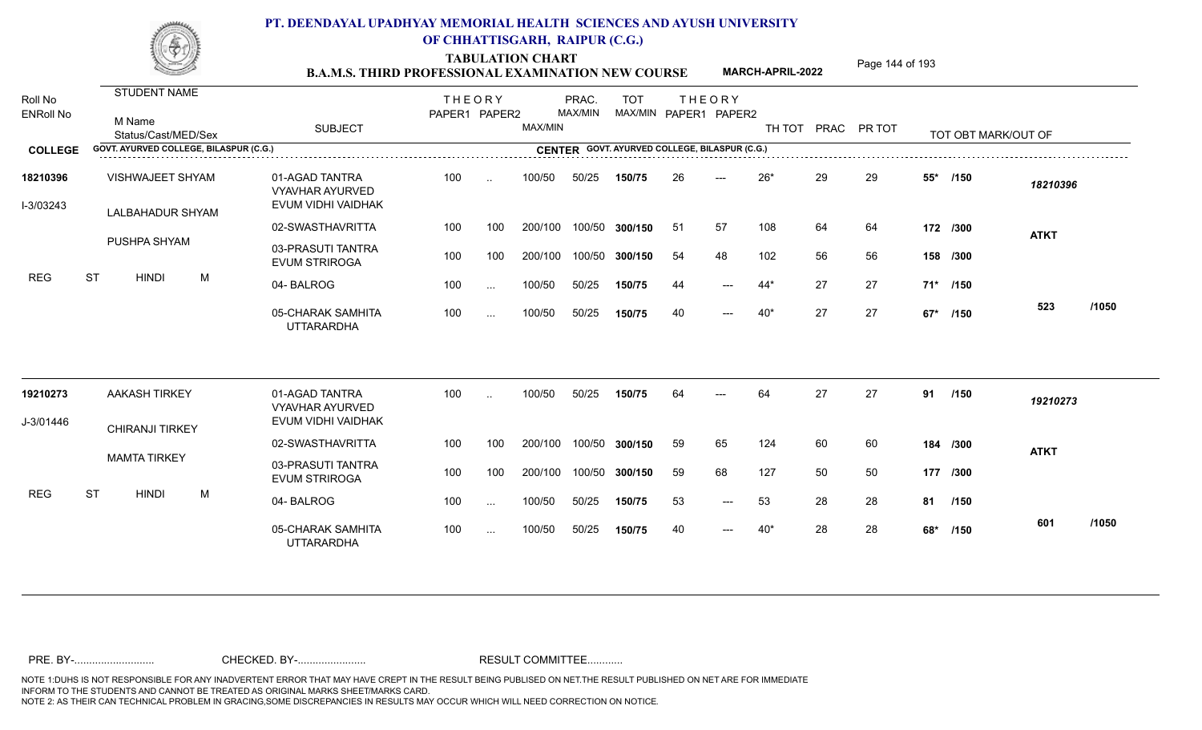# PT. DEENDAYAL UPADHYAY MEMORIAL HEALTH SCIENCES AND AYUSH UNIVERSITY OF CHHATTISGARH, RAIPUR (C.G.)

## TABULATION CHART
### B.A.M.S. THIRD PROFESSIONAL EXAMINATION NEW COURSE — MARCH-APRIL-2022

| Roll No / ENRoll No | STUDENT NAME / M Name / Status/Cast/MED/Sex | SUBJECT | THEORY PAPER1 | THEORY PAPER2 | MAX/MIN | PRAC. MAX/MIN | TOT MAX/MIN | THEORY PAPER1 | THEORY PAPER2 | TH TOT | PRAC | PR TOT | TOT OBT MARK/OUT OF | |
|---|---|---|---|---|---|---|---|---|---|---|---|---|---|---|
| **COLLEGE** GOVT. AYURVED COLLEGE, BILASPUR (C.G.) | | **CENTER** GOVT. AYURVED COLLEGE, BILASPUR (C.G.) | | | | | | | | | | | | |
| **18210396** | VISHWAJEET SHYAM | 01-AGAD TANTRA VYAVHAR AYURVED EVUM VIDHI VAIDHAK | 100 | .. | 100/50 | 50/25 | 150/75 | 26 | --- | 26* | 29 | 29 | 55* /150 | 18210396 |
| I-3/03243 | LALBAHADUR SHYAM | 02-SWASTHAVRITTA | 100 | 100 | 200/100 | 100/50 | 300/150 | 51 | 57 | 108 | 64 | 64 | 172 /300 | ATKT |
| | PUSHPA SHYAM | 03-PRASUTI TANTRA EVUM STRIROGA | 100 | 100 | 200/100 | 100/50 | 300/150 | 54 | 48 | 102 | 56 | 56 | 158 /300 | |
| REG | ST HINDI M | 04- BALROG | 100 | ... | 100/50 | 50/25 | 150/75 | 44 | --- | 44* | 27 | 27 | 71* /150 | |
| | | 05-CHARAK SAMHITA UTTARARDHA | 100 | ... | 100/50 | 50/25 | 150/75 | 40 | --- | 40* | 27 | 27 | 67* /150 | 523 /1050 |
| **19210273** | AAKASH TIRKEY | 01-AGAD TANTRA VYAVHAR AYURVED EVUM VIDHI VAIDHAK | 100 | .. | 100/50 | 50/25 | 150/75 | 64 | --- | 64 | 27 | 27 | 91 /150 | 19210273 |
| J-3/01446 | CHIRANJI TIRKEY | 02-SWASTHAVRITTA | 100 | 100 | 200/100 | 100/50 | 300/150 | 59 | 65 | 124 | 60 | 60 | 184 /300 | ATKT |
| | MAMTA TIRKEY | 03-PRASUTI TANTRA EVUM STRIROGA | 100 | 100 | 200/100 | 100/50 | 300/150 | 59 | 68 | 127 | 50 | 50 | 177 /300 | |
| REG | ST HINDI M | 04- BALROG | 100 | ... | 100/50 | 50/25 | 150/75 | 53 | --- | 53 | 28 | 28 | 81 /150 | |
| | | 05-CHARAK SAMHITA UTTARARDHA | 100 | ... | 100/50 | 50/25 | 150/75 | 40 | --- | 40* | 28 | 28 | 68* /150 | 601 /1050 |

PRE. BY-.......................... CHECKED. BY-....................... RESULT COMMITTEE...........

NOTE 1:DUHS IS NOT RESPONSIBLE FOR ANY INADVERTENT ERROR THAT MAY HAVE CREPT IN THE RESULT BEING PUBLISED ON NET.THE RESULT PUBLISHED ON NET ARE FOR IMMEDIATE INFORM TO THE STUDENTS AND CANNOT BE TREATED AS ORIGINAL MARKS SHEET/MARKS CARD.
NOTE 2: AS THEIR CAN TECHNICAL PROBLEM IN GRACING,SOME DISCREPANCIES IN RESULTS MAY OCCUR WHICH WILL NEED CORRECTION ON NOTICE.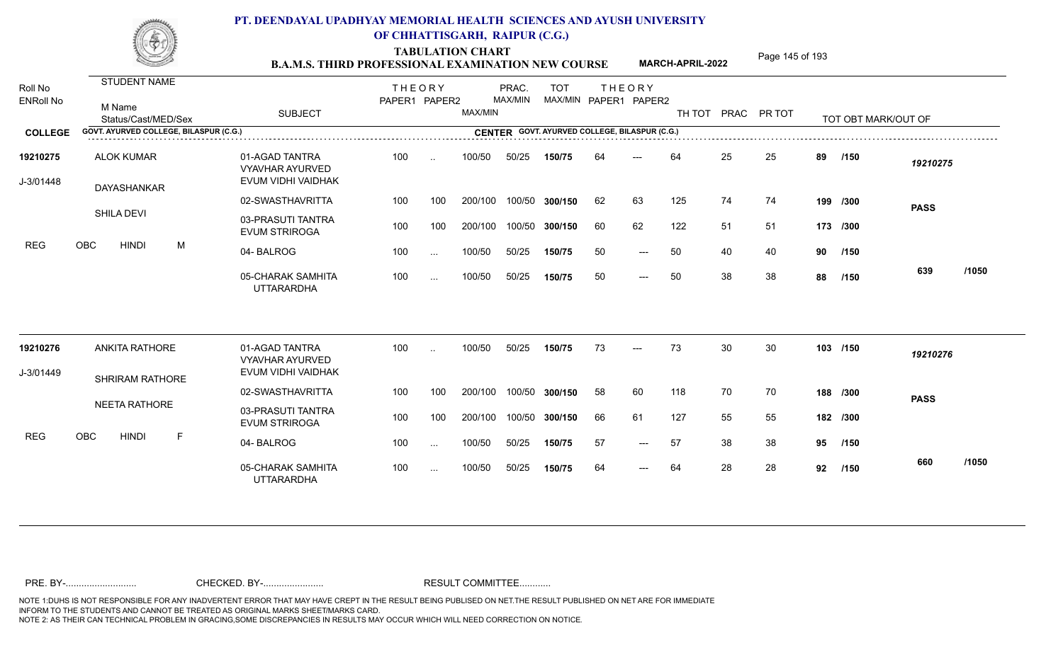# PT. DEENDAYAL UPADHYAY MEMORIAL HEALTH SCIENCES AND AYUSH UNIVERSITY OF CHHATTISGARH, RAIPUR (C.G.)

## TABULATION CHART

### B.A.M.S. THIRD PROFESSIONAL EXAMINATION NEW COURSE — MARCH-APRIL-2022

**COLLEGE:** GOVT. AYURVED COLLEGE, BILASPUR (C.G.)  
**CENTER:** GOVT. AYURVED COLLEGE, BILASPUR (C.G.)

| Roll No / ENRoll No | STUDENT NAME / M Name / Status/Cast/MED/Sex | SUBJECT | THEORY PAPER1 | THEORY PAPER2 | PRAC. MAX/MIN | MAX/MIN | TOT MAX/MIN | THEORY PAPER1 | THEORY PAPER2 | TH TOT | PRAC | PR TOT | TOT OBT | MARK/OUT OF | |
|---|---|---|---|---|---|---|---|---|---|---|---|---|---|---|---|
| 19210275 | ALOK KUMAR | 01-AGAD TANTRA VYAVHAR AYURVED EVUM VIDHI VAIDHAK | 100 | .. | 100/50 | 50/25 | 150/75 | 64 | --- | 64 | 25 | 25 | 89 | /150 | 19210275 |
| J-3/01448 | DAYASHANKAR | 02-SWASTHAVRITTA | 100 | 100 | 200/100 | 100/50 | 300/150 | 62 | 63 | 125 | 74 | 74 | 199 | /300 | PASS |
| | SHILA DEVI | 03-PRASUTI TANTRA EVUM STRIROGA | 100 | 100 | 200/100 | 100/50 | 300/150 | 60 | 62 | 122 | 51 | 51 | 173 | /300 | |
| REG | OBC HINDI M | 04- BALROG | 100 | ... | 100/50 | 50/25 | 150/75 | 50 | --- | 50 | 40 | 40 | 90 | /150 | |
| | | 05-CHARAK SAMHITA UTTARARDHA | 100 | ... | 100/50 | 50/25 | 150/75 | 50 | --- | 50 | 38 | 38 | 88 | /150 | 639 /1050 |
| 19210276 | ANKITA RATHORE | 01-AGAD TANTRA VYAVHAR AYURVED EVUM VIDHI VAIDHAK | 100 | .. | 100/50 | 50/25 | 150/75 | 73 | --- | 73 | 30 | 30 | 103 | /150 | 19210276 |
| J-3/01449 | SHRIRAM RATHORE | 02-SWASTHAVRITTA | 100 | 100 | 200/100 | 100/50 | 300/150 | 58 | 60 | 118 | 70 | 70 | 188 | /300 | PASS |
| | NEETA RATHORE | 03-PRASUTI TANTRA EVUM STRIROGA | 100 | 100 | 200/100 | 100/50 | 300/150 | 66 | 61 | 127 | 55 | 55 | 182 | /300 | |
| REG | OBC HINDI F | 04- BALROG | 100 | ... | 100/50 | 50/25 | 150/75 | 57 | --- | 57 | 38 | 38 | 95 | /150 | |
| | | 05-CHARAK SAMHITA UTTARARDHA | 100 | ... | 100/50 | 50/25 | 150/75 | 64 | --- | 64 | 28 | 28 | 92 | /150 | 660 /1050 |

PRE. BY-.......................... CHECKED. BY-....................... RESULT COMMITTEE...........

NOTE 1:DUHS IS NOT RESPONSIBLE FOR ANY INADVERTENT ERROR THAT MAY HAVE CREPT IN THE RESULT BEING PUBLISED ON NET.THE RESULT PUBLISHED ON NET ARE FOR IMMEDIATE INFORM TO THE STUDENTS AND CANNOT BE TREATED AS ORIGINAL MARKS SHEET/MARKS CARD.
NOTE 2: AS THEIR CAN TECHNICAL PROBLEM IN GRACING,SOME DISCREPANCIES IN RESULTS MAY OCCUR WHICH WILL NEED CORRECTION ON NOTICE.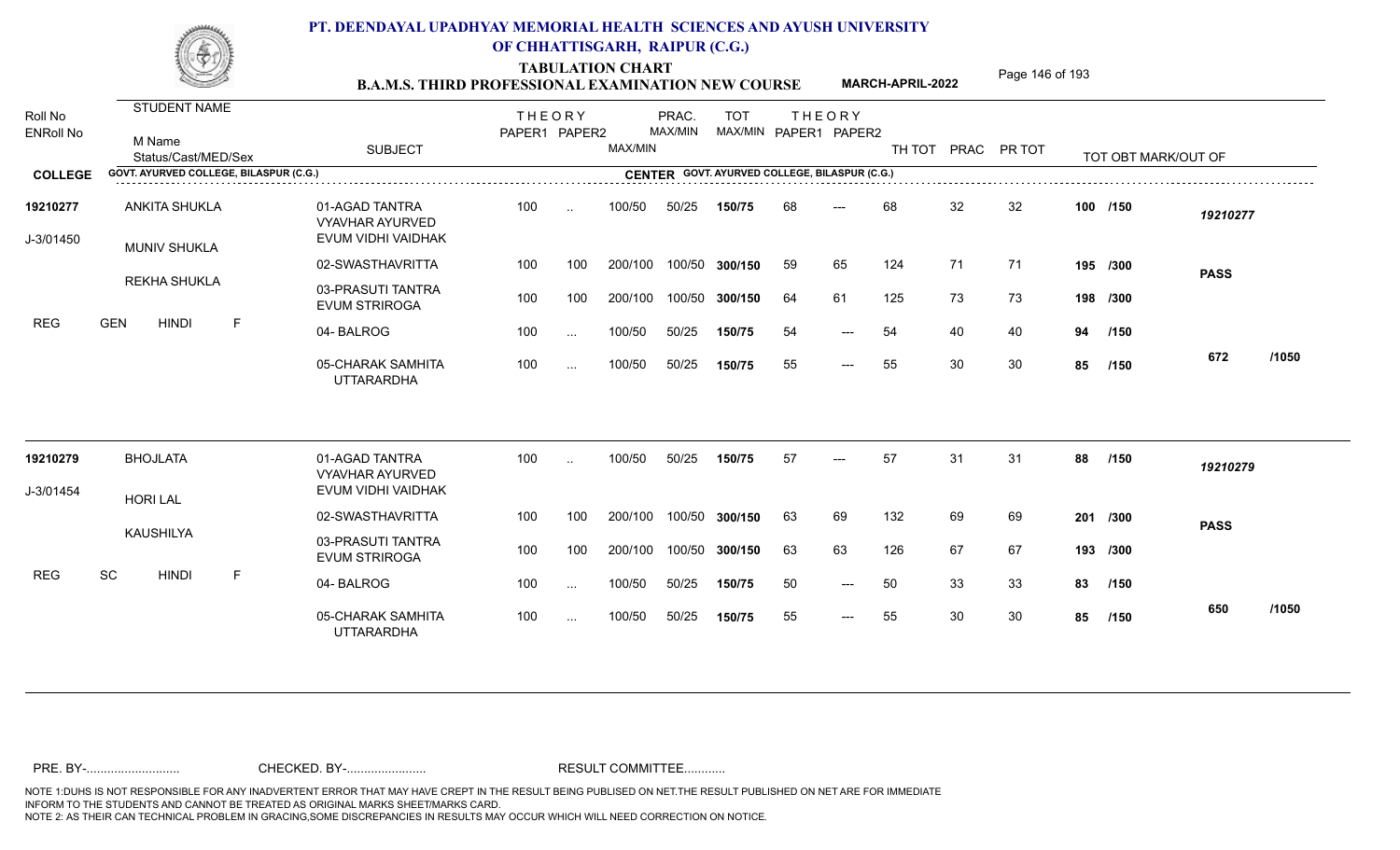# PT. DEENDAYAL UPADHYAY MEMORIAL HEALTH SCIENCES AND AYUSH UNIVERSITY OF CHHATTISGARH, RAIPUR (C.G.)

## TABULATION CHART
### B.A.M.S. THIRD PROFESSIONAL EXAMINATION NEW COURSE — MARCH-APRIL-2022

| Roll No / ENRoll No | STUDENT NAME / M Name / Status/Cast/MED/Sex | SUBJECT | THEORY PAPER1 | THEORY PAPER2 | MAX/MIN | PRAC. MAX/MIN | TOT MAX/MIN | THEORY PAPER1 | THEORY PAPER2 | TH TOT | PRAC | PR TOT | TOT OBT MARK/OUT OF | |
|---|---|---|---|---|---|---|---|---|---|---|---|---|---|---|
| **COLLEGE** GOVT. AYURVED COLLEGE, BILASPUR (C.G.) | | **CENTER** GOVT. AYURVED COLLEGE, BILASPUR (C.G.) | | | | | | | | | | | | |
| **19210277** | ANKITA SHUKLA | 01-AGAD TANTRA VYAVHAR AYURVED EVUM VIDHI VAIDHAK | 100 | .. | 100/50 | 50/25 | **150/75** | 68 | --- | 68 | 32 | 32 | **100 /150** | *19210277* |
| J-3/01450 | MUNIV SHUKLA | 02-SWASTHAVRITTA | 100 | 100 | 200/100 | 100/50 | **300/150** | 59 | 65 | 124 | 71 | 71 | **195 /300** | **PASS** |
| | REKHA SHUKLA | 03-PRASUTI TANTRA EVUM STRIROGA | 100 | 100 | 200/100 | 100/50 | **300/150** | 64 | 61 | 125 | 73 | 73 | **198 /300** | |
| REG | GEN HINDI F | 04- BALROG | 100 | ... | 100/50 | 50/25 | **150/75** | 54 | --- | 54 | 40 | 40 | **94 /150** | |
| | | 05-CHARAK SAMHITA UTTARARDHA | 100 | ... | 100/50 | 50/25 | **150/75** | 55 | --- | 55 | 30 | 30 | **85 /150** | **672 /1050** |
| **19210279** | BHOJLATA | 01-AGAD TANTRA VYAVHAR AYURVED EVUM VIDHI VAIDHAK | 100 | .. | 100/50 | 50/25 | **150/75** | 57 | --- | 57 | 31 | 31 | **88 /150** | *19210279* |
| J-3/01454 | HORI LAL | 02-SWASTHAVRITTA | 100 | 100 | 200/100 | 100/50 | **300/150** | 63 | 69 | 132 | 69 | 69 | **201 /300** | **PASS** |
| | KAUSHILYA | 03-PRASUTI TANTRA EVUM STRIROGA | 100 | 100 | 200/100 | 100/50 | **300/150** | 63 | 63 | 126 | 67 | 67 | **193 /300** | |
| REG | SC HINDI F | 04- BALROG | 100 | ... | 100/50 | 50/25 | **150/75** | 50 | --- | 50 | 33 | 33 | **83 /150** | |
| | | 05-CHARAK SAMHITA UTTARARDHA | 100 | ... | 100/50 | 50/25 | **150/75** | 55 | --- | 55 | 30 | 30 | **85 /150** | **650 /1050** |

PRE. BY-.......................... CHECKED. BY-....................... RESULT COMMITTEE...........

NOTE 1:DUHS IS NOT RESPONSIBLE FOR ANY INADVERTENT ERROR THAT MAY HAVE CREPT IN THE RESULT BEING PUBLISED ON NET.THE RESULT PUBLISHED ON NET ARE FOR IMMEDIATE INFORM TO THE STUDENTS AND CANNOT BE TREATED AS ORIGINAL MARKS SHEET/MARKS CARD.
NOTE 2: AS THEIR CAN TECHNICAL PROBLEM IN GRACING,SOME DISCREPANCIES IN RESULTS MAY OCCUR WHICH WILL NEED CORRECTION ON NOTICE.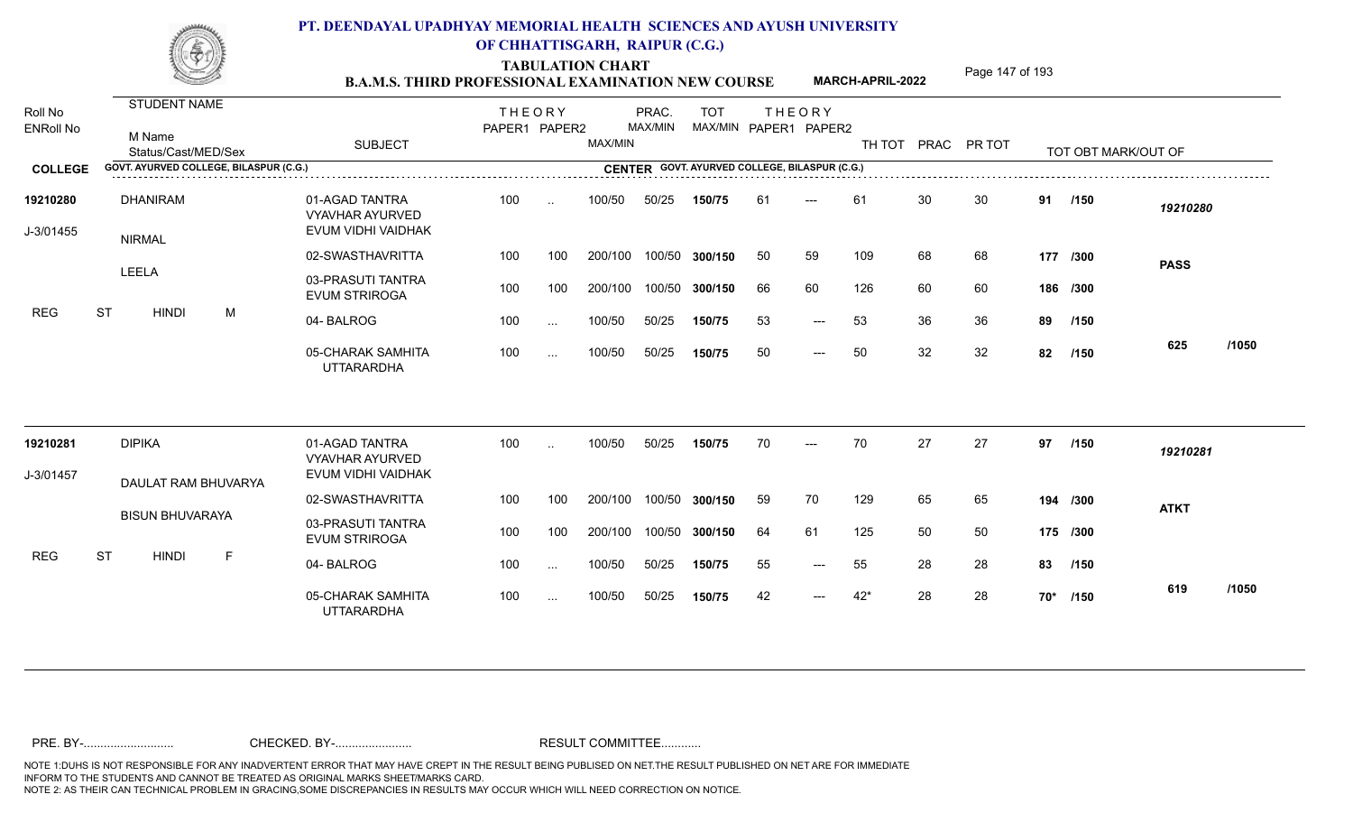# PT. DEENDAYAL UPADHYAY MEMORIAL HEALTH SCIENCES AND AYUSH UNIVERSITY OF CHHATTISGARH, RAIPUR (C.G.)

## TABULATION CHART
## B.A.M.S. THIRD PROFESSIONAL EXAMINATION NEW COURSE

**MARCH-APRIL-2022**

**COLLEGE** GOVT. AYURVED COLLEGE, BILASPUR (C.G.) — **CENTER** GOVT. AYURVED COLLEGE, BILASPUR (C.G.)

| Roll No / ENRoll No | STUDENT NAME / M Name / Status/Cast/MED/Sex | SUBJECT | THEORY PAPER1 | THEORY PAPER2 | MAX/MIN | PRAC. MAX/MIN | TOT MAX/MIN | THEORY PAPER1 | THEORY PAPER2 | TH TOT | PRAC | PR TOT | TOT OBT MARK/OUT OF | |
|---|---|---|---|---|---|---|---|---|---|---|---|---|---|---|
| 19210280 | DHANIRAM | 01-AGAD TANTRA VYAVHAR AYURVED EVUM VIDHI VAIDHAK | 100 | .. | 100/50 | 50/25 | 150/75 | 61 | --- | 61 | 30 | 30 | 91 /150 | 19210280 |
| J-3/01455 | NIRMAL | 02-SWASTHAVRITTA | 100 | 100 | 200/100 | 100/50 | 300/150 | 50 | 59 | 109 | 68 | 68 | 177 /300 | PASS |
| | LEELA | 03-PRASUTI TANTRA EVUM STRIROGA | 100 | 100 | 200/100 | 100/50 | 300/150 | 66 | 60 | 126 | 60 | 60 | 186 /300 | |
| REG | ST HINDI M | 04- BALROG | 100 | ... | 100/50 | 50/25 | 150/75 | 53 | --- | 53 | 36 | 36 | 89 /150 | |
| | | 05-CHARAK SAMHITA UTTARARDHA | 100 | ... | 100/50 | 50/25 | 150/75 | 50 | --- | 50 | 32 | 32 | 82 /150 | 625 /1050 |
| 19210281 | DIPIKA | 01-AGAD TANTRA VYAVHAR AYURVED EVUM VIDHI VAIDHAK | 100 | .. | 100/50 | 50/25 | 150/75 | 70 | --- | 70 | 27 | 27 | 97 /150 | 19210281 |
| J-3/01457 | DAULAT RAM BHUVARYA | 02-SWASTHAVRITTA | 100 | 100 | 200/100 | 100/50 | 300/150 | 59 | 70 | 129 | 65 | 65 | 194 /300 | ATKT |
| | BISUN BHUVARAYA | 03-PRASUTI TANTRA EVUM STRIROGA | 100 | 100 | 200/100 | 100/50 | 300/150 | 64 | 61 | 125 | 50 | 50 | 175 /300 | |
| REG | ST HINDI F | 04- BALROG | 100 | ... | 100/50 | 50/25 | 150/75 | 55 | --- | 55 | 28 | 28 | 83 /150 | |
| | | 05-CHARAK SAMHITA UTTARARDHA | 100 | ... | 100/50 | 50/25 | 150/75 | 42 | --- | 42* | 28 | 28 | 70* /150 | 619 /1050 |

PRE. BY-.......................... CHECKED. BY-...................... RESULT COMMITTEE...........

NOTE 1:DUHS IS NOT RESPONSIBLE FOR ANY INADVERTENT ERROR THAT MAY HAVE CREPT IN THE RESULT BEING PUBLISED ON NET.THE RESULT PUBLISHED ON NET ARE FOR IMMEDIATE INFORM TO THE STUDENTS AND CANNOT BE TREATED AS ORIGINAL MARKS SHEET/MARKS CARD.
NOTE 2: AS THEIR CAN TECHNICAL PROBLEM IN GRACING,SOME DISCREPANCIES IN RESULTS MAY OCCUR WHICH WILL NEED CORRECTION ON NOTICE.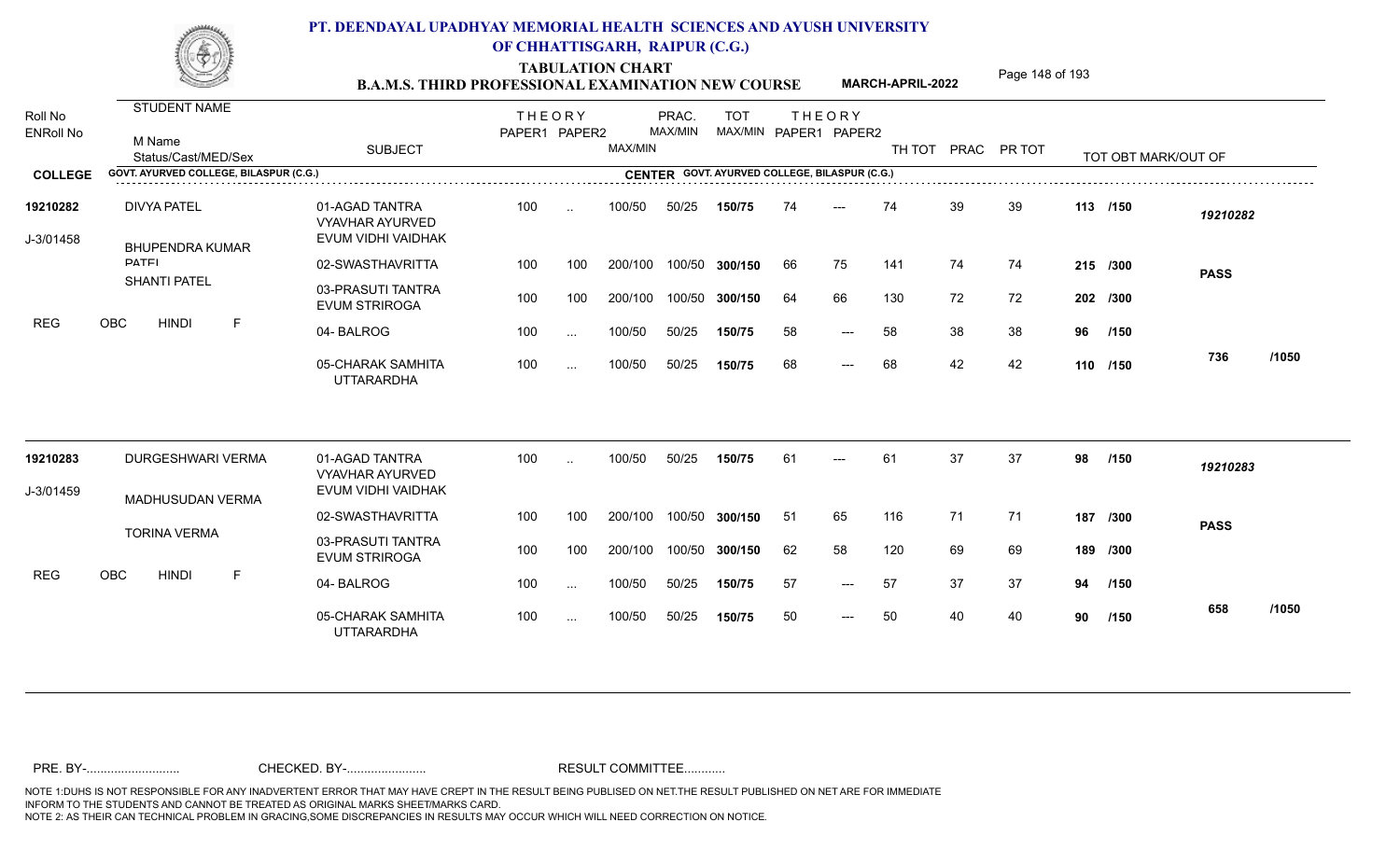# PT. DEENDAYAL UPADHYAY MEMORIAL HEALTH SCIENCES AND AYUSH UNIVERSITY OF CHHATTISGARH, RAIPUR (C.G.)

## TABULATION CHART
### B.A.M.S. THIRD PROFESSIONAL EXAMINATION NEW COURSE — MARCH-APRIL-2022

**COLLEGE:** GOVT. AYURVED COLLEGE, BILASPUR (C.G.) — **CENTER:** GOVT. AYURVED COLLEGE, BILASPUR (C.G.)

| Roll No / ENRoll No | STUDENT NAME / M Name / Status/Cast/MED/Sex | SUBJECT | THEORY PAPER1 | THEORY PAPER2 | MAX/MIN | PRAC. MAX/MIN | TOT MAX/MIN | THEORY PAPER1 | THEORY PAPER2 | TH TOT | PRAC | PR TOT | TOT OBT MARK/OUT OF | |
|---|---|---|---|---|---|---|---|---|---|---|---|---|---|---|
| 19210282 | DIVYA PATEL | 01-AGAD TANTRA VYAVHAR AYURVED EVUM VIDHI VAIDHAK | 100 | .. | 100/50 | 50/25 | 150/75 | 74 | --- | 74 | 39 | 39 | 113 /150 | 19210282 |
| J-3/01458 | BHUPENDRA KUMAR PATEL | 02-SWASTHAVRITTA | 100 | 100 | 200/100 | 100/50 | 300/150 | 66 | 75 | 141 | 74 | 74 | 215 /300 | PASS |
| | SHANTI PATEL | 03-PRASUTI TANTRA EVUM STRIROGA | 100 | 100 | 200/100 | 100/50 | 300/150 | 64 | 66 | 130 | 72 | 72 | 202 /300 | |
| REG | OBC HINDI F | 04- BALROG | 100 | ... | 100/50 | 50/25 | 150/75 | 58 | --- | 58 | 38 | 38 | 96 /150 | |
| | | 05-CHARAK SAMHITA UTTARARDHA | 100 | ... | 100/50 | 50/25 | 150/75 | 68 | --- | 68 | 42 | 42 | 110 /150 | 736 /1050 |
| 19210283 | DURGESHWARI VERMA | 01-AGAD TANTRA VYAVHAR AYURVED EVUM VIDHI VAIDHAK | 100 | .. | 100/50 | 50/25 | 150/75 | 61 | --- | 61 | 37 | 37 | 98 /150 | 19210283 |
| J-3/01459 | MADHUSUDAN VERMA | 02-SWASTHAVRITTA | 100 | 100 | 200/100 | 100/50 | 300/150 | 51 | 65 | 116 | 71 | 71 | 187 /300 | PASS |
| | TORINA VERMA | 03-PRASUTI TANTRA EVUM STRIROGA | 100 | 100 | 200/100 | 100/50 | 300/150 | 62 | 58 | 120 | 69 | 69 | 189 /300 | |
| REG | OBC HINDI F | 04- BALROG | 100 | ... | 100/50 | 50/25 | 150/75 | 57 | --- | 57 | 37 | 37 | 94 /150 | |
| | | 05-CHARAK SAMHITA UTTARARDHA | 100 | ... | 100/50 | 50/25 | 150/75 | 50 | --- | 50 | 40 | 40 | 90 /150 | 658 /1050 |

PRE. BY-.......................... CHECKED. BY-....................... RESULT COMMITTEE...........

NOTE 1:DUHS IS NOT RESPONSIBLE FOR ANY INADVERTENT ERROR THAT MAY HAVE CREPT IN THE RESULT BEING PUBLISED ON NET.THE RESULT PUBLISHED ON NET ARE FOR IMMEDIATE INFORM TO THE STUDENTS AND CANNOT BE TREATED AS ORIGINAL MARKS SHEET/MARKS CARD.
NOTE 2: AS THEIR CAN TECHNICAL PROBLEM IN GRACING,SOME DISCREPANCIES IN RESULTS MAY OCCUR WHICH WILL NEED CORRECTION ON NOTICE.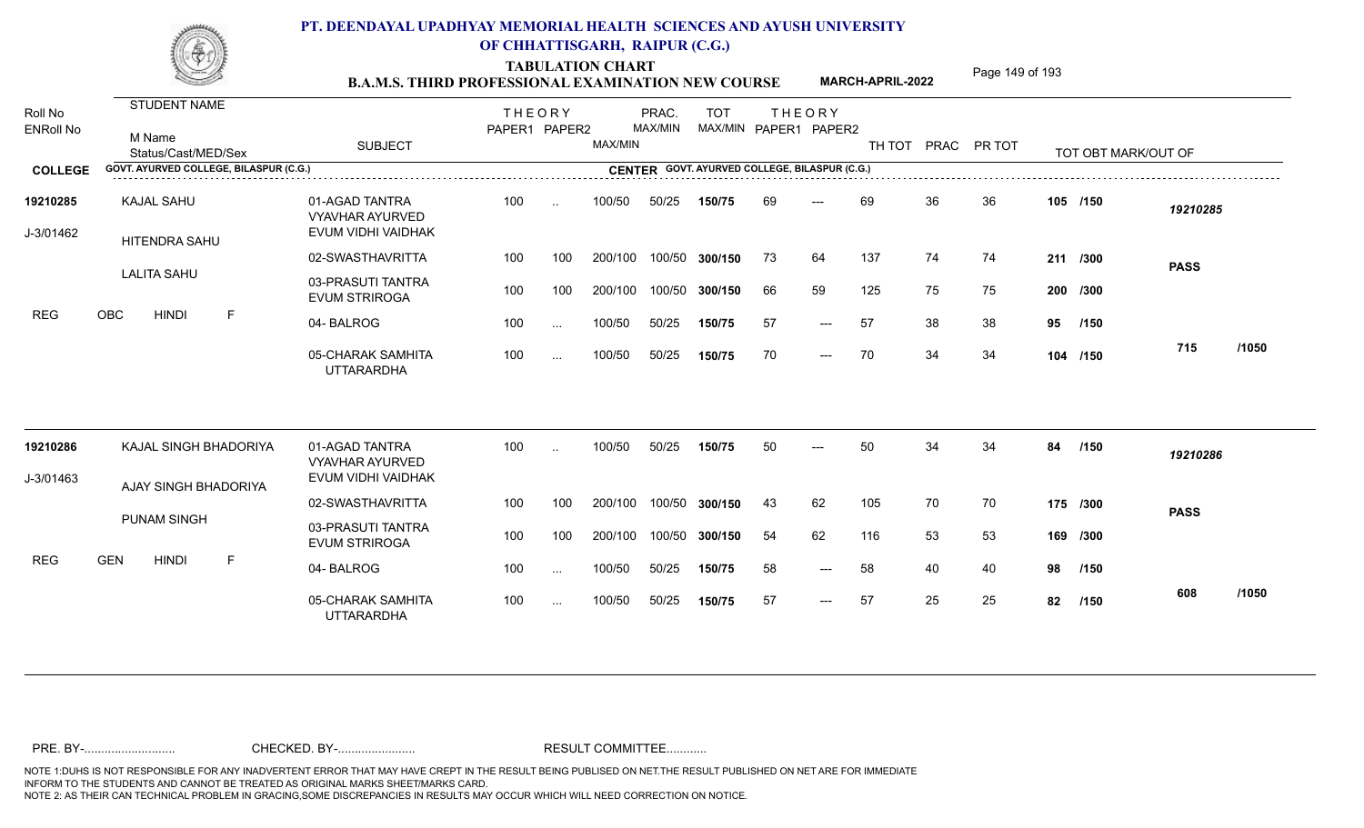# PT. DEENDAYAL UPADHYAY MEMORIAL HEALTH SCIENCES AND AYUSH UNIVERSITY OF CHHATTISGARH, RAIPUR (C.G.)

## TABULATION CHART

### B.A.M.S. THIRD PROFESSIONAL EXAMINATION NEW COURSE — MARCH-APRIL-2022

| Roll No / ENRoll No | STUDENT NAME / M Name / Status/Cast/MED/Sex | SUBJECT | THEORY PAPER1 | THEORY PAPER2 | MAX/MIN | PRAC. MAX/MIN | TOT MAX/MIN | THEORY PAPER1 | THEORY PAPER2 | TH TOT | PRAC | PR TOT | TOT OBT MARK/OUT OF | |
|---|---|---|---|---|---|---|---|---|---|---|---|---|---|---|
| **COLLEGE** GOVT. AYURVED COLLEGE, BILASPUR (C.G.) | | **CENTER** GOVT. AYURVED COLLEGE, BILASPUR (C.G.) | | | | | | | | | | | | |
| **19210285** | KAJAL SAHU | 01-AGAD TANTRA VYAVHAR AYURVED EVUM VIDHI VAIDHAK | 100 | .. | 100/50 | 50/25 | 150/75 | 69 | --- | 69 | 36 | 36 | 105 /150 | 19210285 |
| J-3/01462 | HITENDRA SAHU | 02-SWASTHAVRITTA | 100 | 100 | 200/100 | 100/50 | 300/150 | 73 | 64 | 137 | 74 | 74 | 211 /300 | PASS |
| | LALITA SAHU | 03-PRASUTI TANTRA EVUM STRIROGA | 100 | 100 | 200/100 | 100/50 | 300/150 | 66 | 59 | 125 | 75 | 75 | 200 /300 | |
| REG | OBC HINDI F | 04- BALROG | 100 | ... | 100/50 | 50/25 | 150/75 | 57 | --- | 57 | 38 | 38 | 95 /150 | |
| | | 05-CHARAK SAMHITA UTTARARDHA | 100 | ... | 100/50 | 50/25 | 150/75 | 70 | --- | 70 | 34 | 34 | 104 /150 | 715 /1050 |
| **19210286** | KAJAL SINGH BHADORIYA | 01-AGAD TANTRA VYAVHAR AYURVED EVUM VIDHI VAIDHAK | 100 | .. | 100/50 | 50/25 | 150/75 | 50 | --- | 50 | 34 | 34 | 84 /150 | 19210286 |
| J-3/01463 | AJAY SINGH BHADORIYA | 02-SWASTHAVRITTA | 100 | 100 | 200/100 | 100/50 | 300/150 | 43 | 62 | 105 | 70 | 70 | 175 /300 | PASS |
| | PUNAM SINGH | 03-PRASUTI TANTRA EVUM STRIROGA | 100 | 100 | 200/100 | 100/50 | 300/150 | 54 | 62 | 116 | 53 | 53 | 169 /300 | |
| REG | GEN HINDI F | 04- BALROG | 100 | ... | 100/50 | 50/25 | 150/75 | 58 | --- | 58 | 40 | 40 | 98 /150 | |
| | | 05-CHARAK SAMHITA UTTARARDHA | 100 | ... | 100/50 | 50/25 | 150/75 | 57 | --- | 57 | 25 | 25 | 82 /150 | 608 /1050 |

PRE. BY-.......................... CHECKED. BY-....................... RESULT COMMITTEE...........

NOTE 1:DUHS IS NOT RESPONSIBLE FOR ANY INADVERTENT ERROR THAT MAY HAVE CREPT IN THE RESULT BEING PUBLISED ON NET.THE RESULT PUBLISHED ON NET ARE FOR IMMEDIATE INFORM TO THE STUDENTS AND CANNOT BE TREATED AS ORIGINAL MARKS SHEET/MARKS CARD.
NOTE 2: AS THEIR CAN TECHNICAL PROBLEM IN GRACING,SOME DISCREPANCIES IN RESULTS MAY OCCUR WHICH WILL NEED CORRECTION ON NOTICE.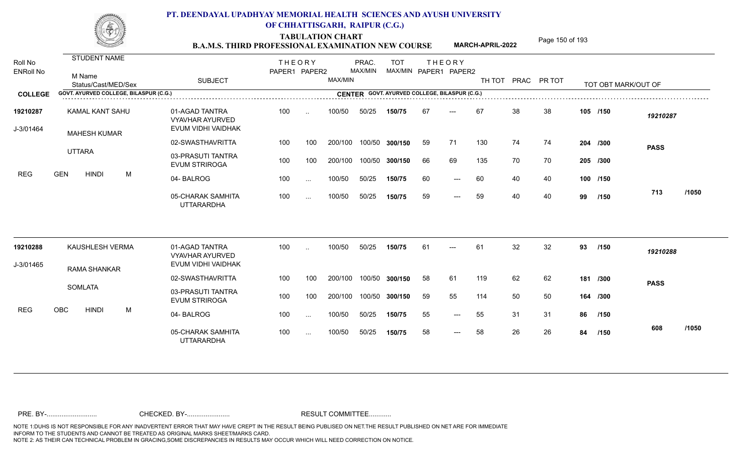# PT. DEENDAYAL UPADHYAY MEMORIAL HEALTH SCIENCES AND AYUSH UNIVERSITY OF CHHATTISGARH, RAIPUR (C.G.)

## TABULATION CHART
### B.A.M.S. THIRD PROFESSIONAL EXAMINATION NEW COURSE — MARCH-APRIL-2022

**COLLEGE:** GOVT. AYURVED COLLEGE, BILASPUR (C.G.) — **CENTER:** GOVT. AYURVED COLLEGE, BILASPUR (C.G.)

| Roll No / ENRoll No | STUDENT NAME / M Name / Status/Cast/MED/Sex | SUBJECT | THEORY PAPER1 | THEORY PAPER2 | MAX/MIN | PRAC. MAX/MIN | TOT MAX/MIN | THEORY PAPER1 | THEORY PAPER2 | TH TOT | PRAC | PR TOT | TOT OBT MARK/OUT OF | |
|---|---|---|---|---|---|---|---|---|---|---|---|---|---|---|
| 19210287 | KAMAL KANT SAHU | 01-AGAD TANTRA VYAVHAR AYURVED EVUM VIDHI VAIDHAK | 100 | .. | 100/50 | 50/25 | 150/75 | 67 | --- | 67 | 38 | 38 | 105 /150 | 19210287 |
| J-3/01464 | MAHESH KUMAR | 02-SWASTHAVRITTA | 100 | 100 | 200/100 | 100/50 | 300/150 | 59 | 71 | 130 | 74 | 74 | 204 /300 | PASS |
| | UTTARA | 03-PRASUTI TANTRA EVUM STRIROGA | 100 | 100 | 200/100 | 100/50 | 300/150 | 66 | 69 | 135 | 70 | 70 | 205 /300 | |
| REG | GEN HINDI M | 04- BALROG | 100 | ... | 100/50 | 50/25 | 150/75 | 60 | --- | 60 | 40 | 40 | 100 /150 | |
| | | 05-CHARAK SAMHITA UTTARARDHA | 100 | ... | 100/50 | 50/25 | 150/75 | 59 | --- | 59 | 40 | 40 | 99 /150 | 713 /1050 |
| 19210288 | KAUSHLESH VERMA | 01-AGAD TANTRA VYAVHAR AYURVED EVUM VIDHI VAIDHAK | 100 | .. | 100/50 | 50/25 | 150/75 | 61 | --- | 61 | 32 | 32 | 93 /150 | 19210288 |
| J-3/01465 | RAMA SHANKAR | 02-SWASTHAVRITTA | 100 | 100 | 200/100 | 100/50 | 300/150 | 58 | 61 | 119 | 62 | 62 | 181 /300 | PASS |
| | SOMLATA | 03-PRASUTI TANTRA EVUM STRIROGA | 100 | 100 | 200/100 | 100/50 | 300/150 | 59 | 55 | 114 | 50 | 50 | 164 /300 | |
| REG | OBC HINDI M | 04- BALROG | 100 | ... | 100/50 | 50/25 | 150/75 | 55 | --- | 55 | 31 | 31 | 86 /150 | |
| | | 05-CHARAK SAMHITA UTTARARDHA | 100 | ... | 100/50 | 50/25 | 150/75 | 58 | --- | 58 | 26 | 26 | 84 /150 | 608 /1050 |

PRE. BY-.......................... CHECKED. BY-....................... RESULT COMMITTEE...........

NOTE 1:DUHS IS NOT RESPONSIBLE FOR ANY INADVERTENT ERROR THAT MAY HAVE CREPT IN THE RESULT BEING PUBLISED ON NET.THE RESULT PUBLISHED ON NET ARE FOR IMMEDIATE INFORM TO THE STUDENTS AND CANNOT BE TREATED AS ORIGINAL MARKS SHEET/MARKS CARD.
NOTE 2: AS THEIR CAN TECHNICAL PROBLEM IN GRACING,SOME DISCREPANCIES IN RESULTS MAY OCCUR WHICH WILL NEED CORRECTION ON NOTICE.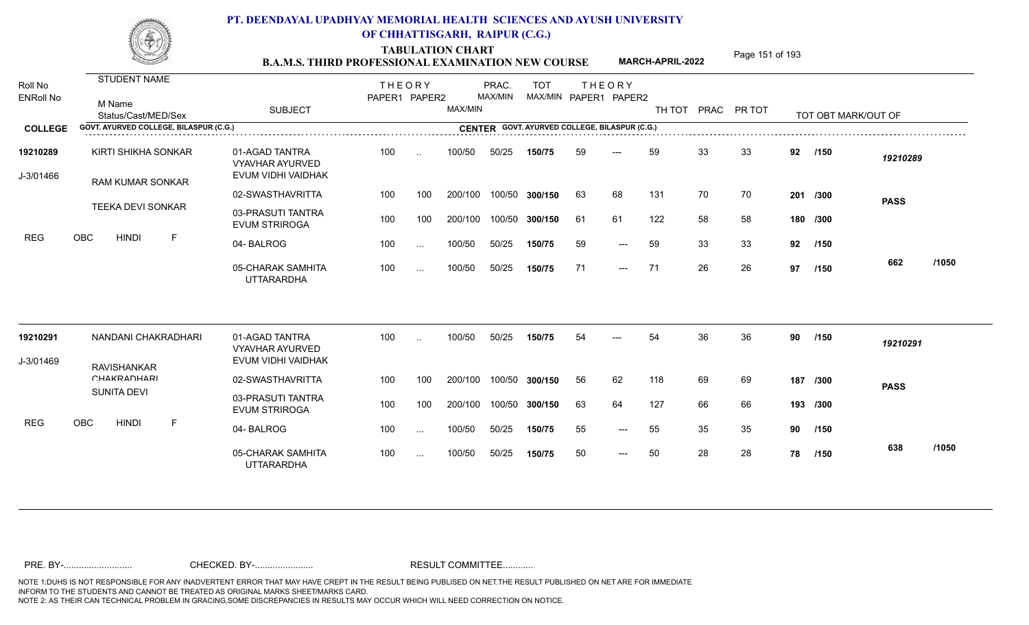# PT. DEENDAYAL UPADHYAY MEMORIAL HEALTH SCIENCES AND AYUSH UNIVERSITY OF CHHATTISGARH, RAIPUR (C.G.)

## TABULATION CHART
### B.A.M.S. THIRD PROFESSIONAL EXAMINATION NEW COURSE — MARCH-APRIL-2022

**COLLEGE:** GOVT. AYURVED COLLEGE, BILASPUR (C.G.) — **CENTER:** GOVT. AYURVED COLLEGE, BILASPUR (C.G.)

| Roll No / ENRoll No | STUDENT NAME / M Name / Status/Cast/MED/Sex | SUBJECT | THEORY PAPER1 | THEORY PAPER2 | MAX/MIN | PRAC. MAX/MIN | TOT MAX/MIN | THEORY PAPER1 | THEORY PAPER2 | TH TOT | PRAC | PR TOT | TOT OBT MARK/OUT OF | |
|---|---|---|---|---|---|---|---|---|---|---|---|---|---|---|
| 19210289 | KIRTI SHIKHA SONKAR | 01-AGAD TANTRA VYAVHAR AYURVED EVUM VIDHI VAIDHAK | 100 | .. | 100/50 | 50/25 | 150/75 | 59 | --- | 59 | 33 | 33 | 92 /150 | 19210289 |
| J-3/01466 | RAM KUMAR SONKAR | 02-SWASTHAVRITTA | 100 | 100 | 200/100 | 100/50 | 300/150 | 63 | 68 | 131 | 70 | 70 | 201 /300 | PASS |
| | TEEKA DEVI SONKAR | 03-PRASUTI TANTRA EVUM STRIROGA | 100 | 100 | 200/100 | 100/50 | 300/150 | 61 | 61 | 122 | 58 | 58 | 180 /300 | |
| REG | OBC HINDI F | 04- BALROG | 100 | ... | 100/50 | 50/25 | 150/75 | 59 | --- | 59 | 33 | 33 | 92 /150 | |
| | | 05-CHARAK SAMHITA UTTARARDHA | 100 | ... | 100/50 | 50/25 | 150/75 | 71 | --- | 71 | 26 | 26 | 97 /150 | 662 /1050 |
| 19210291 | NANDANI CHAKRADHARI | 01-AGAD TANTRA VYAVHAR AYURVED EVUM VIDHI VAIDHAK | 100 | .. | 100/50 | 50/25 | 150/75 | 54 | --- | 54 | 36 | 36 | 90 /150 | 19210291 |
| J-3/01469 | RAVISHANKAR CHAKRADHARI | 02-SWASTHAVRITTA | 100 | 100 | 200/100 | 100/50 | 300/150 | 56 | 62 | 118 | 69 | 69 | 187 /300 | PASS |
| | SUNITA DEVI | 03-PRASUTI TANTRA EVUM STRIROGA | 100 | 100 | 200/100 | 100/50 | 300/150 | 63 | 64 | 127 | 66 | 66 | 193 /300 | |
| REG | OBC HINDI F | 04- BALROG | 100 | ... | 100/50 | 50/25 | 150/75 | 55 | --- | 55 | 35 | 35 | 90 /150 | |
| | | 05-CHARAK SAMHITA UTTARARDHA | 100 | ... | 100/50 | 50/25 | 150/75 | 50 | --- | 50 | 28 | 28 | 78 /150 | 638 /1050 |

PRE. BY-.......................... CHECKED. BY-....................... RESULT COMMITTEE...........

NOTE 1:DUHS IS NOT RESPONSIBLE FOR ANY INADVERTENT ERROR THAT MAY HAVE CREPT IN THE RESULT BEING PUBLISED ON NET.THE RESULT PUBLISHED ON NET ARE FOR IMMEDIATE INFORM TO THE STUDENTS AND CANNOT BE TREATED AS ORIGINAL MARKS SHEET/MARKS CARD.
NOTE 2: AS THEIR CAN TECHNICAL PROBLEM IN GRACING,SOME DISCREPANCIES IN RESULTS MAY OCCUR WHICH WILL NEED CORRECTION ON NOTICE.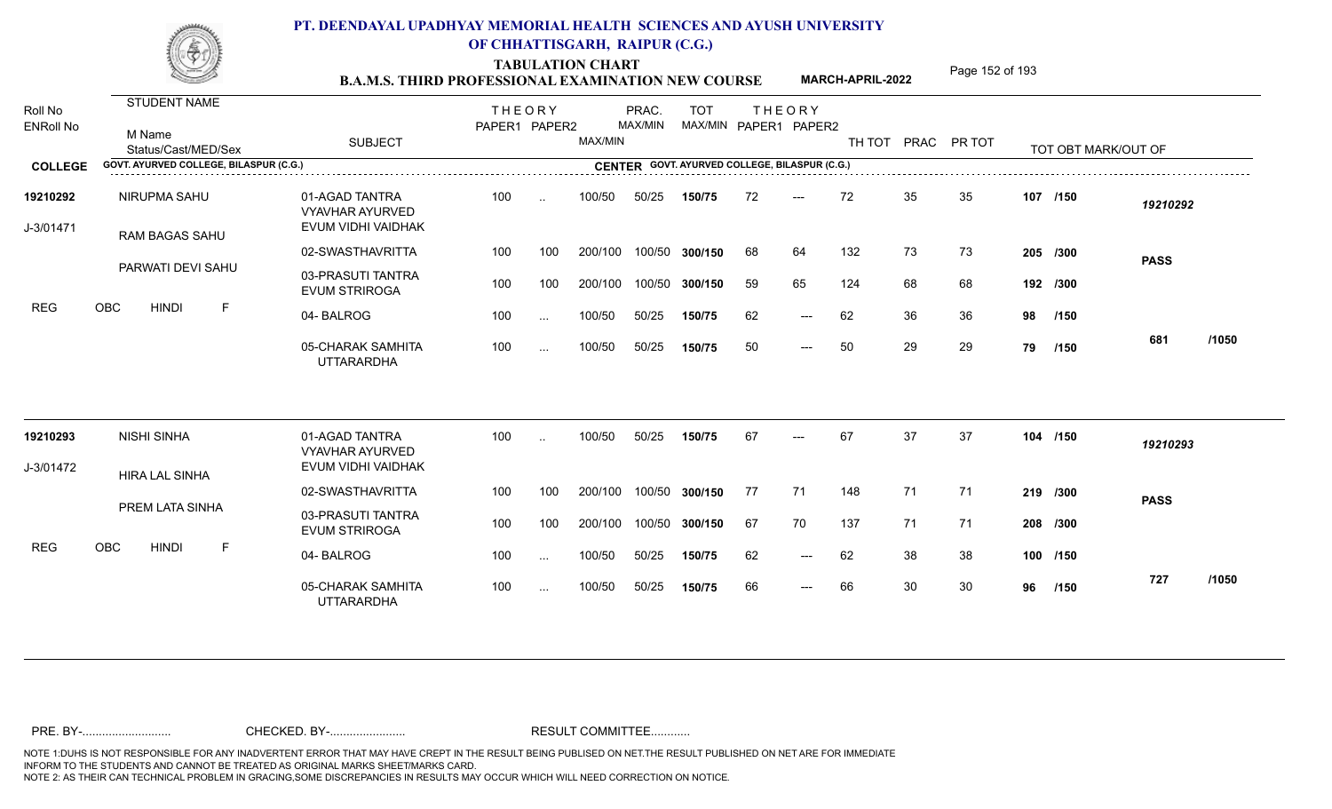# PT. DEENDAYAL UPADHYAY MEMORIAL HEALTH SCIENCES AND AYUSH UNIVERSITY OF CHHATTISGARH, RAIPUR (C.G.)

## TABULATION CHART

### B.A.M.S. THIRD PROFESSIONAL EXAMINATION NEW COURSE — MARCH-APRIL-2022

| Roll No / ENRoll No | STUDENT NAME / M Name / Status/Cast/MED/Sex | SUBJECT | THEORY PAPER1 | THEORY PAPER2 | MAX/MIN | PRAC. MAX/MIN | TOT MAX/MIN | THEORY PAPER1 | THEORY PAPER2 | TH TOT | PRAC | PR TOT | TOT OBT MARK/OUT OF | |
|---|---|---|---|---|---|---|---|---|---|---|---|---|---|---|
| **COLLEGE** GOVT. AYURVED COLLEGE, BILASPUR (C.G.) | | **CENTER** GOVT. AYURVED COLLEGE, BILASPUR (C.G.) | | | | | | | | | | | | |
| **19210292** | NIRUPMA SAHU | 01-AGAD TANTRA VYAVHAR AYURVED EVUM VIDHI VAIDHAK | 100 | .. | 100/50 | 50/25 | 150/75 | 72 | --- | 72 | 35 | 35 | 107 /150 | 19210292 |
| J-3/01471 | RAM BAGAS SAHU | 02-SWASTHAVRITTA | 100 | 100 | 200/100 | 100/50 | 300/150 | 68 | 64 | 132 | 73 | 73 | 205 /300 | PASS |
| | PARWATI DEVI SAHU | 03-PRASUTI TANTRA EVUM STRIROGA | 100 | 100 | 200/100 | 100/50 | 300/150 | 59 | 65 | 124 | 68 | 68 | 192 /300 | |
| REG | OBC HINDI F | 04- BALROG | 100 | ... | 100/50 | 50/25 | 150/75 | 62 | --- | 62 | 36 | 36 | 98 /150 | |
| | | 05-CHARAK SAMHITA UTTARARDHA | 100 | ... | 100/50 | 50/25 | 150/75 | 50 | --- | 50 | 29 | 29 | 79 /150 | 681 /1050 |
| **19210293** | NISHI SINHA | 01-AGAD TANTRA VYAVHAR AYURVED EVUM VIDHI VAIDHAK | 100 | .. | 100/50 | 50/25 | 150/75 | 67 | --- | 67 | 37 | 37 | 104 /150 | 19210293 |
| J-3/01472 | HIRA LAL SINHA | 02-SWASTHAVRITTA | 100 | 100 | 200/100 | 100/50 | 300/150 | 77 | 71 | 148 | 71 | 71 | 219 /300 | PASS |
| | PREM LATA SINHA | 03-PRASUTI TANTRA EVUM STRIROGA | 100 | 100 | 200/100 | 100/50 | 300/150 | 67 | 70 | 137 | 71 | 71 | 208 /300 | |
| REG | OBC HINDI F | 04- BALROG | 100 | ... | 100/50 | 50/25 | 150/75 | 62 | --- | 62 | 38 | 38 | 100 /150 | |
| | | 05-CHARAK SAMHITA UTTARARDHA | 100 | ... | 100/50 | 50/25 | 150/75 | 66 | --- | 66 | 30 | 30 | 96 /150 | 727 /1050 |

PRE. BY-.......................... CHECKED. BY-....................... RESULT COMMITTEE...........

NOTE 1:DUHS IS NOT RESPONSIBLE FOR ANY INADVERTENT ERROR THAT MAY HAVE CREPT IN THE RESULT BEING PUBLISED ON NET.THE RESULT PUBLISHED ON NET ARE FOR IMMEDIATE INFORM TO THE STUDENTS AND CANNOT BE TREATED AS ORIGINAL MARKS SHEET/MARKS CARD.
NOTE 2: AS THEIR CAN TECHNICAL PROBLEM IN GRACING,SOME DISCREPANCIES IN RESULTS MAY OCCUR WHICH WILL NEED CORRECTION ON NOTICE.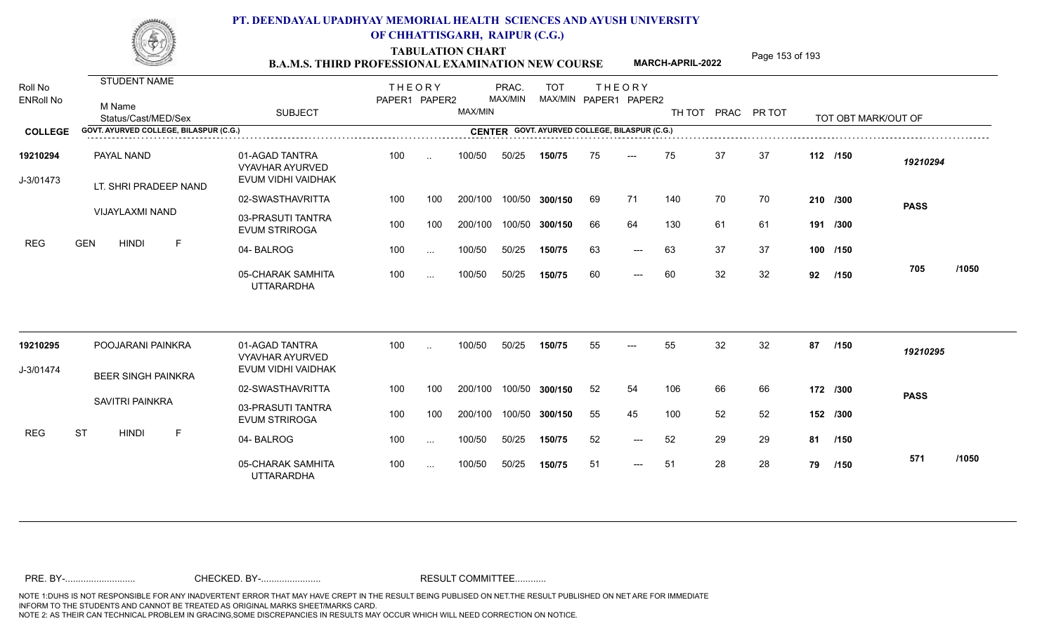# PT. DEENDAYAL UPADHYAY MEMORIAL HEALTH SCIENCES AND AYUSH UNIVERSITY OF CHHATTISGARH, RAIPUR (C.G.)

## TABULATION CHART
### B.A.M.S. THIRD PROFESSIONAL EXAMINATION NEW COURSE — MARCH-APRIL-2022

**COLLEGE:** GOVT. AYURVED COLLEGE, BILASPUR (C.G.)
**CENTER:** GOVT. AYURVED COLLEGE, BILASPUR (C.G.)

| Roll No / ENRoll No | STUDENT NAME / M Name / Status/Cast/MED/Sex | SUBJECT | THEORY PAPER1 | THEORY PAPER2 | PRAC. MAX/MIN | MAX/MIN | TOT MAX/MIN | THEORY PAPER1 | THEORY PAPER2 | TH TOT | PRAC | PR TOT | TOT OBT MARK/OUT OF | |
|---|---|---|---|---|---|---|---|---|---|---|---|---|---|---|
| 19210294 | PAYAL NAND | 01-AGAD TANTRA VYAVHAR AYURVED EVUM VIDHI VAIDHAK | 100 | .. | 100/50 | 50/25 | 150/75 | 75 | --- | 75 | 37 | 37 | 112 /150 | 19210294 |
| J-3/01473 | LT. SHRI PRADEEP NAND | 02-SWASTHAVRITTA | 100 | 100 | 200/100 | 100/50 | 300/150 | 69 | 71 | 140 | 70 | 70 | 210 /300 | PASS |
| | VIJAYLAXMI NAND | 03-PRASUTI TANTRA EVUM STRIROGA | 100 | 100 | 200/100 | 100/50 | 300/150 | 66 | 64 | 130 | 61 | 61 | 191 /300 | |
| REG | GEN HINDI F | 04- BALROG | 100 | ... | 100/50 | 50/25 | 150/75 | 63 | --- | 63 | 37 | 37 | 100 /150 | |
| | | 05-CHARAK SAMHITA UTTARARDHA | 100 | ... | 100/50 | 50/25 | 150/75 | 60 | --- | 60 | 32 | 32 | 92 /150 | 705 /1050 |
| 19210295 | POOJARANI PAINKRA | 01-AGAD TANTRA VYAVHAR AYURVED EVUM VIDHI VAIDHAK | 100 | .. | 100/50 | 50/25 | 150/75 | 55 | --- | 55 | 32 | 32 | 87 /150 | 19210295 |
| J-3/01474 | BEER SINGH PAINKRA | 02-SWASTHAVRITTA | 100 | 100 | 200/100 | 100/50 | 300/150 | 52 | 54 | 106 | 66 | 66 | 172 /300 | PASS |
| | SAVITRI PAINKRA | 03-PRASUTI TANTRA EVUM STRIROGA | 100 | 100 | 200/100 | 100/50 | 300/150 | 55 | 45 | 100 | 52 | 52 | 152 /300 | |
| REG | ST HINDI F | 04- BALROG | 100 | ... | 100/50 | 50/25 | 150/75 | 52 | --- | 52 | 29 | 29 | 81 /150 | |
| | | 05-CHARAK SAMHITA UTTARARDHA | 100 | ... | 100/50 | 50/25 | 150/75 | 51 | --- | 51 | 28 | 28 | 79 /150 | 571 /1050 |

PRE. BY-.......................... CHECKED. BY-....................... RESULT COMMITTEE...........

NOTE 1:DUHS IS NOT RESPONSIBLE FOR ANY INADVERTENT ERROR THAT MAY HAVE CREPT IN THE RESULT BEING PUBLISED ON NET.THE RESULT PUBLISHED ON NET ARE FOR IMMEDIATE INFORM TO THE STUDENTS AND CANNOT BE TREATED AS ORIGINAL MARKS SHEET/MARKS CARD.
NOTE 2: AS THEIR CAN TECHNICAL PROBLEM IN GRACING,SOME DISCREPANCIES IN RESULTS MAY OCCUR WHICH WILL NEED CORRECTION ON NOTICE.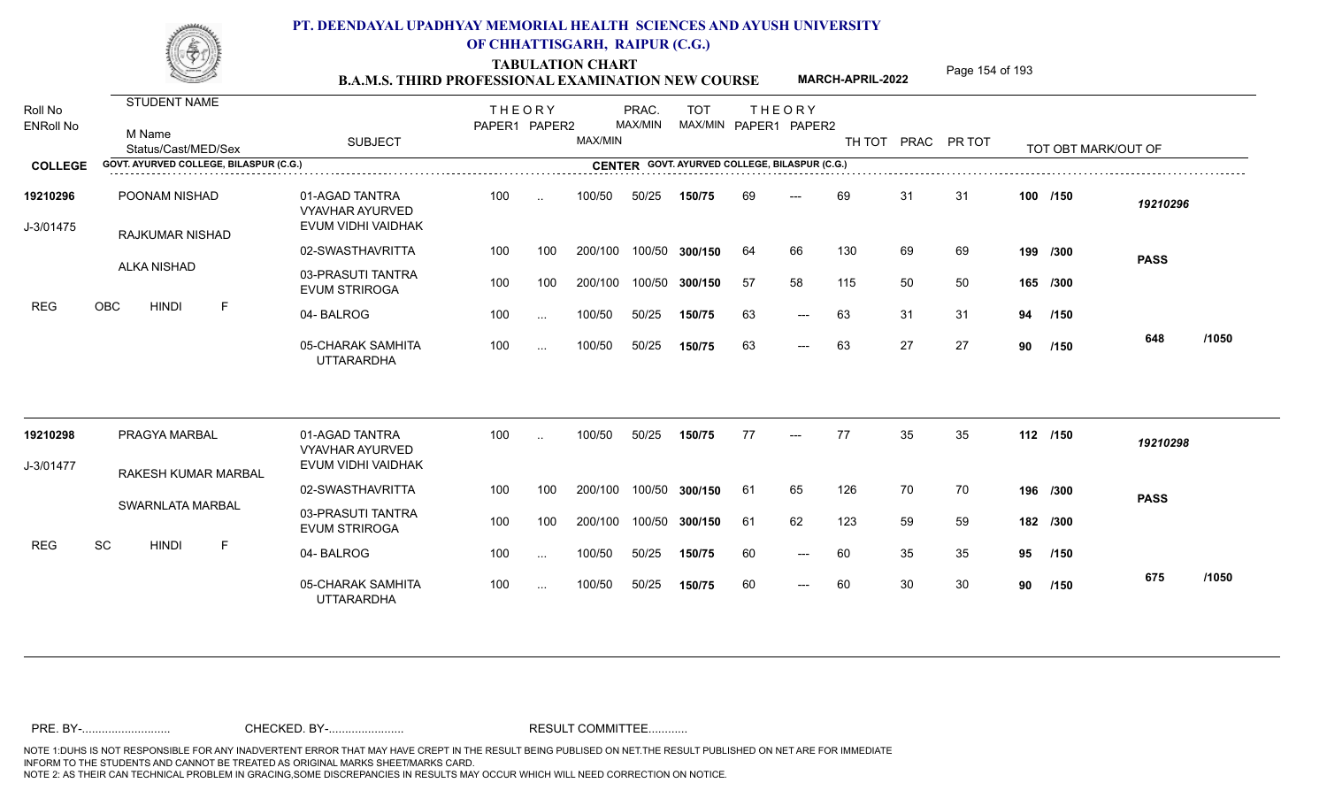# PT. DEENDAYAL UPADHYAY MEMORIAL HEALTH SCIENCES AND AYUSH UNIVERSITY OF CHHATTISGARH, RAIPUR (C.G.)

## TABULATION CHART

### B.A.M.S. THIRD PROFESSIONAL EXAMINATION NEW COURSE — MARCH-APRIL-2022

**COLLEGE:** GOVT. AYURVED COLLEGE, BILASPUR (C.G.) — **CENTER:** GOVT. AYURVED COLLEGE, BILASPUR (C.G.)

| Roll No / ENRoll No | STUDENT NAME / M Name / Status/Cast/MED/Sex | SUBJECT | THEORY PAPER1 | THEORY PAPER2 | MAX/MIN | PRAC. MAX/MIN | TOT MAX/MIN | THEORY PAPER1 | THEORY PAPER2 | TH TOT | PRAC | PR TOT | TOT OBT MARK/OUT OF | |
|---|---|---|---|---|---|---|---|---|---|---|---|---|---|---|
| 19210296 | POONAM NISHAD | 01-AGAD TANTRA VYAVHAR AYURVED EVUM VIDHI VAIDHAK | 100 | .. | 100/50 | 50/25 | 150/75 | 69 | --- | 69 | 31 | 31 | 100 /150 | 19210296 |
| J-3/01475 | RAJKUMAR NISHAD | 02-SWASTHAVRITTA | 100 | 100 | 200/100 | 100/50 | 300/150 | 64 | 66 | 130 | 69 | 69 | 199 /300 | PASS |
| | ALKA NISHAD | 03-PRASUTI TANTRA EVUM STRIROGA | 100 | 100 | 200/100 | 100/50 | 300/150 | 57 | 58 | 115 | 50 | 50 | 165 /300 | |
| | REG OBC HINDI F | 04- BALROG | 100 | ... | 100/50 | 50/25 | 150/75 | 63 | --- | 63 | 31 | 31 | 94 /150 | |
| | | 05-CHARAK SAMHITA UTTARARDHA | 100 | ... | 100/50 | 50/25 | 150/75 | 63 | --- | 63 | 27 | 27 | 90 /150 | 648 /1050 |
| 19210298 | PRAGYA MARBAL | 01-AGAD TANTRA VYAVHAR AYURVED EVUM VIDHI VAIDHAK | 100 | .. | 100/50 | 50/25 | 150/75 | 77 | --- | 77 | 35 | 35 | 112 /150 | 19210298 |
| J-3/01477 | RAKESH KUMAR MARBAL | 02-SWASTHAVRITTA | 100 | 100 | 200/100 | 100/50 | 300/150 | 61 | 65 | 126 | 70 | 70 | 196 /300 | PASS |
| | SWARNLATA MARBAL | 03-PRASUTI TANTRA EVUM STRIROGA | 100 | 100 | 200/100 | 100/50 | 300/150 | 61 | 62 | 123 | 59 | 59 | 182 /300 | |
| | REG SC HINDI F | 04- BALROG | 100 | ... | 100/50 | 50/25 | 150/75 | 60 | --- | 60 | 35 | 35 | 95 /150 | |
| | | 05-CHARAK SAMHITA UTTARARDHA | 100 | ... | 100/50 | 50/25 | 150/75 | 60 | --- | 60 | 30 | 30 | 90 /150 | 675 /1050 |

PRE. BY-.......................... CHECKED. BY-....................... RESULT COMMITTEE...........

NOTE 1:DUHS IS NOT RESPONSIBLE FOR ANY INADVERTENT ERROR THAT MAY HAVE CREPT IN THE RESULT BEING PUBLISED ON NET.THE RESULT PUBLISHED ON NET ARE FOR IMMEDIATE INFORM TO THE STUDENTS AND CANNOT BE TREATED AS ORIGINAL MARKS SHEET/MARKS CARD.
NOTE 2: AS THEIR CAN TECHNICAL PROBLEM IN GRACING,SOME DISCREPANCIES IN RESULTS MAY OCCUR WHICH WILL NEED CORRECTION ON NOTICE.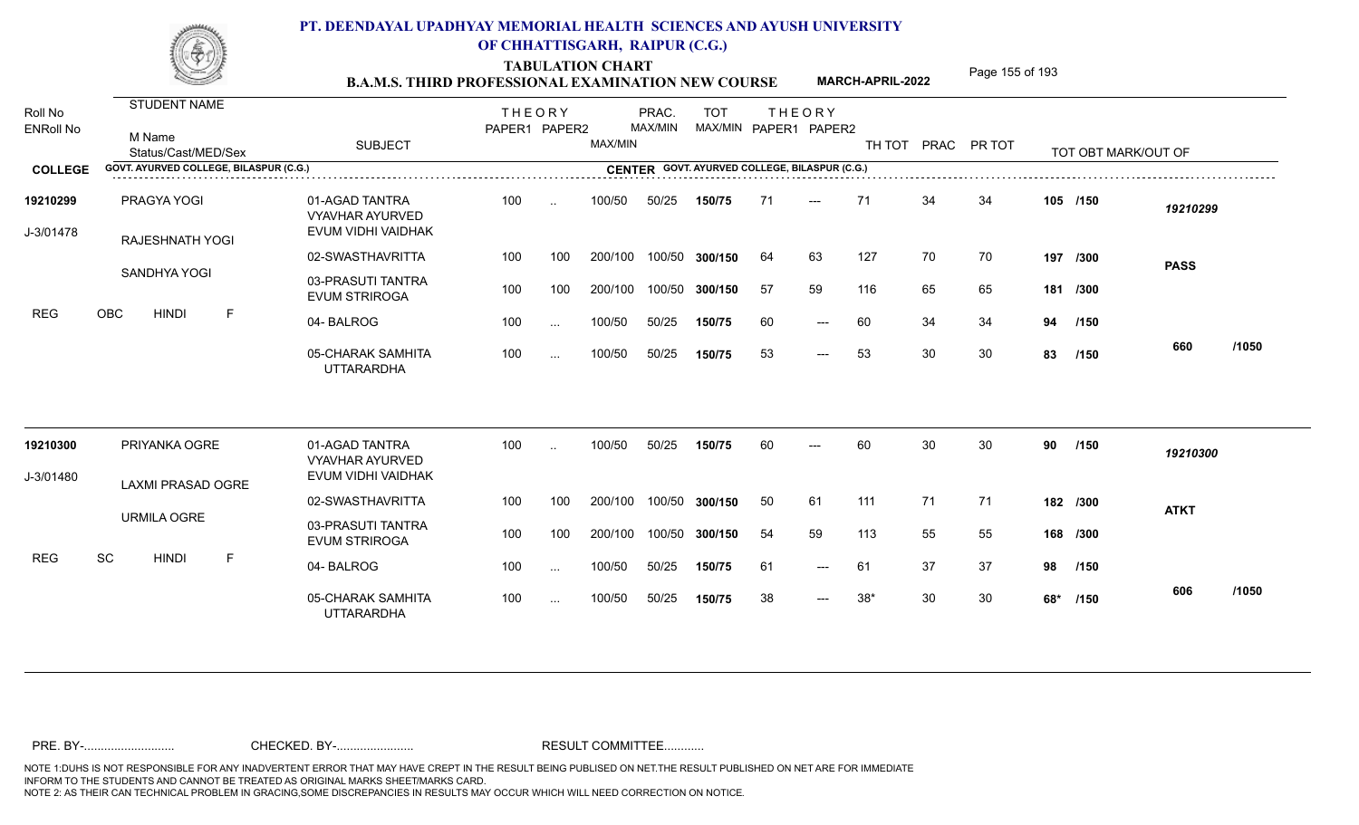# PT. DEENDAYAL UPADHYAY MEMORIAL HEALTH SCIENCES AND AYUSH UNIVERSITY OF CHHATTISGARH, RAIPUR (C.G.)

## TABULATION CHART
## B.A.M.S. THIRD PROFESSIONAL EXAMINATION NEW COURSE — MARCH-APRIL-2022

**COLLEGE:** GOVT. AYURVED COLLEGE, BILASPUR (C.G.) — **CENTER:** GOVT. AYURVED COLLEGE, BILASPUR (C.G.)

| Roll No / ENRoll No | STUDENT NAME / M Name / Status/Cast/MED/Sex | SUBJECT | THEORY PAPER1 | THEORY PAPER2 | MAX/MIN | PRAC. MAX/MIN | TOT MAX/MIN | THEORY PAPER1 | THEORY PAPER2 | TH TOT | PRAC | PR TOT | TOT OBT MARK/OUT OF | |
|---|---|---|---|---|---|---|---|---|---|---|---|---|---|---|
| 19210299 | PRAGYA YOGI | 01-AGAD TANTRA VYAVHAR AYURVED EVUM VIDHI VAIDHAK | 100 | .. | 100/50 | 50/25 | 150/75 | 71 | --- | 71 | 34 | 34 | 105 /150 | 19210299 |
| J-3/01478 | RAJESHNATH YOGI | 02-SWASTHAVRITTA | 100 | 100 | 200/100 | 100/50 | 300/150 | 64 | 63 | 127 | 70 | 70 | 197 /300 | PASS |
| | SANDHYA YOGI | 03-PRASUTI TANTRA EVUM STRIROGA | 100 | 100 | 200/100 | 100/50 | 300/150 | 57 | 59 | 116 | 65 | 65 | 181 /300 | |
| REG | OBC HINDI F | 04- BALROG | 100 | ... | 100/50 | 50/25 | 150/75 | 60 | --- | 60 | 34 | 34 | 94 /150 | |
| | | 05-CHARAK SAMHITA UTTARARDHA | 100 | ... | 100/50 | 50/25 | 150/75 | 53 | --- | 53 | 30 | 30 | 83 /150 | 660 /1050 |
| 19210300 | PRIYANKA OGRE | 01-AGAD TANTRA VYAVHAR AYURVED EVUM VIDHI VAIDHAK | 100 | .. | 100/50 | 50/25 | 150/75 | 60 | --- | 60 | 30 | 30 | 90 /150 | 19210300 |
| J-3/01480 | LAXMI PRASAD OGRE | 02-SWASTHAVRITTA | 100 | 100 | 200/100 | 100/50 | 300/150 | 50 | 61 | 111 | 71 | 71 | 182 /300 | ATKT |
| | URMILA OGRE | 03-PRASUTI TANTRA EVUM STRIROGA | 100 | 100 | 200/100 | 100/50 | 300/150 | 54 | 59 | 113 | 55 | 55 | 168 /300 | |
| REG | SC HINDI F | 04- BALROG | 100 | ... | 100/50 | 50/25 | 150/75 | 61 | --- | 61 | 37 | 37 | 98 /150 | |
| | | 05-CHARAK SAMHITA UTTARARDHA | 100 | ... | 100/50 | 50/25 | 150/75 | 38 | --- | 38* | 30 | 30 | 68* /150 | 606 /1050 |

PRE. BY-.......................... CHECKED. BY-....................... RESULT COMMITTEE...........

NOTE 1:DUHS IS NOT RESPONSIBLE FOR ANY INADVERTENT ERROR THAT MAY HAVE CREPT IN THE RESULT BEING PUBLISED ON NET.THE RESULT PUBLISHED ON NET ARE FOR IMMEDIATE INFORM TO THE STUDENTS AND CANNOT BE TREATED AS ORIGINAL MARKS SHEET/MARKS CARD.
NOTE 2: AS THEIR CAN TECHNICAL PROBLEM IN GRACING,SOME DISCREPANCIES IN RESULTS MAY OCCUR WHICH WILL NEED CORRECTION ON NOTICE.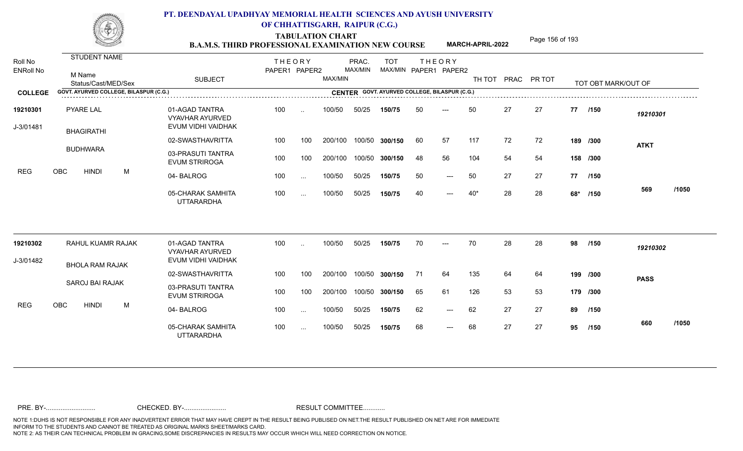# PT. DEENDAYAL UPADHYAY MEMORIAL HEALTH SCIENCES AND AYUSH UNIVERSITY OF CHHATTISGARH, RAIPUR (C.G.)

## TABULATION CHART
### B.A.M.S. THIRD PROFESSIONAL EXAMINATION NEW COURSE — MARCH-APRIL-2022

| Roll No / ENRoll No | STUDENT NAME / M Name / Status/Cast/MED/Sex | SUBJECT | THEORY PAPER1 | THEORY PAPER2 | MAX/MIN | PRAC. MAX/MIN | TOT MAX/MIN | THEORY PAPER1 | THEORY PAPER2 | TH TOT | PRAC | PR TOT | TOT OBT MARK/OUT OF | | |
|---|---|---|---|---|---|---|---|---|---|---|---|---|---|---|---|
| **COLLEGE** GOVT. AYURVED COLLEGE, BILASPUR (C.G.) | | **CENTER** GOVT. AYURVED COLLEGE, BILASPUR (C.G.) | | | | | | | | | | | | | |
| **19210301** | PYARE LAL | 01-AGAD TANTRA VYAVHAR AYURVED EVUM VIDHI VAIDHAK | 100 | .. | 100/50 | 50/25 | **150/75** | 50 | --- | 50 | 27 | 27 | **77 /150** | *19210301* | |
| J-3/01481 | BHAGIRATHI | 02-SWASTHAVRITTA | 100 | 100 | 200/100 | 100/50 | **300/150** | 60 | 57 | 117 | 72 | 72 | **189 /300** | **ATKT** | |
| | BUDHWARA | 03-PRASUTI TANTRA EVUM STRIROGA | 100 | 100 | 200/100 | 100/50 | **300/150** | 48 | 56 | 104 | 54 | 54 | **158 /300** | | |
| REG | OBC HINDI M | 04- BALROG | 100 | ... | 100/50 | 50/25 | **150/75** | 50 | --- | 50 | 27 | 27 | **77 /150** | | |
| | | 05-CHARAK SAMHITA UTTARARDHA | 100 | ... | 100/50 | 50/25 | **150/75** | 40 | --- | 40* | 28 | 28 | **68\* /150** | **569** | **/1050** |
| **19210302** | RAHUL KUAMR RAJAK | 01-AGAD TANTRA VYAVHAR AYURVED EVUM VIDHI VAIDHAK | 100 | .. | 100/50 | 50/25 | **150/75** | 70 | --- | 70 | 28 | 28 | **98 /150** | *19210302* | |
| J-3/01482 | BHOLA RAM RAJAK | 02-SWASTHAVRITTA | 100 | 100 | 200/100 | 100/50 | **300/150** | 71 | 64 | 135 | 64 | 64 | **199 /300** | **PASS** | |
| | SAROJ BAI RAJAK | 03-PRASUTI TANTRA EVUM STRIROGA | 100 | 100 | 200/100 | 100/50 | **300/150** | 65 | 61 | 126 | 53 | 53 | **179 /300** | | |
| REG | OBC HINDI M | 04- BALROG | 100 | ... | 100/50 | 50/25 | **150/75** | 62 | --- | 62 | 27 | 27 | **89 /150** | | |
| | | 05-CHARAK SAMHITA UTTARARDHA | 100 | ... | 100/50 | 50/25 | **150/75** | 68 | --- | 68 | 27 | 27 | **95 /150** | **660** | **/1050** |

PRE. BY-.......................... CHECKED. BY-....................... RESULT COMMITTEE...........

NOTE 1:DUHS IS NOT RESPONSIBLE FOR ANY INADVERTENT ERROR THAT MAY HAVE CREPT IN THE RESULT BEING PUBLISED ON NET.THE RESULT PUBLISHED ON NET ARE FOR IMMEDIATE INFORM TO THE STUDENTS AND CANNOT BE TREATED AS ORIGINAL MARKS SHEET/MARKS CARD.
NOTE 2: AS THEIR CAN TECHNICAL PROBLEM IN GRACING,SOME DISCREPANCIES IN RESULTS MAY OCCUR WHICH WILL NEED CORRECTION ON NOTICE.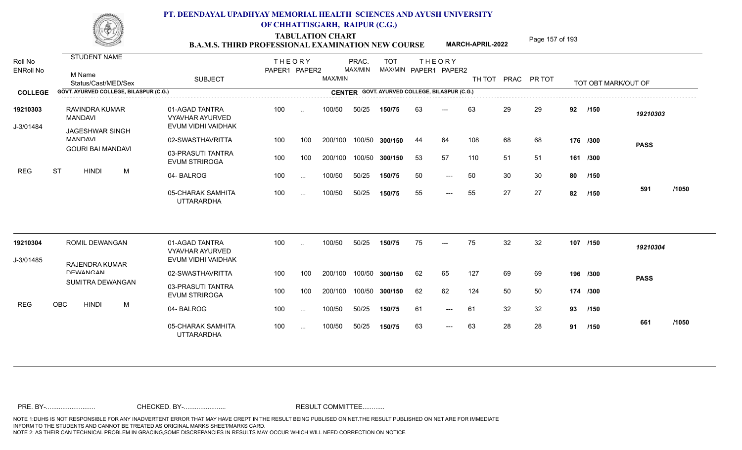# PT. DEENDAYAL UPADHYAY MEMORIAL HEALTH SCIENCES AND AYUSH UNIVERSITY OF CHHATTISGARH, RAIPUR (C.G.)

## TABULATION CHART

### B.A.M.S. THIRD PROFESSIONAL EXAMINATION NEW COURSE — MARCH-APRIL-2022

| Roll No / ENRoll No | STUDENT NAME / M Name / Status/Cast/MED/Sex | SUBJECT | THEORY PAPER1 | THEORY PAPER2 | MAX/MIN | PRAC. MAX/MIN | TOT MAX/MIN | THEORY PAPER1 | THEORY PAPER2 | TH TOT | PRAC | PR TOT | TOT OBT MARK/OUT OF | |
|---|---|---|---|---|---|---|---|---|---|---|---|---|---|---|
| **COLLEGE** | GOVT. AYURVED COLLEGE, BILASPUR (C.G.) | | | | | | **CENTER** GOVT. AYURVED COLLEGE, BILASPUR (C.G.) | | | | | | | |
| **19210303** | RAVINDRA KUMAR MANDAVI | 01-AGAD TANTRA VYAVHAR AYURVED EVUM VIDHI VAIDHAK | 100 | .. | 100/50 | 50/25 | **150/75** | 63 | --- | 63 | 29 | 29 | **92 /150** | *19210303* |
| J-3/01484 | JAGESHWAR SINGH MANDAVI | 02-SWASTHAVRITTA | 100 | 100 | 200/100 | 100/50 | **300/150** | 44 | 64 | 108 | 68 | 68 | **176 /300** | **PASS** |
| | GOURI BAI MANDAVI | 03-PRASUTI TANTRA EVUM STRIROGA | 100 | 100 | 200/100 | 100/50 | **300/150** | 53 | 57 | 110 | 51 | 51 | **161 /300** | |
| REG | ST HINDI M | 04- BALROG | 100 | ... | 100/50 | 50/25 | **150/75** | 50 | --- | 50 | 30 | 30 | **80 /150** | |
| | | 05-CHARAK SAMHITA UTTARARDHA | 100 | ... | 100/50 | 50/25 | **150/75** | 55 | --- | 55 | 27 | 27 | **82 /150** | **591 /1050** |
| **19210304** | ROMIL DEWANGAN | 01-AGAD TANTRA VYAVHAR AYURVED EVUM VIDHI VAIDHAK | 100 | .. | 100/50 | 50/25 | **150/75** | 75 | --- | 75 | 32 | 32 | **107 /150** | *19210304* |
| J-3/01485 | RAJENDRA KUMAR DEWANGAN | 02-SWASTHAVRITTA | 100 | 100 | 200/100 | 100/50 | **300/150** | 62 | 65 | 127 | 69 | 69 | **196 /300** | **PASS** |
| | SUMITRA DEWANGAN | 03-PRASUTI TANTRA EVUM STRIROGA | 100 | 100 | 200/100 | 100/50 | **300/150** | 62 | 62 | 124 | 50 | 50 | **174 /300** | |
| REG | OBC HINDI M | 04- BALROG | 100 | ... | 100/50 | 50/25 | **150/75** | 61 | --- | 61 | 32 | 32 | **93 /150** | |
| | | 05-CHARAK SAMHITA UTTARARDHA | 100 | ... | 100/50 | 50/25 | **150/75** | 63 | --- | 63 | 28 | 28 | **91 /150** | **661 /1050** |

PRE. BY-.......................... CHECKED. BY-....................... RESULT COMMITTEE...........

NOTE 1:DUHS IS NOT RESPONSIBLE FOR ANY INADVERTENT ERROR THAT MAY HAVE CREPT IN THE RESULT BEING PUBLISED ON NET.THE RESULT PUBLISHED ON NET ARE FOR IMMEDIATE INFORM TO THE STUDENTS AND CANNOT BE TREATED AS ORIGINAL MARKS SHEET/MARKS CARD.
NOTE 2: AS THEIR CAN TECHNICAL PROBLEM IN GRACING,SOME DISCREPANCIES IN RESULTS MAY OCCUR WHICH WILL NEED CORRECTION ON NOTICE.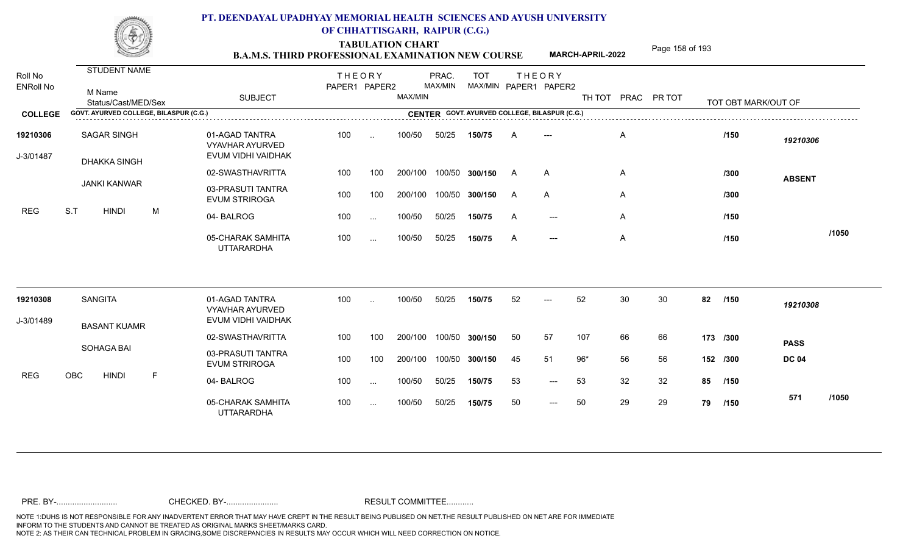# PT. DEENDAYAL UPADHYAY MEMORIAL HEALTH SCIENCES AND AYUSH UNIVERSITY OF CHHATTISGARH, RAIPUR (C.G.)

## TABULATION CHART

### B.A.M.S. THIRD PROFESSIONAL EXAMINATION NEW COURSE — MARCH-APRIL-2022

| Roll No / ENRoll No | STUDENT NAME / M Name / Status/Cast/MED/Sex | SUBJECT | THEORY PAPER1 | THEORY PAPER2 | MAX/MIN | PRAC. MAX/MIN | TOT MAX/MIN | THEORY PAPER1 | THEORY PAPER2 | TH TOT | PRAC | PR TOT | TOT OBT MARK/OUT OF | |
|---|---|---|---|---|---|---|---|---|---|---|---|---|---|---|
| **COLLEGE** GOVT. AYURVED COLLEGE, BILASPUR (C.G.) | | **CENTER** GOVT. AYURVED COLLEGE, BILASPUR (C.G.) | | | | | | | | | | | | |
| **19210306** | SAGAR SINGH | 01-AGAD TANTRA VYAVHAR AYURVED EVUM VIDHI VAIDHAK | 100 | .. | 100/50 | 50/25 | **150/75** | A | --- | | A | | /150 | *19210306* |
| J-3/01487 | DHAKKA SINGH | 02-SWASTHAVRITTA | 100 | 100 | 200/100 | 100/50 | **300/150** | A | A | | A | | /300 | **ABSENT** |
| | JANKI KANWAR | 03-PRASUTI TANTRA EVUM STRIROGA | 100 | 100 | 200/100 | 100/50 | **300/150** | A | A | | A | | /300 | |
| REG | S.T HINDI M | 04- BALROG | 100 | ... | 100/50 | 50/25 | **150/75** | A | --- | | A | | /150 | |
| | | 05-CHARAK SAMHITA UTTARARDHA | 100 | ... | 100/50 | 50/25 | **150/75** | A | --- | | A | | /150 | /1050 |
| **19210308** | SANGITA | 01-AGAD TANTRA VYAVHAR AYURVED EVUM VIDHI VAIDHAK | 100 | .. | 100/50 | 50/25 | **150/75** | 52 | --- | 52 | 30 | 30 | 82 /150 | *19210308* |
| J-3/01489 | BASANT KUAMR | 02-SWASTHAVRITTA | 100 | 100 | 200/100 | 100/50 | **300/150** | 50 | 57 | 107 | 66 | 66 | 173 /300 | **PASS** |
| | SOHAGA BAI | 03-PRASUTI TANTRA EVUM STRIROGA | 100 | 100 | 200/100 | 100/50 | **300/150** | 45 | 51 | 96* | 56 | 56 | 152 /300 | **DC 04** |
| REG | OBC HINDI F | 04- BALROG | 100 | ... | 100/50 | 50/25 | **150/75** | 53 | --- | 53 | 32 | 32 | 85 /150 | |
| | | 05-CHARAK SAMHITA UTTARARDHA | 100 | ... | 100/50 | 50/25 | **150/75** | 50 | --- | 50 | 29 | 29 | 79 /150 | 571 /1050 |

PRE. BY-.......................... CHECKED. BY-....................... RESULT COMMITTEE...........

NOTE 1:DUHS IS NOT RESPONSIBLE FOR ANY INADVERTENT ERROR THAT MAY HAVE CREPT IN THE RESULT BEING PUBLISED ON NET.THE RESULT PUBLISHED ON NET ARE FOR IMMEDIATE INFORM TO THE STUDENTS AND CANNOT BE TREATED AS ORIGINAL MARKS SHEET/MARKS CARD.
NOTE 2: AS THEIR CAN TECHNICAL PROBLEM IN GRACING,SOME DISCREPANCIES IN RESULTS MAY OCCUR WHICH WILL NEED CORRECTION ON NOTICE.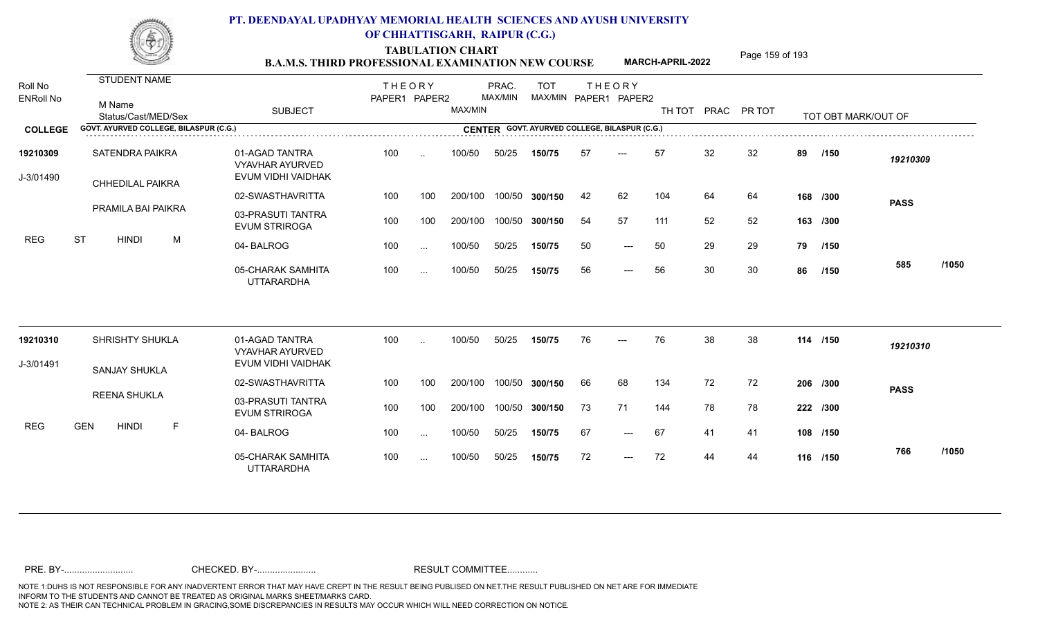# PT. DEENDAYAL UPADHYAY MEMORIAL HEALTH SCIENCES AND AYUSH UNIVERSITY OF CHHATTISGARH, RAIPUR (C.G.)

## TABULATION CHART
### B.A.M.S. THIRD PROFESSIONAL EXAMINATION NEW COURSE — MARCH-APRIL-2022

**COLLEGE:** GOVT. AYURVED COLLEGE, BILASPUR (C.G.) — **CENTER:** GOVT. AYURVED COLLEGE, BILASPUR (C.G.)

| Roll No / ENRoll No | STUDENT NAME / M Name / Status/Cast/MED/Sex | SUBJECT | THEORY PAPER1 | THEORY PAPER2 | MAX/MIN | PRAC. MAX/MIN | TOT MAX/MIN | THEORY PAPER1 | THEORY PAPER2 | TH TOT | PRAC | PR TOT | TOT OBT MARK/OUT OF | |
|---|---|---|---|---|---|---|---|---|---|---|---|---|---|---|
| 19210309 | SATENDRA PAIKRA | 01-AGAD TANTRA VYAVHAR AYURVED EVUM VIDHI VAIDHAK | 100 | .. | 100/50 | 50/25 | 150/75 | 57 | --- | 57 | 32 | 32 | 89 /150 | 19210309 |
| J-3/01490 | CHHEDILAL PAIKRA | 02-SWASTHAVRITTA | 100 | 100 | 200/100 | 100/50 | 300/150 | 42 | 62 | 104 | 64 | 64 | 168 /300 | PASS |
| | PRAMILA BAI PAIKRA | 03-PRASUTI TANTRA EVUM STRIROGA | 100 | 100 | 200/100 | 100/50 | 300/150 | 54 | 57 | 111 | 52 | 52 | 163 /300 | |
| REG | ST HINDI M | 04- BALROG | 100 | ... | 100/50 | 50/25 | 150/75 | 50 | --- | 50 | 29 | 29 | 79 /150 | |
| | | 05-CHARAK SAMHITA UTTARARDHA | 100 | ... | 100/50 | 50/25 | 150/75 | 56 | --- | 56 | 30 | 30 | 86 /150 | 585 /1050 |
| 19210310 | SHRISHTY SHUKLA | 01-AGAD TANTRA VYAVHAR AYURVED EVUM VIDHI VAIDHAK | 100 | .. | 100/50 | 50/25 | 150/75 | 76 | --- | 76 | 38 | 38 | 114 /150 | 19210310 |
| J-3/01491 | SANJAY SHUKLA | 02-SWASTHAVRITTA | 100 | 100 | 200/100 | 100/50 | 300/150 | 66 | 68 | 134 | 72 | 72 | 206 /300 | PASS |
| | REENA SHUKLA | 03-PRASUTI TANTRA EVUM STRIROGA | 100 | 100 | 200/100 | 100/50 | 300/150 | 73 | 71 | 144 | 78 | 78 | 222 /300 | |
| REG | GEN HINDI F | 04- BALROG | 100 | ... | 100/50 | 50/25 | 150/75 | 67 | --- | 67 | 41 | 41 | 108 /150 | |
| | | 05-CHARAK SAMHITA UTTARARDHA | 100 | ... | 100/50 | 50/25 | 150/75 | 72 | --- | 72 | 44 | 44 | 116 /150 | 766 /1050 |

PRE. BY-.......................... CHECKED. BY-...................... RESULT COMMITTEE...........

NOTE 1:DUHS IS NOT RESPONSIBLE FOR ANY INADVERTENT ERROR THAT MAY HAVE CREPT IN THE RESULT BEING PUBLISED ON NET.THE RESULT PUBLISHED ON NET ARE FOR IMMEDIATE INFORM TO THE STUDENTS AND CANNOT BE TREATED AS ORIGINAL MARKS SHEET/MARKS CARD.
NOTE 2: AS THEIR CAN TECHNICAL PROBLEM IN GRACING,SOME DISCREPANCIES IN RESULTS MAY OCCUR WHICH WILL NEED CORRECTION ON NOTICE.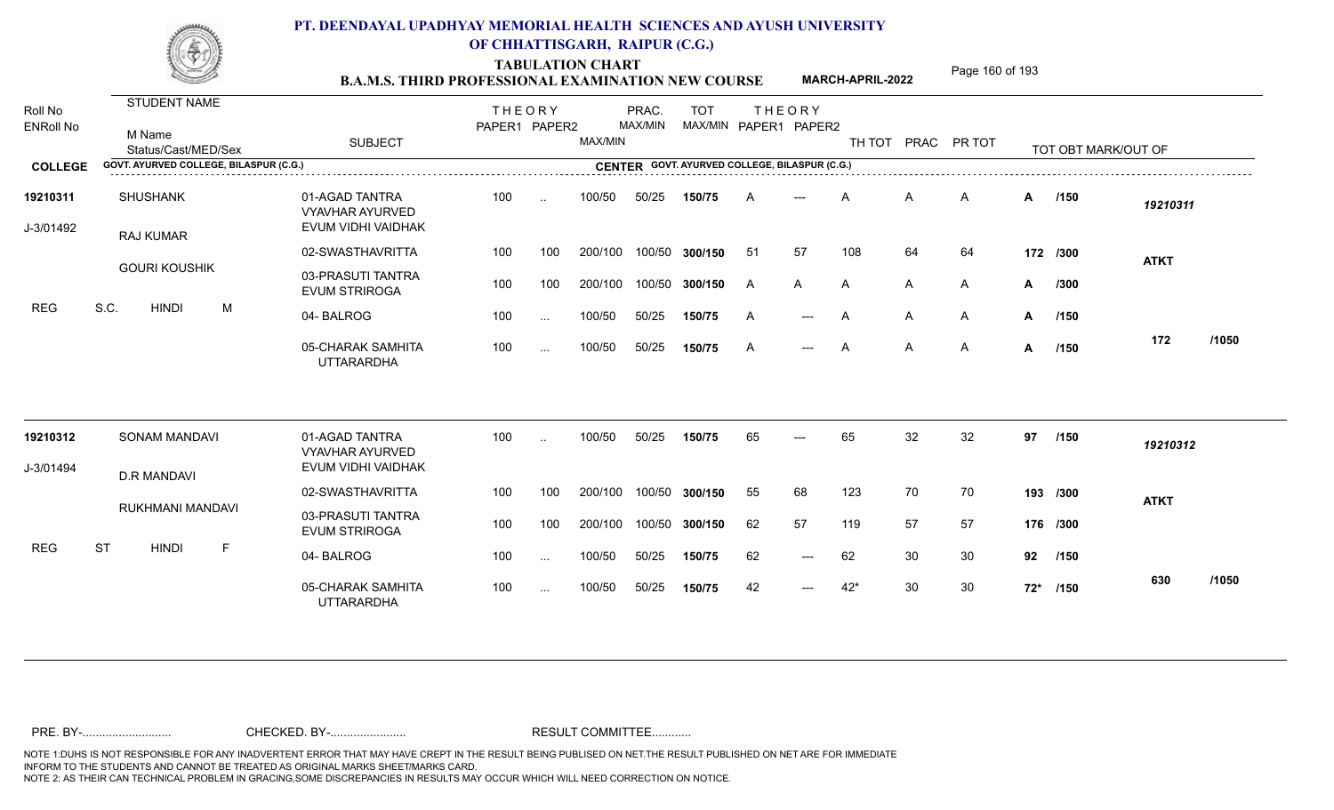# PT. DEENDAYAL UPADHYAY MEMORIAL HEALTH SCIENCES AND AYUSH UNIVERSITY OF CHHATTISGARH, RAIPUR (C.G.)

## TABULATION CHART

### B.A.M.S. THIRD PROFESSIONAL EXAMINATION NEW COURSE — MARCH-APRIL-2022

**COLLEGE:** GOVT. AYURVED COLLEGE, BILASPUR (C.G.) — **CENTER:** GOVT. AYURVED COLLEGE, BILASPUR (C.G.)

| Roll No / ENRoll No | STUDENT NAME / M Name / Status/Cast/MED/Sex | SUBJECT | THEORY PAPER1 | THEORY PAPER2 | MAX/MIN | PRAC. MAX/MIN | TOT MAX/MIN | THEORY PAPER1 | THEORY PAPER2 | TH TOT | PRAC | PR TOT | TOT OBT | MARK/OUT OF | |
|---|---|---|---|---|---|---|---|---|---|---|---|---|---|---|---|
| 19210311 | SHUSHANK | 01-AGAD TANTRA VYAVHAR AYURVED EVUM VIDHI VAIDHAK | 100 | .. | 100/50 | 50/25 | 150/75 | A | --- | A | A | A | A | /150 | 19210311 |
| J-3/01492 | RAJ KUMAR | 02-SWASTHAVRITTA | 100 | 100 | 200/100 | 100/50 | 300/150 | 51 | 57 | 108 | 64 | 64 | 172 | /300 | ATKT |
| | GOURI KOUSHIK | 03-PRASUTI TANTRA EVUM STRIROGA | 100 | 100 | 200/100 | 100/50 | 300/150 | A | A | A | A | A | A | /300 | |
| REG | S.C. HINDI M | 04- BALROG | 100 | ... | 100/50 | 50/25 | 150/75 | A | --- | A | A | A | A | /150 | |
| | | 05-CHARAK SAMHITA UTTARARDHA | 100 | ... | 100/50 | 50/25 | 150/75 | A | --- | A | A | A | A | /150 | 172 /1050 |
| 19210312 | SONAM MANDAVI | 01-AGAD TANTRA VYAVHAR AYURVED EVUM VIDHI VAIDHAK | 100 | .. | 100/50 | 50/25 | 150/75 | 65 | --- | 65 | 32 | 32 | 97 | /150 | 19210312 |
| J-3/01494 | D.R MANDAVI | 02-SWASTHAVRITTA | 100 | 100 | 200/100 | 100/50 | 300/150 | 55 | 68 | 123 | 70 | 70 | 193 | /300 | ATKT |
| | RUKHMANI MANDAVI | 03-PRASUTI TANTRA EVUM STRIROGA | 100 | 100 | 200/100 | 100/50 | 300/150 | 62 | 57 | 119 | 57 | 57 | 176 | /300 | |
| REG | ST HINDI F | 04- BALROG | 100 | ... | 100/50 | 50/25 | 150/75 | 62 | --- | 62 | 30 | 30 | 92 | /150 | |
| | | 05-CHARAK SAMHITA UTTARARDHA | 100 | ... | 100/50 | 50/25 | 150/75 | 42 | --- | 42* | 30 | 30 | 72* | /150 | 630 /1050 |

PRE. BY-.......................... CHECKED. BY-....................... RESULT COMMITTEE...........

NOTE 1:DUHS IS NOT RESPONSIBLE FOR ANY INADVERTENT ERROR THAT MAY HAVE CREPT IN THE RESULT BEING PUBLISED ON NET.THE RESULT PUBLISHED ON NET ARE FOR IMMEDIATE INFORM TO THE STUDENTS AND CANNOT BE TREATED AS ORIGINAL MARKS SHEET/MARKS CARD.
NOTE 2: AS THEIR CAN TECHNICAL PROBLEM IN GRACING,SOME DISCREPANCIES IN RESULTS MAY OCCUR WHICH WILL NEED CORRECTION ON NOTICE.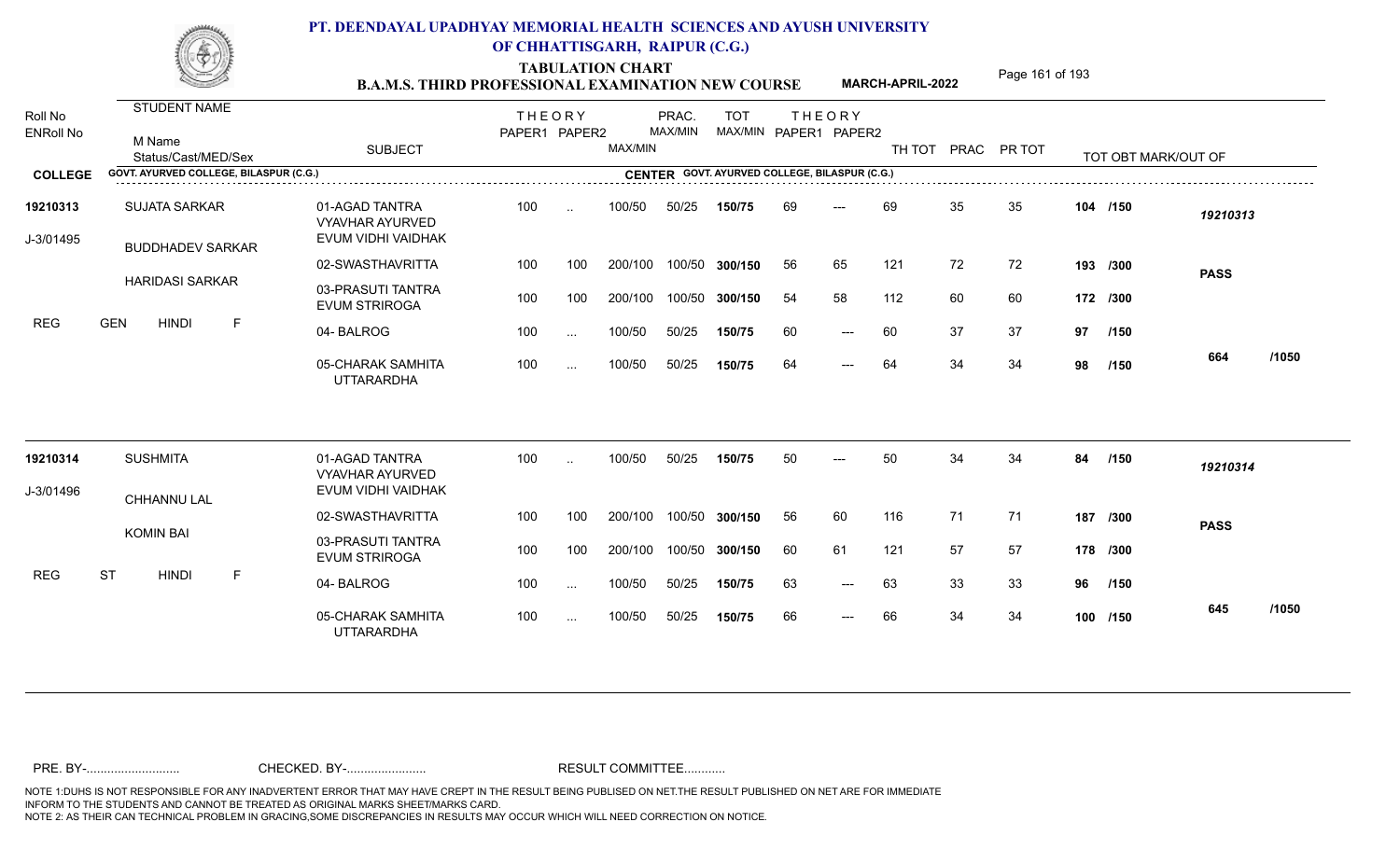# PT. DEENDAYAL UPADHYAY MEMORIAL HEALTH SCIENCES AND AYUSH UNIVERSITY OF CHHATTISGARH, RAIPUR (C.G.)

## TABULATION CHART
## B.A.M.S. THIRD PROFESSIONAL EXAMINATION NEW COURSE — MARCH-APRIL-2022

**COLLEGE:** GOVT. AYURVED COLLEGE, BILASPUR (C.G.)
**CENTER:** GOVT. AYURVED COLLEGE, BILASPUR (C.G.)

| Roll No / ENRoll No | STUDENT NAME / M Name / Status/Cast/MED/Sex | SUBJECT | THEORY PAPER1 | THEORY PAPER2 | MAX/MIN | PRAC. MAX/MIN | TOT MAX/MIN | THEORY PAPER1 | THEORY PAPER2 | TH TOT | PRAC | PR TOT | TOT OBT MARK/OUT OF | |
|---|---|---|---|---|---|---|---|---|---|---|---|---|---|---|
| 19210313 | SUJATA SARKAR | 01-AGAD TANTRA VYAVHAR AYURVED EVUM VIDHI VAIDHAK | 100 | .. | 100/50 | 50/25 | 150/75 | 69 | --- | 69 | 35 | 35 | 104 /150 | 19210313 |
| J-3/01495 | BUDDHADEV SARKAR | 02-SWASTHAVRITTA | 100 | 100 | 200/100 | 100/50 | 300/150 | 56 | 65 | 121 | 72 | 72 | 193 /300 | PASS |
| | HARIDASI SARKAR | 03-PRASUTI TANTRA EVUM STRIROGA | 100 | 100 | 200/100 | 100/50 | 300/150 | 54 | 58 | 112 | 60 | 60 | 172 /300 | |
| | REG GEN HINDI F | 04- BALROG | 100 | ... | 100/50 | 50/25 | 150/75 | 60 | --- | 60 | 37 | 37 | 97 /150 | |
| | | 05-CHARAK SAMHITA UTTARARDHA | 100 | ... | 100/50 | 50/25 | 150/75 | 64 | --- | 64 | 34 | 34 | 98 /150 | 664 /1050 |
| 19210314 | SUSHMITA | 01-AGAD TANTRA VYAVHAR AYURVED EVUM VIDHI VAIDHAK | 100 | .. | 100/50 | 50/25 | 150/75 | 50 | --- | 50 | 34 | 34 | 84 /150 | 19210314 |
| J-3/01496 | CHHANNU LAL | 02-SWASTHAVRITTA | 100 | 100 | 200/100 | 100/50 | 300/150 | 56 | 60 | 116 | 71 | 71 | 187 /300 | PASS |
| | KOMIN BAI | 03-PRASUTI TANTRA EVUM STRIROGA | 100 | 100 | 200/100 | 100/50 | 300/150 | 60 | 61 | 121 | 57 | 57 | 178 /300 | |
| | REG ST HINDI F | 04- BALROG | 100 | ... | 100/50 | 50/25 | 150/75 | 63 | --- | 63 | 33 | 33 | 96 /150 | |
| | | 05-CHARAK SAMHITA UTTARARDHA | 100 | ... | 100/50 | 50/25 | 150/75 | 66 | --- | 66 | 34 | 34 | 100 /150 | 645 /1050 |

PRE. BY-.......................... CHECKED. BY-....................... RESULT COMMITTEE...........

NOTE 1:DUHS IS NOT RESPONSIBLE FOR ANY INADVERTENT ERROR THAT MAY HAVE CREPT IN THE RESULT BEING PUBLISED ON NET.THE RESULT PUBLISHED ON NET ARE FOR IMMEDIATE INFORM TO THE STUDENTS AND CANNOT BE TREATED AS ORIGINAL MARKS SHEET/MARKS CARD.
NOTE 2: AS THEIR CAN TECHNICAL PROBLEM IN GRACING,SOME DISCREPANCIES IN RESULTS MAY OCCUR WHICH WILL NEED CORRECTION ON NOTICE.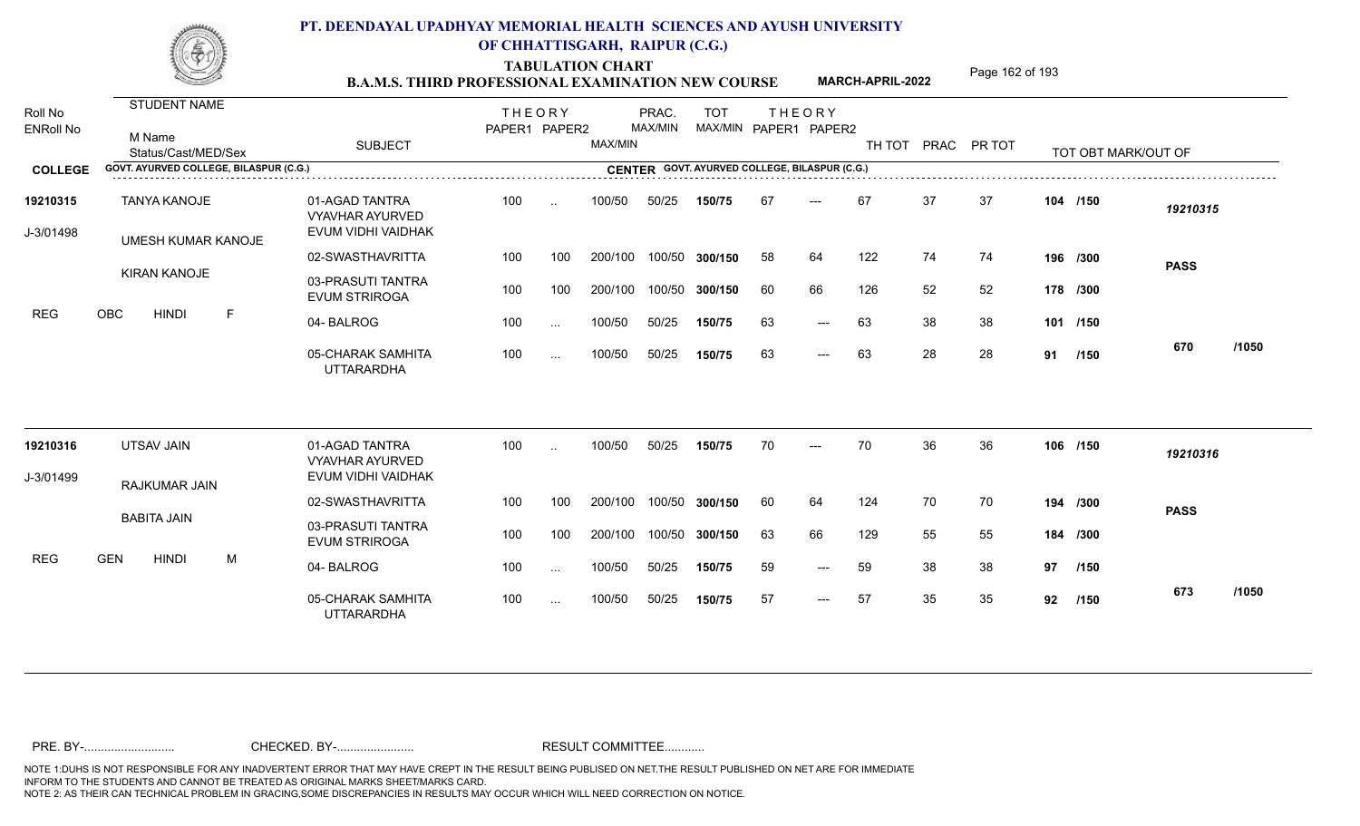# PT. DEENDAYAL UPADHYAY MEMORIAL HEALTH SCIENCES AND AYUSH UNIVERSITY OF CHHATTISGARH, RAIPUR (C.G.)

## TABULATION CHART

### B.A.M.S. THIRD PROFESSIONAL EXAMINATION NEW COURSE — MARCH-APRIL-2022

| Roll No / ENRoll No | STUDENT NAME / M Name / Status/Cast/MED/Sex | SUBJECT | THEORY PAPER1 | THEORY PAPER2 | MAX/MIN | PRAC. MAX/MIN | TOT MAX/MIN | THEORY PAPER1 | THEORY PAPER2 | TH TOT | PRAC | PR TOT | TOT OBT MARK/OUT OF | |
|---|---|---|---|---|---|---|---|---|---|---|---|---|---|---|
| **COLLEGE** | GOVT. AYURVED COLLEGE, BILASPUR (C.G.) | | | | | **CENTER** GOVT. AYURVED COLLEGE, BILASPUR (C.G.) | | | | | | | | |
| **19210315** | TANYA KANOJE | 01-AGAD TANTRA VYAVHAR AYURVED EVUM VIDHI VAIDHAK | 100 | .. | 100/50 | 50/25 | **150/75** | 67 | --- | 67 | 37 | 37 | **104 /150** | *19210315* |
| J-3/01498 | UMESH KUMAR KANOJE | 02-SWASTHAVRITTA | 100 | 100 | 200/100 | 100/50 | **300/150** | 58 | 64 | 122 | 74 | 74 | **196 /300** | **PASS** |
| | KIRAN KANOJE | 03-PRASUTI TANTRA EVUM STRIROGA | 100 | 100 | 200/100 | 100/50 | **300/150** | 60 | 66 | 126 | 52 | 52 | **178 /300** | |
| REG | OBC HINDI F | 04- BALROG | 100 | ... | 100/50 | 50/25 | **150/75** | 63 | --- | 63 | 38 | 38 | **101 /150** | |
| | | 05-CHARAK SAMHITA UTTARARDHA | 100 | ... | 100/50 | 50/25 | **150/75** | 63 | --- | 63 | 28 | 28 | **91 /150** | **670 /1050** |
| **19210316** | UTSAV JAIN | 01-AGAD TANTRA VYAVHAR AYURVED EVUM VIDHI VAIDHAK | 100 | .. | 100/50 | 50/25 | **150/75** | 70 | --- | 70 | 36 | 36 | **106 /150** | *19210316* |
| J-3/01499 | RAJKUMAR JAIN | 02-SWASTHAVRITTA | 100 | 100 | 200/100 | 100/50 | **300/150** | 60 | 64 | 124 | 70 | 70 | **194 /300** | **PASS** |
| | BABITA JAIN | 03-PRASUTI TANTRA EVUM STRIROGA | 100 | 100 | 200/100 | 100/50 | **300/150** | 63 | 66 | 129 | 55 | 55 | **184 /300** | |
| REG | GEN HINDI M | 04- BALROG | 100 | ... | 100/50 | 50/25 | **150/75** | 59 | --- | 59 | 38 | 38 | **97 /150** | |
| | | 05-CHARAK SAMHITA UTTARARDHA | 100 | ... | 100/50 | 50/25 | **150/75** | 57 | --- | 57 | 35 | 35 | **92 /150** | **673 /1050** |

PRE. BY-........................... CHECKED. BY-....................... RESULT COMMITTEE...........

NOTE 1:DUHS IS NOT RESPONSIBLE FOR ANY INADVERTENT ERROR THAT MAY HAVE CREPT IN THE RESULT BEING PUBLISED ON NET.THE RESULT PUBLISHED ON NET ARE FOR IMMEDIATE INFORM TO THE STUDENTS AND CANNOT BE TREATED AS ORIGINAL MARKS SHEET/MARKS CARD.
NOTE 2: AS THEIR CAN TECHNICAL PROBLEM IN GRACING,SOME DISCREPANCIES IN RESULTS MAY OCCUR WHICH WILL NEED CORRECTION ON NOTICE.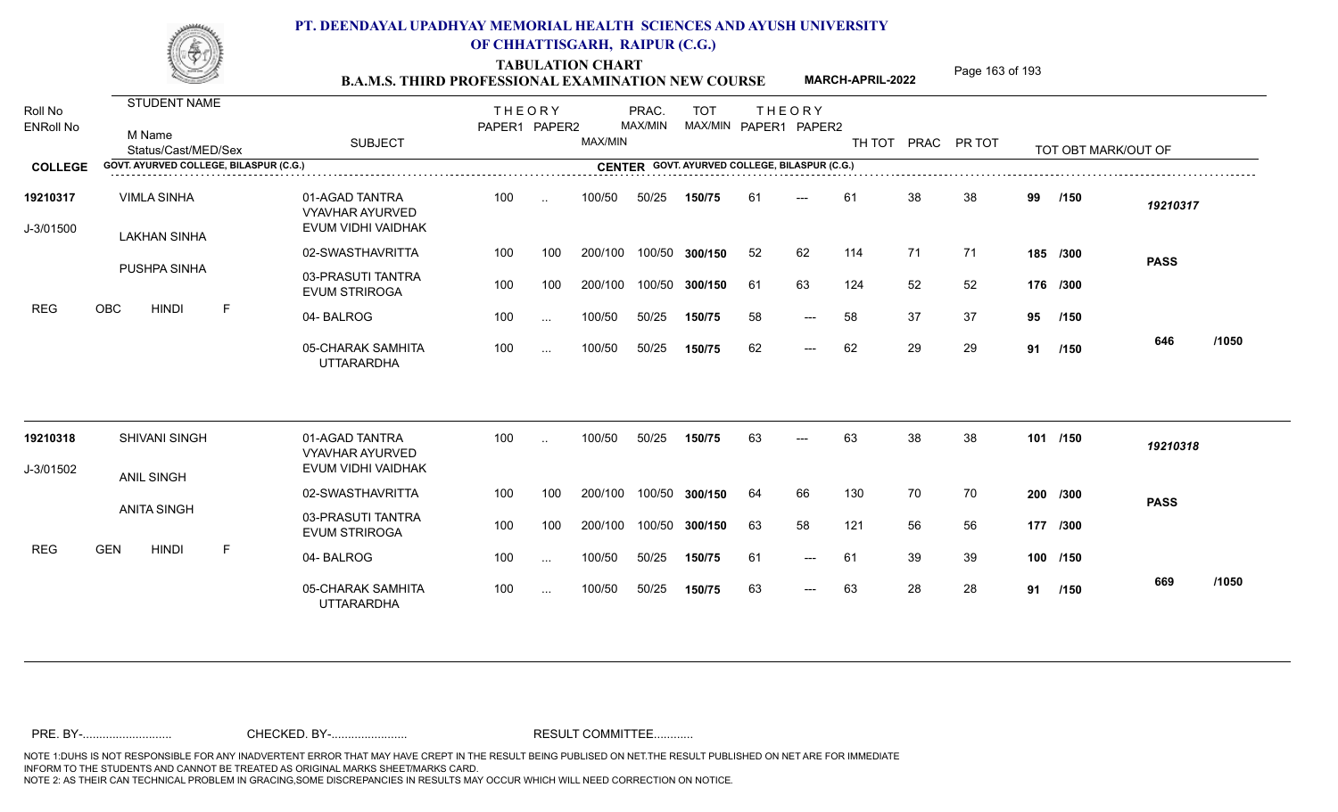# PT. DEENDAYAL UPADHYAY MEMORIAL HEALTH SCIENCES AND AYUSH UNIVERSITY OF CHHATTISGARH, RAIPUR (C.G.)

## TABULATION CHART
### B.A.M.S. THIRD PROFESSIONAL EXAMINATION NEW COURSE — MARCH-APRIL-2022

| Roll No / ENRoll No | STUDENT NAME / M Name / Status/Cast/MED/Sex | SUBJECT | THEORY PAPER1 | THEORY PAPER2 | MAX/MIN | PRAC. MAX/MIN | TOT MAX/MIN | THEORY PAPER1 | THEORY PAPER2 | TH TOT | PRAC | PR TOT | TOT OBT MARK/OUT OF | |
|---|---|---|---|---|---|---|---|---|---|---|---|---|---|---|
| **COLLEGE** | GOVT. AYURVED COLLEGE, BILASPUR (C.G.) | | | | | **CENTER** GOVT. AYURVED COLLEGE, BILASPUR (C.G.) | | | | | | | | |
| **19210317** | VIMLA SINHA | 01-AGAD TANTRA VYAVHAR AYURVED EVUM VIDHI VAIDHAK | 100 | .. | 100/50 | 50/25 | **150/75** | 61 | --- | 61 | 38 | 38 | 99 /150 | *19210317* |
| J-3/01500 | LAKHAN SINHA | 02-SWASTHAVRITTA | 100 | 100 | 200/100 | 100/50 | **300/150** | 52 | 62 | 114 | 71 | 71 | 185 /300 | **PASS** |
| | PUSHPA SINHA | 03-PRASUTI TANTRA EVUM STRIROGA | 100 | 100 | 200/100 | 100/50 | **300/150** | 61 | 63 | 124 | 52 | 52 | 176 /300 | |
| REG | OBC HINDI F | 04- BALROG | 100 | ... | 100/50 | 50/25 | **150/75** | 58 | --- | 58 | 37 | 37 | 95 /150 | |
| | | 05-CHARAK SAMHITA UTTARARDHA | 100 | ... | 100/50 | 50/25 | **150/75** | 62 | --- | 62 | 29 | 29 | 91 /150 | 646 /1050 |
| **19210318** | SHIVANI SINGH | 01-AGAD TANTRA VYAVHAR AYURVED EVUM VIDHI VAIDHAK | 100 | .. | 100/50 | 50/25 | **150/75** | 63 | --- | 63 | 38 | 38 | 101 /150 | *19210318* |
| J-3/01502 | ANIL SINGH | 02-SWASTHAVRITTA | 100 | 100 | 200/100 | 100/50 | **300/150** | 64 | 66 | 130 | 70 | 70 | 200 /300 | **PASS** |
| | ANITA SINGH | 03-PRASUTI TANTRA EVUM STRIROGA | 100 | 100 | 200/100 | 100/50 | **300/150** | 63 | 58 | 121 | 56 | 56 | 177 /300 | |
| REG | GEN HINDI F | 04- BALROG | 100 | ... | 100/50 | 50/25 | **150/75** | 61 | --- | 61 | 39 | 39 | 100 /150 | |
| | | 05-CHARAK SAMHITA UTTARARDHA | 100 | ... | 100/50 | 50/25 | **150/75** | 63 | --- | 63 | 28 | 28 | 91 /150 | 669 /1050 |

PRE. BY-.......................... CHECKED. BY-....................... RESULT COMMITTEE...........

NOTE 1:DUHS IS NOT RESPONSIBLE FOR ANY INADVERTENT ERROR THAT MAY HAVE CREPT IN THE RESULT BEING PUBLISED ON NET.THE RESULT PUBLISHED ON NET ARE FOR IMMEDIATE INFORM TO THE STUDENTS AND CANNOT BE TREATED AS ORIGINAL MARKS SHEET/MARKS CARD.
NOTE 2: AS THEIR CAN TECHNICAL PROBLEM IN GRACING,SOME DISCREPANCIES IN RESULTS MAY OCCUR WHICH WILL NEED CORRECTION ON NOTICE.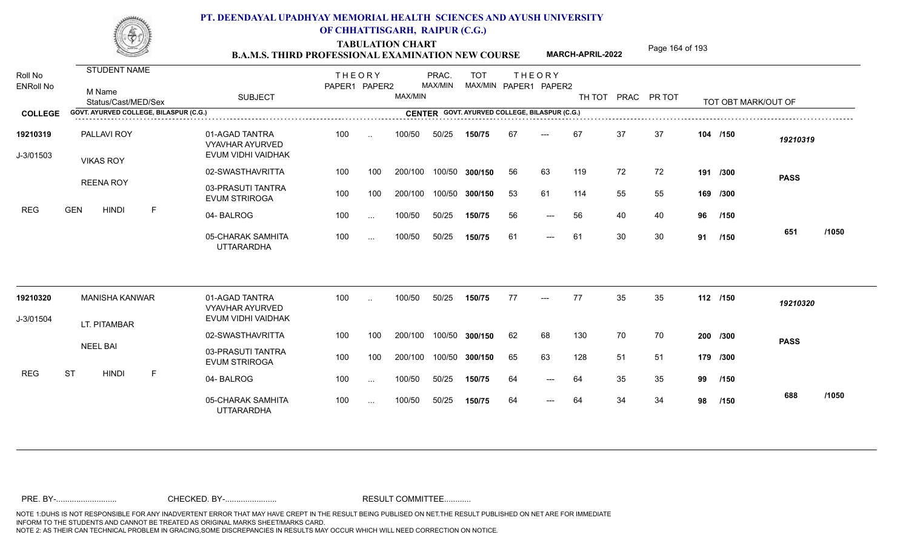# PT. DEENDAYAL UPADHYAY MEMORIAL HEALTH SCIENCES AND AYUSH UNIVERSITY OF CHHATTISGARH, RAIPUR (C.G.)

## TABULATION CHART
### B.A.M.S. THIRD PROFESSIONAL EXAMINATION NEW COURSE — MARCH-APRIL-2022

**COLLEGE:** GOVT. AYURVED COLLEGE, BILASPUR (C.G.)
**CENTER:** GOVT. AYURVED COLLEGE, BILASPUR (C.G.)

| Roll No / ENRoll No | Student Name / M Name / Status/Cast/MED/Sex | SUBJECT | THEORY PAPER1 | THEORY PAPER2 | MAX/MIN | PRAC. MAX/MIN | TOT MAX/MIN | THEORY PAPER1 | THEORY PAPER2 | TH TOT | PRAC | PR TOT | TOT OBT MARK/OUT OF | |
|---|---|---|---|---|---|---|---|---|---|---|---|---|---|---|
| 19210319 | PALLAVI ROY | 01-AGAD TANTRA VYAVHAR AYURVED EVUM VIDHI VAIDHAK | 100 | .. | 100/50 | 50/25 | 150/75 | 67 | --- | 67 | 37 | 37 | 104 /150 | 19210319 |
| J-3/01503 | VIKAS ROY | 02-SWASTHAVRITTA | 100 | 100 | 200/100 | 100/50 | 300/150 | 56 | 63 | 119 | 72 | 72 | 191 /300 | PASS |
| | REENA ROY | 03-PRASUTI TANTRA EVUM STRIROGA | 100 | 100 | 200/100 | 100/50 | 300/150 | 53 | 61 | 114 | 55 | 55 | 169 /300 | |
| REG | GEN HINDI F | 04- BALROG | 100 | ... | 100/50 | 50/25 | 150/75 | 56 | --- | 56 | 40 | 40 | 96 /150 | |
| | | 05-CHARAK SAMHITA UTTARARDHA | 100 | ... | 100/50 | 50/25 | 150/75 | 61 | --- | 61 | 30 | 30 | 91 /150 | 651 /1050 |
| 19210320 | MANISHA KANWAR | 01-AGAD TANTRA VYAVHAR AYURVED EVUM VIDHI VAIDHAK | 100 | .. | 100/50 | 50/25 | 150/75 | 77 | --- | 77 | 35 | 35 | 112 /150 | 19210320 |
| J-3/01504 | LT. PITAMBAR | 02-SWASTHAVRITTA | 100 | 100 | 200/100 | 100/50 | 300/150 | 62 | 68 | 130 | 70 | 70 | 200 /300 | PASS |
| | NEEL BAI | 03-PRASUTI TANTRA EVUM STRIROGA | 100 | 100 | 200/100 | 100/50 | 300/150 | 65 | 63 | 128 | 51 | 51 | 179 /300 | |
| REG | ST HINDI F | 04- BALROG | 100 | ... | 100/50 | 50/25 | 150/75 | 64 | --- | 64 | 35 | 35 | 99 /150 | |
| | | 05-CHARAK SAMHITA UTTARARDHA | 100 | ... | 100/50 | 50/25 | 150/75 | 64 | --- | 64 | 34 | 34 | 98 /150 | 688 /1050 |

PRE. BY-.......................... CHECKED. BY-...................... RESULT COMMITTEE...........

NOTE 1:DUHS IS NOT RESPONSIBLE FOR ANY INADVERTENT ERROR THAT MAY HAVE CREPT IN THE RESULT BEING PUBLISED ON NET.THE RESULT PUBLISHED ON NET ARE FOR IMMEDIATE INFORM TO THE STUDENTS AND CANNOT BE TREATED AS ORIGINAL MARKS SHEET/MARKS CARD.
NOTE 2: AS THEIR CAN TECHNICAL PROBLEM IN GRACING,SOME DISCREPANCIES IN RESULTS MAY OCCUR WHICH WILL NEED CORRECTION ON NOTICE.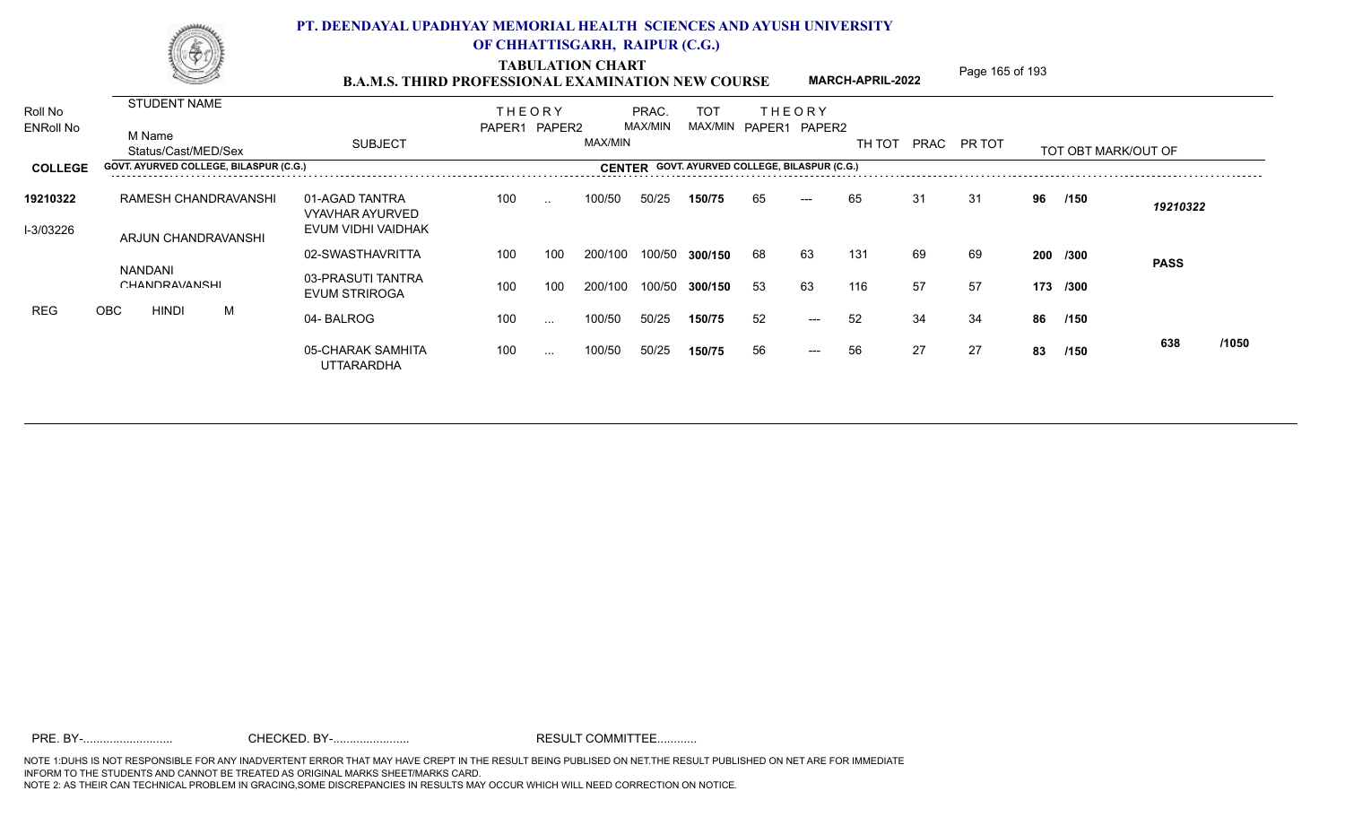# PT. DEENDAYAL UPADHYAY MEMORIAL HEALTH SCIENCES AND AYUSH UNIVERSITY OF CHHATTISGARH, RAIPUR (C.G.)

## TABULATION CHART

### B.A.M.S. THIRD PROFESSIONAL EXAMINATION NEW COURSE — MARCH-APRIL-2022

| Roll No / ENRoll No | STUDENT NAME / M Name / Status/Cast/MED/Sex | SUBJECT | THEORY PAPER1 | THEORY PAPER2 | MAX/MIN | PRAC. MAX/MIN | TOT MAX/MIN | THEORY PAPER1 | THEORY PAPER2 | TH TOT | PRAC | PR TOT | TOT OBT MARK/OUT OF | | |
|---|---|---|---|---|---|---|---|---|---|---|---|---|---|---|---|
| **COLLEGE** GOVT. AYURVED COLLEGE, BILASPUR (C.G.) | | **CENTER** GOVT. AYURVED COLLEGE, BILASPUR (C.G.) | | | | | | | | | | | | | |
| **19210322** | RAMESH CHANDRAVANSHI | 01-AGAD TANTRA VYAVHAR AYURVED EVUM VIDHI VAIDHAK | 100 | .. | 100/50 | 50/25 | **150/75** | 65 | --- | 65 | 31 | 31 | **96** | **/150** | *19210322* |
| I-3/03226 | ARJUN CHANDRAVANSHI | 02-SWASTHAVRITTA | 100 | 100 | 200/100 | 100/50 | **300/150** | 68 | 63 | 131 | 69 | 69 | **200** | **/300** | **PASS** |
| | NANDANI CHANDRAVANSHI | 03-PRASUTI TANTRA EVUM STRIROGA | 100 | 100 | 200/100 | 100/50 | **300/150** | 53 | 63 | 116 | 57 | 57 | **173** | **/300** | |
| REG | OBC HINDI M | 04- BALROG | 100 | ... | 100/50 | 50/25 | **150/75** | 52 | --- | 52 | 34 | 34 | **86** | **/150** | |
| | | 05-CHARAK SAMHITA UTTARARDHA | 100 | ... | 100/50 | 50/25 | **150/75** | 56 | --- | 56 | 27 | 27 | **83** | **/150** | **638 /1050** |

PRE. BY-.......................... CHECKED. BY-...................... RESULT COMMITTEE...........

NOTE 1:DUHS IS NOT RESPONSIBLE FOR ANY INADVERTENT ERROR THAT MAY HAVE CREPT IN THE RESULT BEING PUBLISED ON NET.THE RESULT PUBLISHED ON NET ARE FOR IMMEDIATE INFORM TO THE STUDENTS AND CANNOT BE TREATED AS ORIGINAL MARKS SHEET/MARKS CARD.
NOTE 2: AS THEIR CAN TECHNICAL PROBLEM IN GRACING,SOME DISCREPANCIES IN RESULTS MAY OCCUR WHICH WILL NEED CORRECTION ON NOTICE.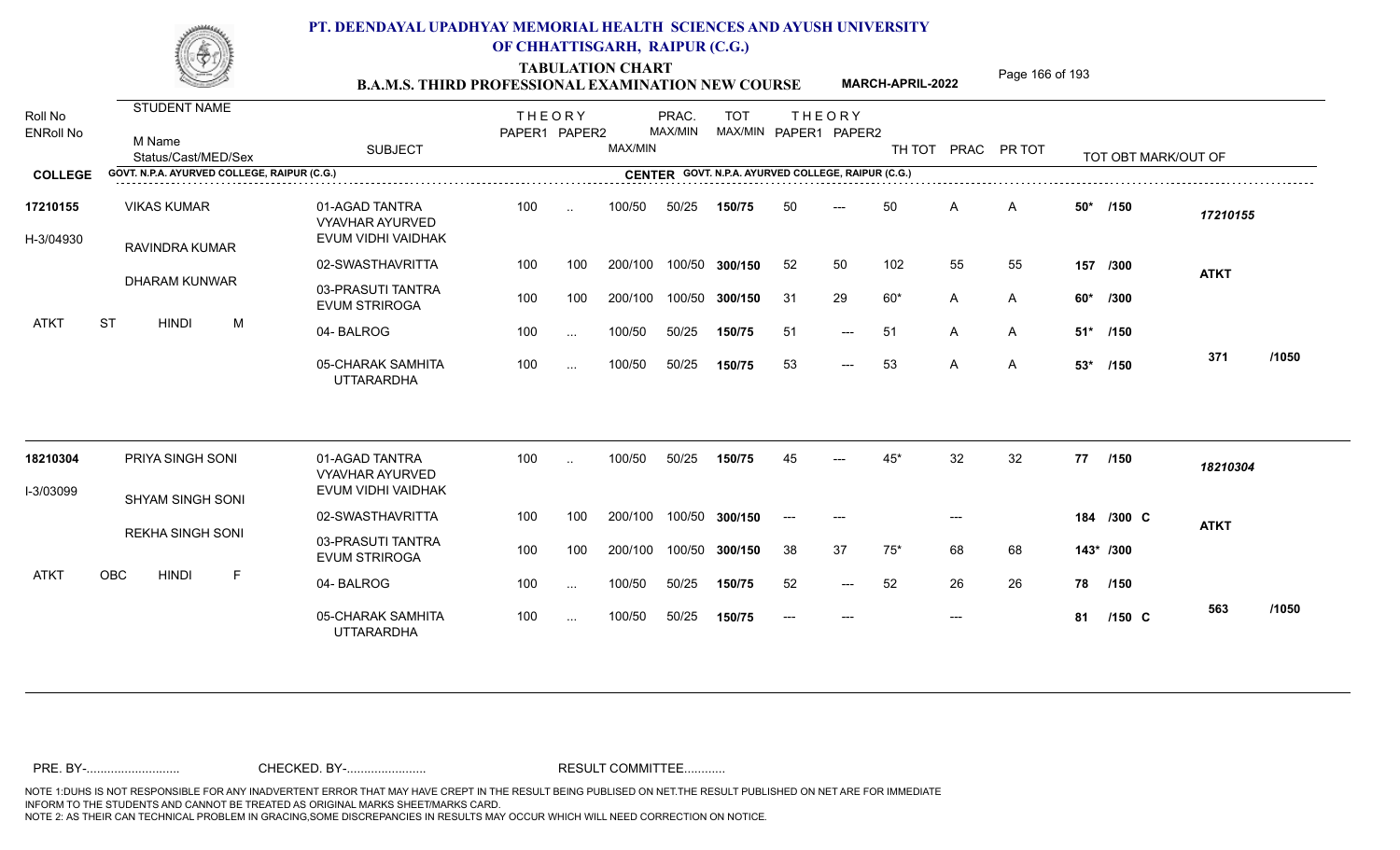# PT. DEENDAYAL UPADHYAY MEMORIAL HEALTH SCIENCES AND AYUSH UNIVERSITY OF CHHATTISGARH, RAIPUR (C.G.)

## TABULATION CHART

### B.A.M.S. THIRD PROFESSIONAL EXAMINATION NEW COURSE — MARCH-APRIL-2022

**COLLEGE:** GOVT. N.P.A. AYURVED COLLEGE, RAIPUR (C.G.)
**CENTER:** GOVT. N.P.A. AYURVED COLLEGE, RAIPUR (C.G.)

| Roll No / ENRoll No | STUDENT NAME / M Name / Status/Cast/MED/Sex | SUBJECT | THEORY PAPER1 | THEORY PAPER2 | MAX/MIN | PRAC. MAX/MIN | TOT MAX/MIN | THEORY PAPER1 | THEORY PAPER2 | TH TOT | PRAC | PR TOT | TOT OBT MARK/OUT OF | |
|---|---|---|---|---|---|---|---|---|---|---|---|---|---|---|
| 17210155 | VIKAS KUMAR | 01-AGAD TANTRA VYAVHAR AYURVED EVUM VIDHI VAIDHAK | 100 | .. | 100/50 | 50/25 | 150/75 | 50 | --- | 50 | A | A | 50* /150 | 17210155 |
| H-3/04930 | RAVINDRA KUMAR | 02-SWASTHAVRITTA | 100 | 100 | 200/100 | 100/50 | 300/150 | 52 | 50 | 102 | 55 | 55 | 157 /300 | ATKT |
| | DHARAM KUNWAR | 03-PRASUTI TANTRA EVUM STRIROGA | 100 | 100 | 200/100 | 100/50 | 300/150 | 31 | 29 | 60* | A | A | 60* /300 | |
| | ATKT ST HINDI M | 04- BALROG | 100 | ... | 100/50 | 50/25 | 150/75 | 51 | --- | 51 | A | A | 51* /150 | |
| | | 05-CHARAK SAMHITA UTTARARDHA | 100 | ... | 100/50 | 50/25 | 150/75 | 53 | --- | 53 | A | A | 53* /150 | 371 /1050 |
| 18210304 | PRIYA SINGH SONI | 01-AGAD TANTRA VYAVHAR AYURVED EVUM VIDHI VAIDHAK | 100 | .. | 100/50 | 50/25 | 150/75 | 45 | --- | 45* | 32 | 32 | 77 /150 | 18210304 |
| I-3/03099 | SHYAM SINGH SONI | 02-SWASTHAVRITTA | 100 | 100 | 200/100 | 100/50 | 300/150 | --- | --- | | --- | | 184 /300 C | ATKT |
| | REKHA SINGH SONI | 03-PRASUTI TANTRA EVUM STRIROGA | 100 | 100 | 200/100 | 100/50 | 300/150 | 38 | 37 | 75* | 68 | 68 | 143* /300 | |
| | ATKT OBC HINDI F | 04- BALROG | 100 | ... | 100/50 | 50/25 | 150/75 | 52 | --- | 52 | 26 | 26 | 78 /150 | |
| | | 05-CHARAK SAMHITA UTTARARDHA | 100 | ... | 100/50 | 50/25 | 150/75 | --- | --- | | --- | | 81 /150 C | 563 /1050 |

PRE. BY-.......................... CHECKED. BY-...................... RESULT COMMITTEE...........

NOTE 1:DUHS IS NOT RESPONSIBLE FOR ANY INADVERTENT ERROR THAT MAY HAVE CREPT IN THE RESULT BEING PUBLISED ON NET.THE RESULT PUBLISHED ON NET ARE FOR IMMEDIATE INFORM TO THE STUDENTS AND CANNOT BE TREATED AS ORIGINAL MARKS SHEET/MARKS CARD.
NOTE 2: AS THEIR CAN TECHNICAL PROBLEM IN GRACING,SOME DISCREPANCIES IN RESULTS MAY OCCUR WHICH WILL NEED CORRECTION ON NOTICE.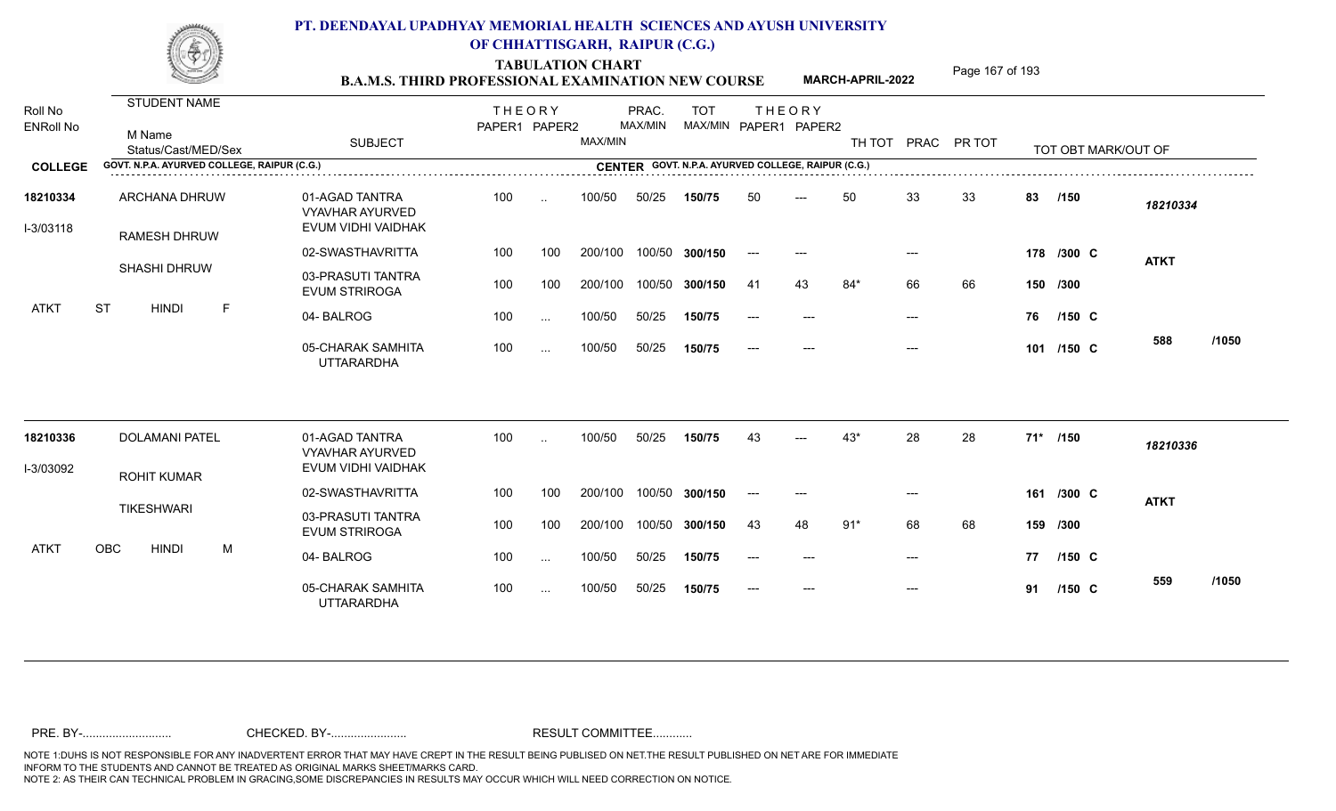# PT. DEENDAYAL UPADHYAY MEMORIAL HEALTH SCIENCES AND AYUSH UNIVERSITY OF CHHATTISGARH, RAIPUR (C.G.)

## TABULATION CHART
### B.A.M.S. THIRD PROFESSIONAL EXAMINATION NEW COURSE — MARCH-APRIL-2022

**COLLEGE:** GOVT. N.P.A. AYURVED COLLEGE, RAIPUR (C.G.) — **CENTER:** GOVT. N.P.A. AYURVED COLLEGE, RAIPUR (C.G.)

| Roll No / ENRoll No | Student Name / M Name / Status/Cast/MED/Sex | Subject | Theory Paper1 | Theory Paper2 | MAX/MIN | PRAC. MAX/MIN | TOT MAX/MIN | Theory Paper1 | Theory Paper2 | TH TOT | PRAC | PR TOT | TOT OBT MARK/OUT OF | |
|---|---|---|---|---|---|---|---|---|---|---|---|---|---|---|
| 18210334 | ARCHANA DHRUW | 01-AGAD TANTRA VYAVHAR AYURVED EVUM VIDHI VAIDHAK | 100 | .. | 100/50 | 50/25 | 150/75 | 50 | --- | 50 | 33 | 33 | 83 /150 | 18210334 |
| I-3/03118 | RAMESH DHRUW | 02-SWASTHAVRITTA | 100 | 100 | 200/100 | 100/50 | 300/150 | --- | --- | | --- | | 178 /300 C | ATKT |
| | SHASHI DHRUW | 03-PRASUTI TANTRA EVUM STRIROGA | 100 | 100 | 200/100 | 100/50 | 300/150 | 41 | 43 | 84* | 66 | 66 | 150 /300 | |
| ATKT | ST HINDI F | 04- BALROG | 100 | ... | 100/50 | 50/25 | 150/75 | --- | --- | | --- | | 76 /150 C | |
| | | 05-CHARAK SAMHITA UTTARARDHA | 100 | ... | 100/50 | 50/25 | 150/75 | --- | --- | | --- | | 101 /150 C | 588 /1050 |
| 18210336 | DOLAMANI PATEL | 01-AGAD TANTRA VYAVHAR AYURVED EVUM VIDHI VAIDHAK | 100 | .. | 100/50 | 50/25 | 150/75 | 43 | --- | 43* | 28 | 28 | 71* /150 | 18210336 |
| I-3/03092 | ROHIT KUMAR | 02-SWASTHAVRITTA | 100 | 100 | 200/100 | 100/50 | 300/150 | --- | --- | | --- | | 161 /300 C | ATKT |
| | TIKESHWARI | 03-PRASUTI TANTRA EVUM STRIROGA | 100 | 100 | 200/100 | 100/50 | 300/150 | 43 | 48 | 91* | 68 | 68 | 159 /300 | |
| ATKT | OBC HINDI M | 04- BALROG | 100 | ... | 100/50 | 50/25 | 150/75 | --- | --- | | --- | | 77 /150 C | |
| | | 05-CHARAK SAMHITA UTTARARDHA | 100 | ... | 100/50 | 50/25 | 150/75 | --- | --- | | --- | | 91 /150 C | 559 /1050 |

PRE. BY-.......................... CHECKED. BY-....................... RESULT COMMITTEE...........

NOTE 1:DUHS IS NOT RESPONSIBLE FOR ANY INADVERTENT ERROR THAT MAY HAVE CREPT IN THE RESULT BEING PUBLISED ON NET.THE RESULT PUBLISHED ON NET ARE FOR IMMEDIATE INFORM TO THE STUDENTS AND CANNOT BE TREATED AS ORIGINAL MARKS SHEET/MARKS CARD.
NOTE 2: AS THEIR CAN TECHNICAL PROBLEM IN GRACING,SOME DISCREPANCIES IN RESULTS MAY OCCUR WHICH WILL NEED CORRECTION ON NOTICE.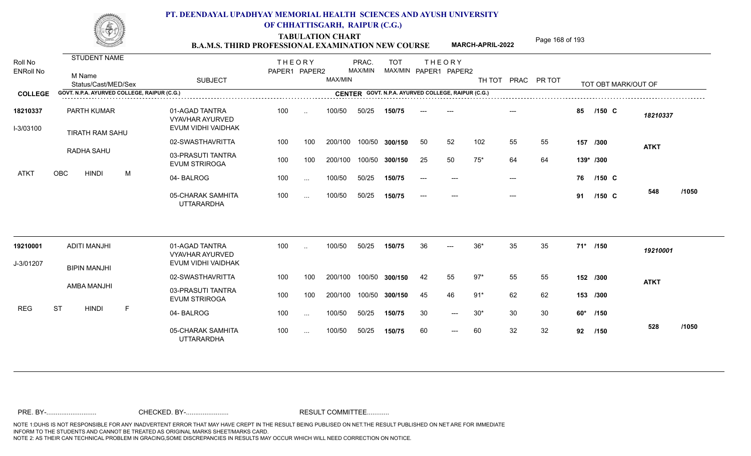# PT. DEENDAYAL UPADHYAY MEMORIAL HEALTH SCIENCES AND AYUSH UNIVERSITY OF CHHATTISGARH, RAIPUR (C.G.)

## TABULATION CHART
### B.A.M.S. THIRD PROFESSIONAL EXAMINATION NEW COURSE — MARCH-APRIL-2022

| Roll No / ENRoll No | STUDENT NAME / M Name / Status/Cast/MED/Sex | SUBJECT | THEORY PAPER1 | THEORY PAPER2 | MAX/MIN | PRAC. MAX/MIN | TOT MAX/MIN | THEORY PAPER1 | THEORY PAPER2 | TH TOT | PRAC | PR TOT | TOT OBT MARK/OUT OF | |
|---|---|---|---|---|---|---|---|---|---|---|---|---|---|---|
| **COLLEGE** GOVT. N.P.A. AYURVED COLLEGE, RAIPUR (C.G.) | | **CENTER** GOVT. N.P.A. AYURVED COLLEGE, RAIPUR (C.G.) | | | | | | | | | | | | |
| 18210337 | PARTH KUMAR | 01-AGAD TANTRA VYAVHAR AYURVED EVUM VIDHI VAIDHAK | 100 | .. | 100/50 | 50/25 | 150/75 | --- | --- | | --- | | 85 /150 C | 18210337 |
| I-3/03100 | TIRATH RAM SAHU | 02-SWASTHAVRITTA | 100 | 100 | 200/100 | 100/50 | 300/150 | 50 | 52 | 102 | 55 | 55 | 157 /300 | ATKT |
| | RADHA SAHU | 03-PRASUTI TANTRA EVUM STRIROGA | 100 | 100 | 200/100 | 100/50 | 300/150 | 25 | 50 | 75* | 64 | 64 | 139* /300 | |
| ATKT | OBC HINDI M | 04- BALROG | 100 | ... | 100/50 | 50/25 | 150/75 | --- | --- | | --- | | 76 /150 C | |
| | | 05-CHARAK SAMHITA UTTARARDHA | 100 | ... | 100/50 | 50/25 | 150/75 | --- | --- | | --- | | 91 /150 C | 548 /1050 |
| 19210001 | ADITI MANJHI | 01-AGAD TANTRA VYAVHAR AYURVED EVUM VIDHI VAIDHAK | 100 | .. | 100/50 | 50/25 | 150/75 | 36 | --- | 36* | 35 | 35 | 71* /150 | 19210001 |
| J-3/01207 | BIPIN MANJHI | 02-SWASTHAVRITTA | 100 | 100 | 200/100 | 100/50 | 300/150 | 42 | 55 | 97* | 55 | 55 | 152 /300 | ATKT |
| | AMBA MANJHI | 03-PRASUTI TANTRA EVUM STRIROGA | 100 | 100 | 200/100 | 100/50 | 300/150 | 45 | 46 | 91* | 62 | 62 | 153 /300 | |
| REG | ST HINDI F | 04- BALROG | 100 | ... | 100/50 | 50/25 | 150/75 | 30 | --- | 30* | 30 | 30 | 60* /150 | |
| | | 05-CHARAK SAMHITA UTTARARDHA | 100 | ... | 100/50 | 50/25 | 150/75 | 60 | --- | 60 | 32 | 32 | 92 /150 | 528 /1050 |

PRE. BY-.......................... CHECKED. BY-....................... RESULT COMMITTEE...........

NOTE 1:DUHS IS NOT RESPONSIBLE FOR ANY INADVERTENT ERROR THAT MAY HAVE CREPT IN THE RESULT BEING PUBLISED ON NET.THE RESULT PUBLISHED ON NET ARE FOR IMMEDIATE INFORM TO THE STUDENTS AND CANNOT BE TREATED AS ORIGINAL MARKS SHEET/MARKS CARD.
NOTE 2: AS THEIR CAN TECHNICAL PROBLEM IN GRACING,SOME DISCREPANCIES IN RESULTS MAY OCCUR WHICH WILL NEED CORRECTION ON NOTICE.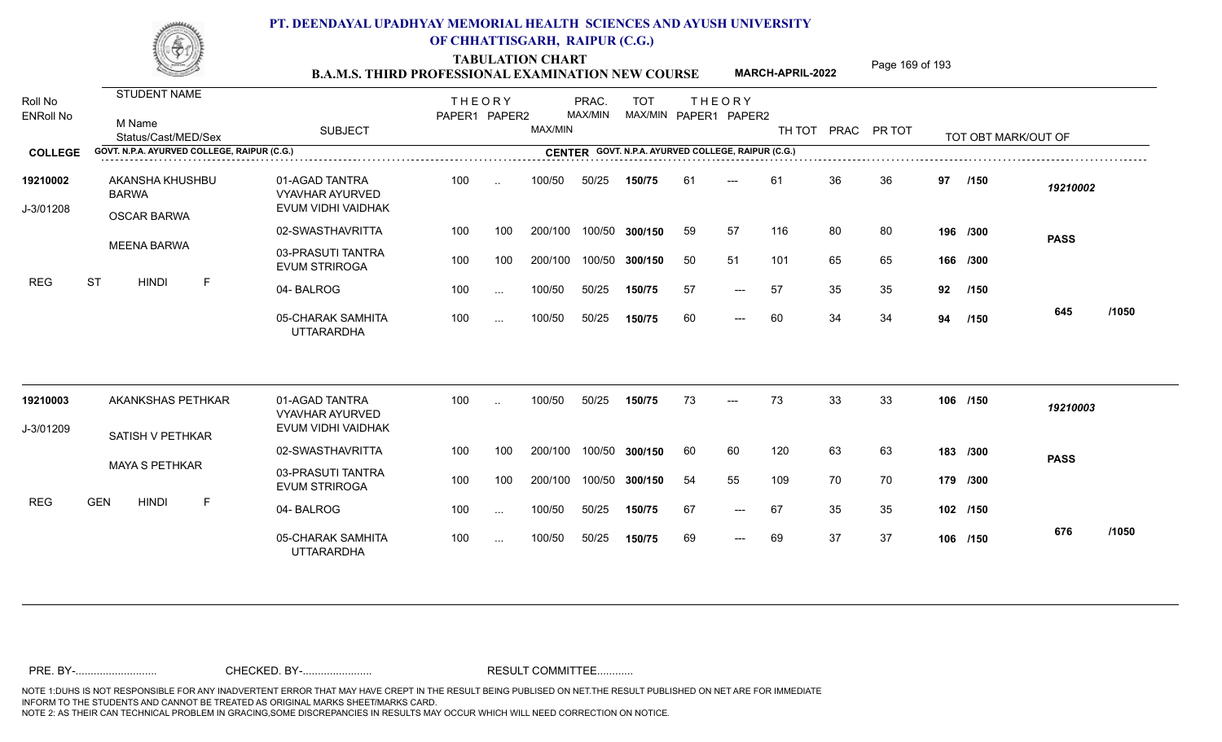# PT. DEENDAYAL UPADHYAY MEMORIAL HEALTH SCIENCES AND AYUSH UNIVERSITY OF CHHATTISGARH, RAIPUR (C.G.)

## TABULATION CHART

### B.A.M.S. THIRD PROFESSIONAL EXAMINATION NEW COURSE — MARCH-APRIL-2022

COLLEGE: GOVT. N.P.A. AYURVED COLLEGE, RAIPUR (C.G.)
CENTER: GOVT. N.P.A. AYURVED COLLEGE, RAIPUR (C.G.)

| Roll No / ENRoll No | STUDENT NAME / M Name / Status/Cast/MED/Sex | SUBJECT | THEORY PAPER1 | THEORY PAPER2 | MAX/MIN | PRAC. MAX/MIN | TOT MAX/MIN | THEORY PAPER1 | THEORY PAPER2 | TH TOT | PRAC | PR TOT | TOT OBT MARK/OUT OF | |
|---|---|---|---|---|---|---|---|---|---|---|---|---|---|---|
| 19210002 | AKANSHA KHUSHBU BARWA | 01-AGAD TANTRA VYAVHAR AYURVED EVUM VIDHI VAIDHAK | 100 | .. | 100/50 | 50/25 | **150/75** | 61 | --- | 61 | 36 | 36 | **97 /150** | *19210002* |
| J-3/01208 | OSCAR BARWA | 02-SWASTHAVRITTA | 100 | 100 | 200/100 | 100/50 | **300/150** | 59 | 57 | 116 | 80 | 80 | **196 /300** | **PASS** |
| | MEENA BARWA | 03-PRASUTI TANTRA EVUM STRIROGA | 100 | 100 | 200/100 | 100/50 | **300/150** | 50 | 51 | 101 | 65 | 65 | **166 /300** | |
| REG | ST HINDI F | 04- BALROG | 100 | ... | 100/50 | 50/25 | **150/75** | 57 | --- | 57 | 35 | 35 | **92 /150** | |
| | | 05-CHARAK SAMHITA UTTARARDHA | 100 | ... | 100/50 | 50/25 | **150/75** | 60 | --- | 60 | 34 | 34 | **94 /150** | **645 /1050** |
| 19210003 | AKANKSHAS PETHKAR | 01-AGAD TANTRA VYAVHAR AYURVED EVUM VIDHI VAIDHAK | 100 | .. | 100/50 | 50/25 | **150/75** | 73 | --- | 73 | 33 | 33 | **106 /150** | *19210003* |
| J-3/01209 | SATISH V PETHKAR | 02-SWASTHAVRITTA | 100 | 100 | 200/100 | 100/50 | **300/150** | 60 | 60 | 120 | 63 | 63 | **183 /300** | **PASS** |
| | MAYA S PETHKAR | 03-PRASUTI TANTRA EVUM STRIROGA | 100 | 100 | 200/100 | 100/50 | **300/150** | 54 | 55 | 109 | 70 | 70 | **179 /300** | |
| REG | GEN HINDI F | 04- BALROG | 100 | ... | 100/50 | 50/25 | **150/75** | 67 | --- | 67 | 35 | 35 | **102 /150** | |
| | | 05-CHARAK SAMHITA UTTARARDHA | 100 | ... | 100/50 | 50/25 | **150/75** | 69 | --- | 69 | 37 | 37 | **106 /150** | **676 /1050** |

PRE. BY-.......................... CHECKED. BY-...................... RESULT COMMITTEE...........

NOTE 1:DUHS IS NOT RESPONSIBLE FOR ANY INADVERTENT ERROR THAT MAY HAVE CREPT IN THE RESULT BEING PUBLISED ON NET.THE RESULT PUBLISHED ON NET ARE FOR IMMEDIATE INFORM TO THE STUDENTS AND CANNOT BE TREATED AS ORIGINAL MARKS SHEET/MARKS CARD.
NOTE 2: AS THEIR CAN TECHNICAL PROBLEM IN GRACING,SOME DISCREPANCIES IN RESULTS MAY OCCUR WHICH WILL NEED CORRECTION ON NOTICE.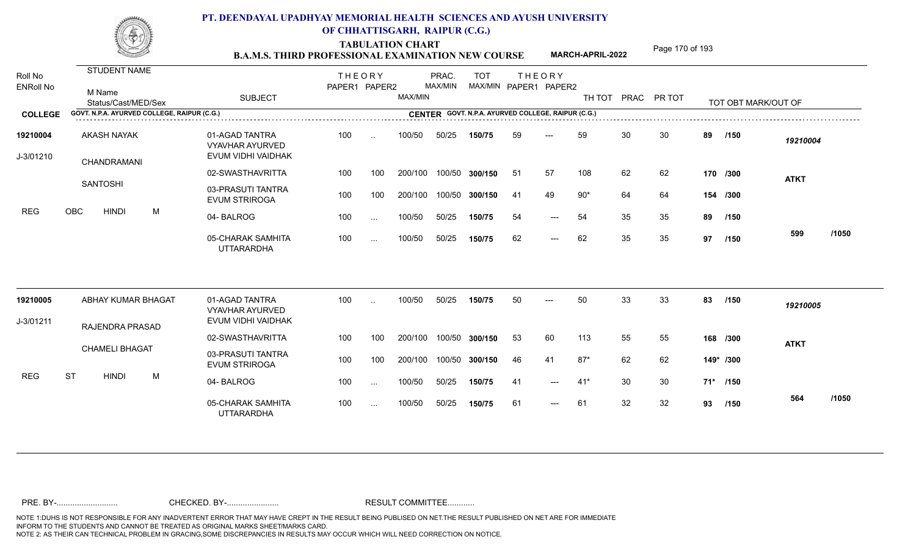# PT. DEENDAYAL UPADHYAY MEMORIAL HEALTH SCIENCES AND AYUSH UNIVERSITY OF CHHATTISGARH, RAIPUR (C.G.)

## TABULATION CHART
### B.A.M.S. THIRD PROFESSIONAL EXAMINATION NEW COURSE — MARCH-APRIL-2022

| Roll No / ENRoll No | STUDENT NAME / M Name / Status/Cast/MED/Sex | SUBJECT | THEORY PAPER1 | THEORY PAPER2 | MAX/MIN | PRAC. MAX/MIN | TOT MAX/MIN | THEORY PAPER1 | THEORY PAPER2 | TH TOT | PRAC | PR TOT | TOT OBT MARK/OUT OF | |
|---|---|---|---|---|---|---|---|---|---|---|---|---|---|---|
| **COLLEGE** | GOVT. N.P.A. AYURVED COLLEGE, RAIPUR (C.G.) | **CENTER** GOVT. N.P.A. AYURVED COLLEGE, RAIPUR (C.G.) | | | | | | | | | | | | |
| 19210004 | AKASH NAYAK | 01-AGAD TANTRA VYAVHAR AYURVED EVUM VIDHI VAIDHAK | 100 | .. | 100/50 | 50/25 | 150/75 | 59 | --- | 59 | 30 | 30 | 89 /150 | 19210004 |
| J-3/01210 | CHANDRAMANI | 02-SWASTHAVRITTA | 100 | 100 | 200/100 | 100/50 | 300/150 | 51 | 57 | 108 | 62 | 62 | 170 /300 | ATKT |
| | SANTOSHI | 03-PRASUTI TANTRA EVUM STRIROGA | 100 | 100 | 200/100 | 100/50 | 300/150 | 41 | 49 | 90* | 64 | 64 | 154 /300 | |
| REG | OBC HINDI M | 04- BALROG | 100 | ... | 100/50 | 50/25 | 150/75 | 54 | --- | 54 | 35 | 35 | 89 /150 | |
| | | 05-CHARAK SAMHITA UTTARARDHA | 100 | ... | 100/50 | 50/25 | 150/75 | 62 | --- | 62 | 35 | 35 | 97 /150 | 599 /1050 |
| 19210005 | ABHAY KUMAR BHAGAT | 01-AGAD TANTRA VYAVHAR AYURVED EVUM VIDHI VAIDHAK | 100 | .. | 100/50 | 50/25 | 150/75 | 50 | --- | 50 | 33 | 33 | 83 /150 | 19210005 |
| J-3/01211 | RAJENDRA PRASAD | 02-SWASTHAVRITTA | 100 | 100 | 200/100 | 100/50 | 300/150 | 53 | 60 | 113 | 55 | 55 | 168 /300 | ATKT |
| | CHAMELI BHAGAT | 03-PRASUTI TANTRA EVUM STRIROGA | 100 | 100 | 200/100 | 100/50 | 300/150 | 46 | 41 | 87* | 62 | 62 | 149* /300 | |
| REG | ST HINDI M | 04- BALROG | 100 | ... | 100/50 | 50/25 | 150/75 | 41 | --- | 41* | 30 | 30 | 71* /150 | |
| | | 05-CHARAK SAMHITA UTTARARDHA | 100 | ... | 100/50 | 50/25 | 150/75 | 61 | --- | 61 | 32 | 32 | 93 /150 | 564 /1050 |

PRE. BY-.......................... CHECKED. BY-....................... RESULT COMMITTEE...........

NOTE 1:DUHS IS NOT RESPONSIBLE FOR ANY INADVERTENT ERROR THAT MAY HAVE CREPT IN THE RESULT BEING PUBLISED ON NET.THE RESULT PUBLISHED ON NET ARE FOR IMMEDIATE INFORM TO THE STUDENTS AND CANNOT BE TREATED AS ORIGINAL MARKS SHEET/MARKS CARD.
NOTE 2: AS THEIR CAN TECHNICAL PROBLEM IN GRACING,SOME DISCREPANCIES IN RESULTS MAY OCCUR WHICH WILL NEED CORRECTION ON NOTICE.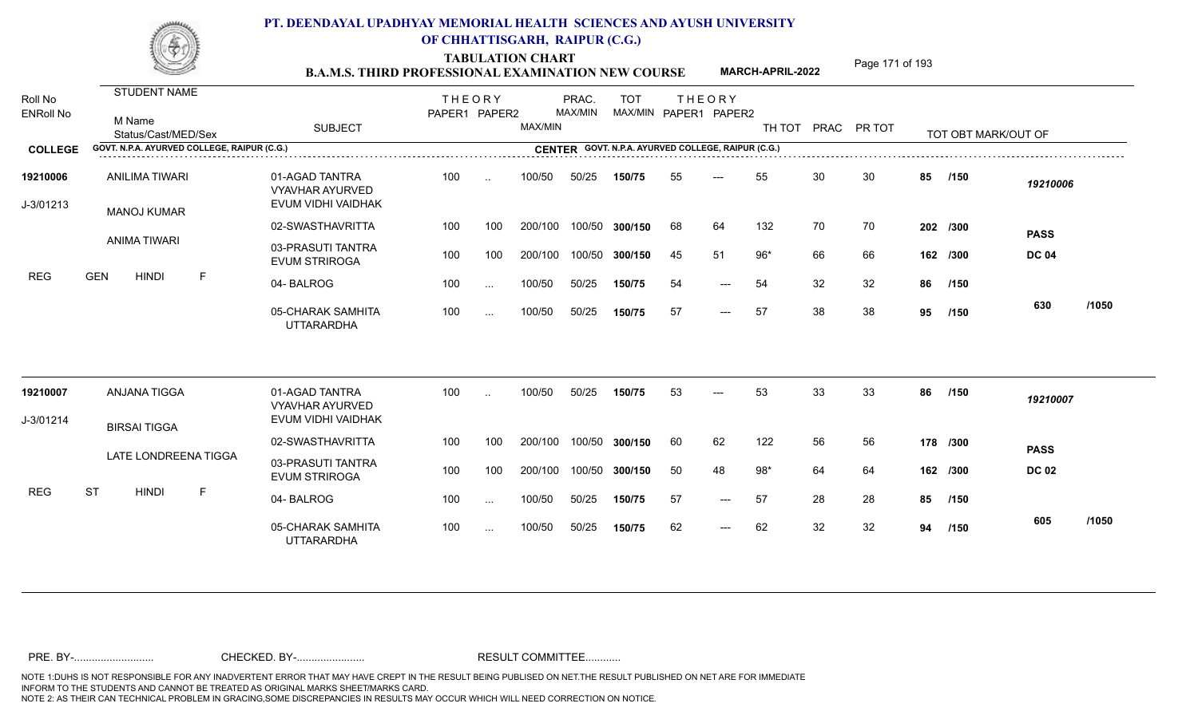# PT. DEENDAYAL UPADHYAY MEMORIAL HEALTH SCIENCES AND AYUSH UNIVERSITY OF CHHATTISGARH, RAIPUR (C.G.)

## TABULATION CHART
## B.A.M.S. THIRD PROFESSIONAL EXAMINATION NEW COURSE

**MARCH-APRIL-2022**

| Roll No / ENRoll No | STUDENT NAME / M Name / Status/Cast/MED/Sex | SUBJECT | THEORY PAPER1 | THEORY PAPER2 | MAX/MIN | PRAC. MAX/MIN | TOT MAX/MIN | THEORY PAPER1 | THEORY PAPER2 | TH TOT | PRAC | PR TOT | TOT OBT MARK/OUT OF | |
|---|---|---|---|---|---|---|---|---|---|---|---|---|---|---|
| **COLLEGE** | GOVT. N.P.A. AYURVED COLLEGE, RAIPUR (C.G.) | **CENTER** GOVT. N.P.A. AYURVED COLLEGE, RAIPUR (C.G.) | | | | | | | | | | | | |
| **19210006** | ANILIMA TIWARI | 01-AGAD TANTRA VYAVHAR AYURVED EVUM VIDHI VAIDHAK | 100 | .. | 100/50 | 50/25 | **150/75** | 55 | --- | 55 | 30 | 30 | **85 /150** | *19210006* |
| J-3/01213 | MANOJ KUMAR | 02-SWASTHAVRITTA | 100 | 100 | 200/100 | 100/50 | **300/150** | 68 | 64 | 132 | 70 | 70 | **202 /300** | **PASS** |
| | ANIMA TIWARI | 03-PRASUTI TANTRA EVUM STRIROGA | 100 | 100 | 200/100 | 100/50 | **300/150** | 45 | 51 | 96* | 66 | 66 | **162 /300** | **DC 04** |
| REG | GEN HINDI F | 04- BALROG | 100 | ... | 100/50 | 50/25 | **150/75** | 54 | --- | 54 | 32 | 32 | **86 /150** | |
| | | 05-CHARAK SAMHITA UTTARARDHA | 100 | ... | 100/50 | 50/25 | **150/75** | 57 | --- | 57 | 38 | 38 | **95 /150** | **630 /1050** |
| **19210007** | ANJANA TIGGA | 01-AGAD TANTRA VYAVHAR AYURVED EVUM VIDHI VAIDHAK | 100 | .. | 100/50 | 50/25 | **150/75** | 53 | --- | 53 | 33 | 33 | **86 /150** | *19210007* |
| J-3/01214 | BIRSAI TIGGA | 02-SWASTHAVRITTA | 100 | 100 | 200/100 | 100/50 | **300/150** | 60 | 62 | 122 | 56 | 56 | **178 /300** | **PASS** |
| | LATE LONDREENA TIGGA | 03-PRASUTI TANTRA EVUM STRIROGA | 100 | 100 | 200/100 | 100/50 | **300/150** | 50 | 48 | 98* | 64 | 64 | **162 /300** | **DC 02** |
| REG | ST HINDI F | 04- BALROG | 100 | ... | 100/50 | 50/25 | **150/75** | 57 | --- | 57 | 28 | 28 | **85 /150** | |
| | | 05-CHARAK SAMHITA UTTARARDHA | 100 | ... | 100/50 | 50/25 | **150/75** | 62 | --- | 62 | 32 | 32 | **94 /150** | **605 /1050** |

PRE. BY-.......................... CHECKED. BY-....................... RESULT COMMITTEE...........

NOTE 1:DUHS IS NOT RESPONSIBLE FOR ANY INADVERTENT ERROR THAT MAY HAVE CREPT IN THE RESULT BEING PUBLISED ON NET.THE RESULT PUBLISHED ON NET ARE FOR IMMEDIATE INFORM TO THE STUDENTS AND CANNOT BE TREATED AS ORIGINAL MARKS SHEET/MARKS CARD.
NOTE 2: AS THEIR CAN TECHNICAL PROBLEM IN GRACING,SOME DISCREPANCIES IN RESULTS MAY OCCUR WHICH WILL NEED CORRECTION ON NOTICE.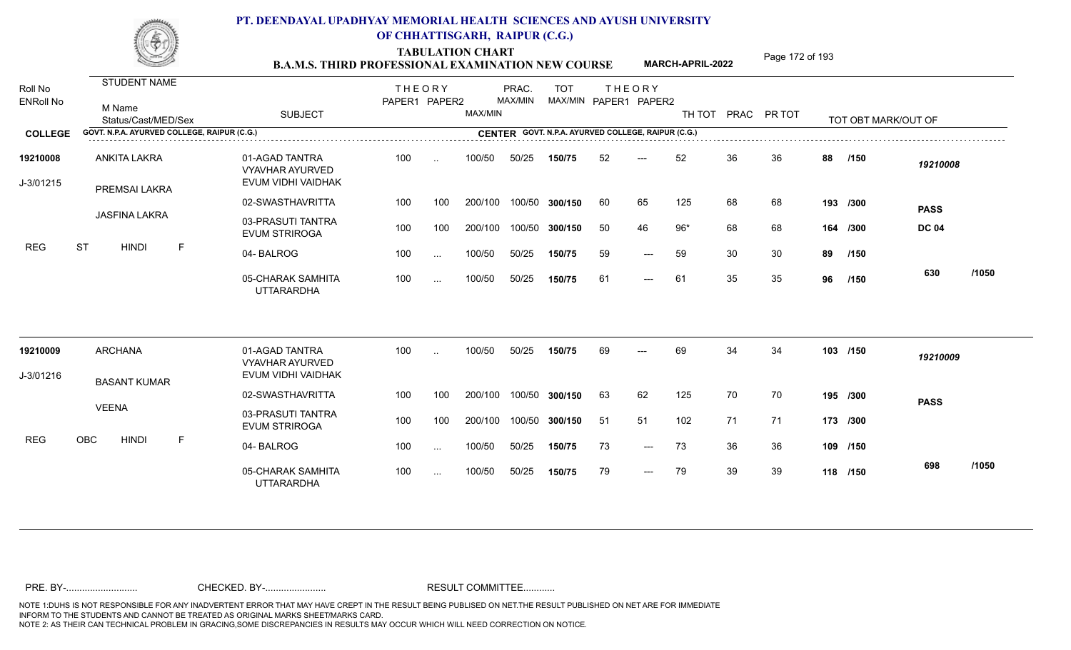# PT. DEENDAYAL UPADHYAY MEMORIAL HEALTH SCIENCES AND AYUSH UNIVERSITY OF CHHATTISGARH, RAIPUR (C.G.)

## TABULATION CHART
## B.A.M.S. THIRD PROFESSIONAL EXAMINATION NEW COURSE — MARCH-APRIL-2022

| Roll No / ENRoll No | STUDENT NAME / M Name / Status/Cast/MED/Sex | SUBJECT | THEORY PAPER1 | THEORY PAPER2 | MAX/MIN | PRAC. MAX/MIN | TOT MAX/MIN | THEORY PAPER1 | THEORY PAPER2 | TH TOT | PRAC | PR TOT | TOT OBT MARK/OUT OF | |
|---|---|---|---|---|---|---|---|---|---|---|---|---|---|---|
| **COLLEGE** | GOVT. N.P.A. AYURVED COLLEGE, RAIPUR (C.G.) | | | | | | **CENTER** GOVT. N.P.A. AYURVED COLLEGE, RAIPUR (C.G.) | | | | | | | |
| **19210008** | ANKITA LAKRA | 01-AGAD TANTRA VYAVHAR AYURVED EVUM VIDHI VAIDHAK | 100 | .. | 100/50 | 50/25 | **150/75** | 52 | --- | 52 | 36 | 36 | **88 /150** | *19210008* |
| J-3/01215 | PREMSAI LAKRA | 02-SWASTHAVRITTA | 100 | 100 | 200/100 | 100/50 | **300/150** | 60 | 65 | 125 | 68 | 68 | **193 /300** | **PASS** |
| | JASFINA LAKRA | 03-PRASUTI TANTRA EVUM STRIROGA | 100 | 100 | 200/100 | 100/50 | **300/150** | 50 | 46 | 96* | 68 | 68 | **164 /300** | **DC 04** |
| REG | ST HINDI F | 04- BALROG | 100 | ... | 100/50 | 50/25 | **150/75** | 59 | --- | 59 | 30 | 30 | **89 /150** | |
| | | 05-CHARAK SAMHITA UTTARARDHA | 100 | ... | 100/50 | 50/25 | **150/75** | 61 | --- | 61 | 35 | 35 | **96 /150** | **630 /1050** |
| **19210009** | ARCHANA | 01-AGAD TANTRA VYAVHAR AYURVED EVUM VIDHI VAIDHAK | 100 | .. | 100/50 | 50/25 | **150/75** | 69 | --- | 69 | 34 | 34 | **103 /150** | *19210009* |
| J-3/01216 | BASANT KUMAR | 02-SWASTHAVRITTA | 100 | 100 | 200/100 | 100/50 | **300/150** | 63 | 62 | 125 | 70 | 70 | **195 /300** | **PASS** |
| | VEENA | 03-PRASUTI TANTRA EVUM STRIROGA | 100 | 100 | 200/100 | 100/50 | **300/150** | 51 | 51 | 102 | 71 | 71 | **173 /300** | |
| REG | OBC HINDI F | 04- BALROG | 100 | ... | 100/50 | 50/25 | **150/75** | 73 | --- | 73 | 36 | 36 | **109 /150** | |
| | | 05-CHARAK SAMHITA UTTARARDHA | 100 | ... | 100/50 | 50/25 | **150/75** | 79 | --- | 79 | 39 | 39 | **118 /150** | **698 /1050** |

PRE. BY-.......................... CHECKED. BY-....................... RESULT COMMITTEE...........

NOTE 1:DUHS IS NOT RESPONSIBLE FOR ANY INADVERTENT ERROR THAT MAY HAVE CREPT IN THE RESULT BEING PUBLISED ON NET.THE RESULT PUBLISHED ON NET ARE FOR IMMEDIATE INFORM TO THE STUDENTS AND CANNOT BE TREATED AS ORIGINAL MARKS SHEET/MARKS CARD.
NOTE 2: AS THEIR CAN TECHNICAL PROBLEM IN GRACING,SOME DISCREPANCIES IN RESULTS MAY OCCUR WHICH WILL NEED CORRECTION ON NOTICE.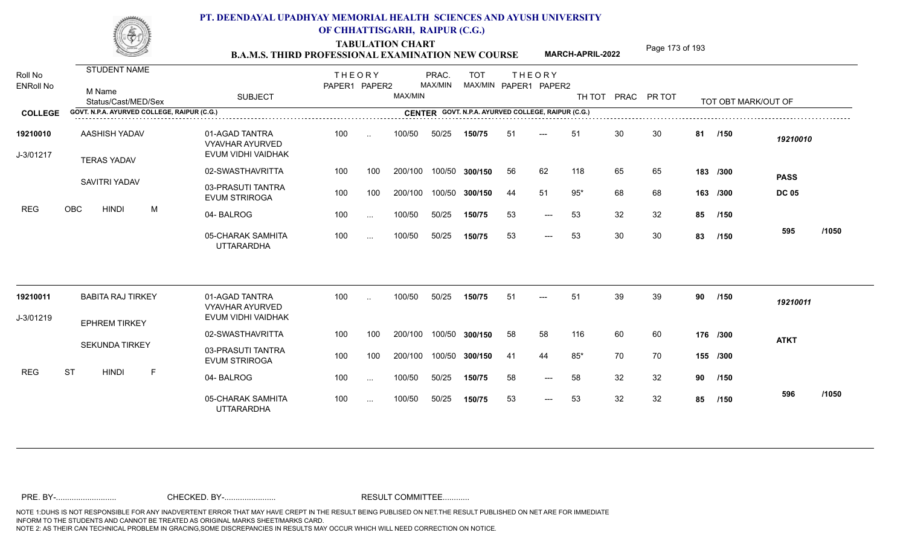# PT. DEENDAYAL UPADHYAY MEMORIAL HEALTH SCIENCES AND AYUSH UNIVERSITY OF CHHATTISGARH, RAIPUR (C.G.)

## TABULATION CHART
### B.A.M.S. THIRD PROFESSIONAL EXAMINATION NEW COURSE — MARCH-APRIL-2022

**COLLEGE:** GOVT. N.P.A. AYURVED COLLEGE, RAIPUR (C.G.) — **CENTER:** GOVT. N.P.A. AYURVED COLLEGE, RAIPUR (C.G.)

| Roll No / ENRoll No | STUDENT NAME / M Name / Status/Cast/MED/Sex | SUBJECT | THEORY PAPER1 | THEORY PAPER2 | MAX/MIN | PRAC. MAX/MIN | TOT MAX/MIN | THEORY PAPER1 | THEORY PAPER2 | TH TOT | PRAC | PR TOT | TOT OBT MARK/OUT OF | |
|---|---|---|---|---|---|---|---|---|---|---|---|---|---|---|
| 19210010 | AASHISH YADAV | 01-AGAD TANTRA VYAVHAR AYURVED EVUM VIDHI VAIDHAK | 100 | .. | 100/50 | 50/25 | 150/75 | 51 | --- | 51 | 30 | 30 | 81 /150 | 19210010 |
| J-3/01217 | TERAS YADAV | 02-SWASTHAVRITTA | 100 | 100 | 200/100 | 100/50 | 300/150 | 56 | 62 | 118 | 65 | 65 | 183 /300 | PASS |
| | SAVITRI YADAV | 03-PRASUTI TANTRA EVUM STRIROGA | 100 | 100 | 200/100 | 100/50 | 300/150 | 44 | 51 | 95* | 68 | 68 | 163 /300 | DC 05 |
| REG | OBC HINDI M | 04- BALROG | 100 | ... | 100/50 | 50/25 | 150/75 | 53 | --- | 53 | 32 | 32 | 85 /150 | |
| | | 05-CHARAK SAMHITA UTTARARDHA | 100 | ... | 100/50 | 50/25 | 150/75 | 53 | --- | 53 | 30 | 30 | 83 /150 | 595 /1050 |
| 19210011 | BABITA RAJ TIRKEY | 01-AGAD TANTRA VYAVHAR AYURVED EVUM VIDHI VAIDHAK | 100 | .. | 100/50 | 50/25 | 150/75 | 51 | --- | 51 | 39 | 39 | 90 /150 | 19210011 |
| J-3/01219 | EPHREM TIRKEY | 02-SWASTHAVRITTA | 100 | 100 | 200/100 | 100/50 | 300/150 | 58 | 58 | 116 | 60 | 60 | 176 /300 | ATKT |
| | SEKUNDA TIRKEY | 03-PRASUTI TANTRA EVUM STRIROGA | 100 | 100 | 200/100 | 100/50 | 300/150 | 41 | 44 | 85* | 70 | 70 | 155 /300 | |
| REG | ST HINDI F | 04- BALROG | 100 | ... | 100/50 | 50/25 | 150/75 | 58 | --- | 58 | 32 | 32 | 90 /150 | |
| | | 05-CHARAK SAMHITA UTTARARDHA | 100 | ... | 100/50 | 50/25 | 150/75 | 53 | --- | 53 | 32 | 32 | 85 /150 | 596 /1050 |

PRE. BY-.......................... CHECKED. BY-....................... RESULT COMMITTEE...........

NOTE 1:DUHS IS NOT RESPONSIBLE FOR ANY INADVERTENT ERROR THAT MAY HAVE CREPT IN THE RESULT BEING PUBLISED ON NET.THE RESULT PUBLISHED ON NET ARE FOR IMMEDIATE INFORM TO THE STUDENTS AND CANNOT BE TREATED AS ORIGINAL MARKS SHEET/MARKS CARD.
NOTE 2: AS THEIR CAN TECHNICAL PROBLEM IN GRACING,SOME DISCREPANCIES IN RESULTS MAY OCCUR WHICH WILL NEED CORRECTION ON NOTICE.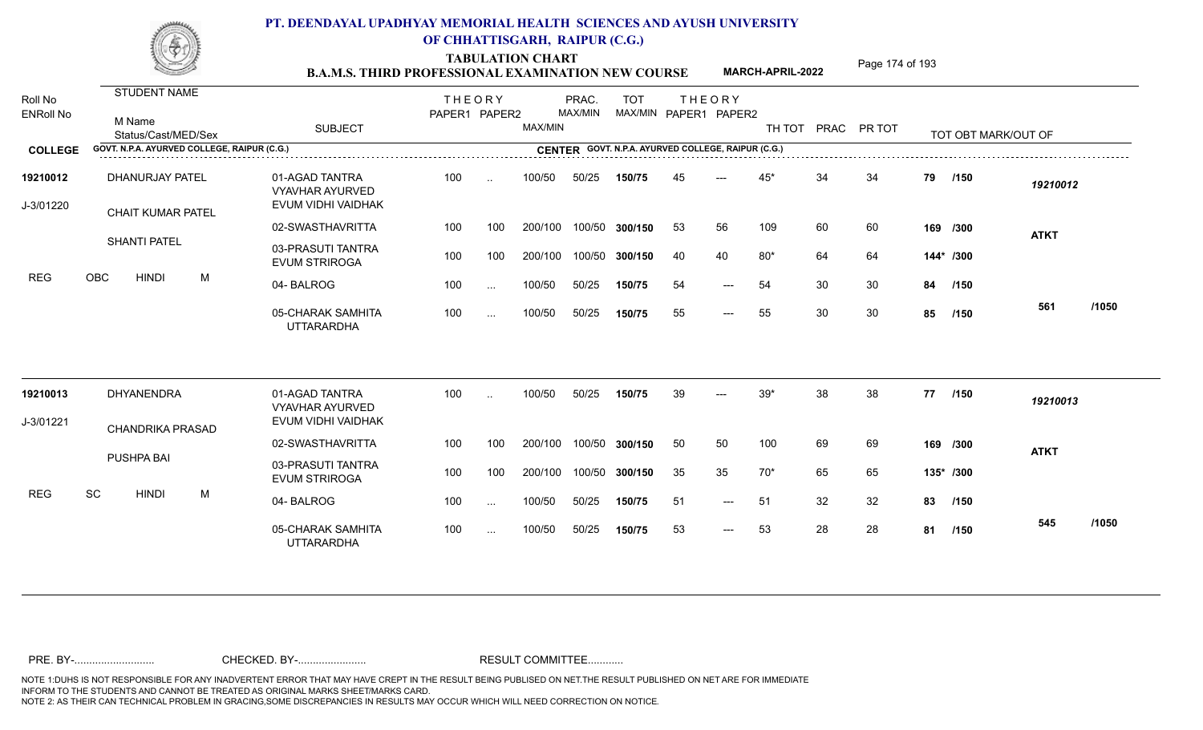# PT. DEENDAYAL UPADHYAY MEMORIAL HEALTH SCIENCES AND AYUSH UNIVERSITY OF CHHATTISGARH, RAIPUR (C.G.)

## TABULATION CHART
## B.A.M.S. THIRD PROFESSIONAL EXAMINATION NEW COURSE

**MARCH-APRIL-2022**

COLLEGE: GOVT. N.P.A. AYURVED COLLEGE, RAIPUR (C.G.) — CENTER: GOVT. N.P.A. AYURVED COLLEGE, RAIPUR (C.G.)

| Roll No / ENRoll No | Student Name / M Name / Status/Cast/MED/Sex | SUBJECT | THEORY PAPER1 | THEORY PAPER2 | MAX/MIN | PRAC. MAX/MIN | TOT MAX/MIN | THEORY PAPER1 | THEORY PAPER2 | TH TOT | PRAC | PR TOT | TOT OBT | MARK/OUT OF | |
|---|---|---|---|---|---|---|---|---|---|---|---|---|---|---|---|
| 19210012 | DHANURJAY PATEL | 01-AGAD TANTRA VYAVHAR AYURVED EVUM VIDHI VAIDHAK | 100 | .. | 100/50 | 50/25 | 150/75 | 45 | --- | 45* | 34 | 34 | 79 | /150 | 19210012 |
| J-3/01220 | CHAIT KUMAR PATEL | 02-SWASTHAVRITTA | 100 | 100 | 200/100 | 100/50 | 300/150 | 53 | 56 | 109 | 60 | 60 | 169 | /300 | ATKT |
| | SHANTI PATEL | 03-PRASUTI TANTRA EVUM STRIROGA | 100 | 100 | 200/100 | 100/50 | 300/150 | 40 | 40 | 80* | 64 | 64 | 144* | /300 | |
| REG | OBC HINDI M | 04- BALROG | 100 | ... | 100/50 | 50/25 | 150/75 | 54 | --- | 54 | 30 | 30 | 84 | /150 | |
| | | 05-CHARAK SAMHITA UTTARARDHA | 100 | ... | 100/50 | 50/25 | 150/75 | 55 | --- | 55 | 30 | 30 | 85 | /150 | 561 /1050 |
| 19210013 | DHYANENDRA | 01-AGAD TANTRA VYAVHAR AYURVED EVUM VIDHI VAIDHAK | 100 | .. | 100/50 | 50/25 | 150/75 | 39 | --- | 39* | 38 | 38 | 77 | /150 | 19210013 |
| J-3/01221 | CHANDRIKA PRASAD | 02-SWASTHAVRITTA | 100 | 100 | 200/100 | 100/50 | 300/150 | 50 | 50 | 100 | 69 | 69 | 169 | /300 | ATKT |
| | PUSHPA BAI | 03-PRASUTI TANTRA EVUM STRIROGA | 100 | 100 | 200/100 | 100/50 | 300/150 | 35 | 35 | 70* | 65 | 65 | 135* | /300 | |
| REG | SC HINDI M | 04- BALROG | 100 | ... | 100/50 | 50/25 | 150/75 | 51 | --- | 51 | 32 | 32 | 83 | /150 | |
| | | 05-CHARAK SAMHITA UTTARARDHA | 100 | ... | 100/50 | 50/25 | 150/75 | 53 | --- | 53 | 28 | 28 | 81 | /150 | 545 /1050 |

PRE. BY-.......................... CHECKED. BY-....................... RESULT COMMITTEE...........

NOTE 1:DUHS IS NOT RESPONSIBLE FOR ANY INADVERTENT ERROR THAT MAY HAVE CREPT IN THE RESULT BEING PUBLISED ON NET.THE RESULT PUBLISHED ON NET ARE FOR IMMEDIATE INFORM TO THE STUDENTS AND CANNOT BE TREATED AS ORIGINAL MARKS SHEET/MARKS CARD.
NOTE 2: AS THEIR CAN TECHNICAL PROBLEM IN GRACING,SOME DISCREPANCIES IN RESULTS MAY OCCUR WHICH WILL NEED CORRECTION ON NOTICE.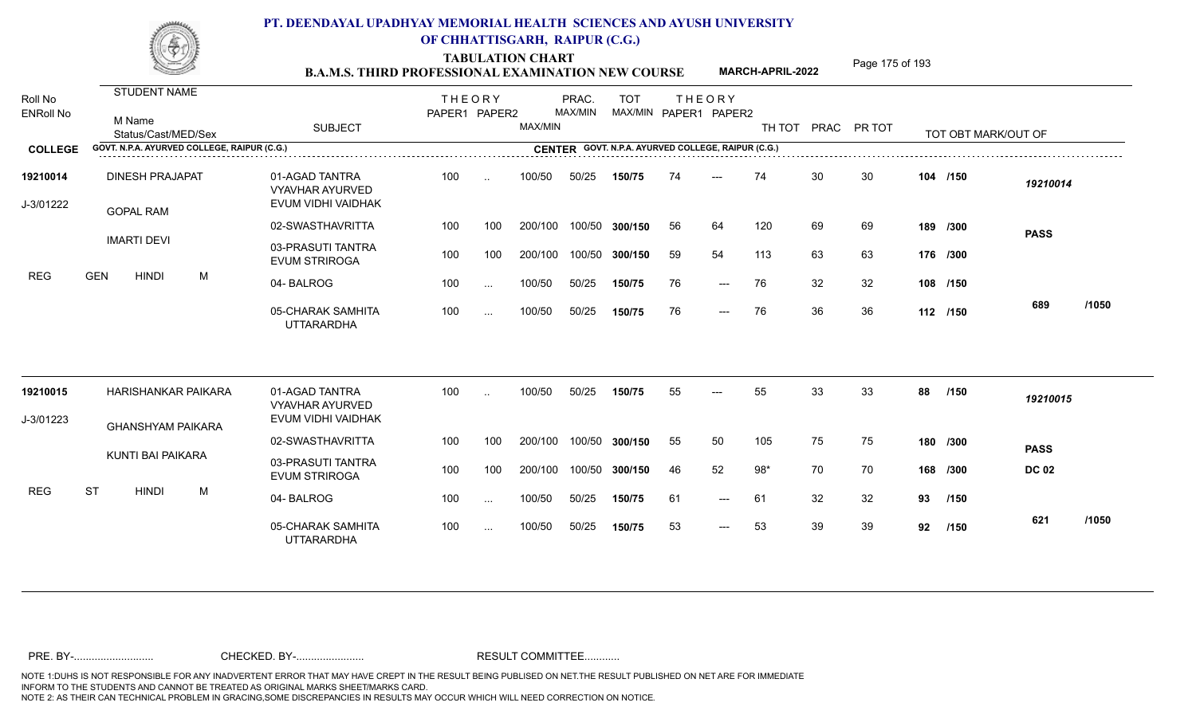# PT. DEENDAYAL UPADHYAY MEMORIAL HEALTH SCIENCES AND AYUSH UNIVERSITY OF CHHATTISGARH, RAIPUR (C.G.)

## TABULATION CHART
## B.A.M.S. THIRD PROFESSIONAL EXAMINATION NEW COURSE

**MARCH-APRIL-2022**

| Roll No / ENRoll No | STUDENT NAME / M Name / Status/Cast/MED/Sex | SUBJECT | THEORY PAPER1 | THEORY PAPER2 | MAX/MIN | PRAC. MAX/MIN | TOT MAX/MIN | THEORY PAPER1 | THEORY PAPER2 | TH TOT | PRAC | PR TOT | TOT OBT MARK/OUT OF | |
|---|---|---|---|---|---|---|---|---|---|---|---|---|---|---|
| **COLLEGE** | GOVT. N.P.A. AYURVED COLLEGE, RAIPUR (C.G.) | | | | | **CENTER** GOVT. N.P.A. AYURVED COLLEGE, RAIPUR (C.G.) | | | | | | | | |
| **19210014** | DINESH PRAJAPAT | 01-AGAD TANTRA VYAVHAR AYURVED EVUM VIDHI VAIDHAK | 100 | .. | 100/50 | 50/25 | **150/75** | 74 | --- | 74 | 30 | 30 | **104 /150** | *19210014* |
| J-3/01222 | GOPAL RAM | 02-SWASTHAVRITTA | 100 | 100 | 200/100 | 100/50 | **300/150** | 56 | 64 | 120 | 69 | 69 | **189 /300** | **PASS** |
| | IMARTI DEVI | 03-PRASUTI TANTRA EVUM STRIROGA | 100 | 100 | 200/100 | 100/50 | **300/150** | 59 | 54 | 113 | 63 | 63 | **176 /300** | |
| REG | GEN HINDI M | 04- BALROG | 100 | ... | 100/50 | 50/25 | **150/75** | 76 | --- | 76 | 32 | 32 | **108 /150** | |
| | | 05-CHARAK SAMHITA UTTARARDHA | 100 | ... | 100/50 | 50/25 | **150/75** | 76 | --- | 76 | 36 | 36 | **112 /150** | **689 /1050** |
| **19210015** | HARISHANKAR PAIKARA | 01-AGAD TANTRA VYAVHAR AYURVED EVUM VIDHI VAIDHAK | 100 | .. | 100/50 | 50/25 | **150/75** | 55 | --- | 55 | 33 | 33 | **88 /150** | *19210015* |
| J-3/01223 | GHANSHYAM PAIKARA | 02-SWASTHAVRITTA | 100 | 100 | 200/100 | 100/50 | **300/150** | 55 | 50 | 105 | 75 | 75 | **180 /300** | **PASS** |
| | KUNTI BAI PAIKARA | 03-PRASUTI TANTRA EVUM STRIROGA | 100 | 100 | 200/100 | 100/50 | **300/150** | 46 | 52 | 98* | 70 | 70 | **168 /300** | **DC 02** |
| REG | ST HINDI M | 04- BALROG | 100 | ... | 100/50 | 50/25 | **150/75** | 61 | --- | 61 | 32 | 32 | **93 /150** | |
| | | 05-CHARAK SAMHITA UTTARARDHA | 100 | ... | 100/50 | 50/25 | **150/75** | 53 | --- | 53 | 39 | 39 | **92 /150** | **621 /1050** |

PRE. BY-.......................... CHECKED. BY-....................... RESULT COMMITTEE...........

NOTE 1:DUHS IS NOT RESPONSIBLE FOR ANY INADVERTENT ERROR THAT MAY HAVE CREPT IN THE RESULT BEING PUBLISED ON NET.THE RESULT PUBLISHED ON NET ARE FOR IMMEDIATE INFORM TO THE STUDENTS AND CANNOT BE TREATED AS ORIGINAL MARKS SHEET/MARKS CARD.
NOTE 2: AS THEIR CAN TECHNICAL PROBLEM IN GRACING,SOME DISCREPANCIES IN RESULTS MAY OCCUR WHICH WILL NEED CORRECTION ON NOTICE.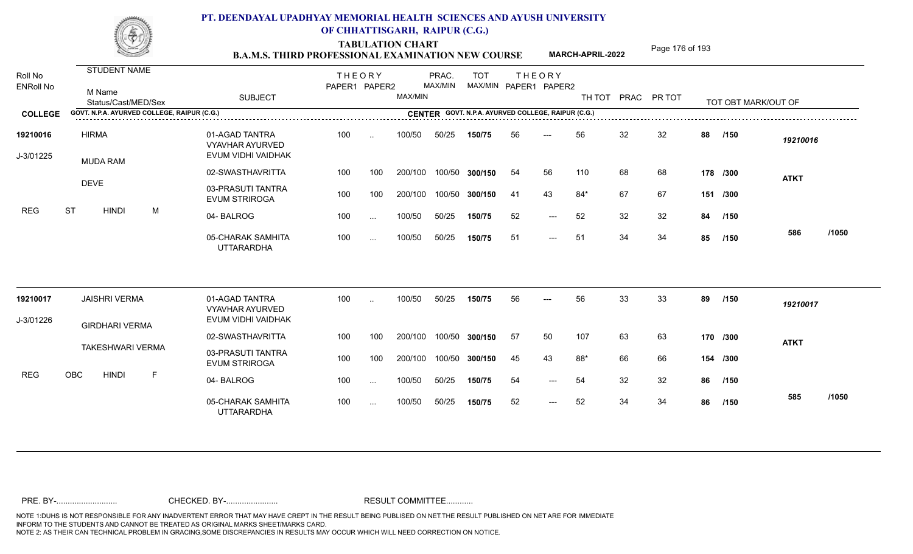# PT. DEENDAYAL UPADHYAY MEMORIAL HEALTH SCIENCES AND AYUSH UNIVERSITY OF CHHATTISGARH, RAIPUR (C.G.)

## TABULATION CHART

### B.A.M.S. THIRD PROFESSIONAL EXAMINATION NEW COURSE

**MARCH-APRIL-2022**

| Roll No / ENRoll No | STUDENT NAME / M Name / Status/Cast/MED/Sex | SUBJECT | THEORY PAPER1 | THEORY PAPER2 | MAX/MIN | PRAC. MAX/MIN | TOT MAX/MIN | THEORY PAPER1 | THEORY PAPER2 | TH TOT | PRAC | PR TOT | TOT OBT MARK/OUT OF | |
|---|---|---|---|---|---|---|---|---|---|---|---|---|---|---|
| **COLLEGE** | GOVT. N.P.A. AYURVED COLLEGE, RAIPUR (C.G.) | | | | | **CENTER** GOVT. N.P.A. AYURVED COLLEGE, RAIPUR (C.G.) | | | | | | | | |
| **19210016** | HIRMA | 01-AGAD TANTRA VYAVHAR AYURVED EVUM VIDHI VAIDHAK | 100 | .. | 100/50 | 50/25 | **150/75** | 56 | --- | 56 | 32 | 32 | **88 /150** | *19210016* |
| J-3/01225 | MUDA RAM | 02-SWASTHAVRITTA | 100 | 100 | 200/100 | 100/50 | **300/150** | 54 | 56 | 110 | 68 | 68 | **178 /300** | **ATKT** |
| | DEVE | 03-PRASUTI TANTRA EVUM STRIROGA | 100 | 100 | 200/100 | 100/50 | **300/150** | 41 | 43 | 84* | 67 | 67 | **151 /300** | |
| REG | ST HINDI M | 04- BALROG | 100 | ... | 100/50 | 50/25 | **150/75** | 52 | --- | 52 | 32 | 32 | **84 /150** | |
| | | 05-CHARAK SAMHITA UTTARARDHA | 100 | ... | 100/50 | 50/25 | **150/75** | 51 | --- | 51 | 34 | 34 | **85 /150** | **586 /1050** |
| **19210017** | JAISHRI VERMA | 01-AGAD TANTRA VYAVHAR AYURVED EVUM VIDHI VAIDHAK | 100 | .. | 100/50 | 50/25 | **150/75** | 56 | --- | 56 | 33 | 33 | **89 /150** | *19210017* |
| J-3/01226 | GIRDHARI VERMA | 02-SWASTHAVRITTA | 100 | 100 | 200/100 | 100/50 | **300/150** | 57 | 50 | 107 | 63 | 63 | **170 /300** | **ATKT** |
| | TAKESHWARI VERMA | 03-PRASUTI TANTRA EVUM STRIROGA | 100 | 100 | 200/100 | 100/50 | **300/150** | 45 | 43 | 88* | 66 | 66 | **154 /300** | |
| REG | OBC HINDI F | 04- BALROG | 100 | ... | 100/50 | 50/25 | **150/75** | 54 | --- | 54 | 32 | 32 | **86 /150** | |
| | | 05-CHARAK SAMHITA UTTARARDHA | 100 | ... | 100/50 | 50/25 | **150/75** | 52 | --- | 52 | 34 | 34 | **86 /150** | **585 /1050** |

PRE. BY-.......................... CHECKED. BY-....................... RESULT COMMITTEE...........

NOTE 1:DUHS IS NOT RESPONSIBLE FOR ANY INADVERTENT ERROR THAT MAY HAVE CREPT IN THE RESULT BEING PUBLISED ON NET.THE RESULT PUBLISHED ON NET ARE FOR IMMEDIATE INFORM TO THE STUDENTS AND CANNOT BE TREATED AS ORIGINAL MARKS SHEET/MARKS CARD.
NOTE 2: AS THEIR CAN TECHNICAL PROBLEM IN GRACING,SOME DISCREPANCIES IN RESULTS MAY OCCUR WHICH WILL NEED CORRECTION ON NOTICE.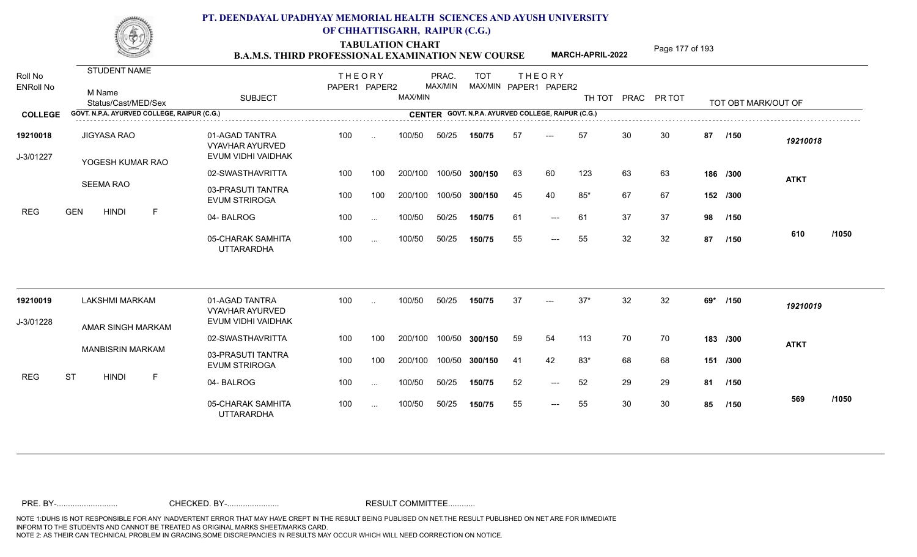# PT. DEENDAYAL UPADHYAY MEMORIAL HEALTH SCIENCES AND AYUSH UNIVERSITY OF CHHATTISGARH, RAIPUR (C.G.)

## TABULATION CHART
### B.A.M.S. THIRD PROFESSIONAL EXAMINATION NEW COURSE — MARCH-APRIL-2022

| Roll No / ENRoll No | STUDENT NAME / M Name / Status/Cast/MED/Sex | SUBJECT | THEORY PAPER1 | THEORY PAPER2 | MAX/MIN | PRAC. MAX/MIN | TOT MAX/MIN | THEORY PAPER1 | THEORY PAPER2 | TH TOT | PRAC | PR TOT | TOT OBT MARK/OUT OF | |
|---|---|---|---|---|---|---|---|---|---|---|---|---|---|---|
| **COLLEGE** | GOVT. N.P.A. AYURVED COLLEGE, RAIPUR (C.G.) | | | | | | | | | | | | | CENTER GOVT. N.P.A. AYURVED COLLEGE, RAIPUR (C.G.) |
| 19210018 | JIGYASA RAO | 01-AGAD TANTRA VYAVHAR AYURVED EVUM VIDHI VAIDHAK | 100 | .. | 100/50 | 50/25 | 150/75 | 57 | --- | 57 | 30 | 30 | 87 /150 | 19210018 |
| J-3/01227 | YOGESH KUMAR RAO | 02-SWASTHAVRITTA | 100 | 100 | 200/100 | 100/50 | 300/150 | 63 | 60 | 123 | 63 | 63 | 186 /300 | ATKT |
| | SEEMA RAO | 03-PRASUTI TANTRA EVUM STRIROGA | 100 | 100 | 200/100 | 100/50 | 300/150 | 45 | 40 | 85* | 67 | 67 | 152 /300 | |
| REG | GEN HINDI F | 04- BALROG | 100 | ... | 100/50 | 50/25 | 150/75 | 61 | --- | 61 | 37 | 37 | 98 /150 | |
| | | 05-CHARAK SAMHITA UTTARARDHA | 100 | ... | 100/50 | 50/25 | 150/75 | 55 | --- | 55 | 32 | 32 | 87 /150 | 610 /1050 |
| 19210019 | LAKSHMI MARKAM | 01-AGAD TANTRA VYAVHAR AYURVED EVUM VIDHI VAIDHAK | 100 | .. | 100/50 | 50/25 | 150/75 | 37 | --- | 37* | 32 | 32 | 69* /150 | 19210019 |
| J-3/01228 | AMAR SINGH MARKAM | 02-SWASTHAVRITTA | 100 | 100 | 200/100 | 100/50 | 300/150 | 59 | 54 | 113 | 70 | 70 | 183 /300 | ATKT |
| | MANBISRIN MARKAM | 03-PRASUTI TANTRA EVUM STRIROGA | 100 | 100 | 200/100 | 100/50 | 300/150 | 41 | 42 | 83* | 68 | 68 | 151 /300 | |
| REG | ST HINDI F | 04- BALROG | 100 | ... | 100/50 | 50/25 | 150/75 | 52 | --- | 52 | 29 | 29 | 81 /150 | |
| | | 05-CHARAK SAMHITA UTTARARDHA | 100 | ... | 100/50 | 50/25 | 150/75 | 55 | --- | 55 | 30 | 30 | 85 /150 | 569 /1050 |

PRE. BY-.......................... CHECKED. BY-....................... RESULT COMMITTEE...........

NOTE 1:DUHS IS NOT RESPONSIBLE FOR ANY INADVERTENT ERROR THAT MAY HAVE CREPT IN THE RESULT BEING PUBLISED ON NET.THE RESULT PUBLISHED ON NET ARE FOR IMMEDIATE INFORM TO THE STUDENTS AND CANNOT BE TREATED AS ORIGINAL MARKS SHEET/MARKS CARD.
NOTE 2: AS THEIR CAN TECHNICAL PROBLEM IN GRACING,SOME DISCREPANCIES IN RESULTS MAY OCCUR WHICH WILL NEED CORRECTION ON NOTICE.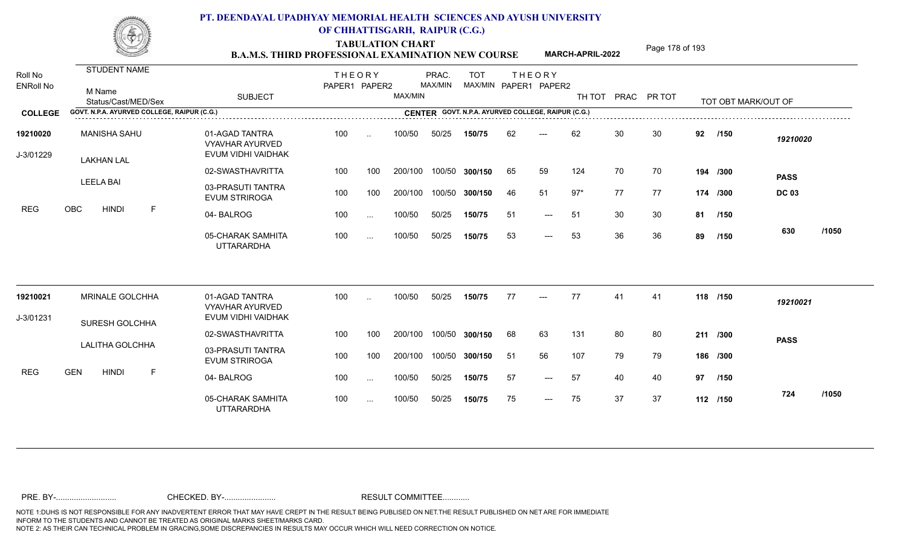# PT. DEENDAYAL UPADHYAY MEMORIAL HEALTH SCIENCES AND AYUSH UNIVERSITY OF CHHATTISGARH, RAIPUR (C.G.)

## TABULATION CHART
### B.A.M.S. THIRD PROFESSIONAL EXAMINATION NEW COURSE — MARCH-APRIL-2022

**COLLEGE:** GOVT. N.P.A. AYURVED COLLEGE, RAIPUR (C.G.) — **CENTER:** GOVT. N.P.A. AYURVED COLLEGE, RAIPUR (C.G.)

| Roll No / ENRoll No | Student Name / M Name / Status/Cast/MED/Sex | Subject | THEORY PAPER1 | THEORY PAPER2 | MAX/MIN | PRAC. MAX/MIN | TOT MAX/MIN | THEORY PAPER1 | THEORY PAPER2 | TH TOT | PRAC | PR TOT | TOT OBT MARK/OUT OF | |
|---|---|---|---|---|---|---|---|---|---|---|---|---|---|---|
| 19210020 | MANISHA SAHU | 01-AGAD TANTRA VYAVHAR AYURVED EVUM VIDHI VAIDHAK | 100 | .. | 100/50 | 50/25 | 150/75 | 62 | --- | 62 | 30 | 30 | 92 /150 | 19210020 |
| J-3/01229 | LAKHAN LAL | 02-SWASTHAVRITTA | 100 | 100 | 200/100 | 100/50 | 300/150 | 65 | 59 | 124 | 70 | 70 | 194 /300 | PASS |
| | LEELA BAI | 03-PRASUTI TANTRA EVUM STRIROGA | 100 | 100 | 200/100 | 100/50 | 300/150 | 46 | 51 | 97* | 77 | 77 | 174 /300 | DC 03 |
| | REG OBC HINDI F | 04- BALROG | 100 | ... | 100/50 | 50/25 | 150/75 | 51 | --- | 51 | 30 | 30 | 81 /150 | |
| | | 05-CHARAK SAMHITA UTTARARDHA | 100 | ... | 100/50 | 50/25 | 150/75 | 53 | --- | 53 | 36 | 36 | 89 /150 | 630 /1050 |
| 19210021 | MRINALE GOLCHHA | 01-AGAD TANTRA VYAVHAR AYURVED EVUM VIDHI VAIDHAK | 100 | .. | 100/50 | 50/25 | 150/75 | 77 | --- | 77 | 41 | 41 | 118 /150 | 19210021 |
| J-3/01231 | SURESH GOLCHHA | 02-SWASTHAVRITTA | 100 | 100 | 200/100 | 100/50 | 300/150 | 68 | 63 | 131 | 80 | 80 | 211 /300 | PASS |
| | LALITHA GOLCHHA | 03-PRASUTI TANTRA EVUM STRIROGA | 100 | 100 | 200/100 | 100/50 | 300/150 | 51 | 56 | 107 | 79 | 79 | 186 /300 | |
| | REG GEN HINDI F | 04- BALROG | 100 | ... | 100/50 | 50/25 | 150/75 | 57 | --- | 57 | 40 | 40 | 97 /150 | |
| | | 05-CHARAK SAMHITA UTTARARDHA | 100 | ... | 100/50 | 50/25 | 150/75 | 75 | --- | 75 | 37 | 37 | 112 /150 | 724 /1050 |

PRE. BY-.......................... CHECKED. BY-...................... RESULT COMMITTEE...........

NOTE 1:DUHS IS NOT RESPONSIBLE FOR ANY INADVERTENT ERROR THAT MAY HAVE CREPT IN THE RESULT BEING PUBLISED ON NET.THE RESULT PUBLISHED ON NET ARE FOR IMMEDIATE INFORM TO THE STUDENTS AND CANNOT BE TREATED AS ORIGINAL MARKS SHEET/MARKS CARD.
NOTE 2: AS THEIR CAN TECHNICAL PROBLEM IN GRACING,SOME DISCREPANCIES IN RESULTS MAY OCCUR WHICH WILL NEED CORRECTION ON NOTICE.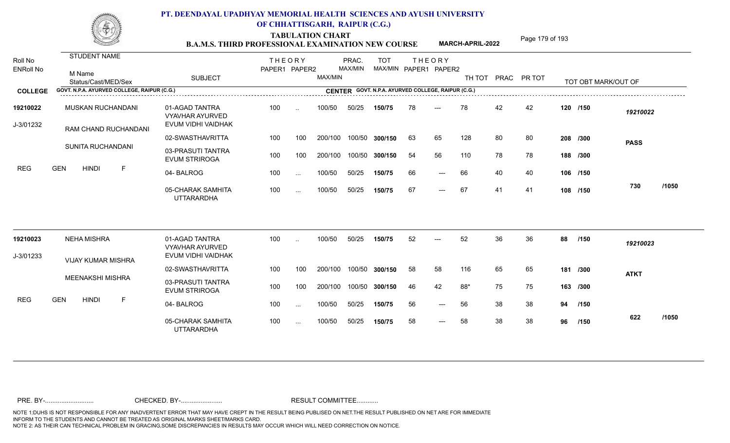# PT. DEENDAYAL UPADHYAY MEMORIAL HEALTH SCIENCES AND AYUSH UNIVERSITY OF CHHATTISGARH, RAIPUR (C.G.)

## TABULATION CHART
### B.A.M.S. THIRD PROFESSIONAL EXAMINATION NEW COURSE — MARCH-APRIL-2022

COLLEGE: GOVT. N.P.A. AYURVED COLLEGE, RAIPUR (C.G.) — CENTER: GOVT. N.P.A. AYURVED COLLEGE, RAIPUR (C.G.)

| Roll No / ENRoll No | STUDENT NAME / M Name / Status/Cast/MED/Sex | SUBJECT | THEORY PAPER1 | THEORY PAPER2 | MAX/MIN | PRAC. MAX/MIN | TOT MAX/MIN | THEORY PAPER1 | THEORY PAPER2 | TH TOT | PRAC | PR TOT | TOT OBT MARK/OUT OF | |
|---|---|---|---|---|---|---|---|---|---|---|---|---|---|---|
| 19210022 | MUSKAN RUCHANDANI | 01-AGAD TANTRA VYAVHAR AYURVED EVUM VIDHI VAIDHAK | 100 | .. | 100/50 | 50/25 | 150/75 | 78 | --- | 78 | 42 | 42 | 120 /150 | 19210022 |
| J-3/01232 | RAM CHAND RUCHANDANI | 02-SWASTHAVRITTA | 100 | 100 | 200/100 | 100/50 | 300/150 | 63 | 65 | 128 | 80 | 80 | 208 /300 | PASS |
| | SUNITA RUCHANDANI | 03-PRASUTI TANTRA EVUM STRIROGA | 100 | 100 | 200/100 | 100/50 | 300/150 | 54 | 56 | 110 | 78 | 78 | 188 /300 | |
| REG | GEN HINDI F | 04- BALROG | 100 | ... | 100/50 | 50/25 | 150/75 | 66 | --- | 66 | 40 | 40 | 106 /150 | |
| | | 05-CHARAK SAMHITA UTTARARDHA | 100 | ... | 100/50 | 50/25 | 150/75 | 67 | --- | 67 | 41 | 41 | 108 /150 | 730 /1050 |
| 19210023 | NEHA MISHRA | 01-AGAD TANTRA VYAVHAR AYURVED EVUM VIDHI VAIDHAK | 100 | .. | 100/50 | 50/25 | 150/75 | 52 | --- | 52 | 36 | 36 | 88 /150 | 19210023 |
| J-3/01233 | VIJAY KUMAR MISHRA | 02-SWASTHAVRITTA | 100 | 100 | 200/100 | 100/50 | 300/150 | 58 | 58 | 116 | 65 | 65 | 181 /300 | ATKT |
| | MEENAKSHI MISHRA | 03-PRASUTI TANTRA EVUM STRIROGA | 100 | 100 | 200/100 | 100/50 | 300/150 | 46 | 42 | 88* | 75 | 75 | 163 /300 | |
| REG | GEN HINDI F | 04- BALROG | 100 | ... | 100/50 | 50/25 | 150/75 | 56 | --- | 56 | 38 | 38 | 94 /150 | |
| | | 05-CHARAK SAMHITA UTTARARDHA | 100 | ... | 100/50 | 50/25 | 150/75 | 58 | --- | 58 | 38 | 38 | 96 /150 | 622 /1050 |

PRE. BY-.......................... CHECKED. BY-....................... RESULT COMMITTEE...........

NOTE 1:DUHS IS NOT RESPONSIBLE FOR ANY INADVERTENT ERROR THAT MAY HAVE CREPT IN THE RESULT BEING PUBLISED ON NET.THE RESULT PUBLISHED ON NET ARE FOR IMMEDIATE INFORM TO THE STUDENTS AND CANNOT BE TREATED AS ORIGINAL MARKS SHEET/MARKS CARD.
NOTE 2: AS THEIR CAN TECHNICAL PROBLEM IN GRACING,SOME DISCREPANCIES IN RESULTS MAY OCCUR WHICH WILL NEED CORRECTION ON NOTICE.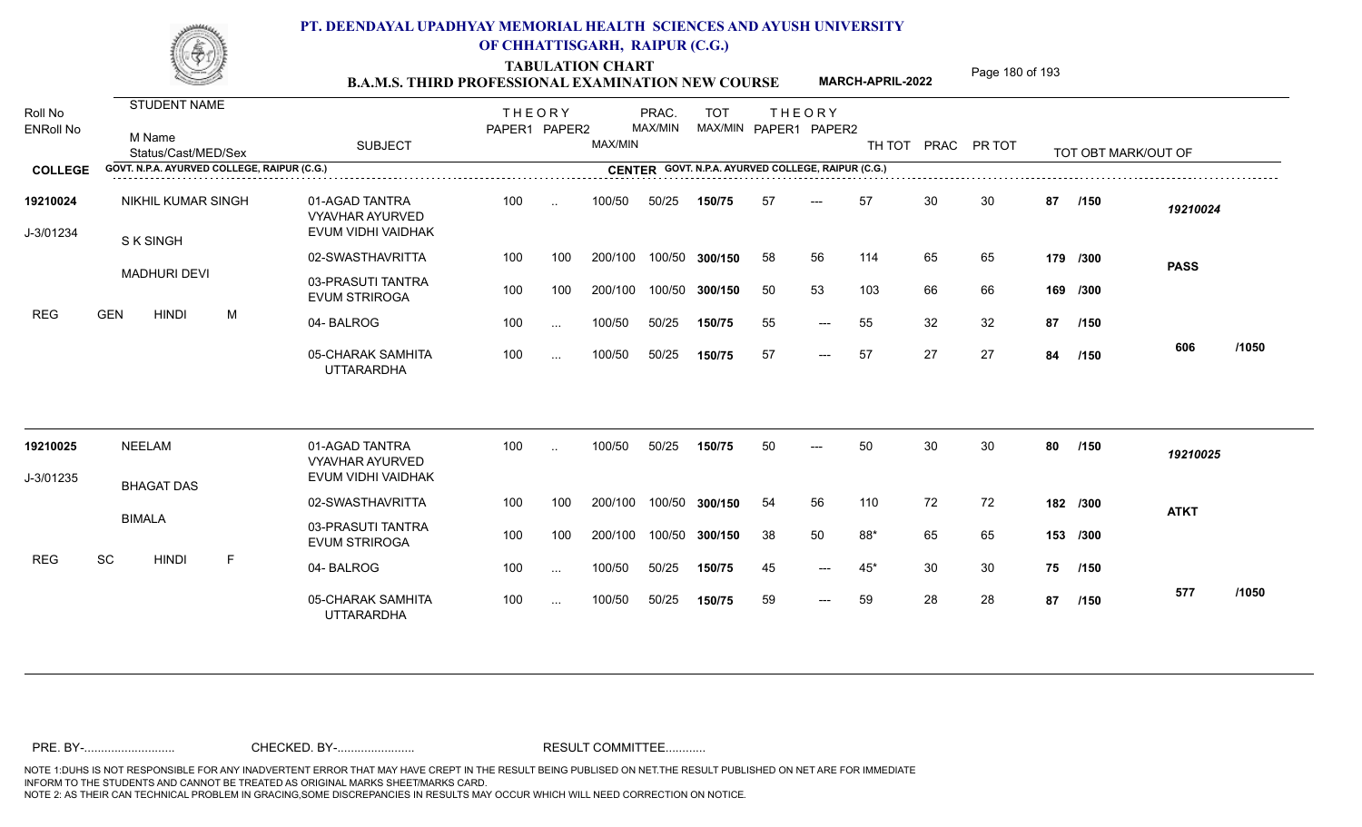# PT. DEENDAYAL UPADHYAY MEMORIAL HEALTH SCIENCES AND AYUSH UNIVERSITY OF CHHATTISGARH, RAIPUR (C.G.)

## TABULATION CHART
## B.A.M.S. THIRD PROFESSIONAL EXAMINATION NEW COURSE

**MARCH-APRIL-2022**

| Roll No / ENRoll No | STUDENT NAME / M Name / Status/Cast/MED/Sex | SUBJECT | THEORY PAPER1 | THEORY PAPER2 | MAX/MIN | PRAC. MAX/MIN | TOT MAX/MIN | THEORY PAPER1 | THEORY PAPER2 | TH TOT | PRAC | PR TOT | TOT OBT MARK/OUT OF | |
|---|---|---|---|---|---|---|---|---|---|---|---|---|---|---|
| **COLLEGE** | GOVT. N.P.A. AYURVED COLLEGE, RAIPUR (C.G.) | **CENTER** GOVT. N.P.A. AYURVED COLLEGE, RAIPUR (C.G.) | | | | | | | | | | | | |
| **19210024** | NIKHIL KUMAR SINGH | 01-AGAD TANTRA VYAVHAR AYURVED EVUM VIDHI VAIDHAK | 100 | .. | 100/50 | 50/25 | **150/75** | 57 | --- | 57 | 30 | 30 | **87 /150** | *19210024* |
| J-3/01234 | S K SINGH | 02-SWASTHAVRITTA | 100 | 100 | 200/100 | 100/50 | **300/150** | 58 | 56 | 114 | 65 | 65 | **179 /300** | **PASS** |
| | MADHURI DEVI | 03-PRASUTI TANTRA EVUM STRIROGA | 100 | 100 | 200/100 | 100/50 | **300/150** | 50 | 53 | 103 | 66 | 66 | **169 /300** | |
| REG | GEN HINDI M | 04- BALROG | 100 | ... | 100/50 | 50/25 | **150/75** | 55 | --- | 55 | 32 | 32 | **87 /150** | |
| | | 05-CHARAK SAMHITA UTTARARDHA | 100 | ... | 100/50 | 50/25 | **150/75** | 57 | --- | 57 | 27 | 27 | **84 /150** | **606 /1050** |
| **19210025** | NEELAM | 01-AGAD TANTRA VYAVHAR AYURVED EVUM VIDHI VAIDHAK | 100 | .. | 100/50 | 50/25 | **150/75** | 50 | --- | 50 | 30 | 30 | **80 /150** | *19210025* |
| J-3/01235 | BHAGAT DAS | 02-SWASTHAVRITTA | 100 | 100 | 200/100 | 100/50 | **300/150** | 54 | 56 | 110 | 72 | 72 | **182 /300** | **ATKT** |
| | BIMALA | 03-PRASUTI TANTRA EVUM STRIROGA | 100 | 100 | 200/100 | 100/50 | **300/150** | 38 | 50 | 88* | 65 | 65 | **153 /300** | |
| REG | SC HINDI F | 04- BALROG | 100 | ... | 100/50 | 50/25 | **150/75** | 45 | --- | 45* | 30 | 30 | **75 /150** | |
| | | 05-CHARAK SAMHITA UTTARARDHA | 100 | ... | 100/50 | 50/25 | **150/75** | 59 | --- | 59 | 28 | 28 | **87 /150** | **577 /1050** |

PRE. BY-.......................... CHECKED. BY-....................... RESULT COMMITTEE...........

NOTE 1:DUHS IS NOT RESPONSIBLE FOR ANY INADVERTENT ERROR THAT MAY HAVE CREPT IN THE RESULT BEING PUBLISED ON NET.THE RESULT PUBLISHED ON NET ARE FOR IMMEDIATE INFORM TO THE STUDENTS AND CANNOT BE TREATED AS ORIGINAL MARKS SHEET/MARKS CARD.
NOTE 2: AS THEIR CAN TECHNICAL PROBLEM IN GRACING,SOME DISCREPANCIES IN RESULTS MAY OCCUR WHICH WILL NEED CORRECTION ON NOTICE.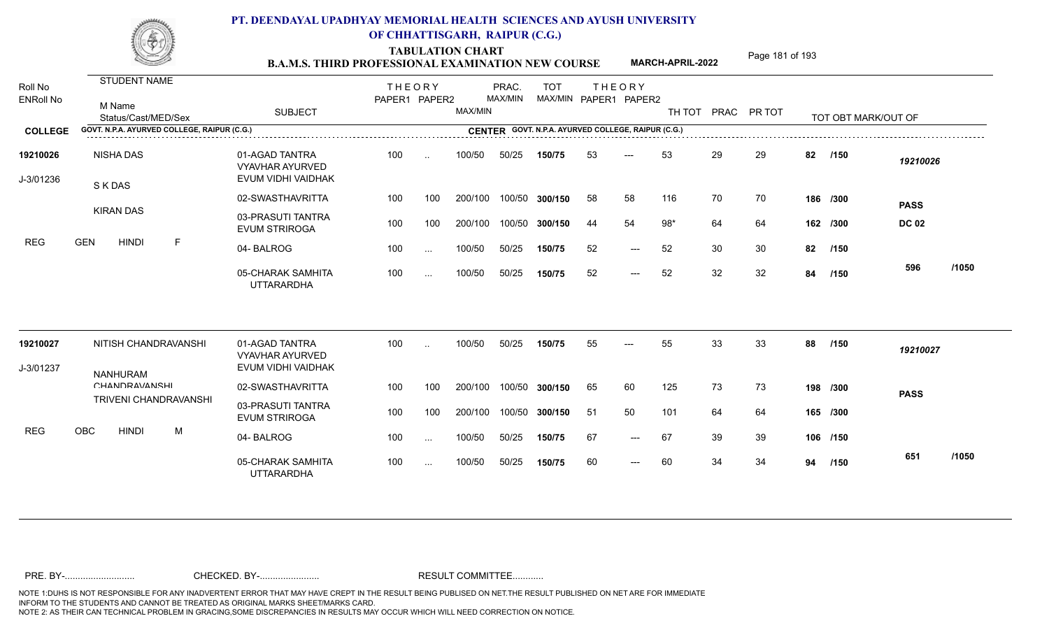# PT. DEENDAYAL UPADHYAY MEMORIAL HEALTH SCIENCES AND AYUSH UNIVERSITY OF CHHATTISGARH, RAIPUR (C.G.)

## TABULATION CHART
### B.A.M.S. THIRD PROFESSIONAL EXAMINATION NEW COURSE — MARCH-APRIL-2022

| Roll No / ENRoll No | STUDENT NAME / M Name / Status/Cast/MED/Sex | SUBJECT | THEORY PAPER1 | THEORY PAPER2 | MAX/MIN | PRAC. MAX/MIN | TOT MAX/MIN | THEORY PAPER1 | THEORY PAPER2 | TH TOT | PRAC | PR TOT | TOT OBT MARK/OUT OF | |
|---|---|---|---|---|---|---|---|---|---|---|---|---|---|---|
| **COLLEGE** GOVT. N.P.A. AYURVED COLLEGE, RAIPUR (C.G.) | | **CENTER** GOVT. N.P.A. AYURVED COLLEGE, RAIPUR (C.G.) | | | | | | | | | | | | |
| 19210026 | NISHA DAS | 01-AGAD TANTRA VYAVHAR AYURVED EVUM VIDHI VAIDHAK | 100 | .. | 100/50 | 50/25 | 150/75 | 53 | --- | 53 | 29 | 29 | 82 /150 | 19210026 |
| J-3/01236 | S K DAS | 02-SWASTHAVRITTA | 100 | 100 | 200/100 | 100/50 | 300/150 | 58 | 58 | 116 | 70 | 70 | 186 /300 | PASS |
| | KIRAN DAS | 03-PRASUTI TANTRA EVUM STRIROGA | 100 | 100 | 200/100 | 100/50 | 300/150 | 44 | 54 | 98* | 64 | 64 | 162 /300 | DC 02 |
| REG | GEN HINDI F | 04- BALROG | 100 | ... | 100/50 | 50/25 | 150/75 | 52 | --- | 52 | 30 | 30 | 82 /150 | |
| | | 05-CHARAK SAMHITA UTTARARDHA | 100 | ... | 100/50 | 50/25 | 150/75 | 52 | --- | 52 | 32 | 32 | 84 /150 | 596 /1050 |
| 19210027 | NITISH CHANDRAVANSHI | 01-AGAD TANTRA VYAVHAR AYURVED EVUM VIDHI VAIDHAK | 100 | .. | 100/50 | 50/25 | 150/75 | 55 | --- | 55 | 33 | 33 | 88 /150 | 19210027 |
| J-3/01237 | NANHURAM CHANDRAVANSHI | 02-SWASTHAVRITTA | 100 | 100 | 200/100 | 100/50 | 300/150 | 65 | 60 | 125 | 73 | 73 | 198 /300 | PASS |
| | TRIVENI CHANDRAVANSHI | 03-PRASUTI TANTRA EVUM STRIROGA | 100 | 100 | 200/100 | 100/50 | 300/150 | 51 | 50 | 101 | 64 | 64 | 165 /300 | |
| REG | OBC HINDI M | 04- BALROG | 100 | ... | 100/50 | 50/25 | 150/75 | 67 | --- | 67 | 39 | 39 | 106 /150 | |
| | | 05-CHARAK SAMHITA UTTARARDHA | 100 | ... | 100/50 | 50/25 | 150/75 | 60 | --- | 60 | 34 | 34 | 94 /150 | 651 /1050 |

PRE. BY-.......................... CHECKED. BY-....................... RESULT COMMITTEE...........

NOTE 1:DUHS IS NOT RESPONSIBLE FOR ANY INADVERTENT ERROR THAT MAY HAVE CREPT IN THE RESULT BEING PUBLISED ON NET.THE RESULT PUBLISHED ON NET ARE FOR IMMEDIATE INFORM TO THE STUDENTS AND CANNOT BE TREATED AS ORIGINAL MARKS SHEET/MARKS CARD.
NOTE 2: AS THEIR CAN TECHNICAL PROBLEM IN GRACING,SOME DISCREPANCIES IN RESULTS MAY OCCUR WHICH WILL NEED CORRECTION ON NOTICE.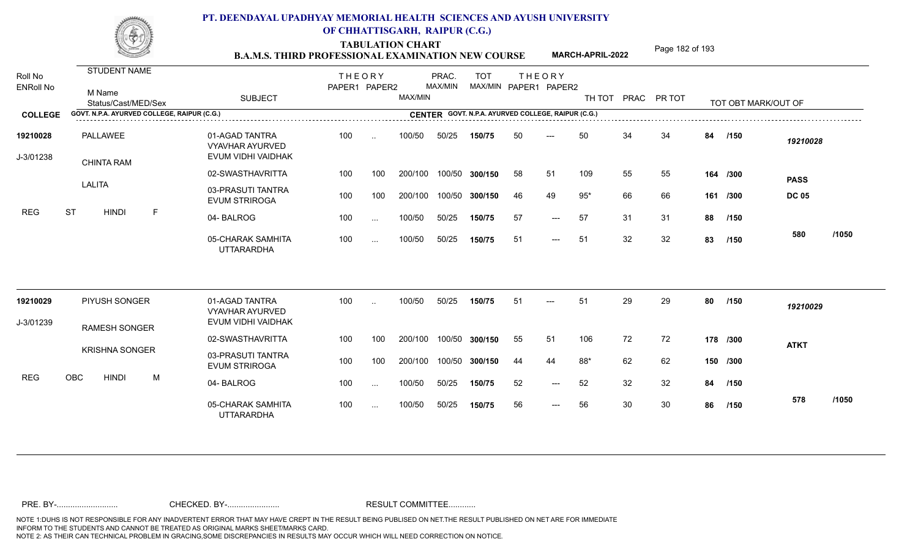# PT. DEENDAYAL UPADHYAY MEMORIAL HEALTH SCIENCES AND AYUSH UNIVERSITY OF CHHATTISGARH, RAIPUR (C.G.)

## TABULATION CHART
### B.A.M.S. THIRD PROFESSIONAL EXAMINATION NEW COURSE — MARCH-APRIL-2022

| Roll No / ENRoll No | STUDENT NAME / M Name / Status/Cast/MED/Sex | SUBJECT | THEORY PAPER1 | THEORY PAPER2 | MAX/MIN | PRAC. MAX/MIN | TOT MAX/MIN | THEORY PAPER1 | THEORY PAPER2 | TH TOT | PRAC | PR TOT | TOT OBT MARK/OUT OF | |
|---|---|---|---|---|---|---|---|---|---|---|---|---|---|---|
| **COLLEGE** GOVT. N.P.A. AYURVED COLLEGE, RAIPUR (C.G.) | | **CENTER** GOVT. N.P.A. AYURVED COLLEGE, RAIPUR (C.G.) | | | | | | | | | | | | |
| **19210028** | PALLAWEE | 01-AGAD TANTRA VYAVHAR AYURVED EVUM VIDHI VAIDHAK | 100 | .. | 100/50 | 50/25 | **150/75** | 50 | --- | 50 | 34 | 34 | **84 /150** | *19210028* |
| J-3/01238 | CHINTA RAM | 02-SWASTHAVRITTA | 100 | 100 | 200/100 | 100/50 | **300/150** | 58 | 51 | 109 | 55 | 55 | **164 /300** | **PASS** |
| | LALITA | 03-PRASUTI TANTRA EVUM STRIROGA | 100 | 100 | 200/100 | 100/50 | **300/150** | 46 | 49 | 95* | 66 | 66 | **161 /300** | **DC 05** |
| REG | ST HINDI F | 04- BALROG | 100 | ... | 100/50 | 50/25 | **150/75** | 57 | --- | 57 | 31 | 31 | **88 /150** | |
| | | 05-CHARAK SAMHITA UTTARARDHA | 100 | ... | 100/50 | 50/25 | **150/75** | 51 | --- | 51 | 32 | 32 | **83 /150** | **580 /1050** |
| **19210029** | PIYUSH SONGER | 01-AGAD TANTRA VYAVHAR AYURVED EVUM VIDHI VAIDHAK | 100 | .. | 100/50 | 50/25 | **150/75** | 51 | --- | 51 | 29 | 29 | **80 /150** | *19210029* |
| J-3/01239 | RAMESH SONGER | 02-SWASTHAVRITTA | 100 | 100 | 200/100 | 100/50 | **300/150** | 55 | 51 | 106 | 72 | 72 | **178 /300** | **ATKT** |
| | KRISHNA SONGER | 03-PRASUTI TANTRA EVUM STRIROGA | 100 | 100 | 200/100 | 100/50 | **300/150** | 44 | 44 | 88* | 62 | 62 | **150 /300** | |
| REG | OBC HINDI M | 04- BALROG | 100 | ... | 100/50 | 50/25 | **150/75** | 52 | --- | 52 | 32 | 32 | **84 /150** | |
| | | 05-CHARAK SAMHITA UTTARARDHA | 100 | ... | 100/50 | 50/25 | **150/75** | 56 | --- | 56 | 30 | 30 | **86 /150** | **578 /1050** |

PRE. BY-.......................... CHECKED. BY-...................... RESULT COMMITTEE...........

NOTE 1:DUHS IS NOT RESPONSIBLE FOR ANY INADVERTENT ERROR THAT MAY HAVE CREPT IN THE RESULT BEING PUBLISED ON NET.THE RESULT PUBLISHED ON NET ARE FOR IMMEDIATE INFORM TO THE STUDENTS AND CANNOT BE TREATED AS ORIGINAL MARKS SHEET/MARKS CARD.
NOTE 2: AS THEIR CAN TECHNICAL PROBLEM IN GRACING,SOME DISCREPANCIES IN RESULTS MAY OCCUR WHICH WILL NEED CORRECTION ON NOTICE.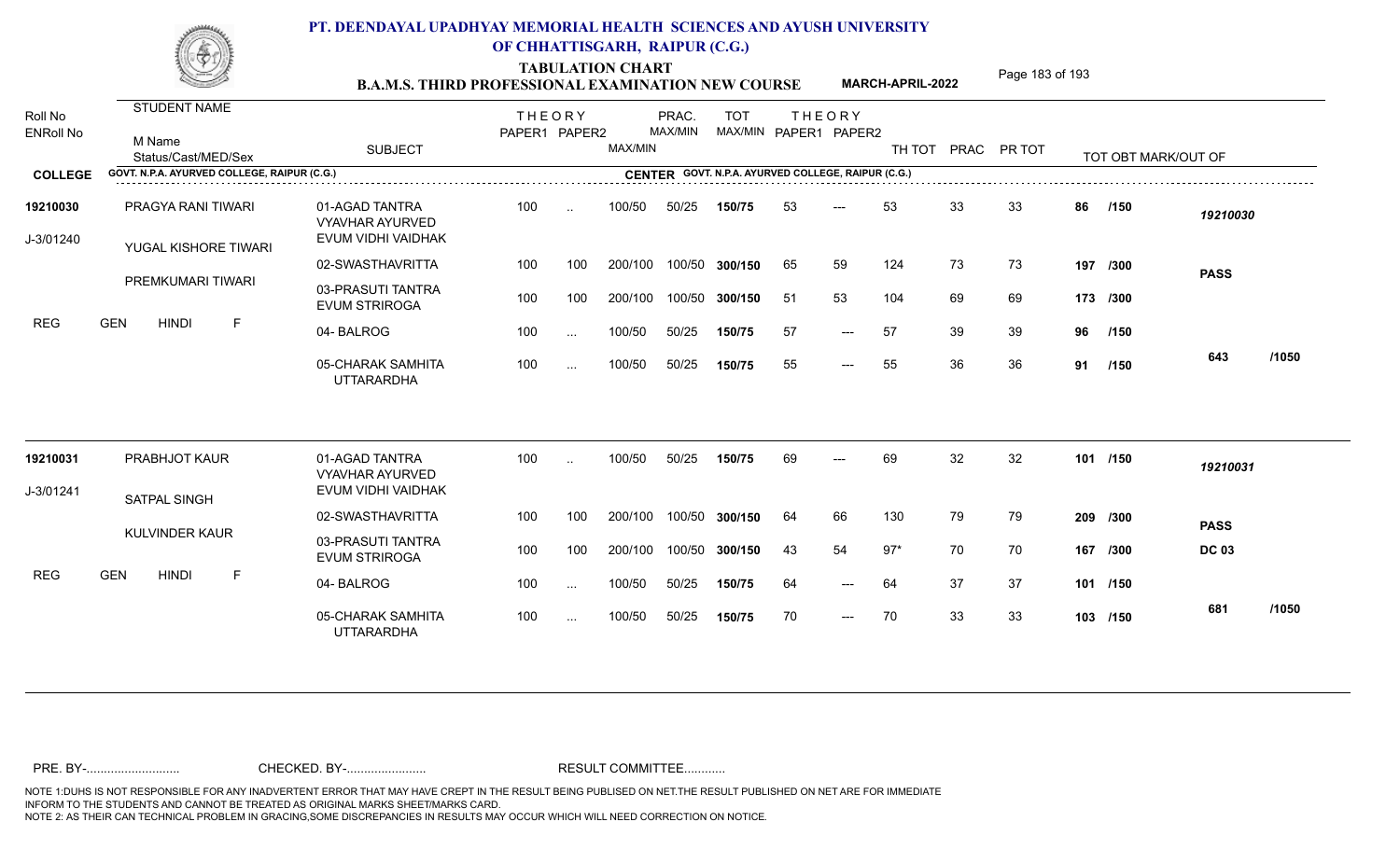# PT. DEENDAYAL UPADHYAY MEMORIAL HEALTH SCIENCES AND AYUSH UNIVERSITY OF CHHATTISGARH, RAIPUR (C.G.)

## TABULATION CHART

## B.A.M.S. THIRD PROFESSIONAL EXAMINATION NEW COURSE — MARCH-APRIL-2022

| Roll No / ENRoll No | STUDENT NAME / M Name / Status/Cast/MED/Sex | SUBJECT | THEORY PAPER1 | THEORY PAPER2 | MAX/MIN | PRAC. MAX/MIN | TOT MAX/MIN | THEORY PAPER1 | THEORY PAPER2 | TH TOT | PRAC | PR TOT | TOT OBT MARK/OUT OF | |
|---|---|---|---|---|---|---|---|---|---|---|---|---|---|---|
| **COLLEGE** GOVT. N.P.A. AYURVED COLLEGE, RAIPUR (C.G.) | | **CENTER** GOVT. N.P.A. AYURVED COLLEGE, RAIPUR (C.G.) | | | | | | | | | | | | |
| 19210030 | PRAGYA RANI TIWARI | 01-AGAD TANTRA VYAVHAR AYURVED EVUM VIDHI VAIDHAK | 100 | .. | 100/50 | 50/25 | 150/75 | 53 | --- | 53 | 33 | 33 | 86 /150 | 19210030 |
| J-3/01240 | YUGAL KISHORE TIWARI | 02-SWASTHAVRITTA | 100 | 100 | 200/100 | 100/50 | 300/150 | 65 | 59 | 124 | 73 | 73 | 197 /300 | PASS |
| | PREMKUMARI TIWARI | 03-PRASUTI TANTRA EVUM STRIROGA | 100 | 100 | 200/100 | 100/50 | 300/150 | 51 | 53 | 104 | 69 | 69 | 173 /300 | |
| REG | GEN HINDI F | 04- BALROG | 100 | ... | 100/50 | 50/25 | 150/75 | 57 | --- | 57 | 39 | 39 | 96 /150 | |
| | | 05-CHARAK SAMHITA UTTARARDHA | 100 | ... | 100/50 | 50/25 | 150/75 | 55 | --- | 55 | 36 | 36 | 91 /150 | 643 /1050 |
| 19210031 | PRABHJOT KAUR | 01-AGAD TANTRA VYAVHAR AYURVED EVUM VIDHI VAIDHAK | 100 | .. | 100/50 | 50/25 | 150/75 | 69 | --- | 69 | 32 | 32 | 101 /150 | 19210031 |
| J-3/01241 | SATPAL SINGH | 02-SWASTHAVRITTA | 100 | 100 | 200/100 | 100/50 | 300/150 | 64 | 66 | 130 | 79 | 79 | 209 /300 | PASS |
| | KULVINDER KAUR | 03-PRASUTI TANTRA EVUM STRIROGA | 100 | 100 | 200/100 | 100/50 | 300/150 | 43 | 54 | 97* | 70 | 70 | 167 /300 | DC 03 |
| REG | GEN HINDI F | 04- BALROG | 100 | ... | 100/50 | 50/25 | 150/75 | 64 | --- | 64 | 37 | 37 | 101 /150 | |
| | | 05-CHARAK SAMHITA UTTARARDHA | 100 | ... | 100/50 | 50/25 | 150/75 | 70 | --- | 70 | 33 | 33 | 103 /150 | 681 /1050 |

PRE. BY-.......................... CHECKED. BY-....................... RESULT COMMITTEE...........

NOTE 1:DUHS IS NOT RESPONSIBLE FOR ANY INADVERTENT ERROR THAT MAY HAVE CREPT IN THE RESULT BEING PUBLISED ON NET.THE RESULT PUBLISHED ON NET ARE FOR IMMEDIATE INFORM TO THE STUDENTS AND CANNOT BE TREATED AS ORIGINAL MARKS SHEET/MARKS CARD.
NOTE 2: AS THEIR CAN TECHNICAL PROBLEM IN GRACING,SOME DISCREPANCIES IN RESULTS MAY OCCUR WHICH WILL NEED CORRECTION ON NOTICE.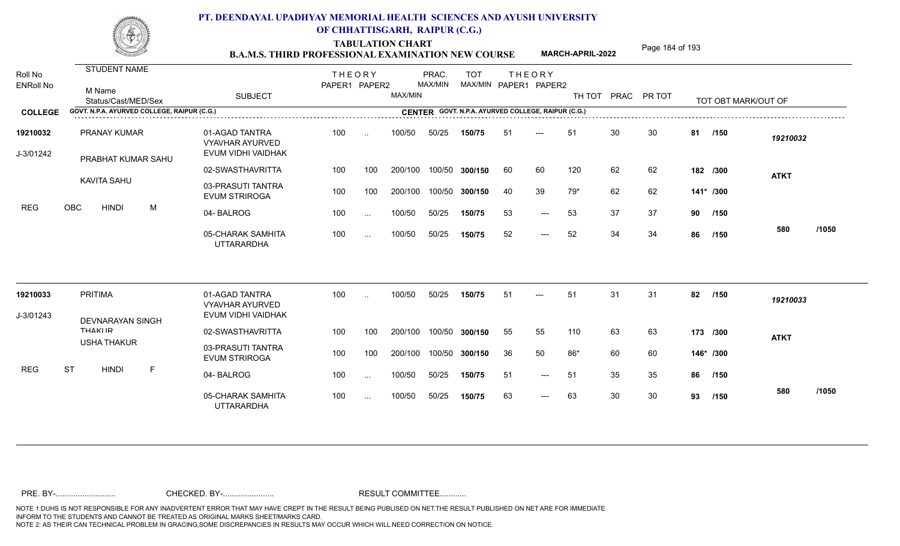# PT. DEENDAYAL UPADHYAY MEMORIAL HEALTH SCIENCES AND AYUSH UNIVERSITY OF CHHATTISGARH, RAIPUR (C.G.)

## TABULATION CHART

### B.A.M.S. THIRD PROFESSIONAL EXAMINATION NEW COURSE — MARCH-APRIL-2022

| Roll No / ENRoll No | STUDENT NAME / M Name / Status/Cast/MED/Sex | SUBJECT | THEORY PAPER1 | THEORY PAPER2 | MAX/MIN | PRAC. MAX/MIN | TOT MAX/MIN | THEORY PAPER1 | THEORY PAPER2 | TH TOT | PRAC | PR TOT | TOT OBT MARK/OUT OF | |
|---|---|---|---|---|---|---|---|---|---|---|---|---|---|---|
| **COLLEGE** | GOVT. N.P.A. AYURVED COLLEGE, RAIPUR (C.G.) | | | | | | **CENTER** GOVT. N.P.A. AYURVED COLLEGE, RAIPUR (C.G.) | | | | | | | |
| **19210032** | PRANAY KUMAR | 01-AGAD TANTRA VYAVHAR AYURVED EVUM VIDHI VAIDHAK | 100 | .. | 100/50 | 50/25 | **150/75** | 51 | --- | 51 | 30 | 30 | 81 /150 | *19210032* |
| J-3/01242 | PRABHAT KUMAR SAHU | 02-SWASTHAVRITTA | 100 | 100 | 200/100 | 100/50 | **300/150** | 60 | 60 | 120 | 62 | 62 | 182 /300 | **ATKT** |
| | KAVITA SAHU | 03-PRASUTI TANTRA EVUM STRIROGA | 100 | 100 | 200/100 | 100/50 | **300/150** | 40 | 39 | 79* | 62 | 62 | 141* /300 | |
| REG | OBC HINDI M | 04- BALROG | 100 | ... | 100/50 | 50/25 | **150/75** | 53 | --- | 53 | 37 | 37 | 90 /150 | |
| | | 05-CHARAK SAMHITA UTTARARDHA | 100 | ... | 100/50 | 50/25 | **150/75** | 52 | --- | 52 | 34 | 34 | 86 /150 | 580 /1050 |
| **19210033** | PRITIMA | 01-AGAD TANTRA VYAVHAR AYURVED EVUM VIDHI VAIDHAK | 100 | .. | 100/50 | 50/25 | **150/75** | 51 | --- | 51 | 31 | 31 | 82 /150 | *19210033* |
| J-3/01243 | DEVNARAYAN SINGH THAKUR | 02-SWASTHAVRITTA | 100 | 100 | 200/100 | 100/50 | **300/150** | 55 | 55 | 110 | 63 | 63 | 173 /300 | **ATKT** |
| | USHA THAKUR | 03-PRASUTI TANTRA EVUM STRIROGA | 100 | 100 | 200/100 | 100/50 | **300/150** | 36 | 50 | 86* | 60 | 60 | 146* /300 | |
| REG | ST HINDI F | 04- BALROG | 100 | ... | 100/50 | 50/25 | **150/75** | 51 | --- | 51 | 35 | 35 | 86 /150 | |
| | | 05-CHARAK SAMHITA UTTARARDHA | 100 | ... | 100/50 | 50/25 | **150/75** | 63 | --- | 63 | 30 | 30 | 93 /150 | 580 /1050 |

PRE. BY-.......................... CHECKED. BY-....................... RESULT COMMITTEE...........

NOTE 1:DUHS IS NOT RESPONSIBLE FOR ANY INADVERTENT ERROR THAT MAY HAVE CREPT IN THE RESULT BEING PUBLISED ON NET.THE RESULT PUBLISHED ON NET ARE FOR IMMEDIATE INFORM TO THE STUDENTS AND CANNOT BE TREATED AS ORIGINAL MARKS SHEET/MARKS CARD.
NOTE 2: AS THEIR CAN TECHNICAL PROBLEM IN GRACING,SOME DISCREPANCIES IN RESULTS MAY OCCUR WHICH WILL NEED CORRECTION ON NOTICE.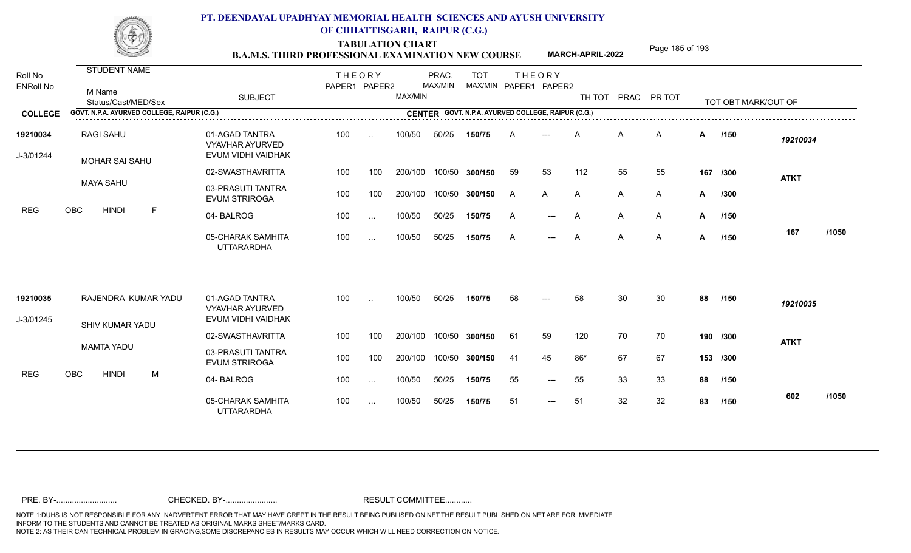# PT. DEENDAYAL UPADHYAY MEMORIAL HEALTH SCIENCES AND AYUSH UNIVERSITY OF CHHATTISGARH, RAIPUR (C.G.)

## TABULATION CHART

### B.A.M.S. THIRD PROFESSIONAL EXAMINATION NEW COURSE — MARCH-APRIL-2022

| Roll No / ENRoll No | STUDENT NAME / M Name / Status/Cast/MED/Sex | SUBJECT | THEORY PAPER1 | THEORY PAPER2 | MAX/MIN | PRAC. MAX/MIN | TOT MAX/MIN | THEORY PAPER1 | THEORY PAPER2 | TH TOT | PRAC | PR TOT | TOT OBT MARK/OUT OF | |
|---|---|---|---|---|---|---|---|---|---|---|---|---|---|---|
| **COLLEGE** | GOVT. N.P.A. AYURVED COLLEGE, RAIPUR (C.G.) | | | | | | **CENTER** GOVT. N.P.A. AYURVED COLLEGE, RAIPUR (C.G.) | | | | | | | |
| **19210034** | RAGI SAHU | 01-AGAD TANTRA VYAVHAR AYURVED EVUM VIDHI VAIDHAK | 100 | .. | 100/50 | 50/25 | **150/75** | A | --- | A | A | A | **A** /150 | *19210034* |
| J-3/01244 | MOHAR SAI SAHU | 02-SWASTHAVRITTA | 100 | 100 | 200/100 | 100/50 | **300/150** | 59 | 53 | 112 | 55 | 55 | **167** /300 | **ATKT** |
| | MAYA SAHU | 03-PRASUTI TANTRA EVUM STRIROGA | 100 | 100 | 200/100 | 100/50 | **300/150** | A | A | A | A | A | **A** /300 | |
| REG | OBC HINDI F | 04- BALROG | 100 | ... | 100/50 | 50/25 | **150/75** | A | --- | A | A | A | **A** /150 | |
| | | 05-CHARAK SAMHITA UTTARARDHA | 100 | ... | 100/50 | 50/25 | **150/75** | A | --- | A | A | A | **A** /150 | **167** /1050 |
| **19210035** | RAJENDRA KUMAR YADU | 01-AGAD TANTRA VYAVHAR AYURVED EVUM VIDHI VAIDHAK | 100 | .. | 100/50 | 50/25 | **150/75** | 58 | --- | 58 | 30 | 30 | **88** /150 | *19210035* |
| J-3/01245 | SHIV KUMAR YADU | 02-SWASTHAVRITTA | 100 | 100 | 200/100 | 100/50 | **300/150** | 61 | 59 | 120 | 70 | 70 | **190** /300 | **ATKT** |
| | MAMTA YADU | 03-PRASUTI TANTRA EVUM STRIROGA | 100 | 100 | 200/100 | 100/50 | **300/150** | 41 | 45 | 86* | 67 | 67 | **153** /300 | |
| REG | OBC HINDI M | 04- BALROG | 100 | ... | 100/50 | 50/25 | **150/75** | 55 | --- | 55 | 33 | 33 | **88** /150 | |
| | | 05-CHARAK SAMHITA UTTARARDHA | 100 | ... | 100/50 | 50/25 | **150/75** | 51 | --- | 51 | 32 | 32 | **83** /150 | **602** /1050 |

PRE. BY-.......................... CHECKED. BY-....................... RESULT COMMITTEE...........

NOTE 1:DUHS IS NOT RESPONSIBLE FOR ANY INADVERTENT ERROR THAT MAY HAVE CREPT IN THE RESULT BEING PUBLISED ON NET.THE RESULT PUBLISHED ON NET ARE FOR IMMEDIATE INFORM TO THE STUDENTS AND CANNOT BE TREATED AS ORIGINAL MARKS SHEET/MARKS CARD.
NOTE 2: AS THEIR CAN TECHNICAL PROBLEM IN GRACING,SOME DISCREPANCIES IN RESULTS MAY OCCUR WHICH WILL NEED CORRECTION ON NOTICE.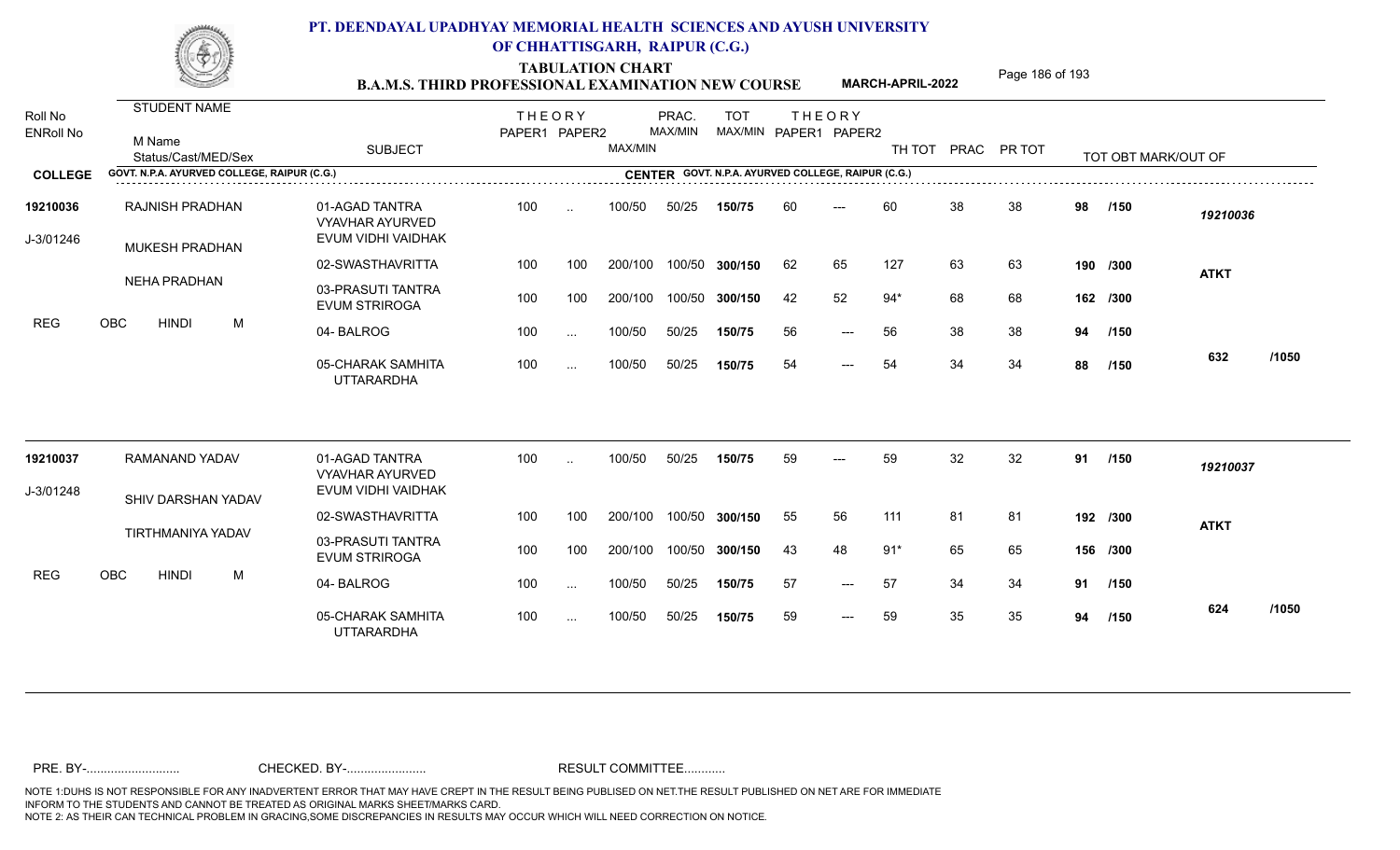# PT. DEENDAYAL UPADHYAY MEMORIAL HEALTH SCIENCES AND AYUSH UNIVERSITY OF CHHATTISGARH, RAIPUR (C.G.)

## TABULATION CHART
### B.A.M.S. THIRD PROFESSIONAL EXAMINATION NEW COURSE — MARCH-APRIL-2022

| Roll No / ENRoll No | STUDENT NAME / M Name / Status/Cast/MED/Sex | SUBJECT | THEORY PAPER1 | THEORY PAPER2 | MAX/MIN | PRAC. MAX/MIN | TOT MAX/MIN | THEORY PAPER1 | THEORY PAPER2 | TH TOT | PRAC | PR TOT | TOT OBT MARK/OUT OF | |
|---|---|---|---|---|---|---|---|---|---|---|---|---|---|---|
| **COLLEGE** GOVT. N.P.A. AYURVED COLLEGE, RAIPUR (C.G.) | | **CENTER** GOVT. N.P.A. AYURVED COLLEGE, RAIPUR (C.G.) | | | | | | | | | | | | |
| **19210036** | RAJNISH PRADHAN | 01-AGAD TANTRA VYAVHAR AYURVED EVUM VIDHI VAIDHAK | 100 | .. | 100/50 | 50/25 | **150/75** | 60 | --- | 60 | 38 | 38 | **98 /150** | *19210036* |
| J-3/01246 | MUKESH PRADHAN | 02-SWASTHAVRITTA | 100 | 100 | 200/100 | 100/50 | **300/150** | 62 | 65 | 127 | 63 | 63 | **190 /300** | **ATKT** |
| | NEHA PRADHAN | 03-PRASUTI TANTRA EVUM STRIROGA | 100 | 100 | 200/100 | 100/50 | **300/150** | 42 | 52 | 94* | 68 | 68 | **162 /300** | |
| REG | OBC HINDI M | 04- BALROG | 100 | ... | 100/50 | 50/25 | **150/75** | 56 | --- | 56 | 38 | 38 | **94 /150** | |
| | | 05-CHARAK SAMHITA UTTARARDHA | 100 | ... | 100/50 | 50/25 | **150/75** | 54 | --- | 54 | 34 | 34 | **88 /150** | **632 /1050** |
| **19210037** | RAMANAND YADAV | 01-AGAD TANTRA VYAVHAR AYURVED EVUM VIDHI VAIDHAK | 100 | .. | 100/50 | 50/25 | **150/75** | 59 | --- | 59 | 32 | 32 | **91 /150** | *19210037* |
| J-3/01248 | SHIV DARSHAN YADAV | 02-SWASTHAVRITTA | 100 | 100 | 200/100 | 100/50 | **300/150** | 55 | 56 | 111 | 81 | 81 | **192 /300** | **ATKT** |
| | TIRTHMANIYA YADAV | 03-PRASUTI TANTRA EVUM STRIROGA | 100 | 100 | 200/100 | 100/50 | **300/150** | 43 | 48 | 91* | 65 | 65 | **156 /300** | |
| REG | OBC HINDI M | 04- BALROG | 100 | ... | 100/50 | 50/25 | **150/75** | 57 | --- | 57 | 34 | 34 | **91 /150** | |
| | | 05-CHARAK SAMHITA UTTARARDHA | 100 | ... | 100/50 | 50/25 | **150/75** | 59 | --- | 59 | 35 | 35 | **94 /150** | **624 /1050** |

PRE. BY-.......................... CHECKED. BY-....................... RESULT COMMITTEE...........

NOTE 1:DUHS IS NOT RESPONSIBLE FOR ANY INADVERTENT ERROR THAT MAY HAVE CREPT IN THE RESULT BEING PUBLISED ON NET.THE RESULT PUBLISHED ON NET ARE FOR IMMEDIATE INFORM TO THE STUDENTS AND CANNOT BE TREATED AS ORIGINAL MARKS SHEET/MARKS CARD.
NOTE 2: AS THEIR CAN TECHNICAL PROBLEM IN GRACING,SOME DISCREPANCIES IN RESULTS MAY OCCUR WHICH WILL NEED CORRECTION ON NOTICE.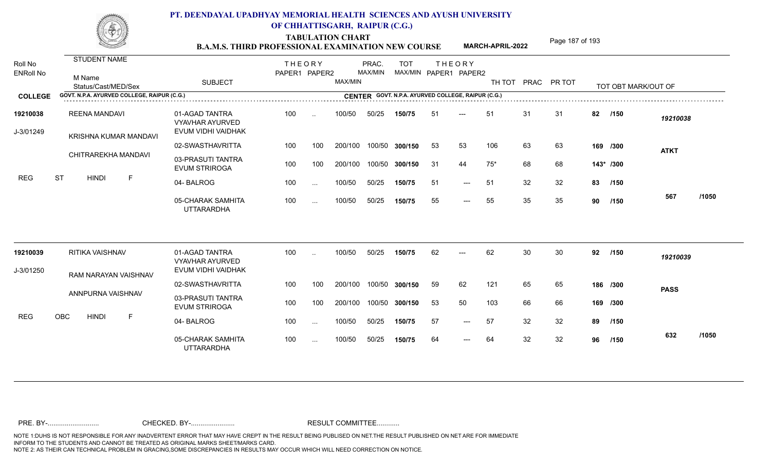# PT. DEENDAYAL UPADHYAY MEMORIAL HEALTH SCIENCES AND AYUSH UNIVERSITY OF CHHATTISGARH, RAIPUR (C.G.)

## TABULATION CHART

**B.A.M.S. THIRD PROFESSIONAL EXAMINATION NEW COURSE** **MARCH-APRIL-2022**

| Roll No / ENRoll No | STUDENT NAME / M Name / Status/Cast/MED/Sex | SUBJECT | THEORY PAPER1 | THEORY PAPER2 | MAX/MIN | PRAC. MAX/MIN | TOT MAX/MIN | THEORY PAPER1 | THEORY PAPER2 | TH TOT | PRAC | PR TOT | TOT OBT MARK/OUT OF | |
|---|---|---|---|---|---|---|---|---|---|---|---|---|---|---|
| **COLLEGE** | GOVT. N.P.A. AYURVED COLLEGE, RAIPUR (C.G.) | **CENTER** GOVT. N.P.A. AYURVED COLLEGE, RAIPUR (C.G.) | | | | | | | | | | | | |
| **19210038** | REENA MANDAVI | 01-AGAD TANTRA VYAVHAR AYURVED EVUM VIDHI VAIDHAK | 100 | .. | 100/50 | 50/25 | **150/75** | 51 | --- | 51 | 31 | 31 | **82 /150** | *19210038* |
| J-3/01249 | KRISHNA KUMAR MANDAVI | 02-SWASTHAVRITTA | 100 | 100 | 200/100 | 100/50 | **300/150** | 53 | 53 | 106 | 63 | 63 | **169 /300** | **ATKT** |
| | CHITRAREKHA MANDAVI | 03-PRASUTI TANTRA EVUM STRIROGA | 100 | 100 | 200/100 | 100/50 | **300/150** | 31 | 44 | 75* | 68 | 68 | **143* /300** | |
| REG | ST HINDI F | 04- BALROG | 100 | ... | 100/50 | 50/25 | **150/75** | 51 | --- | 51 | 32 | 32 | **83 /150** | |
| | | 05-CHARAK SAMHITA UTTARARDHA | 100 | ... | 100/50 | 50/25 | **150/75** | 55 | --- | 55 | 35 | 35 | **90 /150** | **567 /1050** |
| **19210039** | RITIKA VAISHNAV | 01-AGAD TANTRA VYAVHAR AYURVED EVUM VIDHI VAIDHAK | 100 | .. | 100/50 | 50/25 | **150/75** | 62 | --- | 62 | 30 | 30 | **92 /150** | *19210039* |
| J-3/01250 | RAM NARAYAN VAISHNAV | 02-SWASTHAVRITTA | 100 | 100 | 200/100 | 100/50 | **300/150** | 59 | 62 | 121 | 65 | 65 | **186 /300** | **PASS** |
| | ANNPURNA VAISHNAV | 03-PRASUTI TANTRA EVUM STRIROGA | 100 | 100 | 200/100 | 100/50 | **300/150** | 53 | 50 | 103 | 66 | 66 | **169 /300** | |
| REG | OBC HINDI F | 04- BALROG | 100 | ... | 100/50 | 50/25 | **150/75** | 57 | --- | 57 | 32 | 32 | **89 /150** | |
| | | 05-CHARAK SAMHITA UTTARARDHA | 100 | ... | 100/50 | 50/25 | **150/75** | 64 | --- | 64 | 32 | 32 | **96 /150** | **632 /1050** |

PRE. BY-.......................... CHECKED. BY-....................... RESULT COMMITTEE...........

NOTE 1:DUHS IS NOT RESPONSIBLE FOR ANY INADVERTENT ERROR THAT MAY HAVE CREPT IN THE RESULT BEING PUBLISED ON NET.THE RESULT PUBLISHED ON NET ARE FOR IMMEDIATE INFORM TO THE STUDENTS AND CANNOT BE TREATED AS ORIGINAL MARKS SHEET/MARKS CARD.
NOTE 2: AS THEIR CAN TECHNICAL PROBLEM IN GRACING,SOME DISCREPANCIES IN RESULTS MAY OCCUR WHICH WILL NEED CORRECTION ON NOTICE.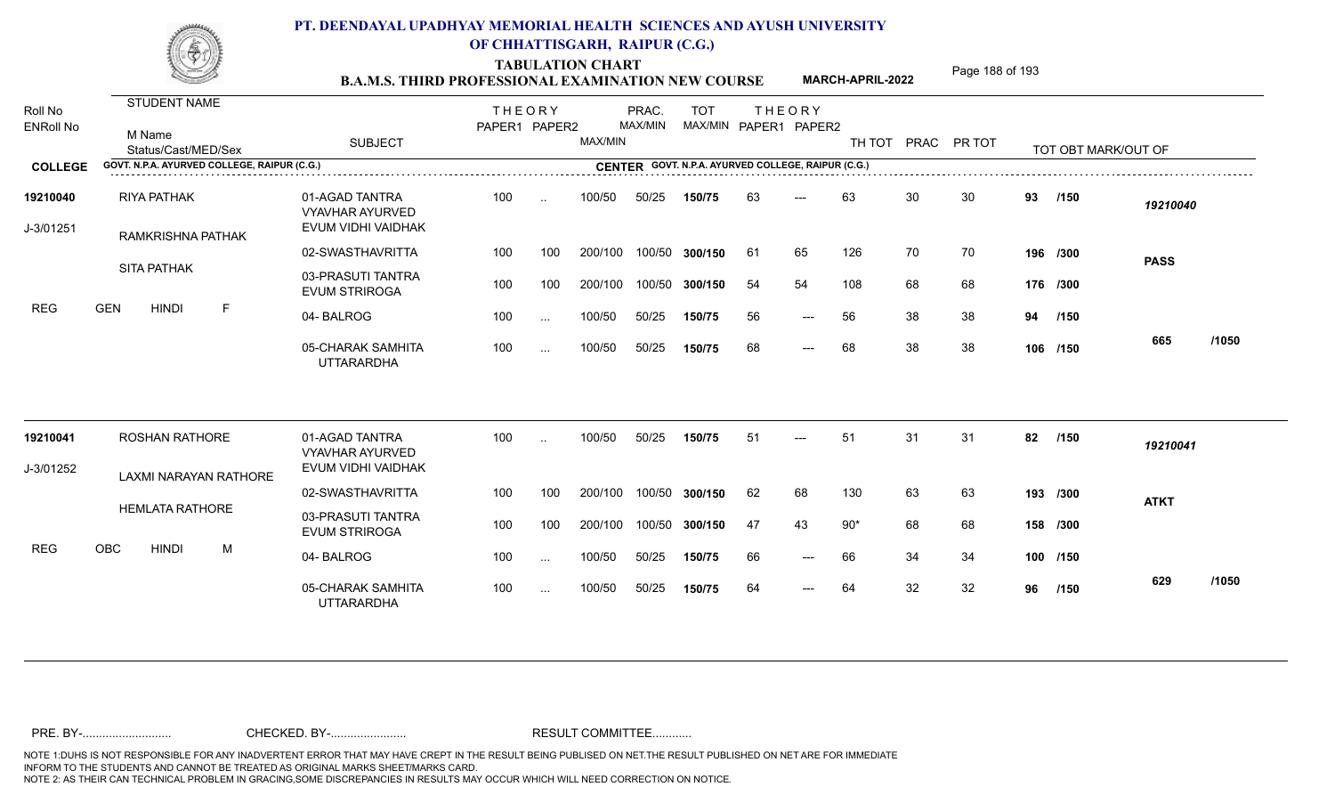# PT. DEENDAYAL UPADHYAY MEMORIAL HEALTH SCIENCES AND AYUSH UNIVERSITY OF CHHATTISGARH, RAIPUR (C.G.)

## TABULATION CHART
### B.A.M.S. THIRD PROFESSIONAL EXAMINATION NEW COURSE — MARCH-APRIL-2022

**COLLEGE:** GOVT. N.P.A. AYURVED COLLEGE, RAIPUR (C.G.)
**CENTER:** GOVT. N.P.A. AYURVED COLLEGE, RAIPUR (C.G.)

| Roll No / ENRoll No | STUDENT NAME / M Name / Status/Cast/MED/Sex | SUBJECT | THEORY PAPER1 | THEORY PAPER2 | MAX/MIN | PRAC. MAX/MIN | TOT MAX/MIN | THEORY PAPER1 | THEORY PAPER2 | TH TOT | PRAC | PR TOT | TOT OBT MARK/OUT OF | |
|---|---|---|---|---|---|---|---|---|---|---|---|---|---|---|
| 19210040 | RIYA PATHAK | 01-AGAD TANTRA VYAVHAR AYURVED EVUM VIDHI VAIDHAK | 100 | .. | 100/50 | 50/25 | 150/75 | 63 | --- | 63 | 30 | 30 | 93 /150 | 19210040 |
| J-3/01251 | RAMKRISHNA PATHAK | 02-SWASTHAVRITTA | 100 | 100 | 200/100 | 100/50 | 300/150 | 61 | 65 | 126 | 70 | 70 | 196 /300 | PASS |
| | SITA PATHAK | 03-PRASUTI TANTRA EVUM STRIROGA | 100 | 100 | 200/100 | 100/50 | 300/150 | 54 | 54 | 108 | 68 | 68 | 176 /300 | |
| REG | GEN HINDI F | 04- BALROG | 100 | ... | 100/50 | 50/25 | 150/75 | 56 | --- | 56 | 38 | 38 | 94 /150 | |
| | | 05-CHARAK SAMHITA UTTARARDHA | 100 | ... | 100/50 | 50/25 | 150/75 | 68 | --- | 68 | 38 | 38 | 106 /150 | 665 /1050 |
| 19210041 | ROSHAN RATHORE | 01-AGAD TANTRA VYAVHAR AYURVED EVUM VIDHI VAIDHAK | 100 | .. | 100/50 | 50/25 | 150/75 | 51 | --- | 51 | 31 | 31 | 82 /150 | 19210041 |
| J-3/01252 | LAXMI NARAYAN RATHORE | 02-SWASTHAVRITTA | 100 | 100 | 200/100 | 100/50 | 300/150 | 62 | 68 | 130 | 63 | 63 | 193 /300 | ATKT |
| | HEMLATA RATHORE | 03-PRASUTI TANTRA EVUM STRIROGA | 100 | 100 | 200/100 | 100/50 | 300/150 | 47 | 43 | 90* | 68 | 68 | 158 /300 | |
| REG | OBC HINDI M | 04- BALROG | 100 | ... | 100/50 | 50/25 | 150/75 | 66 | --- | 66 | 34 | 34 | 100 /150 | |
| | | 05-CHARAK SAMHITA UTTARARDHA | 100 | ... | 100/50 | 50/25 | 150/75 | 64 | --- | 64 | 32 | 32 | 96 /150 | 629 /1050 |

PRE. BY-.......................... CHECKED. BY-....................... RESULT COMMITTEE...........

NOTE 1:DUHS IS NOT RESPONSIBLE FOR ANY INADVERTENT ERROR THAT MAY HAVE CREPT IN THE RESULT BEING PUBLISED ON NET.THE RESULT PUBLISHED ON NET ARE FOR IMMEDIATE INFORM TO THE STUDENTS AND CANNOT BE TREATED AS ORIGINAL MARKS SHEET/MARKS CARD.
NOTE 2: AS THEIR CAN TECHNICAL PROBLEM IN GRACING,SOME DISCREPANCIES IN RESULTS MAY OCCUR WHICH WILL NEED CORRECTION ON NOTICE.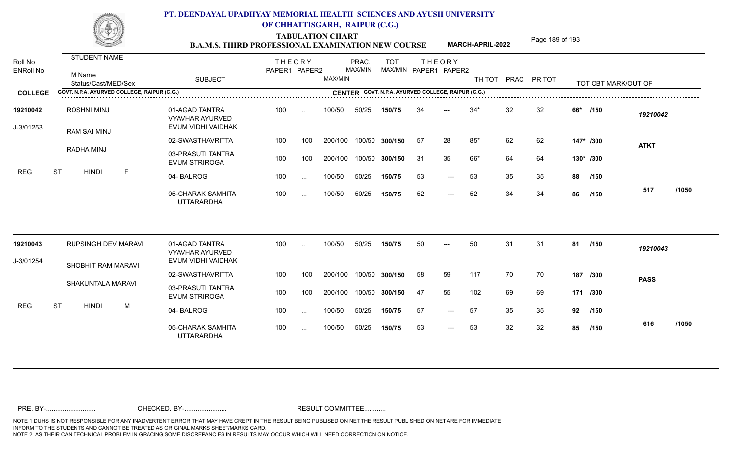# PT. DEENDAYAL UPADHYAY MEMORIAL HEALTH SCIENCES AND AYUSH UNIVERSITY OF CHHATTISGARH, RAIPUR (C.G.)

## TABULATION CHART
## B.A.M.S. THIRD PROFESSIONAL EXAMINATION NEW COURSE

**MARCH-APRIL-2022**

| Roll No / ENRoll No | STUDENT NAME / M Name / Status/Cast/MED/Sex | SUBJECT | THEORY PAPER1 | THEORY PAPER2 | MAX/MIN | PRAC. MAX/MIN | TOT MAX/MIN | THEORY PAPER1 | THEORY PAPER2 | TH TOT | PRAC | PR TOT | TOT OBT MARK/OUT OF | |
|---|---|---|---|---|---|---|---|---|---|---|---|---|---|---|
| **COLLEGE** | GOVT. N.P.A. AYURVED COLLEGE, RAIPUR (C.G.) | **CENTER** GOVT. N.P.A. AYURVED COLLEGE, RAIPUR (C.G.) | | | | | | | | | | | | |
| **19210042** | ROSHNI MINJ | 01-AGAD TANTRA VYAVHAR AYURVED EVUM VIDHI VAIDHAK | 100 | .. | 100/50 | 50/25 | **150/75** | 34 | --- | 34* | 32 | 32 | **66*** **/150** | *19210042* |
| J-3/01253 | RAM SAI MINJ | 02-SWASTHAVRITTA | 100 | 100 | 200/100 | 100/50 | **300/150** | 57 | 28 | 85* | 62 | 62 | **147*** **/300** | **ATKT** |
| | RADHA MINJ | 03-PRASUTI TANTRA EVUM STRIROGA | 100 | 100 | 200/100 | 100/50 | **300/150** | 31 | 35 | 66* | 64 | 64 | **130*** **/300** | |
| REG | ST HINDI F | 04- BALROG | 100 | ... | 100/50 | 50/25 | **150/75** | 53 | --- | 53 | 35 | 35 | **88** **/150** | |
| | | 05-CHARAK SAMHITA UTTARARDHA | 100 | ... | 100/50 | 50/25 | **150/75** | 52 | --- | 52 | 34 | 34 | **86** **/150** | **517 /1050** |
| **19210043** | RUPSINGH DEV MARAVI | 01-AGAD TANTRA VYAVHAR AYURVED EVUM VIDHI VAIDHAK | 100 | .. | 100/50 | 50/25 | **150/75** | 50 | --- | 50 | 31 | 31 | **81** **/150** | *19210043* |
| J-3/01254 | SHOBHIT RAM MARAVI | 02-SWASTHAVRITTA | 100 | 100 | 200/100 | 100/50 | **300/150** | 58 | 59 | 117 | 70 | 70 | **187** **/300** | **PASS** |
| | SHAKUNTALA MARAVI | 03-PRASUTI TANTRA EVUM STRIROGA | 100 | 100 | 200/100 | 100/50 | **300/150** | 47 | 55 | 102 | 69 | 69 | **171** **/300** | |
| REG | ST HINDI M | 04- BALROG | 100 | ... | 100/50 | 50/25 | **150/75** | 57 | --- | 57 | 35 | 35 | **92** **/150** | |
| | | 05-CHARAK SAMHITA UTTARARDHA | 100 | ... | 100/50 | 50/25 | **150/75** | 53 | --- | 53 | 32 | 32 | **85** **/150** | **616 /1050** |

PRE. BY-.......................... CHECKED. BY-....................... RESULT COMMITTEE...........

NOTE 1:DUHS IS NOT RESPONSIBLE FOR ANY INADVERTENT ERROR THAT MAY HAVE CREPT IN THE RESULT BEING PUBLISED ON NET.THE RESULT PUBLISHED ON NET ARE FOR IMMEDIATE INFORM TO THE STUDENTS AND CANNOT BE TREATED AS ORIGINAL MARKS SHEET/MARKS CARD.
NOTE 2: AS THEIR CAN TECHNICAL PROBLEM IN GRACING,SOME DISCREPANCIES IN RESULTS MAY OCCUR WHICH WILL NEED CORRECTION ON NOTICE.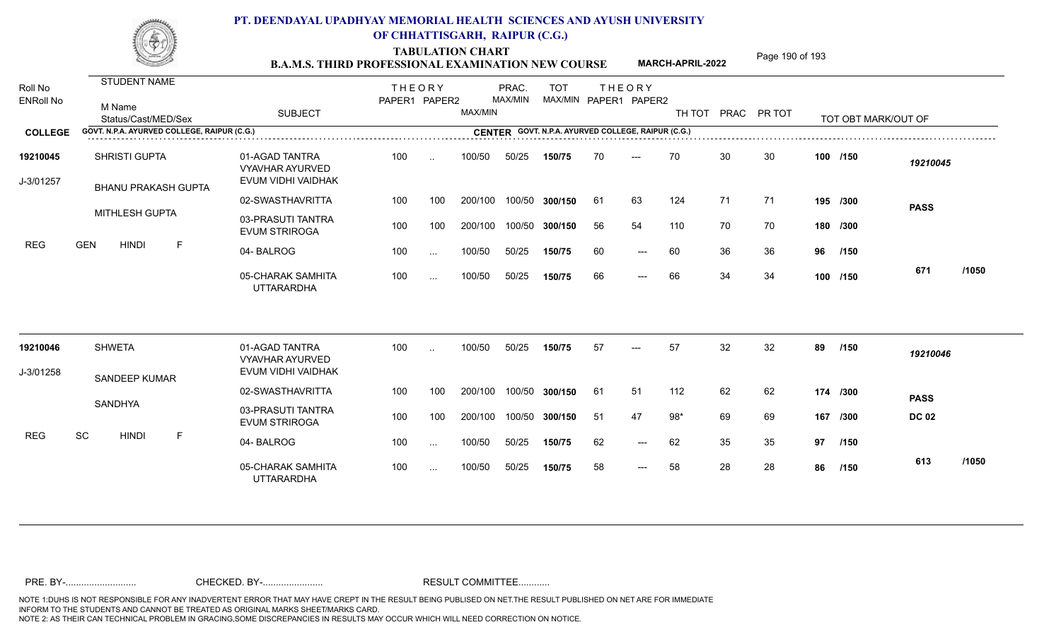# PT. DEENDAYAL UPADHYAY MEMORIAL HEALTH SCIENCES AND AYUSH UNIVERSITY OF CHHATTISGARH, RAIPUR (C.G.)

## TABULATION CHART
### B.A.M.S. THIRD PROFESSIONAL EXAMINATION NEW COURSE — MARCH-APRIL-2022

| Roll No / ENRoll No | STUDENT NAME / M Name / Status/Cast/MED/Sex | SUBJECT | THEORY PAPER1 | THEORY PAPER2 | MAX/MIN | PRAC. MAX/MIN | TOT MAX/MIN | THEORY PAPER1 | THEORY PAPER2 | TH TOT | PRAC | PR TOT | TOT OBT MARK/OUT OF | |
|---|---|---|---|---|---|---|---|---|---|---|---|---|---|---|
| **COLLEGE** | GOVT. N.P.A. AYURVED COLLEGE, RAIPUR (C.G.) | | | | | | **CENTER** GOVT. N.P.A. AYURVED COLLEGE, RAIPUR (C.G.) | | | | | | | |
| **19210045** | SHRISTI GUPTA | 01-AGAD TANTRA VYAVHAR AYURVED EVUM VIDHI VAIDHAK | 100 | .. | 100/50 | 50/25 | **150/75** | 70 | --- | 70 | 30 | 30 | **100 /150** | *19210045* |
| J-3/01257 | BHANU PRAKASH GUPTA | 02-SWASTHAVRITTA | 100 | 100 | 200/100 | 100/50 | **300/150** | 61 | 63 | 124 | 71 | 71 | **195 /300** | **PASS** |
| | MITHLESH GUPTA | 03-PRASUTI TANTRA EVUM STRIROGA | 100 | 100 | 200/100 | 100/50 | **300/150** | 56 | 54 | 110 | 70 | 70 | **180 /300** | |
| REG | GEN HINDI F | 04- BALROG | 100 | ... | 100/50 | 50/25 | **150/75** | 60 | --- | 60 | 36 | 36 | **96 /150** | |
| | | 05-CHARAK SAMHITA UTTARARDHA | 100 | ... | 100/50 | 50/25 | **150/75** | 66 | --- | 66 | 34 | 34 | **100 /150** | **671 /1050** |
| **19210046** | SHWETA | 01-AGAD TANTRA VYAVHAR AYURVED EVUM VIDHI VAIDHAK | 100 | .. | 100/50 | 50/25 | **150/75** | 57 | --- | 57 | 32 | 32 | **89 /150** | *19210046* |
| J-3/01258 | SANDEEP KUMAR | 02-SWASTHAVRITTA | 100 | 100 | 200/100 | 100/50 | **300/150** | 61 | 51 | 112 | 62 | 62 | **174 /300** | **PASS** |
| | SANDHYA | 03-PRASUTI TANTRA EVUM STRIROGA | 100 | 100 | 200/100 | 100/50 | **300/150** | 51 | 47 | 98* | 69 | 69 | **167 /300** | **DC 02** |
| REG | SC HINDI F | 04- BALROG | 100 | ... | 100/50 | 50/25 | **150/75** | 62 | --- | 62 | 35 | 35 | **97 /150** | |
| | | 05-CHARAK SAMHITA UTTARARDHA | 100 | ... | 100/50 | 50/25 | **150/75** | 58 | --- | 58 | 28 | 28 | **86 /150** | **613 /1050** |

PRE. BY-.......................... CHECKED. BY-....................... RESULT COMMITTEE...........

NOTE 1:DUHS IS NOT RESPONSIBLE FOR ANY INADVERTENT ERROR THAT MAY HAVE CREPT IN THE RESULT BEING PUBLISED ON NET.THE RESULT PUBLISHED ON NET ARE FOR IMMEDIATE INFORM TO THE STUDENTS AND CANNOT BE TREATED AS ORIGINAL MARKS SHEET/MARKS CARD.
NOTE 2: AS THEIR CAN TECHNICAL PROBLEM IN GRACING,SOME DISCREPANCIES IN RESULTS MAY OCCUR WHICH WILL NEED CORRECTION ON NOTICE.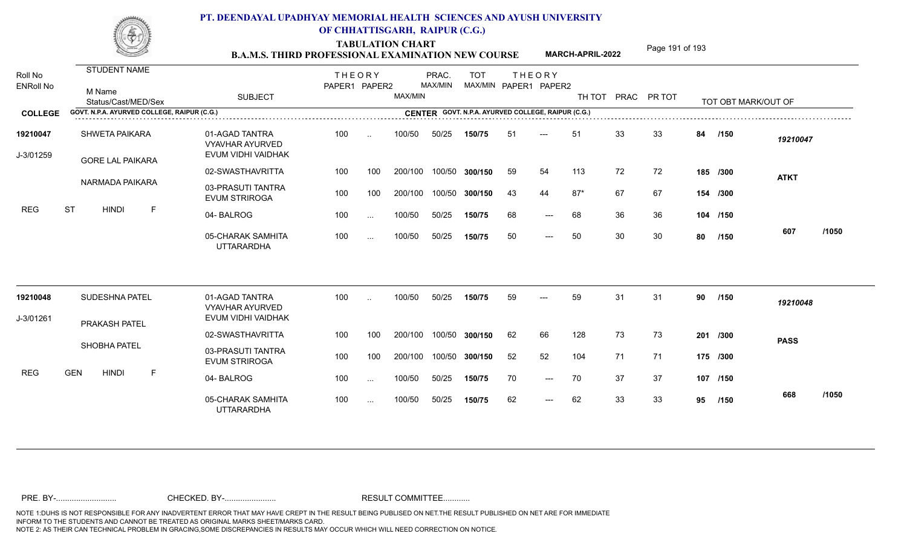# PT. DEENDAYAL UPADHYAY MEMORIAL HEALTH SCIENCES AND AYUSH UNIVERSITY OF CHHATTISGARH, RAIPUR (C.G.)

## TABULATION CHART

### B.A.M.S. THIRD PROFESSIONAL EXAMINATION NEW COURSE — MARCH-APRIL-2022

| Roll No / ENRoll No | STUDENT NAME / M Name / Status/Cast/MED/Sex | SUBJECT | THEORY PAPER1 | THEORY PAPER2 | MAX/MIN | PRAC. MAX/MIN | TOT MAX/MIN | THEORY PAPER1 | THEORY PAPER2 | TH TOT | PRAC | PR TOT | TOT OBT MARK/OUT OF | |
|---|---|---|---|---|---|---|---|---|---|---|---|---|---|---|
| **COLLEGE** GOVT. N.P.A. AYURVED COLLEGE, RAIPUR (C.G.) | | **CENTER** GOVT. N.P.A. AYURVED COLLEGE, RAIPUR (C.G.) | | | | | | | | | | | | |
| **19210047** | SHWETA PAIKARA | 01-AGAD TANTRA VYAVHAR AYURVED EVUM VIDHI VAIDHAK | 100 | .. | 100/50 | 50/25 | **150/75** | 51 | --- | 51 | 33 | 33 | **84 /150** | *19210047* |
| J-3/01259 | GORE LAL PAIKARA | 02-SWASTHAVRITTA | 100 | 100 | 200/100 | 100/50 | **300/150** | 59 | 54 | 113 | 72 | 72 | **185 /300** | **ATKT** |
| | NARMADA PAIKARA | 03-PRASUTI TANTRA EVUM STRIROGA | 100 | 100 | 200/100 | 100/50 | **300/150** | 43 | 44 | 87* | 67 | 67 | **154 /300** | |
| REG | ST HINDI F | 04- BALROG | 100 | ... | 100/50 | 50/25 | **150/75** | 68 | --- | 68 | 36 | 36 | **104 /150** | |
| | | 05-CHARAK SAMHITA UTTARARDHA | 100 | ... | 100/50 | 50/25 | **150/75** | 50 | --- | 50 | 30 | 30 | **80 /150** | **607 /1050** |
| **19210048** | SUDESHNA PATEL | 01-AGAD TANTRA VYAVHAR AYURVED EVUM VIDHI VAIDHAK | 100 | .. | 100/50 | 50/25 | **150/75** | 59 | --- | 59 | 31 | 31 | **90 /150** | *19210048* |
| J-3/01261 | PRAKASH PATEL | 02-SWASTHAVRITTA | 100 | 100 | 200/100 | 100/50 | **300/150** | 62 | 66 | 128 | 73 | 73 | **201 /300** | **PASS** |
| | SHOBHA PATEL | 03-PRASUTI TANTRA EVUM STRIROGA | 100 | 100 | 200/100 | 100/50 | **300/150** | 52 | 52 | 104 | 71 | 71 | **175 /300** | |
| REG | GEN HINDI F | 04- BALROG | 100 | ... | 100/50 | 50/25 | **150/75** | 70 | --- | 70 | 37 | 37 | **107 /150** | |
| | | 05-CHARAK SAMHITA UTTARARDHA | 100 | ... | 100/50 | 50/25 | **150/75** | 62 | --- | 62 | 33 | 33 | **95 /150** | **668 /1050** |

PRE. BY-.......................... CHECKED. BY-...................... RESULT COMMITTEE...........

NOTE 1:DUHS IS NOT RESPONSIBLE FOR ANY INADVERTENT ERROR THAT MAY HAVE CREPT IN THE RESULT BEING PUBLISED ON NET.THE RESULT PUBLISHED ON NET ARE FOR IMMEDIATE INFORM TO THE STUDENTS AND CANNOT BE TREATED AS ORIGINAL MARKS SHEET/MARKS CARD.
NOTE 2: AS THEIR CAN TECHNICAL PROBLEM IN GRACING,SOME DISCREPANCIES IN RESULTS MAY OCCUR WHICH WILL NEED CORRECTION ON NOTICE.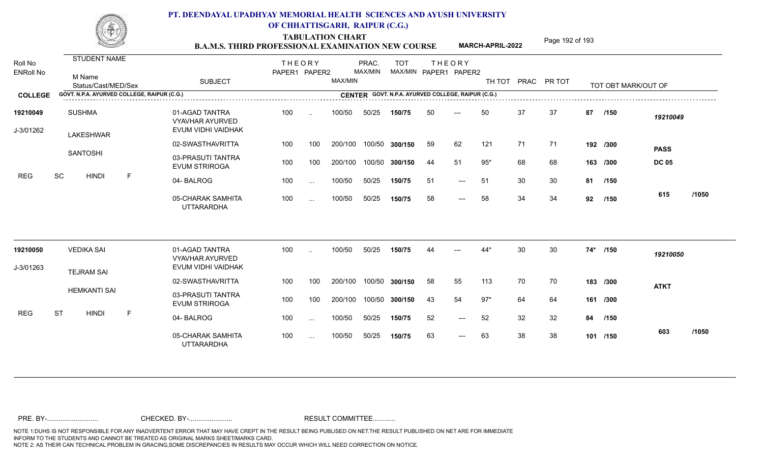# PT. DEENDAYAL UPADHYAY MEMORIAL HEALTH SCIENCES AND AYUSH UNIVERSITY OF CHHATTISGARH, RAIPUR (C.G.)

## TABULATION CHART
## B.A.M.S. THIRD PROFESSIONAL EXAMINATION NEW COURSE

**MARCH-APRIL-2022**

| Roll No / ENRoll No | STUDENT NAME / M Name / Status/Cast/MED/Sex | SUBJECT | THEORY PAPER1 | THEORY PAPER2 | MAX/MIN | PRAC. MAX/MIN | TOT MAX/MIN | THEORY PAPER1 | THEORY PAPER2 | TH TOT | PRAC | PR TOT | TOT OBT MARK/OUT OF | |
|---|---|---|---|---|---|---|---|---|---|---|---|---|---|---|
| **COLLEGE** | GOVT. N.P.A. AYURVED COLLEGE, RAIPUR (C.G.) | | | | **CENTER** | GOVT. N.P.A. AYURVED COLLEGE, RAIPUR (C.G.) | | | | | | | | |
| **19210049** | SUSHMA | 01-AGAD TANTRA VYAVHAR AYURVED EVUM VIDHI VAIDHAK | 100 | .. | 100/50 | 50/25 | **150/75** | 50 | --- | 50 | 37 | 37 | **87 /150** | *19210049* |
| J-3/01262 | LAKESHWAR | 02-SWASTHAVRITTA | 100 | 100 | 200/100 | 100/50 | **300/150** | 59 | 62 | 121 | 71 | 71 | **192 /300** | **PASS** |
| | SANTOSHI | 03-PRASUTI TANTRA EVUM STRIROGA | 100 | 100 | 200/100 | 100/50 | **300/150** | 44 | 51 | 95* | 68 | 68 | **163 /300** | **DC 05** |
| REG | SC HINDI F | 04- BALROG | 100 | ... | 100/50 | 50/25 | **150/75** | 51 | --- | 51 | 30 | 30 | **81 /150** | |
| | | 05-CHARAK SAMHITA UTTARARDHA | 100 | ... | 100/50 | 50/25 | **150/75** | 58 | --- | 58 | 34 | 34 | **92 /150** | **615 /1050** |
| **19210050** | VEDIKA SAI | 01-AGAD TANTRA VYAVHAR AYURVED EVUM VIDHI VAIDHAK | 100 | .. | 100/50 | 50/25 | **150/75** | 44 | --- | 44* | 30 | 30 | **74\* /150** | *19210050* |
| J-3/01263 | TEJRAM SAI | 02-SWASTHAVRITTA | 100 | 100 | 200/100 | 100/50 | **300/150** | 58 | 55 | 113 | 70 | 70 | **183 /300** | **ATKT** |
| | HEMKANTI SAI | 03-PRASUTI TANTRA EVUM STRIROGA | 100 | 100 | 200/100 | 100/50 | **300/150** | 43 | 54 | 97* | 64 | 64 | **161 /300** | |
| REG | ST HINDI F | 04- BALROG | 100 | ... | 100/50 | 50/25 | **150/75** | 52 | --- | 52 | 32 | 32 | **84 /150** | |
| | | 05-CHARAK SAMHITA UTTARARDHA | 100 | ... | 100/50 | 50/25 | **150/75** | 63 | --- | 63 | 38 | 38 | **101 /150** | **603 /1050** |

PRE. BY-.......................... CHECKED. BY-....................... RESULT COMMITTEE...........

NOTE 1:DUHS IS NOT RESPONSIBLE FOR ANY INADVERTENT ERROR THAT MAY HAVE CREPT IN THE RESULT BEING PUBLISED ON NET.THE RESULT PUBLISHED ON NET ARE FOR IMMEDIATE INFORM TO THE STUDENTS AND CANNOT BE TREATED AS ORIGINAL MARKS SHEET/MARKS CARD.
NOTE 2: AS THEIR CAN TECHNICAL PROBLEM IN GRACING,SOME DISCREPANCIES IN RESULTS MAY OCCUR WHICH WILL NEED CORRECTION ON NOTICE.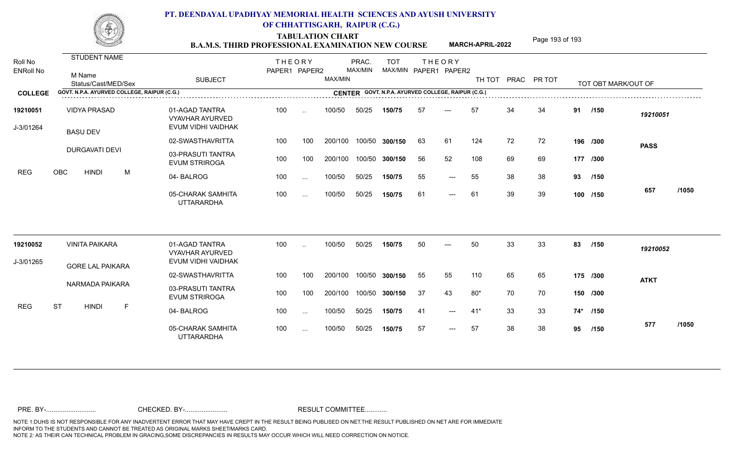# PT. DEENDAYAL UPADHYAY MEMORIAL HEALTH SCIENCES AND AYUSH UNIVERSITY OF CHHATTISGARH, RAIPUR (C.G.)

## TABULATION CHART
## B.A.M.S. THIRD PROFESSIONAL EXAMINATION NEW COURSE

**MARCH-APRIL-2022**

| Roll No / ENRoll No | STUDENT NAME / M Name / Status/Cast/MED/Sex | SUBJECT | THEORY PAPER1 | THEORY PAPER2 | MAX/MIN | PRAC. MAX/MIN | TOT MAX/MIN | THEORY PAPER1 | THEORY PAPER2 | TH TOT | PRAC | PR TOT | TOT OBT MARK/OUT OF | |
|---|---|---|---|---|---|---|---|---|---|---|---|---|---|---|
| **COLLEGE** | GOVT. N.P.A. AYURVED COLLEGE, RAIPUR (C.G.) | | | | | | CENTER GOVT. N.P.A. AYURVED COLLEGE, RAIPUR (C.G.) | | | | | | | |
| **19210051** | VIDYA PRASAD | 01-AGAD TANTRA VYAVHAR AYURVED EVUM VIDHI VAIDHAK | 100 | .. | 100/50 | 50/25 | **150/75** | 57 | --- | 57 | 34 | 34 | **91 /150** | *19210051* |
| J-3/01264 | BASU DEV | 02-SWASTHAVRITTA | 100 | 100 | 200/100 | 100/50 | **300/150** | 63 | 61 | 124 | 72 | 72 | **196 /300** | **PASS** |
| | DURGAVATI DEVI | 03-PRASUTI TANTRA EVUM STRIROGA | 100 | 100 | 200/100 | 100/50 | **300/150** | 56 | 52 | 108 | 69 | 69 | **177 /300** | |
| REG | OBC HINDI M | 04- BALROG | 100 | ... | 100/50 | 50/25 | **150/75** | 55 | --- | 55 | 38 | 38 | **93 /150** | |
| | | 05-CHARAK SAMHITA UTTARARDHA | 100 | ... | 100/50 | 50/25 | **150/75** | 61 | --- | 61 | 39 | 39 | **100 /150** | **657 /1050** |
| **19210052** | VINITA PAIKARA | 01-AGAD TANTRA VYAVHAR AYURVED EVUM VIDHI VAIDHAK | 100 | .. | 100/50 | 50/25 | **150/75** | 50 | --- | 50 | 33 | 33 | **83 /150** | *19210052* |
| J-3/01265 | GORE LAL PAIKARA | 02-SWASTHAVRITTA | 100 | 100 | 200/100 | 100/50 | **300/150** | 55 | 55 | 110 | 65 | 65 | **175 /300** | **ATKT** |
| | NARMADA PAIKARA | 03-PRASUTI TANTRA EVUM STRIROGA | 100 | 100 | 200/100 | 100/50 | **300/150** | 37 | 43 | 80* | 70 | 70 | **150 /300** | |
| REG | ST HINDI F | 04- BALROG | 100 | ... | 100/50 | 50/25 | **150/75** | 41 | --- | 41* | 33 | 33 | **74* /150** | |
| | | 05-CHARAK SAMHITA UTTARARDHA | 100 | ... | 100/50 | 50/25 | **150/75** | 57 | --- | 57 | 38 | 38 | **95 /150** | **577 /1050** |

PRE. BY-.......................... CHECKED. BY-....................... RESULT COMMITTEE...........

NOTE 1:DUHS IS NOT RESPONSIBLE FOR ANY INADVERTENT ERROR THAT MAY HAVE CREPT IN THE RESULT BEING PUBLISED ON NET.THE RESULT PUBLISHED ON NET ARE FOR IMMEDIATE INFORM TO THE STUDENTS AND CANNOT BE TREATED AS ORIGINAL MARKS SHEET/MARKS CARD.
NOTE 2: AS THEIR CAN TECHNICAL PROBLEM IN GRACING,SOME DISCREPANCIES IN RESULTS MAY OCCUR WHICH WILL NEED CORRECTION ON NOTICE.